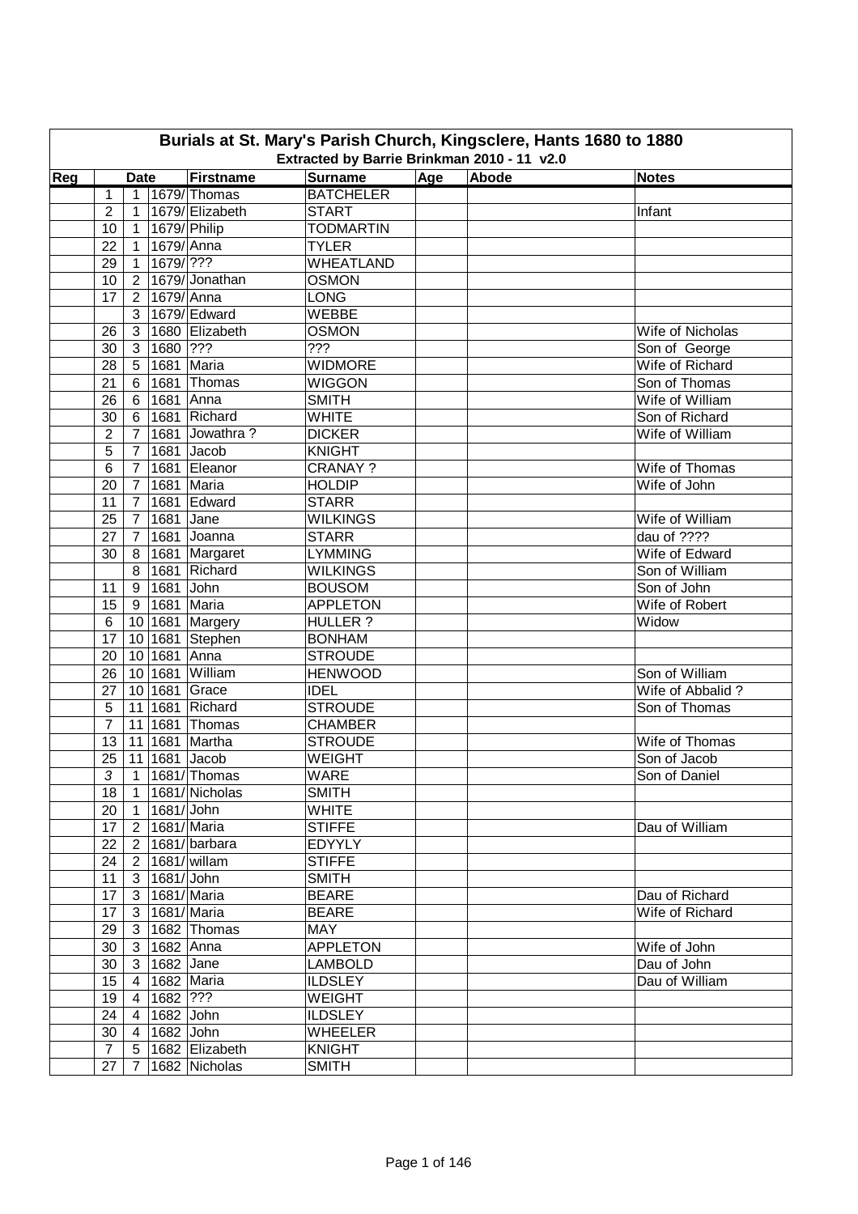# Burials at St. Mary's Parish Church, Kingsclere, Hants 1680 to 1880

## Extracted by Barrie Brinkman 2010 - 11 v2.0

| Reg | Date | | | Firstname | Surname | Age | Abode | Notes |
|---|---|---|---|---|---|---|---|---|
| | 1 | 1 | 1679/ | Thomas | BATCHELER | | | |
| | 2 | 1 | 1679/ | Elizabeth | START | | | Infant |
| | 10 | 1 | 1679/ | Philip | TODMARTIN | | | |
| | 22 | 1 | 1679/ | Anna | TYLER | | | |
| | 29 | 1 | 1679/ | ??? | WHEATLAND | | | |
| | 10 | 2 | 1679/ | Jonathan | OSMON | | | |
| | 17 | 2 | 1679/ | Anna | LONG | | | |
| | | 3 | 1679/ | Edward | WEBBE | | | |
| | 26 | 3 | 1680 | Elizabeth | OSMON | | | Wife of Nicholas |
| | 30 | 3 | 1680 | ??? | ??? | | | Son of George |
| | 28 | 5 | 1681 | Maria | WIDMORE | | | Wife of Richard |
| | 21 | 6 | 1681 | Thomas | WIGGON | | | Son of Thomas |
| | 26 | 6 | 1681 | Anna | SMITH | | | Wife of William |
| | 30 | 6 | 1681 | Richard | WHITE | | | Son of Richard |
| | 2 | 7 | 1681 | Jowathra ? | DICKER | | | Wife of William |
| | 5 | 7 | 1681 | Jacob | KNIGHT | | | |
| | 6 | 7 | 1681 | Eleanor | CRANAY ? | | | Wife of Thomas |
| | 20 | 7 | 1681 | Maria | HOLDIP | | | Wife of John |
| | 11 | 7 | 1681 | Edward | STARR | | | |
| | 25 | 7 | 1681 | Jane | WILKINGS | | | Wife of William |
| | 27 | 7 | 1681 | Joanna | STARR | | | dau of ???? |
| | 30 | 8 | 1681 | Margaret | LYMMING | | | Wife of Edward |
| | | 8 | 1681 | Richard | WILKINGS | | | Son of William |
| | 11 | 9 | 1681 | John | BOUSOM | | | Son of John |
| | 15 | 9 | 1681 | Maria | APPLETON | | | Wife of Robert |
| | 6 | 10 | 1681 | Margery | HULLER ? | | | Widow |
| | 17 | 10 | 1681 | Stephen | BONHAM | | | |
| | 20 | 10 | 1681 | Anna | STROUDE | | | |
| | 26 | 10 | 1681 | William | HENWOOD | | | Son of William |
| | 27 | 10 | 1681 | Grace | IDEL | | | Wife of Abbalid ? |
| | 5 | 11 | 1681 | Richard | STROUDE | | | Son of Thomas |
| | 7 | 11 | 1681 | Thomas | CHAMBER | | | |
| | 13 | 11 | 1681 | Martha | STROUDE | | | Wife of Thomas |
| | 25 | 11 | 1681 | Jacob | WEIGHT | | | Son of Jacob |
| | *3* | 1 | 1681/ | Thomas | WARE | | | Son of Daniel |
| | 18 | 1 | 1681/ | Nicholas | SMITH | | | |
| | 20 | 1 | 1681/ | John | WHITE | | | |
| | 17 | 2 | 1681/ | Maria | STIFFE | | | Dau of William |
| | 22 | 2 | 1681/ | barbara | EDYYLY | | | |
| | 24 | 2 | 1681/ | willam | STIFFE | | | |
| | 11 | 3 | 1681/ | John | SMITH | | | |
| | 17 | 3 | 1681/ | Maria | BEARE | | | Dau of Richard |
| | 17 | 3 | 1681/ | Maria | BEARE | | | Wife of Richard |
| | 29 | 3 | 1682 | Thomas | MAY | | | |
| | 30 | 3 | 1682 | Anna | APPLETON | | | Wife of John |
| | 30 | 3 | 1682 | Jane | LAMBOLD | | | Dau of John |
| | 15 | 4 | 1682 | Maria | ILDSLEY | | | Dau of William |
| | 19 | 4 | 1682 | ??? | WEIGHT | | | |
| | 24 | 4 | 1682 | John | ILDSLEY | | | |
| | 30 | 4 | 1682 | John | WHEELER | | | |
| | 7 | 5 | 1682 | Elizabeth | KNIGHT | | | |
| | 27 | 7 | 1682 | Nicholas | SMITH | | | |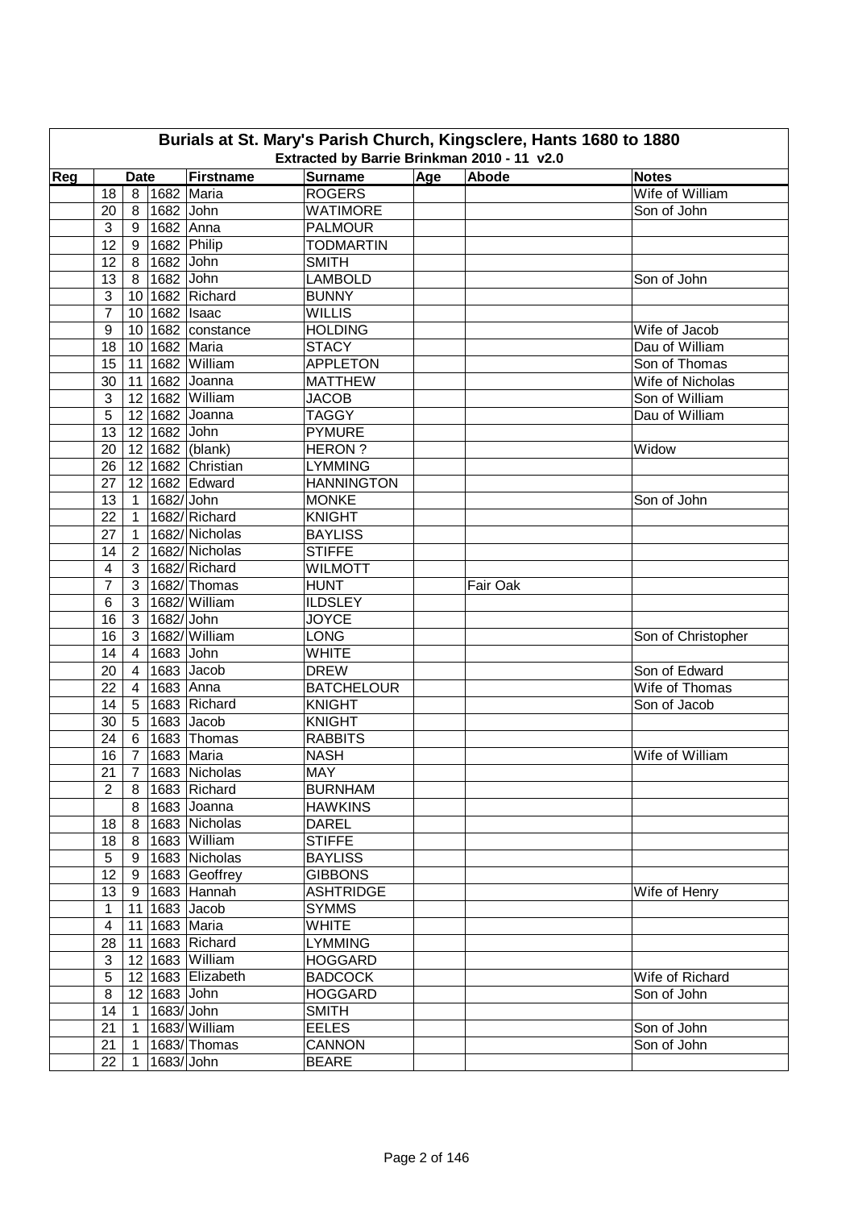# Burials at St. Mary's Parish Church, Kingsclere, Hants 1680 to 1880

Extracted by Barrie Brinkman 2010 - 11 v2.0

| Reg | Date | | | Firstname | Surname | Age | Abode | Notes |
|---|---|---|---|---|---|---|---|---|
| | 18 | 8 | 1682 | Maria | ROGERS | | | Wife of William |
| | 20 | 8 | 1682 | John | WATIMORE | | | Son of John |
| | 3 | 9 | 1682 | Anna | PALMOUR | | | |
| | 12 | 9 | 1682 | Philip | TODMARTIN | | | |
| | 12 | 8 | 1682 | John | SMITH | | | |
| | 13 | 8 | 1682 | John | LAMBOLD | | | Son of John |
| | 3 | 10 | 1682 | Richard | BUNNY | | | |
| | 7 | 10 | 1682 | Isaac | WILLIS | | | |
| | 9 | 10 | 1682 | constance | HOLDING | | | Wife of Jacob |
| | 18 | 10 | 1682 | Maria | STACY | | | Dau of William |
| | 15 | 11 | 1682 | William | APPLETON | | | Son of Thomas |
| | 30 | 11 | 1682 | Joanna | MATTHEW | | | Wife of Nicholas |
| | 3 | 12 | 1682 | William | JACOB | | | Son of William |
| | 5 | 12 | 1682 | Joanna | TAGGY | | | Dau of William |
| | 13 | 12 | 1682 | John | PYMURE | | | |
| | 20 | 12 | 1682 | (blank) | HERON ? | | | Widow |
| | 26 | 12 | 1682 | Christian | LYMMING | | | |
| | 27 | 12 | 1682 | Edward | HANNINGTON | | | |
| | 13 | 1 | 1682/ | John | MONKE | | | Son of John |
| | 22 | 1 | 1682/ | Richard | KNIGHT | | | |
| | 27 | 1 | 1682/ | Nicholas | BAYLISS | | | |
| | 14 | 2 | 1682/ | Nicholas | STIFFE | | | |
| | 4 | 3 | 1682/ | Richard | WILMOTT | | | |
| | 7 | 3 | 1682/ | Thomas | HUNT | | Fair Oak | |
| | 6 | 3 | 1682/ | William | ILDSLEY | | | |
| | 16 | 3 | 1682/ | John | JOYCE | | | |
| | 16 | 3 | 1682/ | William | LONG | | | Son of Christopher |
| | 14 | 4 | 1683 | John | WHITE | | | |
| | 20 | 4 | 1683 | Jacob | DREW | | | Son of Edward |
| | 22 | 4 | 1683 | Anna | BATCHELOUR | | | Wife of Thomas |
| | 14 | 5 | 1683 | Richard | KNIGHT | | | Son of Jacob |
| | 30 | 5 | 1683 | Jacob | KNIGHT | | | |
| | 24 | 6 | 1683 | Thomas | RABBITS | | | |
| | 16 | 7 | 1683 | Maria | NASH | | | Wife of William |
| | 21 | 7 | 1683 | Nicholas | MAY | | | |
| | 2 | 8 | 1683 | Richard | BURNHAM | | | |
| | | 8 | 1683 | Joanna | HAWKINS | | | |
| | 18 | 8 | 1683 | Nicholas | DAREL | | | |
| | 18 | 8 | 1683 | William | STIFFE | | | |
| | 5 | 9 | 1683 | Nicholas | BAYLISS | | | |
| | 12 | 9 | 1683 | Geoffrey | GIBBONS | | | |
| | 13 | 9 | 1683 | Hannah | ASHTRIDGE | | | Wife of Henry |
| | 1 | 11 | 1683 | Jacob | SYMMS | | | |
| | 4 | 11 | 1683 | Maria | WHITE | | | |
| | 28 | 11 | 1683 | Richard | LYMMING | | | |
| | 3 | 12 | 1683 | William | HOGGARD | | | |
| | 5 | 12 | 1683 | Elizabeth | BADCOCK | | | Wife of Richard |
| | 8 | 12 | 1683 | John | HOGGARD | | | Son of John |
| | 14 | 1 | 1683/ | John | SMITH | | | |
| | 21 | 1 | 1683/ | William | EELES | | | Son of John |
| | 21 | 1 | 1683/ | Thomas | CANNON | | | Son of John |
| | 22 | 1 | 1683/ | John | BEARE | | | |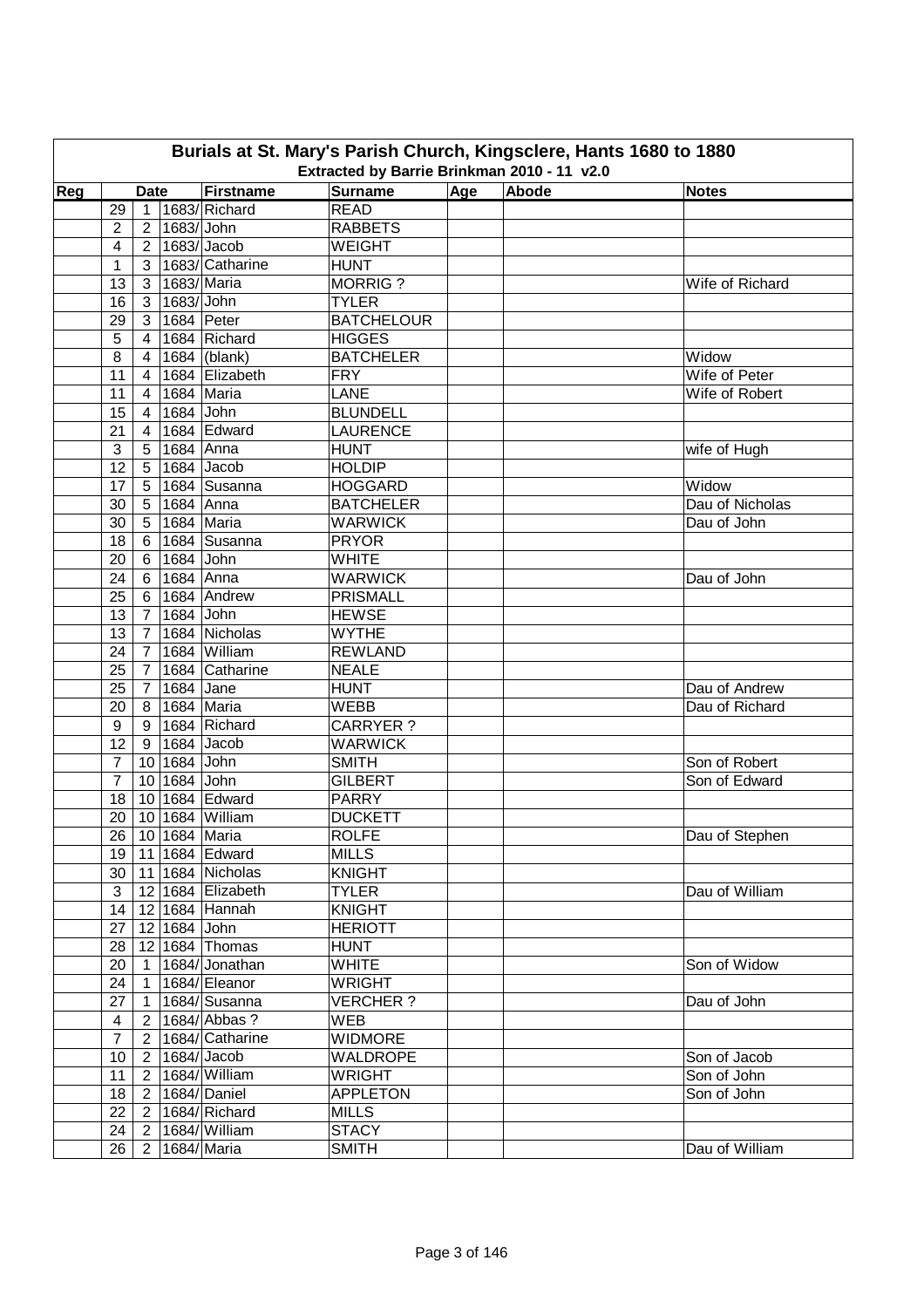# Burials at St. Mary's Parish Church, Kingsclere, Hants 1680 to 1880

## Extracted by Barrie Brinkman 2010 - 11 v2.0

| Reg | Date | | | Firstname | Surname | Age | Abode | Notes |
|---|---|---|---|---|---|---|---|---|
| | 29 | 1 | 1683/ | Richard | READ | | | |
| | 2 | 2 | 1683/ | John | RABBETS | | | |
| | 4 | 2 | 1683/ | Jacob | WEIGHT | | | |
| | 1 | 3 | 1683/ | Catharine | HUNT | | | |
| | 13 | 3 | 1683/ | Maria | MORRIG ? | | | Wife of Richard |
| | 16 | 3 | 1683/ | John | TYLER | | | |
| | 29 | 3 | 1684 | Peter | BATCHELOUR | | | |
| | 5 | 4 | 1684 | Richard | HIGGES | | | |
| | 8 | 4 | 1684 | (blank) | BATCHELER | | | Widow |
| | 11 | 4 | 1684 | Elizabeth | FRY | | | Wife of Peter |
| | 11 | 4 | 1684 | Maria | LANE | | | Wife of Robert |
| | 15 | 4 | 1684 | John | BLUNDELL | | | |
| | 21 | 4 | 1684 | Edward | LAURENCE | | | |
| | 3 | 5 | 1684 | Anna | HUNT | | | wife of Hugh |
| | 12 | 5 | 1684 | Jacob | HOLDIP | | | |
| | 17 | 5 | 1684 | Susanna | HOGGARD | | | Widow |
| | 30 | 5 | 1684 | Anna | BATCHELER | | | Dau of Nicholas |
| | 30 | 5 | 1684 | Maria | WARWICK | | | Dau of John |
| | 18 | 6 | 1684 | Susanna | PRYOR | | | |
| | 20 | 6 | 1684 | John | WHITE | | | |
| | 24 | 6 | 1684 | Anna | WARWICK | | | Dau of John |
| | 25 | 6 | 1684 | Andrew | PRISMALL | | | |
| | 13 | 7 | 1684 | John | HEWSE | | | |
| | 13 | 7 | 1684 | Nicholas | WYTHE | | | |
| | 24 | 7 | 1684 | William | REWLAND | | | |
| | 25 | 7 | 1684 | Catharine | NEALE | | | |
| | 25 | 7 | 1684 | Jane | HUNT | | | Dau of Andrew |
| | 20 | 8 | 1684 | Maria | WEBB | | | Dau of Richard |
| | 9 | 9 | 1684 | Richard | CARRYER ? | | | |
| | 12 | 9 | 1684 | Jacob | WARWICK | | | |
| | 7 | 10 | 1684 | John | SMITH | | | Son of Robert |
| | 7 | 10 | 1684 | John | GILBERT | | | Son of Edward |
| | 18 | 10 | 1684 | Edward | PARRY | | | |
| | 20 | 10 | 1684 | William | DUCKETT | | | |
| | 26 | 10 | 1684 | Maria | ROLFE | | | Dau of Stephen |
| | 19 | 11 | 1684 | Edward | MILLS | | | |
| | 30 | 11 | 1684 | Nicholas | KNIGHT | | | |
| | 3 | 12 | 1684 | Elizabeth | TYLER | | | Dau of William |
| | 14 | 12 | 1684 | Hannah | KNIGHT | | | |
| | 27 | 12 | 1684 | John | HERIOTT | | | |
| | 28 | 12 | 1684 | Thomas | HUNT | | | |
| | 20 | 1 | 1684/ | Jonathan | WHITE | | | Son of Widow |
| | 24 | 1 | 1684/ | Eleanor | WRIGHT | | | |
| | 27 | 1 | 1684/ | Susanna | VERCHER ? | | | Dau of John |
| | 4 | 2 | 1684/ | Abbas ? | WEB | | | |
| | 7 | 2 | 1684/ | Catharine | WIDMORE | | | |
| | 10 | 2 | 1684/ | Jacob | WALDROPE | | | Son of Jacob |
| | 11 | 2 | 1684/ | William | WRIGHT | | | Son of John |
| | 18 | 2 | 1684/ | Daniel | APPLETON | | | Son of John |
| | 22 | 2 | 1684/ | Richard | MILLS | | | |
| | 24 | 2 | 1684/ | William | STACY | | | |
| | 26 | 2 | 1684/ | Maria | SMITH | | | Dau of William |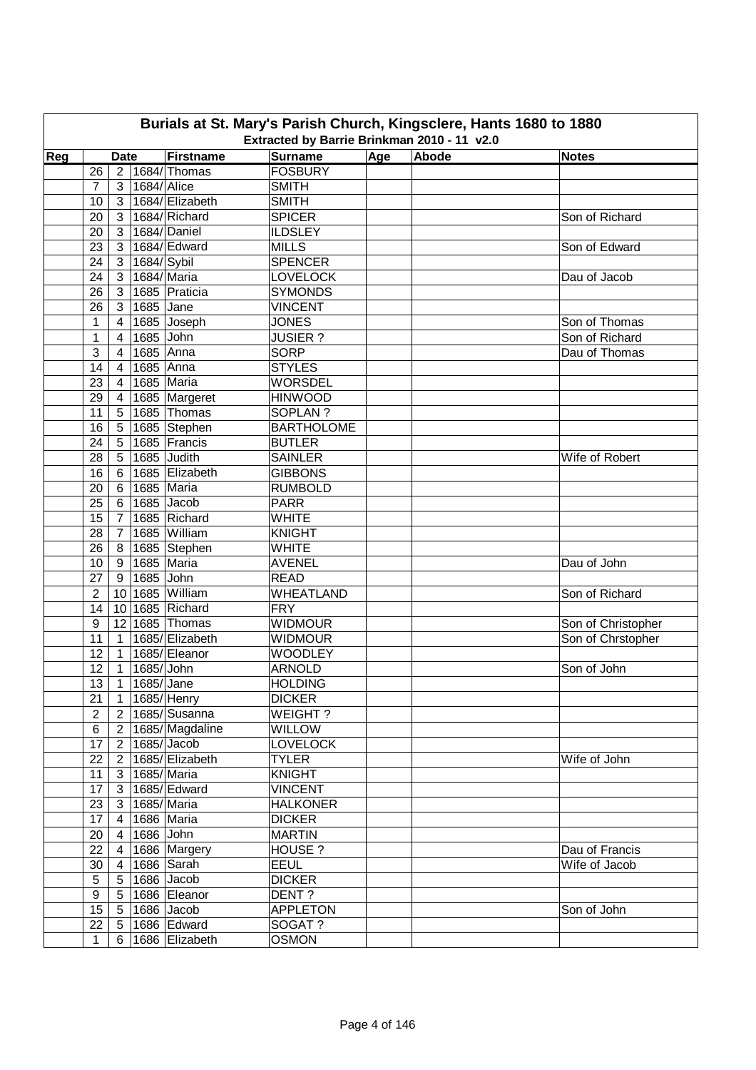# Burials at St. Mary's Parish Church, Kingsclere, Hants 1680 to 1880

## Extracted by Barrie Brinkman 2010 - 11 v2.0

| Reg | Date | | | Firstname | Surname | Age | Abode | Notes |
|---|---|---|---|---|---|---|---|---|
| | 26 | 2 | 1684/ | Thomas | FOSBURY | | | |
| | 7 | 3 | 1684/ | Alice | SMITH | | | |
| | 10 | 3 | 1684/ | Elizabeth | SMITH | | | |
| | 20 | 3 | 1684/ | Richard | SPICER | | | Son of Richard |
| | 20 | 3 | 1684/ | Daniel | ILDSLEY | | | |
| | 23 | 3 | 1684/ | Edward | MILLS | | | Son of Edward |
| | 24 | 3 | 1684/ | Sybil | SPENCER | | | |
| | 24 | 3 | 1684/ | Maria | LOVELOCK | | | Dau of Jacob |
| | 26 | 3 | 1685 | Praticia | SYMONDS | | | |
| | 26 | 3 | 1685 | Jane | VINCENT | | | |
| | 1 | 4 | 1685 | Joseph | JONES | | | Son of Thomas |
| | 1 | 4 | 1685 | John | JUSIER ? | | | Son of Richard |
| | 3 | 4 | 1685 | Anna | SORP | | | Dau of Thomas |
| | 14 | 4 | 1685 | Anna | STYLES | | | |
| | 23 | 4 | 1685 | Maria | WORSDEL | | | |
| | 29 | 4 | 1685 | Margeret | HINWOOD | | | |
| | 11 | 5 | 1685 | Thomas | SOPLAN ? | | | |
| | 16 | 5 | 1685 | Stephen | BARTHOLOME | | | |
| | 24 | 5 | 1685 | Francis | BUTLER | | | |
| | 28 | 5 | 1685 | Judith | SAINLER | | | Wife of Robert |
| | 16 | 6 | 1685 | Elizabeth | GIBBONS | | | |
| | 20 | 6 | 1685 | Maria | RUMBOLD | | | |
| | 25 | 6 | 1685 | Jacob | PARR | | | |
| | 15 | 7 | 1685 | Richard | WHITE | | | |
| | 28 | 7 | 1685 | William | KNIGHT | | | |
| | 26 | 8 | 1685 | Stephen | WHITE | | | |
| | 10 | 9 | 1685 | Maria | AVENEL | | | Dau of John |
| | 27 | 9 | 1685 | John | READ | | | |
| | 2 | 10 | 1685 | William | WHEATLAND | | | Son of Richard |
| | 14 | 10 | 1685 | Richard | FRY | | | |
| | 9 | 12 | 1685 | Thomas | WIDMOUR | | | Son of Christopher |
| | 11 | 1 | 1685/ | Elizabeth | WIDMOUR | | | Son of Chrstopher |
| | 12 | 1 | 1685/ | Eleanor | WOODLEY | | | |
| | 12 | 1 | 1685/ | John | ARNOLD | | | Son of John |
| | 13 | 1 | 1685/ | Jane | HOLDING | | | |
| | 21 | 1 | 1685/ | Henry | DICKER | | | |
| | 2 | 2 | 1685/ | Susanna | WEIGHT ? | | | |
| | 6 | 2 | 1685/ | Magdaline | WILLOW | | | |
| | 17 | 2 | 1685/ | Jacob | LOVELOCK | | | |
| | 22 | 2 | 1685/ | Elizabeth | TYLER | | | Wife of John |
| | 11 | 3 | 1685/ | Maria | KNIGHT | | | |
| | 17 | 3 | 1685/ | Edward | VINCENT | | | |
| | 23 | 3 | 1685/ | Maria | HALKONER | | | |
| | 17 | 4 | 1686 | Maria | DICKER | | | |
| | 20 | 4 | 1686 | John | MARTIN | | | |
| | 22 | 4 | 1686 | Margery | HOUSE ? | | | Dau of Francis |
| | 30 | 4 | 1686 | Sarah | EEUL | | | Wife of Jacob |
| | 5 | 5 | 1686 | Jacob | DICKER | | | |
| | 9 | 5 | 1686 | Eleanor | DENT ? | | | |
| | 15 | 5 | 1686 | Jacob | APPLETON | | | Son of John |
| | 22 | 5 | 1686 | Edward | SOGAT ? | | | |
| | 1 | 6 | 1686 | Elizabeth | OSMON | | | |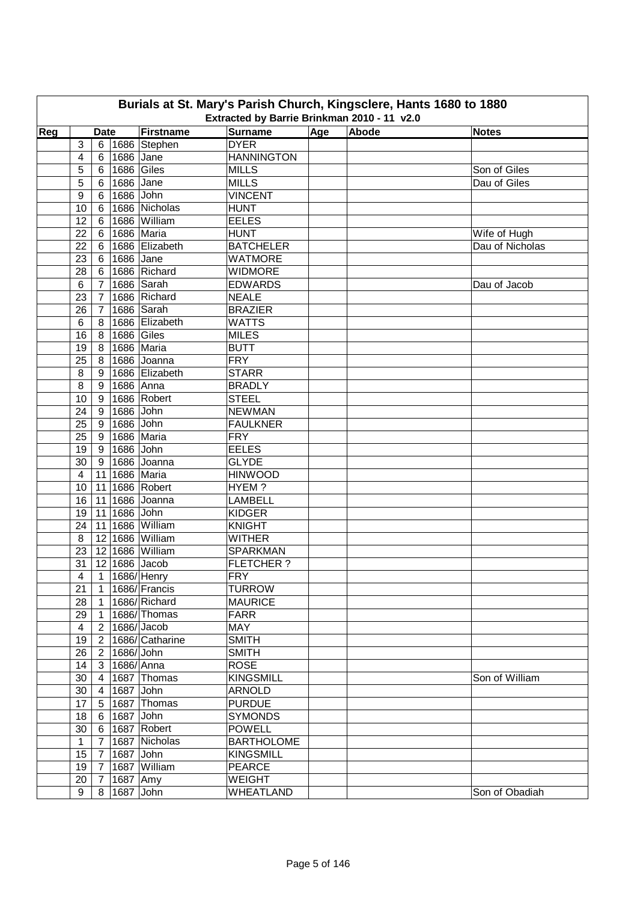# Burials at St. Mary's Parish Church, Kingsclere, Hants 1680 to 1880

## Extracted by Barrie Brinkman 2010 - 11 v2.0

| Reg | Date | | | Firstname | Surname | Age | Abode | Notes |
|---|---|---|---|---|---|---|---|---|
| | 3 | 6 | 1686 | Stephen | DYER | | | |
| | 4 | 6 | 1686 | Jane | HANNINGTON | | | |
| | 5 | 6 | 1686 | Giles | MILLS | | | Son of Giles |
| | 5 | 6 | 1686 | Jane | MILLS | | | Dau of Giles |
| | 9 | 6 | 1686 | John | VINCENT | | | |
| | 10 | 6 | 1686 | Nicholas | HUNT | | | |
| | 12 | 6 | 1686 | William | EELES | | | |
| | 22 | 6 | 1686 | Maria | HUNT | | | Wife of Hugh |
| | 22 | 6 | 1686 | Elizabeth | BATCHELER | | | Dau of Nicholas |
| | 23 | 6 | 1686 | Jane | WATMORE | | | |
| | 28 | 6 | 1686 | Richard | WIDMORE | | | |
| | 6 | 7 | 1686 | Sarah | EDWARDS | | | Dau of Jacob |
| | 23 | 7 | 1686 | Richard | NEALE | | | |
| | 26 | 7 | 1686 | Sarah | BRAZIER | | | |
| | 6 | 8 | 1686 | Elizabeth | WATTS | | | |
| | 16 | 8 | 1686 | Giles | MILES | | | |
| | 19 | 8 | 1686 | Maria | BUTT | | | |
| | 25 | 8 | 1686 | Joanna | FRY | | | |
| | 8 | 9 | 1686 | Elizabeth | STARR | | | |
| | 8 | 9 | 1686 | Anna | BRADLY | | | |
| | 10 | 9 | 1686 | Robert | STEEL | | | |
| | 24 | 9 | 1686 | John | NEWMAN | | | |
| | 25 | 9 | 1686 | John | FAULKNER | | | |
| | 25 | 9 | 1686 | Maria | FRY | | | |
| | 19 | 9 | 1686 | John | EELES | | | |
| | 30 | 9 | 1686 | Joanna | GLYDE | | | |
| | 4 | 11 | 1686 | Maria | HINWOOD | | | |
| | 10 | 11 | 1686 | Robert | HYEM ? | | | |
| | 16 | 11 | 1686 | Joanna | LAMBELL | | | |
| | 19 | 11 | 1686 | John | KIDGER | | | |
| | 24 | 11 | 1686 | William | KNIGHT | | | |
| | 8 | 12 | 1686 | William | WITHER | | | |
| | 23 | 12 | 1686 | William | SPARKMAN | | | |
| | 31 | 12 | 1686 | Jacob | FLETCHER ? | | | |
| | 4 | 1 | 1686/ | Henry | FRY | | | |
| | 21 | 1 | 1686/ | Francis | TURROW | | | |
| | 28 | 1 | 1686/ | Richard | MAURICE | | | |
| | 29 | 1 | 1686/ | Thomas | FARR | | | |
| | 4 | 2 | 1686/ | Jacob | MAY | | | |
| | 19 | 2 | 1686/ | Catharine | SMITH | | | |
| | 26 | 2 | 1686/ | John | SMITH | | | |
| | 14 | 3 | 1686/ | Anna | ROSE | | | |
| | 30 | 4 | 1687 | Thomas | KINGSMILL | | | Son of William |
| | 30 | 4 | 1687 | John | ARNOLD | | | |
| | 17 | 5 | 1687 | Thomas | PURDUE | | | |
| | 18 | 6 | 1687 | John | SYMONDS | | | |
| | 30 | 6 | 1687 | Robert | POWELL | | | |
| | 1 | 7 | 1687 | Nicholas | BARTHOLOME | | | |
| | 15 | 7 | 1687 | John | KINGSMILL | | | |
| | 19 | 7 | 1687 | William | PEARCE | | | |
| | 20 | 7 | 1687 | Amy | WEIGHT | | | |
| | 9 | 8 | 1687 | John | WHEATLAND | | | Son of Obadiah |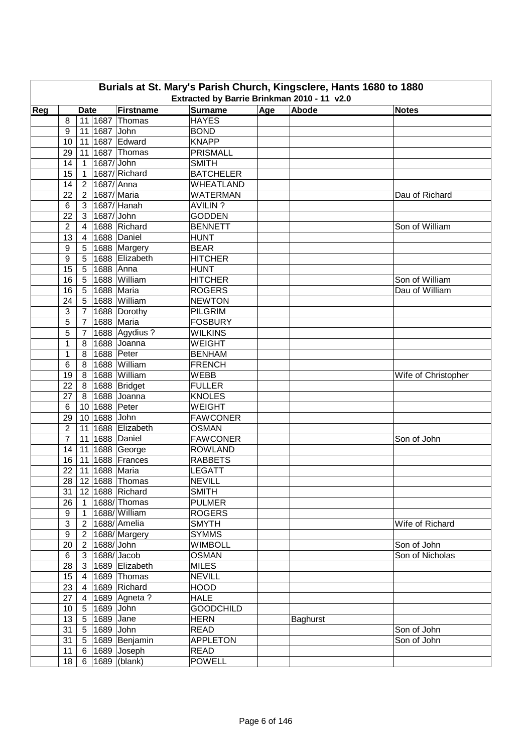# Burials at St. Mary's Parish Church, Kingsclere, Hants 1680 to 1880

### Extracted by Barrie Brinkman 2010 - 11 v2.0

| Reg | Date | | | Firstname | Surname | Age | Abode | Notes |
|---|---|---|---|---|---|---|---|---|
| | 8 | 11 | 1687 | Thomas | HAYES | | | |
| | 9 | 11 | 1687 | John | BOND | | | |
| | 10 | 11 | 1687 | Edward | KNAPP | | | |
| | 29 | 11 | 1687 | Thomas | PRISMALL | | | |
| | 14 | 1 | 1687/ | John | SMITH | | | |
| | 15 | 1 | 1687/ | Richard | BATCHELER | | | |
| | 14 | 2 | 1687/ | Anna | WHEATLAND | | | |
| | 22 | 2 | 1687/ | Maria | WATERMAN | | | Dau of Richard |
| | 6 | 3 | 1687/ | Hanah | AVILIN ? | | | |
| | 22 | 3 | 1687/ | John | GODDEN | | | |
| | 2 | 4 | 1688 | Richard | BENNETT | | | Son of William |
| | 13 | 4 | 1688 | Daniel | HUNT | | | |
| | 9 | 5 | 1688 | Margery | BEAR | | | |
| | 9 | 5 | 1688 | Elizabeth | HITCHER | | | |
| | 15 | 5 | 1688 | Anna | HUNT | | | |
| | 16 | 5 | 1688 | William | HITCHER | | | Son of William |
| | 16 | 5 | 1688 | Maria | ROGERS | | | Dau of William |
| | 24 | 5 | 1688 | William | NEWTON | | | |
| | 3 | 7 | 1688 | Dorothy | PILGRIM | | | |
| | 5 | 7 | 1688 | Maria | FOSBURY | | | |
| | 5 | 7 | 1688 | Agydius ? | WILKINS | | | |
| | 1 | 8 | 1688 | Joanna | WEIGHT | | | |
| | 1 | 8 | 1688 | Peter | BENHAM | | | |
| | 6 | 8 | 1688 | William | FRENCH | | | |
| | 19 | 8 | 1688 | William | WEBB | | | Wife of Christopher |
| | 22 | 8 | 1688 | Bridget | FULLER | | | |
| | 27 | 8 | 1688 | Joanna | KNOLES | | | |
| | 6 | 10 | 1688 | Peter | WEIGHT | | | |
| | 29 | 10 | 1688 | John | FAWCONER | | | |
| | 2 | 11 | 1688 | Elizabeth | OSMAN | | | |
| | 7 | 11 | 1688 | Daniel | FAWCONER | | | Son of John |
| | 14 | 11 | 1688 | George | ROWLAND | | | |
| | 16 | 11 | 1688 | Frances | RABBETS | | | |
| | 22 | 11 | 1688 | Maria | LEGATT | | | |
| | 28 | 12 | 1688 | Thomas | NEVILL | | | |
| | 31 | 12 | 1688 | Richard | SMITH | | | |
| | 26 | 1 | 1688/ | Thomas | PULMER | | | |
| | 9 | 1 | 1688/ | William | ROGERS | | | |
| | 3 | 2 | 1688/ | Amelia | SMYTH | | | Wife of Richard |
| | 9 | 2 | 1688/ | Margery | SYMMS | | | |
| | 20 | 2 | 1688/ | John | WIMBOLL | | | Son of John |
| | 6 | 3 | 1688/ | Jacob | OSMAN | | | Son of Nicholas |
| | 28 | 3 | 1689 | Elizabeth | MILES | | | |
| | 15 | 4 | 1689 | Thomas | NEVILL | | | |
| | 23 | 4 | 1689 | Richard | HOOD | | | |
| | 27 | 4 | 1689 | Agneta ? | HALE | | | |
| | 10 | 5 | 1689 | John | GOODCHILD | | | |
| | 13 | 5 | 1689 | Jane | HERN | | Baghurst | |
| | 31 | 5 | 1689 | John | READ | | | Son of John |
| | 31 | 5 | 1689 | Benjamin | APPLETON | | | Son of John |
| | 11 | 6 | 1689 | Joseph | READ | | | |
| | 18 | 6 | 1689 | (blank) | POWELL | | | |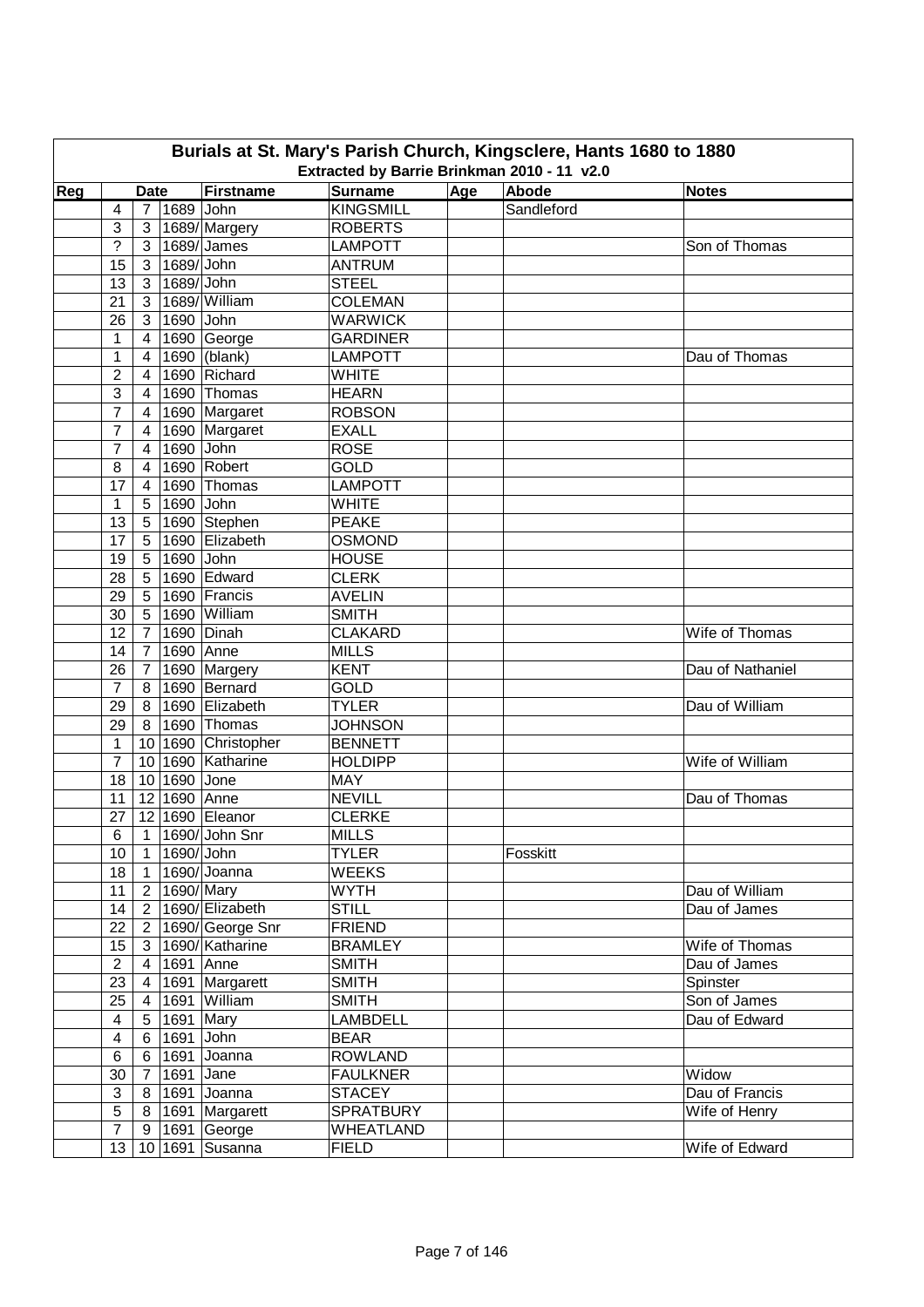# Burials at St. Mary's Parish Church, Kingsclere, Hants 1680 to 1880

## Extracted by Barrie Brinkman 2010 - 11 v2.0

| Reg | Date | | | Firstname | Surname | Age | Abode | Notes |
|---|---|---|---|---|---|---|---|---|
| | 4 | 7 | 1689 | John | KINGSMILL | | Sandleford | |
| | 3 | 3 | 1689/ | Margery | ROBERTS | | | |
| | ? | 3 | 1689/ | James | LAMPOTT | | | Son of Thomas |
| | 15 | 3 | 1689/ | John | ANTRUM | | | |
| | 13 | 3 | 1689/ | John | STEEL | | | |
| | 21 | 3 | 1689/ | William | COLEMAN | | | |
| | 26 | 3 | 1690 | John | WARWICK | | | |
| | 1 | 4 | 1690 | George | GARDINER | | | |
| | 1 | 4 | 1690 | (blank) | LAMPOTT | | | Dau of Thomas |
| | 2 | 4 | 1690 | Richard | WHITE | | | |
| | 3 | 4 | 1690 | Thomas | HEARN | | | |
| | 7 | 4 | 1690 | Margaret | ROBSON | | | |
| | 7 | 4 | 1690 | Margaret | EXALL | | | |
| | 7 | 4 | 1690 | John | ROSE | | | |
| | 8 | 4 | 1690 | Robert | GOLD | | | |
| | 17 | 4 | 1690 | Thomas | LAMPOTT | | | |
| | 1 | 5 | 1690 | John | WHITE | | | |
| | 13 | 5 | 1690 | Stephen | PEAKE | | | |
| | 17 | 5 | 1690 | Elizabeth | OSMOND | | | |
| | 19 | 5 | 1690 | John | HOUSE | | | |
| | 28 | 5 | 1690 | Edward | CLERK | | | |
| | 29 | 5 | 1690 | Francis | AVELIN | | | |
| | 30 | 5 | 1690 | William | SMITH | | | |
| | 12 | 7 | 1690 | Dinah | CLAKARD | | | Wife of Thomas |
| | 14 | 7 | 1690 | Anne | MILLS | | | |
| | 26 | 7 | 1690 | Margery | KENT | | | Dau of Nathaniel |
| | 7 | 8 | 1690 | Bernard | GOLD | | | |
| | 29 | 8 | 1690 | Elizabeth | TYLER | | | Dau of William |
| | 29 | 8 | 1690 | Thomas | JOHNSON | | | |
| | 1 | 10 | 1690 | Christopher | BENNETT | | | |
| | 7 | 10 | 1690 | Katharine | HOLDIPP | | | Wife of William |
| | 18 | 10 | 1690 | Jone | MAY | | | |
| | 11 | 12 | 1690 | Anne | NEVILL | | | Dau of Thomas |
| | 27 | 12 | 1690 | Eleanor | CLERKE | | | |
| | 6 | 1 | 1690/ | John Snr | MILLS | | | |
| | 10 | 1 | 1690/ | John | TYLER | | Fosskitt | |
| | 18 | 1 | 1690/ | Joanna | WEEKS | | | |
| | 11 | 2 | 1690/ | Mary | WYTH | | | Dau of William |
| | 14 | 2 | 1690/ | Elizabeth | STILL | | | Dau of James |
| | 22 | 2 | 1690/ | George Snr | FRIEND | | | |
| | 15 | 3 | 1690/ | Katharine | BRAMLEY | | | Wife of Thomas |
| | 2 | 4 | 1691 | Anne | SMITH | | | Dau of James |
| | 23 | 4 | 1691 | Margarett | SMITH | | | Spinster |
| | 25 | 4 | 1691 | William | SMITH | | | Son of James |
| | 4 | 5 | 1691 | Mary | LAMBDELL | | | Dau of Edward |
| | 4 | 6 | 1691 | John | BEAR | | | |
| | 6 | 6 | 1691 | Joanna | ROWLAND | | | |
| | 30 | 7 | 1691 | Jane | FAULKNER | | | Widow |
| | 3 | 8 | 1691 | Joanna | STACEY | | | Dau of Francis |
| | 5 | 8 | 1691 | Margarett | SPRATBURY | | | Wife of Henry |
| | 7 | 9 | 1691 | George | WHEATLAND | | | |
| | 13 | 10 | 1691 | Susanna | FIELD | | | Wife of Edward |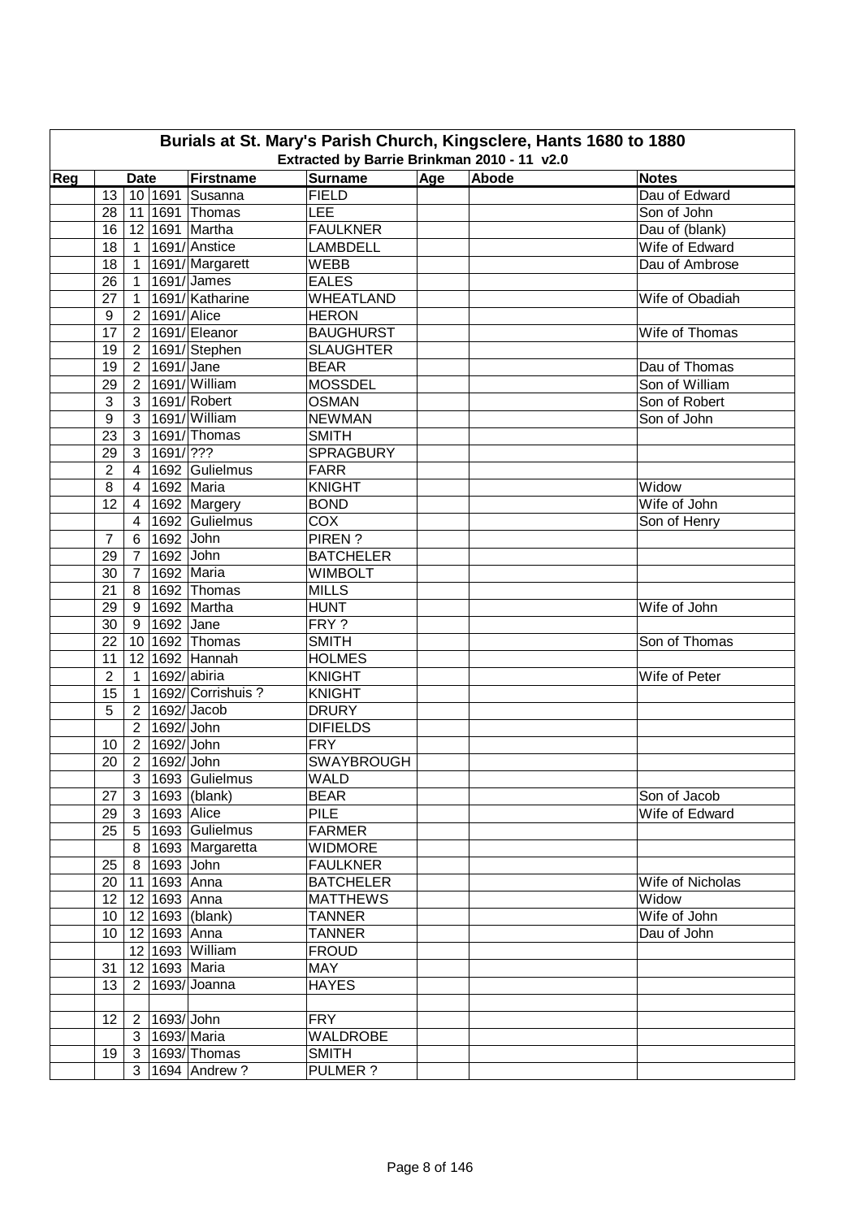# Burials at St. Mary's Parish Church, Kingsclere, Hants 1680 to 1880

## Extracted by Barrie Brinkman 2010 - 11 v2.0

| Reg | Date | | | Firstname | Surname | Age | Abode | Notes |
|---|---|---|---|---|---|---|---|---|
| | 13 | 10 | 1691 | Susanna | FIELD | | | Dau of Edward |
| | 28 | 11 | 1691 | Thomas | LEE | | | Son of John |
| | 16 | 12 | 1691 | Martha | FAULKNER | | | Dau of (blank) |
| | 18 | 1 | 1691/ | Anstice | LAMBDELL | | | Wife of Edward |
| | 18 | 1 | 1691/ | Margarett | WEBB | | | Dau of Ambrose |
| | 26 | 1 | 1691/ | James | EALES | | | |
| | 27 | 1 | 1691/ | Katharine | WHEATLAND | | | Wife of Obadiah |
| | 9 | 2 | 1691/ | Alice | HERON | | | |
| | 17 | 2 | 1691/ | Eleanor | BAUGHURST | | | Wife of Thomas |
| | 19 | 2 | 1691/ | Stephen | SLAUGHTER | | | |
| | 19 | 2 | 1691/ | Jane | BEAR | | | Dau of Thomas |
| | 29 | 2 | 1691/ | William | MOSSDEL | | | Son of William |
| | 3 | 3 | 1691/ | Robert | OSMAN | | | Son of Robert |
| | 9 | 3 | 1691/ | William | NEWMAN | | | Son of John |
| | 23 | 3 | 1691/ | Thomas | SMITH | | | |
| | 29 | 3 | 1691/ | ??? | SPRAGBURY | | | |
| | 2 | 4 | 1692 | Gulielmus | FARR | | | |
| | 8 | 4 | 1692 | Maria | KNIGHT | | | Widow |
| | 12 | 4 | 1692 | Margery | BOND | | | Wife of John |
| | | 4 | 1692 | Gulielmus | COX | | | Son of Henry |
| | 7 | 6 | 1692 | John | PIREN ? | | | |
| | 29 | 7 | 1692 | John | BATCHELER | | | |
| | 30 | 7 | 1692 | Maria | WIMBOLT | | | |
| | 21 | 8 | 1692 | Thomas | MILLS | | | |
| | 29 | 9 | 1692 | Martha | HUNT | | | Wife of John |
| | 30 | 9 | 1692 | Jane | FRY ? | | | |
| | 22 | 10 | 1692 | Thomas | SMITH | | | Son of Thomas |
| | 11 | 12 | 1692 | Hannah | HOLMES | | | |
| | 2 | 1 | 1692/ | abiria | KNIGHT | | | Wife of Peter |
| | 15 | 1 | 1692/ | Corrishuis ? | KNIGHT | | | |
| | 5 | 2 | 1692/ | Jacob | DRURY | | | |
| | | 2 | 1692/ | John | DIFIELDS | | | |
| | 10 | 2 | 1692/ | John | FRY | | | |
| | 20 | 2 | 1692/ | John | SWAYBROUGH | | | |
| | | 3 | 1693 | Gulielmus | WALD | | | |
| | 27 | 3 | 1693 | (blank) | BEAR | | | Son of Jacob |
| | 29 | 3 | 1693 | Alice | PILE | | | Wife of Edward |
| | 25 | 5 | 1693 | Gulielmus | FARMER | | | |
| | | 8 | 1693 | Margaretta | WIDMORE | | | |
| | 25 | 8 | 1693 | John | FAULKNER | | | |
| | 20 | 11 | 1693 | Anna | BATCHELER | | | Wife of Nicholas |
| | 12 | 12 | 1693 | Anna | MATTHEWS | | | Widow |
| | 10 | 12 | 1693 | (blank) | TANNER | | | Wife of John |
| | 10 | 12 | 1693 | Anna | TANNER | | | Dau of John |
| | | 12 | 1693 | William | FROUD | | | |
| | 31 | 12 | 1693 | Maria | MAY | | | |
| | 13 | 2 | 1693/ | Joanna | HAYES | | | |
| | | | | | | | | |
| | 12 | 2 | 1693/ | John | FRY | | | |
| | | 3 | 1693/ | Maria | WALDROBE | | | |
| | 19 | 3 | 1693/ | Thomas | SMITH | | | |
| | | 3 | 1694 | Andrew ? | PULMER ? | | | |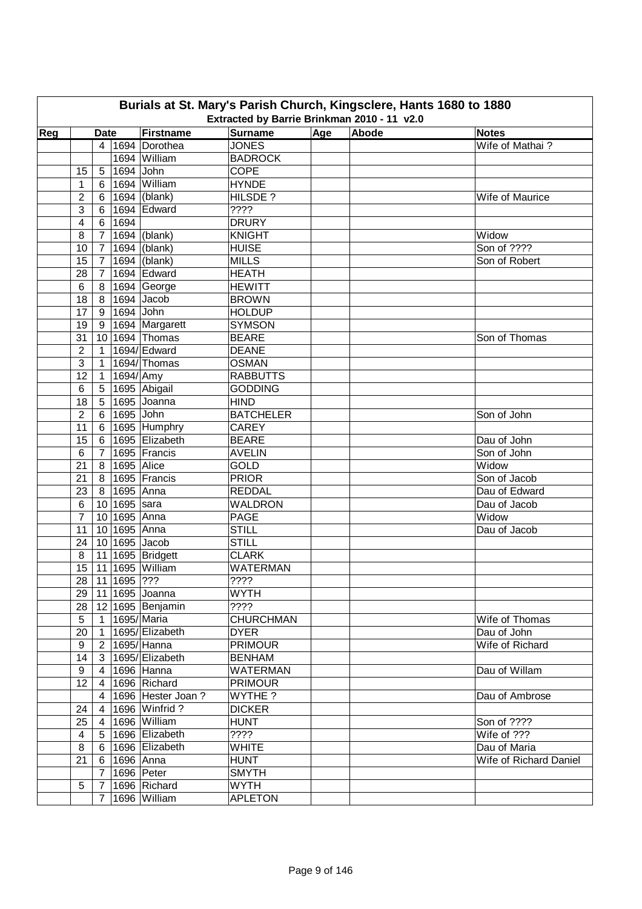# Burials at St. Mary's Parish Church, Kingsclere, Hants 1680 to 1880

## Extracted by Barrie Brinkman 2010 - 11 v2.0

| Reg | Date | | | Firstname | Surname | Age | Abode | Notes |
|---|---|---|---|---|---|---|---|---|
| | | 4 | 1694 | Dorothea | JONES | | | Wife of Mathai ? |
| | | | 1694 | William | BADROCK | | | |
| | 15 | 5 | 1694 | John | COPE | | | |
| | 1 | 6 | 1694 | William | HYNDE | | | |
| | 2 | 6 | 1694 | (blank) | HILSDE ? | | | Wife of Maurice |
| | 3 | 6 | 1694 | Edward | ???? | | | |
| | 4 | 6 | 1694 | | DRURY | | | |
| | 8 | 7 | 1694 | (blank) | KNIGHT | | | Widow |
| | 10 | 7 | 1694 | (blank) | HUISE | | | Son of ???? |
| | 15 | 7 | 1694 | (blank) | MILLS | | | Son of Robert |
| | 28 | 7 | 1694 | Edward | HEATH | | | |
| | 6 | 8 | 1694 | George | HEWITT | | | |
| | 18 | 8 | 1694 | Jacob | BROWN | | | |
| | 17 | 9 | 1694 | John | HOLDUP | | | |
| | 19 | 9 | 1694 | Margarett | SYMSON | | | |
| | 31 | 10 | 1694 | Thomas | BEARE | | | Son of Thomas |
| | 2 | 1 | 1694/ | Edward | DEANE | | | |
| | 3 | 1 | 1694/ | Thomas | OSMAN | | | |
| | 12 | 1 | 1694/ | Amy | RABBUTTS | | | |
| | 6 | 5 | 1695 | Abigail | GODDING | | | |
| | 18 | 5 | 1695 | Joanna | HIND | | | |
| | 2 | 6 | 1695 | John | BATCHELER | | | Son of John |
| | 11 | 6 | 1695 | Humphry | CAREY | | | |
| | 15 | 6 | 1695 | Elizabeth | BEARE | | | Dau of John |
| | 6 | 7 | 1695 | Francis | AVELIN | | | Son of John |
| | 21 | 8 | 1695 | Alice | GOLD | | | Widow |
| | 21 | 8 | 1695 | Francis | PRIOR | | | Son of Jacob |
| | 23 | 8 | 1695 | Anna | REDDAL | | | Dau of Edward |
| | 6 | 10 | 1695 | sara | WALDRON | | | Dau of Jacob |
| | 7 | 10 | 1695 | Anna | PAGE | | | Widow |
| | 11 | 10 | 1695 | Anna | STILL | | | Dau of Jacob |
| | 24 | 10 | 1695 | Jacob | STILL | | | |
| | 8 | 11 | 1695 | Bridgett | CLARK | | | |
| | 15 | 11 | 1695 | William | WATERMAN | | | |
| | 28 | 11 | 1695 | ??? | ???? | | | |
| | 29 | 11 | 1695 | Joanna | WYTH | | | |
| | 28 | 12 | 1695 | Benjamin | ???? | | | |
| | 5 | 1 | 1695/ | Maria | CHURCHMAN | | | Wife of Thomas |
| | 20 | 1 | 1695/ | Elizabeth | DYER | | | Dau of John |
| | 9 | 2 | 1695/ | Hanna | PRIMOUR | | | Wife of Richard |
| | 14 | 3 | 1695/ | Elizabeth | BENHAM | | | |
| | 9 | 4 | 1696 | Hanna | WATERMAN | | | Dau of Willam |
| | 12 | 4 | 1696 | Richard | PRIMOUR | | | |
| | | 4 | 1696 | Hester Joan ? | WYTHE ? | | | Dau of Ambrose |
| | 24 | 4 | 1696 | Winfrid ? | DICKER | | | |
| | 25 | 4 | 1696 | William | HUNT | | | Son of ???? |
| | 4 | 5 | 1696 | Elizabeth | ???? | | | Wife of ??? |
| | 8 | 6 | 1696 | Elizabeth | WHITE | | | Dau of Maria |
| | 21 | 6 | 1696 | Anna | HUNT | | | Wife of Richard Daniel |
| | | 7 | 1696 | Peter | SMYTH | | | |
| | 5 | 7 | 1696 | Richard | WYTH | | | |
| | | 7 | 1696 | William | APLETON | | | |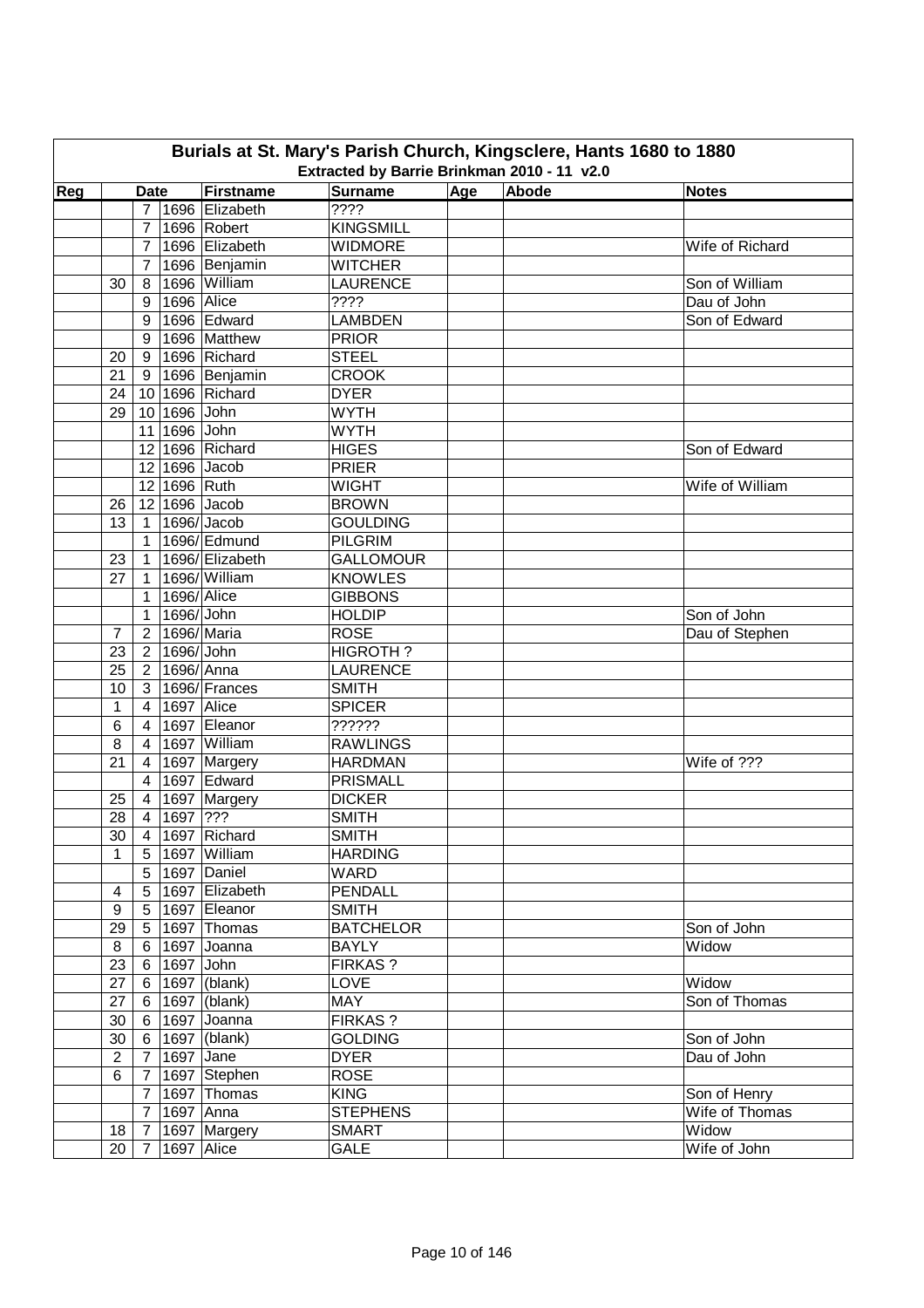# Burials at St. Mary's Parish Church, Kingsclere, Hants 1680 to 1880

## Extracted by Barrie Brinkman 2010 - 11 v2.0

| Reg | Date | | | Firstname | Surname | Age | Abode | Notes |
|---|---|---|---|---|---|---|---|---|
| | | 7 | 1696 | Elizabeth | ???? | | | |
| | | 7 | 1696 | Robert | KINGSMILL | | | |
| | | 7 | 1696 | Elizabeth | WIDMORE | | | Wife of Richard |
| | | 7 | 1696 | Benjamin | WITCHER | | | |
| | 30 | 8 | 1696 | William | LAURENCE | | | Son of William |
| | | 9 | 1696 | Alice | ???? | | | Dau of John |
| | | 9 | 1696 | Edward | LAMBDEN | | | Son of Edward |
| | | 9 | 1696 | Matthew | PRIOR | | | |
| | 20 | 9 | 1696 | Richard | STEEL | | | |
| | 21 | 9 | 1696 | Benjamin | CROOK | | | |
| | 24 | 10 | 1696 | Richard | DYER | | | |
| | 29 | 10 | 1696 | John | WYTH | | | |
| | | 11 | 1696 | John | WYTH | | | |
| | | 12 | 1696 | Richard | HIGES | | | Son of Edward |
| | | 12 | 1696 | Jacob | PRIER | | | |
| | | 12 | 1696 | Ruth | WIGHT | | | Wife of William |
| | 26 | 12 | 1696 | Jacob | BROWN | | | |
| | 13 | 1 | 1696/ | Jacob | GOULDING | | | |
| | | 1 | 1696/ | Edmund | PILGRIM | | | |
| | 23 | 1 | 1696/ | Elizabeth | GALLOMOUR | | | |
| | 27 | 1 | 1696/ | William | KNOWLES | | | |
| | | 1 | 1696/ | Alice | GIBBONS | | | |
| | | 1 | 1696/ | John | HOLDIP | | | Son of John |
| | 7 | 2 | 1696/ | Maria | ROSE | | | Dau of Stephen |
| | 23 | 2 | 1696/ | John | HIGROTH ? | | | |
| | 25 | 2 | 1696/ | Anna | LAURENCE | | | |
| | 10 | 3 | 1696/ | Frances | SMITH | | | |
| | 1 | 4 | 1697 | Alice | SPICER | | | |
| | 6 | 4 | 1697 | Eleanor | ?????? | | | |
| | 8 | 4 | 1697 | William | RAWLINGS | | | |
| | 21 | 4 | 1697 | Margery | HARDMAN | | | Wife of ??? |
| | | 4 | 1697 | Edward | PRISMALL | | | |
| | 25 | 4 | 1697 | Margery | DICKER | | | |
| | 28 | 4 | 1697 | ??? | SMITH | | | |
| | 30 | 4 | 1697 | Richard | SMITH | | | |
| | 1 | 5 | 1697 | William | HARDING | | | |
| | | 5 | 1697 | Daniel | WARD | | | |
| | 4 | 5 | 1697 | Elizabeth | PENDALL | | | |
| | 9 | 5 | 1697 | Eleanor | SMITH | | | |
| | 29 | 5 | 1697 | Thomas | BATCHELOR | | | Son of John |
| | 8 | 6 | 1697 | Joanna | BAYLY | | | Widow |
| | 23 | 6 | 1697 | John | FIRKAS ? | | | |
| | 27 | 6 | 1697 | (blank) | LOVE | | | Widow |
| | 27 | 6 | 1697 | (blank) | MAY | | | Son of Thomas |
| | 30 | 6 | 1697 | Joanna | FIRKAS ? | | | |
| | 30 | 6 | 1697 | (blank) | GOLDING | | | Son of John |
| | 2 | 7 | 1697 | Jane | DYER | | | Dau of John |
| | 6 | 7 | 1697 | Stephen | ROSE | | | |
| | | 7 | 1697 | Thomas | KING | | | Son of Henry |
| | | 7 | 1697 | Anna | STEPHENS | | | Wife of Thomas |
| | 18 | 7 | 1697 | Margery | SMART | | | Widow |
| | 20 | 7 | 1697 | Alice | GALE | | | Wife of John |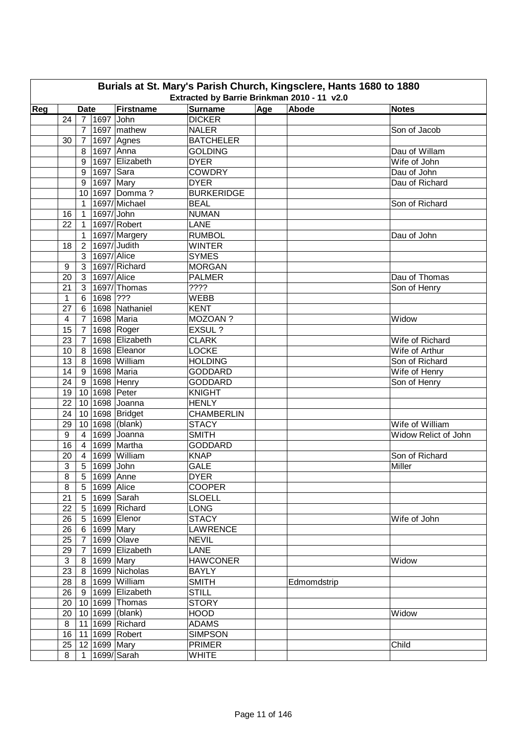# Burials at St. Mary's Parish Church, Kingsclere, Hants 1680 to 1880

## Extracted by Barrie Brinkman 2010 - 11 v2.0

| Reg | Date | | | Firstname | Surname | Age | Abode | Notes |
|---|---|---|---|---|---|---|---|---|
| | 24 | 7 | 1697 | John | DICKER | | | |
| | | 7 | 1697 | mathew | NALER | | | Son of Jacob |
| | 30 | 7 | 1697 | Agnes | BATCHELER | | | |
| | | 8 | 1697 | Anna | GOLDING | | | Dau of Willam |
| | | 9 | 1697 | Elizabeth | DYER | | | Wife of John |
| | | 9 | 1697 | Sara | COWDRY | | | Dau of John |
| | | 9 | 1697 | Mary | DYER | | | Dau of Richard |
| | | 10 | 1697 | Domma ? | BURKERIDGE | | | |
| | | 1 | 1697/ | Michael | BEAL | | | Son of Richard |
| | 16 | 1 | 1697/ | John | NUMAN | | | |
| | 22 | 1 | 1697/ | Robert | LANE | | | |
| | | 1 | 1697/ | Margery | RUMBOL | | | Dau of John |
| | 18 | 2 | 1697/ | Judith | WINTER | | | |
| | | 3 | 1697/ | Alice | SYMES | | | |
| | 9 | 3 | 1697/ | Richard | MORGAN | | | |
| | 20 | 3 | 1697/ | Alice | PALMER | | | Dau of Thomas |
| | 21 | 3 | 1697/ | Thomas | ???? | | | Son of Henry |
| | 1 | 6 | 1698 | ??? | WEBB | | | |
| | 27 | 6 | 1698 | Nathaniel | KENT | | | |
| | 4 | 7 | 1698 | Maria | MOZOAN ? | | | Widow |
| | 15 | 7 | 1698 | Roger | EXSUL ? | | | |
| | 23 | 7 | 1698 | Elizabeth | CLARK | | | Wife of Richard |
| | 10 | 8 | 1698 | Eleanor | LOCKE | | | Wife of Arthur |
| | 13 | 8 | 1698 | William | HOLDING | | | Son of Richard |
| | 14 | 9 | 1698 | Maria | GODDARD | | | Wife of Henry |
| | 24 | 9 | 1698 | Henry | GODDARD | | | Son of Henry |
| | 19 | 10 | 1698 | Peter | KNIGHT | | | |
| | 22 | 10 | 1698 | Joanna | HENLY | | | |
| | 24 | 10 | 1698 | Bridget | CHAMBERLIN | | | |
| | 29 | 10 | 1698 | (blank) | STACY | | | Wife of William |
| | 9 | 4 | 1699 | Joanna | SMITH | | | Widow Relict of John |
| | 16 | 4 | 1699 | Martha | GODDARD | | | |
| | 20 | 4 | 1699 | William | KNAP | | | Son of Richard |
| | 3 | 5 | 1699 | John | GALE | | | Miller |
| | 8 | 5 | 1699 | Anne | DYER | | | |
| | 8 | 5 | 1699 | Alice | COOPER | | | |
| | 21 | 5 | 1699 | Sarah | SLOELL | | | |
| | 22 | 5 | 1699 | Richard | LONG | | | |
| | 26 | 5 | 1699 | Elenor | STACY | | | Wife of John |
| | 26 | 6 | 1699 | Mary | LAWRENCE | | | |
| | 25 | 7 | 1699 | Olave | NEVIL | | | |
| | 29 | 7 | 1699 | Elizabeth | LANE | | | |
| | 3 | 8 | 1699 | Mary | HAWCONER | | | Widow |
| | 23 | 8 | 1699 | Nicholas | BAYLY | | | |
| | 28 | 8 | 1699 | William | SMITH | | Edmomdstrip | |
| | 26 | 9 | 1699 | Elizabeth | STILL | | | |
| | 20 | 10 | 1699 | Thomas | STORY | | | |
| | 20 | 10 | 1699 | (blank) | HOOD | | | Widow |
| | 8 | 11 | 1699 | Richard | ADAMS | | | |
| | 16 | 11 | 1699 | Robert | SIMPSON | | | |
| | 25 | 12 | 1699 | Mary | PRIMER | | | Child |
| | 8 | 1 | 1699/ | Sarah | WHITE | | | |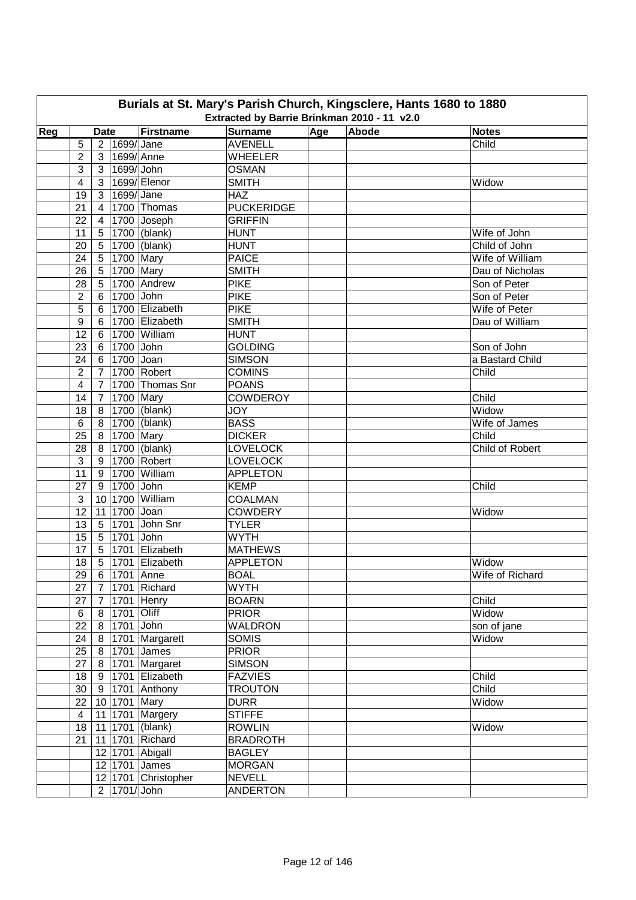# Burials at St. Mary's Parish Church, Kingsclere, Hants 1680 to 1880

## Extracted by Barrie Brinkman 2010 - 11 v2.0

| Reg | Date | | | Firstname | Surname | Age | Abode | Notes |
|---|---|---|---|---|---|---|---|---|
| | 5 | 2 | 1699/ | Jane | AVENELL | | | Child |
| | 2 | 3 | 1699/ | Anne | WHEELER | | | |
| | 3 | 3 | 1699/ | John | OSMAN | | | |
| | 4 | 3 | 1699/ | Elenor | SMITH | | | Widow |
| | 19 | 3 | 1699/ | Jane | HAZ | | | |
| | 21 | 4 | 1700 | Thomas | PUCKERIDGE | | | |
| | 22 | 4 | 1700 | Joseph | GRIFFIN | | | |
| | 11 | 5 | 1700 | (blank) | HUNT | | | Wife of John |
| | 20 | 5 | 1700 | (blank) | HUNT | | | Child of John |
| | 24 | 5 | 1700 | Mary | PAICE | | | Wife of William |
| | 26 | 5 | 1700 | Mary | SMITH | | | Dau of Nicholas |
| | 28 | 5 | 1700 | Andrew | PIKE | | | Son of Peter |
| | 2 | 6 | 1700 | John | PIKE | | | Son of Peter |
| | 5 | 6 | 1700 | Elizabeth | PIKE | | | Wife of Peter |
| | 9 | 6 | 1700 | Elizabeth | SMITH | | | Dau of William |
| | 12 | 6 | 1700 | William | HUNT | | | |
| | 23 | 6 | 1700 | John | GOLDING | | | Son of John |
| | 24 | 6 | 1700 | Joan | SIMSON | | | a Bastard Child |
| | 2 | 7 | 1700 | Robert | COMINS | | | Child |
| | 4 | 7 | 1700 | Thomas Snr | POANS | | | |
| | 14 | 7 | 1700 | Mary | COWDEROY | | | Child |
| | 18 | 8 | 1700 | (blank) | JOY | | | Widow |
| | 6 | 8 | 1700 | (blank) | BASS | | | Wife of James |
| | 25 | 8 | 1700 | Mary | DICKER | | | Child |
| | 28 | 8 | 1700 | (blank) | LOVELOCK | | | Child of Robert |
| | 3 | 9 | 1700 | Robert | LOVELOCK | | | |
| | 11 | 9 | 1700 | William | APPLETON | | | |
| | 27 | 9 | 1700 | John | KEMP | | | Child |
| | 3 | 10 | 1700 | William | COALMAN | | | |
| | 12 | 11 | 1700 | Joan | COWDERY | | | Widow |
| | 13 | 5 | 1701 | John Snr | TYLER | | | |
| | 15 | 5 | 1701 | John | WYTH | | | |
| | 17 | 5 | 1701 | Elizabeth | MATHEWS | | | |
| | 18 | 5 | 1701 | Elizabeth | APPLETON | | | Widow |
| | 29 | 6 | 1701 | Anne | BOAL | | | Wife of Richard |
| | 27 | 7 | 1701 | Richard | WYTH | | | |
| | 27 | 7 | 1701 | Henry | BOARN | | | Child |
| | 6 | 8 | 1701 | Oliff | PRIOR | | | Widow |
| | 22 | 8 | 1701 | John | WALDRON | | | son of jane |
| | 24 | 8 | 1701 | Margarett | SOMIS | | | Widow |
| | 25 | 8 | 1701 | James | PRIOR | | | |
| | 27 | 8 | 1701 | Margaret | SIMSON | | | |
| | 18 | 9 | 1701 | Elizabeth | FAZVIES | | | Child |
| | 30 | 9 | 1701 | Anthony | TROUTON | | | Child |
| | 22 | 10 | 1701 | Mary | DURR | | | Widow |
| | 4 | 11 | 1701 | Margery | STIFFE | | | |
| | 18 | 11 | 1701 | (blank) | ROWLIN | | | Widow |
| | 21 | 11 | 1701 | Richard | BRADROTH | | | |
| | | 12 | 1701 | Abigall | BAGLEY | | | |
| | | 12 | 1701 | James | MORGAN | | | |
| | | 12 | 1701 | Christopher | NEVELL | | | |
| | | 2 | 1701/ | John | ANDERTON | | | |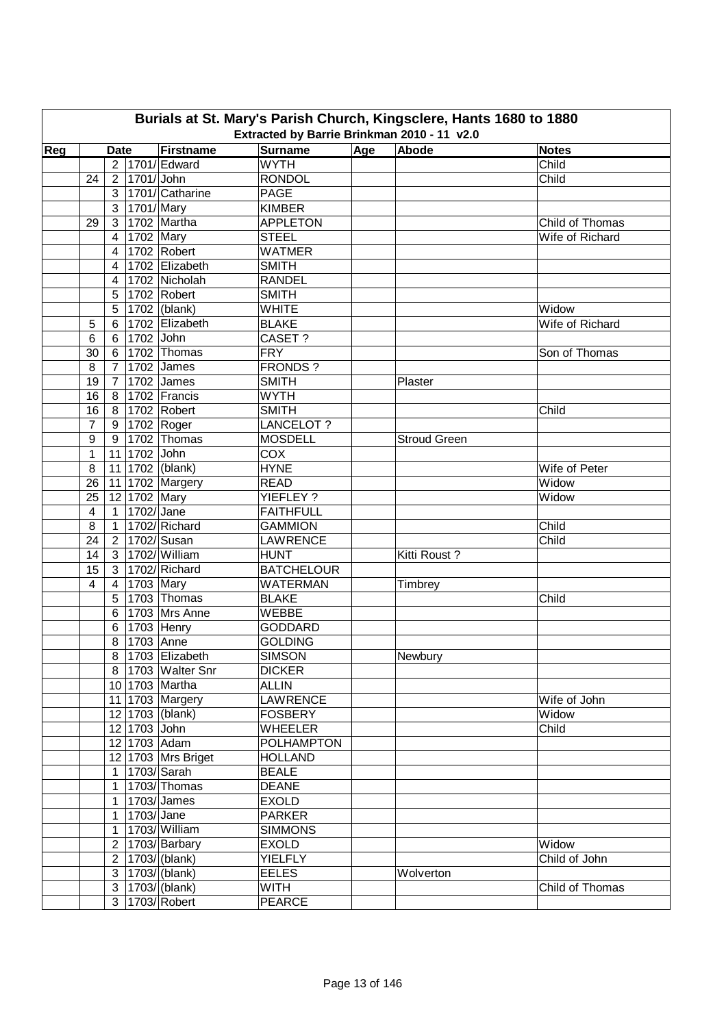# Burials at St. Mary's Parish Church, Kingsclere, Hants 1680 to 1880

## Extracted by Barrie Brinkman 2010 - 11 v2.0

| Reg | Date | | | Firstname | Surname | Age | Abode | Notes |
|---|---|---|---|---|---|---|---|---|
| | | 2 | 1701/ | Edward | WYTH | | | Child |
| | 24 | 2 | 1701/ | John | RONDOL | | | Child |
| | | 3 | 1701/ | Catharine | PAGE | | | |
| | | 3 | 1701/ | Mary | KIMBER | | | |
| | 29 | 3 | 1702 | Martha | APPLETON | | | Child of Thomas |
| | | 4 | 1702 | Mary | STEEL | | | Wife of Richard |
| | | 4 | 1702 | Robert | WATMER | | | |
| | | 4 | 1702 | Elizabeth | SMITH | | | |
| | | 4 | 1702 | Nicholah | RANDEL | | | |
| | | 5 | 1702 | Robert | SMITH | | | |
| | | 5 | 1702 | (blank) | WHITE | | | Widow |
| | 5 | 6 | 1702 | Elizabeth | BLAKE | | | Wife of Richard |
| | 6 | 6 | 1702 | John | CASET ? | | | |
| | 30 | 6 | 1702 | Thomas | FRY | | | Son of Thomas |
| | 8 | 7 | 1702 | James | FRONDS ? | | | |
| | 19 | 7 | 1702 | James | SMITH | | Plaster | |
| | 16 | 8 | 1702 | Francis | WYTH | | | |
| | 16 | 8 | 1702 | Robert | SMITH | | | Child |
| | 7 | 9 | 1702 | Roger | LANCELOT ? | | | |
| | 9 | 9 | 1702 | Thomas | MOSDELL | | Stroud Green | |
| | 1 | 11 | 1702 | John | COX | | | |
| | 8 | 11 | 1702 | (blank) | HYNE | | | Wife of Peter |
| | 26 | 11 | 1702 | Margery | READ | | | Widow |
| | 25 | 12 | 1702 | Mary | YIEFLEY ? | | | Widow |
| | 4 | 1 | 1702/ | Jane | FAITHFULL | | | |
| | 8 | 1 | 1702/ | Richard | GAMMION | | | Child |
| | 24 | 2 | 1702/ | Susan | LAWRENCE | | | Child |
| | 14 | 3 | 1702/ | William | HUNT | | Kitti Roust ? | |
| | 15 | 3 | 1702/ | Richard | BATCHELOUR | | | |
| | 4 | 4 | 1703 | Mary | WATERMAN | | Timbrey | |
| | | 5 | 1703 | Thomas | BLAKE | | | Child |
| | | 6 | 1703 | Mrs Anne | WEBBE | | | |
| | | 6 | 1703 | Henry | GODDARD | | | |
| | | 8 | 1703 | Anne | GOLDING | | | |
| | | 8 | 1703 | Elizabeth | SIMSON | | Newbury | |
| | | 8 | 1703 | Walter Snr | DICKER | | | |
| | | 10 | 1703 | Martha | ALLIN | | | |
| | | 11 | 1703 | Margery | LAWRENCE | | | Wife of John |
| | | 12 | 1703 | (blank) | FOSBERY | | | Widow |
| | | 12 | 1703 | John | WHEELER | | | Child |
| | | 12 | 1703 | Adam | POLHAMPTON | | | |
| | | 12 | 1703 | Mrs Briget | HOLLAND | | | |
| | | 1 | 1703/ | Sarah | BEALE | | | |
| | | 1 | 1703/ | Thomas | DEANE | | | |
| | | 1 | 1703/ | James | EXOLD | | | |
| | | 1 | 1703/ | Jane | PARKER | | | |
| | | 1 | 1703/ | William | SIMMONS | | | |
| | | 2 | 1703/ | Barbary | EXOLD | | | Widow |
| | | 2 | 1703/ | (blank) | YIELFLY | | | Child of John |
| | | 3 | 1703/ | (blank) | EELES | | Wolverton | |
| | | 3 | 1703/ | (blank) | WITH | | | Child of Thomas |
| | | 3 | 1703/ | Robert | PEARCE | | | |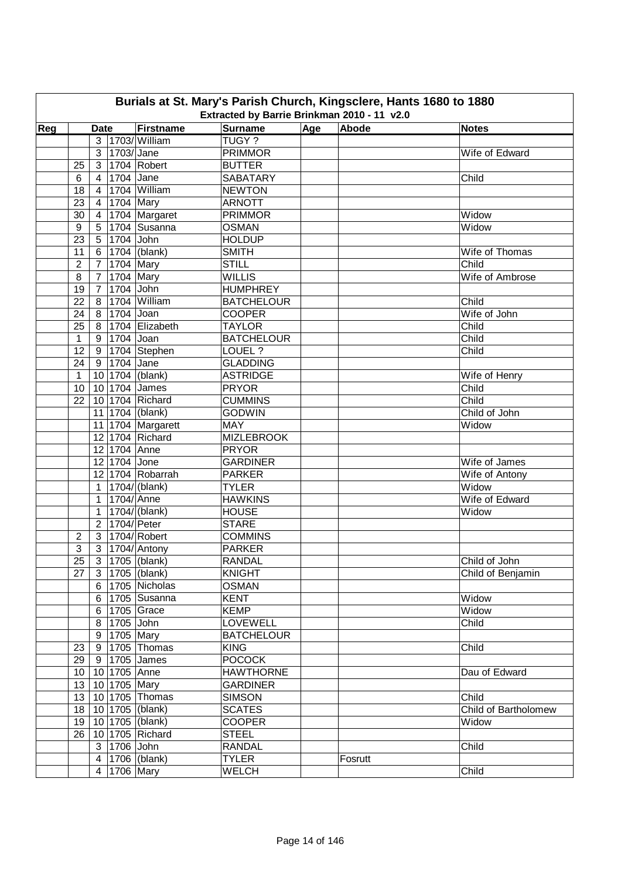# Burials at St. Mary's Parish Church, Kingsclere, Hants 1680 to 1880

## Extracted by Barrie Brinkman 2010 - 11 v2.0

| Reg | Date | | | Firstname | Surname | Age | Abode | Notes |
|---|---|---|---|---|---|---|---|---|
| | | 3 | 1703/ | William | TUGY ? | | | |
| | | 3 | 1703/ | Jane | PRIMMOR | | | Wife of Edward |
| | 25 | 3 | 1704 | Robert | BUTTER | | | |
| | 6 | 4 | 1704 | Jane | SABATARY | | | Child |
| | 18 | 4 | 1704 | William | NEWTON | | | |
| | 23 | 4 | 1704 | Mary | ARNOTT | | | |
| | 30 | 4 | 1704 | Margaret | PRIMMOR | | | Widow |
| | 9 | 5 | 1704 | Susanna | OSMAN | | | Widow |
| | 23 | 5 | 1704 | John | HOLDUP | | | |
| | 11 | 6 | 1704 | (blank) | SMITH | | | Wife of Thomas |
| | 2 | 7 | 1704 | Mary | STILL | | | Child |
| | 8 | 7 | 1704 | Mary | WILLIS | | | Wife of Ambrose |
| | 19 | 7 | 1704 | John | HUMPHREY | | | |
| | 22 | 8 | 1704 | William | BATCHELOUR | | | Child |
| | 24 | 8 | 1704 | Joan | COOPER | | | Wife of John |
| | 25 | 8 | 1704 | Elizabeth | TAYLOR | | | Child |
| | 1 | 9 | 1704 | Joan | BATCHELOUR | | | Child |
| | 12 | 9 | 1704 | Stephen | LOUEL ? | | | Child |
| | 24 | 9 | 1704 | Jane | GLADDING | | | |
| | 1 | 10 | 1704 | (blank) | ASTRIDGE | | | Wife of Henry |
| | 10 | 10 | 1704 | James | PRYOR | | | Child |
| | 22 | 10 | 1704 | Richard | CUMMINS | | | Child |
| | | 11 | 1704 | (blank) | GODWIN | | | Child of John |
| | | 11 | 1704 | Margarett | MAY | | | Widow |
| | | 12 | 1704 | Richard | MIZLEBROOK | | | |
| | | 12 | 1704 | Anne | PRYOR | | | |
| | | 12 | 1704 | Jone | GARDINER | | | Wife of James |
| | | 12 | 1704 | Robarrah | PARKER | | | Wife of Antony |
| | | 1 | 1704/ | (blank) | TYLER | | | Widow |
| | | 1 | 1704/ | Anne | HAWKINS | | | Wife of Edward |
| | | 1 | 1704/ | (blank) | HOUSE | | | Widow |
| | | 2 | 1704/ | Peter | STARE | | | |
| | 2 | 3 | 1704/ | Robert | COMMINS | | | |
| | 3 | 3 | 1704/ | Antony | PARKER | | | |
| | 25 | 3 | 1705 | (blank) | RANDAL | | | Child of John |
| | 27 | 3 | 1705 | (blank) | KNIGHT | | | Child of Benjamin |
| | | 6 | 1705 | Nicholas | OSMAN | | | |
| | | 6 | 1705 | Susanna | KENT | | | Widow |
| | | 6 | 1705 | Grace | KEMP | | | Widow |
| | | 8 | 1705 | John | LOVEWELL | | | Child |
| | | 9 | 1705 | Mary | BATCHELOUR | | | |
| | 23 | 9 | 1705 | Thomas | KING | | | Child |
| | 29 | 9 | 1705 | James | POCOCK | | | |
| | 10 | 10 | 1705 | Anne | HAWTHORNE | | | Dau of Edward |
| | 13 | 10 | 1705 | Mary | GARDINER | | | |
| | 13 | 10 | 1705 | Thomas | SIMSON | | | Child |
| | 18 | 10 | 1705 | (blank) | SCATES | | | Child of Bartholomew |
| | 19 | 10 | 1705 | (blank) | COOPER | | | Widow |
| | 26 | 10 | 1705 | Richard | STEEL | | | |
| | | 3 | 1706 | John | RANDAL | | | Child |
| | | 4 | 1706 | (blank) | TYLER | | Fosrutt | |
| | | 4 | 1706 | Mary | WELCH | | | Child |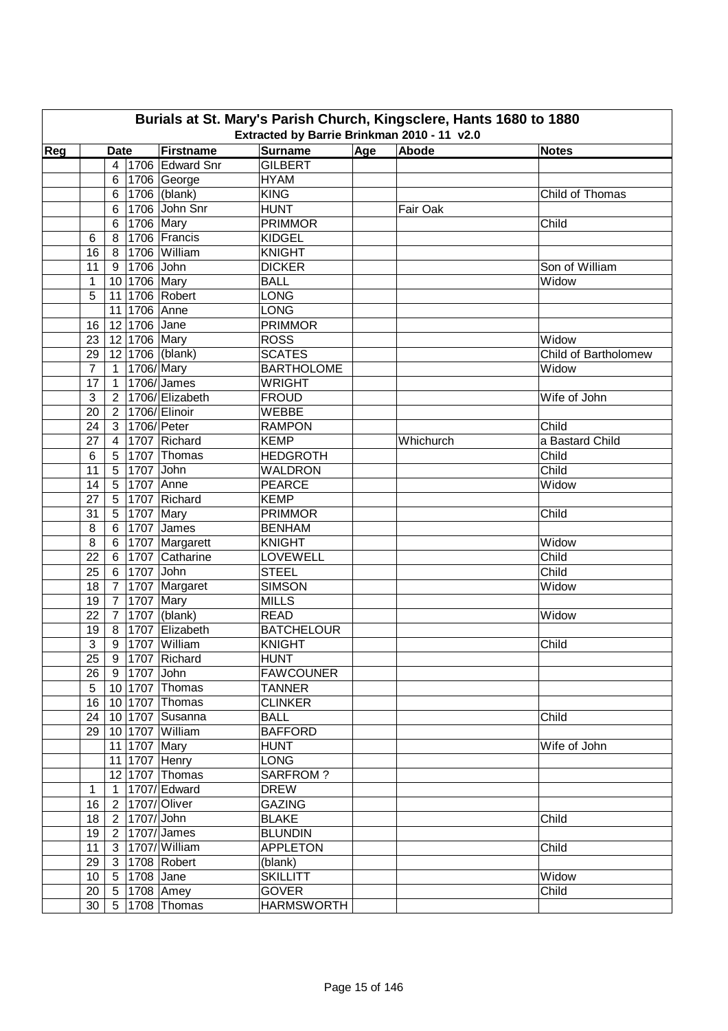# Burials at St. Mary's Parish Church, Kingsclere, Hants 1680 to 1880

Extracted by Barrie Brinkman 2010 - 11 v2.0

| Reg | Date | | | Firstname | Surname | Age | Abode | Notes |
|---|---|---|---|---|---|---|---|---|
| | | 4 | 1706 | Edward Snr | GILBERT | | | |
| | | 6 | 1706 | George | HYAM | | | |
| | | 6 | 1706 | (blank) | KING | | | Child of Thomas |
| | | 6 | 1706 | John Snr | HUNT | | Fair Oak | |
| | | 6 | 1706 | Mary | PRIMMOR | | | Child |
| | 6 | 8 | 1706 | Francis | KIDGEL | | | |
| | 16 | 8 | 1706 | William | KNIGHT | | | |
| | 11 | 9 | 1706 | John | DICKER | | | Son of William |
| | 1 | 10 | 1706 | Mary | BALL | | | Widow |
| | 5 | 11 | 1706 | Robert | LONG | | | |
| | | 11 | 1706 | Anne | LONG | | | |
| | 16 | 12 | 1706 | Jane | PRIMMOR | | | |
| | 23 | 12 | 1706 | Mary | ROSS | | | Widow |
| | 29 | 12 | 1706 | (blank) | SCATES | | | Child of Bartholomew |
| | 7 | 1 | 1706/ | Mary | BARTHOLOME | | | Widow |
| | 17 | 1 | 1706/ | James | WRIGHT | | | |
| | 3 | 2 | 1706/ | Elizabeth | FROUD | | | Wife of John |
| | 20 | 2 | 1706/ | Elinoir | WEBBE | | | |
| | 24 | 3 | 1706/ | Peter | RAMPON | | | Child |
| | 27 | 4 | 1707 | Richard | KEMP | | Whichurch | a Bastard Child |
| | 6 | 5 | 1707 | Thomas | HEDGROTH | | | Child |
| | 11 | 5 | 1707 | John | WALDRON | | | Child |
| | 14 | 5 | 1707 | Anne | PEARCE | | | Widow |
| | 27 | 5 | 1707 | Richard | KEMP | | | |
| | 31 | 5 | 1707 | Mary | PRIMMOR | | | Child |
| | 8 | 6 | 1707 | James | BENHAM | | | |
| | 8 | 6 | 1707 | Margarett | KNIGHT | | | Widow |
| | 22 | 6 | 1707 | Catharine | LOVEWELL | | | Child |
| | 25 | 6 | 1707 | John | STEEL | | | Child |
| | 18 | 7 | 1707 | Margaret | SIMSON | | | Widow |
| | 19 | 7 | 1707 | Mary | MILLS | | | |
| | 22 | 7 | 1707 | (blank) | READ | | | Widow |
| | 19 | 8 | 1707 | Elizabeth | BATCHELOUR | | | |
| | 3 | 9 | 1707 | William | KNIGHT | | | Child |
| | 25 | 9 | 1707 | Richard | HUNT | | | |
| | 26 | 9 | 1707 | John | FAWCOUNER | | | |
| | 5 | 10 | 1707 | Thomas | TANNER | | | |
| | 16 | 10 | 1707 | Thomas | CLINKER | | | |
| | 24 | 10 | 1707 | Susanna | BALL | | | Child |
| | 29 | 10 | 1707 | William | BAFFORD | | | |
| | | 11 | 1707 | Mary | HUNT | | | Wife of John |
| | | 11 | 1707 | Henry | LONG | | | |
| | | 12 | 1707 | Thomas | SARFROM ? | | | |
| | 1 | 1 | 1707/ | Edward | DREW | | | |
| | 16 | 2 | 1707/ | Oliver | GAZING | | | |
| | 18 | 2 | 1707/ | John | BLAKE | | | Child |
| | 19 | 2 | 1707/ | James | BLUNDIN | | | |
| | 11 | 3 | 1707/ | William | APPLETON | | | Child |
| | 29 | 3 | 1708 | Robert | (blank) | | | |
| | 10 | 5 | 1708 | Jane | SKILLITT | | | Widow |
| | 20 | 5 | 1708 | Amey | GOVER | | | Child |
| | 30 | 5 | 1708 | Thomas | HARMSWORTH | | | |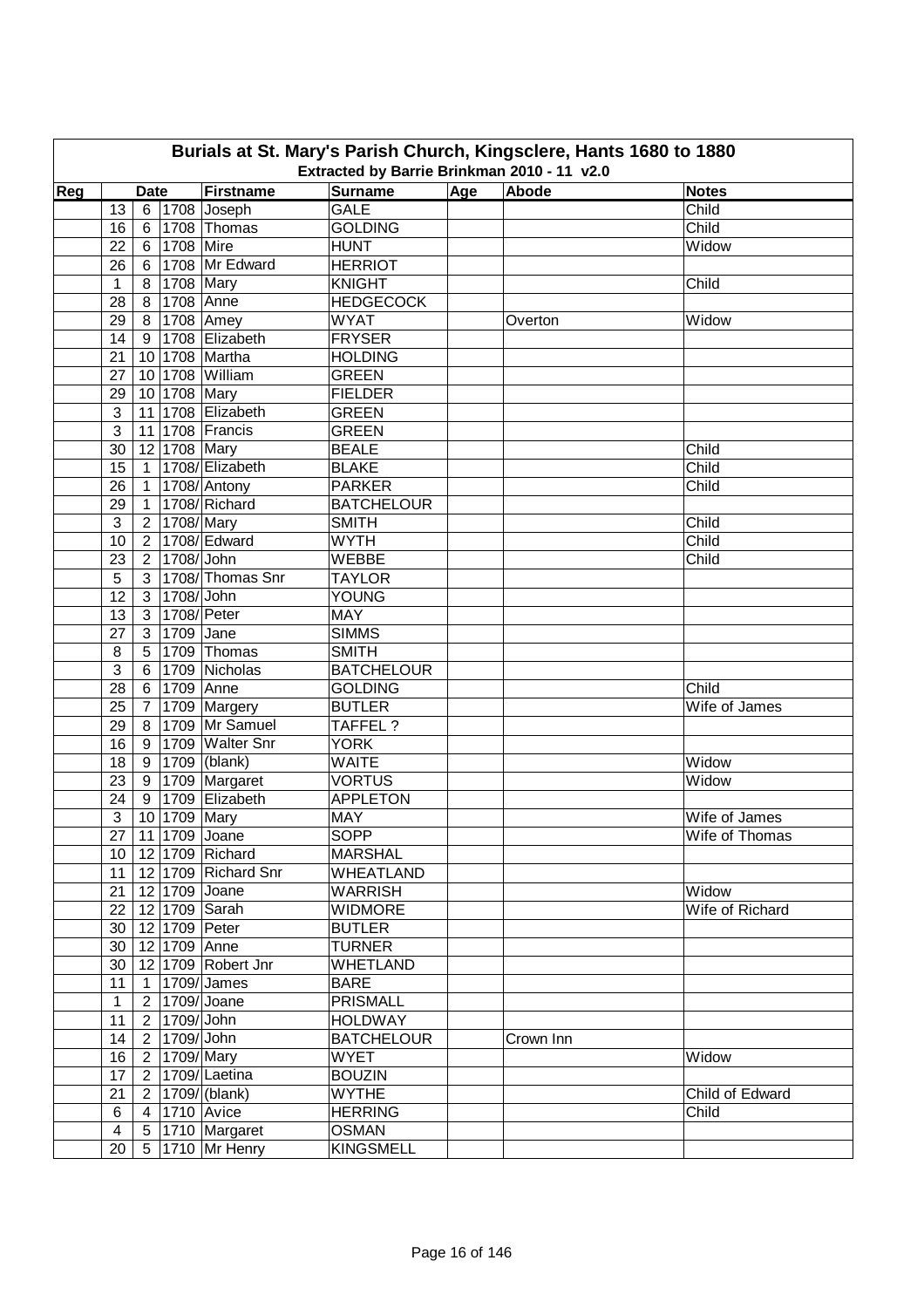# Burials at St. Mary's Parish Church, Kingsclere, Hants 1680 to 1880

## Extracted by Barrie Brinkman 2010 - 11 v2.0

| Reg | Date | | | Firstname | Surname | Age | Abode | Notes |
|---|---|---|---|---|---|---|---|---|
| | 13 | 6 | 1708 | Joseph | GALE | | | Child |
| | 16 | 6 | 1708 | Thomas | GOLDING | | | Child |
| | 22 | 6 | 1708 | Mire | HUNT | | | Widow |
| | 26 | 6 | 1708 | Mr Edward | HERRIOT | | | |
| | 1 | 8 | 1708 | Mary | KNIGHT | | | Child |
| | 28 | 8 | 1708 | Anne | HEDGECOCK | | | |
| | 29 | 8 | 1708 | Amey | WYAT | | Overton | Widow |
| | 14 | 9 | 1708 | Elizabeth | FRYSER | | | |
| | 21 | 10 | 1708 | Martha | HOLDING | | | |
| | 27 | 10 | 1708 | William | GREEN | | | |
| | 29 | 10 | 1708 | Mary | FIELDER | | | |
| | 3 | 11 | 1708 | Elizabeth | GREEN | | | |
| | 3 | 11 | 1708 | Francis | GREEN | | | |
| | 30 | 12 | 1708 | Mary | BEALE | | | Child |
| | 15 | 1 | 1708/ | Elizabeth | BLAKE | | | Child |
| | 26 | 1 | 1708/ | Antony | PARKER | | | Child |
| | 29 | 1 | 1708/ | Richard | BATCHELOUR | | | |
| | 3 | 2 | 1708/ | Mary | SMITH | | | Child |
| | 10 | 2 | 1708/ | Edward | WYTH | | | Child |
| | 23 | 2 | 1708/ | John | WEBBE | | | Child |
| | 5 | 3 | 1708/ | Thomas Snr | TAYLOR | | | |
| | 12 | 3 | 1708/ | John | YOUNG | | | |
| | 13 | 3 | 1708/ | Peter | MAY | | | |
| | 27 | 3 | 1709 | Jane | SIMMS | | | |
| | 8 | 5 | 1709 | Thomas | SMITH | | | |
| | 3 | 6 | 1709 | Nicholas | BATCHELOUR | | | |
| | 28 | 6 | 1709 | Anne | GOLDING | | | Child |
| | 25 | 7 | 1709 | Margery | BUTLER | | | Wife of James |
| | 29 | 8 | 1709 | Mr Samuel | TAFFEL ? | | | |
| | 16 | 9 | 1709 | Walter Snr | YORK | | | |
| | 18 | 9 | 1709 | (blank) | WAITE | | | Widow |
| | 23 | 9 | 1709 | Margaret | VORTUS | | | Widow |
| | 24 | 9 | 1709 | Elizabeth | APPLETON | | | |
| | 3 | 10 | 1709 | Mary | MAY | | | Wife of James |
| | 27 | 11 | 1709 | Joane | SOPP | | | Wife of Thomas |
| | 10 | 12 | 1709 | Richard | MARSHAL | | | |
| | 11 | 12 | 1709 | Richard Snr | WHEATLAND | | | |
| | 21 | 12 | 1709 | Joane | WARRISH | | | Widow |
| | 22 | 12 | 1709 | Sarah | WIDMORE | | | Wife of Richard |
| | 30 | 12 | 1709 | Peter | BUTLER | | | |
| | 30 | 12 | 1709 | Anne | TURNER | | | |
| | 30 | 12 | 1709 | Robert Jnr | WHETLAND | | | |
| | 11 | 1 | 1709/ | James | BARE | | | |
| | 1 | 2 | 1709/ | Joane | PRISMALL | | | |
| | 11 | 2 | 1709/ | John | HOLDWAY | | | |
| | 14 | 2 | 1709/ | John | BATCHELOUR | | Crown Inn | |
| | 16 | 2 | 1709/ | Mary | WYET | | | Widow |
| | 17 | 2 | 1709/ | Laetina | BOUZIN | | | |
| | 21 | 2 | 1709/ | (blank) | WYTHE | | | Child of Edward |
| | 6 | 4 | 1710 | Avice | HERRING | | | Child |
| | 4 | 5 | 1710 | Margaret | OSMAN | | | |
| | 20 | 5 | 1710 | Mr Henry | KINGSMELL | | | |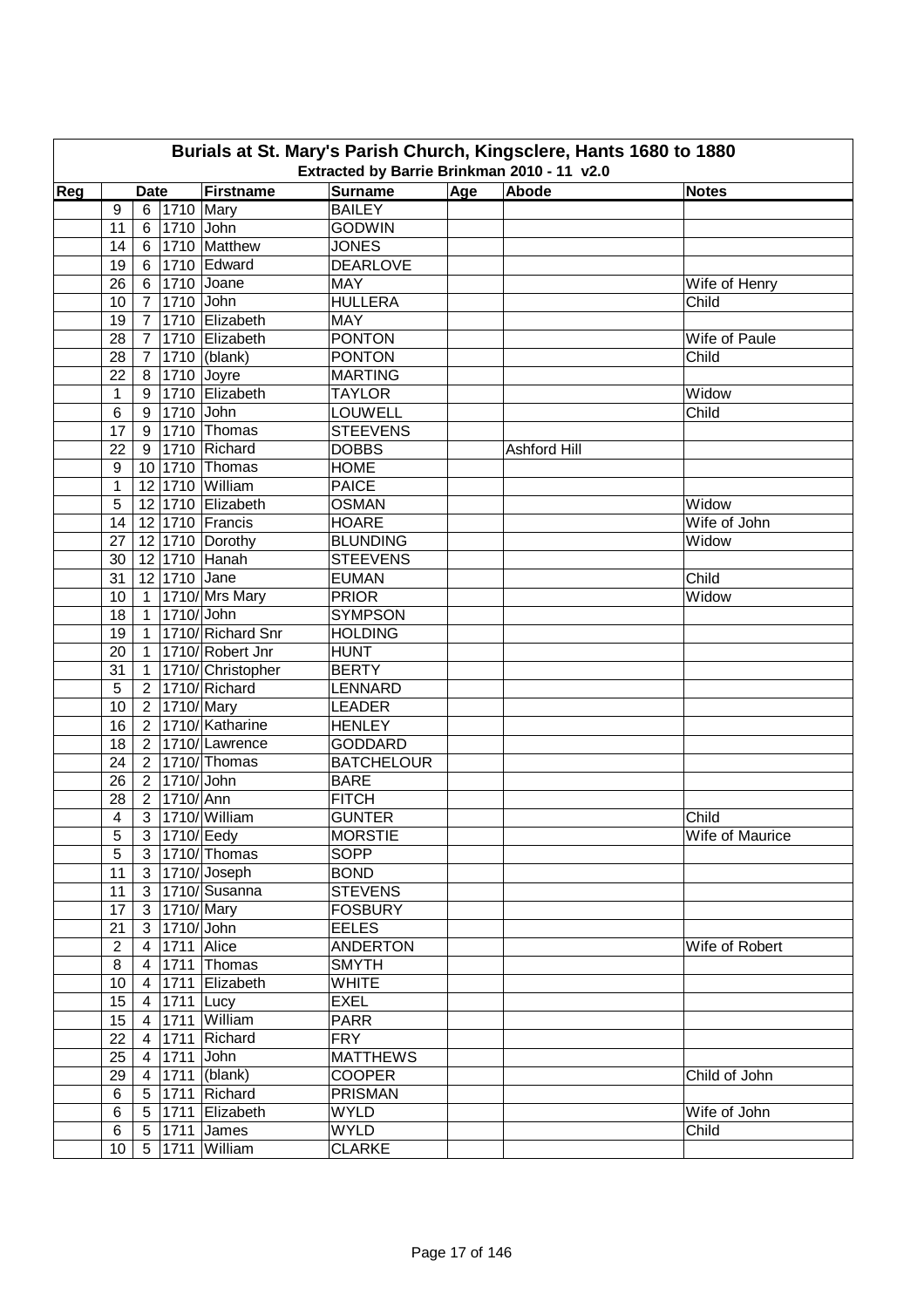# Burials at St. Mary's Parish Church, Kingsclere, Hants 1680 to 1880

Extracted by Barrie Brinkman 2010 - 11 v2.0

| Reg | Date | | | Firstname | Surname | Age | Abode | Notes |
|---|---|---|---|---|---|---|---|---|
| | 9 | 6 | 1710 | Mary | BAILEY | | | |
| | 11 | 6 | 1710 | John | GODWIN | | | |
| | 14 | 6 | 1710 | Matthew | JONES | | | |
| | 19 | 6 | 1710 | Edward | DEARLOVE | | | |
| | 26 | 6 | 1710 | Joane | MAY | | | Wife of Henry |
| | 10 | 7 | 1710 | John | HULLERA | | | Child |
| | 19 | 7 | 1710 | Elizabeth | MAY | | | |
| | 28 | 7 | 1710 | Elizabeth | PONTON | | | Wife of Paule |
| | 28 | 7 | 1710 | (blank) | PONTON | | | Child |
| | 22 | 8 | 1710 | Joyre | MARTING | | | |
| | 1 | 9 | 1710 | Elizabeth | TAYLOR | | | Widow |
| | 6 | 9 | 1710 | John | LOUWELL | | | Child |
| | 17 | 9 | 1710 | Thomas | STEEVENS | | | |
| | 22 | 9 | 1710 | Richard | DOBBS | | Ashford Hill | |
| | 9 | 10 | 1710 | Thomas | HOME | | | |
| | 1 | 12 | 1710 | William | PAICE | | | |
| | 5 | 12 | 1710 | Elizabeth | OSMAN | | | Widow |
| | 14 | 12 | 1710 | Francis | HOARE | | | Wife of John |
| | 27 | 12 | 1710 | Dorothy | BLUNDING | | | Widow |
| | 30 | 12 | 1710 | Hanah | STEEVENS | | | |
| | 31 | 12 | 1710 | Jane | EUMAN | | | Child |
| | 10 | 1 | 1710/ | Mrs Mary | PRIOR | | | Widow |
| | 18 | 1 | 1710/ | John | SYMPSON | | | |
| | 19 | 1 | 1710/ | Richard Snr | HOLDING | | | |
| | 20 | 1 | 1710/ | Robert Jnr | HUNT | | | |
| | 31 | 1 | 1710/ | Christopher | BERTY | | | |
| | 5 | 2 | 1710/ | Richard | LENNARD | | | |
| | 10 | 2 | 1710/ | Mary | LEADER | | | |
| | 16 | 2 | 1710/ | Katharine | HENLEY | | | |
| | 18 | 2 | 1710/ | Lawrence | GODDARD | | | |
| | 24 | 2 | 1710/ | Thomas | BATCHELOUR | | | |
| | 26 | 2 | 1710/ | John | BARE | | | |
| | 28 | 2 | 1710/ | Ann | FITCH | | | |
| | 4 | 3 | 1710/ | William | GUNTER | | | Child |
| | 5 | 3 | 1710/ | Eedy | MORSTIE | | | Wife of Maurice |
| | 5 | 3 | 1710/ | Thomas | SOPP | | | |
| | 11 | 3 | 1710/ | Joseph | BOND | | | |
| | 11 | 3 | 1710/ | Susanna | STEVENS | | | |
| | 17 | 3 | 1710/ | Mary | FOSBURY | | | |
| | 21 | 3 | 1710/ | John | EELES | | | |
| | 2 | 4 | 1711 | Alice | ANDERTON | | | Wife of Robert |
| | 8 | 4 | 1711 | Thomas | SMYTH | | | |
| | 10 | 4 | 1711 | Elizabeth | WHITE | | | |
| | 15 | 4 | 1711 | Lucy | EXEL | | | |
| | 15 | 4 | 1711 | William | PARR | | | |
| | 22 | 4 | 1711 | Richard | FRY | | | |
| | 25 | 4 | 1711 | John | MATTHEWS | | | |
| | 29 | 4 | 1711 | (blank) | COOPER | | | Child of John |
| | 6 | 5 | 1711 | Richard | PRISMAN | | | |
| | 6 | 5 | 1711 | Elizabeth | WYLD | | | Wife of John |
| | 6 | 5 | 1711 | James | WYLD | | | Child |
| | 10 | 5 | 1711 | William | CLARKE | | | |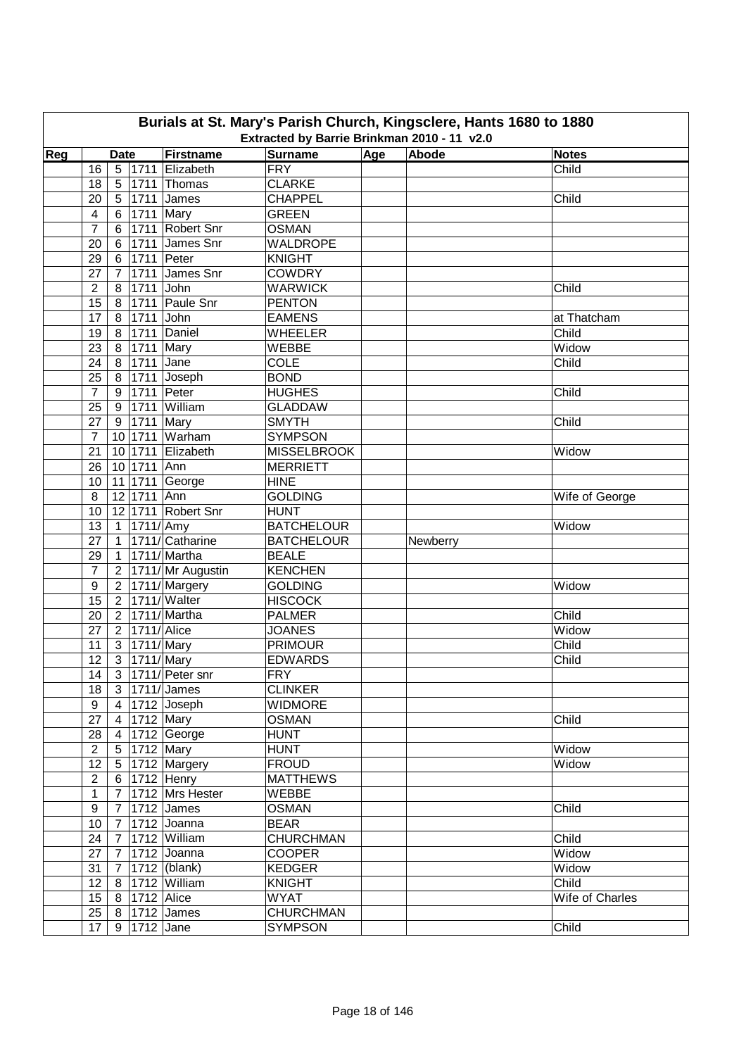# Burials at St. Mary's Parish Church, Kingsclere, Hants 1680 to 1880

## Extracted by Barrie Brinkman 2010 - 11 v2.0

| Reg | Date | | | Firstname | Surname | Age | Abode | Notes |
|---|---|---|---|---|---|---|---|---|
| | 16 | 5 | 1711 | Elizabeth | FRY | | | Child |
| | 18 | 5 | 1711 | Thomas | CLARKE | | | |
| | 20 | 5 | 1711 | James | CHAPPEL | | | Child |
| | 4 | 6 | 1711 | Mary | GREEN | | | |
| | 7 | 6 | 1711 | Robert Snr | OSMAN | | | |
| | 20 | 6 | 1711 | James Snr | WALDROPE | | | |
| | 29 | 6 | 1711 | Peter | KNIGHT | | | |
| | 27 | 7 | 1711 | James Snr | COWDRY | | | |
| | 2 | 8 | 1711 | John | WARWICK | | | Child |
| | 15 | 8 | 1711 | Paule Snr | PENTON | | | |
| | 17 | 8 | 1711 | John | EAMENS | | | at Thatcham |
| | 19 | 8 | 1711 | Daniel | WHEELER | | | Child |
| | 23 | 8 | 1711 | Mary | WEBBE | | | Widow |
| | 24 | 8 | 1711 | Jane | COLE | | | Child |
| | 25 | 8 | 1711 | Joseph | BOND | | | |
| | 7 | 9 | 1711 | Peter | HUGHES | | | Child |
| | 25 | 9 | 1711 | William | GLADDAW | | | |
| | 27 | 9 | 1711 | Mary | SMYTH | | | Child |
| | 7 | 10 | 1711 | Warham | SYMPSON | | | |
| | 21 | 10 | 1711 | Elizabeth | MISSELBROOK | | | Widow |
| | 26 | 10 | 1711 | Ann | MERRIETT | | | |
| | 10 | 11 | 1711 | George | HINE | | | |
| | 8 | 12 | 1711 | Ann | GOLDING | | | Wife of George |
| | 10 | 12 | 1711 | Robert Snr | HUNT | | | |
| | 13 | 1 | 1711/ | Amy | BATCHELOUR | | | Widow |
| | 27 | 1 | 1711/ | Catharine | BATCHELOUR | | Newberry | |
| | 29 | 1 | 1711/ | Martha | BEALE | | | |
| | 7 | 2 | 1711/ | Mr Augustin | KENCHEN | | | |
| | 9 | 2 | 1711/ | Margery | GOLDING | | | Widow |
| | 15 | 2 | 1711/ | Walter | HISCOCK | | | |
| | 20 | 2 | 1711/ | Martha | PALMER | | | Child |
| | 27 | 2 | 1711/ | Alice | JOANES | | | Widow |
| | 11 | 3 | 1711/ | Mary | PRIMOUR | | | Child |
| | 12 | 3 | 1711/ | Mary | EDWARDS | | | Child |
| | 14 | 3 | 1711/ | Peter snr | FRY | | | |
| | 18 | 3 | 1711/ | James | CLINKER | | | |
| | 9 | 4 | 1712 | Joseph | WIDMORE | | | |
| | 27 | 4 | 1712 | Mary | OSMAN | | | Child |
| | 28 | 4 | 1712 | George | HUNT | | | |
| | 2 | 5 | 1712 | Mary | HUNT | | | Widow |
| | 12 | 5 | 1712 | Margery | FROUD | | | Widow |
| | 2 | 6 | 1712 | Henry | MATTHEWS | | | |
| | 1 | 7 | 1712 | Mrs Hester | WEBBE | | | |
| | 9 | 7 | 1712 | James | OSMAN | | | Child |
| | 10 | 7 | 1712 | Joanna | BEAR | | | |
| | 24 | 7 | 1712 | William | CHURCHMAN | | | Child |
| | 27 | 7 | 1712 | Joanna | COOPER | | | Widow |
| | 31 | 7 | 1712 | (blank) | KEDGER | | | Widow |
| | 12 | 8 | 1712 | William | KNIGHT | | | Child |
| | 15 | 8 | 1712 | Alice | WYAT | | | Wife of Charles |
| | 25 | 8 | 1712 | James | CHURCHMAN | | | |
| | 17 | 9 | 1712 | Jane | SYMPSON | | | Child |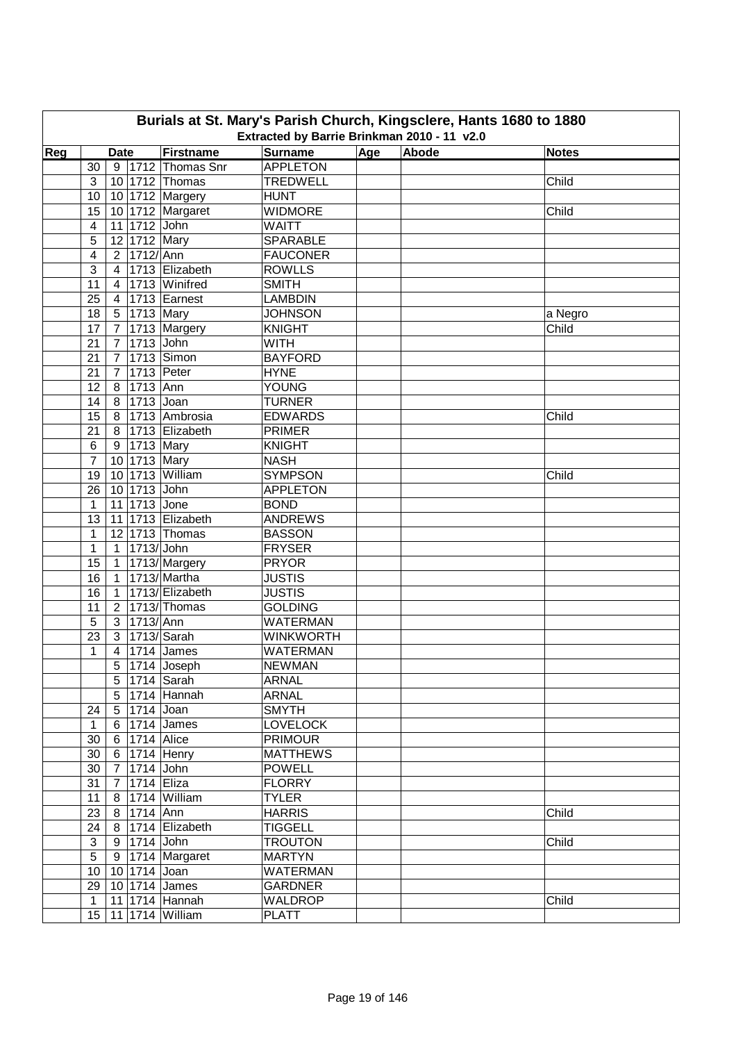# Burials at St. Mary's Parish Church, Kingsclere, Hants 1680 to 1880

### Extracted by Barrie Brinkman 2010 - 11 v2.0

| Reg | Date | | | Firstname | Surname | Age | Abode | Notes |
|---|---|---|---|---|---|---|---|---|
| | 30 | 9 | 1712 | Thomas Snr | APPLETON | | | |
| | 3 | 10 | 1712 | Thomas | TREDWELL | | | Child |
| | 10 | 10 | 1712 | Margery | HUNT | | | |
| | 15 | 10 | 1712 | Margaret | WIDMORE | | | Child |
| | 4 | 11 | 1712 | John | WAITT | | | |
| | 5 | 12 | 1712 | Mary | SPARABLE | | | |
| | 4 | 2 | 1712/ | Ann | FAUCONER | | | |
| | 3 | 4 | 1713 | Elizabeth | ROWLLS | | | |
| | 11 | 4 | 1713 | Winifred | SMITH | | | |
| | 25 | 4 | 1713 | Earnest | LAMBDIN | | | |
| | 18 | 5 | 1713 | Mary | JOHNSON | | | a Negro |
| | 17 | 7 | 1713 | Margery | KNIGHT | | | Child |
| | 21 | 7 | 1713 | John | WITH | | | |
| | 21 | 7 | 1713 | Simon | BAYFORD | | | |
| | 21 | 7 | 1713 | Peter | HYNE | | | |
| | 12 | 8 | 1713 | Ann | YOUNG | | | |
| | 14 | 8 | 1713 | Joan | TURNER | | | |
| | 15 | 8 | 1713 | Ambrosia | EDWARDS | | | Child |
| | 21 | 8 | 1713 | Elizabeth | PRIMER | | | |
| | 6 | 9 | 1713 | Mary | KNIGHT | | | |
| | 7 | 10 | 1713 | Mary | NASH | | | |
| | 19 | 10 | 1713 | William | SYMPSON | | | Child |
| | 26 | 10 | 1713 | John | APPLETON | | | |
| | 1 | 11 | 1713 | Jone | BOND | | | |
| | 13 | 11 | 1713 | Elizabeth | ANDREWS | | | |
| | 1 | 12 | 1713 | Thomas | BASSON | | | |
| | 1 | 1 | 1713/ | John | FRYSER | | | |
| | 15 | 1 | 1713/ | Margery | PRYOR | | | |
| | 16 | 1 | 1713/ | Martha | JUSTIS | | | |
| | 16 | 1 | 1713/ | Elizabeth | JUSTIS | | | |
| | 11 | 2 | 1713/ | Thomas | GOLDING | | | |
| | 5 | 3 | 1713/ | Ann | WATERMAN | | | |
| | 23 | 3 | 1713/ | Sarah | WINKWORTH | | | |
| | 1 | 4 | 1714 | James | WATERMAN | | | |
| | | 5 | 1714 | Joseph | NEWMAN | | | |
| | | 5 | 1714 | Sarah | ARNAL | | | |
| | | 5 | 1714 | Hannah | ARNAL | | | |
| | 24 | 5 | 1714 | Joan | SMYTH | | | |
| | 1 | 6 | 1714 | James | LOVELOCK | | | |
| | 30 | 6 | 1714 | Alice | PRIMOUR | | | |
| | 30 | 6 | 1714 | Henry | MATTHEWS | | | |
| | 30 | 7 | 1714 | John | POWELL | | | |
| | 31 | 7 | 1714 | Eliza | FLORRY | | | |
| | 11 | 8 | 1714 | William | TYLER | | | |
| | 23 | 8 | 1714 | Ann | HARRIS | | | Child |
| | 24 | 8 | 1714 | Elizabeth | TIGGELL | | | |
| | 3 | 9 | 1714 | John | TROUTON | | | Child |
| | 5 | 9 | 1714 | Margaret | MARTYN | | | |
| | 10 | 10 | 1714 | Joan | WATERMAN | | | |
| | 29 | 10 | 1714 | James | GARDNER | | | |
| | 1 | 11 | 1714 | Hannah | WALDROP | | | Child |
| | 15 | 11 | 1714 | William | PLATT | | | |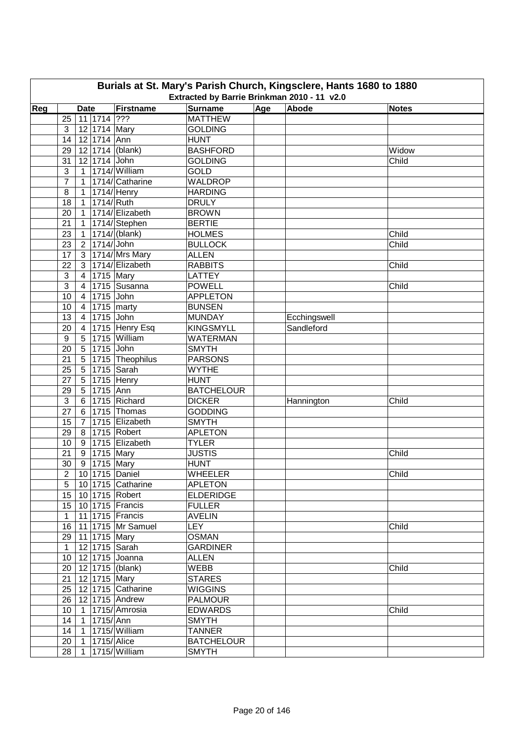# Burials at St. Mary's Parish Church, Kingsclere, Hants 1680 to 1880

## Extracted by Barrie Brinkman 2010 - 11 v2.0

| Reg | Date | | | Firstname | Surname | Age | Abode | Notes |
|---|---|---|---|---|---|---|---|---|
| | 25 | 11 | 1714 | ??? | MATTHEW | | | |
| | 3 | 12 | 1714 | Mary | GOLDING | | | |
| | 14 | 12 | 1714 | Ann | HUNT | | | |
| | 29 | 12 | 1714 | (blank) | BASHFORD | | | Widow |
| | 31 | 12 | 1714 | John | GOLDING | | | Child |
| | 3 | 1 | 1714/ | William | GOLD | | | |
| | 7 | 1 | 1714/ | Catharine | WALDROP | | | |
| | 8 | 1 | 1714/ | Henry | HARDING | | | |
| | 18 | 1 | 1714/ | Ruth | DRULY | | | |
| | 20 | 1 | 1714/ | Elizabeth | BROWN | | | |
| | 21 | 1 | 1714/ | Stephen | BERTIE | | | |
| | 23 | 1 | 1714/ | (blank) | HOLMES | | | Child |
| | 23 | 2 | 1714/ | John | BULLOCK | | | Child |
| | 17 | 3 | 1714/ | Mrs Mary | ALLEN | | | |
| | 22 | 3 | 1714/ | Elizabeth | RABBITS | | | Child |
| | 3 | 4 | 1715 | Mary | LATTEY | | | |
| | 3 | 4 | 1715 | Susanna | POWELL | | | Child |
| | 10 | 4 | 1715 | John | APPLETON | | | |
| | 10 | 4 | 1715 | marty | BUNSEN | | | |
| | 13 | 4 | 1715 | John | MUNDAY | | Ecchingswell | |
| | 20 | 4 | 1715 | Henry Esq | KINGSMYLL | | Sandleford | |
| | 9 | 5 | 1715 | William | WATERMAN | | | |
| | 20 | 5 | 1715 | John | SMYTH | | | |
| | 21 | 5 | 1715 | Theophilus | PARSONS | | | |
| | 25 | 5 | 1715 | Sarah | WYTHE | | | |
| | 27 | 5 | 1715 | Henry | HUNT | | | |
| | 29 | 5 | 1715 | Ann | BATCHELOUR | | | |
| | 3 | 6 | 1715 | Richard | DICKER | | Hannington | Child |
| | 27 | 6 | 1715 | Thomas | GODDING | | | |
| | 15 | 7 | 1715 | Elizabeth | SMYTH | | | |
| | 29 | 8 | 1715 | Robert | APLETON | | | |
| | 10 | 9 | 1715 | Elizabeth | TYLER | | | |
| | 21 | 9 | 1715 | Mary | JUSTIS | | | Child |
| | 30 | 9 | 1715 | Mary | HUNT | | | |
| | 2 | 10 | 1715 | Daniel | WHEELER | | | Child |
| | 5 | 10 | 1715 | Catharine | APLETON | | | |
| | 15 | 10 | 1715 | Robert | ELDERIDGE | | | |
| | 15 | 10 | 1715 | Francis | FULLER | | | |
| | 1 | 11 | 1715 | Francis | AVELIN | | | |
| | 16 | 11 | 1715 | Mr Samuel | LEY | | | Child |
| | 29 | 11 | 1715 | Mary | OSMAN | | | |
| | 1 | 12 | 1715 | Sarah | GARDINER | | | |
| | 10 | 12 | 1715 | Joanna | ALLEN | | | |
| | 20 | 12 | 1715 | (blank) | WEBB | | | Child |
| | 21 | 12 | 1715 | Mary | STARES | | | |
| | 25 | 12 | 1715 | Catharine | WIGGINS | | | |
| | 26 | 12 | 1715 | Andrew | PALMOUR | | | |
| | 10 | 1 | 1715/ | Amrosia | EDWARDS | | | Child |
| | 14 | 1 | 1715/ | Ann | SMYTH | | | |
| | 14 | 1 | 1715/ | William | TANNER | | | |
| | 20 | 1 | 1715/ | Alice | BATCHELOUR | | | |
| | 28 | 1 | 1715/ | William | SMYTH | | | |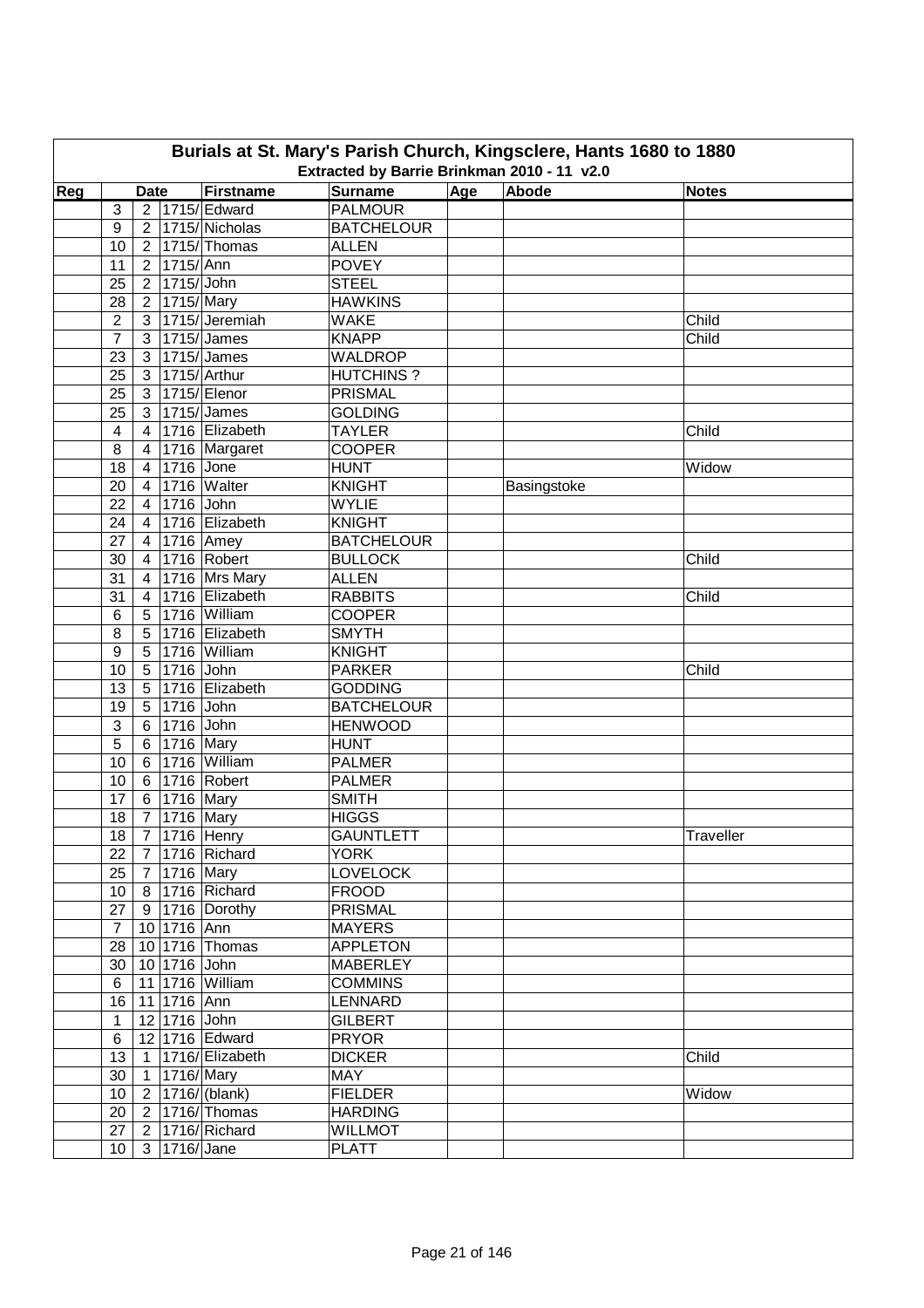# Burials at St. Mary's Parish Church, Kingsclere, Hants 1680 to 1880

### Extracted by Barrie Brinkman 2010 - 11 v2.0

| Reg | Date | | | Firstname | Surname | Age | Abode | Notes |
|---|---|---|---|---|---|---|---|---|
| | 3 | 2 | 1715/ | Edward | PALMOUR | | | |
| | 9 | 2 | 1715/ | Nicholas | BATCHELOUR | | | |
| | 10 | 2 | 1715/ | Thomas | ALLEN | | | |
| | 11 | 2 | 1715/ | Ann | POVEY | | | |
| | 25 | 2 | 1715/ | John | STEEL | | | |
| | 28 | 2 | 1715/ | Mary | HAWKINS | | | |
| | 2 | 3 | 1715/ | Jeremiah | WAKE | | | Child |
| | 7 | 3 | 1715/ | James | KNAPP | | | Child |
| | 23 | 3 | 1715/ | James | WALDROP | | | |
| | 25 | 3 | 1715/ | Arthur | HUTCHINS ? | | | |
| | 25 | 3 | 1715/ | Elenor | PRISMAL | | | |
| | 25 | 3 | 1715/ | James | GOLDING | | | |
| | 4 | 4 | 1716 | Elizabeth | TAYLER | | | Child |
| | 8 | 4 | 1716 | Margaret | COOPER | | | |
| | 18 | 4 | 1716 | Jone | HUNT | | | Widow |
| | 20 | 4 | 1716 | Walter | KNIGHT | | Basingstoke | |
| | 22 | 4 | 1716 | John | WYLIE | | | |
| | 24 | 4 | 1716 | Elizabeth | KNIGHT | | | |
| | 27 | 4 | 1716 | Amey | BATCHELOUR | | | |
| | 30 | 4 | 1716 | Robert | BULLOCK | | | Child |
| | 31 | 4 | 1716 | Mrs Mary | ALLEN | | | |
| | 31 | 4 | 1716 | Elizabeth | RABBITS | | | Child |
| | 6 | 5 | 1716 | William | COOPER | | | |
| | 8 | 5 | 1716 | Elizabeth | SMYTH | | | |
| | 9 | 5 | 1716 | William | KNIGHT | | | |
| | 10 | 5 | 1716 | John | PARKER | | | Child |
| | 13 | 5 | 1716 | Elizabeth | GODDING | | | |
| | 19 | 5 | 1716 | John | BATCHELOUR | | | |
| | 3 | 6 | 1716 | John | HENWOOD | | | |
| | 5 | 6 | 1716 | Mary | HUNT | | | |
| | 10 | 6 | 1716 | William | PALMER | | | |
| | 10 | 6 | 1716 | Robert | PALMER | | | |
| | 17 | 6 | 1716 | Mary | SMITH | | | |
| | 18 | 7 | 1716 | Mary | HIGGS | | | |
| | 18 | 7 | 1716 | Henry | GAUNTLETT | | | Traveller |
| | 22 | 7 | 1716 | Richard | YORK | | | |
| | 25 | 7 | 1716 | Mary | LOVELOCK | | | |
| | 10 | 8 | 1716 | Richard | FROOD | | | |
| | 27 | 9 | 1716 | Dorothy | PRISMAL | | | |
| | 7 | 10 | 1716 | Ann | MAYERS | | | |
| | 28 | 10 | 1716 | Thomas | APPLETON | | | |
| | 30 | 10 | 1716 | John | MABERLEY | | | |
| | 6 | 11 | 1716 | William | COMMINS | | | |
| | 16 | 11 | 1716 | Ann | LENNARD | | | |
| | 1 | 12 | 1716 | John | GILBERT | | | |
| | 6 | 12 | 1716 | Edward | PRYOR | | | |
| | 13 | 1 | 1716/ | Elizabeth | DICKER | | | Child |
| | 30 | 1 | 1716/ | Mary | MAY | | | |
| | 10 | 2 | 1716/ | (blank) | FIELDER | | | Widow |
| | 20 | 2 | 1716/ | Thomas | HARDING | | | |
| | 27 | 2 | 1716/ | Richard | WILLMOT | | | |
| | 10 | 3 | 1716/ | Jane | PLATT | | | |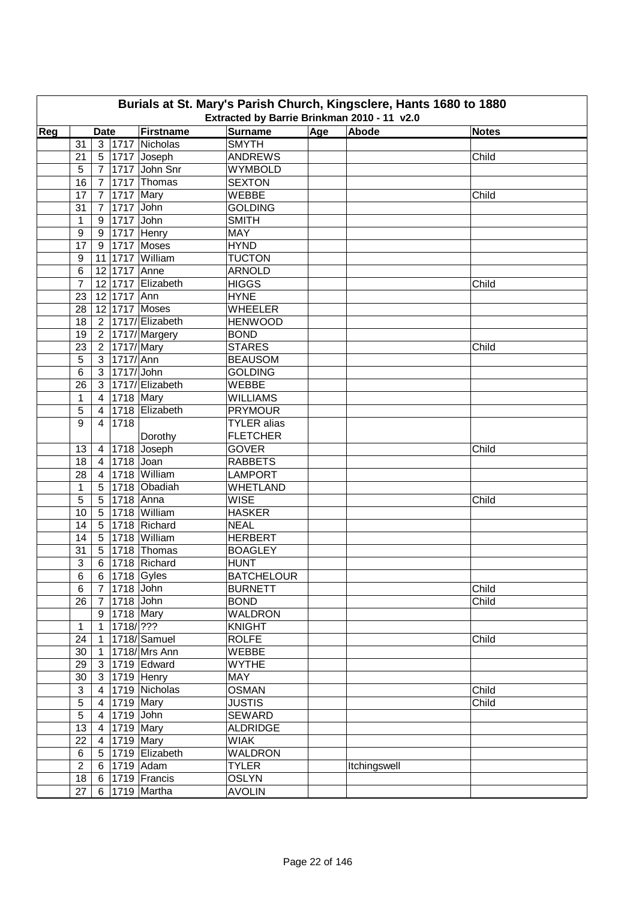# Burials at St. Mary's Parish Church, Kingsclere, Hants 1680 to 1880

## Extracted by Barrie Brinkman 2010 - 11 v2.0

| Reg | Date | | | Firstname | Surname | Age | Abode | Notes |
|---|---|---|---|---|---|---|---|---|
| | 31 | 3 | 1717 | Nicholas | SMYTH | | | |
| | 21 | 5 | 1717 | Joseph | ANDREWS | | | Child |
| | 5 | 7 | 1717 | John Snr | WYMBOLD | | | |
| | 16 | 7 | 1717 | Thomas | SEXTON | | | |
| | 17 | 7 | 1717 | Mary | WEBBE | | | Child |
| | 31 | 7 | 1717 | John | GOLDING | | | |
| | 1 | 9 | 1717 | John | SMITH | | | |
| | 9 | 9 | 1717 | Henry | MAY | | | |
| | 17 | 9 | 1717 | Moses | HYND | | | |
| | 9 | 11 | 1717 | William | TUCTON | | | |
| | 6 | 12 | 1717 | Anne | ARNOLD | | | |
| | 7 | 12 | 1717 | Elizabeth | HIGGS | | | Child |
| | 23 | 12 | 1717 | Ann | HYNE | | | |
| | 28 | 12 | 1717 | Moses | WHEELER | | | |
| | 18 | 2 | 1717/ | Elizabeth | HENWOOD | | | |
| | 19 | 2 | 1717/ | Margery | BOND | | | |
| | 23 | 2 | 1717/ | Mary | STARES | | | Child |
| | 5 | 3 | 1717/ | Ann | BEAUSOM | | | |
| | 6 | 3 | 1717/ | John | GOLDING | | | |
| | 26 | 3 | 1717/ | Elizabeth | WEBBE | | | |
| | 1 | 4 | 1718 | Mary | WILLIAMS | | | |
| | 5 | 4 | 1718 | Elizabeth | PRYMOUR | | | |
| | 9 | 4 | 1718 | Dorothy | TYLER alias FLETCHER | | | |
| | 13 | 4 | 1718 | Joseph | GOVER | | | Child |
| | 18 | 4 | 1718 | Joan | RABBETS | | | |
| | 28 | 4 | 1718 | William | LAMPORT | | | |
| | 1 | 5 | 1718 | Obadiah | WHETLAND | | | |
| | 5 | 5 | 1718 | Anna | WISE | | | Child |
| | 10 | 5 | 1718 | William | HASKER | | | |
| | 14 | 5 | 1718 | Richard | NEAL | | | |
| | 14 | 5 | 1718 | William | HERBERT | | | |
| | 31 | 5 | 1718 | Thomas | BOAGLEY | | | |
| | 3 | 6 | 1718 | Richard | HUNT | | | |
| | 6 | 6 | 1718 | Gyles | BATCHELOUR | | | |
| | 6 | 7 | 1718 | John | BURNETT | | | Child |
| | 26 | 7 | 1718 | John | BOND | | | Child |
| | | 9 | 1718 | Mary | WALDRON | | | |
| | 1 | 1 | 1718/ | ??? | KNIGHT | | | |
| | 24 | 1 | 1718/ | Samuel | ROLFE | | | Child |
| | 30 | 1 | 1718/ | Mrs Ann | WEBBE | | | |
| | 29 | 3 | 1719 | Edward | WYTHE | | | |
| | 30 | 3 | 1719 | Henry | MAY | | | |
| | 3 | 4 | 1719 | Nicholas | OSMAN | | | Child |
| | 5 | 4 | 1719 | Mary | JUSTIS | | | Child |
| | 5 | 4 | 1719 | John | SEWARD | | | |
| | 13 | 4 | 1719 | Mary | ALDRIDGE | | | |
| | 22 | 4 | 1719 | Mary | WIAK | | | |
| | 6 | 5 | 1719 | Elizabeth | WALDRON | | | |
| | 2 | 6 | 1719 | Adam | TYLER | | Itchingswell | |
| | 18 | 6 | 1719 | Francis | OSLYN | | | |
| | 27 | 6 | 1719 | Martha | AVOLIN | | | |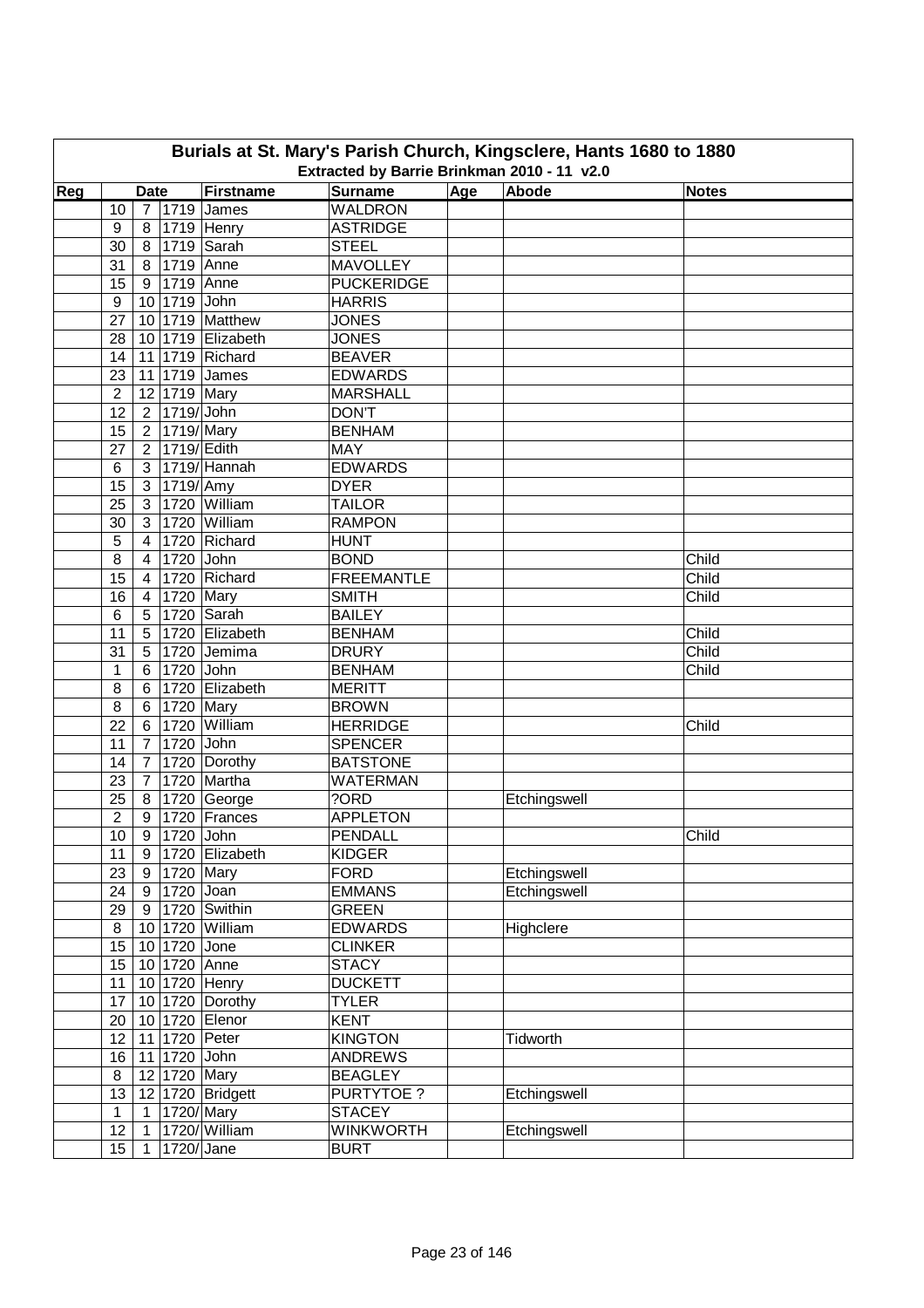# Burials at St. Mary's Parish Church, Kingsclere, Hants 1680 to 1880

## Extracted by Barrie Brinkman 2010 - 11 v2.0

| Reg | Date | | | Firstname | Surname | Age | Abode | Notes |
|---|---|---|---|---|---|---|---|---|
| | 10 | 7 | 1719 | James | WALDRON | | | |
| | 9 | 8 | 1719 | Henry | ASTRIDGE | | | |
| | 30 | 8 | 1719 | Sarah | STEEL | | | |
| | 31 | 8 | 1719 | Anne | MAVOLLEY | | | |
| | 15 | 9 | 1719 | Anne | PUCKERIDGE | | | |
| | 9 | 10 | 1719 | John | HARRIS | | | |
| | 27 | 10 | 1719 | Matthew | JONES | | | |
| | 28 | 10 | 1719 | Elizabeth | JONES | | | |
| | 14 | 11 | 1719 | Richard | BEAVER | | | |
| | 23 | 11 | 1719 | James | EDWARDS | | | |
| | 2 | 12 | 1719 | Mary | MARSHALL | | | |
| | 12 | 2 | 1719/ | John | DON'T | | | |
| | 15 | 2 | 1719/ | Mary | BENHAM | | | |
| | 27 | 2 | 1719/ | Edith | MAY | | | |
| | 6 | 3 | 1719/ | Hannah | EDWARDS | | | |
| | 15 | 3 | 1719/ | Amy | DYER | | | |
| | 25 | 3 | 1720 | William | TAILOR | | | |
| | 30 | 3 | 1720 | William | RAMPON | | | |
| | 5 | 4 | 1720 | Richard | HUNT | | | |
| | 8 | 4 | 1720 | John | BOND | | | Child |
| | 15 | 4 | 1720 | Richard | FREEMANTLE | | | Child |
| | 16 | 4 | 1720 | Mary | SMITH | | | Child |
| | 6 | 5 | 1720 | Sarah | BAILEY | | | |
| | 11 | 5 | 1720 | Elizabeth | BENHAM | | | Child |
| | 31 | 5 | 1720 | Jemima | DRURY | | | Child |
| | 1 | 6 | 1720 | John | BENHAM | | | Child |
| | 8 | 6 | 1720 | Elizabeth | MERITT | | | |
| | 8 | 6 | 1720 | Mary | BROWN | | | |
| | 22 | 6 | 1720 | William | HERRIDGE | | | Child |
| | 11 | 7 | 1720 | John | SPENCER | | | |
| | 14 | 7 | 1720 | Dorothy | BATSTONE | | | |
| | 23 | 7 | 1720 | Martha | WATERMAN | | | |
| | 25 | 8 | 1720 | George | ?ORD | | Etchingswell | |
| | 2 | 9 | 1720 | Frances | APPLETON | | | |
| | 10 | 9 | 1720 | John | PENDALL | | | Child |
| | 11 | 9 | 1720 | Elizabeth | KIDGER | | | |
| | 23 | 9 | 1720 | Mary | FORD | | Etchingswell | |
| | 24 | 9 | 1720 | Joan | EMMANS | | Etchingswell | |
| | 29 | 9 | 1720 | Swithin | GREEN | | | |
| | 8 | 10 | 1720 | William | EDWARDS | | Highclere | |
| | 15 | 10 | 1720 | Jone | CLINKER | | | |
| | 15 | 10 | 1720 | Anne | STACY | | | |
| | 11 | 10 | 1720 | Henry | DUCKETT | | | |
| | 17 | 10 | 1720 | Dorothy | TYLER | | | |
| | 20 | 10 | 1720 | Elenor | KENT | | | |
| | 12 | 11 | 1720 | Peter | KINGTON | | Tidworth | |
| | 16 | 11 | 1720 | John | ANDREWS | | | |
| | 8 | 12 | 1720 | Mary | BEAGLEY | | | |
| | 13 | 12 | 1720 | Bridgett | PURTYTOE ? | | Etchingswell | |
| | 1 | 1 | 1720/ | Mary | STACEY | | | |
| | 12 | 1 | 1720/ | William | WINKWORTH | | Etchingswell | |
| | 15 | 1 | 1720/ | Jane | BURT | | | |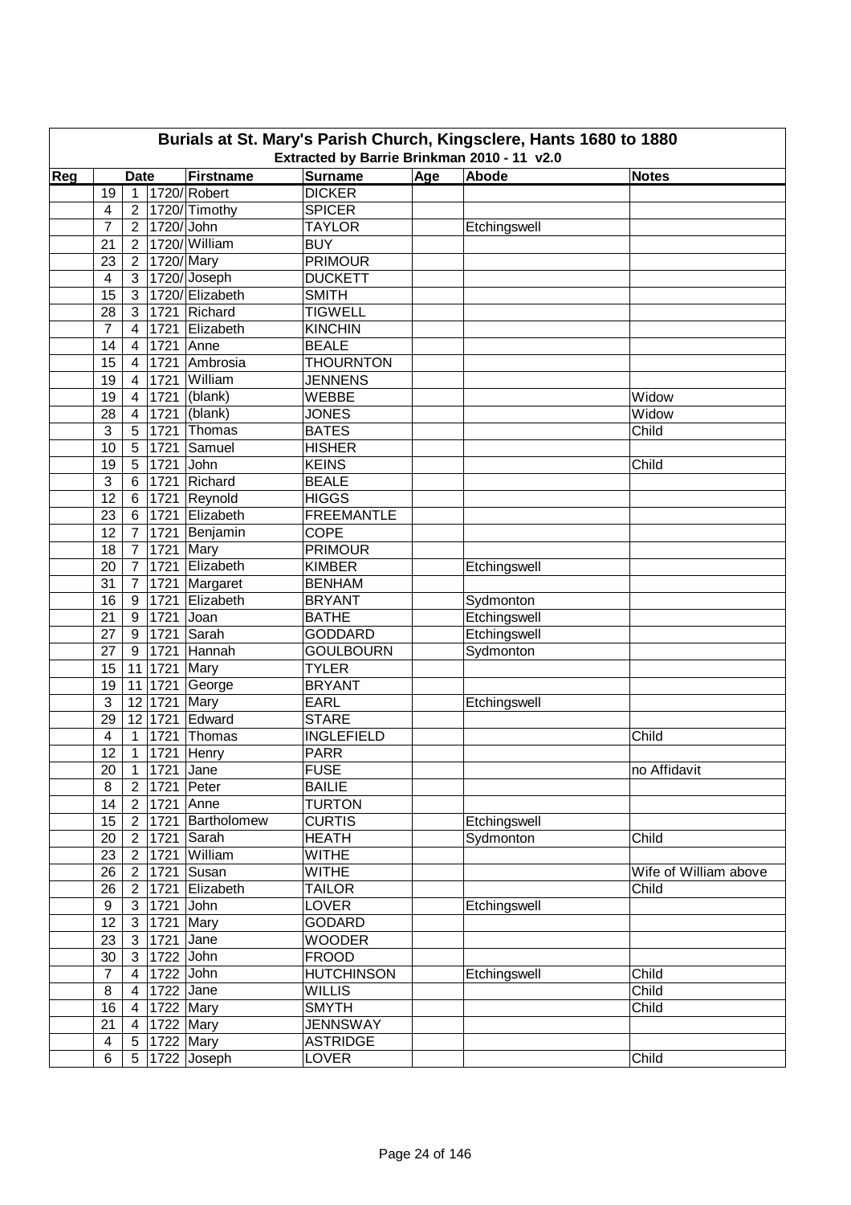# Burials at St. Mary's Parish Church, Kingsclere, Hants 1680 to 1880

Extracted by Barrie Brinkman 2010 - 11 v2.0

| Reg | Date | | | Firstname | Surname | Age | Abode | Notes |
|---|---|---|---|---|---|---|---|---|
| | 19 | 1 | 1720/ | Robert | DICKER | | | |
| | 4 | 2 | 1720/ | Timothy | SPICER | | | |
| | 7 | 2 | 1720/ | John | TAYLOR | | Etchingswell | |
| | 21 | 2 | 1720/ | William | BUY | | | |
| | 23 | 2 | 1720/ | Mary | PRIMOUR | | | |
| | 4 | 3 | 1720/ | Joseph | DUCKETT | | | |
| | 15 | 3 | 1720/ | Elizabeth | SMITH | | | |
| | 28 | 3 | 1721 | Richard | TIGWELL | | | |
| | 7 | 4 | 1721 | Elizabeth | KINCHIN | | | |
| | 14 | 4 | 1721 | Anne | BEALE | | | |
| | 15 | 4 | 1721 | Ambrosia | THOURNTON | | | |
| | 19 | 4 | 1721 | William | JENNENS | | | |
| | 19 | 4 | 1721 | (blank) | WEBBE | | | Widow |
| | 28 | 4 | 1721 | (blank) | JONES | | | Widow |
| | 3 | 5 | 1721 | Thomas | BATES | | | Child |
| | 10 | 5 | 1721 | Samuel | HISHER | | | |
| | 19 | 5 | 1721 | John | KEINS | | | Child |
| | 3 | 6 | 1721 | Richard | BEALE | | | |
| | 12 | 6 | 1721 | Reynold | HIGGS | | | |
| | 23 | 6 | 1721 | Elizabeth | FREEMANTLE | | | |
| | 12 | 7 | 1721 | Benjamin | COPE | | | |
| | 18 | 7 | 1721 | Mary | PRIMOUR | | | |
| | 20 | 7 | 1721 | Elizabeth | KIMBER | | Etchingswell | |
| | 31 | 7 | 1721 | Margaret | BENHAM | | | |
| | 16 | 9 | 1721 | Elizabeth | BRYANT | | Sydmonton | |
| | 21 | 9 | 1721 | Joan | BATHE | | Etchingswell | |
| | 27 | 9 | 1721 | Sarah | GODDARD | | Etchingswell | |
| | 27 | 9 | 1721 | Hannah | GOULBOURN | | Sydmonton | |
| | 15 | 11 | 1721 | Mary | TYLER | | | |
| | 19 | 11 | 1721 | George | BRYANT | | | |
| | 3 | 12 | 1721 | Mary | EARL | | Etchingswell | |
| | 29 | 12 | 1721 | Edward | STARE | | | |
| | 4 | 1 | 1721 | Thomas | INGLEFIELD | | | Child |
| | 12 | 1 | 1721 | Henry | PARR | | | |
| | 20 | 1 | 1721 | Jane | FUSE | | | no Affidavit |
| | 8 | 2 | 1721 | Peter | BAILIE | | | |
| | 14 | 2 | 1721 | Anne | TURTON | | | |
| | 15 | 2 | 1721 | Bartholomew | CURTIS | | Etchingswell | |
| | 20 | 2 | 1721 | Sarah | HEATH | | Sydmonton | Child |
| | 23 | 2 | 1721 | William | WITHE | | | |
| | 26 | 2 | 1721 | Susan | WITHE | | | Wife of William above |
| | 26 | 2 | 1721 | Elizabeth | TAILOR | | | Child |
| | 9 | 3 | 1721 | John | LOVER | | Etchingswell | |
| | 12 | 3 | 1721 | Mary | GODARD | | | |
| | 23 | 3 | 1721 | Jane | WOODER | | | |
| | 30 | 3 | 1722 | John | FROOD | | | |
| | 7 | 4 | 1722 | John | HUTCHINSON | | Etchingswell | Child |
| | 8 | 4 | 1722 | Jane | WILLIS | | | Child |
| | 16 | 4 | 1722 | Mary | SMYTH | | | Child |
| | 21 | 4 | 1722 | Mary | JENNSWAY | | | |
| | 4 | 5 | 1722 | Mary | ASTRIDGE | | | |
| | 6 | 5 | 1722 | Joseph | LOVER | | | Child |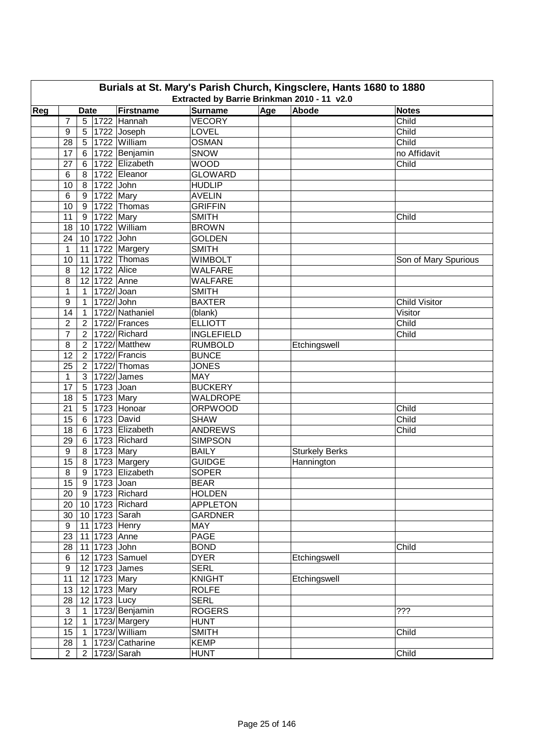# Burials at St. Mary's Parish Church, Kingsclere, Hants 1680 to 1880

## Extracted by Barrie Brinkman 2010 - 11 v2.0

| Reg | Date | | | Firstname | Surname | Age | Abode | Notes |
|---|---|---|---|---|---|---|---|---|
| | 7 | 5 | 1722 | Hannah | VECORY | | | Child |
| | 9 | 5 | 1722 | Joseph | LOVEL | | | Child |
| | 28 | 5 | 1722 | William | OSMAN | | | Child |
| | 17 | 6 | 1722 | Benjamin | SNOW | | | no Affidavit |
| | 27 | 6 | 1722 | Elizabeth | WOOD | | | Child |
| | 6 | 8 | 1722 | Eleanor | GLOWARD | | | |
| | 10 | 8 | 1722 | John | HUDLIP | | | |
| | 6 | 9 | 1722 | Mary | AVELIN | | | |
| | 10 | 9 | 1722 | Thomas | GRIFFIN | | | |
| | 11 | 9 | 1722 | Mary | SMITH | | | Child |
| | 18 | 10 | 1722 | William | BROWN | | | |
| | 24 | 10 | 1722 | John | GOLDEN | | | |
| | 1 | 11 | 1722 | Margery | SMITH | | | |
| | 10 | 11 | 1722 | Thomas | WIMBOLT | | | Son of Mary Spurious |
| | 8 | 12 | 1722 | Alice | WALFARE | | | |
| | 8 | 12 | 1722 | Anne | WALFARE | | | |
| | 1 | 1 | 1722/ | Joan | SMITH | | | |
| | 9 | 1 | 1722/ | John | BAXTER | | | Child Visitor |
| | 14 | 1 | 1722/ | Nathaniel | (blank) | | | Visitor |
| | 2 | 2 | 1722/ | Frances | ELLIOTT | | | Child |
| | 7 | 2 | 1722/ | Richard | INGLEFIELD | | | Child |
| | 8 | 2 | 1722/ | Matthew | RUMBOLD | | Etchingswell | |
| | 12 | 2 | 1722/ | Francis | BUNCE | | | |
| | 25 | 2 | 1722/ | Thomas | JONES | | | |
| | 1 | 3 | 1722/ | James | MAY | | | |
| | 17 | 5 | 1723 | Joan | BUCKERY | | | |
| | 18 | 5 | 1723 | Mary | WALDROPE | | | |
| | 21 | 5 | 1723 | Honoar | ORPWOOD | | | Child |
| | 15 | 6 | 1723 | David | SHAW | | | Child |
| | 18 | 6 | 1723 | Elizabeth | ANDREWS | | | Child |
| | 29 | 6 | 1723 | Richard | SIMPSON | | | |
| | 9 | 8 | 1723 | Mary | BAILY | | Sturkely Berks | |
| | 15 | 8 | 1723 | Margery | GUIDGE | | Hannington | |
| | 8 | 9 | 1723 | Elizabeth | SOPER | | | |
| | 15 | 9 | 1723 | Joan | BEAR | | | |
| | 20 | 9 | 1723 | Richard | HOLDEN | | | |
| | 20 | 10 | 1723 | Richard | APPLETON | | | |
| | 30 | 10 | 1723 | Sarah | GARDNER | | | |
| | 9 | 11 | 1723 | Henry | MAY | | | |
| | 23 | 11 | 1723 | Anne | PAGE | | | |
| | 28 | 11 | 1723 | John | BOND | | | Child |
| | 6 | 12 | 1723 | Samuel | DYER | | Etchingswell | |
| | 9 | 12 | 1723 | James | SERL | | | |
| | 11 | 12 | 1723 | Mary | KNIGHT | | Etchingswell | |
| | 13 | 12 | 1723 | Mary | ROLFE | | | |
| | 28 | 12 | 1723 | Lucy | SERL | | | |
| | 3 | 1 | 1723/ | Benjamin | ROGERS | | | ??? |
| | 12 | 1 | 1723/ | Margery | HUNT | | | |
| | 15 | 1 | 1723/ | William | SMITH | | | Child |
| | 28 | 1 | 1723/ | Catharine | KEMP | | | |
| | 2 | 2 | 1723/ | Sarah | HUNT | | | Child |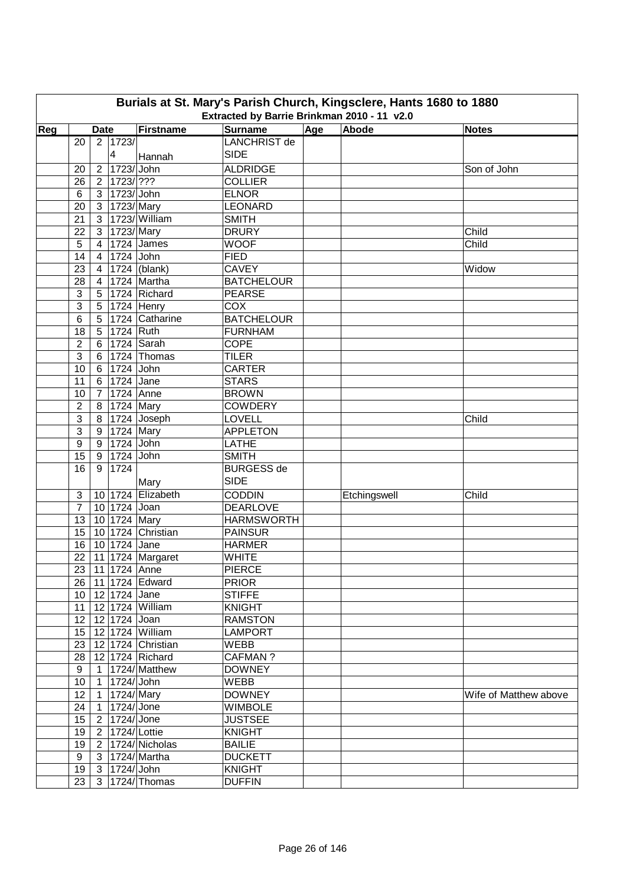# Burials at St. Mary's Parish Church, Kingsclere, Hants 1680 to 1880

## Extracted by Barrie Brinkman 2010 - 11 v2.0

| Reg | Date | | | Firstname | Surname | Age | Abode | Notes |
|---|---|---|---|---|---|---|---|---|
| | 20 | 2 | 1723/4 | Hannah | LANCHRIST de SIDE | | | |
| | 20 | 2 | 1723/ | John | ALDRIDGE | | | Son of John |
| | 26 | 2 | 1723/ | ??? | COLLIER | | | |
| | 6 | 3 | 1723/ | John | ELNOR | | | |
| | 20 | 3 | 1723/ | Mary | LEONARD | | | |
| | 21 | 3 | 1723/ | William | SMITH | | | |
| | 22 | 3 | 1723/ | Mary | DRURY | | | Child |
| | 5 | 4 | 1724 | James | WOOF | | | Child |
| | 14 | 4 | 1724 | John | FIED | | | |
| | 23 | 4 | 1724 | (blank) | CAVEY | | | Widow |
| | 28 | 4 | 1724 | Martha | BATCHELOUR | | | |
| | 3 | 5 | 1724 | Richard | PEARSE | | | |
| | 3 | 5 | 1724 | Henry | COX | | | |
| | 6 | 5 | 1724 | Catharine | BATCHELOUR | | | |
| | 18 | 5 | 1724 | Ruth | FURNHAM | | | |
| | 2 | 6 | 1724 | Sarah | COPE | | | |
| | 3 | 6 | 1724 | Thomas | TILER | | | |
| | 10 | 6 | 1724 | John | CARTER | | | |
| | 11 | 6 | 1724 | Jane | STARS | | | |
| | 10 | 7 | 1724 | Anne | BROWN | | | |
| | 2 | 8 | 1724 | Mary | COWDERY | | | |
| | 3 | 8 | 1724 | Joseph | LOVELL | | | Child |
| | 3 | 9 | 1724 | Mary | APPLETON | | | |
| | 9 | 9 | 1724 | John | LATHE | | | |
| | 15 | 9 | 1724 | John | SMITH | | | |
| | 16 | 9 | 1724 | Mary | BURGESS de SIDE | | | |
| | 3 | 10 | 1724 | Elizabeth | CODDIN | | Etchingswell | Child |
| | 7 | 10 | 1724 | Joan | DEARLOVE | | | |
| | 13 | 10 | 1724 | Mary | HARMSWORTH | | | |
| | 15 | 10 | 1724 | Christian | PAINSUR | | | |
| | 16 | 10 | 1724 | Jane | HARMER | | | |
| | 22 | 11 | 1724 | Margaret | WHITE | | | |
| | 23 | 11 | 1724 | Anne | PIERCE | | | |
| | 26 | 11 | 1724 | Edward | PRIOR | | | |
| | 10 | 12 | 1724 | Jane | STIFFE | | | |
| | 11 | 12 | 1724 | William | KNIGHT | | | |
| | 12 | 12 | 1724 | Joan | RAMSTON | | | |
| | 15 | 12 | 1724 | William | LAMPORT | | | |
| | 23 | 12 | 1724 | Christian | WEBB | | | |
| | 28 | 12 | 1724 | Richard | CAFMAN ? | | | |
| | 9 | 1 | 1724/ | Matthew | DOWNEY | | | |
| | 10 | 1 | 1724/ | John | WEBB | | | |
| | 12 | 1 | 1724/ | Mary | DOWNEY | | | Wife of Matthew above |
| | 24 | 1 | 1724/ | Jone | WIMBOLE | | | |
| | 15 | 2 | 1724/ | Jone | JUSTSEE | | | |
| | 19 | 2 | 1724/ | Lottie | KNIGHT | | | |
| | 19 | 2 | 1724/ | Nicholas | BAILIE | | | |
| | 9 | 3 | 1724/ | Martha | DUCKETT | | | |
| | 19 | 3 | 1724/ | John | KNIGHT | | | |
| | 23 | 3 | 1724/ | Thomas | DUFFIN | | | |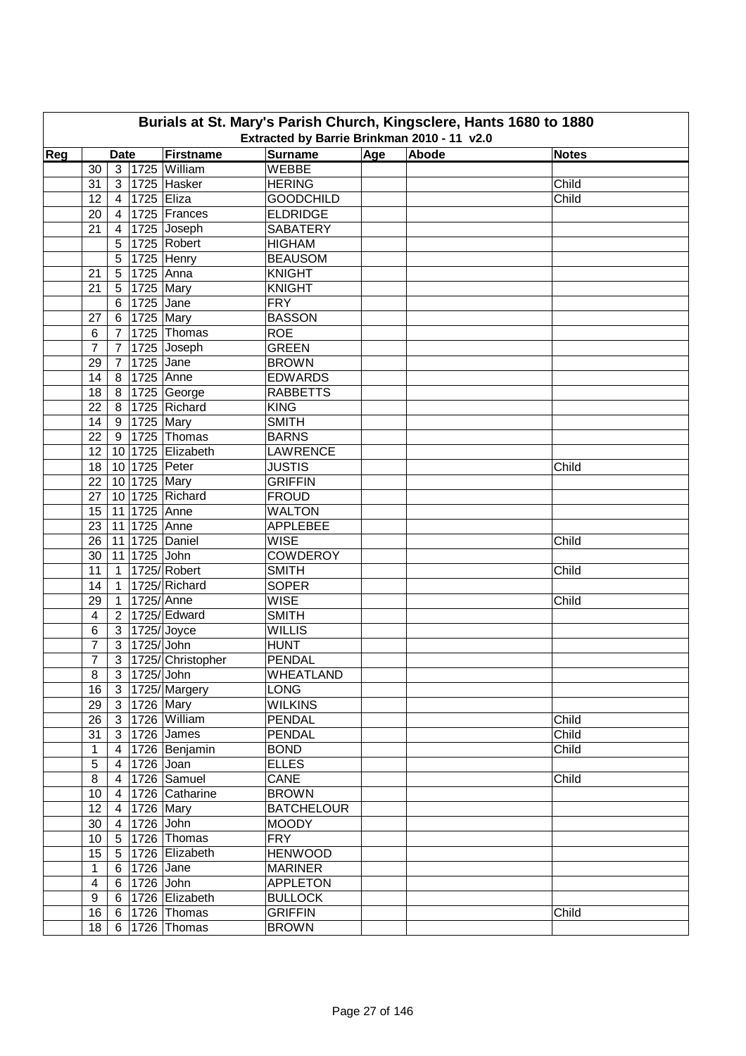# Burials at St. Mary's Parish Church, Kingsclere, Hants 1680 to 1880

Extracted by Barrie Brinkman 2010 - 11 v2.0

| Reg | Date | | | Firstname | Surname | Age | Abode | Notes |
|---|---|---|---|---|---|---|---|---|
| | 30 | 3 | 1725 | William | WEBBE | | | |
| | 31 | 3 | 1725 | Hasker | HERING | | | Child |
| | 12 | 4 | 1725 | Eliza | GOODCHILD | | | Child |
| | 20 | 4 | 1725 | Frances | ELDRIDGE | | | |
| | 21 | 4 | 1725 | Joseph | SABATERY | | | |
| | | 5 | 1725 | Robert | HIGHAM | | | |
| | | 5 | 1725 | Henry | BEAUSOM | | | |
| | 21 | 5 | 1725 | Anna | KNIGHT | | | |
| | 21 | 5 | 1725 | Mary | KNIGHT | | | |
| | | 6 | 1725 | Jane | FRY | | | |
| | 27 | 6 | 1725 | Mary | BASSON | | | |
| | 6 | 7 | 1725 | Thomas | ROE | | | |
| | 7 | 7 | 1725 | Joseph | GREEN | | | |
| | 29 | 7 | 1725 | Jane | BROWN | | | |
| | 14 | 8 | 1725 | Anne | EDWARDS | | | |
| | 18 | 8 | 1725 | George | RABBETTS | | | |
| | 22 | 8 | 1725 | Richard | KING | | | |
| | 14 | 9 | 1725 | Mary | SMITH | | | |
| | 22 | 9 | 1725 | Thomas | BARNS | | | |
| | 12 | 10 | 1725 | Elizabeth | LAWRENCE | | | |
| | 18 | 10 | 1725 | Peter | JUSTIS | | | Child |
| | 22 | 10 | 1725 | Mary | GRIFFIN | | | |
| | 27 | 10 | 1725 | Richard | FROUD | | | |
| | 15 | 11 | 1725 | Anne | WALTON | | | |
| | 23 | 11 | 1725 | Anne | APPLEBEE | | | |
| | 26 | 11 | 1725 | Daniel | WISE | | | Child |
| | 30 | 11 | 1725 | John | COWDEROY | | | |
| | 11 | 1 | 1725/ | Robert | SMITH | | | Child |
| | 14 | 1 | 1725/ | Richard | SOPER | | | |
| | 29 | 1 | 1725/ | Anne | WISE | | | Child |
| | 4 | 2 | 1725/ | Edward | SMITH | | | |
| | 6 | 3 | 1725/ | Joyce | WILLIS | | | |
| | 7 | 3 | 1725/ | John | HUNT | | | |
| | 7 | 3 | 1725/ | Christopher | PENDAL | | | |
| | 8 | 3 | 1725/ | John | WHEATLAND | | | |
| | 16 | 3 | 1725/ | Margery | LONG | | | |
| | 29 | 3 | 1726 | Mary | WILKINS | | | |
| | 26 | 3 | 1726 | William | PENDAL | | | Child |
| | 31 | 3 | 1726 | James | PENDAL | | | Child |
| | 1 | 4 | 1726 | Benjamin | BOND | | | Child |
| | 5 | 4 | 1726 | Joan | ELLES | | | |
| | 8 | 4 | 1726 | Samuel | CANE | | | Child |
| | 10 | 4 | 1726 | Catharine | BROWN | | | |
| | 12 | 4 | 1726 | Mary | BATCHELOUR | | | |
| | 30 | 4 | 1726 | John | MOODY | | | |
| | 10 | 5 | 1726 | Thomas | FRY | | | |
| | 15 | 5 | 1726 | Elizabeth | HENWOOD | | | |
| | 1 | 6 | 1726 | Jane | MARINER | | | |
| | 4 | 6 | 1726 | John | APPLETON | | | |
| | 9 | 6 | 1726 | Elizabeth | BULLOCK | | | |
| | 16 | 6 | 1726 | Thomas | GRIFFIN | | | Child |
| | 18 | 6 | 1726 | Thomas | BROWN | | | |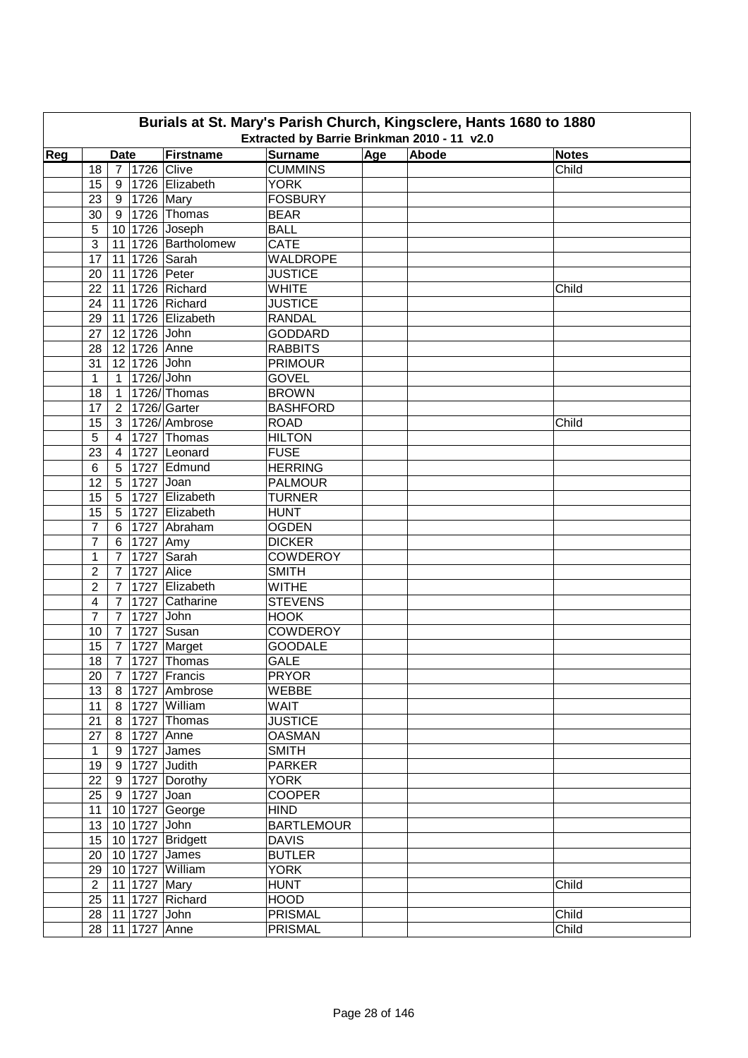# Burials at St. Mary's Parish Church, Kingsclere, Hants 1680 to 1880

## Extracted by Barrie Brinkman 2010 - 11 v2.0

| Reg | Date | | | Firstname | Surname | Age | Abode | Notes |
|---|---|---|---|---|---|---|---|---|
| | 18 | 7 | 1726 | Clive | CUMMINS | | | Child |
| | 15 | 9 | 1726 | Elizabeth | YORK | | | |
| | 23 | 9 | 1726 | Mary | FOSBURY | | | |
| | 30 | 9 | 1726 | Thomas | BEAR | | | |
| | 5 | 10 | 1726 | Joseph | BALL | | | |
| | 3 | 11 | 1726 | Bartholomew | CATE | | | |
| | 17 | 11 | 1726 | Sarah | WALDROPE | | | |
| | 20 | 11 | 1726 | Peter | JUSTICE | | | |
| | 22 | 11 | 1726 | Richard | WHITE | | | Child |
| | 24 | 11 | 1726 | Richard | JUSTICE | | | |
| | 29 | 11 | 1726 | Elizabeth | RANDAL | | | |
| | 27 | 12 | 1726 | John | GODDARD | | | |
| | 28 | 12 | 1726 | Anne | RABBITS | | | |
| | 31 | 12 | 1726 | John | PRIMOUR | | | |
| | 1 | 1 | 1726/ | John | GOVEL | | | |
| | 18 | 1 | 1726/ | Thomas | BROWN | | | |
| | 17 | 2 | 1726/ | Garter | BASHFORD | | | |
| | 15 | 3 | 1726/ | Ambrose | ROAD | | | Child |
| | 5 | 4 | 1727 | Thomas | HILTON | | | |
| | 23 | 4 | 1727 | Leonard | FUSE | | | |
| | 6 | 5 | 1727 | Edmund | HERRING | | | |
| | 12 | 5 | 1727 | Joan | PALMOUR | | | |
| | 15 | 5 | 1727 | Elizabeth | TURNER | | | |
| | 15 | 5 | 1727 | Elizabeth | HUNT | | | |
| | 7 | 6 | 1727 | Abraham | OGDEN | | | |
| | 7 | 6 | 1727 | Amy | DICKER | | | |
| | 1 | 7 | 1727 | Sarah | COWDEROY | | | |
| | 2 | 7 | 1727 | Alice | SMITH | | | |
| | 2 | 7 | 1727 | Elizabeth | WITHE | | | |
| | 4 | 7 | 1727 | Catharine | STEVENS | | | |
| | 7 | 7 | 1727 | John | HOOK | | | |
| | 10 | 7 | 1727 | Susan | COWDEROY | | | |
| | 15 | 7 | 1727 | Marget | GOODALE | | | |
| | 18 | 7 | 1727 | Thomas | GALE | | | |
| | 20 | 7 | 1727 | Francis | PRYOR | | | |
| | 13 | 8 | 1727 | Ambrose | WEBBE | | | |
| | 11 | 8 | 1727 | William | WAIT | | | |
| | 21 | 8 | 1727 | Thomas | JUSTICE | | | |
| | 27 | 8 | 1727 | Anne | OASMAN | | | |
| | 1 | 9 | 1727 | James | SMITH | | | |
| | 19 | 9 | 1727 | Judith | PARKER | | | |
| | 22 | 9 | 1727 | Dorothy | YORK | | | |
| | 25 | 9 | 1727 | Joan | COOPER | | | |
| | 11 | 10 | 1727 | George | HIND | | | |
| | 13 | 10 | 1727 | John | BARTLEMOUR | | | |
| | 15 | 10 | 1727 | Bridgett | DAVIS | | | |
| | 20 | 10 | 1727 | James | BUTLER | | | |
| | 29 | 10 | 1727 | William | YORK | | | |
| | 2 | 11 | 1727 | Mary | HUNT | | | Child |
| | 25 | 11 | 1727 | Richard | HOOD | | | |
| | 28 | 11 | 1727 | John | PRISMAL | | | Child |
| | 28 | 11 | 1727 | Anne | PRISMAL | | | Child |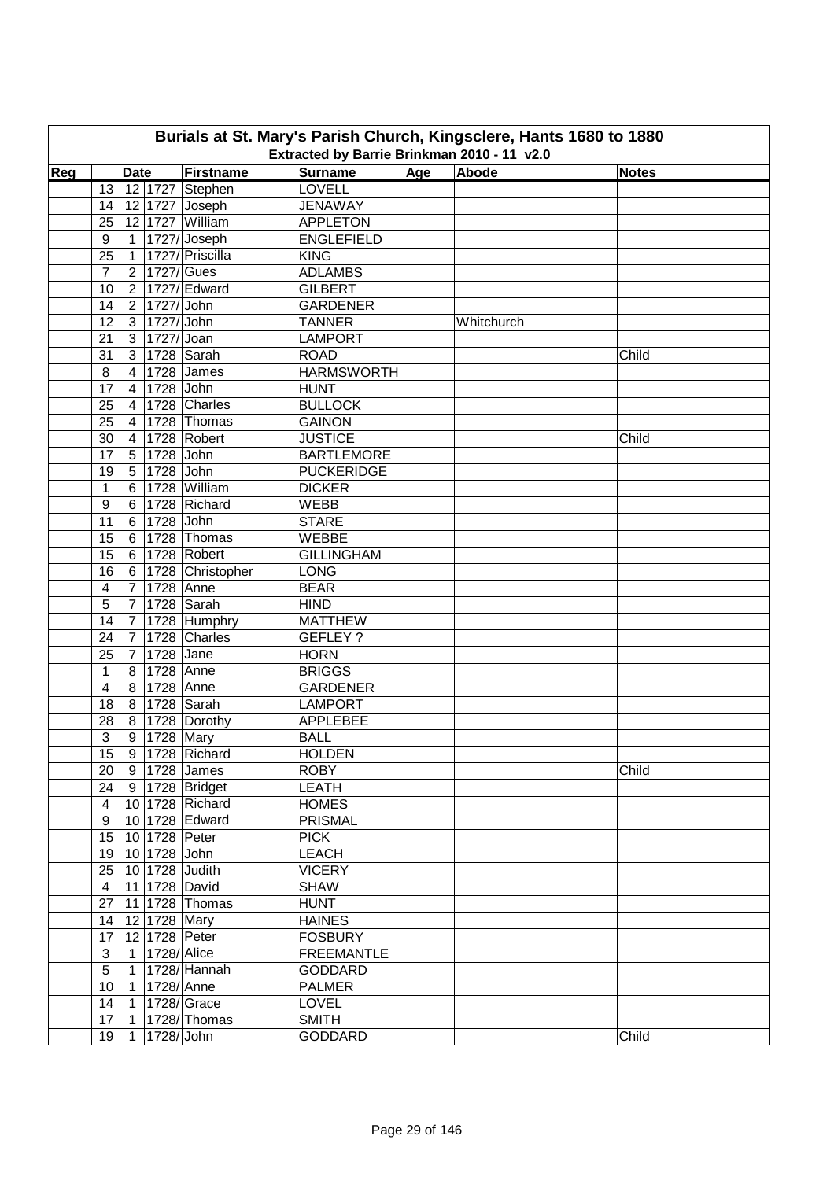# Burials at St. Mary's Parish Church, Kingsclere, Hants 1680 to 1880

## Extracted by Barrie Brinkman 2010 - 11 v2.0

| Reg | Date | | | Firstname | Surname | Age | Abode | Notes |
|---|---|---|---|---|---|---|---|---|
| | 13 | 12 | 1727 | Stephen | LOVELL | | | |
| | 14 | 12 | 1727 | Joseph | JENAWAY | | | |
| | 25 | 12 | 1727 | William | APPLETON | | | |
| | 9 | 1 | 1727/ | Joseph | ENGLEFIELD | | | |
| | 25 | 1 | 1727/ | Priscilla | KING | | | |
| | 7 | 2 | 1727/ | Gues | ADLAMBS | | | |
| | 10 | 2 | 1727/ | Edward | GILBERT | | | |
| | 14 | 2 | 1727/ | John | GARDENER | | | |
| | 12 | 3 | 1727/ | John | TANNER | | Whitchurch | |
| | 21 | 3 | 1727/ | Joan | LAMPORT | | | |
| | 31 | 3 | 1728 | Sarah | ROAD | | | Child |
| | 8 | 4 | 1728 | James | HARMSWORTH | | | |
| | 17 | 4 | 1728 | John | HUNT | | | |
| | 25 | 4 | 1728 | Charles | BULLOCK | | | |
| | 25 | 4 | 1728 | Thomas | GAINON | | | |
| | 30 | 4 | 1728 | Robert | JUSTICE | | | Child |
| | 17 | 5 | 1728 | John | BARTLEMORE | | | |
| | 19 | 5 | 1728 | John | PUCKERIDGE | | | |
| | 1 | 6 | 1728 | William | DICKER | | | |
| | 9 | 6 | 1728 | Richard | WEBB | | | |
| | 11 | 6 | 1728 | John | STARE | | | |
| | 15 | 6 | 1728 | Thomas | WEBBE | | | |
| | 15 | 6 | 1728 | Robert | GILLINGHAM | | | |
| | 16 | 6 | 1728 | Christopher | LONG | | | |
| | 4 | 7 | 1728 | Anne | BEAR | | | |
| | 5 | 7 | 1728 | Sarah | HIND | | | |
| | 14 | 7 | 1728 | Humphry | MATTHEW | | | |
| | 24 | 7 | 1728 | Charles | GEFLEY ? | | | |
| | 25 | 7 | 1728 | Jane | HORN | | | |
| | 1 | 8 | 1728 | Anne | BRIGGS | | | |
| | 4 | 8 | 1728 | Anne | GARDENER | | | |
| | 18 | 8 | 1728 | Sarah | LAMPORT | | | |
| | 28 | 8 | 1728 | Dorothy | APPLEBEE | | | |
| | 3 | 9 | 1728 | Mary | BALL | | | |
| | 15 | 9 | 1728 | Richard | HOLDEN | | | |
| | 20 | 9 | 1728 | James | ROBY | | | Child |
| | 24 | 9 | 1728 | Bridget | LEATH | | | |
| | 4 | 10 | 1728 | Richard | HOMES | | | |
| | 9 | 10 | 1728 | Edward | PRISMAL | | | |
| | 15 | 10 | 1728 | Peter | PICK | | | |
| | 19 | 10 | 1728 | John | LEACH | | | |
| | 25 | 10 | 1728 | Judith | VICERY | | | |
| | 4 | 11 | 1728 | David | SHAW | | | |
| | 27 | 11 | 1728 | Thomas | HUNT | | | |
| | 14 | 12 | 1728 | Mary | HAINES | | | |
| | 17 | 12 | 1728 | Peter | FOSBURY | | | |
| | 3 | 1 | 1728/ | Alice | FREEMANTLE | | | |
| | 5 | 1 | 1728/ | Hannah | GODDARD | | | |
| | 10 | 1 | 1728/ | Anne | PALMER | | | |
| | 14 | 1 | 1728/ | Grace | LOVEL | | | |
| | 17 | 1 | 1728/ | Thomas | SMITH | | | |
| | 19 | 1 | 1728/ | John | GODDARD | | | Child |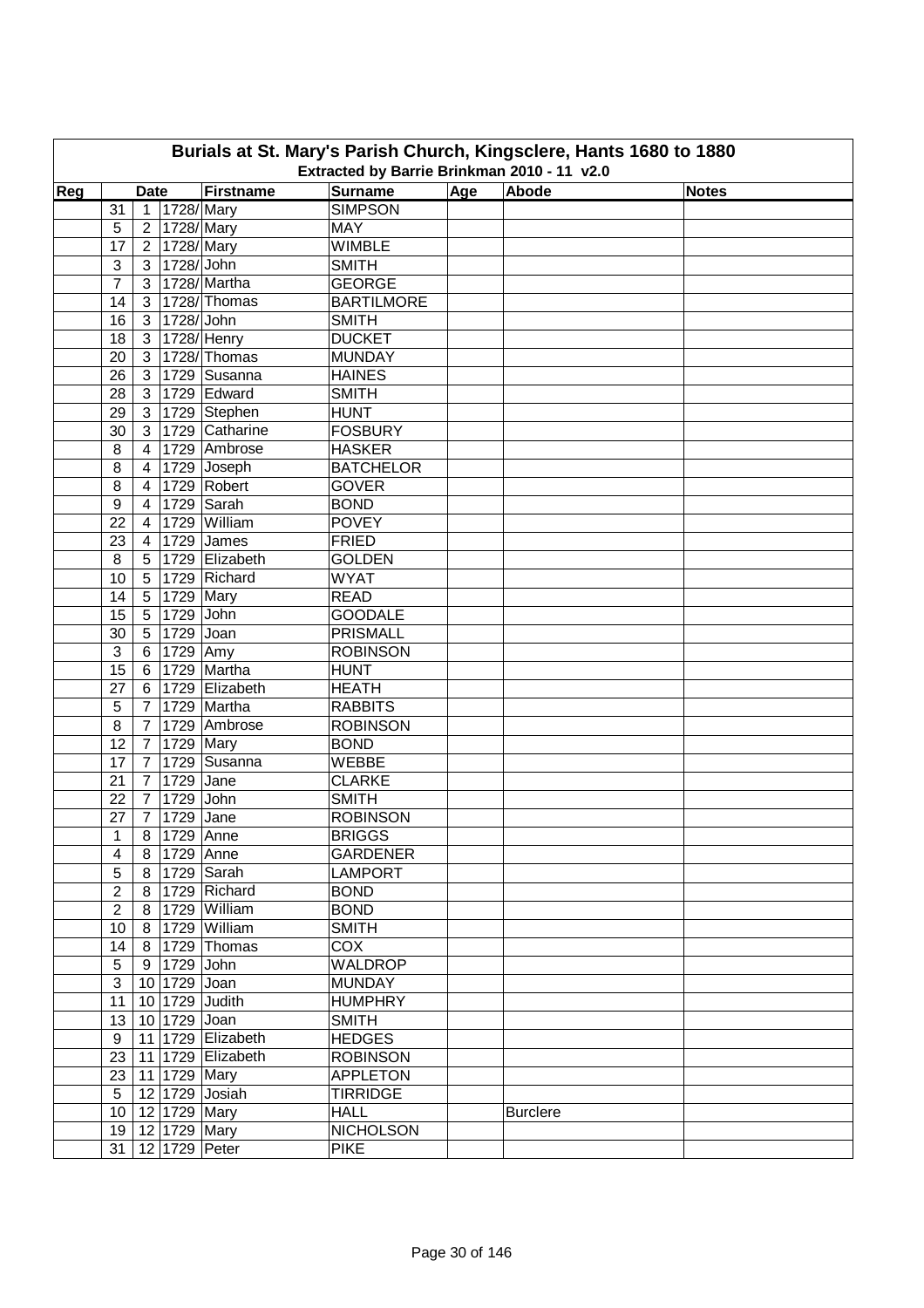# Burials at St. Mary's Parish Church, Kingsclere, Hants 1680 to 1880

## Extracted by Barrie Brinkman 2010 - 11 v2.0

| Reg | Date | | | Firstname | Surname | Age | Abode | Notes |
|---|---|---|---|---|---|---|---|---|
| | 31 | 1 | 1728/ | Mary | SIMPSON | | | |
| | 5 | 2 | 1728/ | Mary | MAY | | | |
| | 17 | 2 | 1728/ | Mary | WIMBLE | | | |
| | 3 | 3 | 1728/ | John | SMITH | | | |
| | 7 | 3 | 1728/ | Martha | GEORGE | | | |
| | 14 | 3 | 1728/ | Thomas | BARTILMORE | | | |
| | 16 | 3 | 1728/ | John | SMITH | | | |
| | 18 | 3 | 1728/ | Henry | DUCKET | | | |
| | 20 | 3 | 1728/ | Thomas | MUNDAY | | | |
| | 26 | 3 | 1729 | Susanna | HAINES | | | |
| | 28 | 3 | 1729 | Edward | SMITH | | | |
| | 29 | 3 | 1729 | Stephen | HUNT | | | |
| | 30 | 3 | 1729 | Catharine | FOSBURY | | | |
| | 8 | 4 | 1729 | Ambrose | HASKER | | | |
| | 8 | 4 | 1729 | Joseph | BATCHELOR | | | |
| | 8 | 4 | 1729 | Robert | GOVER | | | |
| | 9 | 4 | 1729 | Sarah | BOND | | | |
| | 22 | 4 | 1729 | William | POVEY | | | |
| | 23 | 4 | 1729 | James | FRIED | | | |
| | 8 | 5 | 1729 | Elizabeth | GOLDEN | | | |
| | 10 | 5 | 1729 | Richard | WYAT | | | |
| | 14 | 5 | 1729 | Mary | READ | | | |
| | 15 | 5 | 1729 | John | GOODALE | | | |
| | 30 | 5 | 1729 | Joan | PRISMALL | | | |
| | 3 | 6 | 1729 | Amy | ROBINSON | | | |
| | 15 | 6 | 1729 | Martha | HUNT | | | |
| | 27 | 6 | 1729 | Elizabeth | HEATH | | | |
| | 5 | 7 | 1729 | Martha | RABBITS | | | |
| | 8 | 7 | 1729 | Ambrose | ROBINSON | | | |
| | 12 | 7 | 1729 | Mary | BOND | | | |
| | 17 | 7 | 1729 | Susanna | WEBBE | | | |
| | 21 | 7 | 1729 | Jane | CLARKE | | | |
| | 22 | 7 | 1729 | John | SMITH | | | |
| | 27 | 7 | 1729 | Jane | ROBINSON | | | |
| | 1 | 8 | 1729 | Anne | BRIGGS | | | |
| | 4 | 8 | 1729 | Anne | GARDENER | | | |
| | 5 | 8 | 1729 | Sarah | LAMPORT | | | |
| | 2 | 8 | 1729 | Richard | BOND | | | |
| | 2 | 8 | 1729 | William | BOND | | | |
| | 10 | 8 | 1729 | William | SMITH | | | |
| | 14 | 8 | 1729 | Thomas | COX | | | |
| | 5 | 9 | 1729 | John | WALDROP | | | |
| | 3 | 10 | 1729 | Joan | MUNDAY | | | |
| | 11 | 10 | 1729 | Judith | HUMPHRY | | | |
| | 13 | 10 | 1729 | Joan | SMITH | | | |
| | 9 | 11 | 1729 | Elizabeth | HEDGES | | | |
| | 23 | 11 | 1729 | Elizabeth | ROBINSON | | | |
| | 23 | 11 | 1729 | Mary | APPLETON | | | |
| | 5 | 12 | 1729 | Josiah | TIRRIDGE | | | |
| | 10 | 12 | 1729 | Mary | HALL | | Burclere | |
| | 19 | 12 | 1729 | Mary | NICHOLSON | | | |
| | 31 | 12 | 1729 | Peter | PIKE | | | |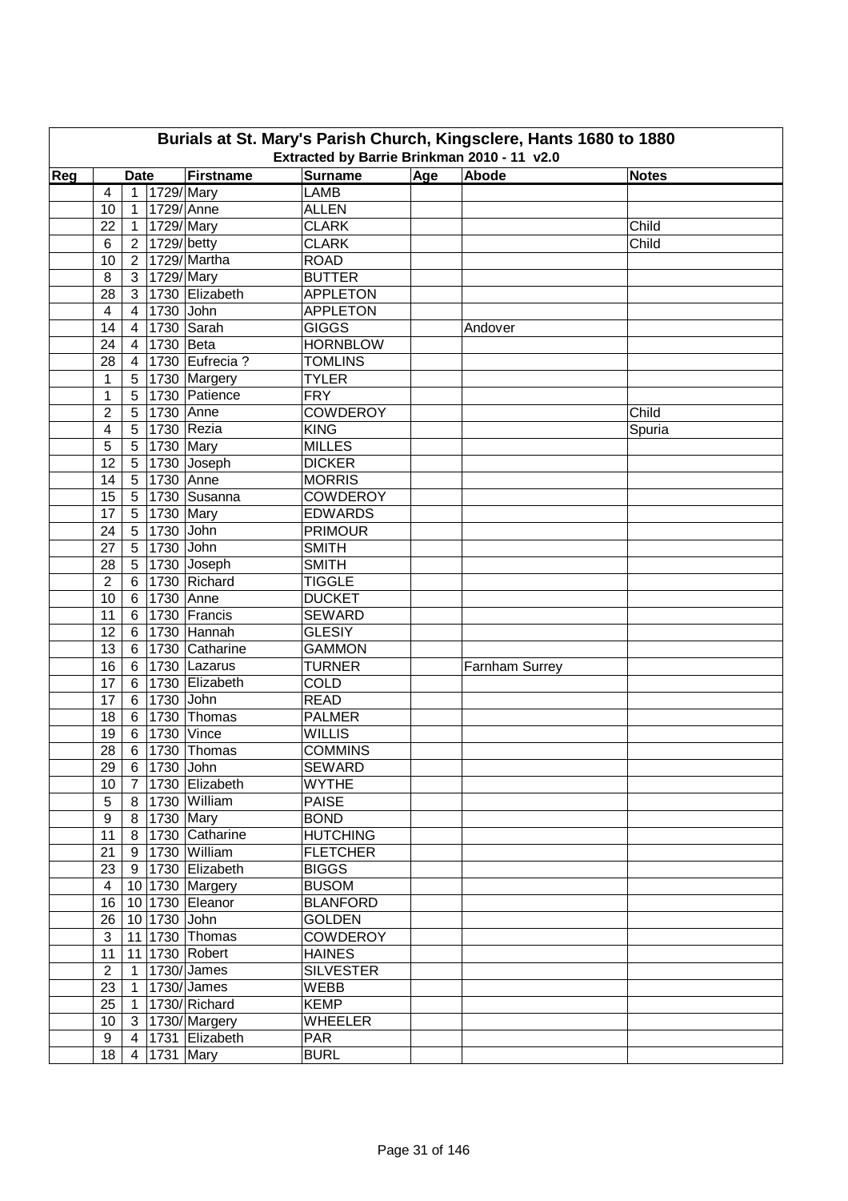# Burials at St. Mary's Parish Church, Kingsclere, Hants 1680 to 1880

**Extracted by Barrie Brinkman 2010 - 11 v2.0**

| Reg | Date | | | Firstname | Surname | Age | Abode | Notes |
|---|---|---|---|---|---|---|---|---|
| | 4 | 1 | 1729/ | Mary | LAMB | | | |
| | 10 | 1 | 1729/ | Anne | ALLEN | | | |
| | 22 | 1 | 1729/ | Mary | CLARK | | | Child |
| | 6 | 2 | 1729/ | betty | CLARK | | | Child |
| | 10 | 2 | 1729/ | Martha | ROAD | | | |
| | 8 | 3 | 1729/ | Mary | BUTTER | | | |
| | 28 | 3 | 1730 | Elizabeth | APPLETON | | | |
| | 4 | 4 | 1730 | John | APPLETON | | | |
| | 14 | 4 | 1730 | Sarah | GIGGS | | Andover | |
| | 24 | 4 | 1730 | Beta | HORNBLOW | | | |
| | 28 | 4 | 1730 | Eufrecia ? | TOMLINS | | | |
| | 1 | 5 | 1730 | Margery | TYLER | | | |
| | 1 | 5 | 1730 | Patience | FRY | | | |
| | 2 | 5 | 1730 | Anne | COWDEROY | | | Child |
| | 4 | 5 | 1730 | Rezia | KING | | | Spuria |
| | 5 | 5 | 1730 | Mary | MILLES | | | |
| | 12 | 5 | 1730 | Joseph | DICKER | | | |
| | 14 | 5 | 1730 | Anne | MORRIS | | | |
| | 15 | 5 | 1730 | Susanna | COWDEROY | | | |
| | 17 | 5 | 1730 | Mary | EDWARDS | | | |
| | 24 | 5 | 1730 | John | PRIMOUR | | | |
| | 27 | 5 | 1730 | John | SMITH | | | |
| | 28 | 5 | 1730 | Joseph | SMITH | | | |
| | 2 | 6 | 1730 | Richard | TIGGLE | | | |
| | 10 | 6 | 1730 | Anne | DUCKET | | | |
| | 11 | 6 | 1730 | Francis | SEWARD | | | |
| | 12 | 6 | 1730 | Hannah | GLESIY | | | |
| | 13 | 6 | 1730 | Catharine | GAMMON | | | |
| | 16 | 6 | 1730 | Lazarus | TURNER | | Farnham Surrey | |
| | 17 | 6 | 1730 | Elizabeth | COLD | | | |
| | 17 | 6 | 1730 | John | READ | | | |
| | 18 | 6 | 1730 | Thomas | PALMER | | | |
| | 19 | 6 | 1730 | Vince | WILLIS | | | |
| | 28 | 6 | 1730 | Thomas | COMMINS | | | |
| | 29 | 6 | 1730 | John | SEWARD | | | |
| | 10 | 7 | 1730 | Elizabeth | WYTHE | | | |
| | 5 | 8 | 1730 | William | PAISE | | | |
| | 9 | 8 | 1730 | Mary | BOND | | | |
| | 11 | 8 | 1730 | Catharine | HUTCHING | | | |
| | 21 | 9 | 1730 | William | FLETCHER | | | |
| | 23 | 9 | 1730 | Elizabeth | BIGGS | | | |
| | 4 | 10 | 1730 | Margery | BUSOM | | | |
| | 16 | 10 | 1730 | Eleanor | BLANFORD | | | |
| | 26 | 10 | 1730 | John | GOLDEN | | | |
| | 3 | 11 | 1730 | Thomas | COWDEROY | | | |
| | 11 | 11 | 1730 | Robert | HAINES | | | |
| | 2 | 1 | 1730/ | James | SILVESTER | | | |
| | 23 | 1 | 1730/ | James | WEBB | | | |
| | 25 | 1 | 1730/ | Richard | KEMP | | | |
| | 10 | 3 | 1730/ | Margery | WHEELER | | | |
| | 9 | 4 | 1731 | Elizabeth | PAR | | | |
| | 18 | 4 | 1731 | Mary | BURL | | | |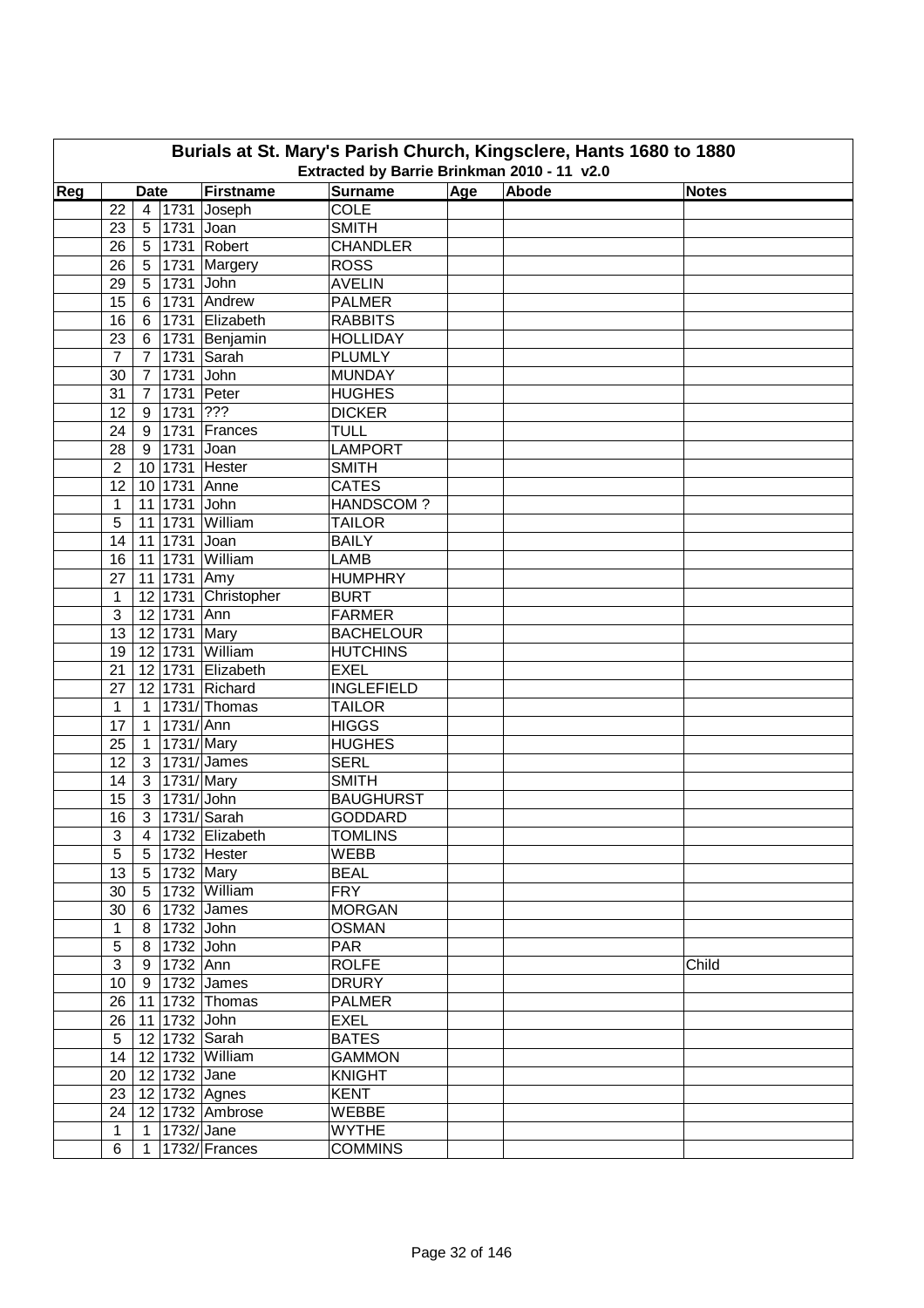# Burials at St. Mary's Parish Church, Kingsclere, Hants 1680 to 1880

## Extracted by Barrie Brinkman 2010 - 11 v2.0

| Reg | Date | | | Firstname | Surname | Age | Abode | Notes |
|---|---|---|---|---|---|---|---|---|
| | 22 | 4 | 1731 | Joseph | COLE | | | |
| | 23 | 5 | 1731 | Joan | SMITH | | | |
| | 26 | 5 | 1731 | Robert | CHANDLER | | | |
| | 26 | 5 | 1731 | Margery | ROSS | | | |
| | 29 | 5 | 1731 | John | AVELIN | | | |
| | 15 | 6 | 1731 | Andrew | PALMER | | | |
| | 16 | 6 | 1731 | Elizabeth | RABBITS | | | |
| | 23 | 6 | 1731 | Benjamin | HOLLIDAY | | | |
| | 7 | 7 | 1731 | Sarah | PLUMLY | | | |
| | 30 | 7 | 1731 | John | MUNDAY | | | |
| | 31 | 7 | 1731 | Peter | HUGHES | | | |
| | 12 | 9 | 1731 | ??? | DICKER | | | |
| | 24 | 9 | 1731 | Frances | TULL | | | |
| | 28 | 9 | 1731 | Joan | LAMPORT | | | |
| | 2 | 10 | 1731 | Hester | SMITH | | | |
| | 12 | 10 | 1731 | Anne | CATES | | | |
| | 1 | 11 | 1731 | John | HANDSCOM ? | | | |
| | 5 | 11 | 1731 | William | TAILOR | | | |
| | 14 | 11 | 1731 | Joan | BAILY | | | |
| | 16 | 11 | 1731 | William | LAMB | | | |
| | 27 | 11 | 1731 | Amy | HUMPHRY | | | |
| | 1 | 12 | 1731 | Christopher | BURT | | | |
| | 3 | 12 | 1731 | Ann | FARMER | | | |
| | 13 | 12 | 1731 | Mary | BACHELOUR | | | |
| | 19 | 12 | 1731 | William | HUTCHINS | | | |
| | 21 | 12 | 1731 | Elizabeth | EXEL | | | |
| | 27 | 12 | 1731 | Richard | INGLEFIELD | | | |
| | 1 | 1 | 1731/ | Thomas | TAILOR | | | |
| | 17 | 1 | 1731/ | Ann | HIGGS | | | |
| | 25 | 1 | 1731/ | Mary | HUGHES | | | |
| | 12 | 3 | 1731/ | James | SERL | | | |
| | 14 | 3 | 1731/ | Mary | SMITH | | | |
| | 15 | 3 | 1731/ | John | BAUGHURST | | | |
| | 16 | 3 | 1731/ | Sarah | GODDARD | | | |
| | 3 | 4 | 1732 | Elizabeth | TOMLINS | | | |
| | 5 | 5 | 1732 | Hester | WEBB | | | |
| | 13 | 5 | 1732 | Mary | BEAL | | | |
| | 30 | 5 | 1732 | William | FRY | | | |
| | 30 | 6 | 1732 | James | MORGAN | | | |
| | 1 | 8 | 1732 | John | OSMAN | | | |
| | 5 | 8 | 1732 | John | PAR | | | |
| | 3 | 9 | 1732 | Ann | ROLFE | | | Child |
| | 10 | 9 | 1732 | James | DRURY | | | |
| | 26 | 11 | 1732 | Thomas | PALMER | | | |
| | 26 | 11 | 1732 | John | EXEL | | | |
| | 5 | 12 | 1732 | Sarah | BATES | | | |
| | 14 | 12 | 1732 | William | GAMMON | | | |
| | 20 | 12 | 1732 | Jane | KNIGHT | | | |
| | 23 | 12 | 1732 | Agnes | KENT | | | |
| | 24 | 12 | 1732 | Ambrose | WEBBE | | | |
| | 1 | 1 | 1732/ | Jane | WYTHE | | | |
| | 6 | 1 | 1732/ | Frances | COMMINS | | | |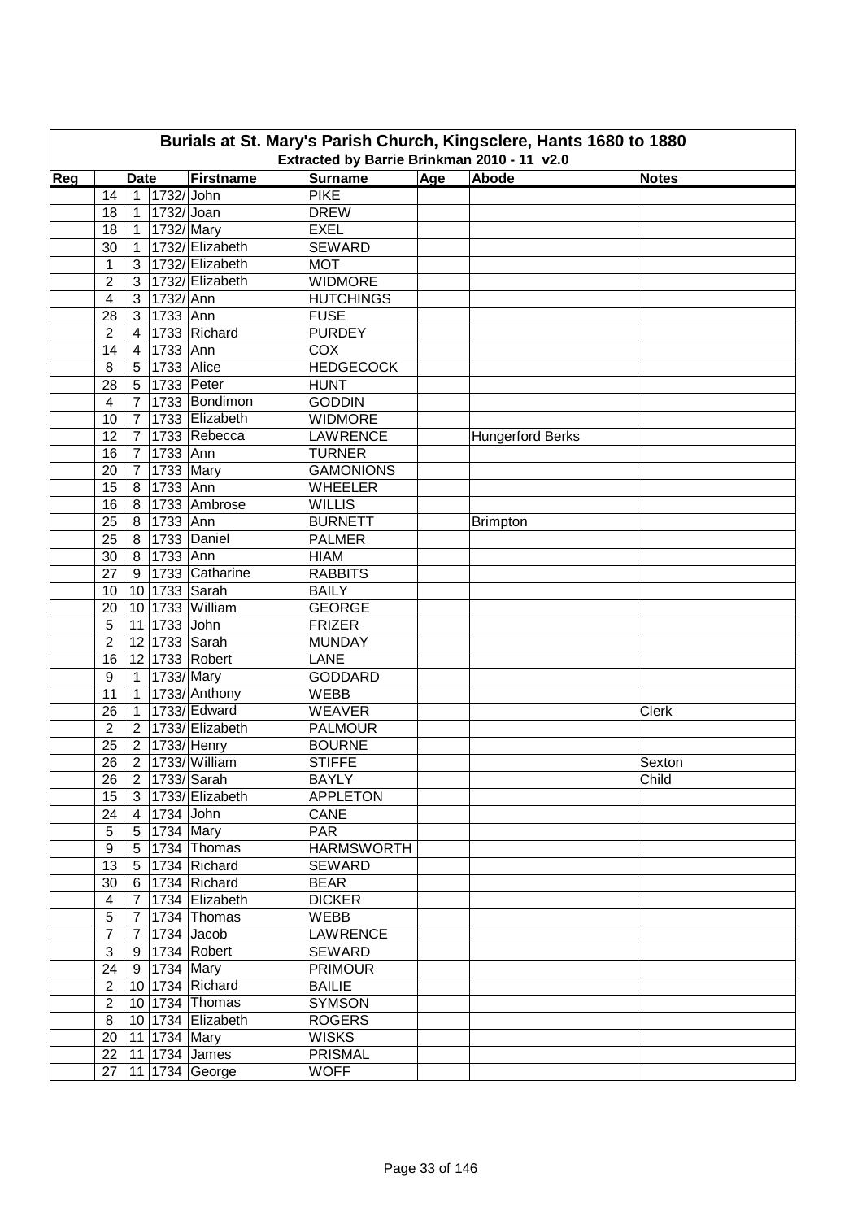# Burials at St. Mary's Parish Church, Kingsclere, Hants 1680 to 1880

## Extracted by Barrie Brinkman 2010 - 11 v2.0

| Reg | Date | | | Firstname | Surname | Age | Abode | Notes |
|---|---|---|---|---|---|---|---|---|
| | 14 | 1 | 1732/ | John | PIKE | | | |
| | 18 | 1 | 1732/ | Joan | DREW | | | |
| | 18 | 1 | 1732/ | Mary | EXEL | | | |
| | 30 | 1 | 1732/ | Elizabeth | SEWARD | | | |
| | 1 | 3 | 1732/ | Elizabeth | MOT | | | |
| | 2 | 3 | 1732/ | Elizabeth | WIDMORE | | | |
| | 4 | 3 | 1732/ | Ann | HUTCHINGS | | | |
| | 28 | 3 | 1733 | Ann | FUSE | | | |
| | 2 | 4 | 1733 | Richard | PURDEY | | | |
| | 14 | 4 | 1733 | Ann | COX | | | |
| | 8 | 5 | 1733 | Alice | HEDGECOCK | | | |
| | 28 | 5 | 1733 | Peter | HUNT | | | |
| | 4 | 7 | 1733 | Bondimon | GODDIN | | | |
| | 10 | 7 | 1733 | Elizabeth | WIDMORE | | | |
| | 12 | 7 | 1733 | Rebecca | LAWRENCE | | Hungerford Berks | |
| | 16 | 7 | 1733 | Ann | TURNER | | | |
| | 20 | 7 | 1733 | Mary | GAMONIONS | | | |
| | 15 | 8 | 1733 | Ann | WHEELER | | | |
| | 16 | 8 | 1733 | Ambrose | WILLIS | | | |
| | 25 | 8 | 1733 | Ann | BURNETT | | Brimpton | |
| | 25 | 8 | 1733 | Daniel | PALMER | | | |
| | 30 | 8 | 1733 | Ann | HIAM | | | |
| | 27 | 9 | 1733 | Catharine | RABBITS | | | |
| | 10 | 10 | 1733 | Sarah | BAILY | | | |
| | 20 | 10 | 1733 | William | GEORGE | | | |
| | 5 | 11 | 1733 | John | FRIZER | | | |
| | 2 | 12 | 1733 | Sarah | MUNDAY | | | |
| | 16 | 12 | 1733 | Robert | LANE | | | |
| | 9 | 1 | 1733/ | Mary | GODDARD | | | |
| | 11 | 1 | 1733/ | Anthony | WEBB | | | |
| | 26 | 1 | 1733/ | Edward | WEAVER | | | Clerk |
| | 2 | 2 | 1733/ | Elizabeth | PALMOUR | | | |
| | 25 | 2 | 1733/ | Henry | BOURNE | | | |
| | 26 | 2 | 1733/ | William | STIFFE | | | Sexton |
| | 26 | 2 | 1733/ | Sarah | BAYLY | | | Child |
| | 15 | 3 | 1733/ | Elizabeth | APPLETON | | | |
| | 24 | 4 | 1734 | John | CANE | | | |
| | 5 | 5 | 1734 | Mary | PAR | | | |
| | 9 | 5 | 1734 | Thomas | HARMSWORTH | | | |
| | 13 | 5 | 1734 | Richard | SEWARD | | | |
| | 30 | 6 | 1734 | Richard | BEAR | | | |
| | 4 | 7 | 1734 | Elizabeth | DICKER | | | |
| | 5 | 7 | 1734 | Thomas | WEBB | | | |
| | 7 | 7 | 1734 | Jacob | LAWRENCE | | | |
| | 3 | 9 | 1734 | Robert | SEWARD | | | |
| | 24 | 9 | 1734 | Mary | PRIMOUR | | | |
| | 2 | 10 | 1734 | Richard | BAILIE | | | |
| | 2 | 10 | 1734 | Thomas | SYMSON | | | |
| | 8 | 10 | 1734 | Elizabeth | ROGERS | | | |
| | 20 | 11 | 1734 | Mary | WISKS | | | |
| | 22 | 11 | 1734 | James | PRISMAL | | | |
| | 27 | 11 | 1734 | George | WOFF | | | |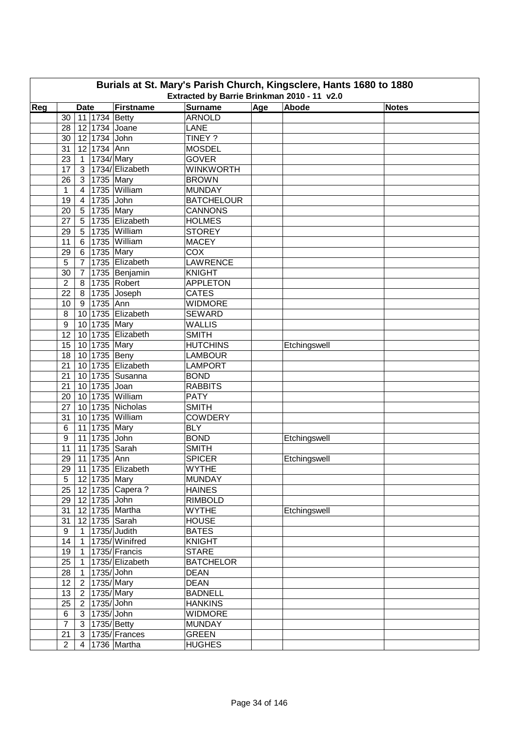# Burials at St. Mary's Parish Church, Kingsclere, Hants 1680 to 1880

## Extracted by Barrie Brinkman 2010 - 11 v2.0

| Reg | Date | | | Firstname | Surname | Age | Abode | Notes |
|---|---|---|---|---|---|---|---|---|
| | 30 | 11 | 1734 | Betty | ARNOLD | | | |
| | 28 | 12 | 1734 | Joane | LANE | | | |
| | 30 | 12 | 1734 | John | TINEY ? | | | |
| | 31 | 12 | 1734 | Ann | MOSDEL | | | |
| | 23 | 1 | 1734/ | Mary | GOVER | | | |
| | 17 | 3 | 1734/ | Elizabeth | WINKWORTH | | | |
| | 26 | 3 | 1735 | Mary | BROWN | | | |
| | 1 | 4 | 1735 | William | MUNDAY | | | |
| | 19 | 4 | 1735 | John | BATCHELOUR | | | |
| | 20 | 5 | 1735 | Mary | CANNONS | | | |
| | 27 | 5 | 1735 | Elizabeth | HOLMES | | | |
| | 29 | 5 | 1735 | William | STOREY | | | |
| | 11 | 6 | 1735 | William | MACEY | | | |
| | 29 | 6 | 1735 | Mary | COX | | | |
| | 5 | 7 | 1735 | Elizabeth | LAWRENCE | | | |
| | 30 | 7 | 1735 | Benjamin | KNIGHT | | | |
| | 2 | 8 | 1735 | Robert | APPLETON | | | |
| | 22 | 8 | 1735 | Joseph | CATES | | | |
| | 10 | 9 | 1735 | Ann | WIDMORE | | | |
| | 8 | 10 | 1735 | Elizabeth | SEWARD | | | |
| | 9 | 10 | 1735 | Mary | WALLIS | | | |
| | 12 | 10 | 1735 | Elizabeth | SMITH | | | |
| | 15 | 10 | 1735 | Mary | HUTCHINS | | Etchingswell | |
| | 18 | 10 | 1735 | Beny | LAMBOUR | | | |
| | 21 | 10 | 1735 | Elizabeth | LAMPORT | | | |
| | 21 | 10 | 1735 | Susanna | BOND | | | |
| | 21 | 10 | 1735 | Joan | RABBITS | | | |
| | 20 | 10 | 1735 | William | PATY | | | |
| | 27 | 10 | 1735 | Nicholas | SMITH | | | |
| | 31 | 10 | 1735 | William | COWDERY | | | |
| | 6 | 11 | 1735 | Mary | BLY | | | |
| | 9 | 11 | 1735 | John | BOND | | Etchingswell | |
| | 11 | 11 | 1735 | Sarah | SMITH | | | |
| | 29 | 11 | 1735 | Ann | SPICER | | Etchingswell | |
| | 29 | 11 | 1735 | Elizabeth | WYTHE | | | |
| | 5 | 12 | 1735 | Mary | MUNDAY | | | |
| | 25 | 12 | 1735 | Capera ? | HAINES | | | |
| | 29 | 12 | 1735 | John | RIMBOLD | | | |
| | 31 | 12 | 1735 | Martha | WYTHE | | Etchingswell | |
| | 31 | 12 | 1735 | Sarah | HOUSE | | | |
| | 9 | 1 | 1735/ | Judith | BATES | | | |
| | 14 | 1 | 1735/ | Winifred | KNIGHT | | | |
| | 19 | 1 | 1735/ | Francis | STARE | | | |
| | 25 | 1 | 1735/ | Elizabeth | BATCHELOR | | | |
| | 28 | 1 | 1735/ | John | DEAN | | | |
| | 12 | 2 | 1735/ | Mary | DEAN | | | |
| | 13 | 2 | 1735/ | Mary | BADNELL | | | |
| | 25 | 2 | 1735/ | John | HANKINS | | | |
| | 6 | 3 | 1735/ | John | WIDMORE | | | |
| | 7 | 3 | 1735/ | Betty | MUNDAY | | | |
| | 21 | 3 | 1735/ | Frances | GREEN | | | |
| | 2 | 4 | 1736 | Martha | HUGHES | | | |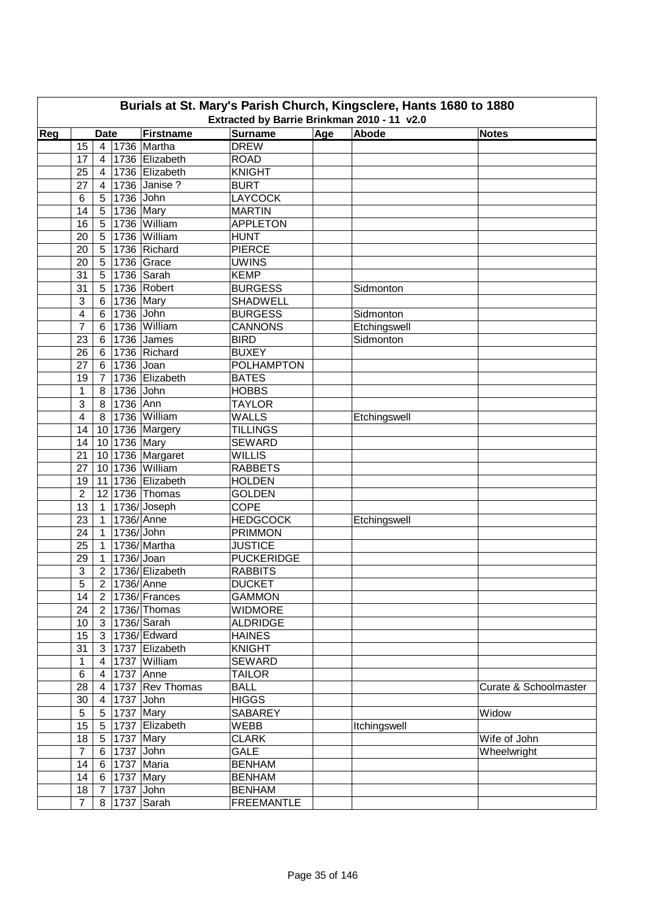# Burials at St. Mary's Parish Church, Kingsclere, Hants 1680 to 1880

## Extracted by Barrie Brinkman 2010 - 11 v2.0

| Reg | Date | | | Firstname | Surname | Age | Abode | Notes |
|---|---|---|---|---|---|---|---|---|
| | 15 | 4 | 1736 | Martha | DREW | | | |
| | 17 | 4 | 1736 | Elizabeth | ROAD | | | |
| | 25 | 4 | 1736 | Elizabeth | KNIGHT | | | |
| | 27 | 4 | 1736 | Janise ? | BURT | | | |
| | 6 | 5 | 1736 | John | LAYCOCK | | | |
| | 14 | 5 | 1736 | Mary | MARTIN | | | |
| | 16 | 5 | 1736 | William | APPLETON | | | |
| | 20 | 5 | 1736 | William | HUNT | | | |
| | 20 | 5 | 1736 | Richard | PIERCE | | | |
| | 20 | 5 | 1736 | Grace | UWINS | | | |
| | 31 | 5 | 1736 | Sarah | KEMP | | | |
| | 31 | 5 | 1736 | Robert | BURGESS | | Sidmonton | |
| | 3 | 6 | 1736 | Mary | SHADWELL | | | |
| | 4 | 6 | 1736 | John | BURGESS | | Sidmonton | |
| | 7 | 6 | 1736 | William | CANNONS | | Etchingswell | |
| | 23 | 6 | 1736 | James | BIRD | | Sidmonton | |
| | 26 | 6 | 1736 | Richard | BUXEY | | | |
| | 27 | 6 | 1736 | Joan | POLHAMPTON | | | |
| | 19 | 7 | 1736 | Elizabeth | BATES | | | |
| | 1 | 8 | 1736 | John | HOBBS | | | |
| | 3 | 8 | 1736 | Ann | TAYLOR | | | |
| | 4 | 8 | 1736 | William | WALLS | | Etchingswell | |
| | 14 | 10 | 1736 | Margery | TILLINGS | | | |
| | 14 | 10 | 1736 | Mary | SEWARD | | | |
| | 21 | 10 | 1736 | Margaret | WILLIS | | | |
| | 27 | 10 | 1736 | William | RABBETS | | | |
| | 19 | 11 | 1736 | Elizabeth | HOLDEN | | | |
| | 2 | 12 | 1736 | Thomas | GOLDEN | | | |
| | 13 | 1 | 1736/ | Joseph | COPE | | | |
| | 23 | 1 | 1736/ | Anne | HEDGCOCK | | Etchingswell | |
| | 24 | 1 | 1736/ | John | PRIMMON | | | |
| | 25 | 1 | 1736/ | Martha | JUSTICE | | | |
| | 29 | 1 | 1736/ | Joan | PUCKERIDGE | | | |
| | 3 | 2 | 1736/ | Elizabeth | RABBITS | | | |
| | 5 | 2 | 1736/ | Anne | DUCKET | | | |
| | 14 | 2 | 1736/ | Frances | GAMMON | | | |
| | 24 | 2 | 1736/ | Thomas | WIDMORE | | | |
| | 10 | 3 | 1736/ | Sarah | ALDRIDGE | | | |
| | 15 | 3 | 1736/ | Edward | HAINES | | | |
| | 31 | 3 | 1737 | Elizabeth | KNIGHT | | | |
| | 1 | 4 | 1737 | William | SEWARD | | | |
| | 6 | 4 | 1737 | Anne | TAILOR | | | |
| | 28 | 4 | 1737 | Rev Thomas | BALL | | | Curate & Schoolmaster |
| | 30 | 4 | 1737 | John | HIGGS | | | |
| | 5 | 5 | 1737 | Mary | SABAREY | | | Widow |
| | 15 | 5 | 1737 | Elizabeth | WEBB | | Itchingswell | |
| | 18 | 5 | 1737 | Mary | CLARK | | | Wife of John |
| | 7 | 6 | 1737 | John | GALE | | | Wheelwright |
| | 14 | 6 | 1737 | Maria | BENHAM | | | |
| | 14 | 6 | 1737 | Mary | BENHAM | | | |
| | 18 | 7 | 1737 | John | BENHAM | | | |
| | 7 | 8 | 1737 | Sarah | FREEMANTLE | | | |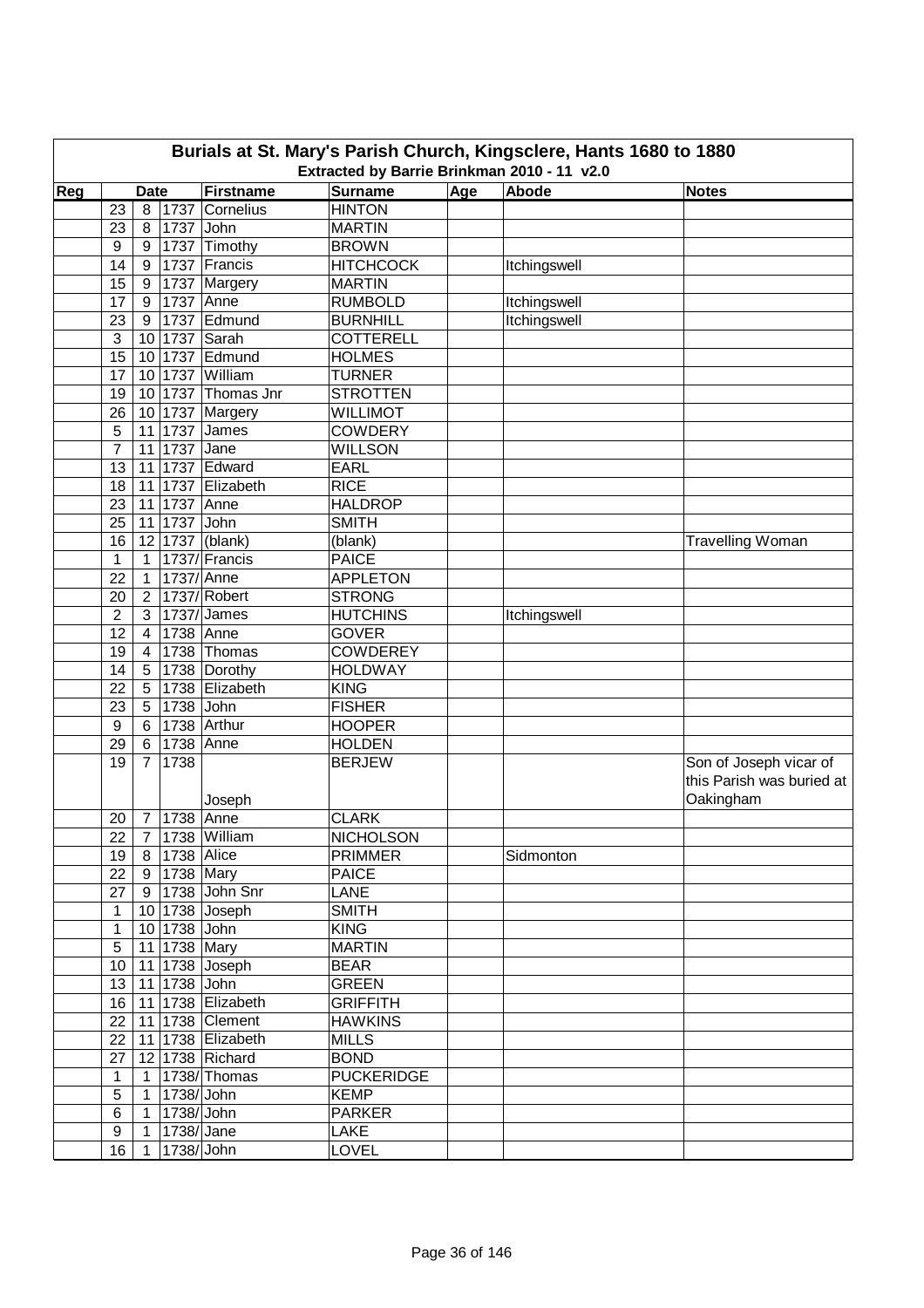# Burials at St. Mary's Parish Church, Kingsclere, Hants 1680 to 1880

## Extracted by Barrie Brinkman 2010 - 11 v2.0

| Reg | Date | | | Firstname | Surname | Age | Abode | Notes |
|---|---|---|---|---|---|---|---|---|
| | 23 | 8 | 1737 | Cornelius | HINTON | | | |
| | 23 | 8 | 1737 | John | MARTIN | | | |
| | 9 | 9 | 1737 | Timothy | BROWN | | | |
| | 14 | 9 | 1737 | Francis | HITCHCOCK | | Itchingswell | |
| | 15 | 9 | 1737 | Margery | MARTIN | | | |
| | 17 | 9 | 1737 | Anne | RUMBOLD | | Itchingswell | |
| | 23 | 9 | 1737 | Edmund | BURNHILL | | Itchingswell | |
| | 3 | 10 | 1737 | Sarah | COTTERELL | | | |
| | 15 | 10 | 1737 | Edmund | HOLMES | | | |
| | 17 | 10 | 1737 | William | TURNER | | | |
| | 19 | 10 | 1737 | Thomas Jnr | STROTTEN | | | |
| | 26 | 10 | 1737 | Margery | WILLIMOT | | | |
| | 5 | 11 | 1737 | James | COWDERY | | | |
| | 7 | 11 | 1737 | Jane | WILLSON | | | |
| | 13 | 11 | 1737 | Edward | EARL | | | |
| | 18 | 11 | 1737 | Elizabeth | RICE | | | |
| | 23 | 11 | 1737 | Anne | HALDROP | | | |
| | 25 | 11 | 1737 | John | SMITH | | | |
| | 16 | 12 | 1737 | (blank) | (blank) | | | Travelling Woman |
| | 1 | 1 | 1737/ | Francis | PAICE | | | |
| | 22 | 1 | 1737/ | Anne | APPLETON | | | |
| | 20 | 2 | 1737/ | Robert | STRONG | | | |
| | 2 | 3 | 1737/ | James | HUTCHINS | | Itchingswell | |
| | 12 | 4 | 1738 | Anne | GOVER | | | |
| | 19 | 4 | 1738 | Thomas | COWDEREY | | | |
| | 14 | 5 | 1738 | Dorothy | HOLDWAY | | | |
| | 22 | 5 | 1738 | Elizabeth | KING | | | |
| | 23 | 5 | 1738 | John | FISHER | | | |
| | 9 | 6 | 1738 | Arthur | HOOPER | | | |
| | 29 | 6 | 1738 | Anne | HOLDEN | | | |
| | 19 | 7 | 1738 | Joseph | BERJEW | | | Son of Joseph vicar of this Parish was buried at Oakingham |
| | 20 | 7 | 1738 | Anne | CLARK | | | |
| | 22 | 7 | 1738 | William | NICHOLSON | | | |
| | 19 | 8 | 1738 | Alice | PRIMMER | | Sidmonton | |
| | 22 | 9 | 1738 | Mary | PAICE | | | |
| | 27 | 9 | 1738 | John Snr | LANE | | | |
| | 1 | 10 | 1738 | Joseph | SMITH | | | |
| | 1 | 10 | 1738 | John | KING | | | |
| | 5 | 11 | 1738 | Mary | MARTIN | | | |
| | 10 | 11 | 1738 | Joseph | BEAR | | | |
| | 13 | 11 | 1738 | John | GREEN | | | |
| | 16 | 11 | 1738 | Elizabeth | GRIFFITH | | | |
| | 22 | 11 | 1738 | Clement | HAWKINS | | | |
| | 22 | 11 | 1738 | Elizabeth | MILLS | | | |
| | 27 | 12 | 1738 | Richard | BOND | | | |
| | 1 | 1 | 1738/ | Thomas | PUCKERIDGE | | | |
| | 5 | 1 | 1738/ | John | KEMP | | | |
| | 6 | 1 | 1738/ | John | PARKER | | | |
| | 9 | 1 | 1738/ | Jane | LAKE | | | |
| | 16 | 1 | 1738/ | John | LOVEL | | | |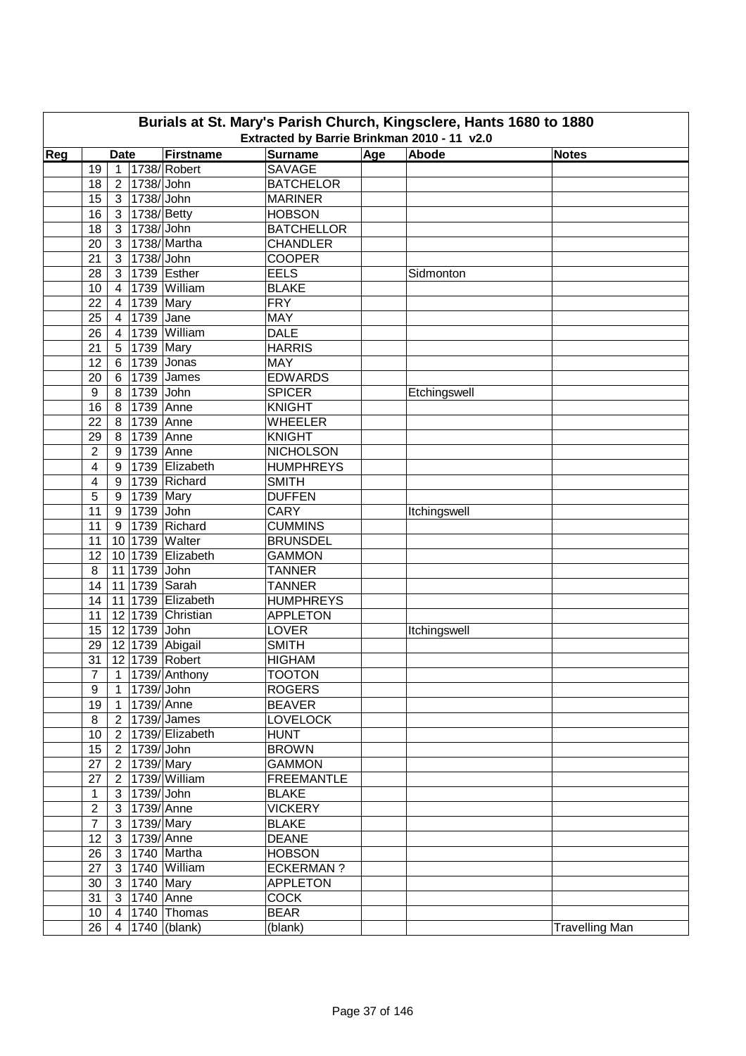# Burials at St. Mary's Parish Church, Kingsclere, Hants 1680 to 1880

## Extracted by Barrie Brinkman 2010 - 11 v2.0

| Reg | Date | | | Firstname | Surname | Age | Abode | Notes |
|---|---|---|---|---|---|---|---|---|
| | 19 | 1 | 1738/ | Robert | SAVAGE | | | |
| | 18 | 2 | 1738/ | John | BATCHELOR | | | |
| | 15 | 3 | 1738/ | John | MARINER | | | |
| | 16 | 3 | 1738/ | Betty | HOBSON | | | |
| | 18 | 3 | 1738/ | John | BATCHELLOR | | | |
| | 20 | 3 | 1738/ | Martha | CHANDLER | | | |
| | 21 | 3 | 1738/ | John | COOPER | | | |
| | 28 | 3 | 1739 | Esther | EELS | | Sidmonton | |
| | 10 | 4 | 1739 | William | BLAKE | | | |
| | 22 | 4 | 1739 | Mary | FRY | | | |
| | 25 | 4 | 1739 | Jane | MAY | | | |
| | 26 | 4 | 1739 | William | DALE | | | |
| | 21 | 5 | 1739 | Mary | HARRIS | | | |
| | 12 | 6 | 1739 | Jonas | MAY | | | |
| | 20 | 6 | 1739 | James | EDWARDS | | | |
| | 9 | 8 | 1739 | John | SPICER | | Etchingswell | |
| | 16 | 8 | 1739 | Anne | KNIGHT | | | |
| | 22 | 8 | 1739 | Anne | WHEELER | | | |
| | 29 | 8 | 1739 | Anne | KNIGHT | | | |
| | 2 | 9 | 1739 | Anne | NICHOLSON | | | |
| | 4 | 9 | 1739 | Elizabeth | HUMPHREYS | | | |
| | 4 | 9 | 1739 | Richard | SMITH | | | |
| | 5 | 9 | 1739 | Mary | DUFFEN | | | |
| | 11 | 9 | 1739 | John | CARY | | Itchingswell | |
| | 11 | 9 | 1739 | Richard | CUMMINS | | | |
| | 11 | 10 | 1739 | Walter | BRUNSDEL | | | |
| | 12 | 10 | 1739 | Elizabeth | GAMMON | | | |
| | 8 | 11 | 1739 | John | TANNER | | | |
| | 14 | 11 | 1739 | Sarah | TANNER | | | |
| | 14 | 11 | 1739 | Elizabeth | HUMPHREYS | | | |
| | 11 | 12 | 1739 | Christian | APPLETON | | | |
| | 15 | 12 | 1739 | John | LOVER | | Itchingswell | |
| | 29 | 12 | 1739 | Abigail | SMITH | | | |
| | 31 | 12 | 1739 | Robert | HIGHAM | | | |
| | 7 | 1 | 1739/ | Anthony | TOOTON | | | |
| | 9 | 1 | 1739/ | John | ROGERS | | | |
| | 19 | 1 | 1739/ | Anne | BEAVER | | | |
| | 8 | 2 | 1739/ | James | LOVELOCK | | | |
| | 10 | 2 | 1739/ | Elizabeth | HUNT | | | |
| | 15 | 2 | 1739/ | John | BROWN | | | |
| | 27 | 2 | 1739/ | Mary | GAMMON | | | |
| | 27 | 2 | 1739/ | William | FREEMANTLE | | | |
| | 1 | 3 | 1739/ | John | BLAKE | | | |
| | 2 | 3 | 1739/ | Anne | VICKERY | | | |
| | 7 | 3 | 1739/ | Mary | BLAKE | | | |
| | 12 | 3 | 1739/ | Anne | DEANE | | | |
| | 26 | 3 | 1740 | Martha | HOBSON | | | |
| | 27 | 3 | 1740 | William | ECKERMAN ? | | | |
| | 30 | 3 | 1740 | Mary | APPLETON | | | |
| | 31 | 3 | 1740 | Anne | COCK | | | |
| | 10 | 4 | 1740 | Thomas | BEAR | | | |
| | 26 | 4 | 1740 | (blank) | (blank) | | | Travelling Man |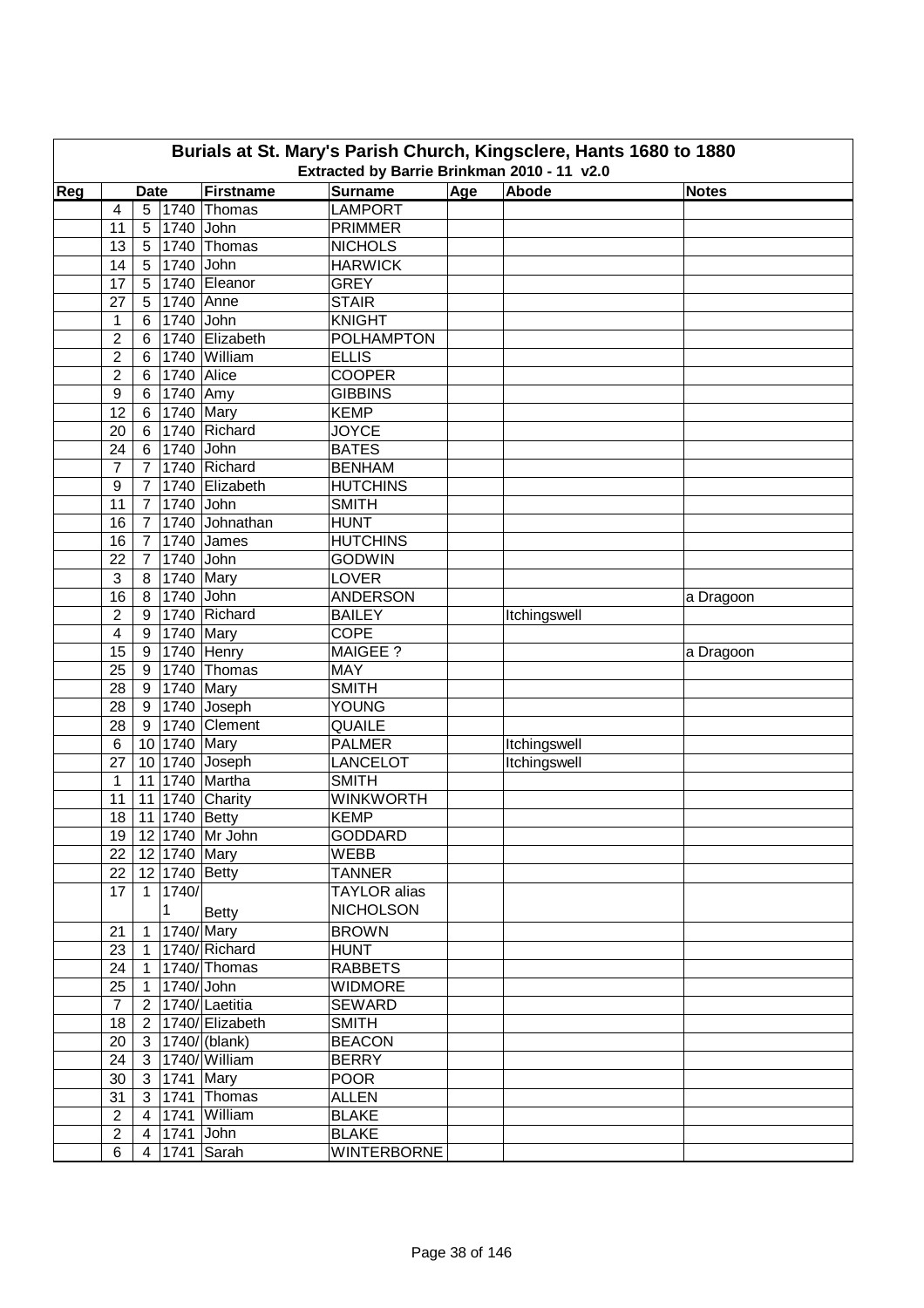# Burials at St. Mary's Parish Church, Kingsclere, Hants 1680 to 1880

## Extracted by Barrie Brinkman 2010 - 11 v2.0

| Reg | Date | | | Firstname | Surname | Age | Abode | Notes |
|---|---|---|---|---|---|---|---|---|
| | 4 | 5 | 1740 | Thomas | LAMPORT | | | |
| | 11 | 5 | 1740 | John | PRIMMER | | | |
| | 13 | 5 | 1740 | Thomas | NICHOLS | | | |
| | 14 | 5 | 1740 | John | HARWICK | | | |
| | 17 | 5 | 1740 | Eleanor | GREY | | | |
| | 27 | 5 | 1740 | Anne | STAIR | | | |
| | 1 | 6 | 1740 | John | KNIGHT | | | |
| | 2 | 6 | 1740 | Elizabeth | POLHAMPTON | | | |
| | 2 | 6 | 1740 | William | ELLIS | | | |
| | 2 | 6 | 1740 | Alice | COOPER | | | |
| | 9 | 6 | 1740 | Amy | GIBBINS | | | |
| | 12 | 6 | 1740 | Mary | KEMP | | | |
| | 20 | 6 | 1740 | Richard | JOYCE | | | |
| | 24 | 6 | 1740 | John | BATES | | | |
| | 7 | 7 | 1740 | Richard | BENHAM | | | |
| | 9 | 7 | 1740 | Elizabeth | HUTCHINS | | | |
| | 11 | 7 | 1740 | John | SMITH | | | |
| | 16 | 7 | 1740 | Johnathan | HUNT | | | |
| | 16 | 7 | 1740 | James | HUTCHINS | | | |
| | 22 | 7 | 1740 | John | GODWIN | | | |
| | 3 | 8 | 1740 | Mary | LOVER | | | |
| | 16 | 8 | 1740 | John | ANDERSON | | | a Dragoon |
| | 2 | 9 | 1740 | Richard | BAILEY | | Itchingswell | |
| | 4 | 9 | 1740 | Mary | COPE | | | |
| | 15 | 9 | 1740 | Henry | MAIGEE ? | | | a Dragoon |
| | 25 | 9 | 1740 | Thomas | MAY | | | |
| | 28 | 9 | 1740 | Mary | SMITH | | | |
| | 28 | 9 | 1740 | Joseph | YOUNG | | | |
| | 28 | 9 | 1740 | Clement | QUAILE | | | |
| | 6 | 10 | 1740 | Mary | PALMER | | Itchingswell | |
| | 27 | 10 | 1740 | Joseph | LANCELOT | | Itchingswell | |
| | 1 | 11 | 1740 | Martha | SMITH | | | |
| | 11 | 11 | 1740 | Charity | WINKWORTH | | | |
| | 18 | 11 | 1740 | Betty | KEMP | | | |
| | 19 | 12 | 1740 | Mr John | GODDARD | | | |
| | 22 | 12 | 1740 | Mary | WEBB | | | |
| | 22 | 12 | 1740 | Betty | TANNER | | | |
| | 17 | 1 | 1740/1 | Betty | TAYLOR alias NICHOLSON | | | |
| | 21 | 1 | 1740/ | Mary | BROWN | | | |
| | 23 | 1 | 1740/ | Richard | HUNT | | | |
| | 24 | 1 | 1740/ | Thomas | RABBETS | | | |
| | 25 | 1 | 1740/ | John | WIDMORE | | | |
| | 7 | 2 | 1740/ | Laetitia | SEWARD | | | |
| | 18 | 2 | 1740/ | Elizabeth | SMITH | | | |
| | 20 | 3 | 1740/ | (blank) | BEACON | | | |
| | 24 | 3 | 1740/ | William | BERRY | | | |
| | 30 | 3 | 1741 | Mary | POOR | | | |
| | 31 | 3 | 1741 | Thomas | ALLEN | | | |
| | 2 | 4 | 1741 | William | BLAKE | | | |
| | 2 | 4 | 1741 | John | BLAKE | | | |
| | 6 | 4 | 1741 | Sarah | WINTERBORNE | | | |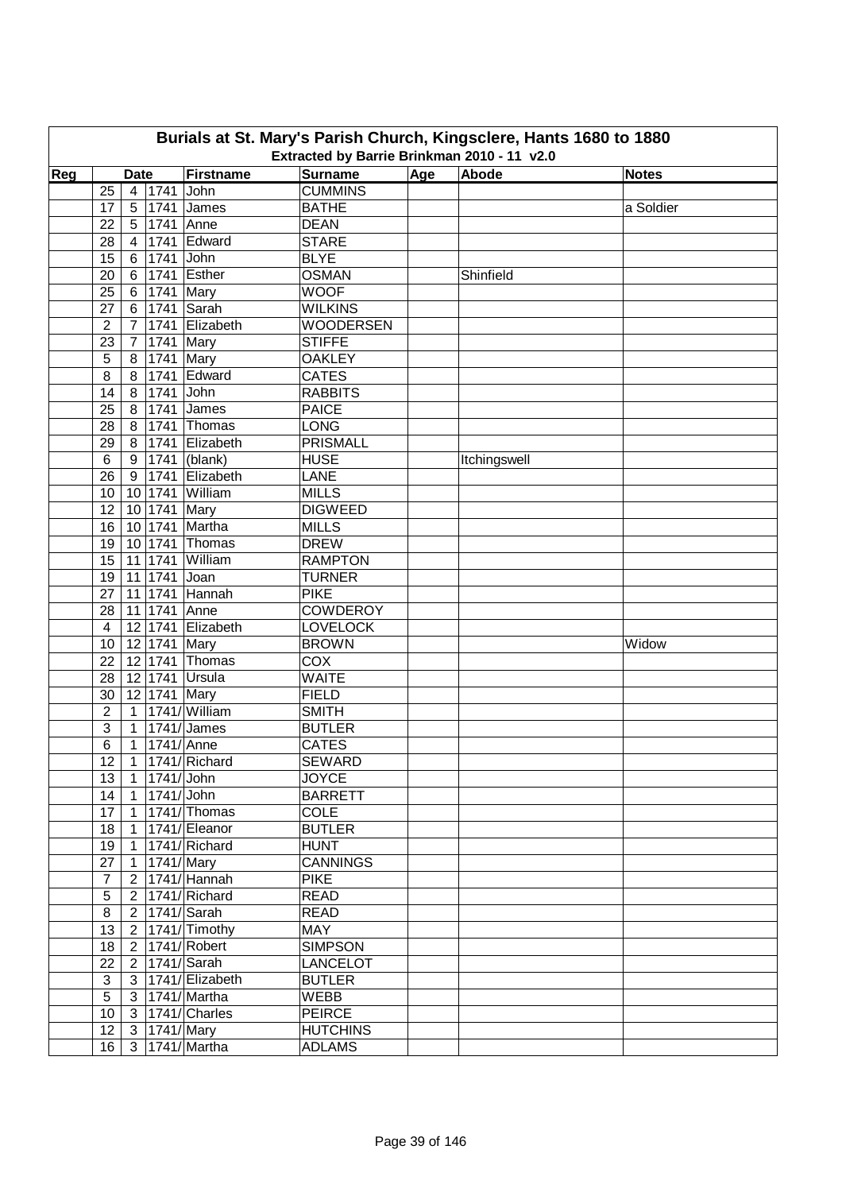# Burials at St. Mary's Parish Church, Kingsclere, Hants 1680 to 1880

## Extracted by Barrie Brinkman 2010 - 11 v2.0

| Reg | Date | | | Firstname | Surname | Age | Abode | Notes |
|---|---|---|---|---|---|---|---|---|
| | 25 | 4 | 1741 | John | CUMMINS | | | |
| | 17 | 5 | 1741 | James | BATHE | | | a Soldier |
| | 22 | 5 | 1741 | Anne | DEAN | | | |
| | 28 | 4 | 1741 | Edward | STARE | | | |
| | 15 | 6 | 1741 | John | BLYE | | | |
| | 20 | 6 | 1741 | Esther | OSMAN | | Shinfield | |
| | 25 | 6 | 1741 | Mary | WOOF | | | |
| | 27 | 6 | 1741 | Sarah | WILKINS | | | |
| | 2 | 7 | 1741 | Elizabeth | WOODERSEN | | | |
| | 23 | 7 | 1741 | Mary | STIFFE | | | |
| | 5 | 8 | 1741 | Mary | OAKLEY | | | |
| | 8 | 8 | 1741 | Edward | CATES | | | |
| | 14 | 8 | 1741 | John | RABBITS | | | |
| | 25 | 8 | 1741 | James | PAICE | | | |
| | 28 | 8 | 1741 | Thomas | LONG | | | |
| | 29 | 8 | 1741 | Elizabeth | PRISMALL | | | |
| | 6 | 9 | 1741 | (blank) | HUSE | | Itchingswell | |
| | 26 | 9 | 1741 | Elizabeth | LANE | | | |
| | 10 | 10 | 1741 | William | MILLS | | | |
| | 12 | 10 | 1741 | Mary | DIGWEED | | | |
| | 16 | 10 | 1741 | Martha | MILLS | | | |
| | 19 | 10 | 1741 | Thomas | DREW | | | |
| | 15 | 11 | 1741 | William | RAMPTON | | | |
| | 19 | 11 | 1741 | Joan | TURNER | | | |
| | 27 | 11 | 1741 | Hannah | PIKE | | | |
| | 28 | 11 | 1741 | Anne | COWDEROY | | | |
| | 4 | 12 | 1741 | Elizabeth | LOVELOCK | | | |
| | 10 | 12 | 1741 | Mary | BROWN | | | Widow |
| | 22 | 12 | 1741 | Thomas | COX | | | |
| | 28 | 12 | 1741 | Ursula | WAITE | | | |
| | 30 | 12 | 1741 | Mary | FIELD | | | |
| | 2 | 1 | 1741/ | William | SMITH | | | |
| | 3 | 1 | 1741/ | James | BUTLER | | | |
| | 6 | 1 | 1741/ | Anne | CATES | | | |
| | 12 | 1 | 1741/ | Richard | SEWARD | | | |
| | 13 | 1 | 1741/ | John | JOYCE | | | |
| | 14 | 1 | 1741/ | John | BARRETT | | | |
| | 17 | 1 | 1741/ | Thomas | COLE | | | |
| | 18 | 1 | 1741/ | Eleanor | BUTLER | | | |
| | 19 | 1 | 1741/ | Richard | HUNT | | | |
| | 27 | 1 | 1741/ | Mary | CANNINGS | | | |
| | 7 | 2 | 1741/ | Hannah | PIKE | | | |
| | 5 | 2 | 1741/ | Richard | READ | | | |
| | 8 | 2 | 1741/ | Sarah | READ | | | |
| | 13 | 2 | 1741/ | Timothy | MAY | | | |
| | 18 | 2 | 1741/ | Robert | SIMPSON | | | |
| | 22 | 2 | 1741/ | Sarah | LANCELOT | | | |
| | 3 | 3 | 1741/ | Elizabeth | BUTLER | | | |
| | 5 | 3 | 1741/ | Martha | WEBB | | | |
| | 10 | 3 | 1741/ | Charles | PEIRCE | | | |
| | 12 | 3 | 1741/ | Mary | HUTCHINS | | | |
| | 16 | 3 | 1741/ | Martha | ADLAMS | | | |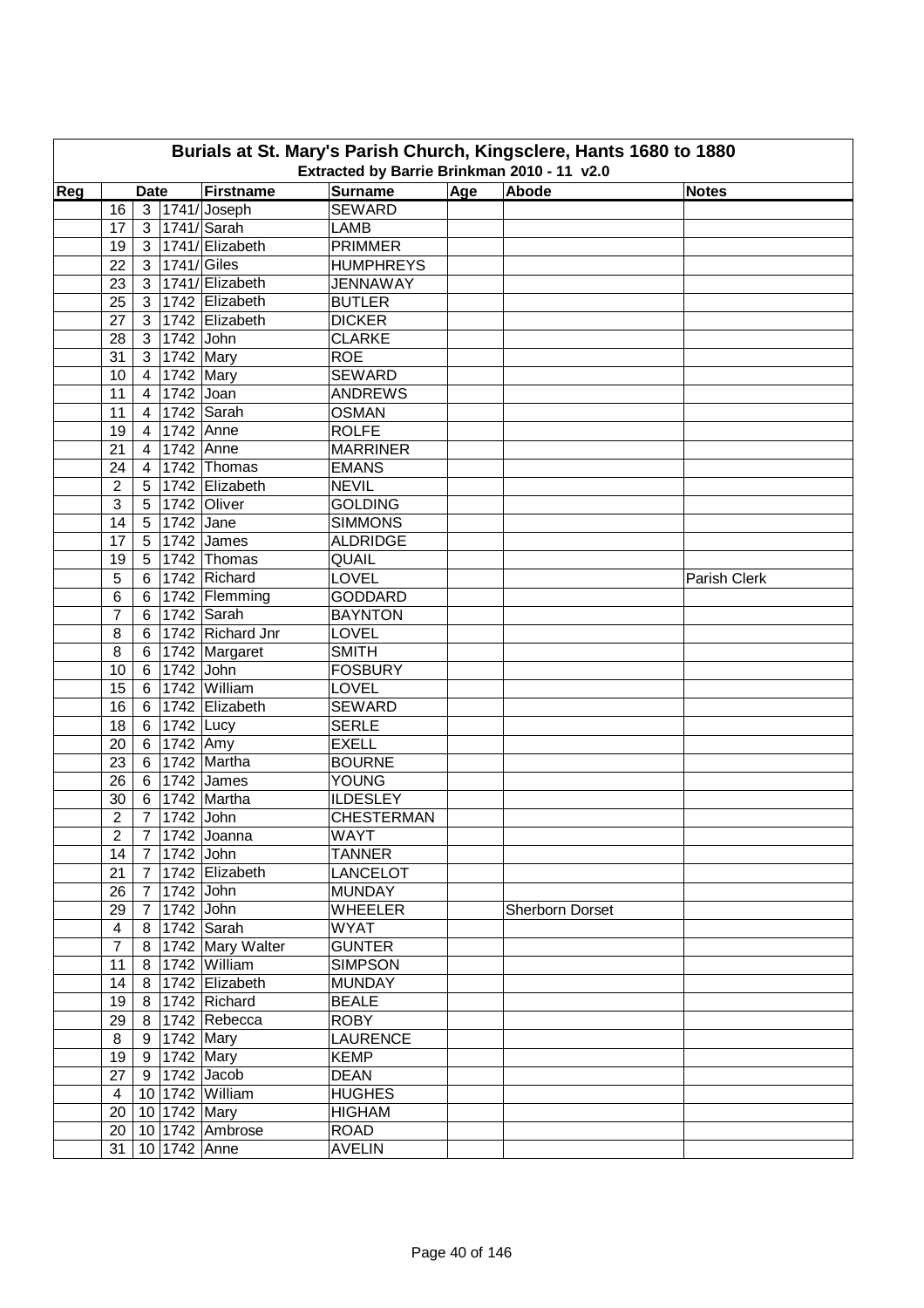# Burials at St. Mary's Parish Church, Kingsclere, Hants 1680 to 1880

## Extracted by Barrie Brinkman 2010 - 11 v2.0

| Reg | Date | | | Firstname | Surname | Age | Abode | Notes |
|---|---|---|---|---|---|---|---|---|
| | 16 | 3 | 1741/ | Joseph | SEWARD | | | |
| | 17 | 3 | 1741/ | Sarah | LAMB | | | |
| | 19 | 3 | 1741/ | Elizabeth | PRIMMER | | | |
| | 22 | 3 | 1741/ | Giles | HUMPHREYS | | | |
| | 23 | 3 | 1741/ | Elizabeth | JENNAWAY | | | |
| | 25 | 3 | 1742 | Elizabeth | BUTLER | | | |
| | 27 | 3 | 1742 | Elizabeth | DICKER | | | |
| | 28 | 3 | 1742 | John | CLARKE | | | |
| | 31 | 3 | 1742 | Mary | ROE | | | |
| | 10 | 4 | 1742 | Mary | SEWARD | | | |
| | 11 | 4 | 1742 | Joan | ANDREWS | | | |
| | 11 | 4 | 1742 | Sarah | OSMAN | | | |
| | 19 | 4 | 1742 | Anne | ROLFE | | | |
| | 21 | 4 | 1742 | Anne | MARRINER | | | |
| | 24 | 4 | 1742 | Thomas | EMANS | | | |
| | 2 | 5 | 1742 | Elizabeth | NEVIL | | | |
| | 3 | 5 | 1742 | Oliver | GOLDING | | | |
| | 14 | 5 | 1742 | Jane | SIMMONS | | | |
| | 17 | 5 | 1742 | James | ALDRIDGE | | | |
| | 19 | 5 | 1742 | Thomas | QUAIL | | | |
| | 5 | 6 | 1742 | Richard | LOVEL | | | Parish Clerk |
| | 6 | 6 | 1742 | Flemming | GODDARD | | | |
| | 7 | 6 | 1742 | Sarah | BAYNTON | | | |
| | 8 | 6 | 1742 | Richard Jnr | LOVEL | | | |
| | 8 | 6 | 1742 | Margaret | SMITH | | | |
| | 10 | 6 | 1742 | John | FOSBURY | | | |
| | 15 | 6 | 1742 | William | LOVEL | | | |
| | 16 | 6 | 1742 | Elizabeth | SEWARD | | | |
| | 18 | 6 | 1742 | Lucy | SERLE | | | |
| | 20 | 6 | 1742 | Amy | EXELL | | | |
| | 23 | 6 | 1742 | Martha | BOURNE | | | |
| | 26 | 6 | 1742 | James | YOUNG | | | |
| | 30 | 6 | 1742 | Martha | ILDESLEY | | | |
| | 2 | 7 | 1742 | John | CHESTERMAN | | | |
| | 2 | 7 | 1742 | Joanna | WAYT | | | |
| | 14 | 7 | 1742 | John | TANNER | | | |
| | 21 | 7 | 1742 | Elizabeth | LANCELOT | | | |
| | 26 | 7 | 1742 | John | MUNDAY | | | |
| | 29 | 7 | 1742 | John | WHEELER | | Sherborn Dorset | |
| | 4 | 8 | 1742 | Sarah | WYAT | | | |
| | 7 | 8 | 1742 | Mary Walter | GUNTER | | | |
| | 11 | 8 | 1742 | William | SIMPSON | | | |
| | 14 | 8 | 1742 | Elizabeth | MUNDAY | | | |
| | 19 | 8 | 1742 | Richard | BEALE | | | |
| | 29 | 8 | 1742 | Rebecca | ROBY | | | |
| | 8 | 9 | 1742 | Mary | LAURENCE | | | |
| | 19 | 9 | 1742 | Mary | KEMP | | | |
| | 27 | 9 | 1742 | Jacob | DEAN | | | |
| | 4 | 10 | 1742 | William | HUGHES | | | |
| | 20 | 10 | 1742 | Mary | HIGHAM | | | |
| | 20 | 10 | 1742 | Ambrose | ROAD | | | |
| | 31 | 10 | 1742 | Anne | AVELIN | | | |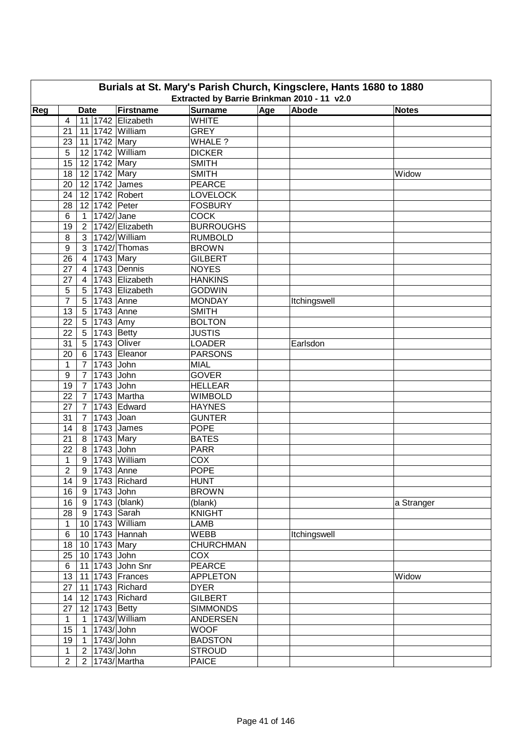# Burials at St. Mary's Parish Church, Kingsclere, Hants 1680 to 1880

## Extracted by Barrie Brinkman 2010 - 11 v2.0

| Reg | Date | | | Firstname | Surname | Age | Abode | Notes |
|---|---|---|---|---|---|---|---|---|
| | 4 | 11 | 1742 | Elizabeth | WHITE | | | |
| | 21 | 11 | 1742 | William | GREY | | | |
| | 23 | 11 | 1742 | Mary | WHALE ? | | | |
| | 5 | 12 | 1742 | William | DICKER | | | |
| | 15 | 12 | 1742 | Mary | SMITH | | | |
| | 18 | 12 | 1742 | Mary | SMITH | | | Widow |
| | 20 | 12 | 1742 | James | PEARCE | | | |
| | 24 | 12 | 1742 | Robert | LOVELOCK | | | |
| | 28 | 12 | 1742 | Peter | FOSBURY | | | |
| | 6 | 1 | 1742/ | Jane | COCK | | | |
| | 19 | 2 | 1742/ | Elizabeth | BURROUGHS | | | |
| | 8 | 3 | 1742/ | William | RUMBOLD | | | |
| | 9 | 3 | 1742/ | Thomas | BROWN | | | |
| | 26 | 4 | 1743 | Mary | GILBERT | | | |
| | 27 | 4 | 1743 | Dennis | NOYES | | | |
| | 27 | 4 | 1743 | Elizabeth | HANKINS | | | |
| | 5 | 5 | 1743 | Elizabeth | GODWIN | | | |
| | 7 | 5 | 1743 | Anne | MONDAY | | Itchingswell | |
| | 13 | 5 | 1743 | Anne | SMITH | | | |
| | 22 | 5 | 1743 | Amy | BOLTON | | | |
| | 22 | 5 | 1743 | Betty | JUSTIS | | | |
| | 31 | 5 | 1743 | Oliver | LOADER | | Earlsdon | |
| | 20 | 6 | 1743 | Eleanor | PARSONS | | | |
| | 1 | 7 | 1743 | John | MIAL | | | |
| | 9 | 7 | 1743 | John | GOVER | | | |
| | 19 | 7 | 1743 | John | HELLEAR | | | |
| | 22 | 7 | 1743 | Martha | WIMBOLD | | | |
| | 27 | 7 | 1743 | Edward | HAYNES | | | |
| | 31 | 7 | 1743 | Joan | GUNTER | | | |
| | 14 | 8 | 1743 | James | POPE | | | |
| | 21 | 8 | 1743 | Mary | BATES | | | |
| | 22 | 8 | 1743 | John | PARR | | | |
| | 1 | 9 | 1743 | William | COX | | | |
| | 2 | 9 | 1743 | Anne | POPE | | | |
| | 14 | 9 | 1743 | Richard | HUNT | | | |
| | 16 | 9 | 1743 | John | BROWN | | | |
| | 16 | 9 | 1743 | (blank) | (blank) | | | a Stranger |
| | 28 | 9 | 1743 | Sarah | KNIGHT | | | |
| | 1 | 10 | 1743 | William | LAMB | | | |
| | 6 | 10 | 1743 | Hannah | WEBB | | Itchingswell | |
| | 18 | 10 | 1743 | Mary | CHURCHMAN | | | |
| | 25 | 10 | 1743 | John | COX | | | |
| | 6 | 11 | 1743 | John Snr | PEARCE | | | |
| | 13 | 11 | 1743 | Frances | APPLETON | | | Widow |
| | 27 | 11 | 1743 | Richard | DYER | | | |
| | 14 | 12 | 1743 | Richard | GILBERT | | | |
| | 27 | 12 | 1743 | Betty | SIMMONDS | | | |
| | 1 | 1 | 1743/ | William | ANDERSEN | | | |
| | 15 | 1 | 1743/ | John | WOOF | | | |
| | 19 | 1 | 1743/ | John | BADSTON | | | |
| | 1 | 2 | 1743/ | John | STROUD | | | |
| | 2 | 2 | 1743/ | Martha | PAICE | | | |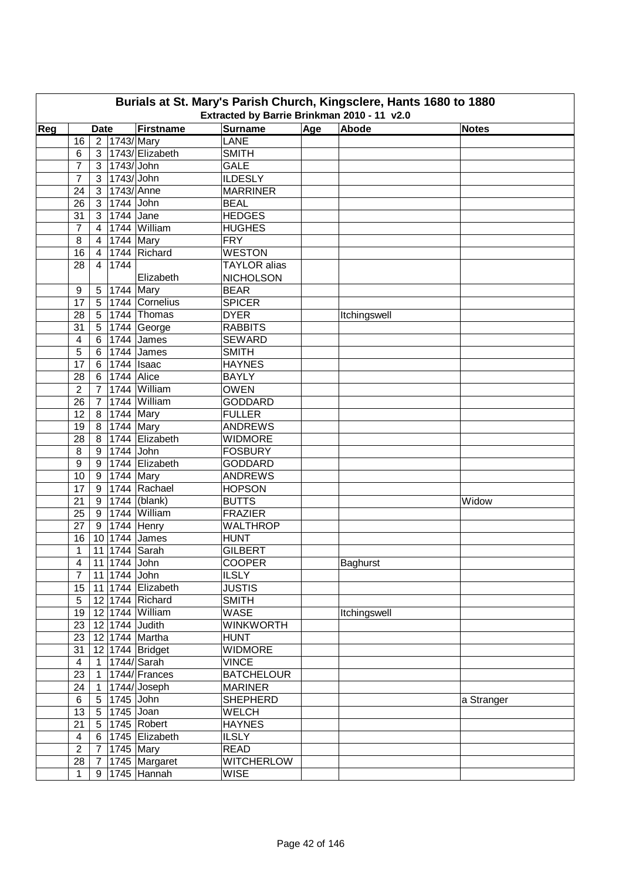# Burials at St. Mary's Parish Church, Kingsclere, Hants 1680 to 1880

## Extracted by Barrie Brinkman 2010 - 11 v2.0

| Reg | Date | | | Firstname | Surname | Age | Abode | Notes |
|---|---|---|---|---|---|---|---|---|
| | 16 | 2 | 1743/ | Mary | LANE | | | |
| | 6 | 3 | 1743/ | Elizabeth | SMITH | | | |
| | 7 | 3 | 1743/ | John | GALE | | | |
| | 7 | 3 | 1743/ | John | ILDESLY | | | |
| | 24 | 3 | 1743/ | Anne | MARRINER | | | |
| | 26 | 3 | 1744 | John | BEAL | | | |
| | 31 | 3 | 1744 | Jane | HEDGES | | | |
| | 7 | 4 | 1744 | William | HUGHES | | | |
| | 8 | 4 | 1744 | Mary | FRY | | | |
| | 16 | 4 | 1744 | Richard | WESTON | | | |
| | 28 | 4 | 1744 | Elizabeth | TAYLOR alias NICHOLSON | | | |
| | 9 | 5 | 1744 | Mary | BEAR | | | |
| | 17 | 5 | 1744 | Cornelius | SPICER | | | |
| | 28 | 5 | 1744 | Thomas | DYER | | Itchingswell | |
| | 31 | 5 | 1744 | George | RABBITS | | | |
| | 4 | 6 | 1744 | James | SEWARD | | | |
| | 5 | 6 | 1744 | James | SMITH | | | |
| | 17 | 6 | 1744 | Isaac | HAYNES | | | |
| | 28 | 6 | 1744 | Alice | BAYLY | | | |
| | 2 | 7 | 1744 | William | OWEN | | | |
| | 26 | 7 | 1744 | William | GODDARD | | | |
| | 12 | 8 | 1744 | Mary | FULLER | | | |
| | 19 | 8 | 1744 | Mary | ANDREWS | | | |
| | 28 | 8 | 1744 | Elizabeth | WIDMORE | | | |
| | 8 | 9 | 1744 | John | FOSBURY | | | |
| | 9 | 9 | 1744 | Elizabeth | GODDARD | | | |
| | 10 | 9 | 1744 | Mary | ANDREWS | | | |
| | 17 | 9 | 1744 | Rachael | HOPSON | | | |
| | 21 | 9 | 1744 | (blank) | BUTTS | | | Widow |
| | 25 | 9 | 1744 | William | FRAZIER | | | |
| | 27 | 9 | 1744 | Henry | WALTHROP | | | |
| | 16 | 10 | 1744 | James | HUNT | | | |
| | 1 | 11 | 1744 | Sarah | GILBERT | | | |
| | 4 | 11 | 1744 | John | COOPER | | Baghurst | |
| | 7 | 11 | 1744 | John | ILSLY | | | |
| | 15 | 11 | 1744 | Elizabeth | JUSTIS | | | |
| | 5 | 12 | 1744 | Richard | SMITH | | | |
| | 19 | 12 | 1744 | William | WASE | | Itchingswell | |
| | 23 | 12 | 1744 | Judith | WINKWORTH | | | |
| | 23 | 12 | 1744 | Martha | HUNT | | | |
| | 31 | 12 | 1744 | Bridget | WIDMORE | | | |
| | 4 | 1 | 1744/ | Sarah | VINCE | | | |
| | 23 | 1 | 1744/ | Frances | BATCHELOUR | | | |
| | 24 | 1 | 1744/ | Joseph | MARINER | | | |
| | 6 | 5 | 1745 | John | SHEPHERD | | | a Stranger |
| | 13 | 5 | 1745 | Joan | WELCH | | | |
| | 21 | 5 | 1745 | Robert | HAYNES | | | |
| | 4 | 6 | 1745 | Elizabeth | ILSLY | | | |
| | 2 | 7 | 1745 | Mary | READ | | | |
| | 28 | 7 | 1745 | Margaret | WITCHERLOW | | | |
| | 1 | 9 | 1745 | Hannah | WISE | | | |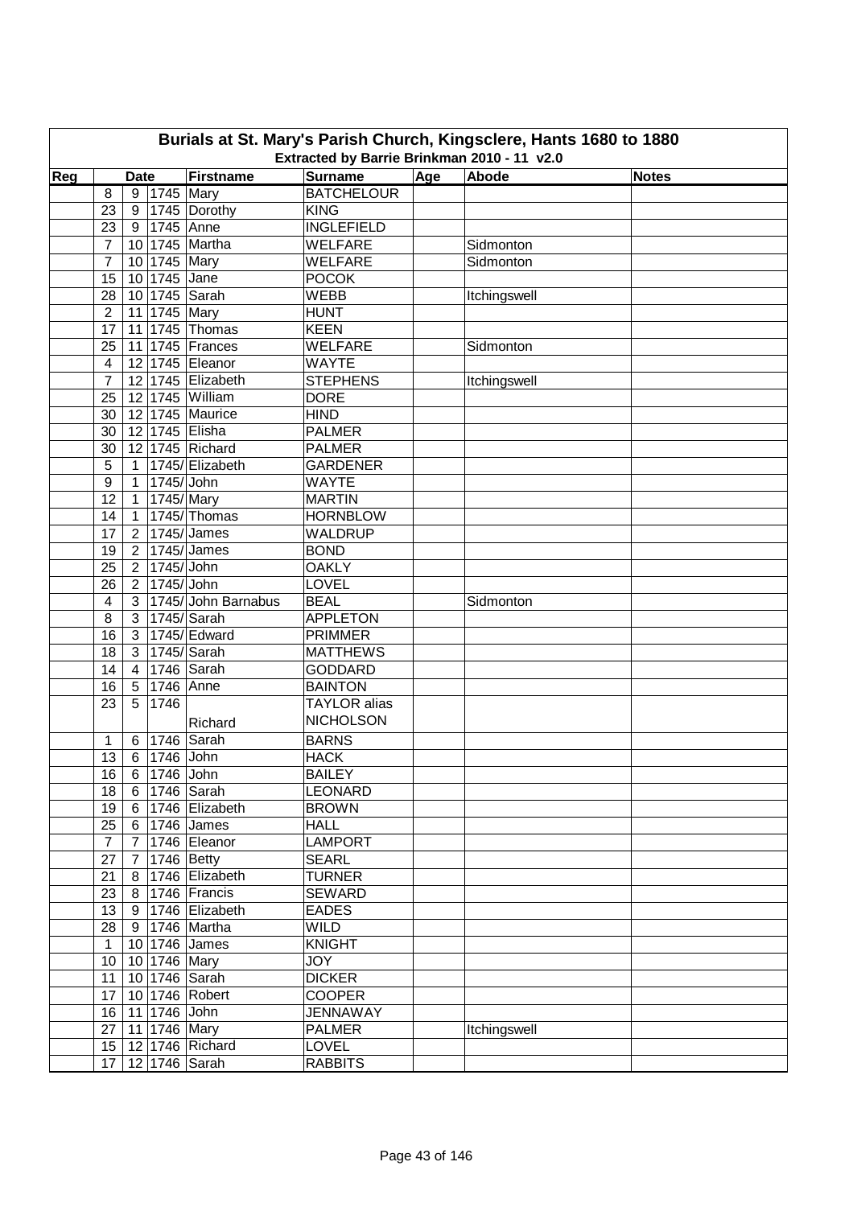# Burials at St. Mary's Parish Church, Kingsclere, Hants 1680 to 1880

## Extracted by Barrie Brinkman 2010 - 11 v2.0

| Reg | Date | | | Firstname | Surname | Age | Abode | Notes |
|---|---|---|---|---|---|---|---|---|
| | 8 | 9 | 1745 | Mary | BATCHELOUR | | | |
| | 23 | 9 | 1745 | Dorothy | KING | | | |
| | 23 | 9 | 1745 | Anne | INGLEFIELD | | | |
| | 7 | 10 | 1745 | Martha | WELFARE | | Sidmonton | |
| | 7 | 10 | 1745 | Mary | WELFARE | | Sidmonton | |
| | 15 | 10 | 1745 | Jane | POCOK | | | |
| | 28 | 10 | 1745 | Sarah | WEBB | | Itchingswell | |
| | 2 | 11 | 1745 | Mary | HUNT | | | |
| | 17 | 11 | 1745 | Thomas | KEEN | | | |
| | 25 | 11 | 1745 | Frances | WELFARE | | Sidmonton | |
| | 4 | 12 | 1745 | Eleanor | WAYTE | | | |
| | 7 | 12 | 1745 | Elizabeth | STEPHENS | | Itchingswell | |
| | 25 | 12 | 1745 | William | DORE | | | |
| | 30 | 12 | 1745 | Maurice | HIND | | | |
| | 30 | 12 | 1745 | Elisha | PALMER | | | |
| | 30 | 12 | 1745 | Richard | PALMER | | | |
| | 5 | 1 | 1745/ | Elizabeth | GARDENER | | | |
| | 9 | 1 | 1745/ | John | WAYTE | | | |
| | 12 | 1 | 1745/ | Mary | MARTIN | | | |
| | 14 | 1 | 1745/ | Thomas | HORNBLOW | | | |
| | 17 | 2 | 1745/ | James | WALDRUP | | | |
| | 19 | 2 | 1745/ | James | BOND | | | |
| | 25 | 2 | 1745/ | John | OAKLY | | | |
| | 26 | 2 | 1745/ | John | LOVEL | | | |
| | 4 | 3 | 1745/ | John Barnabus | BEAL | | Sidmonton | |
| | 8 | 3 | 1745/ | Sarah | APPLETON | | | |
| | 16 | 3 | 1745/ | Edward | PRIMMER | | | |
| | 18 | 3 | 1745/ | Sarah | MATTHEWS | | | |
| | 14 | 4 | 1746 | Sarah | GODDARD | | | |
| | 16 | 5 | 1746 | Anne | BAINTON | | | |
| | 23 | 5 | 1746 | Richard | TAYLOR alias NICHOLSON | | | |
| | 1 | 6 | 1746 | Sarah | BARNS | | | |
| | 13 | 6 | 1746 | John | HACK | | | |
| | 16 | 6 | 1746 | John | BAILEY | | | |
| | 18 | 6 | 1746 | Sarah | LEONARD | | | |
| | 19 | 6 | 1746 | Elizabeth | BROWN | | | |
| | 25 | 6 | 1746 | James | HALL | | | |
| | 7 | 7 | 1746 | Eleanor | LAMPORT | | | |
| | 27 | 7 | 1746 | Betty | SEARL | | | |
| | 21 | 8 | 1746 | Elizabeth | TURNER | | | |
| | 23 | 8 | 1746 | Francis | SEWARD | | | |
| | 13 | 9 | 1746 | Elizabeth | EADES | | | |
| | 28 | 9 | 1746 | Martha | WILD | | | |
| | 1 | 10 | 1746 | James | KNIGHT | | | |
| | 10 | 10 | 1746 | Mary | JOY | | | |
| | 11 | 10 | 1746 | Sarah | DICKER | | | |
| | 17 | 10 | 1746 | Robert | COOPER | | | |
| | 16 | 11 | 1746 | John | JENNAWAY | | | |
| | 27 | 11 | 1746 | Mary | PALMER | | Itchingswell | |
| | 15 | 12 | 1746 | Richard | LOVEL | | | |
| | 17 | 12 | 1746 | Sarah | RABBITS | | | |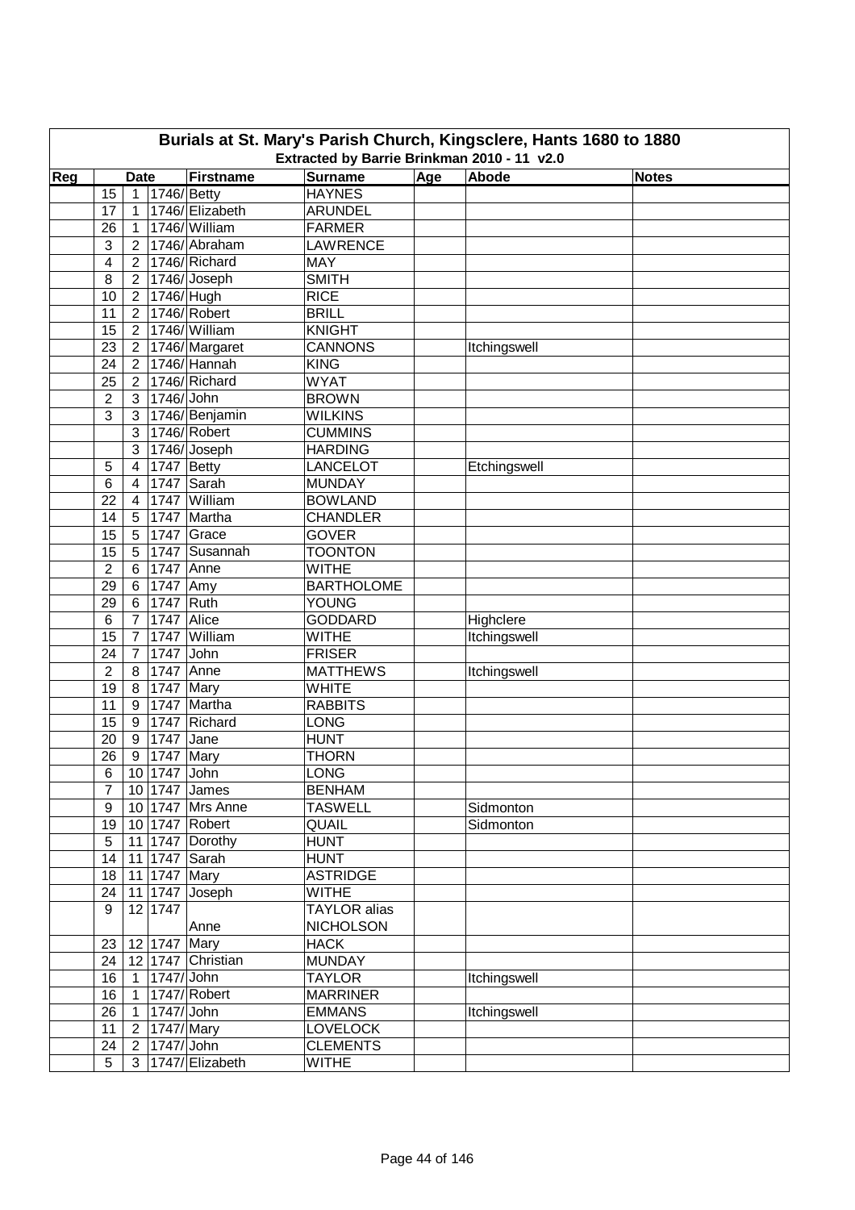# Burials at St. Mary's Parish Church, Kingsclere, Hants 1680 to 1880

## Extracted by Barrie Brinkman 2010 - 11 v2.0

| Reg | Date | | | Firstname | Surname | Age | Abode | Notes |
|---|---|---|---|---|---|---|---|---|
| | 15 | 1 | 1746/ | Betty | HAYNES | | | |
| | 17 | 1 | 1746/ | Elizabeth | ARUNDEL | | | |
| | 26 | 1 | 1746/ | William | FARMER | | | |
| | 3 | 2 | 1746/ | Abraham | LAWRENCE | | | |
| | 4 | 2 | 1746/ | Richard | MAY | | | |
| | 8 | 2 | 1746/ | Joseph | SMITH | | | |
| | 10 | 2 | 1746/ | Hugh | RICE | | | |
| | 11 | 2 | 1746/ | Robert | BRILL | | | |
| | 15 | 2 | 1746/ | William | KNIGHT | | | |
| | 23 | 2 | 1746/ | Margaret | CANNONS | | Itchingswell | |
| | 24 | 2 | 1746/ | Hannah | KING | | | |
| | 25 | 2 | 1746/ | Richard | WYAT | | | |
| | 2 | 3 | 1746/ | John | BROWN | | | |
| | 3 | 3 | 1746/ | Benjamin | WILKINS | | | |
| | | 3 | 1746/ | Robert | CUMMINS | | | |
| | | 3 | 1746/ | Joseph | HARDING | | | |
| | 5 | 4 | 1747 | Betty | LANCELOT | | Etchingswell | |
| | 6 | 4 | 1747 | Sarah | MUNDAY | | | |
| | 22 | 4 | 1747 | William | BOWLAND | | | |
| | 14 | 5 | 1747 | Martha | CHANDLER | | | |
| | 15 | 5 | 1747 | Grace | GOVER | | | |
| | 15 | 5 | 1747 | Susannah | TOONTON | | | |
| | 2 | 6 | 1747 | Anne | WITHE | | | |
| | 29 | 6 | 1747 | Amy | BARTHOLOME | | | |
| | 29 | 6 | 1747 | Ruth | YOUNG | | | |
| | 6 | 7 | 1747 | Alice | GODDARD | | Highclere | |
| | 15 | 7 | 1747 | William | WITHE | | Itchingswell | |
| | 24 | 7 | 1747 | John | FRISER | | | |
| | 2 | 8 | 1747 | Anne | MATTHEWS | | Itchingswell | |
| | 19 | 8 | 1747 | Mary | WHITE | | | |
| | 11 | 9 | 1747 | Martha | RABBITS | | | |
| | 15 | 9 | 1747 | Richard | LONG | | | |
| | 20 | 9 | 1747 | Jane | HUNT | | | |
| | 26 | 9 | 1747 | Mary | THORN | | | |
| | 6 | 10 | 1747 | John | LONG | | | |
| | 7 | 10 | 1747 | James | BENHAM | | | |
| | 9 | 10 | 1747 | Mrs Anne | TASWELL | | Sidmonton | |
| | 19 | 10 | 1747 | Robert | QUAIL | | Sidmonton | |
| | 5 | 11 | 1747 | Dorothy | HUNT | | | |
| | 14 | 11 | 1747 | Sarah | HUNT | | | |
| | 18 | 11 | 1747 | Mary | ASTRIDGE | | | |
| | 24 | 11 | 1747 | Joseph | WITHE | | | |
| | 9 | 12 | 1747 | Anne | TAYLOR alias NICHOLSON | | | |
| | 23 | 12 | 1747 | Mary | HACK | | | |
| | 24 | 12 | 1747 | Christian | MUNDAY | | | |
| | 16 | 1 | 1747/ | John | TAYLOR | | Itchingswell | |
| | 16 | 1 | 1747/ | Robert | MARRINER | | | |
| | 26 | 1 | 1747/ | John | EMMANS | | Itchingswell | |
| | 11 | 2 | 1747/ | Mary | LOVELOCK | | | |
| | 24 | 2 | 1747/ | John | CLEMENTS | | | |
| | 5 | 3 | 1747/ | Elizabeth | WITHE | | | |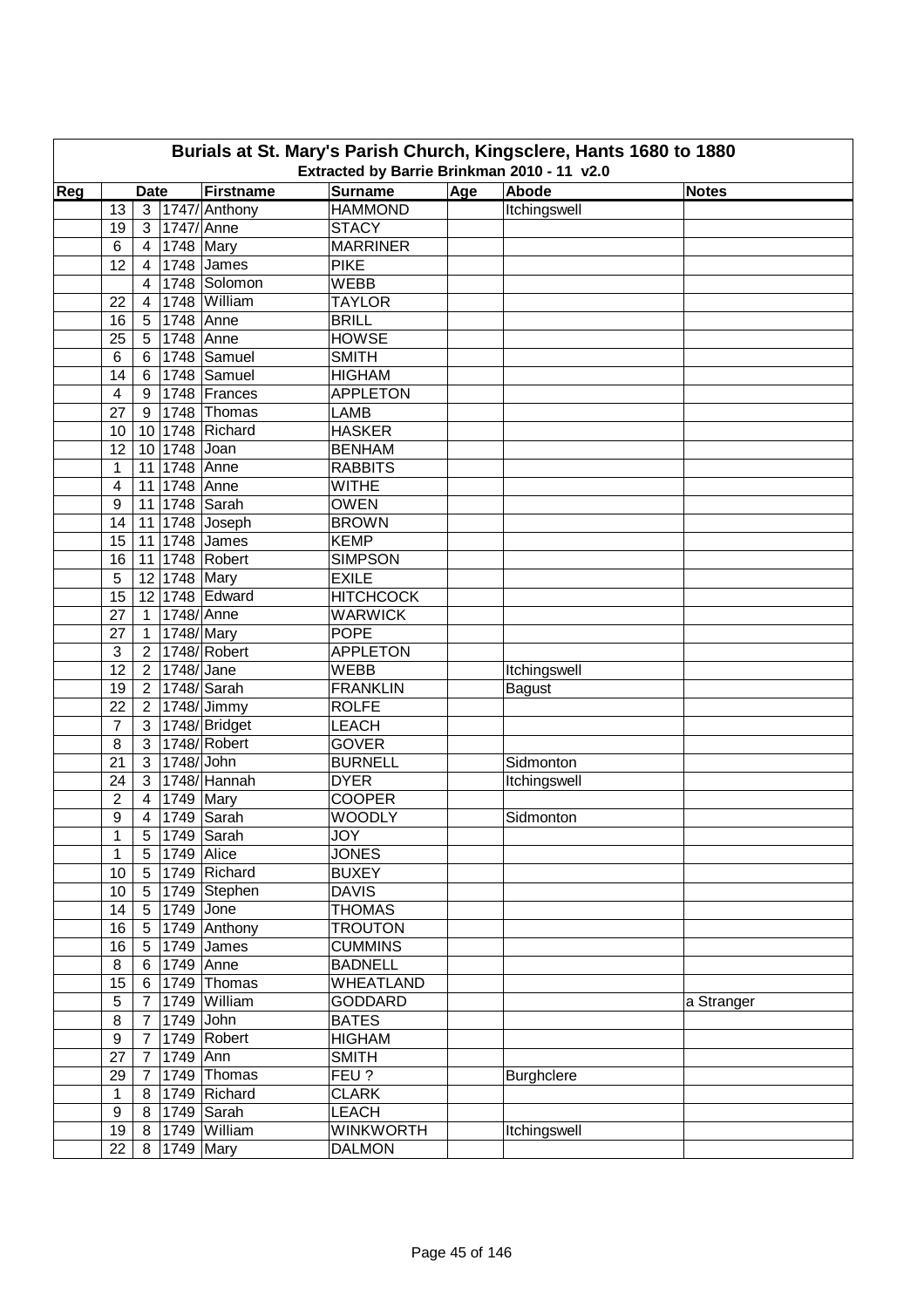# Burials at St. Mary's Parish Church, Kingsclere, Hants 1680 to 1880

Extracted by Barrie Brinkman 2010 - 11 v2.0

| Reg | Date | | | Firstname | Surname | Age | Abode | Notes |
|---|---|---|---|---|---|---|---|---|
| | 13 | 3 | 1747/ | Anthony | HAMMOND | | Itchingswell | |
| | 19 | 3 | 1747/ | Anne | STACY | | | |
| | 6 | 4 | 1748 | Mary | MARRINER | | | |
| | 12 | 4 | 1748 | James | PIKE | | | |
| | | 4 | 1748 | Solomon | WEBB | | | |
| | 22 | 4 | 1748 | William | TAYLOR | | | |
| | 16 | 5 | 1748 | Anne | BRILL | | | |
| | 25 | 5 | 1748 | Anne | HOWSE | | | |
| | 6 | 6 | 1748 | Samuel | SMITH | | | |
| | 14 | 6 | 1748 | Samuel | HIGHAM | | | |
| | 4 | 9 | 1748 | Frances | APPLETON | | | |
| | 27 | 9 | 1748 | Thomas | LAMB | | | |
| | 10 | 10 | 1748 | Richard | HASKER | | | |
| | 12 | 10 | 1748 | Joan | BENHAM | | | |
| | 1 | 11 | 1748 | Anne | RABBITS | | | |
| | 4 | 11 | 1748 | Anne | WITHE | | | |
| | 9 | 11 | 1748 | Sarah | OWEN | | | |
| | 14 | 11 | 1748 | Joseph | BROWN | | | |
| | 15 | 11 | 1748 | James | KEMP | | | |
| | 16 | 11 | 1748 | Robert | SIMPSON | | | |
| | 5 | 12 | 1748 | Mary | EXILE | | | |
| | 15 | 12 | 1748 | Edward | HITCHCOCK | | | |
| | 27 | 1 | 1748/ | Anne | WARWICK | | | |
| | 27 | 1 | 1748/ | Mary | POPE | | | |
| | 3 | 2 | 1748/ | Robert | APPLETON | | | |
| | 12 | 2 | 1748/ | Jane | WEBB | | Itchingswell | |
| | 19 | 2 | 1748/ | Sarah | FRANKLIN | | Bagust | |
| | 22 | 2 | 1748/ | Jimmy | ROLFE | | | |
| | 7 | 3 | 1748/ | Bridget | LEACH | | | |
| | 8 | 3 | 1748/ | Robert | GOVER | | | |
| | 21 | 3 | 1748/ | John | BURNELL | | Sidmonton | |
| | 24 | 3 | 1748/ | Hannah | DYER | | Itchingswell | |
| | 2 | 4 | 1749 | Mary | COOPER | | | |
| | 9 | 4 | 1749 | Sarah | WOODLY | | Sidmonton | |
| | 1 | 5 | 1749 | Sarah | JOY | | | |
| | 1 | 5 | 1749 | Alice | JONES | | | |
| | 10 | 5 | 1749 | Richard | BUXEY | | | |
| | 10 | 5 | 1749 | Stephen | DAVIS | | | |
| | 14 | 5 | 1749 | Jone | THOMAS | | | |
| | 16 | 5 | 1749 | Anthony | TROUTON | | | |
| | 16 | 5 | 1749 | James | CUMMINS | | | |
| | 8 | 6 | 1749 | Anne | BADNELL | | | |
| | 15 | 6 | 1749 | Thomas | WHEATLAND | | | |
| | 5 | 7 | 1749 | William | GODDARD | | | a Stranger |
| | 8 | 7 | 1749 | John | BATES | | | |
| | 9 | 7 | 1749 | Robert | HIGHAM | | | |
| | 27 | 7 | 1749 | Ann | SMITH | | | |
| | 29 | 7 | 1749 | Thomas | FEU ? | | Burghclere | |
| | 1 | 8 | 1749 | Richard | CLARK | | | |
| | 9 | 8 | 1749 | Sarah | LEACH | | | |
| | 19 | 8 | 1749 | William | WINKWORTH | | Itchingswell | |
| | 22 | 8 | 1749 | Mary | DALMON | | | |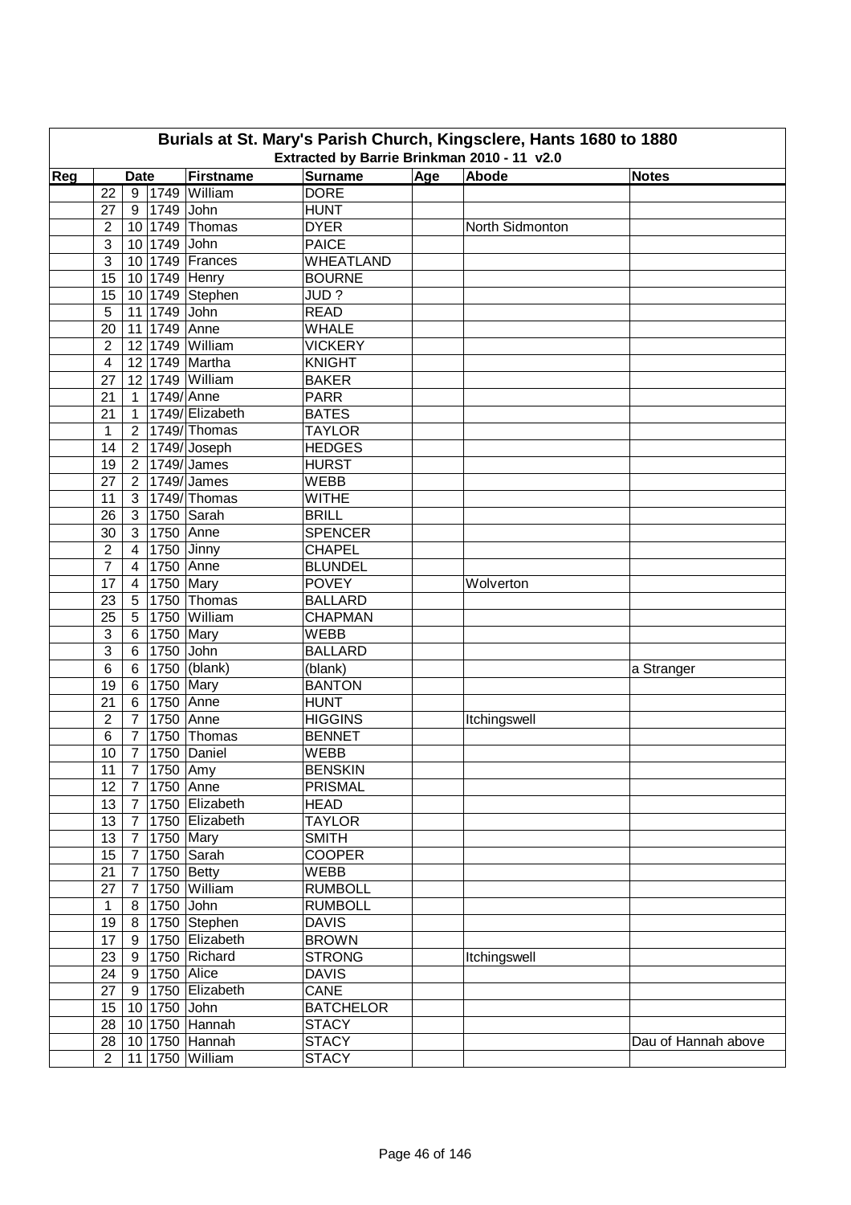# Burials at St. Mary's Parish Church, Kingsclere, Hants 1680 to 1880

Extracted by Barrie Brinkman 2010 - 11 v2.0

| Reg | Date | | | Firstname | Surname | Age | Abode | Notes |
|---|---|---|---|---|---|---|---|---|
| | 22 | 9 | 1749 | William | DORE | | | |
| | 27 | 9 | 1749 | John | HUNT | | | |
| | 2 | 10 | 1749 | Thomas | DYER | | North Sidmonton | |
| | 3 | 10 | 1749 | John | PAICE | | | |
| | 3 | 10 | 1749 | Frances | WHEATLAND | | | |
| | 15 | 10 | 1749 | Henry | BOURNE | | | |
| | 15 | 10 | 1749 | Stephen | JUD ? | | | |
| | 5 | 11 | 1749 | John | READ | | | |
| | 20 | 11 | 1749 | Anne | WHALE | | | |
| | 2 | 12 | 1749 | William | VICKERY | | | |
| | 4 | 12 | 1749 | Martha | KNIGHT | | | |
| | 27 | 12 | 1749 | William | BAKER | | | |
| | 21 | 1 | 1749/ | Anne | PARR | | | |
| | 21 | 1 | 1749/ | Elizabeth | BATES | | | |
| | 1 | 2 | 1749/ | Thomas | TAYLOR | | | |
| | 14 | 2 | 1749/ | Joseph | HEDGES | | | |
| | 19 | 2 | 1749/ | James | HURST | | | |
| | 27 | 2 | 1749/ | James | WEBB | | | |
| | 11 | 3 | 1749/ | Thomas | WITHE | | | |
| | 26 | 3 | 1750 | Sarah | BRILL | | | |
| | 30 | 3 | 1750 | Anne | SPENCER | | | |
| | 2 | 4 | 1750 | Jinny | CHAPEL | | | |
| | 7 | 4 | 1750 | Anne | BLUNDEL | | | |
| | 17 | 4 | 1750 | Mary | POVEY | | Wolverton | |
| | 23 | 5 | 1750 | Thomas | BALLARD | | | |
| | 25 | 5 | 1750 | William | CHAPMAN | | | |
| | 3 | 6 | 1750 | Mary | WEBB | | | |
| | 3 | 6 | 1750 | John | BALLARD | | | |
| | 6 | 6 | 1750 | (blank) | (blank) | | | a Stranger |
| | 19 | 6 | 1750 | Mary | BANTON | | | |
| | 21 | 6 | 1750 | Anne | HUNT | | | |
| | 2 | 7 | 1750 | Anne | HIGGINS | | Itchingswell | |
| | 6 | 7 | 1750 | Thomas | BENNET | | | |
| | 10 | 7 | 1750 | Daniel | WEBB | | | |
| | 11 | 7 | 1750 | Amy | BENSKIN | | | |
| | 12 | 7 | 1750 | Anne | PRISMAL | | | |
| | 13 | 7 | 1750 | Elizabeth | HEAD | | | |
| | 13 | 7 | 1750 | Elizabeth | TAYLOR | | | |
| | 13 | 7 | 1750 | Mary | SMITH | | | |
| | 15 | 7 | 1750 | Sarah | COOPER | | | |
| | 21 | 7 | 1750 | Betty | WEBB | | | |
| | 27 | 7 | 1750 | William | RUMBOLL | | | |
| | 1 | 8 | 1750 | John | RUMBOLL | | | |
| | 19 | 8 | 1750 | Stephen | DAVIS | | | |
| | 17 | 9 | 1750 | Elizabeth | BROWN | | | |
| | 23 | 9 | 1750 | Richard | STRONG | | Itchingswell | |
| | 24 | 9 | 1750 | Alice | DAVIS | | | |
| | 27 | 9 | 1750 | Elizabeth | CANE | | | |
| | 15 | 10 | 1750 | John | BATCHELOR | | | |
| | 28 | 10 | 1750 | Hannah | STACY | | | |
| | 28 | 10 | 1750 | Hannah | STACY | | | Dau of Hannah above |
| | 2 | 11 | 1750 | William | STACY | | | |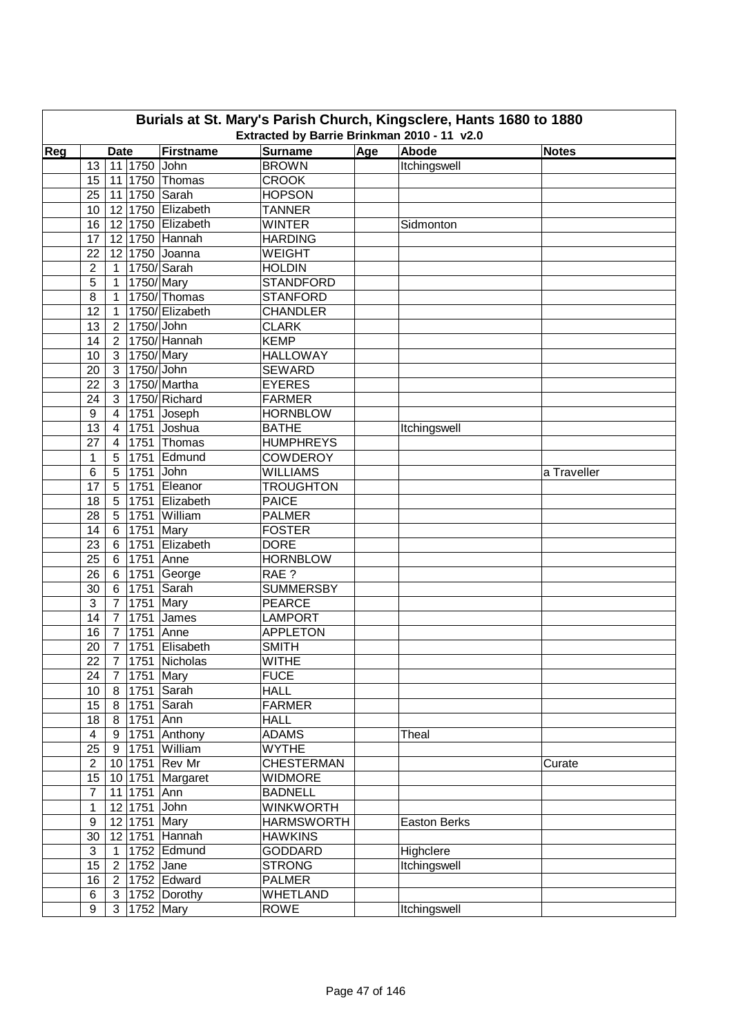# Burials at St. Mary's Parish Church, Kingsclere, Hants 1680 to 1880

### Extracted by Barrie Brinkman 2010 - 11 v2.0

| Reg | Date | | | Firstname | Surname | Age | Abode | Notes |
|---|---|---|---|---|---|---|---|---|
| | 13 | 11 | 1750 | John | BROWN | | Itchingswell | |
| | 15 | 11 | 1750 | Thomas | CROOK | | | |
| | 25 | 11 | 1750 | Sarah | HOPSON | | | |
| | 10 | 12 | 1750 | Elizabeth | TANNER | | | |
| | 16 | 12 | 1750 | Elizabeth | WINTER | | Sidmonton | |
| | 17 | 12 | 1750 | Hannah | HARDING | | | |
| | 22 | 12 | 1750 | Joanna | WEIGHT | | | |
| | 2 | 1 | 1750/ | Sarah | HOLDIN | | | |
| | 5 | 1 | 1750/ | Mary | STANDFORD | | | |
| | 8 | 1 | 1750/ | Thomas | STANFORD | | | |
| | 12 | 1 | 1750/ | Elizabeth | CHANDLER | | | |
| | 13 | 2 | 1750/ | John | CLARK | | | |
| | 14 | 2 | 1750/ | Hannah | KEMP | | | |
| | 10 | 3 | 1750/ | Mary | HALLOWAY | | | |
| | 20 | 3 | 1750/ | John | SEWARD | | | |
| | 22 | 3 | 1750/ | Martha | EYERES | | | |
| | 24 | 3 | 1750/ | Richard | FARMER | | | |
| | 9 | 4 | 1751 | Joseph | HORNBLOW | | | |
| | 13 | 4 | 1751 | Joshua | BATHE | | Itchingswell | |
| | 27 | 4 | 1751 | Thomas | HUMPHREYS | | | |
| | 1 | 5 | 1751 | Edmund | COWDEROY | | | |
| | 6 | 5 | 1751 | John | WILLIAMS | | | a Traveller |
| | 17 | 5 | 1751 | Eleanor | TROUGHTON | | | |
| | 18 | 5 | 1751 | Elizabeth | PAICE | | | |
| | 28 | 5 | 1751 | William | PALMER | | | |
| | 14 | 6 | 1751 | Mary | FOSTER | | | |
| | 23 | 6 | 1751 | Elizabeth | DORE | | | |
| | 25 | 6 | 1751 | Anne | HORNBLOW | | | |
| | 26 | 6 | 1751 | George | RAE ? | | | |
| | 30 | 6 | 1751 | Sarah | SUMMERSBY | | | |
| | 3 | 7 | 1751 | Mary | PEARCE | | | |
| | 14 | 7 | 1751 | James | LAMPORT | | | |
| | 16 | 7 | 1751 | Anne | APPLETON | | | |
| | 20 | 7 | 1751 | Elisabeth | SMITH | | | |
| | 22 | 7 | 1751 | Nicholas | WITHE | | | |
| | 24 | 7 | 1751 | Mary | FUCE | | | |
| | 10 | 8 | 1751 | Sarah | HALL | | | |
| | 15 | 8 | 1751 | Sarah | FARMER | | | |
| | 18 | 8 | 1751 | Ann | HALL | | | |
| | 4 | 9 | 1751 | Anthony | ADAMS | | Theal | |
| | 25 | 9 | 1751 | William | WYTHE | | | |
| | 2 | 10 | 1751 | Rev Mr | CHESTERMAN | | | Curate |
| | 15 | 10 | 1751 | Margaret | WIDMORE | | | |
| | 7 | 11 | 1751 | Ann | BADNELL | | | |
| | 1 | 12 | 1751 | John | WINKWORTH | | | |
| | 9 | 12 | 1751 | Mary | HARMSWORTH | | Easton Berks | |
| | 30 | 12 | 1751 | Hannah | HAWKINS | | | |
| | 3 | 1 | 1752 | Edmund | GODDARD | | Highclere | |
| | 15 | 2 | 1752 | Jane | STRONG | | Itchingswell | |
| | 16 | 2 | 1752 | Edward | PALMER | | | |
| | 6 | 3 | 1752 | Dorothy | WHETLAND | | | |
| | 9 | 3 | 1752 | Mary | ROWE | | Itchingswell | |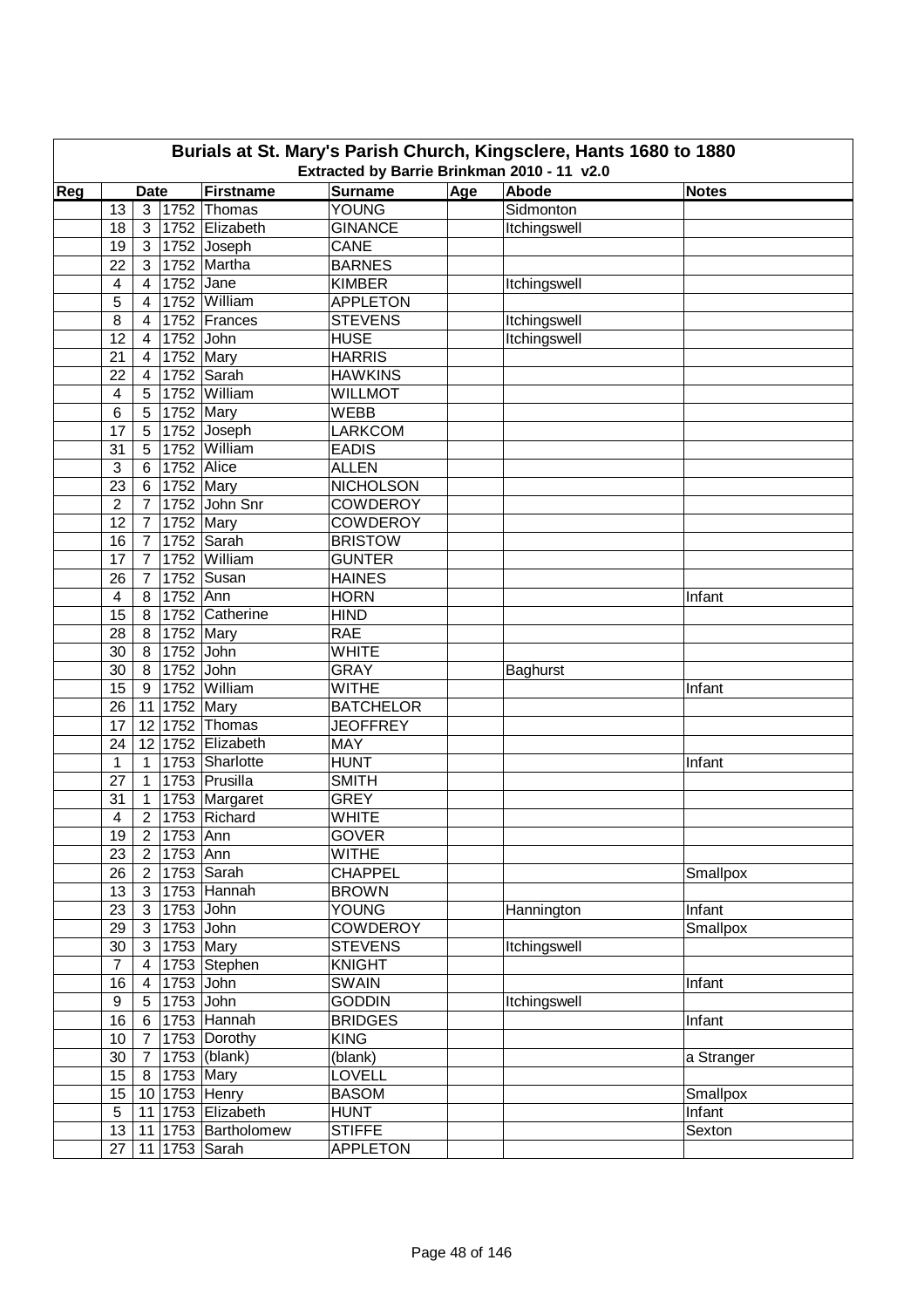# Burials at St. Mary's Parish Church, Kingsclere, Hants 1680 to 1880

## Extracted by Barrie Brinkman 2010 - 11 v2.0

| Reg | Date | | | Firstname | Surname | Age | Abode | Notes |
|---|---|---|---|---|---|---|---|---|
| | 13 | 3 | 1752 | Thomas | YOUNG | | Sidmonton | |
| | 18 | 3 | 1752 | Elizabeth | GINANCE | | Itchingswell | |
| | 19 | 3 | 1752 | Joseph | CANE | | | |
| | 22 | 3 | 1752 | Martha | BARNES | | | |
| | 4 | 4 | 1752 | Jane | KIMBER | | Itchingswell | |
| | 5 | 4 | 1752 | William | APPLETON | | | |
| | 8 | 4 | 1752 | Frances | STEVENS | | Itchingswell | |
| | 12 | 4 | 1752 | John | HUSE | | Itchingswell | |
| | 21 | 4 | 1752 | Mary | HARRIS | | | |
| | 22 | 4 | 1752 | Sarah | HAWKINS | | | |
| | 4 | 5 | 1752 | William | WILLMOT | | | |
| | 6 | 5 | 1752 | Mary | WEBB | | | |
| | 17 | 5 | 1752 | Joseph | LARKCOM | | | |
| | 31 | 5 | 1752 | William | EADIS | | | |
| | 3 | 6 | 1752 | Alice | ALLEN | | | |
| | 23 | 6 | 1752 | Mary | NICHOLSON | | | |
| | 2 | 7 | 1752 | John Snr | COWDEROY | | | |
| | 12 | 7 | 1752 | Mary | COWDEROY | | | |
| | 16 | 7 | 1752 | Sarah | BRISTOW | | | |
| | 17 | 7 | 1752 | William | GUNTER | | | |
| | 26 | 7 | 1752 | Susan | HAINES | | | |
| | 4 | 8 | 1752 | Ann | HORN | | | Infant |
| | 15 | 8 | 1752 | Catherine | HIND | | | |
| | 28 | 8 | 1752 | Mary | RAE | | | |
| | 30 | 8 | 1752 | John | WHITE | | | |
| | 30 | 8 | 1752 | John | GRAY | | Baghurst | |
| | 15 | 9 | 1752 | William | WITHE | | | Infant |
| | 26 | 11 | 1752 | Mary | BATCHELOR | | | |
| | 17 | 12 | 1752 | Thomas | JEOFFREY | | | |
| | 24 | 12 | 1752 | Elizabeth | MAY | | | |
| | 1 | 1 | 1753 | Sharlotte | HUNT | | | Infant |
| | 27 | 1 | 1753 | Prusilla | SMITH | | | |
| | 31 | 1 | 1753 | Margaret | GREY | | | |
| | 4 | 2 | 1753 | Richard | WHITE | | | |
| | 19 | 2 | 1753 | Ann | GOVER | | | |
| | 23 | 2 | 1753 | Ann | WITHE | | | |
| | 26 | 2 | 1753 | Sarah | CHAPPEL | | | Smallpox |
| | 13 | 3 | 1753 | Hannah | BROWN | | | |
| | 23 | 3 | 1753 | John | YOUNG | | Hannington | Infant |
| | 29 | 3 | 1753 | John | COWDEROY | | | Smallpox |
| | 30 | 3 | 1753 | Mary | STEVENS | | Itchingswell | |
| | 7 | 4 | 1753 | Stephen | KNIGHT | | | |
| | 16 | 4 | 1753 | John | SWAIN | | | Infant |
| | 9 | 5 | 1753 | John | GODDIN | | Itchingswell | |
| | 16 | 6 | 1753 | Hannah | BRIDGES | | | Infant |
| | 10 | 7 | 1753 | Dorothy | KING | | | |
| | 30 | 7 | 1753 | (blank) | (blank) | | | a Stranger |
| | 15 | 8 | 1753 | Mary | LOVELL | | | |
| | 15 | 10 | 1753 | Henry | BASOM | | | Smallpox |
| | 5 | 11 | 1753 | Elizabeth | HUNT | | | Infant |
| | 13 | 11 | 1753 | Bartholomew | STIFFE | | | Sexton |
| | 27 | 11 | 1753 | Sarah | APPLETON | | | |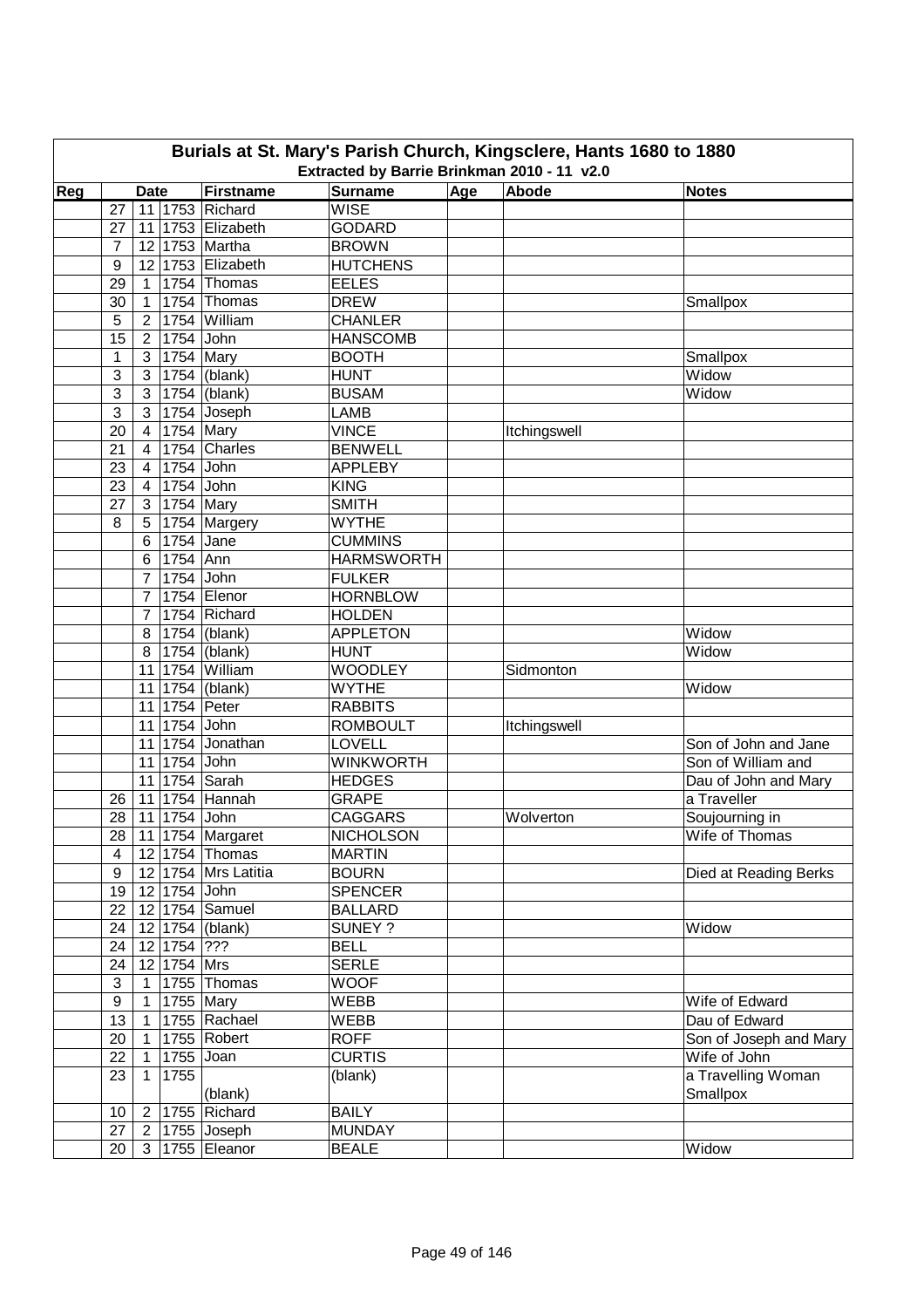# Burials at St. Mary's Parish Church, Kingsclere, Hants 1680 to 1880

### Extracted by Barrie Brinkman 2010 - 11 v2.0

| Reg | Date | | | Firstname | Surname | Age | Abode | Notes |
|---|---|---|---|---|---|---|---|---|
| | 27 | 11 | 1753 | Richard | WISE | | | |
| | 27 | 11 | 1753 | Elizabeth | GODARD | | | |
| | 7 | 12 | 1753 | Martha | BROWN | | | |
| | 9 | 12 | 1753 | Elizabeth | HUTCHENS | | | |
| | 29 | 1 | 1754 | Thomas | EELES | | | |
| | 30 | 1 | 1754 | Thomas | DREW | | | Smallpox |
| | 5 | 2 | 1754 | William | CHANLER | | | |
| | 15 | 2 | 1754 | John | HANSCOMB | | | |
| | 1 | 3 | 1754 | Mary | BOOTH | | | Smallpox |
| | 3 | 3 | 1754 | (blank) | HUNT | | | Widow |
| | 3 | 3 | 1754 | (blank) | BUSAM | | | Widow |
| | 3 | 3 | 1754 | Joseph | LAMB | | | |
| | 20 | 4 | 1754 | Mary | VINCE | | Itchingswell | |
| | 21 | 4 | 1754 | Charles | BENWELL | | | |
| | 23 | 4 | 1754 | John | APPLEBY | | | |
| | 23 | 4 | 1754 | John | KING | | | |
| | 27 | 3 | 1754 | Mary | SMITH | | | |
| | 8 | 5 | 1754 | Margery | WYTHE | | | |
| | | 6 | 1754 | Jane | CUMMINS | | | |
| | | 6 | 1754 | Ann | HARMSWORTH | | | |
| | | 7 | 1754 | John | FULKER | | | |
| | | 7 | 1754 | Elenor | HORNBLOW | | | |
| | | 7 | 1754 | Richard | HOLDEN | | | |
| | | 8 | 1754 | (blank) | APPLETON | | | Widow |
| | | 8 | 1754 | (blank) | HUNT | | | Widow |
| | | 11 | 1754 | William | WOODLEY | | Sidmonton | |
| | | 11 | 1754 | (blank) | WYTHE | | | Widow |
| | | 11 | 1754 | Peter | RABBITS | | | |
| | | 11 | 1754 | John | ROMBOULT | | Itchingswell | |
| | | 11 | 1754 | Jonathan | LOVELL | | | Son of John and Jane |
| | | 11 | 1754 | John | WINKWORTH | | | Son of William and |
| | | 11 | 1754 | Sarah | HEDGES | | | Dau of John and Mary |
| | 26 | 11 | 1754 | Hannah | GRAPE | | | a Traveller |
| | 28 | 11 | 1754 | John | CAGGARS | | Wolverton | Soujourning in |
| | 28 | 11 | 1754 | Margaret | NICHOLSON | | | Wife of Thomas |
| | 4 | 12 | 1754 | Thomas | MARTIN | | | |
| | 9 | 12 | 1754 | Mrs Latitia | BOURN | | | Died at Reading Berks |
| | 19 | 12 | 1754 | John | SPENCER | | | |
| | 22 | 12 | 1754 | Samuel | BALLARD | | | |
| | 24 | 12 | 1754 | (blank) | SUNEY ? | | | Widow |
| | 24 | 12 | 1754 | ??? | BELL | | | |
| | 24 | 12 | 1754 | Mrs | SERLE | | | |
| | 3 | 1 | 1755 | Thomas | WOOF | | | |
| | 9 | 1 | 1755 | Mary | WEBB | | | Wife of Edward |
| | 13 | 1 | 1755 | Rachael | WEBB | | | Dau of Edward |
| | 20 | 1 | 1755 | Robert | ROFF | | | Son of Joseph and Mary |
| | 22 | 1 | 1755 | Joan | CURTIS | | | Wife of John |
| | 23 | 1 | 1755 | (blank) | (blank) | | | a Travelling Woman Smallpox |
| | 10 | 2 | 1755 | Richard | BAILY | | | |
| | 27 | 2 | 1755 | Joseph | MUNDAY | | | |
| | 20 | 3 | 1755 | Eleanor | BEALE | | | Widow |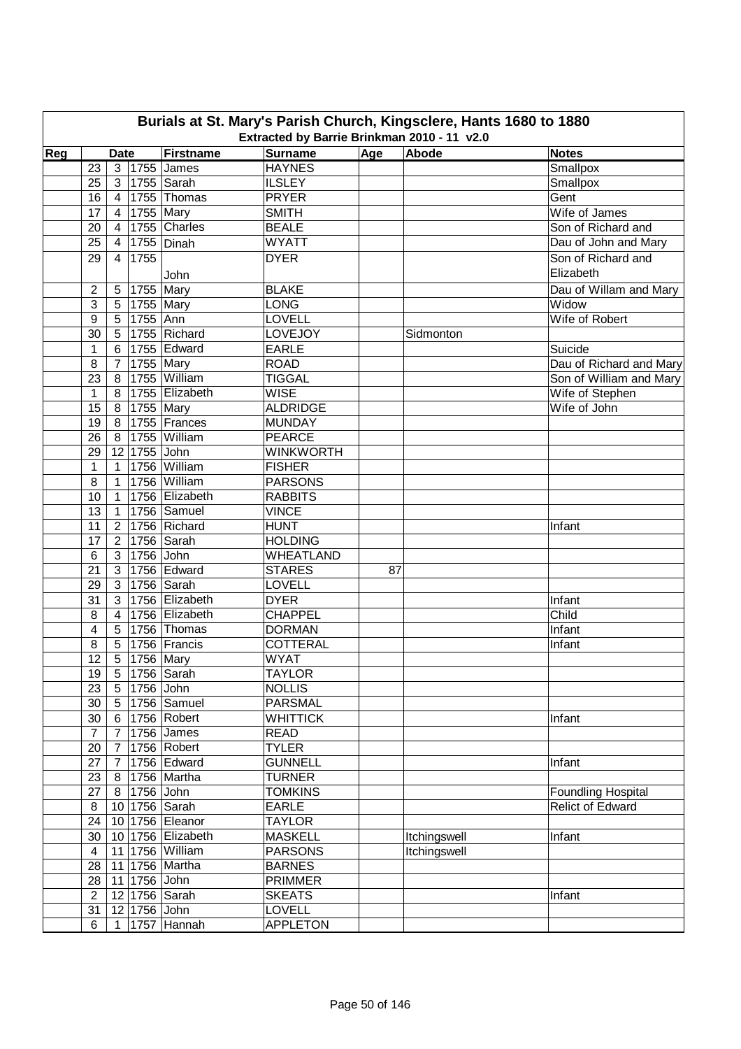## Burials at St. Mary's Parish Church, Kingsclere, Hants 1680 to 1880

### Extracted by Barrie Brinkman 2010 - 11 v2.0

| Reg | Date | | | Firstname | Surname | Age | Abode | Notes |
|---|---|---|---|---|---|---|---|---|
| | 23 | 3 | 1755 | James | HAYNES | | | Smallpox |
| | 25 | 3 | 1755 | Sarah | ILSLEY | | | Smallpox |
| | 16 | 4 | 1755 | Thomas | PRYER | | | Gent |
| | 17 | 4 | 1755 | Mary | SMITH | | | Wife of James |
| | 20 | 4 | 1755 | Charles | BEALE | | | Son of Richard and |
| | 25 | 4 | 1755 | Dinah | WYATT | | | Dau of John and Mary |
| | 29 | 4 | 1755 | John | DYER | | | Son of Richard and Elizabeth |
| | 2 | 5 | 1755 | Mary | BLAKE | | | Dau of Willam and Mary |
| | 3 | 5 | 1755 | Mary | LONG | | | Widow |
| | 9 | 5 | 1755 | Ann | LOVELL | | | Wife of Robert |
| | 30 | 5 | 1755 | Richard | LOVEJOY | | Sidmonton | |
| | 1 | 6 | 1755 | Edward | EARLE | | | Suicide |
| | 8 | 7 | 1755 | Mary | ROAD | | | Dau of Richard and Mary |
| | 23 | 8 | 1755 | William | TIGGAL | | | Son of William and Mary |
| | 1 | 8 | 1755 | Elizabeth | WISE | | | Wife of Stephen |
| | 15 | 8 | 1755 | Mary | ALDRIDGE | | | Wife of John |
| | 19 | 8 | 1755 | Frances | MUNDAY | | | |
| | 26 | 8 | 1755 | William | PEARCE | | | |
| | 29 | 12 | 1755 | John | WINKWORTH | | | |
| | 1 | 1 | 1756 | William | FISHER | | | |
| | 8 | 1 | 1756 | William | PARSONS | | | |
| | 10 | 1 | 1756 | Elizabeth | RABBITS | | | |
| | 13 | 1 | 1756 | Samuel | VINCE | | | |
| | 11 | 2 | 1756 | Richard | HUNT | | | Infant |
| | 17 | 2 | 1756 | Sarah | HOLDING | | | |
| | 6 | 3 | 1756 | John | WHEATLAND | | | |
| | 21 | 3 | 1756 | Edward | STARES | 87 | | |
| | 29 | 3 | 1756 | Sarah | LOVELL | | | |
| | 31 | 3 | 1756 | Elizabeth | DYER | | | Infant |
| | 8 | 4 | 1756 | Elizabeth | CHAPPEL | | | Child |
| | 4 | 5 | 1756 | Thomas | DORMAN | | | Infant |
| | 8 | 5 | 1756 | Francis | COTTERAL | | | Infant |
| | 12 | 5 | 1756 | Mary | WYAT | | | |
| | 19 | 5 | 1756 | Sarah | TAYLOR | | | |
| | 23 | 5 | 1756 | John | NOLLIS | | | |
| | 30 | 5 | 1756 | Samuel | PARSMAL | | | |
| | 30 | 6 | 1756 | Robert | WHITTICK | | | Infant |
| | 7 | 7 | 1756 | James | READ | | | |
| | 20 | 7 | 1756 | Robert | TYLER | | | |
| | 27 | 7 | 1756 | Edward | GUNNELL | | | Infant |
| | 23 | 8 | 1756 | Martha | TURNER | | | |
| | 27 | 8 | 1756 | John | TOMKINS | | | Foundling Hospital |
| | 8 | 10 | 1756 | Sarah | EARLE | | | Relict of Edward |
| | 24 | 10 | 1756 | Eleanor | TAYLOR | | | |
| | 30 | 10 | 1756 | Elizabeth | MASKELL | | Itchingswell | Infant |
| | 4 | 11 | 1756 | William | PARSONS | | Itchingswell | |
| | 28 | 11 | 1756 | Martha | BARNES | | | |
| | 28 | 11 | 1756 | John | PRIMMER | | | |
| | 2 | 12 | 1756 | Sarah | SKEATS | | | Infant |
| | 31 | 12 | 1756 | John | LOVELL | | | |
| | 6 | 1 | 1757 | Hannah | APPLETON | | | |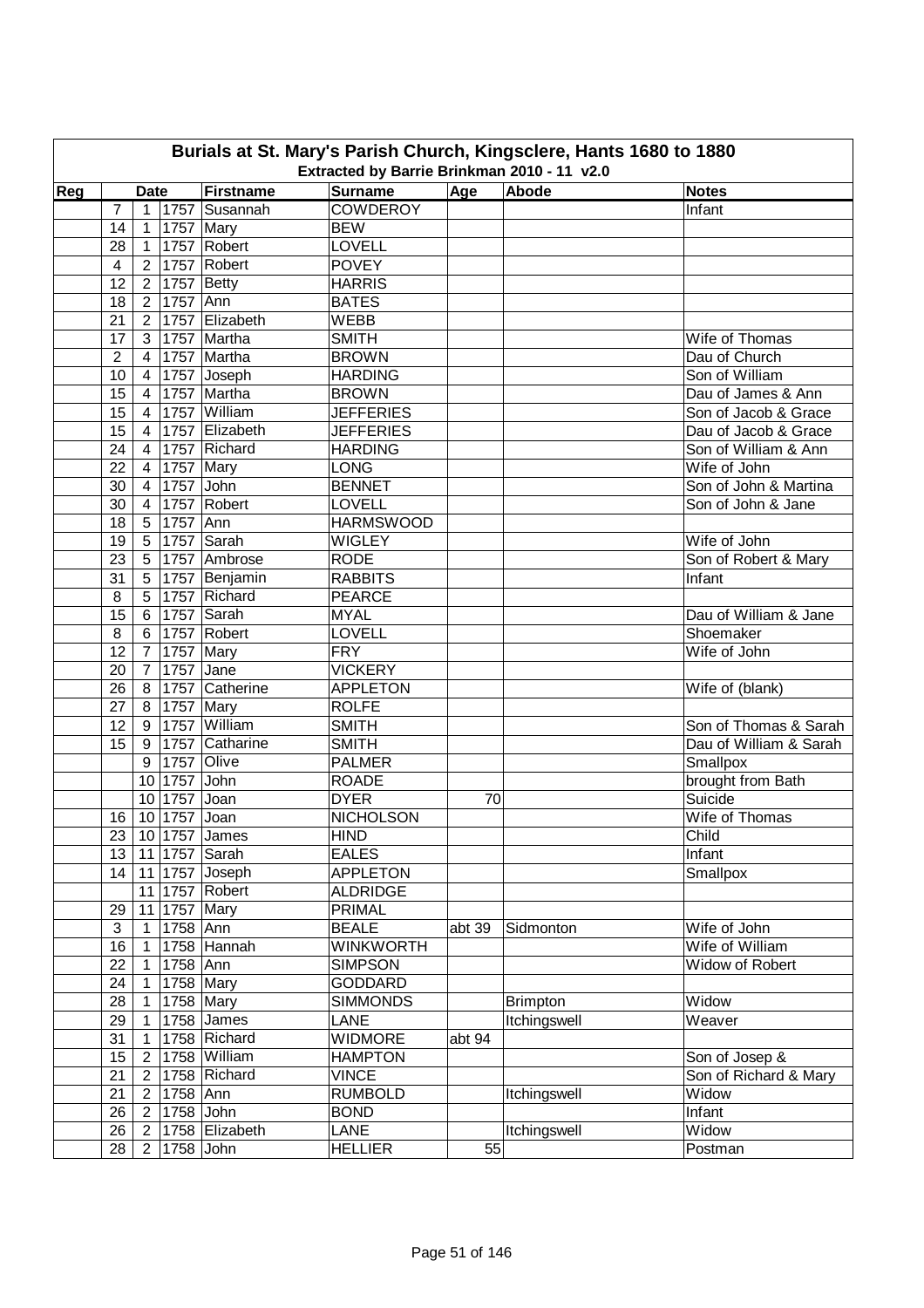# Burials at St. Mary's Parish Church, Kingsclere, Hants 1680 to 1880

Extracted by Barrie Brinkman 2010 - 11 v2.0

| Reg | Date | | | Firstname | Surname | Age | Abode | Notes |
|---|---|---|---|---|---|---|---|---|
| | 7 | 1 | 1757 | Susannah | COWDEROY | | | Infant |
| | 14 | 1 | 1757 | Mary | BEW | | | |
| | 28 | 1 | 1757 | Robert | LOVELL | | | |
| | 4 | 2 | 1757 | Robert | POVEY | | | |
| | 12 | 2 | 1757 | Betty | HARRIS | | | |
| | 18 | 2 | 1757 | Ann | BATES | | | |
| | 21 | 2 | 1757 | Elizabeth | WEBB | | | |
| | 17 | 3 | 1757 | Martha | SMITH | | | Wife of Thomas |
| | 2 | 4 | 1757 | Martha | BROWN | | | Dau of Church |
| | 10 | 4 | 1757 | Joseph | HARDING | | | Son of William |
| | 15 | 4 | 1757 | Martha | BROWN | | | Dau of James & Ann |
| | 15 | 4 | 1757 | William | JEFFERIES | | | Son of Jacob & Grace |
| | 15 | 4 | 1757 | Elizabeth | JEFFERIES | | | Dau of Jacob & Grace |
| | 24 | 4 | 1757 | Richard | HARDING | | | Son of William & Ann |
| | 22 | 4 | 1757 | Mary | LONG | | | Wife of John |
| | 30 | 4 | 1757 | John | BENNET | | | Son of John & Martina |
| | 30 | 4 | 1757 | Robert | LOVELL | | | Son of John & Jane |
| | 18 | 5 | 1757 | Ann | HARMSWOOD | | | |
| | 19 | 5 | 1757 | Sarah | WIGLEY | | | Wife of John |
| | 23 | 5 | 1757 | Ambrose | RODE | | | Son of Robert & Mary |
| | 31 | 5 | 1757 | Benjamin | RABBITS | | | Infant |
| | 8 | 5 | 1757 | Richard | PEARCE | | | |
| | 15 | 6 | 1757 | Sarah | MYAL | | | Dau of William & Jane |
| | 8 | 6 | 1757 | Robert | LOVELL | | | Shoemaker |
| | 12 | 7 | 1757 | Mary | FRY | | | Wife of John |
| | 20 | 7 | 1757 | Jane | VICKERY | | | |
| | 26 | 8 | 1757 | Catherine | APPLETON | | | Wife of (blank) |
| | 27 | 8 | 1757 | Mary | ROLFE | | | |
| | 12 | 9 | 1757 | William | SMITH | | | Son of Thomas & Sarah |
| | 15 | 9 | 1757 | Catharine | SMITH | | | Dau of William & Sarah |
| | | 9 | 1757 | Olive | PALMER | | | Smallpox |
| | | 10 | 1757 | John | ROADE | | | brought from Bath |
| | | 10 | 1757 | Joan | DYER | 70 | | Suicide |
| | 16 | 10 | 1757 | Joan | NICHOLSON | | | Wife of Thomas |
| | 23 | 10 | 1757 | James | HIND | | | Child |
| | 13 | 11 | 1757 | Sarah | EALES | | | Infant |
| | 14 | 11 | 1757 | Joseph | APPLETON | | | Smallpox |
| | | 11 | 1757 | Robert | ALDRIDGE | | | |
| | 29 | 11 | 1757 | Mary | PRIMAL | | | |
| | 3 | 1 | 1758 | Ann | BEALE | abt 39 | Sidmonton | Wife of John |
| | 16 | 1 | 1758 | Hannah | WINKWORTH | | | Wife of William |
| | 22 | 1 | 1758 | Ann | SIMPSON | | | Widow of Robert |
| | 24 | 1 | 1758 | Mary | GODDARD | | | |
| | 28 | 1 | 1758 | Mary | SIMMONDS | | Brimpton | Widow |
| | 29 | 1 | 1758 | James | LANE | | Itchingswell | Weaver |
| | 31 | 1 | 1758 | Richard | WIDMORE | abt 94 | | |
| | 15 | 2 | 1758 | William | HAMPTON | | | Son of Josep & |
| | 21 | 2 | 1758 | Richard | VINCE | | | Son of Richard & Mary |
| | 21 | 2 | 1758 | Ann | RUMBOLD | | Itchingswell | Widow |
| | 26 | 2 | 1758 | John | BOND | | | Infant |
| | 26 | 2 | 1758 | Elizabeth | LANE | | Itchingswell | Widow |
| | 28 | 2 | 1758 | John | HELLIER | 55 | | Postman |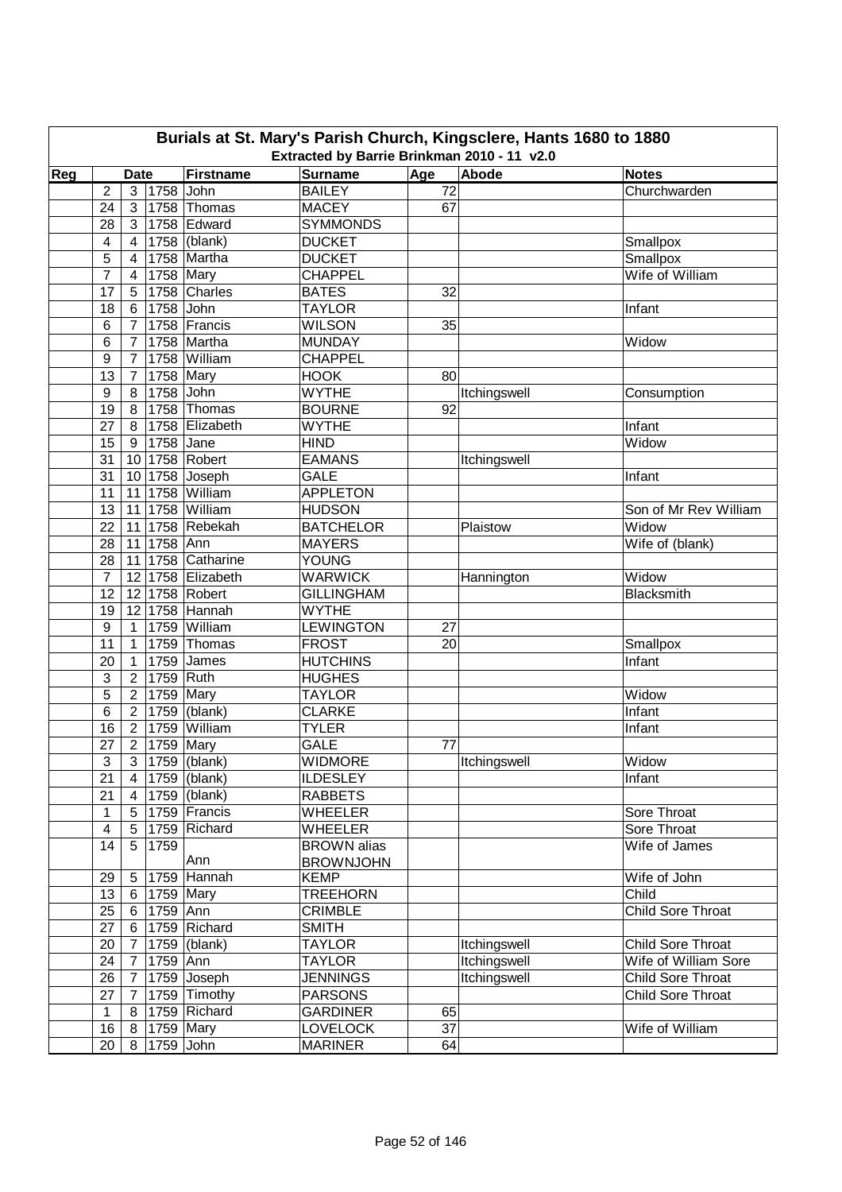# Burials at St. Mary's Parish Church, Kingsclere, Hants 1680 to 1880

**Extracted by Barrie Brinkman 2010 - 11 v2.0**

| Reg | Date | | | Firstname | Surname | Age | Abode | Notes |
|---|---|---|---|---|---|---|---|---|
| | 2 | 3 | 1758 | John | BAILEY | 72 | | Churchwarden |
| | 24 | 3 | 1758 | Thomas | MACEY | 67 | | |
| | 28 | 3 | 1758 | Edward | SYMMONDS | | | |
| | 4 | 4 | 1758 | (blank) | DUCKET | | | Smallpox |
| | 5 | 4 | 1758 | Martha | DUCKET | | | Smallpox |
| | 7 | 4 | 1758 | Mary | CHAPPEL | | | Wife of William |
| | 17 | 5 | 1758 | Charles | BATES | 32 | | |
| | 18 | 6 | 1758 | John | TAYLOR | | | Infant |
| | 6 | 7 | 1758 | Francis | WILSON | 35 | | |
| | 6 | 7 | 1758 | Martha | MUNDAY | | | Widow |
| | 9 | 7 | 1758 | William | CHAPPEL | | | |
| | 13 | 7 | 1758 | Mary | HOOK | 80 | | |
| | 9 | 8 | 1758 | John | WYTHE | | Itchingswell | Consumption |
| | 19 | 8 | 1758 | Thomas | BOURNE | 92 | | |
| | 27 | 8 | 1758 | Elizabeth | WYTHE | | | Infant |
| | 15 | 9 | 1758 | Jane | HIND | | | Widow |
| | 31 | 10 | 1758 | Robert | EAMANS | | Itchingswell | |
| | 31 | 10 | 1758 | Joseph | GALE | | | Infant |
| | 11 | 11 | 1758 | William | APPLETON | | | |
| | 13 | 11 | 1758 | William | HUDSON | | | Son of Mr Rev William |
| | 22 | 11 | 1758 | Rebekah | BATCHELOR | | Plaistow | Widow |
| | 28 | 11 | 1758 | Ann | MAYERS | | | Wife of (blank) |
| | 28 | 11 | 1758 | Catharine | YOUNG | | | |
| | 7 | 12 | 1758 | Elizabeth | WARWICK | | Hannington | Widow |
| | 12 | 12 | 1758 | Robert | GILLINGHAM | | | Blacksmith |
| | 19 | 12 | 1758 | Hannah | WYTHE | | | |
| | 9 | 1 | 1759 | William | LEWINGTON | 27 | | |
| | 11 | 1 | 1759 | Thomas | FROST | 20 | | Smallpox |
| | 20 | 1 | 1759 | James | HUTCHINS | | | Infant |
| | 3 | 2 | 1759 | Ruth | HUGHES | | | |
| | 5 | 2 | 1759 | Mary | TAYLOR | | | Widow |
| | 6 | 2 | 1759 | (blank) | CLARKE | | | Infant |
| | 16 | 2 | 1759 | William | TYLER | | | Infant |
| | 27 | 2 | 1759 | Mary | GALE | 77 | | |
| | 3 | 3 | 1759 | (blank) | WIDMORE | | Itchingswell | Widow |
| | 21 | 4 | 1759 | (blank) | ILDESLEY | | | Infant |
| | 21 | 4 | 1759 | (blank) | RABBETS | | | |
| | 1 | 5 | 1759 | Francis | WHEELER | | | Sore Throat |
| | 4 | 5 | 1759 | Richard | WHEELER | | | Sore Throat |
| | 14 | 5 | 1759 | Ann | BROWN alias BROWNJOHN | | | Wife of James |
| | 29 | 5 | 1759 | Hannah | KEMP | | | Wife of John |
| | 13 | 6 | 1759 | Mary | TREEHORN | | | Child |
| | 25 | 6 | 1759 | Ann | CRIMBLE | | | Child Sore Throat |
| | 27 | 6 | 1759 | Richard | SMITH | | | |
| | 20 | 7 | 1759 | (blank) | TAYLOR | | Itchingswell | Child Sore Throat |
| | 24 | 7 | 1759 | Ann | TAYLOR | | Itchingswell | Wife of William Sore |
| | 26 | 7 | 1759 | Joseph | JENNINGS | | Itchingswell | Child Sore Throat |
| | 27 | 7 | 1759 | Timothy | PARSONS | | | Child Sore Throat |
| | 1 | 8 | 1759 | Richard | GARDINER | 65 | | |
| | 16 | 8 | 1759 | Mary | LOVELOCK | 37 | | Wife of William |
| | 20 | 8 | 1759 | John | MARINER | 64 | | |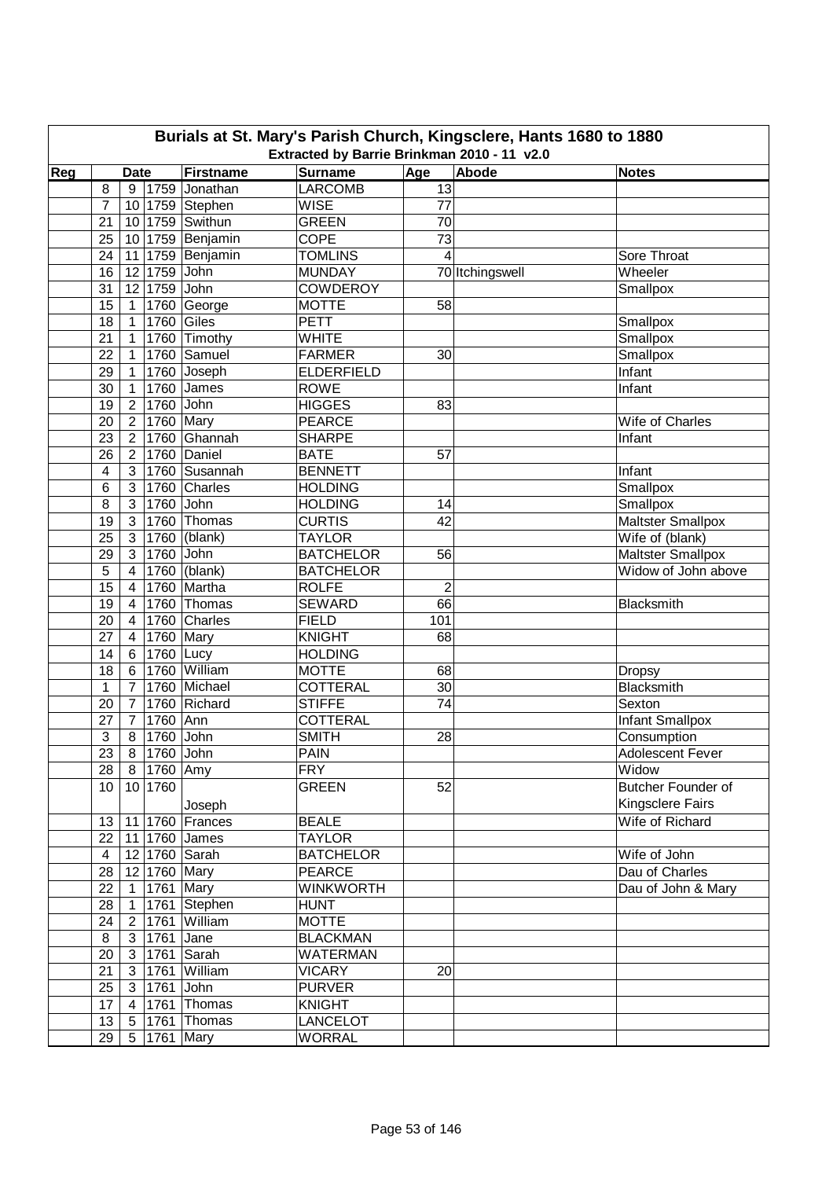# Burials at St. Mary's Parish Church, Kingsclere, Hants 1680 to 1880

## Extracted by Barrie Brinkman 2010 - 11 v2.0

| Reg | Date | | | Firstname | Surname | Age | Abode | Notes |
|---|---|---|---|---|---|---|---|---|
| | 8 | 9 | 1759 | Jonathan | LARCOMB | 13 | | |
| | 7 | 10 | 1759 | Stephen | WISE | 77 | | |
| | 21 | 10 | 1759 | Swithun | GREEN | 70 | | |
| | 25 | 10 | 1759 | Benjamin | COPE | 73 | | |
| | 24 | 11 | 1759 | Benjamin | TOMLINS | 4 | | Sore Throat |
| | 16 | 12 | 1759 | John | MUNDAY | 70 | Itchingswell | Wheeler |
| | 31 | 12 | 1759 | John | COWDEROY | | | Smallpox |
| | 15 | 1 | 1760 | George | MOTTE | 58 | | |
| | 18 | 1 | 1760 | Giles | PETT | | | Smallpox |
| | 21 | 1 | 1760 | Timothy | WHITE | | | Smallpox |
| | 22 | 1 | 1760 | Samuel | FARMER | 30 | | Smallpox |
| | 29 | 1 | 1760 | Joseph | ELDERFIELD | | | Infant |
| | 30 | 1 | 1760 | James | ROWE | | | Infant |
| | 19 | 2 | 1760 | John | HIGGES | 83 | | |
| | 20 | 2 | 1760 | Mary | PEARCE | | | Wife of Charles |
| | 23 | 2 | 1760 | Ghannah | SHARPE | | | Infant |
| | 26 | 2 | 1760 | Daniel | BATE | 57 | | |
| | 4 | 3 | 1760 | Susannah | BENNETT | | | Infant |
| | 6 | 3 | 1760 | Charles | HOLDING | | | Smallpox |
| | 8 | 3 | 1760 | John | HOLDING | 14 | | Smallpox |
| | 19 | 3 | 1760 | Thomas | CURTIS | 42 | | Maltster Smallpox |
| | 25 | 3 | 1760 | (blank) | TAYLOR | | | Wife of (blank) |
| | 29 | 3 | 1760 | John | BATCHELOR | 56 | | Maltster Smallpox |
| | 5 | 4 | 1760 | (blank) | BATCHELOR | | | Widow of John above |
| | 15 | 4 | 1760 | Martha | ROLFE | 2 | | |
| | 19 | 4 | 1760 | Thomas | SEWARD | 66 | | Blacksmith |
| | 20 | 4 | 1760 | Charles | FIELD | 101 | | |
| | 27 | 4 | 1760 | Mary | KNIGHT | 68 | | |
| | 14 | 6 | 1760 | Lucy | HOLDING | | | |
| | 18 | 6 | 1760 | William | MOTTE | 68 | | Dropsy |
| | 1 | 7 | 1760 | Michael | COTTERAL | 30 | | Blacksmith |
| | 20 | 7 | 1760 | Richard | STIFFE | 74 | | Sexton |
| | 27 | 7 | 1760 | Ann | COTTERAL | | | Infant Smallpox |
| | 3 | 8 | 1760 | John | SMITH | 28 | | Consumption |
| | 23 | 8 | 1760 | John | PAIN | | | Adolescent Fever |
| | 28 | 8 | 1760 | Amy | FRY | | | Widow |
| | 10 | 10 | 1760 | Joseph | GREEN | 52 | | Butcher Founder of Kingsclere Fairs |
| | 13 | 11 | 1760 | Frances | BEALE | | | Wife of Richard |
| | 22 | 11 | 1760 | James | TAYLOR | | | |
| | 4 | 12 | 1760 | Sarah | BATCHELOR | | | Wife of John |
| | 28 | 12 | 1760 | Mary | PEARCE | | | Dau of Charles |
| | 22 | 1 | 1761 | Mary | WINKWORTH | | | Dau of John & Mary |
| | 28 | 1 | 1761 | Stephen | HUNT | | | |
| | 24 | 2 | 1761 | William | MOTTE | | | |
| | 8 | 3 | 1761 | Jane | BLACKMAN | | | |
| | 20 | 3 | 1761 | Sarah | WATERMAN | | | |
| | 21 | 3 | 1761 | William | VICARY | 20 | | |
| | 25 | 3 | 1761 | John | PURVER | | | |
| | 17 | 4 | 1761 | Thomas | KNIGHT | | | |
| | 13 | 5 | 1761 | Thomas | LANCELOT | | | |
| | 29 | 5 | 1761 | Mary | WORRAL | | | |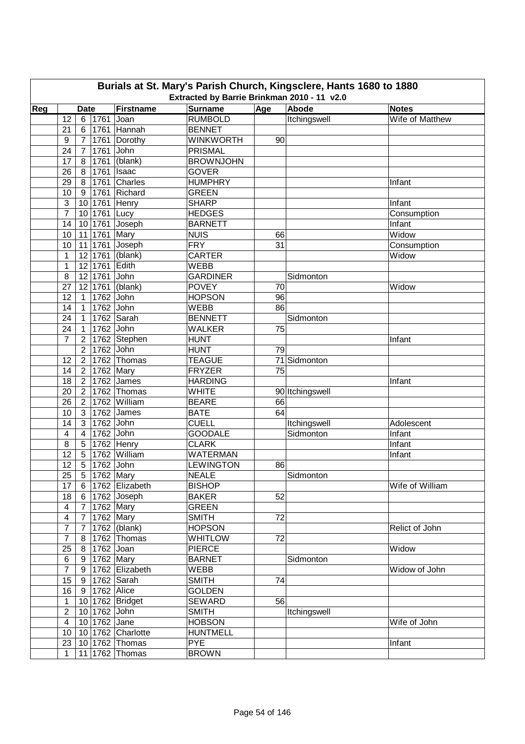# Burials at St. Mary's Parish Church, Kingsclere, Hants 1680 to 1880

### Extracted by Barrie Brinkman 2010 - 11 v2.0

| Reg | Date | | | Firstname | Surname | Age | Abode | Notes |
|---|---|---|---|---|---|---|---|---|
| | 12 | 6 | 1761 | Joan | RUMBOLD | | Itchingswell | Wife of Matthew |
| | 21 | 6 | 1761 | Hannah | BENNET | | | |
| | 9 | 7 | 1761 | Dorothy | WINKWORTH | 90 | | |
| | 24 | 7 | 1761 | John | PRISMAL | | | |
| | 17 | 8 | 1761 | (blank) | BROWNJOHN | | | |
| | 26 | 8 | 1761 | Isaac | GOVER | | | |
| | 29 | 8 | 1761 | Charles | HUMPHRY | | | Infant |
| | 10 | 9 | 1761 | Richard | GREEN | | | |
| | 3 | 10 | 1761 | Henry | SHARP | | | Infant |
| | 7 | 10 | 1761 | Lucy | HEDGES | | | Consumption |
| | 14 | 10 | 1761 | Joseph | BARNETT | | | Infant |
| | 10 | 11 | 1761 | Mary | NUIS | 66 | | Widow |
| | 10 | 11 | 1761 | Joseph | FRY | 31 | | Consumption |
| | 1 | 12 | 1761 | (blank) | CARTER | | | Widow |
| | 1 | 12 | 1761 | Edith | WEBB | | | |
| | 8 | 12 | 1761 | John | GARDINER | | Sidmonton | |
| | 27 | 12 | 1761 | (blank) | POVEY | 70 | | Widow |
| | 12 | 1 | 1762 | John | HOPSON | 96 | | |
| | 14 | 1 | 1762 | John | WEBB | 86 | | |
| | 24 | 1 | 1762 | Sarah | BENNETT | | Sidmonton | |
| | 24 | 1 | 1762 | John | WALKER | 75 | | |
| | 7 | 2 | 1762 | Stephen | HUNT | | | Infant |
| | | 2 | 1762 | John | HUNT | 79 | | |
| | 12 | 2 | 1762 | Thomas | TEAGUE | 71 | Sidmonton | |
| | 14 | 2 | 1762 | Mary | FRYZER | 75 | | |
| | 18 | 2 | 1762 | James | HARDING | | | Infant |
| | 20 | 2 | 1762 | Thomas | WHITE | 90 | Itchingswell | |
| | 26 | 2 | 1762 | William | BEARE | 66 | | |
| | 10 | 3 | 1762 | James | BATE | 64 | | |
| | 14 | 3 | 1762 | John | CUELL | | Itchingswell | Adolescent |
| | 4 | 4 | 1762 | John | GOODALE | | Sidmonton | Infant |
| | 8 | 5 | 1762 | Henry | CLARK | | | Infant |
| | 12 | 5 | 1762 | William | WATERMAN | | | Infant |
| | 12 | 5 | 1762 | John | LEWINGTON | 86 | | |
| | 25 | 5 | 1762 | Mary | NEALE | | Sidmonton | |
| | 17 | 6 | 1762 | Elizabeth | BISHOP | | | Wife of William |
| | 18 | 6 | 1762 | Joseph | BAKER | 52 | | |
| | 4 | 7 | 1762 | Mary | GREEN | | | |
| | 4 | 7 | 1762 | Mary | SMITH | 72 | | |
| | 7 | 7 | 1762 | (blank) | HOPSON | | | Relict of John |
| | 7 | 8 | 1762 | Thomas | WHITLOW | 72 | | |
| | 25 | 8 | 1762 | Joan | PIERCE | | | Widow |
| | 6 | 9 | 1762 | Mary | BARNET | | Sidmonton | |
| | 7 | 9 | 1762 | Elizabeth | WEBB | | | Widow of John |
| | 15 | 9 | 1762 | Sarah | SMITH | 74 | | |
| | 16 | 9 | 1762 | Alice | GOLDEN | | | |
| | 1 | 10 | 1762 | Bridget | SEWARD | 56 | | |
| | 2 | 10 | 1762 | John | SMITH | | Itchingswell | |
| | 4 | 10 | 1762 | Jane | HOBSON | | | Wife of John |
| | 10 | 10 | 1762 | Charlotte | HUNTMELL | | | |
| | 23 | 10 | 1762 | Thomas | PYE | | | Infant |
| | 1 | 11 | 1762 | Thomas | BROWN | | | |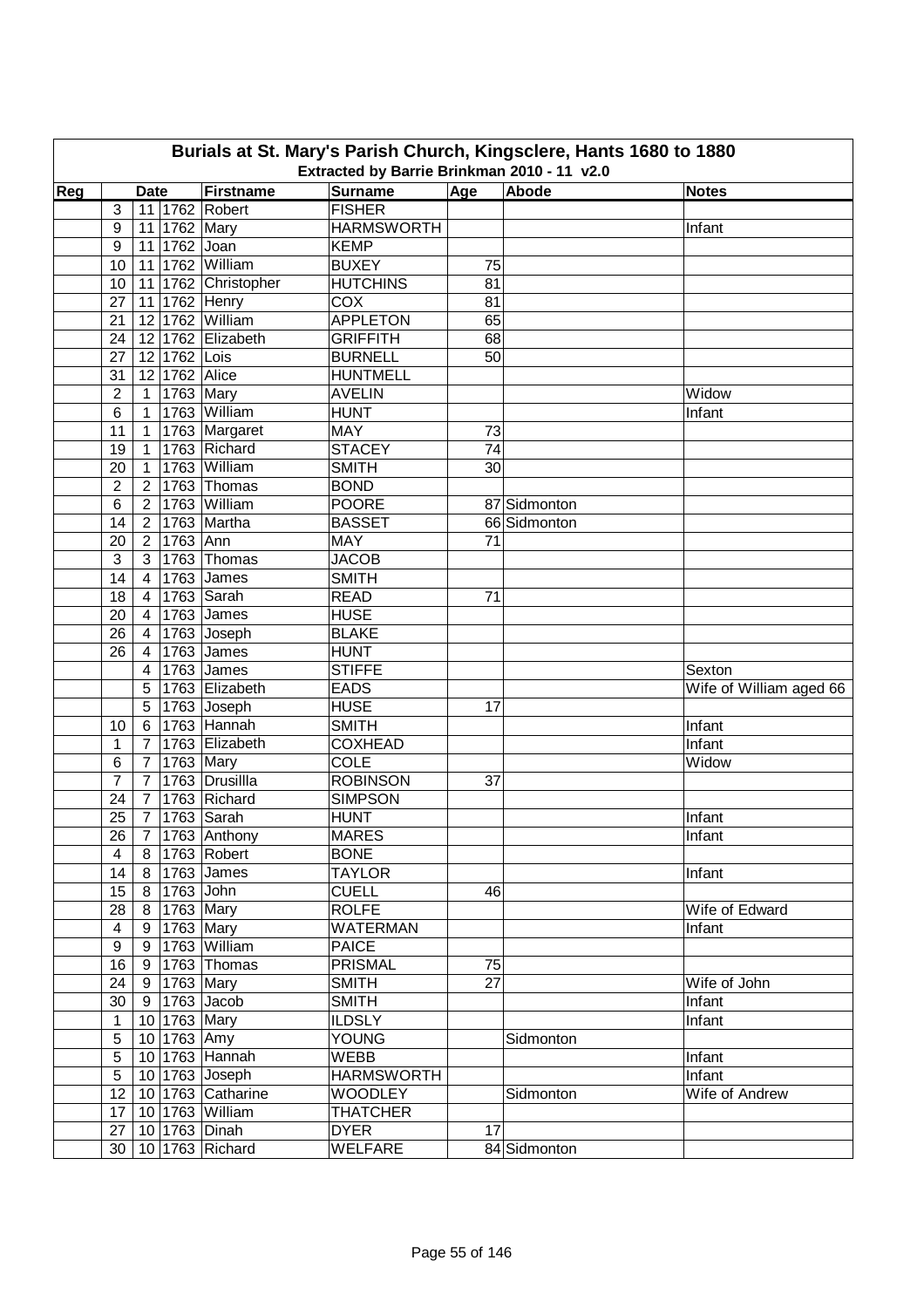# Burials at St. Mary's Parish Church, Kingsclere, Hants 1680 to 1880

## Extracted by Barrie Brinkman 2010 - 11 v2.0

| Reg | Date | | | Firstname | Surname | Age | Abode | Notes |
|---|---|---|---|---|---|---|---|---|
| | 3 | 11 | 1762 | Robert | FISHER | | | |
| | 9 | 11 | 1762 | Mary | HARMSWORTH | | | Infant |
| | 9 | 11 | 1762 | Joan | KEMP | | | |
| | 10 | 11 | 1762 | William | BUXEY | 75 | | |
| | 10 | 11 | 1762 | Christopher | HUTCHINS | 81 | | |
| | 27 | 11 | 1762 | Henry | COX | 81 | | |
| | 21 | 12 | 1762 | William | APPLETON | 65 | | |
| | 24 | 12 | 1762 | Elizabeth | GRIFFITH | 68 | | |
| | 27 | 12 | 1762 | Lois | BURNELL | 50 | | |
| | 31 | 12 | 1762 | Alice | HUNTMELL | | | |
| | 2 | 1 | 1763 | Mary | AVELIN | | | Widow |
| | 6 | 1 | 1763 | William | HUNT | | | Infant |
| | 11 | 1 | 1763 | Margaret | MAY | 73 | | |
| | 19 | 1 | 1763 | Richard | STACEY | 74 | | |
| | 20 | 1 | 1763 | William | SMITH | 30 | | |
| | 2 | 2 | 1763 | Thomas | BOND | | | |
| | 6 | 2 | 1763 | William | POORE | 87 | Sidmonton | |
| | 14 | 2 | 1763 | Martha | BASSET | 66 | Sidmonton | |
| | 20 | 2 | 1763 | Ann | MAY | 71 | | |
| | 3 | 3 | 1763 | Thomas | JACOB | | | |
| | 14 | 4 | 1763 | James | SMITH | | | |
| | 18 | 4 | 1763 | Sarah | READ | 71 | | |
| | 20 | 4 | 1763 | James | HUSE | | | |
| | 26 | 4 | 1763 | Joseph | BLAKE | | | |
| | 26 | 4 | 1763 | James | HUNT | | | |
| | | 4 | 1763 | James | STIFFE | | | Sexton |
| | | 5 | 1763 | Elizabeth | EADS | | | Wife of William aged 66 |
| | | 5 | 1763 | Joseph | HUSE | 17 | | |
| | 10 | 6 | 1763 | Hannah | SMITH | | | Infant |
| | 1 | 7 | 1763 | Elizabeth | COXHEAD | | | Infant |
| | 6 | 7 | 1763 | Mary | COLE | | | Widow |
| | 7 | 7 | 1763 | Drusillla | ROBINSON | 37 | | |
| | 24 | 7 | 1763 | Richard | SIMPSON | | | |
| | 25 | 7 | 1763 | Sarah | HUNT | | | Infant |
| | 26 | 7 | 1763 | Anthony | MARES | | | Infant |
| | 4 | 8 | 1763 | Robert | BONE | | | |
| | 14 | 8 | 1763 | James | TAYLOR | | | Infant |
| | 15 | 8 | 1763 | John | CUELL | 46 | | |
| | 28 | 8 | 1763 | Mary | ROLFE | | | Wife of Edward |
| | 4 | 9 | 1763 | Mary | WATERMAN | | | Infant |
| | 9 | 9 | 1763 | William | PAICE | | | |
| | 16 | 9 | 1763 | Thomas | PRISMAL | 75 | | |
| | 24 | 9 | 1763 | Mary | SMITH | 27 | | Wife of John |
| | 30 | 9 | 1763 | Jacob | SMITH | | | Infant |
| | 1 | 10 | 1763 | Mary | ILDSLY | | | Infant |
| | 5 | 10 | 1763 | Amy | YOUNG | | Sidmonton | |
| | 5 | 10 | 1763 | Hannah | WEBB | | | Infant |
| | 5 | 10 | 1763 | Joseph | HARMSWORTH | | | Infant |
| | 12 | 10 | 1763 | Catharine | WOODLEY | | Sidmonton | Wife of Andrew |
| | 17 | 10 | 1763 | William | THATCHER | | | |
| | 27 | 10 | 1763 | Dinah | DYER | 17 | | |
| | 30 | 10 | 1763 | Richard | WELFARE | 84 | Sidmonton | |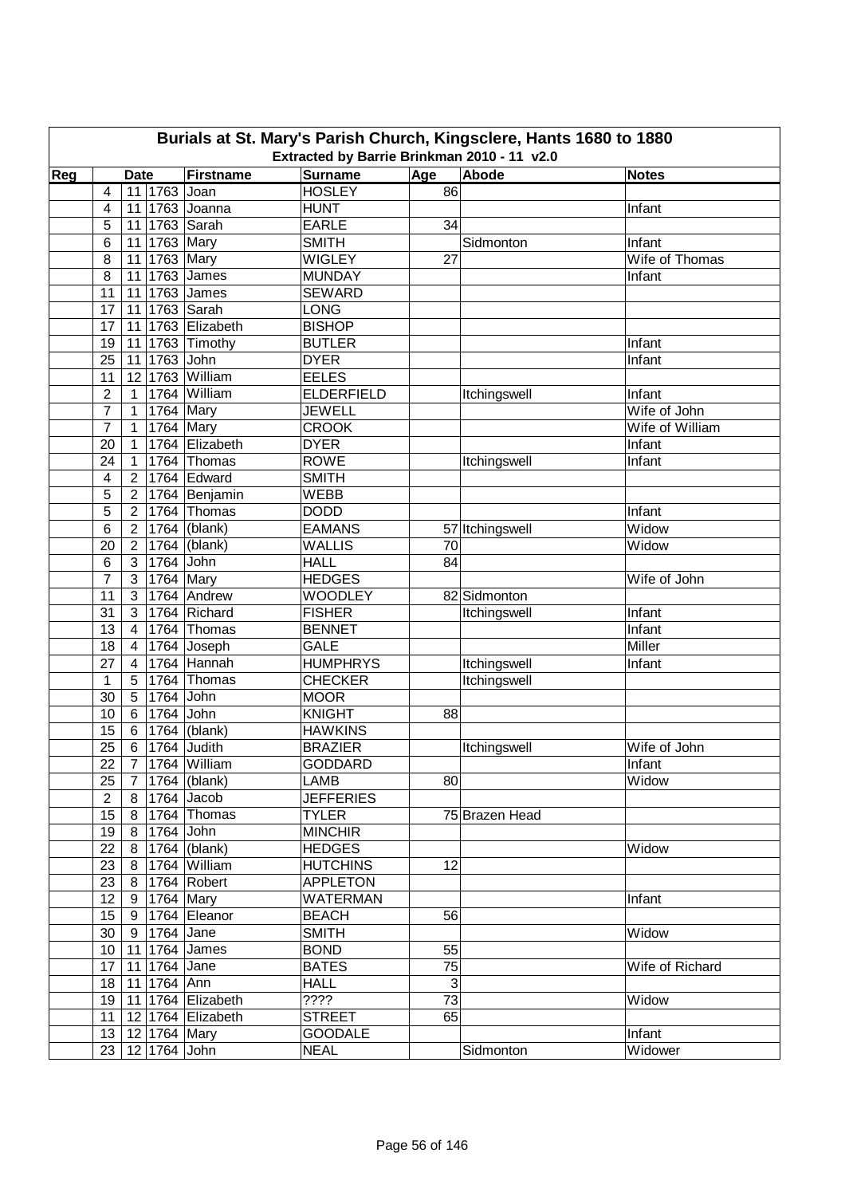# Burials at St. Mary's Parish Church, Kingsclere, Hants 1680 to 1880

## Extracted by Barrie Brinkman 2010 - 11 v2.0

| Reg | Date | | | Firstname | Surname | Age | Abode | Notes |
|---|---|---|---|---|---|---|---|---|
| | 4 | 11 | 1763 | Joan | HOSLEY | 86 | | |
| | 4 | 11 | 1763 | Joanna | HUNT | | | Infant |
| | 5 | 11 | 1763 | Sarah | EARLE | 34 | | |
| | 6 | 11 | 1763 | Mary | SMITH | | Sidmonton | Infant |
| | 8 | 11 | 1763 | Mary | WIGLEY | 27 | | Wife of Thomas |
| | 8 | 11 | 1763 | James | MUNDAY | | | Infant |
| | 11 | 11 | 1763 | James | SEWARD | | | |
| | 17 | 11 | 1763 | Sarah | LONG | | | |
| | 17 | 11 | 1763 | Elizabeth | BISHOP | | | |
| | 19 | 11 | 1763 | Timothy | BUTLER | | | Infant |
| | 25 | 11 | 1763 | John | DYER | | | Infant |
| | 11 | 12 | 1763 | William | EELES | | | |
| | 2 | 1 | 1764 | William | ELDERFIELD | | Itchingswell | Infant |
| | 7 | 1 | 1764 | Mary | JEWELL | | | Wife of John |
| | 7 | 1 | 1764 | Mary | CROOK | | | Wife of William |
| | 20 | 1 | 1764 | Elizabeth | DYER | | | Infant |
| | 24 | 1 | 1764 | Thomas | ROWE | | Itchingswell | Infant |
| | 4 | 2 | 1764 | Edward | SMITH | | | |
| | 5 | 2 | 1764 | Benjamin | WEBB | | | |
| | 5 | 2 | 1764 | Thomas | DODD | | | Infant |
| | 6 | 2 | 1764 | (blank) | EAMANS | 57 | Itchingswell | Widow |
| | 20 | 2 | 1764 | (blank) | WALLIS | 70 | | Widow |
| | 6 | 3 | 1764 | John | HALL | 84 | | |
| | 7 | 3 | 1764 | Mary | HEDGES | | | Wife of John |
| | 11 | 3 | 1764 | Andrew | WOODLEY | 82 | Sidmonton | |
| | 31 | 3 | 1764 | Richard | FISHER | | Itchingswell | Infant |
| | 13 | 4 | 1764 | Thomas | BENNET | | | Infant |
| | 18 | 4 | 1764 | Joseph | GALE | | | Miller |
| | 27 | 4 | 1764 | Hannah | HUMPHRYS | | Itchingswell | Infant |
| | 1 | 5 | 1764 | Thomas | CHECKER | | Itchingswell | |
| | 30 | 5 | 1764 | John | MOOR | | | |
| | 10 | 6 | 1764 | John | KNIGHT | 88 | | |
| | 15 | 6 | 1764 | (blank) | HAWKINS | | | |
| | 25 | 6 | 1764 | Judith | BRAZIER | | Itchingswell | Wife of John |
| | 22 | 7 | 1764 | William | GODDARD | | | Infant |
| | 25 | 7 | 1764 | (blank) | LAMB | 80 | | Widow |
| | 2 | 8 | 1764 | Jacob | JEFFERIES | | | |
| | 15 | 8 | 1764 | Thomas | TYLER | 75 | Brazen Head | |
| | 19 | 8 | 1764 | John | MINCHIR | | | |
| | 22 | 8 | 1764 | (blank) | HEDGES | | | Widow |
| | 23 | 8 | 1764 | William | HUTCHINS | 12 | | |
| | 23 | 8 | 1764 | Robert | APPLETON | | | |
| | 12 | 9 | 1764 | Mary | WATERMAN | | | Infant |
| | 15 | 9 | 1764 | Eleanor | BEACH | 56 | | |
| | 30 | 9 | 1764 | Jane | SMITH | | | Widow |
| | 10 | 11 | 1764 | James | BOND | 55 | | |
| | 17 | 11 | 1764 | Jane | BATES | 75 | | Wife of Richard |
| | 18 | 11 | 1764 | Ann | HALL | 3 | | |
| | 19 | 11 | 1764 | Elizabeth | ???? | 73 | | Widow |
| | 11 | 12 | 1764 | Elizabeth | STREET | 65 | | |
| | 13 | 12 | 1764 | Mary | GOODALE | | | Infant |
| | 23 | 12 | 1764 | John | NEAL | | Sidmonton | Widower |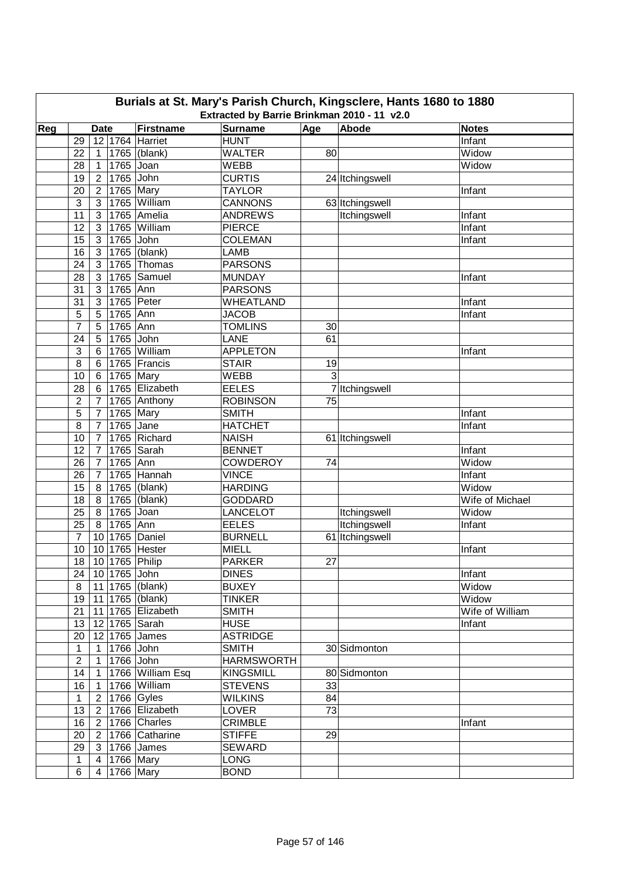# Burials at St. Mary's Parish Church, Kingsclere, Hants 1680 to 1880

## Extracted by Barrie Brinkman 2010 - 11 v2.0

| Reg | Date | | | Firstname | Surname | Age | Abode | Notes |
|---|---|---|---|---|---|---|---|---|
| | 29 | 12 | 1764 | Harriet | HUNT | | | Infant |
| | 22 | 1 | 1765 | (blank) | WALTER | 80 | | Widow |
| | 28 | 1 | 1765 | Joan | WEBB | | | Widow |
| | 19 | 2 | 1765 | John | CURTIS | 24 | Itchingswell | |
| | 20 | 2 | 1765 | Mary | TAYLOR | | | Infant |
| | 3 | 3 | 1765 | William | CANNONS | 63 | Itchingswell | |
| | 11 | 3 | 1765 | Amelia | ANDREWS | | Itchingswell | Infant |
| | 12 | 3 | 1765 | William | PIERCE | | | Infant |
| | 15 | 3 | 1765 | John | COLEMAN | | | Infant |
| | 16 | 3 | 1765 | (blank) | LAMB | | | |
| | 24 | 3 | 1765 | Thomas | PARSONS | | | |
| | 28 | 3 | 1765 | Samuel | MUNDAY | | | Infant |
| | 31 | 3 | 1765 | Ann | PARSONS | | | |
| | 31 | 3 | 1765 | Peter | WHEATLAND | | | Infant |
| | 5 | 5 | 1765 | Ann | JACOB | | | Infant |
| | 7 | 5 | 1765 | Ann | TOMLINS | 30 | | |
| | 24 | 5 | 1765 | John | LANE | 61 | | |
| | 3 | 6 | 1765 | William | APPLETON | | | Infant |
| | 8 | 6 | 1765 | Francis | STAIR | 19 | | |
| | 10 | 6 | 1765 | Mary | WEBB | 3 | | |
| | 28 | 6 | 1765 | Elizabeth | EELES | 7 | Itchingswell | |
| | 2 | 7 | 1765 | Anthony | ROBINSON | 75 | | |
| | 5 | 7 | 1765 | Mary | SMITH | | | Infant |
| | 8 | 7 | 1765 | Jane | HATCHET | | | Infant |
| | 10 | 7 | 1765 | Richard | NAISH | 61 | Itchingswell | |
| | 12 | 7 | 1765 | Sarah | BENNET | | | Infant |
| | 26 | 7 | 1765 | Ann | COWDEROY | 74 | | Widow |
| | 26 | 7 | 1765 | Hannah | VINCE | | | Infant |
| | 15 | 8 | 1765 | (blank) | HARDING | | | Widow |
| | 18 | 8 | 1765 | (blank) | GODDARD | | | Wife of Michael |
| | 25 | 8 | 1765 | Joan | LANCELOT | | Itchingswell | Widow |
| | 25 | 8 | 1765 | Ann | EELES | | Itchingswell | Infant |
| | 7 | 10 | 1765 | Daniel | BURNELL | 61 | Itchingswell | |
| | 10 | 10 | 1765 | Hester | MIELL | | | Infant |
| | 18 | 10 | 1765 | Philip | PARKER | 27 | | |
| | 24 | 10 | 1765 | John | DINES | | | Infant |
| | 8 | 11 | 1765 | (blank) | BUXEY | | | Widow |
| | 19 | 11 | 1765 | (blank) | TINKER | | | Widow |
| | 21 | 11 | 1765 | Elizabeth | SMITH | | | Wife of William |
| | 13 | 12 | 1765 | Sarah | HUSE | | | Infant |
| | 20 | 12 | 1765 | James | ASTRIDGE | | | |
| | 1 | 1 | 1766 | John | SMITH | 30 | Sidmonton | |
| | 2 | 1 | 1766 | John | HARMSWORTH | | | |
| | 14 | 1 | 1766 | William Esq | KINGSMILL | 80 | Sidmonton | |
| | 16 | 1 | 1766 | William | STEVENS | 33 | | |
| | 1 | 2 | 1766 | Gyles | WILKINS | 84 | | |
| | 13 | 2 | 1766 | Elizabeth | LOVER | 73 | | |
| | 16 | 2 | 1766 | Charles | CRIMBLE | | | Infant |
| | 20 | 2 | 1766 | Catharine | STIFFE | 29 | | |
| | 29 | 3 | 1766 | James | SEWARD | | | |
| | 1 | 4 | 1766 | Mary | LONG | | | |
| | 6 | 4 | 1766 | Mary | BOND | | | |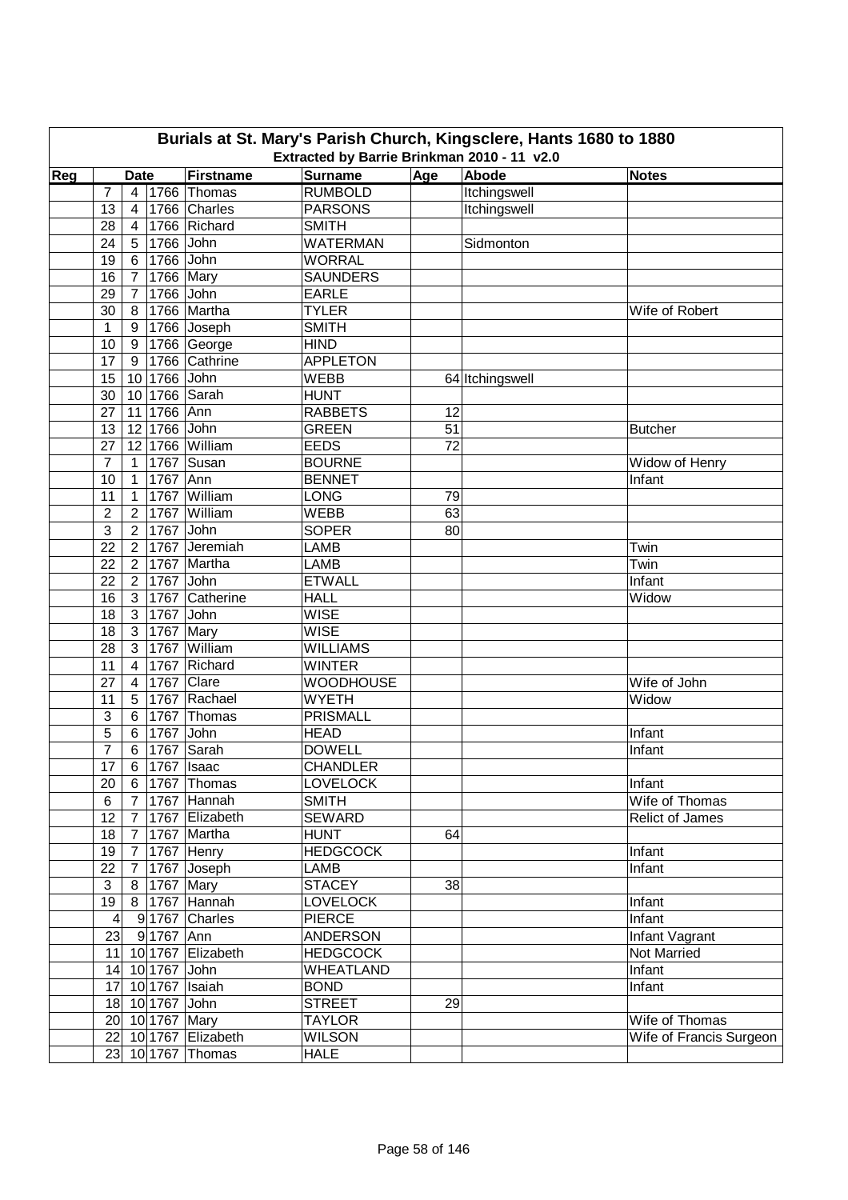# Burials at St. Mary's Parish Church, Kingsclere, Hants 1680 to 1880

## Extracted by Barrie Brinkman 2010 - 11 v2.0

| Reg | Date | | | Firstname | Surname | Age | Abode | Notes |
|---|---|---|---|---|---|---|---|---|
| | 7 | 4 | 1766 | Thomas | RUMBOLD | | Itchingswell | |
| | 13 | 4 | 1766 | Charles | PARSONS | | Itchingswell | |
| | 28 | 4 | 1766 | Richard | SMITH | | | |
| | 24 | 5 | 1766 | John | WATERMAN | | Sidmonton | |
| | 19 | 6 | 1766 | John | WORRAL | | | |
| | 16 | 7 | 1766 | Mary | SAUNDERS | | | |
| | 29 | 7 | 1766 | John | EARLE | | | |
| | 30 | 8 | 1766 | Martha | TYLER | | | Wife of Robert |
| | 1 | 9 | 1766 | Joseph | SMITH | | | |
| | 10 | 9 | 1766 | George | HIND | | | |
| | 17 | 9 | 1766 | Cathrine | APPLETON | | | |
| | 15 | 10 | 1766 | John | WEBB | 64 | Itchingswell | |
| | 30 | 10 | 1766 | Sarah | HUNT | | | |
| | 27 | 11 | 1766 | Ann | RABBETS | 12 | | |
| | 13 | 12 | 1766 | John | GREEN | 51 | | Butcher |
| | 27 | 12 | 1766 | William | EEDS | 72 | | |
| | 7 | 1 | 1767 | Susan | BOURNE | | | Widow of Henry |
| | 10 | 1 | 1767 | Ann | BENNET | | | Infant |
| | 11 | 1 | 1767 | William | LONG | 79 | | |
| | 2 | 2 | 1767 | William | WEBB | 63 | | |
| | 3 | 2 | 1767 | John | SOPER | 80 | | |
| | 22 | 2 | 1767 | Jeremiah | LAMB | | | Twin |
| | 22 | 2 | 1767 | Martha | LAMB | | | Twin |
| | 22 | 2 | 1767 | John | ETWALL | | | Infant |
| | 16 | 3 | 1767 | Catherine | HALL | | | Widow |
| | 18 | 3 | 1767 | John | WISE | | | |
| | 18 | 3 | 1767 | Mary | WISE | | | |
| | 28 | 3 | 1767 | William | WILLIAMS | | | |
| | 11 | 4 | 1767 | Richard | WINTER | | | |
| | 27 | 4 | 1767 | Clare | WOODHOUSE | | | Wife of John |
| | 11 | 5 | 1767 | Rachael | WYETH | | | Widow |
| | 3 | 6 | 1767 | Thomas | PRISMALL | | | |
| | 5 | 6 | 1767 | John | HEAD | | | Infant |
| | 7 | 6 | 1767 | Sarah | DOWELL | | | Infant |
| | 17 | 6 | 1767 | Isaac | CHANDLER | | | |
| | 20 | 6 | 1767 | Thomas | LOVELOCK | | | Infant |
| | 6 | 7 | 1767 | Hannah | SMITH | | | Wife of Thomas |
| | 12 | 7 | 1767 | Elizabeth | SEWARD | | | Relict of James |
| | 18 | 7 | 1767 | Martha | HUNT | 64 | | |
| | 19 | 7 | 1767 | Henry | HEDGCOCK | | | Infant |
| | 22 | 7 | 1767 | Joseph | LAMB | | | Infant |
| | 3 | 8 | 1767 | Mary | STACEY | 38 | | |
| | 19 | 8 | 1767 | Hannah | LOVELOCK | | | Infant |
| | 4 | 9 | 1767 | Charles | PIERCE | | | Infant |
| | 23 | 9 | 1767 | Ann | ANDERSON | | | Infant Vagrant |
| | 11 | 10 | 1767 | Elizabeth | HEDGCOCK | | | Not Married |
| | 14 | 10 | 1767 | John | WHEATLAND | | | Infant |
| | 17 | 10 | 1767 | Isaiah | BOND | | | Infant |
| | 18 | 10 | 1767 | John | STREET | 29 | | |
| | 20 | 10 | 1767 | Mary | TAYLOR | | | Wife of Thomas |
| | 22 | 10 | 1767 | Elizabeth | WILSON | | | Wife of Francis Surgeon |
| | 23 | 10 | 1767 | Thomas | HALE | | | |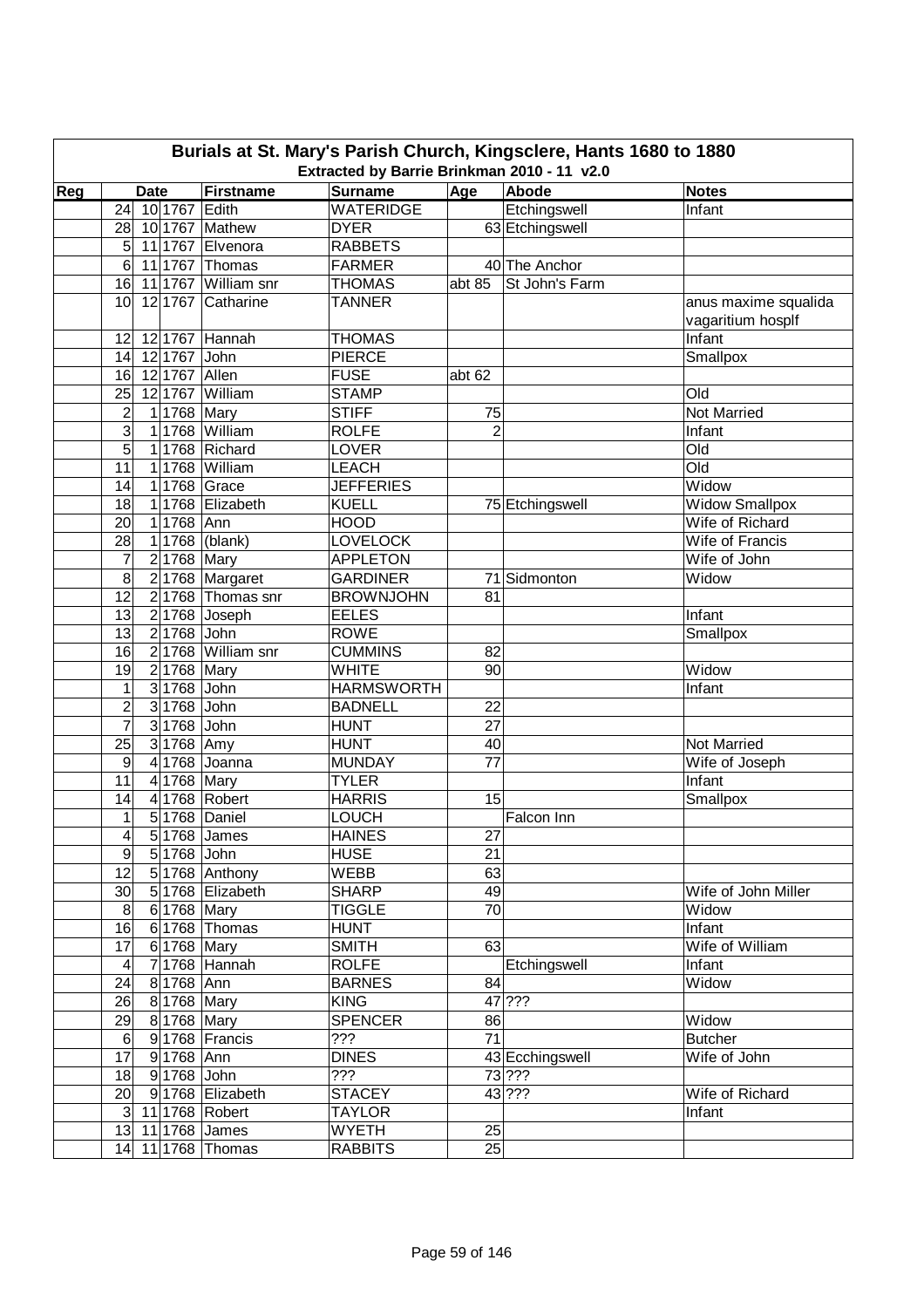# Burials at St. Mary's Parish Church, Kingsclere, Hants 1680 to 1880

## Extracted by Barrie Brinkman 2010 - 11 v2.0

| Reg | Date | | | Firstname | Surname | Age | Abode | Notes |
|---|---|---|---|---|---|---|---|---|
| | 24 | 10 | 1767 | Edith | WATERIDGE | | Etchingswell | Infant |
| | 28 | 10 | 1767 | Mathew | DYER | 63 | Etchingswell | |
| | 5 | 11 | 1767 | Elvenora | RABBETS | | | |
| | 6 | 11 | 1767 | Thomas | FARMER | 40 | The Anchor | |
| | 16 | 11 | 1767 | William snr | THOMAS | abt 85 | St John's Farm | |
| | 10 | 12 | 1767 | Catharine | TANNER | | | anus maxime squalida vagaritium hosplf |
| | 12 | 12 | 1767 | Hannah | THOMAS | | | Infant |
| | 14 | 12 | 1767 | John | PIERCE | | | Smallpox |
| | 16 | 12 | 1767 | Allen | FUSE | abt 62 | | |
| | 25 | 12 | 1767 | William | STAMP | | | Old |
| | 2 | 1 | 1768 | Mary | STIFF | 75 | | Not Married |
| | 3 | 1 | 1768 | William | ROLFE | 2 | | Infant |
| | 5 | 1 | 1768 | Richard | LOVER | | | Old |
| | 11 | 1 | 1768 | William | LEACH | | | Old |
| | 14 | 1 | 1768 | Grace | JEFFERIES | | | Widow |
| | 18 | 1 | 1768 | Elizabeth | KUELL | 75 | Etchingswell | Widow Smallpox |
| | 20 | 1 | 1768 | Ann | HOOD | | | Wife of Richard |
| | 28 | 1 | 1768 | (blank) | LOVELOCK | | | Wife of Francis |
| | 7 | 2 | 1768 | Mary | APPLETON | | | Wife of John |
| | 8 | 2 | 1768 | Margaret | GARDINER | 71 | Sidmonton | Widow |
| | 12 | 2 | 1768 | Thomas snr | BROWNJOHN | 81 | | |
| | 13 | 2 | 1768 | Joseph | EELES | | | Infant |
| | 13 | 2 | 1768 | John | ROWE | | | Smallpox |
| | 16 | 2 | 1768 | William snr | CUMMINS | 82 | | |
| | 19 | 2 | 1768 | Mary | WHITE | 90 | | Widow |
| | 1 | 3 | 1768 | John | HARMSWORTH | | | Infant |
| | 2 | 3 | 1768 | John | BADNELL | 22 | | |
| | 7 | 3 | 1768 | John | HUNT | 27 | | |
| | 25 | 3 | 1768 | Amy | HUNT | 40 | | Not Married |
| | 9 | 4 | 1768 | Joanna | MUNDAY | 77 | | Wife of Joseph |
| | 11 | 4 | 1768 | Mary | TYLER | | | Infant |
| | 14 | 4 | 1768 | Robert | HARRIS | 15 | | Smallpox |
| | 1 | 5 | 1768 | Daniel | LOUCH | | Falcon Inn | |
| | 4 | 5 | 1768 | James | HAINES | 27 | | |
| | 9 | 5 | 1768 | John | HUSE | 21 | | |
| | 12 | 5 | 1768 | Anthony | WEBB | 63 | | |
| | 30 | 5 | 1768 | Elizabeth | SHARP | 49 | | Wife of John Miller |
| | 8 | 6 | 1768 | Mary | TIGGLE | 70 | | Widow |
| | 16 | 6 | 1768 | Thomas | HUNT | | | Infant |
| | 17 | 6 | 1768 | Mary | SMITH | 63 | | Wife of William |
| | 4 | 7 | 1768 | Hannah | ROLFE | | Etchingswell | Infant |
| | 24 | 8 | 1768 | Ann | BARNES | 84 | | Widow |
| | 26 | 8 | 1768 | Mary | KING | 47 | ??? | |
| | 29 | 8 | 1768 | Mary | SPENCER | 86 | | Widow |
| | 6 | 9 | 1768 | Francis | ??? | 71 | | Butcher |
| | 17 | 9 | 1768 | Ann | DINES | 43 | Ecchingswell | Wife of John |
| | 18 | 9 | 1768 | John | ??? | 73 | ??? | |
| | 20 | 9 | 1768 | Elizabeth | STACEY | 43 | ??? | Wife of Richard |
| | 3 | 11 | 1768 | Robert | TAYLOR | | | Infant |
| | 13 | 11 | 1768 | James | WYETH | 25 | | |
| | 14 | 11 | 1768 | Thomas | RABBITS | 25 | | |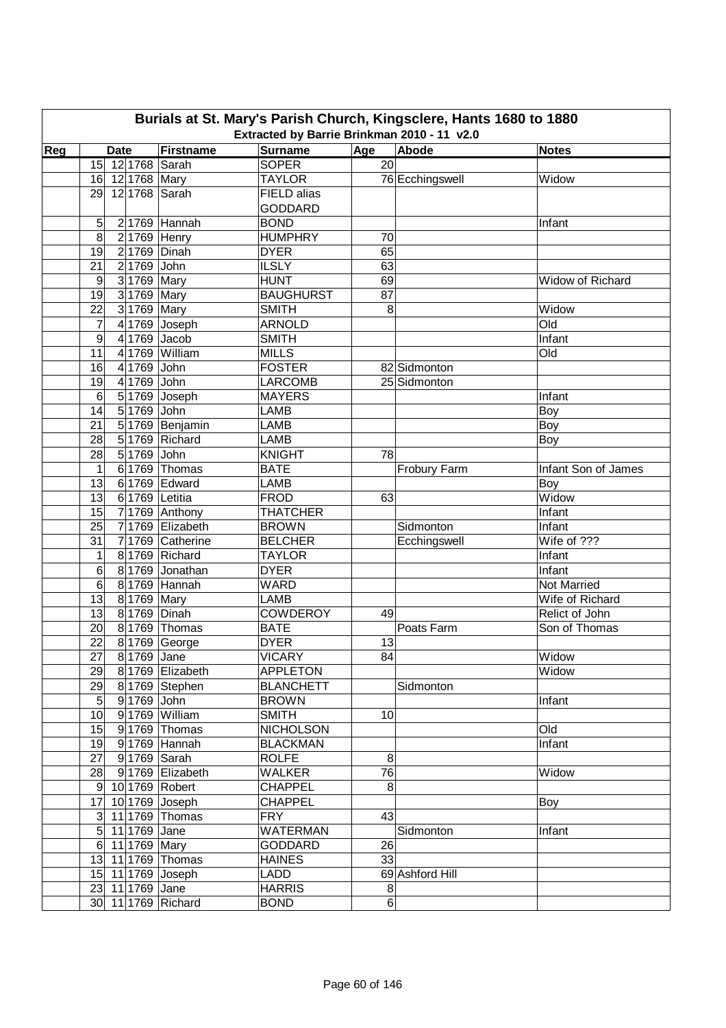# Burials at St. Mary's Parish Church, Kingsclere, Hants 1680 to 1880

## Extracted by Barrie Brinkman 2010 - 11 v2.0

| Reg | Date | | | Firstname | Surname | Age | Abode | Notes |
|---|---|---|---|---|---|---|---|---|
| | 15 | 12 | 1768 | Sarah | SOPER | 20 | | |
| | 16 | 12 | 1768 | Mary | TAYLOR | 76 | Ecchingswell | Widow |
| | 29 | 12 | 1768 | Sarah | FIELD alias GODDARD | | | |
| | 5 | 2 | 1769 | Hannah | BOND | | | Infant |
| | 8 | 2 | 1769 | Henry | HUMPHRY | 70 | | |
| | 19 | 2 | 1769 | Dinah | DYER | 65 | | |
| | 21 | 2 | 1769 | John | ILSLY | 63 | | |
| | 9 | 3 | 1769 | Mary | HUNT | 69 | | Widow of Richard |
| | 19 | 3 | 1769 | Mary | BAUGHURST | 87 | | |
| | 22 | 3 | 1769 | Mary | SMITH | 8 | | Widow |
| | 7 | 4 | 1769 | Joseph | ARNOLD | | | Old |
| | 9 | 4 | 1769 | Jacob | SMITH | | | Infant |
| | 11 | 4 | 1769 | William | MILLS | | | Old |
| | 16 | 4 | 1769 | John | FOSTER | 82 | Sidmonton | |
| | 19 | 4 | 1769 | John | LARCOMB | 25 | Sidmonton | |
| | 6 | 5 | 1769 | Joseph | MAYERS | | | Infant |
| | 14 | 5 | 1769 | John | LAMB | | | Boy |
| | 21 | 5 | 1769 | Benjamin | LAMB | | | Boy |
| | 28 | 5 | 1769 | Richard | LAMB | | | Boy |
| | 28 | 5 | 1769 | John | KNIGHT | 78 | | |
| | 1 | 6 | 1769 | Thomas | BATE | | Frobury Farm | Infant Son of James |
| | 13 | 6 | 1769 | Edward | LAMB | | | Boy |
| | 13 | 6 | 1769 | Letitia | FROD | 63 | | Widow |
| | 15 | 7 | 1769 | Anthony | THATCHER | | | Infant |
| | 25 | 7 | 1769 | Elizabeth | BROWN | | Sidmonton | Infant |
| | 31 | 7 | 1769 | Catherine | BELCHER | | Ecchingswell | Wife of ??? |
| | 1 | 8 | 1769 | Richard | TAYLOR | | | Infant |
| | 6 | 8 | 1769 | Jonathan | DYER | | | Infant |
| | 6 | 8 | 1769 | Hannah | WARD | | | Not Married |
| | 13 | 8 | 1769 | Mary | LAMB | | | Wife of Richard |
| | 13 | 8 | 1769 | Dinah | COWDEROY | 49 | | Relict of John |
| | 20 | 8 | 1769 | Thomas | BATE | | Poats Farm | Son of Thomas |
| | 22 | 8 | 1769 | George | DYER | 13 | | |
| | 27 | 8 | 1769 | Jane | VICARY | 84 | | Widow |
| | 29 | 8 | 1769 | Elizabeth | APPLETON | | | Widow |
| | 29 | 8 | 1769 | Stephen | BLANCHETT | | Sidmonton | |
| | 5 | 9 | 1769 | John | BROWN | | | Infant |
| | 10 | 9 | 1769 | William | SMITH | 10 | | |
| | 15 | 9 | 1769 | Thomas | NICHOLSON | | | Old |
| | 19 | 9 | 1769 | Hannah | BLACKMAN | | | Infant |
| | 27 | 9 | 1769 | Sarah | ROLFE | 8 | | |
| | 28 | 9 | 1769 | Elizabeth | WALKER | 76 | | Widow |
| | 9 | 10 | 1769 | Robert | CHAPPEL | 8 | | |
| | 17 | 10 | 1769 | Joseph | CHAPPEL | | | Boy |
| | 3 | 11 | 1769 | Thomas | FRY | 43 | | |
| | 5 | 11 | 1769 | Jane | WATERMAN | | Sidmonton | Infant |
| | 6 | 11 | 1769 | Mary | GODDARD | 26 | | |
| | 13 | 11 | 1769 | Thomas | HAINES | 33 | | |
| | 15 | 11 | 1769 | Joseph | LADD | 69 | Ashford Hill | |
| | 23 | 11 | 1769 | Jane | HARRIS | 8 | | |
| | 30 | 11 | 1769 | Richard | BOND | 6 | | |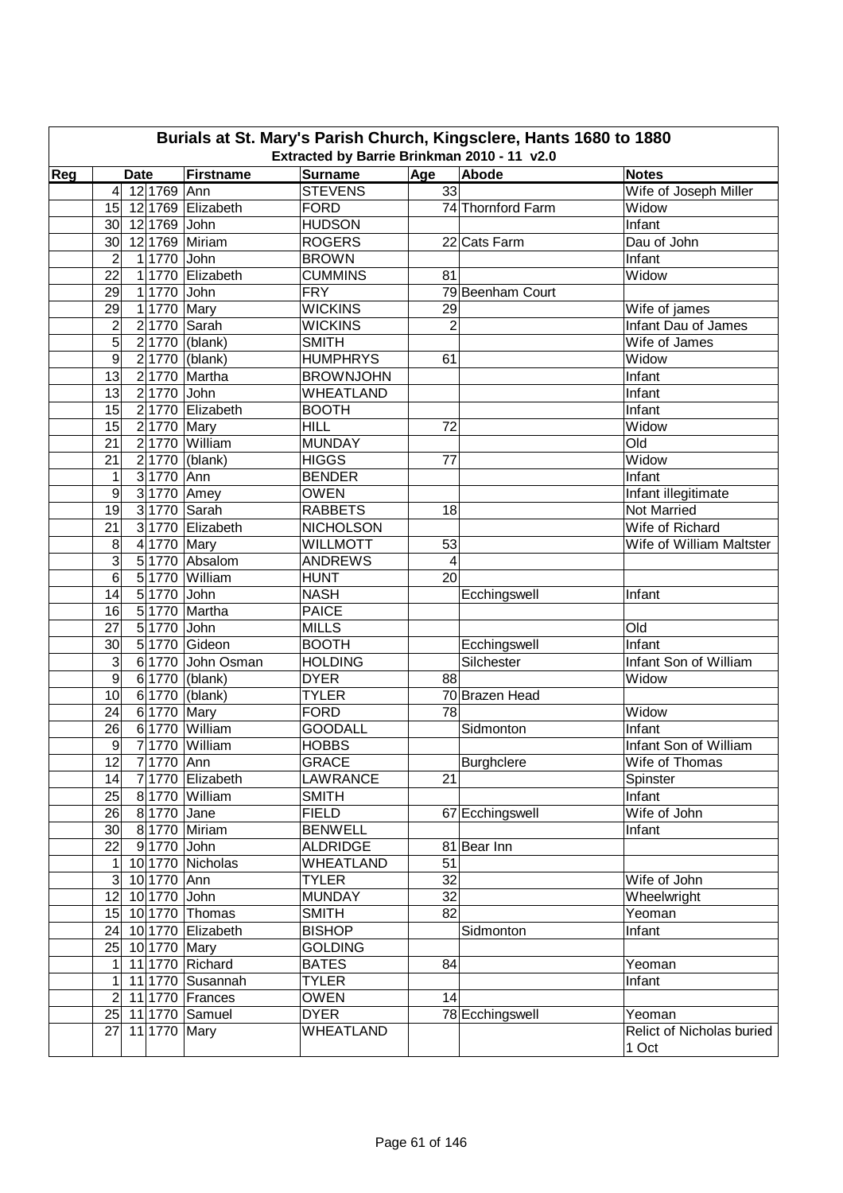# Burials at St. Mary's Parish Church, Kingsclere, Hants 1680 to 1880

## Extracted by Barrie Brinkman 2010 - 11 v2.0

| Reg | Date | | | Firstname | Surname | Age | Abode | Notes |
|---|---|---|---|---|---|---|---|---|
| | 4 | 12 | 1769 | Ann | STEVENS | 33 | | Wife of Joseph Miller |
| | 15 | 12 | 1769 | Elizabeth | FORD | 74 | Thornford Farm | Widow |
| | 30 | 12 | 1769 | John | HUDSON | | | Infant |
| | 30 | 12 | 1769 | Miriam | ROGERS | 22 | Cats Farm | Dau of John |
| | 2 | 1 | 1770 | John | BROWN | | | Infant |
| | 22 | 1 | 1770 | Elizabeth | CUMMINS | 81 | | Widow |
| | 29 | 1 | 1770 | John | FRY | 79 | Beenham Court | |
| | 29 | 1 | 1770 | Mary | WICKINS | 29 | | Wife of james |
| | 2 | 2 | 1770 | Sarah | WICKINS | 2 | | Infant Dau of James |
| | 5 | 2 | 1770 | (blank) | SMITH | | | Wife of James |
| | 9 | 2 | 1770 | (blank) | HUMPHRYS | 61 | | Widow |
| | 13 | 2 | 1770 | Martha | BROWNJOHN | | | Infant |
| | 13 | 2 | 1770 | John | WHEATLAND | | | Infant |
| | 15 | 2 | 1770 | Elizabeth | BOOTH | | | Infant |
| | 15 | 2 | 1770 | Mary | HILL | 72 | | Widow |
| | 21 | 2 | 1770 | William | MUNDAY | | | Old |
| | 21 | 2 | 1770 | (blank) | HIGGS | 77 | | Widow |
| | 1 | 3 | 1770 | Ann | BENDER | | | Infant |
| | 9 | 3 | 1770 | Amey | OWEN | | | Infant illegitimate |
| | 19 | 3 | 1770 | Sarah | RABBETS | 18 | | Not Married |
| | 21 | 3 | 1770 | Elizabeth | NICHOLSON | | | Wife of Richard |
| | 8 | 4 | 1770 | Mary | WILLMOTT | 53 | | Wife of William Maltster |
| | 3 | 5 | 1770 | Absalom | ANDREWS | 4 | | |
| | 6 | 5 | 1770 | William | HUNT | 20 | | |
| | 14 | 5 | 1770 | John | NASH | | Ecchingswell | Infant |
| | 16 | 5 | 1770 | Martha | PAICE | | | |
| | 27 | 5 | 1770 | John | MILLS | | | Old |
| | 30 | 5 | 1770 | Gideon | BOOTH | | Ecchingswell | Infant |
| | 3 | 6 | 1770 | John Osman | HOLDING | | Silchester | Infant Son of William |
| | 9 | 6 | 1770 | (blank) | DYER | 88 | | Widow |
| | 10 | 6 | 1770 | (blank) | TYLER | 70 | Brazen Head | |
| | 24 | 6 | 1770 | Mary | FORD | 78 | | Widow |
| | 26 | 6 | 1770 | William | GOODALL | | Sidmonton | Infant |
| | 9 | 7 | 1770 | William | HOBBS | | | Infant Son of William |
| | 12 | 7 | 1770 | Ann | GRACE | | Burghclere | Wife of Thomas |
| | 14 | 7 | 1770 | Elizabeth | LAWRANCE | 21 | | Spinster |
| | 25 | 8 | 1770 | William | SMITH | | | Infant |
| | 26 | 8 | 1770 | Jane | FIELD | 67 | Ecchingswell | Wife of John |
| | 30 | 8 | 1770 | Miriam | BENWELL | | | Infant |
| | 22 | 9 | 1770 | John | ALDRIDGE | 81 | Bear Inn | |
| | 1 | 10 | 1770 | Nicholas | WHEATLAND | 51 | | |
| | 3 | 10 | 1770 | Ann | TYLER | 32 | | Wife of John |
| | 12 | 10 | 1770 | John | MUNDAY | 32 | | Wheelwright |
| | 15 | 10 | 1770 | Thomas | SMITH | 82 | | Yeoman |
| | 24 | 10 | 1770 | Elizabeth | BISHOP | | Sidmonton | Infant |
| | 25 | 10 | 1770 | Mary | GOLDING | | | |
| | 1 | 11 | 1770 | Richard | BATES | 84 | | Yeoman |
| | 1 | 11 | 1770 | Susannah | TYLER | | | Infant |
| | 2 | 11 | 1770 | Frances | OWEN | 14 | | |
| | 25 | 11 | 1770 | Samuel | DYER | 78 | Ecchingswell | Yeoman |
| | 27 | 11 | 1770 | Mary | WHEATLAND | | | Relict of Nicholas buried 1 Oct |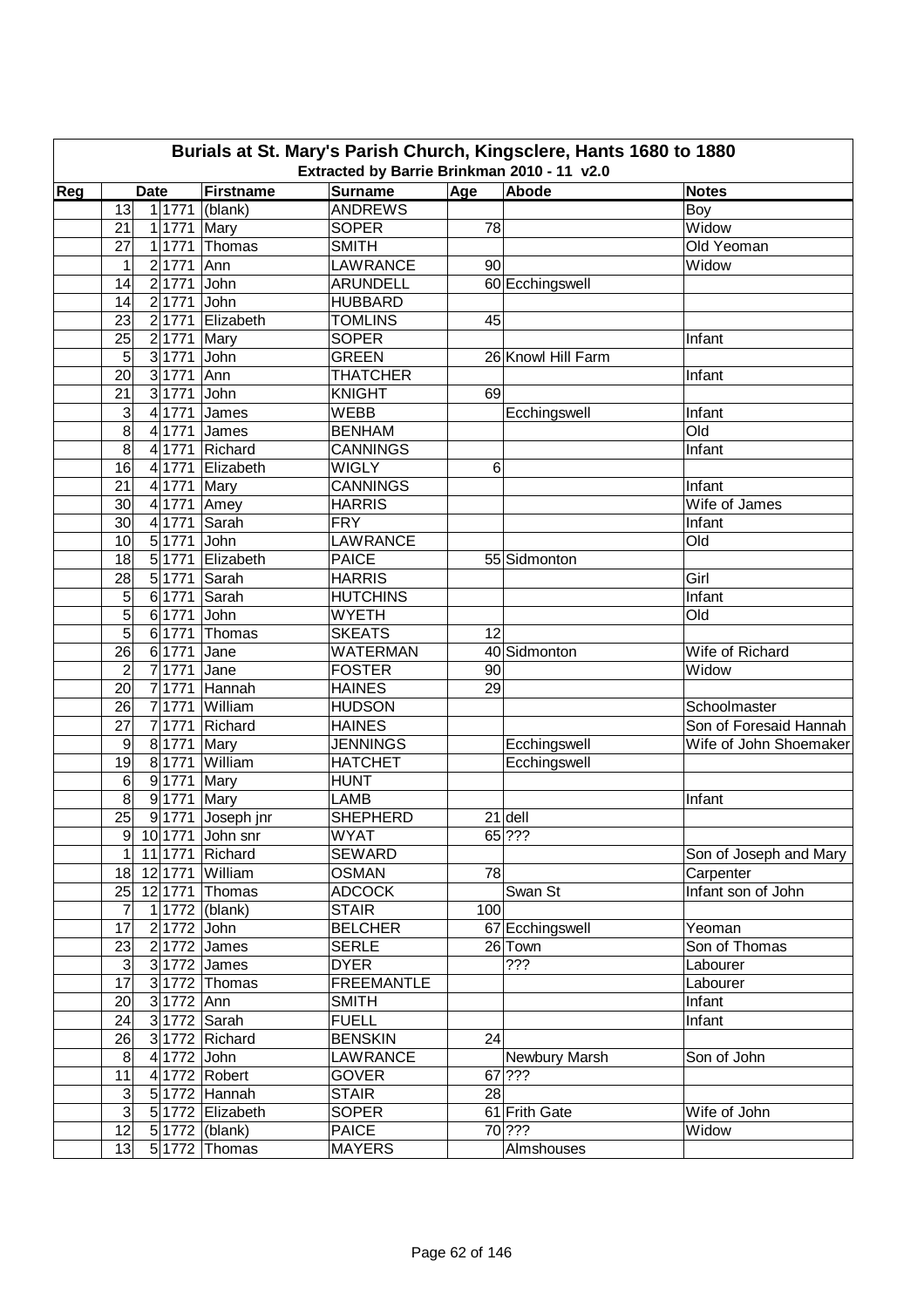# Burials at St. Mary's Parish Church, Kingsclere, Hants 1680 to 1880

## Extracted by Barrie Brinkman 2010 - 11 v2.0

| Reg | Date | | | Firstname | Surname | Age | Abode | Notes |
|---|---|---|---|---|---|---|---|---|
| | 13 | 1 | 1771 | (blank) | ANDREWS | | | Boy |
| | 21 | 1 | 1771 | Mary | SOPER | 78 | | Widow |
| | 27 | 1 | 1771 | Thomas | SMITH | | | Old Yeoman |
| | 1 | 2 | 1771 | Ann | LAWRANCE | 90 | | Widow |
| | 14 | 2 | 1771 | John | ARUNDELL | 60 | Ecchingswell | |
| | 14 | 2 | 1771 | John | HUBBARD | | | |
| | 23 | 2 | 1771 | Elizabeth | TOMLINS | 45 | | |
| | 25 | 2 | 1771 | Mary | SOPER | | | Infant |
| | 5 | 3 | 1771 | John | GREEN | 26 | Knowl Hill Farm | |
| | 20 | 3 | 1771 | Ann | THATCHER | | | Infant |
| | 21 | 3 | 1771 | John | KNIGHT | 69 | | |
| | 3 | 4 | 1771 | James | WEBB | | Ecchingswell | Infant |
| | 8 | 4 | 1771 | James | BENHAM | | | Old |
| | 8 | 4 | 1771 | Richard | CANNINGS | | | Infant |
| | 16 | 4 | 1771 | Elizabeth | WIGLY | 6 | | |
| | 21 | 4 | 1771 | Mary | CANNINGS | | | Infant |
| | 30 | 4 | 1771 | Amey | HARRIS | | | Wife of James |
| | 30 | 4 | 1771 | Sarah | FRY | | | Infant |
| | 10 | 5 | 1771 | John | LAWRANCE | | | Old |
| | 18 | 5 | 1771 | Elizabeth | PAICE | 55 | Sidmonton | |
| | 28 | 5 | 1771 | Sarah | HARRIS | | | Girl |
| | 5 | 6 | 1771 | Sarah | HUTCHINS | | | Infant |
| | 5 | 6 | 1771 | John | WYETH | | | Old |
| | 5 | 6 | 1771 | Thomas | SKEATS | 12 | | |
| | 26 | 6 | 1771 | Jane | WATERMAN | 40 | Sidmonton | Wife of Richard |
| | 2 | 7 | 1771 | Jane | FOSTER | 90 | | Widow |
| | 20 | 7 | 1771 | Hannah | HAINES | 29 | | |
| | 26 | 7 | 1771 | William | HUDSON | | | Schoolmaster |
| | 27 | 7 | 1771 | Richard | HAINES | | | Son of Foresaid Hannah |
| | 9 | 8 | 1771 | Mary | JENNINGS | | Ecchingswell | Wife of John Shoemaker |
| | 19 | 8 | 1771 | William | HATCHET | | Ecchingswell | |
| | 6 | 9 | 1771 | Mary | HUNT | | | |
| | 8 | 9 | 1771 | Mary | LAMB | | | Infant |
| | 25 | 9 | 1771 | Joseph jnr | SHEPHERD | 21 | dell | |
| | 9 | 10 | 1771 | John snr | WYAT | 65 | ??? | |
| | 1 | 11 | 1771 | Richard | SEWARD | | | Son of Joseph and Mary |
| | 18 | 12 | 1771 | William | OSMAN | 78 | | Carpenter |
| | 25 | 12 | 1771 | Thomas | ADCOCK | | Swan St | Infant son of John |
| | 7 | 1 | 1772 | (blank) | STAIR | 100 | | |
| | 17 | 2 | 1772 | John | BELCHER | 67 | Ecchingswell | Yeoman |
| | 23 | 2 | 1772 | James | SERLE | 26 | Town | Son of Thomas |
| | 3 | 3 | 1772 | James | DYER | | ??? | Labourer |
| | 17 | 3 | 1772 | Thomas | FREEMANTLE | | | Labourer |
| | 20 | 3 | 1772 | Ann | SMITH | | | Infant |
| | 24 | 3 | 1772 | Sarah | FUELL | | | Infant |
| | 26 | 3 | 1772 | Richard | BENSKIN | 24 | | |
| | 8 | 4 | 1772 | John | LAWRANCE | | Newbury Marsh | Son of John |
| | 11 | 4 | 1772 | Robert | GOVER | 67 | ??? | |
| | 3 | 5 | 1772 | Hannah | STAIR | 28 | | |
| | 3 | 5 | 1772 | Elizabeth | SOPER | 61 | Frith Gate | Wife of John |
| | 12 | 5 | 1772 | (blank) | PAICE | 70 | ??? | Widow |
| | 13 | 5 | 1772 | Thomas | MAYERS | | Almshouses | |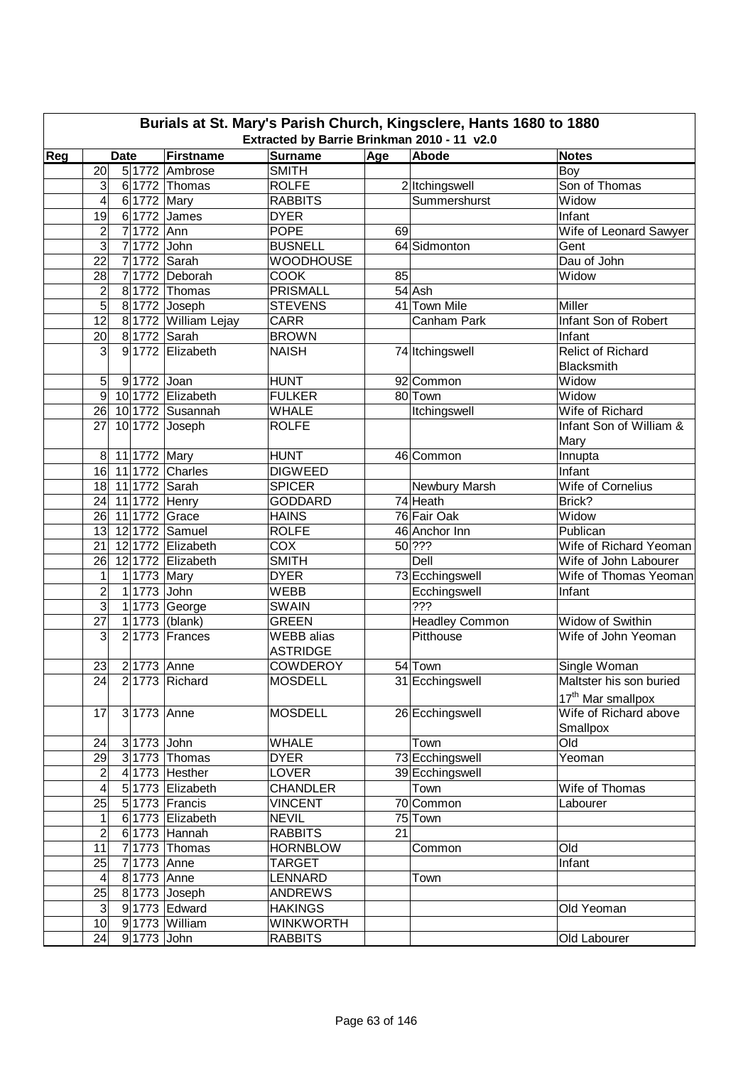# Burials at St. Mary's Parish Church, Kingsclere, Hants 1680 to 1880

## Extracted by Barrie Brinkman 2010 - 11 v2.0

| Reg | Date | | | Firstname | Surname | Age | Abode | Notes |
|---|---|---|---|---|---|---|---|---|
| | 20 | 5 | 1772 | Ambrose | SMITH | | | Boy |
| | 3 | 6 | 1772 | Thomas | ROLFE | 2 | Itchingswell | Son of Thomas |
| | 4 | 6 | 1772 | Mary | RABBITS | | Summershurst | Widow |
| | 19 | 6 | 1772 | James | DYER | | | Infant |
| | 2 | 7 | 1772 | Ann | POPE | 69 | | Wife of Leonard Sawyer |
| | 3 | 7 | 1772 | John | BUSNELL | 64 | Sidmonton | Gent |
| | 22 | 7 | 1772 | Sarah | WOODHOUSE | | | Dau of John |
| | 28 | 7 | 1772 | Deborah | COOK | 85 | | Widow |
| | 2 | 8 | 1772 | Thomas | PRISMALL | 54 | Ash | |
| | 5 | 8 | 1772 | Joseph | STEVENS | 41 | Town Mile | Miller |
| | 12 | 8 | 1772 | William Lejay | CARR | | Canham Park | Infant Son of Robert |
| | 20 | 8 | 1772 | Sarah | BROWN | | | Infant |
| | 3 | 9 | 1772 | Elizabeth | NAISH | 74 | Itchingswell | Relict of Richard Blacksmith |
| | 5 | 9 | 1772 | Joan | HUNT | 92 | Common | Widow |
| | 9 | 10 | 1772 | Elizabeth | FULKER | 80 | Town | Widow |
| | 26 | 10 | 1772 | Susannah | WHALE | | Itchingswell | Wife of Richard |
| | 27 | 10 | 1772 | Joseph | ROLFE | | | Infant Son of William & Mary |
| | 8 | 11 | 1772 | Mary | HUNT | 46 | Common | Innupta |
| | 16 | 11 | 1772 | Charles | DIGWEED | | | Infant |
| | 18 | 11 | 1772 | Sarah | SPICER | | Newbury Marsh | Wife of Cornelius |
| | 24 | 11 | 1772 | Henry | GODDARD | 74 | Heath | Brick? |
| | 26 | 11 | 1772 | Grace | HAINS | 76 | Fair Oak | Widow |
| | 13 | 12 | 1772 | Samuel | ROLFE | 46 | Anchor Inn | Publican |
| | 21 | 12 | 1772 | Elizabeth | COX | 50 | ??? | Wife of Richard Yeoman |
| | 26 | 12 | 1772 | Elizabeth | SMITH | | Dell | Wife of John Labourer |
| | 1 | 1 | 1773 | Mary | DYER | 73 | Ecchingswell | Wife of Thomas Yeoman |
| | 2 | 1 | 1773 | John | WEBB | | Ecchingswell | Infant |
| | 3 | 1 | 1773 | George | SWAIN | | ??? | |
| | 27 | 1 | 1773 | (blank) | GREEN | | Headley Common | Widow of Swithin |
| | 3 | 2 | 1773 | Frances | WEBB alias ASTRIDGE | | Pitthouse | Wife of John Yeoman |
| | 23 | 2 | 1773 | Anne | COWDEROY | 54 | Town | Single Woman |
| | 24 | 2 | 1773 | Richard | MOSDELL | 31 | Ecchingswell | Maltster his son buried 17th Mar smallpox |
| | 17 | 3 | 1773 | Anne | MOSDELL | 26 | Ecchingswell | Wife of Richard above Smallpox |
| | 24 | 3 | 1773 | John | WHALE | | Town | Old |
| | 29 | 3 | 1773 | Thomas | DYER | 73 | Ecchingswell | Yeoman |
| | 2 | 4 | 1773 | Hesther | LOVER | 39 | Ecchingswell | |
| | 4 | 5 | 1773 | Elizabeth | CHANDLER | | Town | Wife of Thomas |
| | 25 | 5 | 1773 | Francis | VINCENT | 70 | Common | Labourer |
| | 1 | 6 | 1773 | Elizabeth | NEVIL | 75 | Town | |
| | 2 | 6 | 1773 | Hannah | RABBITS | 21 | | |
| | 11 | 7 | 1773 | Thomas | HORNBLOW | | Common | Old |
| | 25 | 7 | 1773 | Anne | TARGET | | | Infant |
| | 4 | 8 | 1773 | Anne | LENNARD | | Town | |
| | 25 | 8 | 1773 | Joseph | ANDREWS | | | |
| | 3 | 9 | 1773 | Edward | HAKINGS | | | Old Yeoman |
| | 10 | 9 | 1773 | William | WINKWORTH | | | |
| | 24 | 9 | 1773 | John | RABBITS | | | Old Labourer |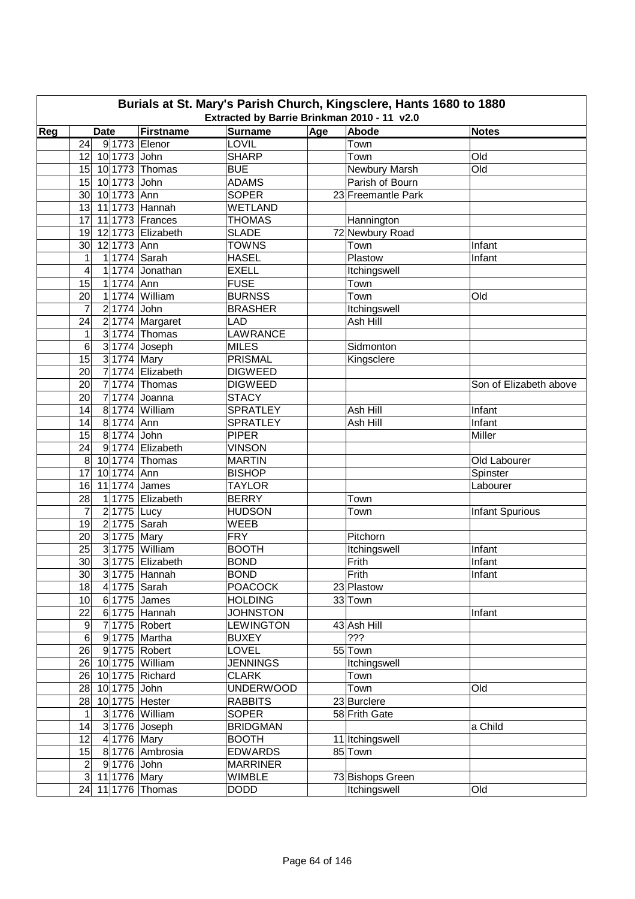# Burials at St. Mary's Parish Church, Kingsclere, Hants 1680 to 1880

## Extracted by Barrie Brinkman 2010 - 11 v2.0

| Reg | Date | | | Firstname | Surname | Age | Abode | Notes |
|---|---|---|---|---|---|---|---|---|
| | 24 | 9 | 1773 | Elenor | LOVIL | | Town | |
| | 12 | 10 | 1773 | John | SHARP | | Town | Old |
| | 15 | 10 | 1773 | Thomas | BUE | | Newbury Marsh | Old |
| | 15 | 10 | 1773 | John | ADAMS | | Parish of Bourn | |
| | 30 | 10 | 1773 | Ann | SOPER | 23 | Freemantle Park | |
| | 13 | 11 | 1773 | Hannah | WETLAND | | | |
| | 17 | 11 | 1773 | Frances | THOMAS | | Hannington | |
| | 19 | 12 | 1773 | Elizabeth | SLADE | 72 | Newbury Road | |
| | 30 | 12 | 1773 | Ann | TOWNS | | Town | Infant |
| | 1 | 1 | 1774 | Sarah | HASEL | | Plastow | Infant |
| | 4 | 1 | 1774 | Jonathan | EXELL | | Itchingswell | |
| | 15 | 1 | 1774 | Ann | FUSE | | Town | |
| | 20 | 1 | 1774 | William | BURNSS | | Town | Old |
| | 7 | 2 | 1774 | John | BRASHER | | Itchingswell | |
| | 24 | 2 | 1774 | Margaret | LAD | | Ash Hill | |
| | 1 | 3 | 1774 | Thomas | LAWRANCE | | | |
| | 6 | 3 | 1774 | Joseph | MILES | | Sidmonton | |
| | 15 | 3 | 1774 | Mary | PRISMAL | | Kingsclere | |
| | 20 | 7 | 1774 | Elizabeth | DIGWEED | | | |
| | 20 | 7 | 1774 | Thomas | DIGWEED | | | Son of Elizabeth above |
| | 20 | 7 | 1774 | Joanna | STACY | | | |
| | 14 | 8 | 1774 | William | SPRATLEY | | Ash Hill | Infant |
| | 14 | 8 | 1774 | Ann | SPRATLEY | | Ash Hill | Infant |
| | 15 | 8 | 1774 | John | PIPER | | | Miller |
| | 24 | 9 | 1774 | Elizabeth | VINSON | | | |
| | 8 | 10 | 1774 | Thomas | MARTIN | | | Old Labourer |
| | 17 | 10 | 1774 | Ann | BISHOP | | | Spinster |
| | 16 | 11 | 1774 | James | TAYLOR | | | Labourer |
| | 28 | 1 | 1775 | Elizabeth | BERRY | | Town | |
| | 7 | 2 | 1775 | Lucy | HUDSON | | Town | Infant Spurious |
| | 19 | 2 | 1775 | Sarah | WEEB | | | |
| | 20 | 3 | 1775 | Mary | FRY | | Pitchorn | |
| | 25 | 3 | 1775 | William | BOOTH | | Itchingswell | Infant |
| | 30 | 3 | 1775 | Elizabeth | BOND | | Frith | Infant |
| | 30 | 3 | 1775 | Hannah | BOND | | Frith | Infant |
| | 18 | 4 | 1775 | Sarah | POACOCK | 23 | Plastow | |
| | 10 | 6 | 1775 | James | HOLDING | 33 | Town | |
| | 22 | 6 | 1775 | Hannah | JOHNSTON | | | Infant |
| | 9 | 7 | 1775 | Robert | LEWINGTON | 43 | Ash Hill | |
| | 6 | 9 | 1775 | Martha | BUXEY | | ??? | |
| | 26 | 9 | 1775 | Robert | LOVEL | 55 | Town | |
| | 26 | 10 | 1775 | William | JENNINGS | | Itchingswell | |
| | 26 | 10 | 1775 | Richard | CLARK | | Town | |
| | 28 | 10 | 1775 | John | UNDERWOOD | | Town | Old |
| | 28 | 10 | 1775 | Hester | RABBITS | 23 | Burclere | |
| | 1 | 3 | 1776 | William | SOPER | 58 | Frith Gate | |
| | 14 | 3 | 1776 | Joseph | BRIDGMAN | | | a Child |
| | 12 | 4 | 1776 | Mary | BOOTH | 11 | Itchingswell | |
| | 15 | 8 | 1776 | Ambrosia | EDWARDS | 85 | Town | |
| | 2 | 9 | 1776 | John | MARRINER | | | |
| | 3 | 11 | 1776 | Mary | WIMBLE | 73 | Bishops Green | |
| | 24 | 11 | 1776 | Thomas | DODD | | Itchingswell | Old |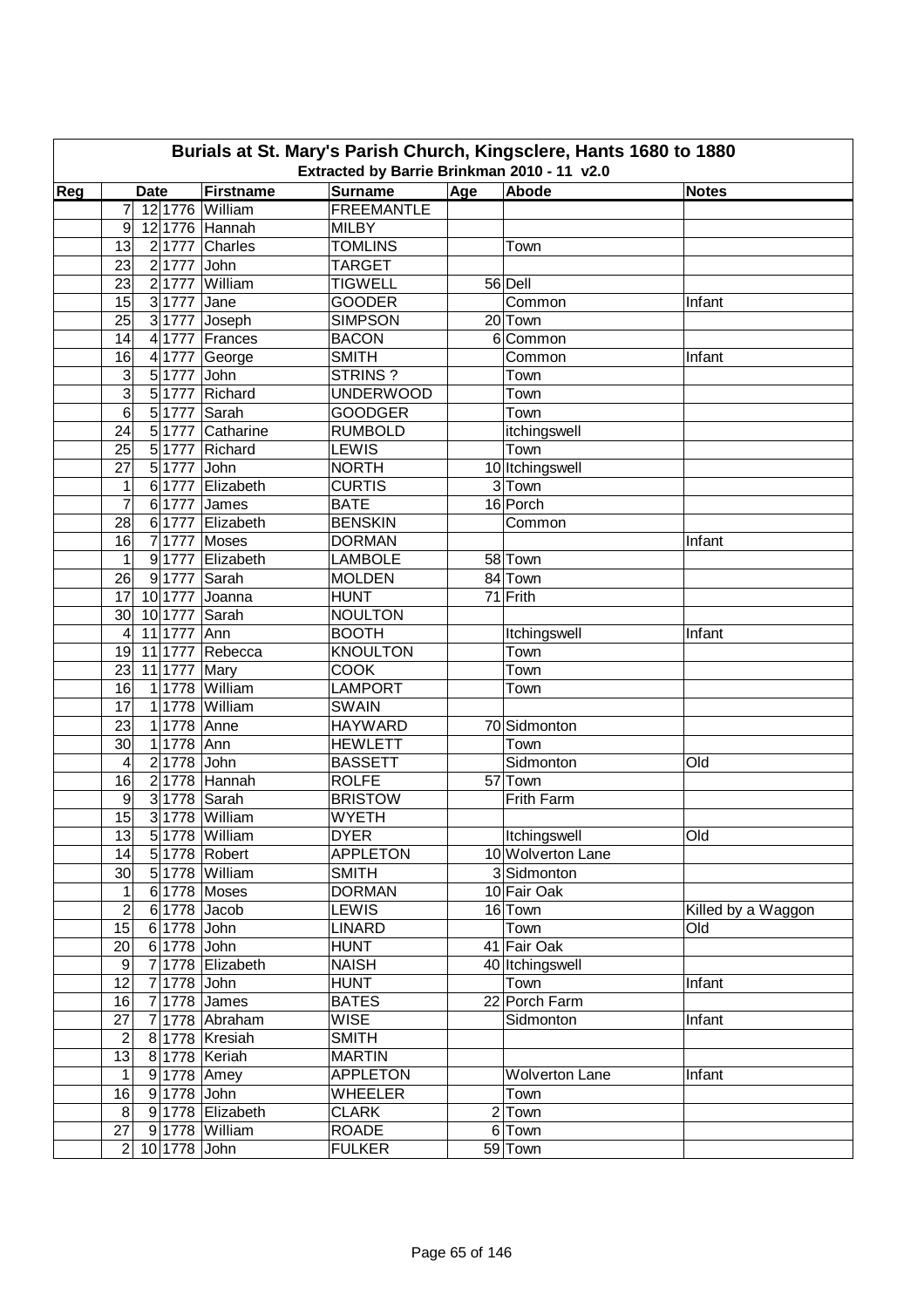# Burials at St. Mary's Parish Church, Kingsclere, Hants 1680 to 1880

## Extracted by Barrie Brinkman 2010 - 11 v2.0

| Reg | Date | | | Firstname | Surname | Age | Abode | Notes |
|---|---|---|---|---|---|---|---|---|
| | 7 | 12 | 1776 | William | FREEMANTLE | | | |
| | 9 | 12 | 1776 | Hannah | MILBY | | | |
| | 13 | 2 | 1777 | Charles | TOMLINS | | Town | |
| | 23 | 2 | 1777 | John | TARGET | | | |
| | 23 | 2 | 1777 | William | TIGWELL | 56 | Dell | |
| | 15 | 3 | 1777 | Jane | GOODER | | Common | Infant |
| | 25 | 3 | 1777 | Joseph | SIMPSON | 20 | Town | |
| | 14 | 4 | 1777 | Frances | BACON | 6 | Common | |
| | 16 | 4 | 1777 | George | SMITH | | Common | Infant |
| | 3 | 5 | 1777 | John | STRINS ? | | Town | |
| | 3 | 5 | 1777 | Richard | UNDERWOOD | | Town | |
| | 6 | 5 | 1777 | Sarah | GOODGER | | Town | |
| | 24 | 5 | 1777 | Catharine | RUMBOLD | | itchingswell | |
| | 25 | 5 | 1777 | Richard | LEWIS | | Town | |
| | 27 | 5 | 1777 | John | NORTH | 10 | Itchingswell | |
| | 1 | 6 | 1777 | Elizabeth | CURTIS | 3 | Town | |
| | 7 | 6 | 1777 | James | BATE | 16 | Porch | |
| | 28 | 6 | 1777 | Elizabeth | BENSKIN | | Common | |
| | 16 | 7 | 1777 | Moses | DORMAN | | | Infant |
| | 1 | 9 | 1777 | Elizabeth | LAMBOLE | 58 | Town | |
| | 26 | 9 | 1777 | Sarah | MOLDEN | 84 | Town | |
| | 17 | 10 | 1777 | Joanna | HUNT | 71 | Frith | |
| | 30 | 10 | 1777 | Sarah | NOULTON | | | |
| | 4 | 11 | 1777 | Ann | BOOTH | | Itchingswell | Infant |
| | 19 | 11 | 1777 | Rebecca | KNOULTON | | Town | |
| | 23 | 11 | 1777 | Mary | COOK | | Town | |
| | 16 | 1 | 1778 | William | LAMPORT | | Town | |
| | 17 | 1 | 1778 | William | SWAIN | | | |
| | 23 | 1 | 1778 | Anne | HAYWARD | 70 | Sidmonton | |
| | 30 | 1 | 1778 | Ann | HEWLETT | | Town | |
| | 4 | 2 | 1778 | John | BASSETT | | Sidmonton | Old |
| | 16 | 2 | 1778 | Hannah | ROLFE | 57 | Town | |
| | 9 | 3 | 1778 | Sarah | BRISTOW | | Frith Farm | |
| | 15 | 3 | 1778 | William | WYETH | | | |
| | 13 | 5 | 1778 | William | DYER | | Itchingswell | Old |
| | 14 | 5 | 1778 | Robert | APPLETON | 10 | Wolverton Lane | |
| | 30 | 5 | 1778 | William | SMITH | 3 | Sidmonton | |
| | 1 | 6 | 1778 | Moses | DORMAN | 10 | Fair Oak | |
| | 2 | 6 | 1778 | Jacob | LEWIS | 16 | Town | Killed by a Waggon |
| | 15 | 6 | 1778 | John | LINARD | | Town | Old |
| | 20 | 6 | 1778 | John | HUNT | 41 | Fair Oak | |
| | 9 | 7 | 1778 | Elizabeth | NAISH | 40 | Itchingswell | |
| | 12 | 7 | 1778 | John | HUNT | | Town | Infant |
| | 16 | 7 | 1778 | James | BATES | 22 | Porch Farm | |
| | 27 | 7 | 1778 | Abraham | WISE | | Sidmonton | Infant |
| | 2 | 8 | 1778 | Kresiah | SMITH | | | |
| | 13 | 8 | 1778 | Keriah | MARTIN | | | |
| | 1 | 9 | 1778 | Amey | APPLETON | | Wolverton Lane | Infant |
| | 16 | 9 | 1778 | John | WHEELER | | Town | |
| | 8 | 9 | 1778 | Elizabeth | CLARK | 2 | Town | |
| | 27 | 9 | 1778 | William | ROADE | 6 | Town | |
| | 2 | 10 | 1778 | John | FULKER | 59 | Town | |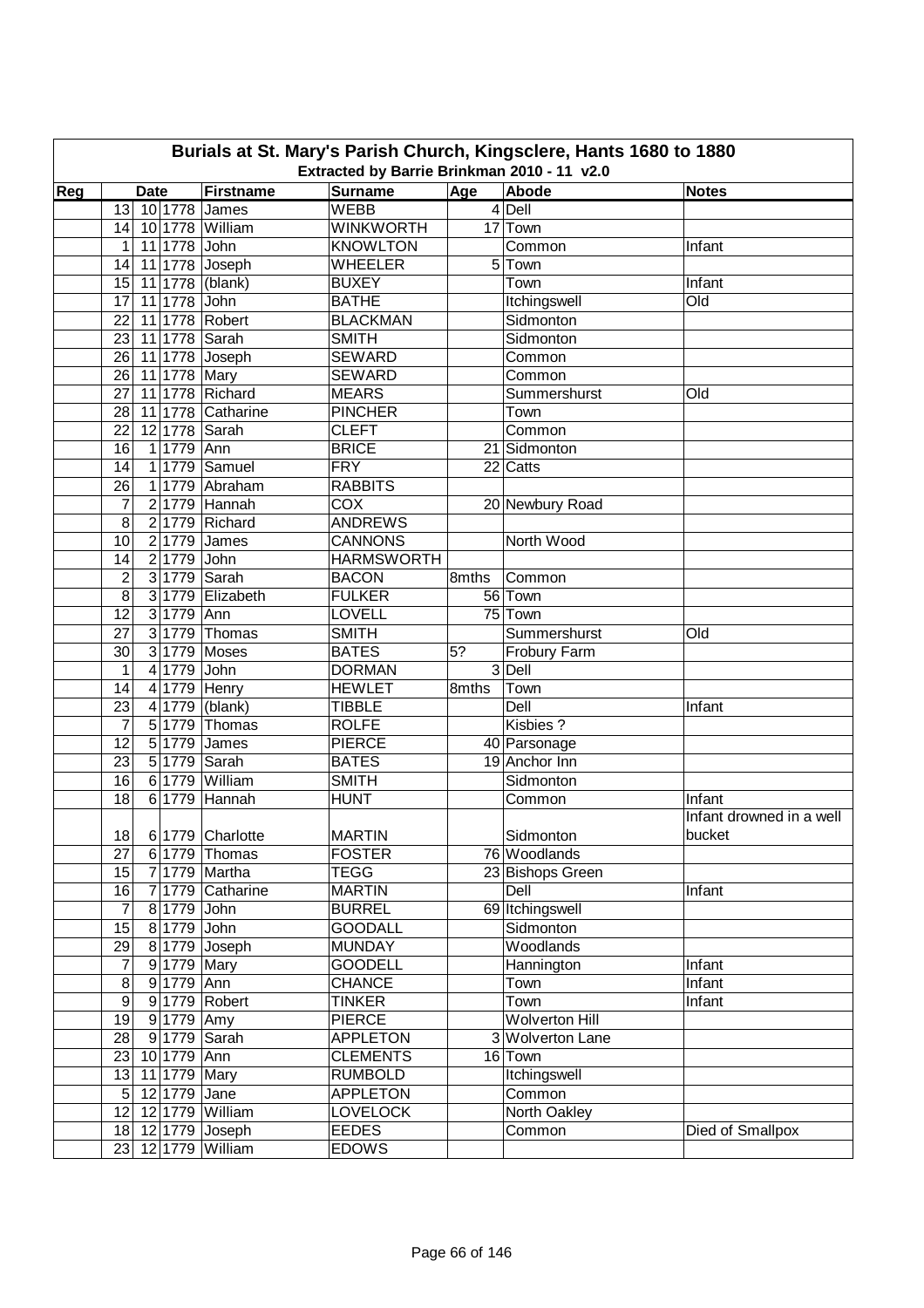# Burials at St. Mary's Parish Church, Kingsclere, Hants 1680 to 1880

Extracted by Barrie Brinkman 2010 - 11 v2.0

| Reg | Date | | | Firstname | Surname | Age | Abode | Notes |
|---|---|---|---|---|---|---|---|---|
| | 13 | 10 | 1778 | James | WEBB | 4 | Dell | |
| | 14 | 10 | 1778 | William | WINKWORTH | 17 | Town | |
| | 1 | 11 | 1778 | John | KNOWLTON | | Common | Infant |
| | 14 | 11 | 1778 | Joseph | WHEELER | 5 | Town | |
| | 15 | 11 | 1778 | (blank) | BUXEY | | Town | Infant |
| | 17 | 11 | 1778 | John | BATHE | | Itchingswell | Old |
| | 22 | 11 | 1778 | Robert | BLACKMAN | | Sidmonton | |
| | 23 | 11 | 1778 | Sarah | SMITH | | Sidmonton | |
| | 26 | 11 | 1778 | Joseph | SEWARD | | Common | |
| | 26 | 11 | 1778 | Mary | SEWARD | | Common | |
| | 27 | 11 | 1778 | Richard | MEARS | | Summershurst | Old |
| | 28 | 11 | 1778 | Catharine | PINCHER | | Town | |
| | 22 | 12 | 1778 | Sarah | CLEFT | | Common | |
| | 16 | 1 | 1779 | Ann | BRICE | 21 | Sidmonton | |
| | 14 | 1 | 1779 | Samuel | FRY | 22 | Catts | |
| | 26 | 1 | 1779 | Abraham | RABBITS | | | |
| | 7 | 2 | 1779 | Hannah | COX | 20 | Newbury Road | |
| | 8 | 2 | 1779 | Richard | ANDREWS | | | |
| | 10 | 2 | 1779 | James | CANNONS | | North Wood | |
| | 14 | 2 | 1779 | John | HARMSWORTH | | | |
| | 2 | 3 | 1779 | Sarah | BACON | 8mths | Common | |
| | 8 | 3 | 1779 | Elizabeth | FULKER | 56 | Town | |
| | 12 | 3 | 1779 | Ann | LOVELL | 75 | Town | |
| | 27 | 3 | 1779 | Thomas | SMITH | | Summershurst | Old |
| | 30 | 3 | 1779 | Moses | BATES | 5? | Frobury Farm | |
| | 1 | 4 | 1779 | John | DORMAN | 3 | Dell | |
| | 14 | 4 | 1779 | Henry | HEWLET | 8mths | Town | |
| | 23 | 4 | 1779 | (blank) | TIBBLE | | Dell | Infant |
| | 7 | 5 | 1779 | Thomas | ROLFE | | Kisbies ? | |
| | 12 | 5 | 1779 | James | PIERCE | 40 | Parsonage | |
| | 23 | 5 | 1779 | Sarah | BATES | 19 | Anchor Inn | |
| | 16 | 6 | 1779 | William | SMITH | | Sidmonton | |
| | 18 | 6 | 1779 | Hannah | HUNT | | Common | Infant |
| | 18 | 6 | 1779 | Charlotte | MARTIN | | Sidmonton | Infant drowned in a well bucket |
| | 27 | 6 | 1779 | Thomas | FOSTER | 76 | Woodlands | |
| | 15 | 7 | 1779 | Martha | TEGG | 23 | Bishops Green | |
| | 16 | 7 | 1779 | Catharine | MARTIN | | Dell | Infant |
| | 7 | 8 | 1779 | John | BURREL | 69 | Itchingswell | |
| | 15 | 8 | 1779 | John | GOODALL | | Sidmonton | |
| | 29 | 8 | 1779 | Joseph | MUNDAY | | Woodlands | |
| | 7 | 9 | 1779 | Mary | GOODELL | | Hannington | Infant |
| | 8 | 9 | 1779 | Ann | CHANCE | | Town | Infant |
| | 9 | 9 | 1779 | Robert | TINKER | | Town | Infant |
| | 19 | 9 | 1779 | Amy | PIERCE | | Wolverton Hill | |
| | 28 | 9 | 1779 | Sarah | APPLETON | 3 | Wolverton Lane | |
| | 23 | 10 | 1779 | Ann | CLEMENTS | 16 | Town | |
| | 13 | 11 | 1779 | Mary | RUMBOLD | | Itchingswell | |
| | 5 | 12 | 1779 | Jane | APPLETON | | Common | |
| | 12 | 12 | 1779 | William | LOVELOCK | | North Oakley | |
| | 18 | 12 | 1779 | Joseph | EEDES | | Common | Died of Smallpox |
| | 23 | 12 | 1779 | William | EDOWS | | | |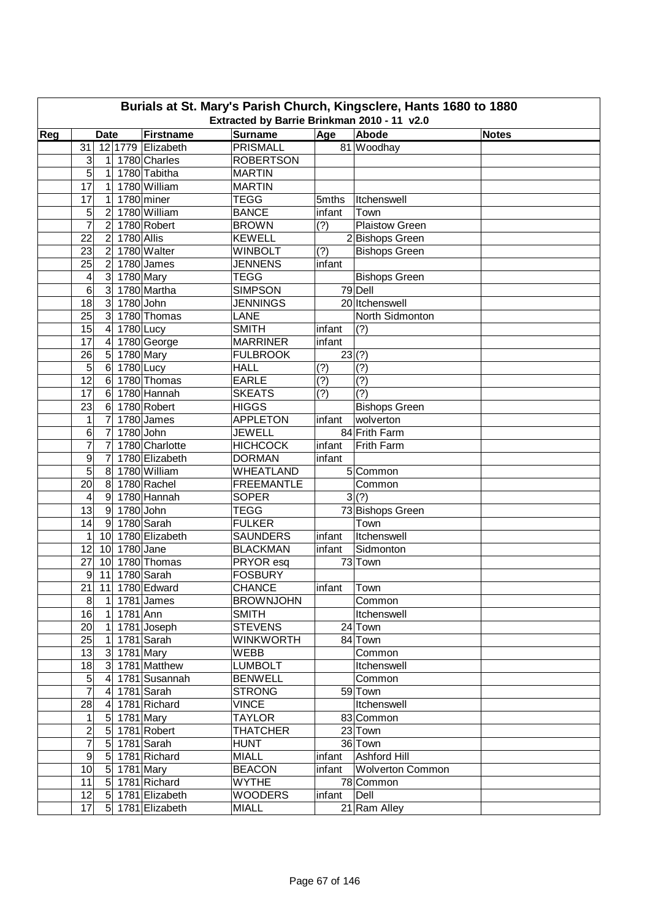# Burials at St. Mary's Parish Church, Kingsclere, Hants 1680 to 1880

## Extracted by Barrie Brinkman 2010 - 11 v2.0

| Reg | Date | | | Firstname | Surname | Age | Abode | Notes |
|---|---|---|---|---|---|---|---|---|
| | 31 | 12 | 1779 | Elizabeth | PRISMALL | 81 | Woodhay | |
| | 3 | 1 | 1780 | Charles | ROBERTSON | | | |
| | 5 | 1 | 1780 | Tabitha | MARTIN | | | |
| | 17 | 1 | 1780 | William | MARTIN | | | |
| | 17 | 1 | 1780 | miner | TEGG | 5mths | Itchenswell | |
| | 5 | 2 | 1780 | William | BANCE | infant | Town | |
| | 7 | 2 | 1780 | Robert | BROWN | (?) | Plaistow Green | |
| | 22 | 2 | 1780 | Allis | KEWELL | 2 | Bishops Green | |
| | 23 | 2 | 1780 | Walter | WINBOLT | (?) | Bishops Green | |
| | 25 | 2 | 1780 | James | JENNENS | infant | | |
| | 4 | 3 | 1780 | Mary | TEGG | | Bishops Green | |
| | 6 | 3 | 1780 | Martha | SIMPSON | 79 | Dell | |
| | 18 | 3 | 1780 | John | JENNINGS | 20 | Itchenswell | |
| | 25 | 3 | 1780 | Thomas | LANE | | North Sidmonton | |
| | 15 | 4 | 1780 | Lucy | SMITH | infant | (?) | |
| | 17 | 4 | 1780 | George | MARRINER | infant | | |
| | 26 | 5 | 1780 | Mary | FULBROOK | 23 | (?) | |
| | 5 | 6 | 1780 | Lucy | HALL | (?) | (?) | |
| | 12 | 6 | 1780 | Thomas | EARLE | (?) | (?) | |
| | 17 | 6 | 1780 | Hannah | SKEATS | (?) | (?) | |
| | 23 | 6 | 1780 | Robert | HIGGS | | Bishops Green | |
| | 1 | 7 | 1780 | James | APPLETON | infant | wolverton | |
| | 6 | 7 | 1780 | John | JEWELL | 84 | Frith Farm | |
| | 7 | 7 | 1780 | Charlotte | HICHCOCK | infant | Frith Farm | |
| | 9 | 7 | 1780 | Elizabeth | DORMAN | infant | | |
| | 5 | 8 | 1780 | William | WHEATLAND | 5 | Common | |
| | 20 | 8 | 1780 | Rachel | FREEMANTLE | | Common | |
| | 4 | 9 | 1780 | Hannah | SOPER | 3 | (?) | |
| | 13 | 9 | 1780 | John | TEGG | 73 | Bishops Green | |
| | 14 | 9 | 1780 | Sarah | FULKER | | Town | |
| | 1 | 10 | 1780 | Elizabeth | SAUNDERS | infant | Itchenswell | |
| | 12 | 10 | 1780 | Jane | BLACKMAN | infant | Sidmonton | |
| | 27 | 10 | 1780 | Thomas | PRYOR esq | 73 | Town | |
| | 9 | 11 | 1780 | Sarah | FOSBURY | | | |
| | 21 | 11 | 1780 | Edward | CHANCE | infant | Town | |
| | 8 | 1 | 1781 | James | BROWNJOHN | | Common | |
| | 16 | 1 | 1781 | Ann | SMITH | | Itchenswell | |
| | 20 | 1 | 1781 | Joseph | STEVENS | 24 | Town | |
| | 25 | 1 | 1781 | Sarah | WINKWORTH | 84 | Town | |
| | 13 | 3 | 1781 | Mary | WEBB | | Common | |
| | 18 | 3 | 1781 | Matthew | LUMBOLT | | Itchenswell | |
| | 5 | 4 | 1781 | Susannah | BENWELL | | Common | |
| | 7 | 4 | 1781 | Sarah | STRONG | 59 | Town | |
| | 28 | 4 | 1781 | Richard | VINCE | | Itchenswell | |
| | 1 | 5 | 1781 | Mary | TAYLOR | 83 | Common | |
| | 2 | 5 | 1781 | Robert | THATCHER | 23 | Town | |
| | 7 | 5 | 1781 | Sarah | HUNT | 36 | Town | |
| | 9 | 5 | 1781 | Richard | MIALL | infant | Ashford Hill | |
| | 10 | 5 | 1781 | Mary | BEACON | infant | Wolverton Common | |
| | 11 | 5 | 1781 | Richard | WYTHE | 78 | Common | |
| | 12 | 5 | 1781 | Elizabeth | WOODERS | infant | Dell | |
| | 17 | 5 | 1781 | Elizabeth | MIALL | 21 | Ram Alley | |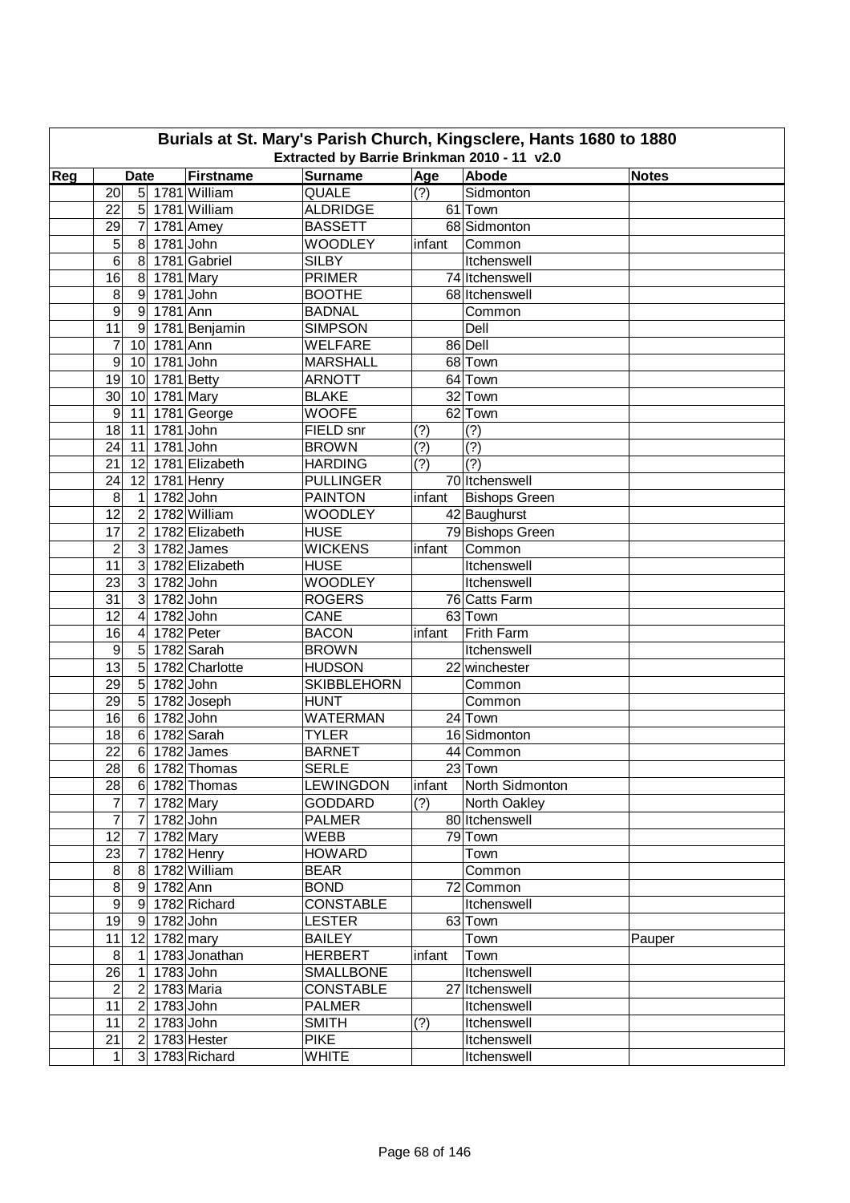# Burials at St. Mary's Parish Church, Kingsclere, Hants 1680 to 1880

## Extracted by Barrie Brinkman 2010 - 11 v2.0

| Reg | Date | | | Firstname | Surname | Age | Abode | Notes |
|---|---|---|---|---|---|---|---|---|
| | 20 | 5 | 1781 | William | QUALE | (?) | Sidmonton | |
| | 22 | 5 | 1781 | William | ALDRIDGE | 61 | Town | |
| | 29 | 7 | 1781 | Amey | BASSETT | 68 | Sidmonton | |
| | 5 | 8 | 1781 | John | WOODLEY | infant | Common | |
| | 6 | 8 | 1781 | Gabriel | SILBY | | Itchenswell | |
| | 16 | 8 | 1781 | Mary | PRIMER | 74 | Itchenswell | |
| | 8 | 9 | 1781 | John | BOOTHE | 68 | Itchenswell | |
| | 9 | 9 | 1781 | Ann | BADNAL | | Common | |
| | 11 | 9 | 1781 | Benjamin | SIMPSON | | Dell | |
| | 7 | 10 | 1781 | Ann | WELFARE | 86 | Dell | |
| | 9 | 10 | 1781 | John | MARSHALL | 68 | Town | |
| | 19 | 10 | 1781 | Betty | ARNOTT | 64 | Town | |
| | 30 | 10 | 1781 | Mary | BLAKE | 32 | Town | |
| | 9 | 11 | 1781 | George | WOOFE | 62 | Town | |
| | 18 | 11 | 1781 | John | FIELD snr | (?) | (?) | |
| | 24 | 11 | 1781 | John | BROWN | (?) | (?) | |
| | 21 | 12 | 1781 | Elizabeth | HARDING | (?) | (?) | |
| | 24 | 12 | 1781 | Henry | PULLINGER | 70 | Itchenswell | |
| | 8 | 1 | 1782 | John | PAINTON | infant | Bishops Green | |
| | 12 | 2 | 1782 | William | WOODLEY | 42 | Baughurst | |
| | 17 | 2 | 1782 | Elizabeth | HUSE | 79 | Bishops Green | |
| | 2 | 3 | 1782 | James | WICKENS | infant | Common | |
| | 11 | 3 | 1782 | Elizabeth | HUSE | | Itchenswell | |
| | 23 | 3 | 1782 | John | WOODLEY | | Itchenswell | |
| | 31 | 3 | 1782 | John | ROGERS | 76 | Catts Farm | |
| | 12 | 4 | 1782 | John | CANE | 63 | Town | |
| | 16 | 4 | 1782 | Peter | BACON | infant | Frith Farm | |
| | 9 | 5 | 1782 | Sarah | BROWN | | Itchenswell | |
| | 13 | 5 | 1782 | Charlotte | HUDSON | 22 | winchester | |
| | 29 | 5 | 1782 | John | SKIBBLEHORN | | Common | |
| | 29 | 5 | 1782 | Joseph | HUNT | | Common | |
| | 16 | 6 | 1782 | John | WATERMAN | 24 | Town | |
| | 18 | 6 | 1782 | Sarah | TYLER | 16 | Sidmonton | |
| | 22 | 6 | 1782 | James | BARNET | 44 | Common | |
| | 28 | 6 | 1782 | Thomas | SERLE | 23 | Town | |
| | 28 | 6 | 1782 | Thomas | LEWINGDON | infant | North Sidmonton | |
| | 7 | 7 | 1782 | Mary | GODDARD | (?) | North Oakley | |
| | 7 | 7 | 1782 | John | PALMER | 80 | Itchenswell | |
| | 12 | 7 | 1782 | Mary | WEBB | 79 | Town | |
| | 23 | 7 | 1782 | Henry | HOWARD | | Town | |
| | 8 | 8 | 1782 | William | BEAR | | Common | |
| | 8 | 9 | 1782 | Ann | BOND | 72 | Common | |
| | 9 | 9 | 1782 | Richard | CONSTABLE | | Itchenswell | |
| | 19 | 9 | 1782 | John | LESTER | 63 | Town | |
| | 11 | 12 | 1782 | mary | BAILEY | | Town | Pauper |
| | 8 | 1 | 1783 | Jonathan | HERBERT | infant | Town | |
| | 26 | 1 | 1783 | John | SMALLBONE | | Itchenswell | |
| | 2 | 2 | 1783 | Maria | CONSTABLE | 27 | Itchenswell | |
| | 11 | 2 | 1783 | John | PALMER | | Itchenswell | |
| | 11 | 2 | 1783 | John | SMITH | (?) | Itchenswell | |
| | 21 | 2 | 1783 | Hester | PIKE | | Itchenswell | |
| | 1 | 3 | 1783 | Richard | WHITE | | Itchenswell | |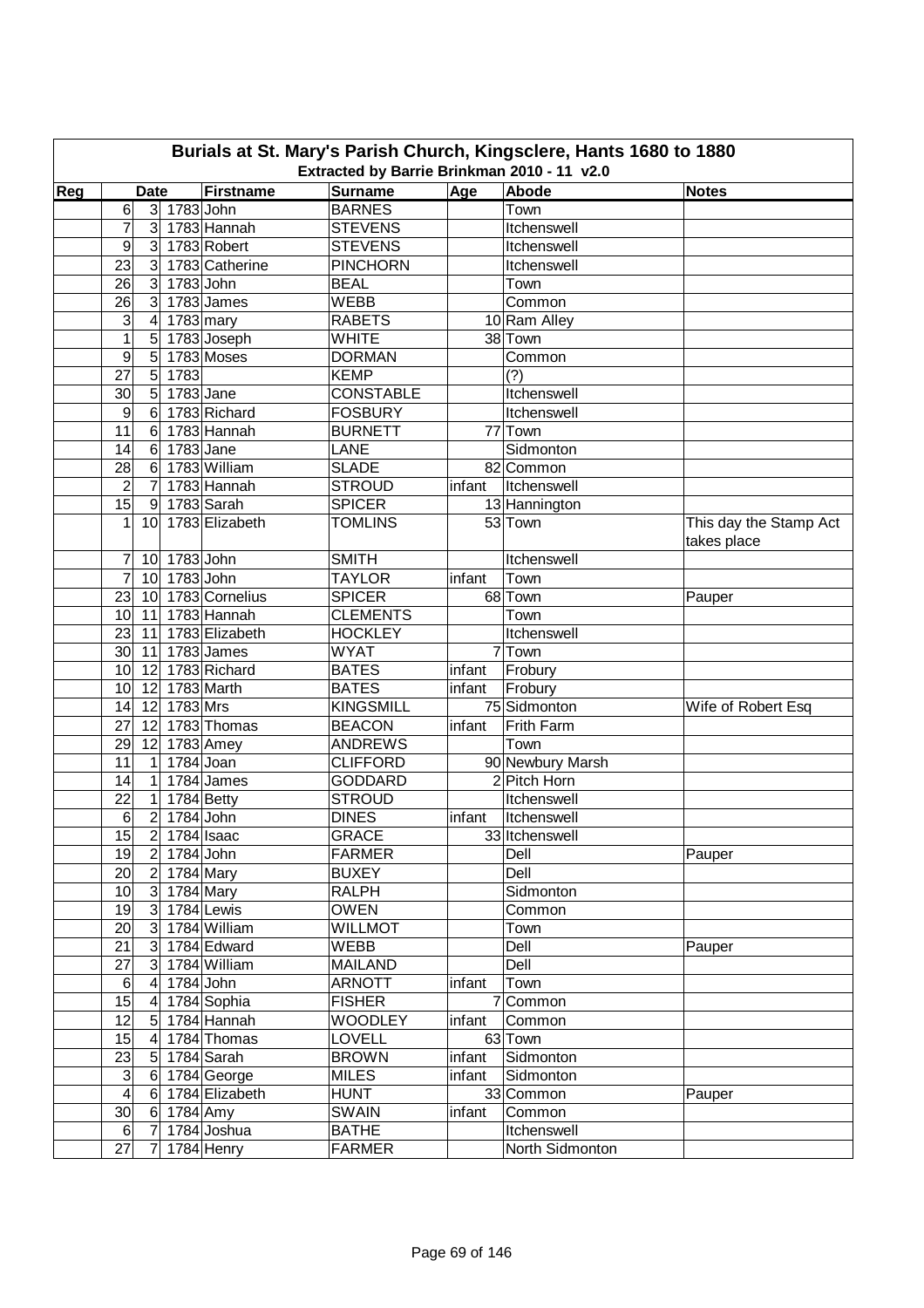# Burials at St. Mary's Parish Church, Kingsclere, Hants 1680 to 1880

## Extracted by Barrie Brinkman 2010 - 11 v2.0

| Reg | Date | | | Firstname | Surname | Age | Abode | Notes |
|---|---|---|---|---|---|---|---|---|
| | 6 | 3 | 1783 | John | BARNES | | Town | |
| | 7 | 3 | 1783 | Hannah | STEVENS | | Itchenswell | |
| | 9 | 3 | 1783 | Robert | STEVENS | | Itchenswell | |
| | 23 | 3 | 1783 | Catherine | PINCHORN | | Itchenswell | |
| | 26 | 3 | 1783 | John | BEAL | | Town | |
| | 26 | 3 | 1783 | James | WEBB | | Common | |
| | 3 | 4 | 1783 | mary | RABETS | 10 | Ram Alley | |
| | 1 | 5 | 1783 | Joseph | WHITE | 38 | Town | |
| | 9 | 5 | 1783 | Moses | DORMAN | | Common | |
| | 27 | 5 | 1783 | | KEMP | | (?) | |
| | 30 | 5 | 1783 | Jane | CONSTABLE | | Itchenswell | |
| | 9 | 6 | 1783 | Richard | FOSBURY | | Itchenswell | |
| | 11 | 6 | 1783 | Hannah | BURNETT | 77 | Town | |
| | 14 | 6 | 1783 | Jane | LANE | | Sidmonton | |
| | 28 | 6 | 1783 | William | SLADE | 82 | Common | |
| | 2 | 7 | 1783 | Hannah | STROUD | infant | Itchenswell | |
| | 15 | 9 | 1783 | Sarah | SPICER | 13 | Hannington | |
| | 1 | 10 | 1783 | Elizabeth | TOMLINS | 53 | Town | This day the Stamp Act takes place |
| | 7 | 10 | 1783 | John | SMITH | | Itchenswell | |
| | 7 | 10 | 1783 | John | TAYLOR | infant | Town | |
| | 23 | 10 | 1783 | Cornelius | SPICER | 68 | Town | Pauper |
| | 10 | 11 | 1783 | Hannah | CLEMENTS | | Town | |
| | 23 | 11 | 1783 | Elizabeth | HOCKLEY | | Itchenswell | |
| | 30 | 11 | 1783 | James | WYAT | 7 | Town | |
| | 10 | 12 | 1783 | Richard | BATES | infant | Frobury | |
| | 10 | 12 | 1783 | Marth | BATES | infant | Frobury | |
| | 14 | 12 | 1783 | Mrs | KINGSMILL | 75 | Sidmonton | Wife of Robert Esq |
| | 27 | 12 | 1783 | Thomas | BEACON | infant | Frith Farm | |
| | 29 | 12 | 1783 | Amey | ANDREWS | | Town | |
| | 11 | 1 | 1784 | Joan | CLIFFORD | 90 | Newbury Marsh | |
| | 14 | 1 | 1784 | James | GODDARD | 2 | Pitch Horn | |
| | 22 | 1 | 1784 | Betty | STROUD | | Itchenswell | |
| | 6 | 2 | 1784 | John | DINES | infant | Itchenswell | |
| | 15 | 2 | 1784 | Isaac | GRACE | 33 | Itchenswell | |
| | 19 | 2 | 1784 | John | FARMER | | Dell | Pauper |
| | 20 | 2 | 1784 | Mary | BUXEY | | Dell | |
| | 10 | 3 | 1784 | Mary | RALPH | | Sidmonton | |
| | 19 | 3 | 1784 | Lewis | OWEN | | Common | |
| | 20 | 3 | 1784 | William | WILLMOT | | Town | |
| | 21 | 3 | 1784 | Edward | WEBB | | Dell | Pauper |
| | 27 | 3 | 1784 | William | MAILAND | | Dell | |
| | 6 | 4 | 1784 | John | ARNOTT | infant | Town | |
| | 15 | 4 | 1784 | Sophia | FISHER | 7 | Common | |
| | 12 | 5 | 1784 | Hannah | WOODLEY | infant | Common | |
| | 15 | 4 | 1784 | Thomas | LOVELL | 63 | Town | |
| | 23 | 5 | 1784 | Sarah | BROWN | infant | Sidmonton | |
| | 3 | 6 | 1784 | George | MILES | infant | Sidmonton | |
| | 4 | 6 | 1784 | Elizabeth | HUNT | 33 | Common | Pauper |
| | 30 | 6 | 1784 | Amy | SWAIN | infant | Common | |
| | 6 | 7 | 1784 | Joshua | BATHE | | Itchenswell | |
| | 27 | 7 | 1784 | Henry | FARMER | | North Sidmonton | |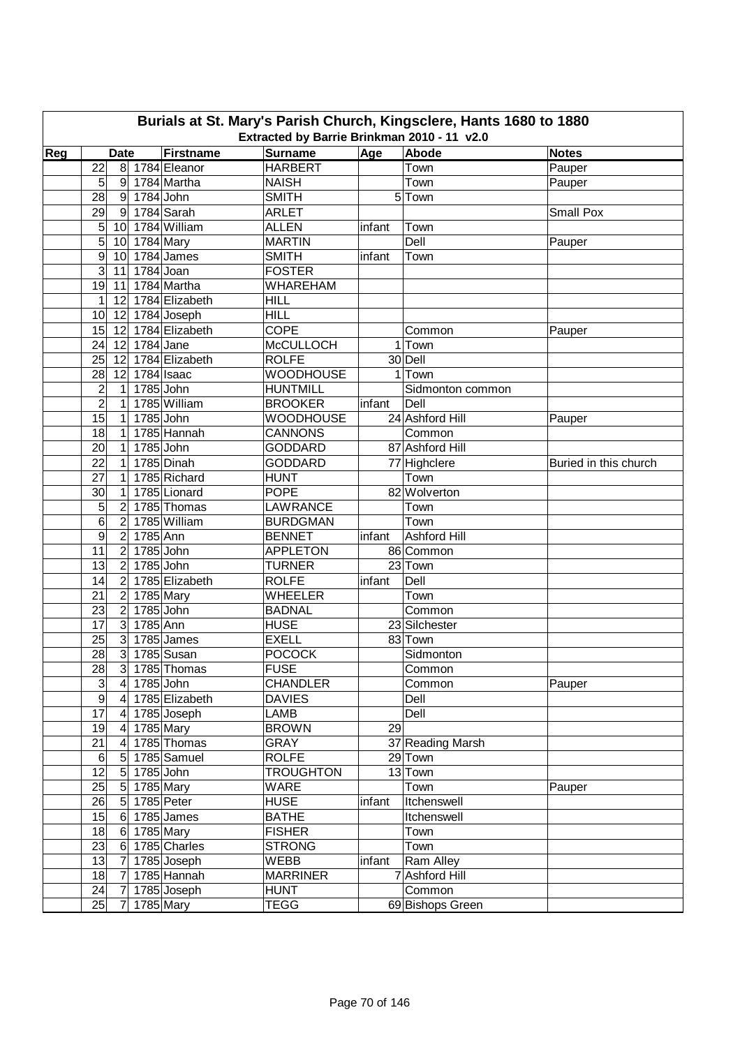# Burials at St. Mary's Parish Church, Kingsclere, Hants 1680 to 1880

## Extracted by Barrie Brinkman 2010 - 11 v2.0

| Reg | Date | | | Firstname | Surname | Age | Abode | Notes |
|---|---|---|---|---|---|---|---|---|
| | 22 | 8 | 1784 | Eleanor | HARBERT | | Town | Pauper |
| | 5 | 9 | 1784 | Martha | NAISH | | Town | Pauper |
| | 28 | 9 | 1784 | John | SMITH | 5 | Town | |
| | 29 | 9 | 1784 | Sarah | ARLET | | | Small Pox |
| | 5 | 10 | 1784 | William | ALLEN | infant | Town | |
| | 5 | 10 | 1784 | Mary | MARTIN | | Dell | Pauper |
| | 9 | 10 | 1784 | James | SMITH | infant | Town | |
| | 3 | 11 | 1784 | Joan | FOSTER | | | |
| | 19 | 11 | 1784 | Martha | WHAREHAM | | | |
| | 1 | 12 | 1784 | Elizabeth | HILL | | | |
| | 10 | 12 | 1784 | Joseph | HILL | | | |
| | 15 | 12 | 1784 | Elizabeth | COPE | | Common | Pauper |
| | 24 | 12 | 1784 | Jane | McCULLOCH | 1 | Town | |
| | 25 | 12 | 1784 | Elizabeth | ROLFE | 30 | Dell | |
| | 28 | 12 | 1784 | Isaac | WOODHOUSE | 1 | Town | |
| | 2 | 1 | 1785 | John | HUNTMILL | | Sidmonton common | |
| | 2 | 1 | 1785 | William | BROOKER | infant | Dell | |
| | 15 | 1 | 1785 | John | WOODHOUSE | 24 | Ashford Hill | Pauper |
| | 18 | 1 | 1785 | Hannah | CANNONS | | Common | |
| | 20 | 1 | 1785 | John | GODDARD | 87 | Ashford Hill | |
| | 22 | 1 | 1785 | Dinah | GODDARD | 77 | Highclere | Buried in this church |
| | 27 | 1 | 1785 | Richard | HUNT | | Town | |
| | 30 | 1 | 1785 | Lionard | POPE | 82 | Wolverton | |
| | 5 | 2 | 1785 | Thomas | LAWRANCE | | Town | |
| | 6 | 2 | 1785 | William | BURDGMAN | | Town | |
| | 9 | 2 | 1785 | Ann | BENNET | infant | Ashford Hill | |
| | 11 | 2 | 1785 | John | APPLETON | 86 | Common | |
| | 13 | 2 | 1785 | John | TURNER | 23 | Town | |
| | 14 | 2 | 1785 | Elizabeth | ROLFE | infant | Dell | |
| | 21 | 2 | 1785 | Mary | WHEELER | | Town | |
| | 23 | 2 | 1785 | John | BADNAL | | Common | |
| | 17 | 3 | 1785 | Ann | HUSE | 23 | Silchester | |
| | 25 | 3 | 1785 | James | EXELL | 83 | Town | |
| | 28 | 3 | 1785 | Susan | POCOCK | | Sidmonton | |
| | 28 | 3 | 1785 | Thomas | FUSE | | Common | |
| | 3 | 4 | 1785 | John | CHANDLER | | Common | Pauper |
| | 9 | 4 | 1785 | Elizabeth | DAVIES | | Dell | |
| | 17 | 4 | 1785 | Joseph | LAMB | | Dell | |
| | 19 | 4 | 1785 | Mary | BROWN | 29 | | |
| | 21 | 4 | 1785 | Thomas | GRAY | 37 | Reading Marsh | |
| | 6 | 5 | 1785 | Samuel | ROLFE | 29 | Town | |
| | 12 | 5 | 1785 | John | TROUGHTON | 13 | Town | |
| | 25 | 5 | 1785 | Mary | WARE | | Town | Pauper |
| | 26 | 5 | 1785 | Peter | HUSE | infant | Itchenswell | |
| | 15 | 6 | 1785 | James | BATHE | | Itchenswell | |
| | 18 | 6 | 1785 | Mary | FISHER | | Town | |
| | 23 | 6 | 1785 | Charles | STRONG | | Town | |
| | 13 | 7 | 1785 | Joseph | WEBB | infant | Ram Alley | |
| | 18 | 7 | 1785 | Hannah | MARRINER | 7 | Ashford Hill | |
| | 24 | 7 | 1785 | Joseph | HUNT | | Common | |
| | 25 | 7 | 1785 | Mary | TEGG | 69 | Bishops Green | |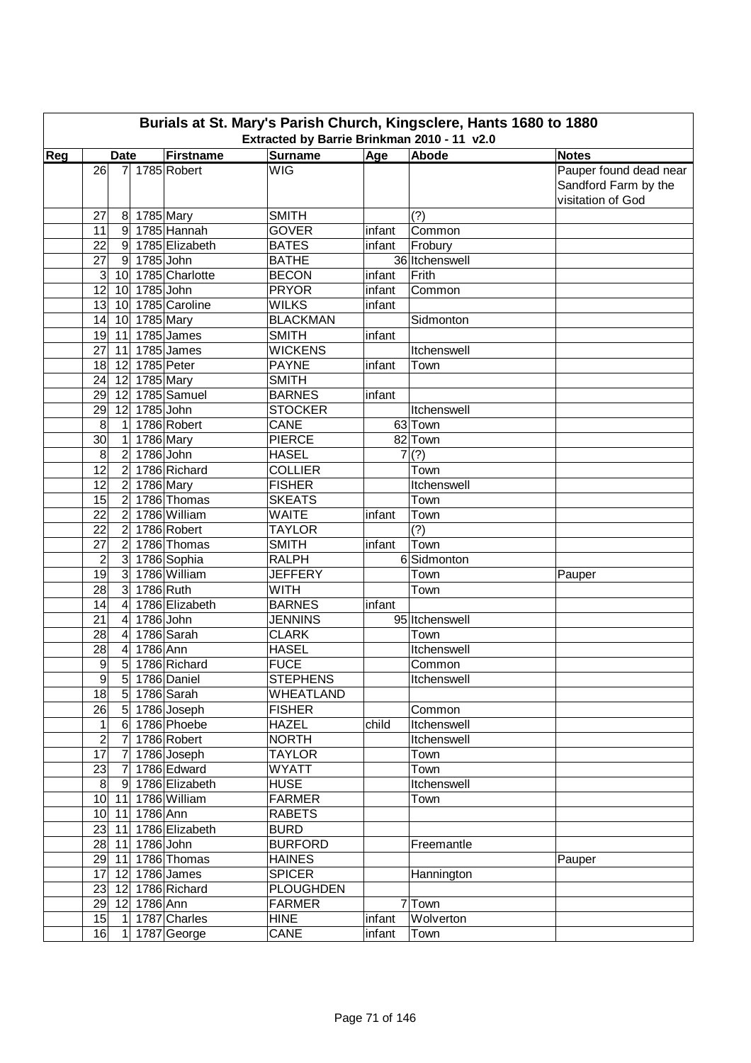# Burials at St. Mary's Parish Church, Kingsclere, Hants 1680 to 1880

Extracted by Barrie Brinkman 2010 - 11 v2.0

| Reg | Date | | | Firstname | Surname | Age | Abode | Notes |
|---|---|---|---|---|---|---|---|---|
| | 26 | 7 | 1785 | Robert | WIG | | | Pauper found dead near Sandford Farm by the visitation of God |
| | 27 | 8 | 1785 | Mary | SMITH | | (?) | |
| | 11 | 9 | 1785 | Hannah | GOVER | infant | Common | |
| | 22 | 9 | 1785 | Elizabeth | BATES | infant | Frobury | |
| | 27 | 9 | 1785 | John | BATHE | 36 | Itchenswell | |
| | 3 | 10 | 1785 | Charlotte | BECON | infant | Frith | |
| | 12 | 10 | 1785 | John | PRYOR | infant | Common | |
| | 13 | 10 | 1785 | Caroline | WILKS | infant | | |
| | 14 | 10 | 1785 | Mary | BLACKMAN | | Sidmonton | |
| | 19 | 11 | 1785 | James | SMITH | infant | | |
| | 27 | 11 | 1785 | James | WICKENS | | Itchenswell | |
| | 18 | 12 | 1785 | Peter | PAYNE | infant | Town | |
| | 24 | 12 | 1785 | Mary | SMITH | | | |
| | 29 | 12 | 1785 | Samuel | BARNES | infant | | |
| | 29 | 12 | 1785 | John | STOCKER | | Itchenswell | |
| | 8 | 1 | 1786 | Robert | CANE | 63 | Town | |
| | 30 | 1 | 1786 | Mary | PIERCE | 82 | Town | |
| | 8 | 2 | 1786 | John | HASEL | 7 | (?) | |
| | 12 | 2 | 1786 | Richard | COLLIER | | Town | |
| | 12 | 2 | 1786 | Mary | FISHER | | Itchenswell | |
| | 15 | 2 | 1786 | Thomas | SKEATS | | Town | |
| | 22 | 2 | 1786 | William | WAITE | infant | Town | |
| | 22 | 2 | 1786 | Robert | TAYLOR | | (?) | |
| | 27 | 2 | 1786 | Thomas | SMITH | infant | Town | |
| | 2 | 3 | 1786 | Sophia | RALPH | 6 | Sidmonton | |
| | 19 | 3 | 1786 | William | JEFFERY | | Town | Pauper |
| | 28 | 3 | 1786 | Ruth | WITH | | Town | |
| | 14 | 4 | 1786 | Elizabeth | BARNES | infant | | |
| | 21 | 4 | 1786 | John | JENNINS | 95 | Itchenswell | |
| | 28 | 4 | 1786 | Sarah | CLARK | | Town | |
| | 28 | 4 | 1786 | Ann | HASEL | | Itchenswell | |
| | 9 | 5 | 1786 | Richard | FUCE | | Common | |
| | 9 | 5 | 1786 | Daniel | STEPHENS | | Itchenswell | |
| | 18 | 5 | 1786 | Sarah | WHEATLAND | | | |
| | 26 | 5 | 1786 | Joseph | FISHER | | Common | |
| | 1 | 6 | 1786 | Phoebe | HAZEL | child | Itchenswell | |
| | 2 | 7 | 1786 | Robert | NORTH | | Itchenswell | |
| | 17 | 7 | 1786 | Joseph | TAYLOR | | Town | |
| | 23 | 7 | 1786 | Edward | WYATT | | Town | |
| | 8 | 9 | 1786 | Elizabeth | HUSE | | Itchenswell | |
| | 10 | 11 | 1786 | William | FARMER | | Town | |
| | 10 | 11 | 1786 | Ann | RABETS | | | |
| | 23 | 11 | 1786 | Elizabeth | BURD | | | |
| | 28 | 11 | 1786 | John | BURFORD | | Freemantle | |
| | 29 | 11 | 1786 | Thomas | HAINES | | | Pauper |
| | 17 | 12 | 1786 | James | SPICER | | Hannington | |
| | 23 | 12 | 1786 | Richard | PLOUGHDEN | | | |
| | 29 | 12 | 1786 | Ann | FARMER | 7 | Town | |
| | 15 | 1 | 1787 | Charles | HINE | infant | Wolverton | |
| | 16 | 1 | 1787 | George | CANE | infant | Town | |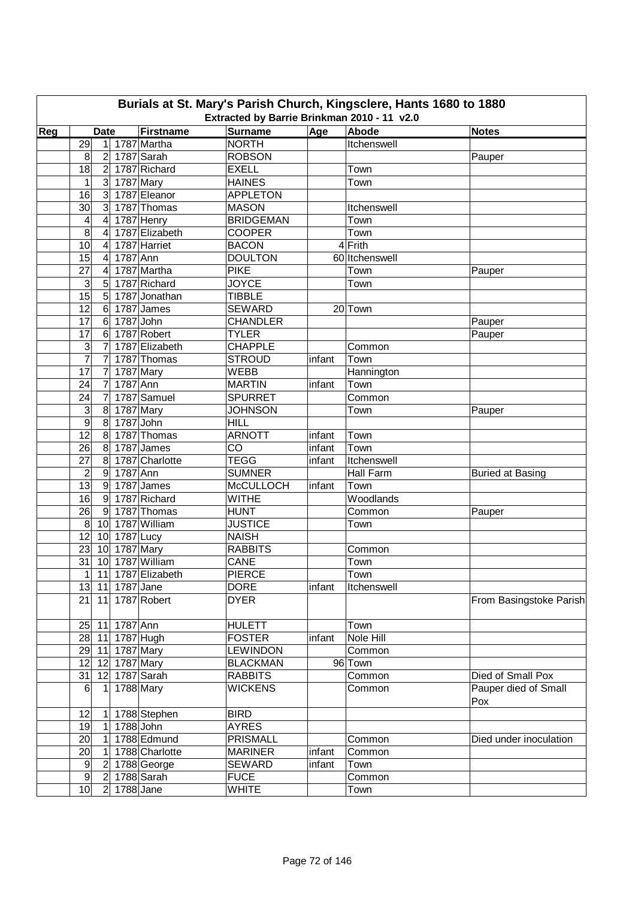# Burials at St. Mary's Parish Church, Kingsclere, Hants 1680 to 1880

## Extracted by Barrie Brinkman 2010 - 11 v2.0

| Reg | Date | | | Firstname | Surname | Age | Abode | Notes |
|---|---|---|---|---|---|---|---|---|
| | 29 | 1 | 1787 | Martha | NORTH | | Itchenswell | |
| | 8 | 2 | 1787 | Sarah | ROBSON | | | Pauper |
| | 18 | 2 | 1787 | Richard | EXELL | | Town | |
| | 1 | 3 | 1787 | Mary | HAINES | | Town | |
| | 16 | 3 | 1787 | Eleanor | APPLETON | | | |
| | 30 | 3 | 1787 | Thomas | MASON | | Itchenswell | |
| | 4 | 4 | 1787 | Henry | BRIDGEMAN | | Town | |
| | 8 | 4 | 1787 | Elizabeth | COOPER | | Town | |
| | 10 | 4 | 1787 | Harriet | BACON | 4 | Frith | |
| | 15 | 4 | 1787 | Ann | DOULTON | 60 | Itchenswell | |
| | 27 | 4 | 1787 | Martha | PIKE | | Town | Pauper |
| | 3 | 5 | 1787 | Richard | JOYCE | | Town | |
| | 15 | 5 | 1787 | Jonathan | TIBBLE | | | |
| | 12 | 6 | 1787 | James | SEWARD | 20 | Town | |
| | 17 | 6 | 1787 | John | CHANDLER | | | Pauper |
| | 17 | 6 | 1787 | Robert | TYLER | | | Pauper |
| | 3 | 7 | 1787 | Elizabeth | CHAPPLE | | Common | |
| | 7 | 7 | 1787 | Thomas | STROUD | infant | Town | |
| | 17 | 7 | 1787 | Mary | WEBB | | Hannington | |
| | 24 | 7 | 1787 | Ann | MARTIN | infant | Town | |
| | 24 | 7 | 1787 | Samuel | SPURRET | | Common | |
| | 3 | 8 | 1787 | Mary | JOHNSON | | Town | Pauper |
| | 9 | 8 | 1787 | John | HILL | | | |
| | 12 | 8 | 1787 | Thomas | ARNOTT | infant | Town | |
| | 26 | 8 | 1787 | James | CO | infant | Town | |
| | 27 | 8 | 1787 | Charlotte | TEGG | infant | Itchenswell | |
| | 2 | 9 | 1787 | Ann | SUMNER | | Hall Farm | Buried at Basing |
| | 13 | 9 | 1787 | James | McCULLOCH | infant | Town | |
| | 16 | 9 | 1787 | Richard | WITHE | | Woodlands | |
| | 26 | 9 | 1787 | Thomas | HUNT | | Common | Pauper |
| | 8 | 10 | 1787 | William | JUSTICE | | Town | |
| | 12 | 10 | 1787 | Lucy | NAISH | | | |
| | 23 | 10 | 1787 | Mary | RABBITS | | Common | |
| | 31 | 10 | 1787 | William | CANE | | Town | |
| | 1 | 11 | 1787 | Elizabeth | PIERCE | | Town | |
| | 13 | 11 | 1787 | Jane | DORE | infant | Itchenswell | |
| | 21 | 11 | 1787 | Robert | DYER | | | From Basingstoke Parish |
| | 25 | 11 | 1787 | Ann | HULETT | | Town | |
| | 28 | 11 | 1787 | Hugh | FOSTER | infant | Nole Hill | |
| | 29 | 11 | 1787 | Mary | LEWINDON | | Common | |
| | 12 | 12 | 1787 | Mary | BLACKMAN | 96 | Town | |
| | 31 | 12 | 1787 | Sarah | RABBITS | | Common | Died of Small Pox |
| | 6 | 1 | 1788 | Mary | WICKENS | | Common | Pauper died of Small Pox |
| | 12 | 1 | 1788 | Stephen | BIRD | | | |
| | 19 | 1 | 1788 | John | AYRES | | | |
| | 20 | 1 | 1788 | Edmund | PRISMALL | | Common | Died under inoculation |
| | 20 | 1 | 1788 | Charlotte | MARINER | infant | Common | |
| | 9 | 2 | 1788 | George | SEWARD | infant | Town | |
| | 9 | 2 | 1788 | Sarah | FUCE | | Common | |
| | 10 | 2 | 1788 | Jane | WHITE | | Town | |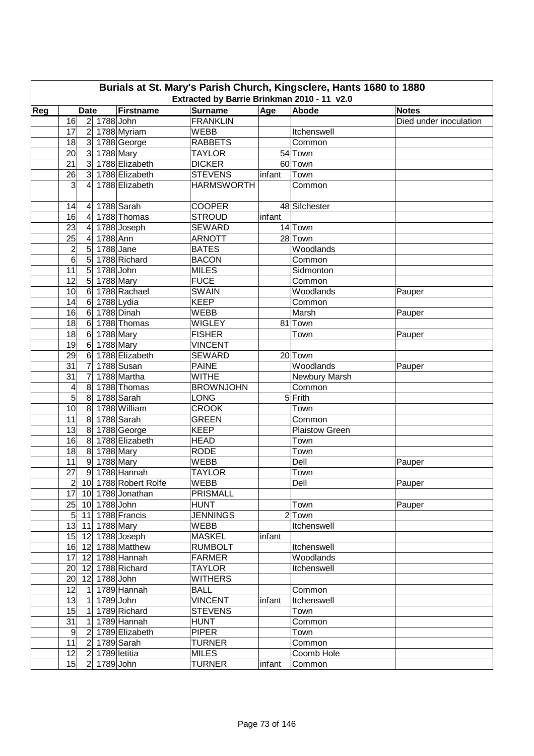# Burials at St. Mary's Parish Church, Kingsclere, Hants 1680 to 1880

## Extracted by Barrie Brinkman 2010 - 11 v2.0

| Reg | Date | | | Firstname | Surname | Age | Abode | Notes |
|---|---|---|---|---|---|---|---|---|
| | 16 | 2 | 1788 | John | FRANKLIN | | | Died under inoculation |
| | 17 | 2 | 1788 | Myriam | WEBB | | Itchenswell | |
| | 18 | 3 | 1788 | George | RABBETS | | Common | |
| | 20 | 3 | 1788 | Mary | TAYLOR | 54 | Town | |
| | 21 | 3 | 1788 | Elizabeth | DICKER | 60 | Town | |
| | 26 | 3 | 1788 | Elizabeth | STEVENS | infant | Town | |
| | 3 | 4 | 1788 | Elizabeth | HARMSWORTH | | Common | |
| | 14 | 4 | 1788 | Sarah | COOPER | 48 | Silchester | |
| | 16 | 4 | 1788 | Thomas | STROUD | infant | | |
| | 23 | 4 | 1788 | Joseph | SEWARD | 14 | Town | |
| | 25 | 4 | 1788 | Ann | ARNOTT | 28 | Town | |
| | 2 | 5 | 1788 | Jane | BATES | | Woodlands | |
| | 6 | 5 | 1788 | Richard | BACON | | Common | |
| | 11 | 5 | 1788 | John | MILES | | Sidmonton | |
| | 12 | 5 | 1788 | Mary | FUCE | | Common | |
| | 10 | 6 | 1788 | Rachael | SWAIN | | Woodlands | Pauper |
| | 14 | 6 | 1788 | Lydia | KEEP | | Common | |
| | 16 | 6 | 1788 | Dinah | WEBB | | Marsh | Pauper |
| | 18 | 6 | 1788 | Thomas | WIGLEY | 81 | Town | |
| | 18 | 6 | 1788 | Mary | FISHER | | Town | Pauper |
| | 19 | 6 | 1788 | Mary | VINCENT | | | |
| | 29 | 6 | 1788 | Elizabeth | SEWARD | 20 | Town | |
| | 31 | 7 | 1788 | Susan | PAINE | | Woodlands | Pauper |
| | 31 | 7 | 1788 | Martha | WITHE | | Newbury Marsh | |
| | 4 | 8 | 1788 | Thomas | BROWNJOHN | | Common | |
| | 5 | 8 | 1788 | Sarah | LONG | 5 | Frith | |
| | 10 | 8 | 1788 | William | CROOK | | Town | |
| | 11 | 8 | 1788 | Sarah | GREEN | | Common | |
| | 13 | 8 | 1788 | George | KEEP | | Plaistow Green | |
| | 16 | 8 | 1788 | Elizabeth | HEAD | | Town | |
| | 18 | 8 | 1788 | Mary | RODE | | Town | |
| | 11 | 9 | 1788 | Mary | WEBB | | Dell | Pauper |
| | 27 | 9 | 1788 | Hannah | TAYLOR | | Town | |
| | 2 | 10 | 1788 | Robert Rolfe | WEBB | | Dell | Pauper |
| | 17 | 10 | 1788 | Jonathan | PRISMALL | | | |
| | 25 | 10 | 1788 | John | HUNT | | Town | Pauper |
| | 5 | 11 | 1788 | Francis | JENNINGS | 2 | Town | |
| | 13 | 11 | 1788 | Mary | WEBB | | Itchenswell | |
| | 15 | 12 | 1788 | Joseph | MASKEL | infant | | |
| | 16 | 12 | 1788 | Matthew | RUMBOLT | | Itchenswell | |
| | 17 | 12 | 1788 | Hannah | FARMER | | Woodlands | |
| | 20 | 12 | 1788 | Richard | TAYLOR | | Itchenswell | |
| | 20 | 12 | 1788 | John | WITHERS | | | |
| | 12 | 1 | 1789 | Hannah | BALL | | Common | |
| | 13 | 1 | 1789 | John | VINCENT | infant | Itchenswell | |
| | 15 | 1 | 1789 | Richard | STEVENS | | Town | |
| | 31 | 1 | 1789 | Hannah | HUNT | | Common | |
| | 9 | 2 | 1789 | Elizabeth | PIPER | | Town | |
| | 11 | 2 | 1789 | Sarah | TURNER | | Common | |
| | 12 | 2 | 1789 | letitia | MILES | | Coomb Hole | |
| | 15 | 2 | 1789 | John | TURNER | infant | Common | |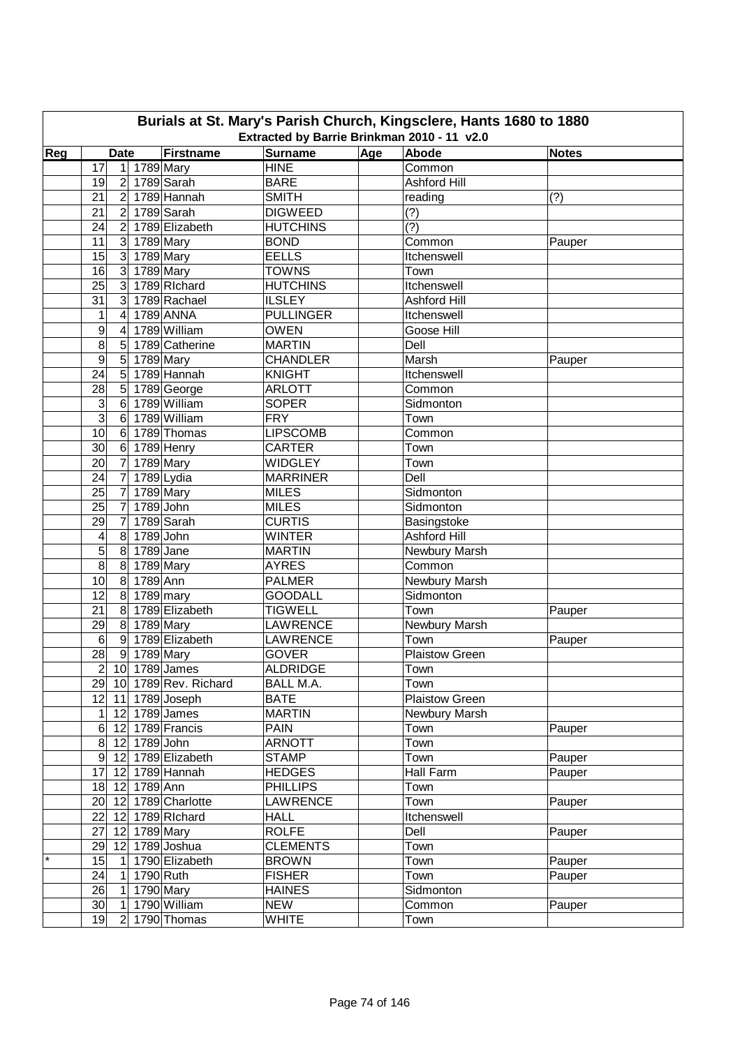# Burials at St. Mary's Parish Church, Kingsclere, Hants 1680 to 1880

## Extracted by Barrie Brinkman 2010 - 11 v2.0

| Reg | Date | | | Firstname | Surname | Age | Abode | Notes |
|---|---|---|---|---|---|---|---|---|
| | 17 | 1 | 1789 | Mary | HINE | | Common | |
| | 19 | 2 | 1789 | Sarah | BARE | | Ashford Hill | |
| | 21 | 2 | 1789 | Hannah | SMITH | | reading | (?) |
| | 21 | 2 | 1789 | Sarah | DIGWEED | | (?) | |
| | 24 | 2 | 1789 | Elizabeth | HUTCHINS | | (?) | |
| | 11 | 3 | 1789 | Mary | BOND | | Common | Pauper |
| | 15 | 3 | 1789 | Mary | EELLS | | Itchenswell | |
| | 16 | 3 | 1789 | Mary | TOWNS | | Town | |
| | 25 | 3 | 1789 | RIchard | HUTCHINS | | Itchenswell | |
| | 31 | 3 | 1789 | Rachael | ILSLEY | | Ashford Hill | |
| | 1 | 4 | 1789 | ANNA | PULLINGER | | Itchenswell | |
| | 9 | 4 | 1789 | William | OWEN | | Goose Hill | |
| | 8 | 5 | 1789 | Catherine | MARTIN | | Dell | |
| | 9 | 5 | 1789 | Mary | CHANDLER | | Marsh | Pauper |
| | 24 | 5 | 1789 | Hannah | KNIGHT | | Itchenswell | |
| | 28 | 5 | 1789 | George | ARLOTT | | Common | |
| | 3 | 6 | 1789 | William | SOPER | | Sidmonton | |
| | 3 | 6 | 1789 | William | FRY | | Town | |
| | 10 | 6 | 1789 | Thomas | LIPSCOMB | | Common | |
| | 30 | 6 | 1789 | Henry | CARTER | | Town | |
| | 20 | 7 | 1789 | Mary | WIDGLEY | | Town | |
| | 24 | 7 | 1789 | Lydia | MARRINER | | Dell | |
| | 25 | 7 | 1789 | Mary | MILES | | Sidmonton | |
| | 25 | 7 | 1789 | John | MILES | | Sidmonton | |
| | 29 | 7 | 1789 | Sarah | CURTIS | | Basingstoke | |
| | 4 | 8 | 1789 | John | WINTER | | Ashford Hill | |
| | 5 | 8 | 1789 | Jane | MARTIN | | Newbury Marsh | |
| | 8 | 8 | 1789 | Mary | AYRES | | Common | |
| | 10 | 8 | 1789 | Ann | PALMER | | Newbury Marsh | |
| | 12 | 8 | 1789 | mary | GOODALL | | Sidmonton | |
| | 21 | 8 | 1789 | Elizabeth | TIGWELL | | Town | Pauper |
| | 29 | 8 | 1789 | Mary | LAWRENCE | | Newbury Marsh | |
| | 6 | 9 | 1789 | Elizabeth | LAWRENCE | | Town | Pauper |
| | 28 | 9 | 1789 | Mary | GOVER | | Plaistow Green | |
| | 2 | 10 | 1789 | James | ALDRIDGE | | Town | |
| | 29 | 10 | 1789 | Rev. Richard | BALL M.A. | | Town | |
| | 12 | 11 | 1789 | Joseph | BATE | | Plaistow Green | |
| | 1 | 12 | 1789 | James | MARTIN | | Newbury Marsh | |
| | 6 | 12 | 1789 | Francis | PAIN | | Town | Pauper |
| | 8 | 12 | 1789 | John | ARNOTT | | Town | |
| | 9 | 12 | 1789 | Elizabeth | STAMP | | Town | Pauper |
| | 17 | 12 | 1789 | Hannah | HEDGES | | Hall Farm | Pauper |
| | 18 | 12 | 1789 | Ann | PHILLIPS | | Town | |
| | 20 | 12 | 1789 | Charlotte | LAWRENCE | | Town | Pauper |
| | 22 | 12 | 1789 | RIchard | HALL | | Itchenswell | |
| | 27 | 12 | 1789 | Mary | ROLFE | | Dell | Pauper |
| | 29 | 12 | 1789 | Joshua | CLEMENTS | | Town | |
| * | 15 | 1 | 1790 | Elizabeth | BROWN | | Town | Pauper |
| | 24 | 1 | 1790 | Ruth | FISHER | | Town | Pauper |
| | 26 | 1 | 1790 | Mary | HAINES | | Sidmonton | |
| | 30 | 1 | 1790 | William | NEW | | Common | Pauper |
| | 19 | 2 | 1790 | Thomas | WHITE | | Town | |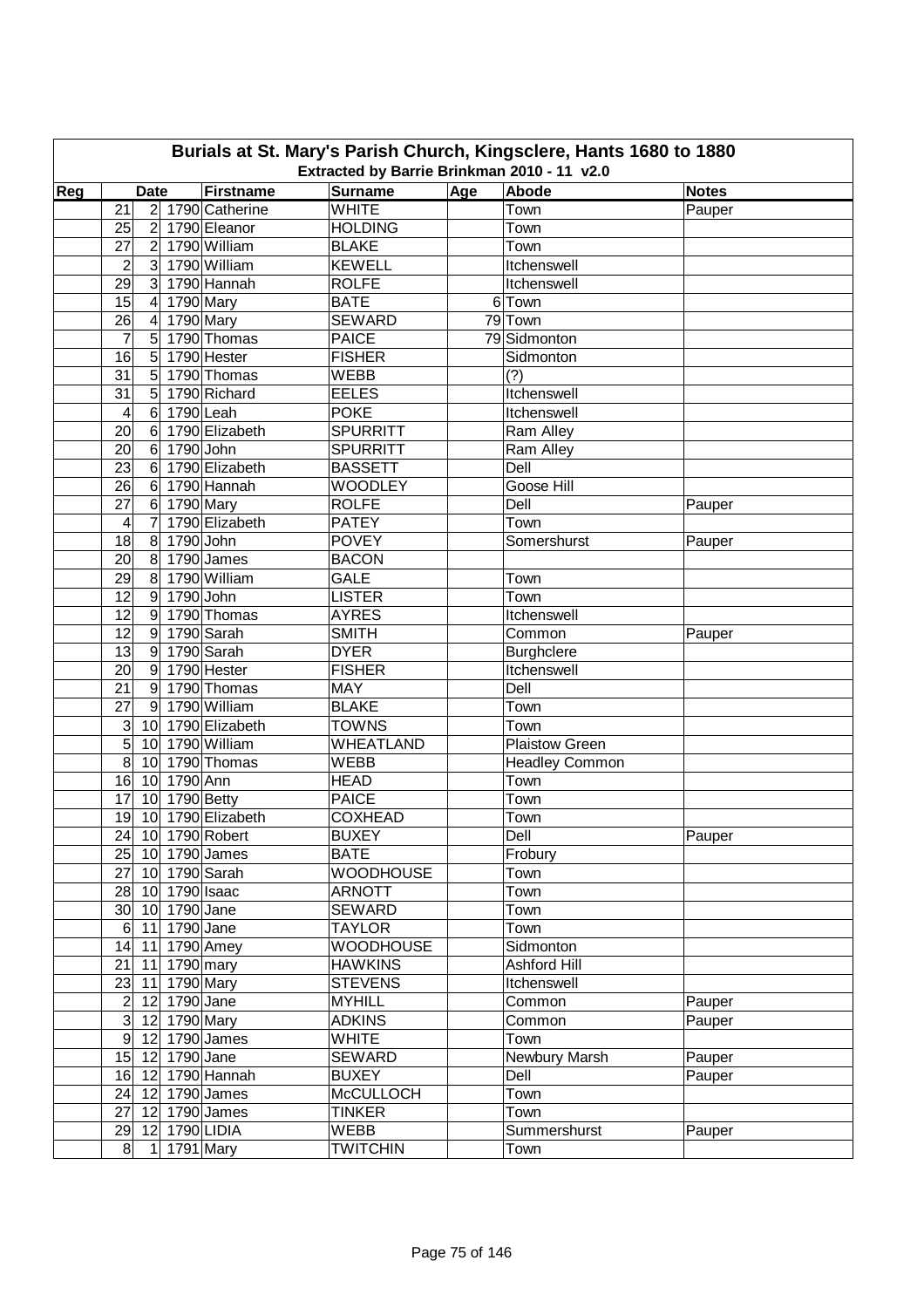# Burials at St. Mary's Parish Church, Kingsclere, Hants 1680 to 1880

## Extracted by Barrie Brinkman 2010 - 11 v2.0

| Reg | Date | | | Firstname | Surname | Age | Abode | Notes |
|---|---|---|---|---|---|---|---|---|
| | 21 | 2 | 1790 | Catherine | WHITE | | Town | Pauper |
| | 25 | 2 | 1790 | Eleanor | HOLDING | | Town | |
| | 27 | 2 | 1790 | William | BLAKE | | Town | |
| | 2 | 3 | 1790 | William | KEWELL | | Itchenswell | |
| | 29 | 3 | 1790 | Hannah | ROLFE | | Itchenswell | |
| | 15 | 4 | 1790 | Mary | BATE | 6 | Town | |
| | 26 | 4 | 1790 | Mary | SEWARD | 79 | Town | |
| | 7 | 5 | 1790 | Thomas | PAICE | 79 | Sidmonton | |
| | 16 | 5 | 1790 | Hester | FISHER | | Sidmonton | |
| | 31 | 5 | 1790 | Thomas | WEBB | | (?) | |
| | 31 | 5 | 1790 | Richard | EELES | | Itchenswell | |
| | 4 | 6 | 1790 | Leah | POKE | | Itchenswell | |
| | 20 | 6 | 1790 | Elizabeth | SPURRITT | | Ram Alley | |
| | 20 | 6 | 1790 | John | SPURRITT | | Ram Alley | |
| | 23 | 6 | 1790 | Elizabeth | BASSETT | | Dell | |
| | 26 | 6 | 1790 | Hannah | WOODLEY | | Goose Hill | |
| | 27 | 6 | 1790 | Mary | ROLFE | | Dell | Pauper |
| | 4 | 7 | 1790 | Elizabeth | PATEY | | Town | |
| | 18 | 8 | 1790 | John | POVEY | | Somershurst | Pauper |
| | 20 | 8 | 1790 | James | BACON | | | |
| | 29 | 8 | 1790 | William | GALE | | Town | |
| | 12 | 9 | 1790 | John | LISTER | | Town | |
| | 12 | 9 | 1790 | Thomas | AYRES | | Itchenswell | |
| | 12 | 9 | 1790 | Sarah | SMITH | | Common | Pauper |
| | 13 | 9 | 1790 | Sarah | DYER | | Burghclere | |
| | 20 | 9 | 1790 | Hester | FISHER | | Itchenswell | |
| | 21 | 9 | 1790 | Thomas | MAY | | Dell | |
| | 27 | 9 | 1790 | William | BLAKE | | Town | |
| | 3 | 10 | 1790 | Elizabeth | TOWNS | | Town | |
| | 5 | 10 | 1790 | William | WHEATLAND | | Plaistow Green | |
| | 8 | 10 | 1790 | Thomas | WEBB | | Headley Common | |
| | 16 | 10 | 1790 | Ann | HEAD | | Town | |
| | 17 | 10 | 1790 | Betty | PAICE | | Town | |
| | 19 | 10 | 1790 | Elizabeth | COXHEAD | | Town | |
| | 24 | 10 | 1790 | Robert | BUXEY | | Dell | Pauper |
| | 25 | 10 | 1790 | James | BATE | | Frobury | |
| | 27 | 10 | 1790 | Sarah | WOODHOUSE | | Town | |
| | 28 | 10 | 1790 | Isaac | ARNOTT | | Town | |
| | 30 | 10 | 1790 | Jane | SEWARD | | Town | |
| | 6 | 11 | 1790 | Jane | TAYLOR | | Town | |
| | 14 | 11 | 1790 | Amey | WOODHOUSE | | Sidmonton | |
| | 21 | 11 | 1790 | mary | HAWKINS | | Ashford Hill | |
| | 23 | 11 | 1790 | Mary | STEVENS | | Itchenswell | |
| | 2 | 12 | 1790 | Jane | MYHILL | | Common | Pauper |
| | 3 | 12 | 1790 | Mary | ADKINS | | Common | Pauper |
| | 9 | 12 | 1790 | James | WHITE | | Town | |
| | 15 | 12 | 1790 | Jane | SEWARD | | Newbury Marsh | Pauper |
| | 16 | 12 | 1790 | Hannah | BUXEY | | Dell | Pauper |
| | 24 | 12 | 1790 | James | McCULLOCH | | Town | |
| | 27 | 12 | 1790 | James | TINKER | | Town | |
| | 29 | 12 | 1790 | LIDIA | WEBB | | Summershurst | Pauper |
| | 8 | 1 | 1791 | Mary | TWITCHIN | | Town | |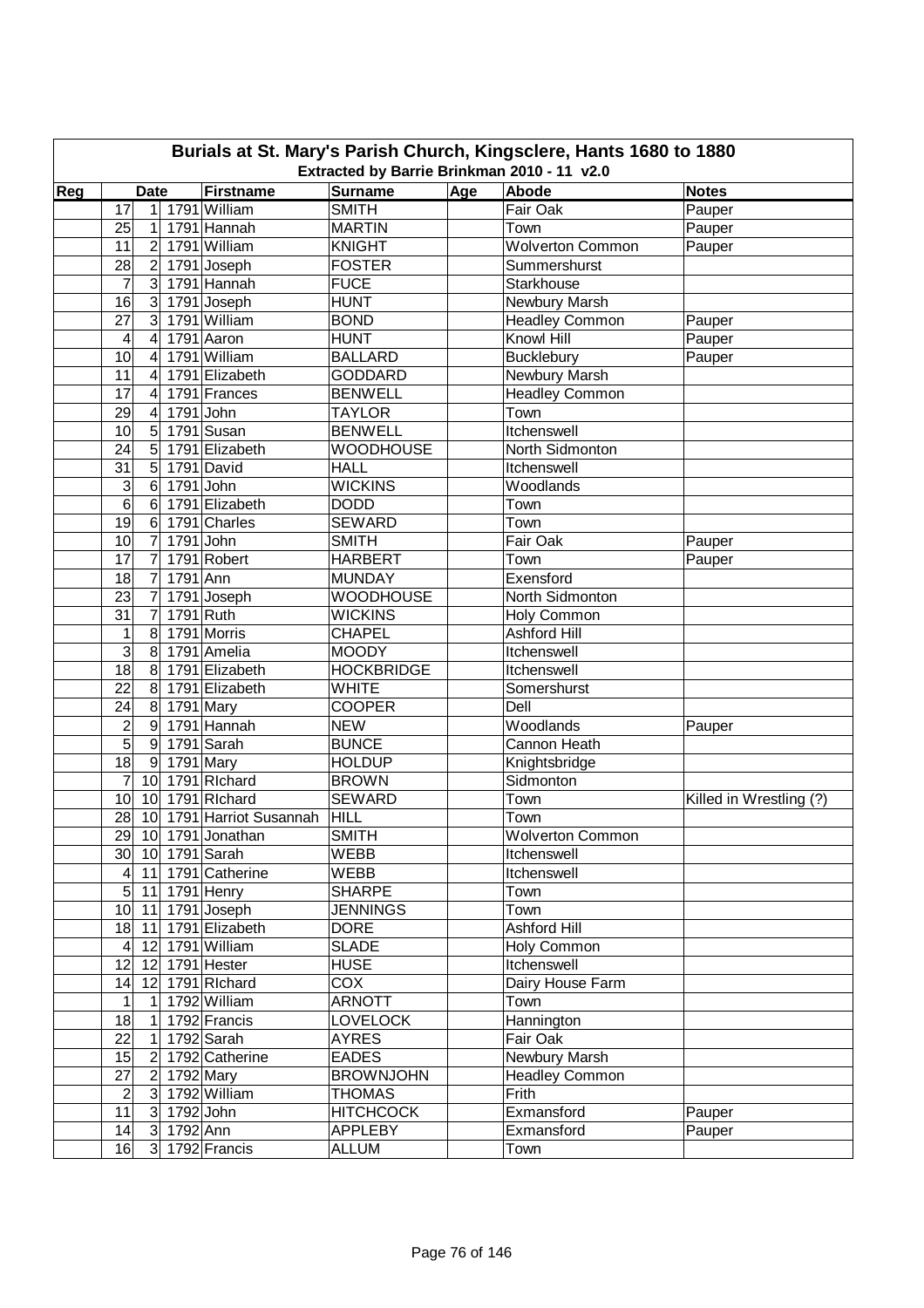# Burials at St. Mary's Parish Church, Kingsclere, Hants 1680 to 1880

## Extracted by Barrie Brinkman 2010 - 11 v2.0

| Reg | Date | | | Firstname | Surname | Age | Abode | Notes |
|---|---|---|---|---|---|---|---|---|
| | 17 | 1 | 1791 | William | SMITH | | Fair Oak | Pauper |
| | 25 | 1 | 1791 | Hannah | MARTIN | | Town | Pauper |
| | 11 | 2 | 1791 | William | KNIGHT | | Wolverton Common | Pauper |
| | 28 | 2 | 1791 | Joseph | FOSTER | | Summershurst | |
| | 7 | 3 | 1791 | Hannah | FUCE | | Starkhouse | |
| | 16 | 3 | 1791 | Joseph | HUNT | | Newbury Marsh | |
| | 27 | 3 | 1791 | William | BOND | | Headley Common | Pauper |
| | 4 | 4 | 1791 | Aaron | HUNT | | Knowl Hill | Pauper |
| | 10 | 4 | 1791 | William | BALLARD | | Bucklebury | Pauper |
| | 11 | 4 | 1791 | Elizabeth | GODDARD | | Newbury Marsh | |
| | 17 | 4 | 1791 | Frances | BENWELL | | Headley Common | |
| | 29 | 4 | 1791 | John | TAYLOR | | Town | |
| | 10 | 5 | 1791 | Susan | BENWELL | | Itchenswell | |
| | 24 | 5 | 1791 | Elizabeth | WOODHOUSE | | North Sidmonton | |
| | 31 | 5 | 1791 | David | HALL | | Itchenswell | |
| | 3 | 6 | 1791 | John | WICKINS | | Woodlands | |
| | 6 | 6 | 1791 | Elizabeth | DODD | | Town | |
| | 19 | 6 | 1791 | Charles | SEWARD | | Town | |
| | 10 | 7 | 1791 | John | SMITH | | Fair Oak | Pauper |
| | 17 | 7 | 1791 | Robert | HARBERT | | Town | Pauper |
| | 18 | 7 | 1791 | Ann | MUNDAY | | Exensford | |
| | 23 | 7 | 1791 | Joseph | WOODHOUSE | | North Sidmonton | |
| | 31 | 7 | 1791 | Ruth | WICKINS | | Holy Common | |
| | 1 | 8 | 1791 | Morris | CHAPEL | | Ashford Hill | |
| | 3 | 8 | 1791 | Amelia | MOODY | | Itchenswell | |
| | 18 | 8 | 1791 | Elizabeth | HOCKBRIDGE | | Itchenswell | |
| | 22 | 8 | 1791 | Elizabeth | WHITE | | Somershurst | |
| | 24 | 8 | 1791 | Mary | COOPER | | Dell | |
| | 2 | 9 | 1791 | Hannah | NEW | | Woodlands | Pauper |
| | 5 | 9 | 1791 | Sarah | BUNCE | | Cannon Heath | |
| | 18 | 9 | 1791 | Mary | HOLDUP | | Knightsbridge | |
| | 7 | 10 | 1791 | RIchard | BROWN | | Sidmonton | |
| | 10 | 10 | 1791 | RIchard | SEWARD | | Town | Killed in Wrestling (?) |
| | 28 | 10 | 1791 | Harriot Susannah | HILL | | Town | |
| | 29 | 10 | 1791 | Jonathan | SMITH | | Wolverton Common | |
| | 30 | 10 | 1791 | Sarah | WEBB | | Itchenswell | |
| | 4 | 11 | 1791 | Catherine | WEBB | | Itchenswell | |
| | 5 | 11 | 1791 | Henry | SHARPE | | Town | |
| | 10 | 11 | 1791 | Joseph | JENNINGS | | Town | |
| | 18 | 11 | 1791 | Elizabeth | DORE | | Ashford Hill | |
| | 4 | 12 | 1791 | William | SLADE | | Holy Common | |
| | 12 | 12 | 1791 | Hester | HUSE | | Itchenswell | |
| | 14 | 12 | 1791 | RIchard | COX | | Dairy House Farm | |
| | 1 | 1 | 1792 | William | ARNOTT | | Town | |
| | 18 | 1 | 1792 | Francis | LOVELOCK | | Hannington | |
| | 22 | 1 | 1792 | Sarah | AYRES | | Fair Oak | |
| | 15 | 2 | 1792 | Catherine | EADES | | Newbury Marsh | |
| | 27 | 2 | 1792 | Mary | BROWNJOHN | | Headley Common | |
| | 2 | 3 | 1792 | William | THOMAS | | Frith | |
| | 11 | 3 | 1792 | John | HITCHCOCK | | Exmansford | Pauper |
| | 14 | 3 | 1792 | Ann | APPLEBY | | Exmansford | Pauper |
| | 16 | 3 | 1792 | Francis | ALLUM | | Town | |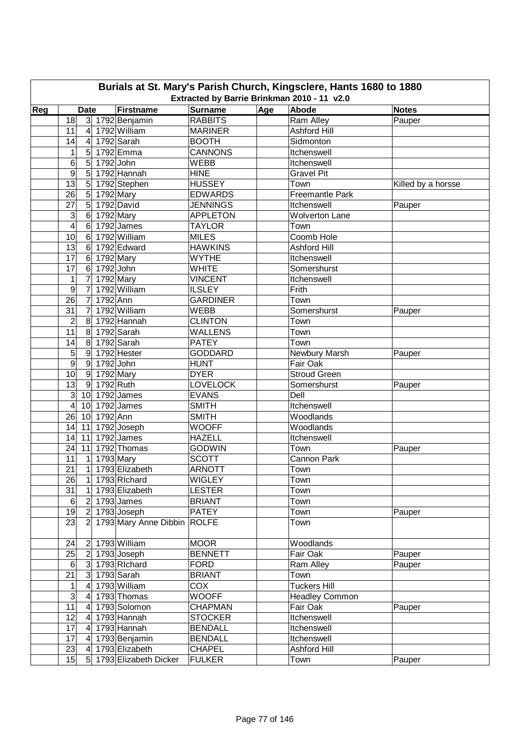# Burials at St. Mary's Parish Church, Kingsclere, Hants 1680 to 1880

## Extracted by Barrie Brinkman 2010 - 11 v2.0

| Reg | Date | | | Firstname | Surname | Age | Abode | Notes |
|---|---|---|---|---|---|---|---|---|
| | 18 | 3 | 1792 | Benjamin | RABBITS | | Ram Alley | Pauper |
| | 11 | 4 | 1792 | William | MARINER | | Ashford Hill | |
| | 14 | 4 | 1792 | Sarah | BOOTH | | Sidmonton | |
| | 1 | 5 | 1792 | Emma | CANNONS | | Itchenswell | |
| | 6 | 5 | 1792 | John | WEBB | | Itchenswell | |
| | 9 | 5 | 1792 | Hannah | HINE | | Gravel Pit | |
| | 13 | 5 | 1792 | Stephen | HUSSEY | | Town | Killed by a horsse |
| | 26 | 5 | 1792 | Mary | EDWARDS | | Freemantle Park | |
| | 27 | 5 | 1792 | David | JENNINGS | | Itchenswell | Pauper |
| | 3 | 6 | 1792 | Mary | APPLETON | | Wolverton Lane | |
| | 4 | 6 | 1792 | James | TAYLOR | | Town | |
| | 10 | 6 | 1792 | William | MILES | | Coomb Hole | |
| | 13 | 6 | 1792 | Edward | HAWKINS | | Ashford Hill | |
| | 17 | 6 | 1792 | Mary | WYTHE | | Itchenswell | |
| | 17 | 6 | 1792 | John | WHITE | | Somershurst | |
| | 1 | 7 | 1792 | Mary | VINCENT | | Itchenswell | |
| | 9 | 7 | 1792 | William | ILSLEY | | Frith | |
| | 26 | 7 | 1792 | Ann | GARDINER | | Town | |
| | 31 | 7 | 1792 | William | WEBB | | Somershurst | Pauper |
| | 2 | 8 | 1792 | Hannah | CLINTON | | Town | |
| | 11 | 8 | 1792 | Sarah | WALLENS | | Town | |
| | 14 | 8 | 1792 | Sarah | PATEY | | Town | |
| | 5 | 9 | 1792 | Hester | GODDARD | | Newbury Marsh | Pauper |
| | 9 | 9 | 1792 | John | HUNT | | Fair Oak | |
| | 10 | 9 | 1792 | Mary | DYER | | Stroud Green | |
| | 13 | 9 | 1792 | Ruth | LOVELOCK | | Somershurst | Pauper |
| | 3 | 10 | 1792 | James | EVANS | | Dell | |
| | 4 | 10 | 1792 | James | SMITH | | Itchenswell | |
| | 26 | 10 | 1792 | Ann | SMITH | | Woodlands | |
| | 14 | 11 | 1792 | Joseph | WOOFF | | Woodlands | |
| | 14 | 11 | 1792 | James | HAZELL | | Itchenswell | |
| | 24 | 11 | 1792 | Thomas | GODWIN | | Town | Pauper |
| | 11 | 1 | 1793 | Mary | SCOTT | | Cannon Park | |
| | 21 | 1 | 1793 | Elizabeth | ARNOTT | | Town | |
| | 26 | 1 | 1793 | RIchard | WIGLEY | | Town | |
| | 31 | 1 | 1793 | Elizabeth | LESTER | | Town | |
| | 6 | 2 | 1793 | James | BRIANT | | Town | |
| | 19 | 2 | 1793 | Joseph | PATEY | | Town | Pauper |
| | 23 | 2 | 1793 | Mary Anne Dibbin | ROLFE | | Town | |
| | 24 | 2 | 1793 | William | MOOR | | Woodlands | |
| | 25 | 2 | 1793 | Joseph | BENNETT | | Fair Oak | Pauper |
| | 6 | 3 | 1793 | RIchard | FORD | | Ram Alley | Pauper |
| | 21 | 3 | 1793 | Sarah | BRIANT | | Town | |
| | 1 | 4 | 1793 | William | COX | | Tuckers Hill | |
| | 3 | 4 | 1793 | Thomas | WOOFF | | Headley Common | |
| | 11 | 4 | 1793 | Solomon | CHAPMAN | | Fair Oak | Pauper |
| | 12 | 4 | 1793 | Hannah | STOCKER | | Itchenswell | |
| | 17 | 4 | 1793 | Hannah | BENDALL | | Itchenswell | |
| | 17 | 4 | 1793 | Benjamin | BENDALL | | Itchenswell | |
| | 23 | 4 | 1793 | Elizabeth | CHAPEL | | Ashford Hill | |
| | 15 | 5 | 1793 | Elizabeth Dicker | FULKER | | Town | Pauper |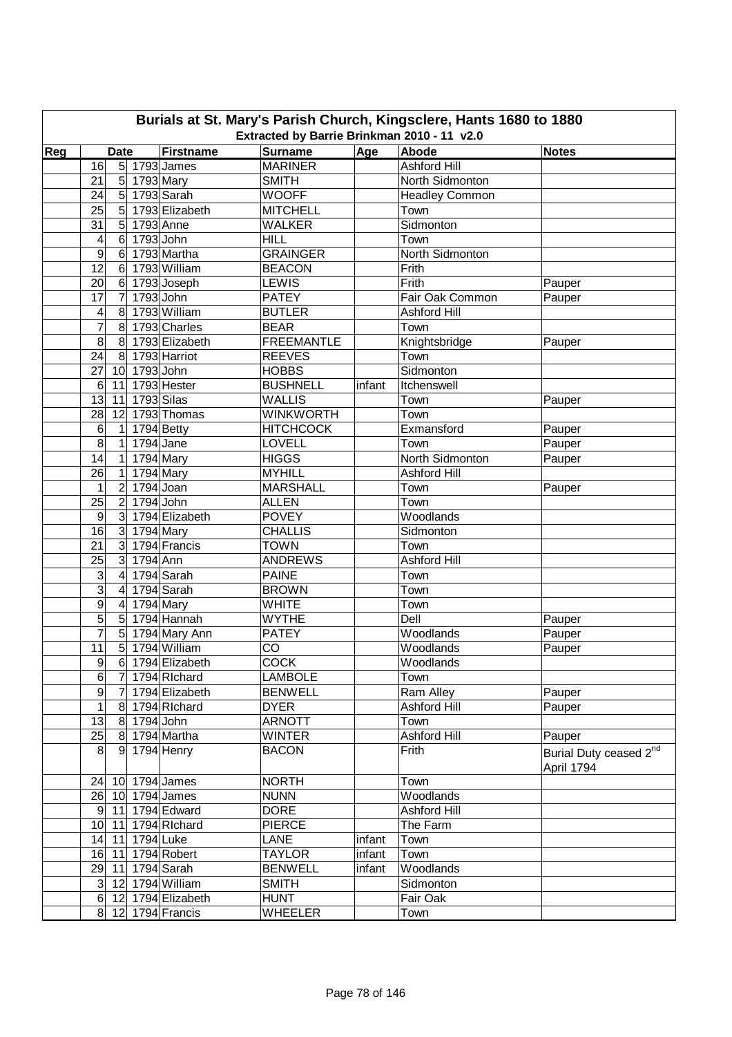# Burials at St. Mary's Parish Church, Kingsclere, Hants 1680 to 1880

## Extracted by Barrie Brinkman 2010 - 11 v2.0

| Reg | Date | | | Firstname | Surname | Age | Abode | Notes |
|---|---|---|---|---|---|---|---|---|
| | 16 | 5 | 1793 | James | MARINER | | Ashford Hill | |
| | 21 | 5 | 1793 | Mary | SMITH | | North Sidmonton | |
| | 24 | 5 | 1793 | Sarah | WOOFF | | Headley Common | |
| | 25 | 5 | 1793 | Elizabeth | MITCHELL | | Town | |
| | 31 | 5 | 1793 | Anne | WALKER | | Sidmonton | |
| | 4 | 6 | 1793 | John | HILL | | Town | |
| | 9 | 6 | 1793 | Martha | GRAINGER | | North Sidmonton | |
| | 12 | 6 | 1793 | William | BEACON | | Frith | |
| | 20 | 6 | 1793 | Joseph | LEWIS | | Frith | Pauper |
| | 17 | 7 | 1793 | John | PATEY | | Fair Oak Common | Pauper |
| | 4 | 8 | 1793 | William | BUTLER | | Ashford Hill | |
| | 7 | 8 | 1793 | Charles | BEAR | | Town | |
| | 8 | 8 | 1793 | Elizabeth | FREEMANTLE | | Knightsbridge | Pauper |
| | 24 | 8 | 1793 | Harriot | REEVES | | Town | |
| | 27 | 10 | 1793 | John | HOBBS | | Sidmonton | |
| | 6 | 11 | 1793 | Hester | BUSHNELL | infant | Itchenswell | |
| | 13 | 11 | 1793 | Silas | WALLIS | | Town | Pauper |
| | 28 | 12 | 1793 | Thomas | WINKWORTH | | Town | |
| | 6 | 1 | 1794 | Betty | HITCHCOCK | | Exmansford | Pauper |
| | 8 | 1 | 1794 | Jane | LOVELL | | Town | Pauper |
| | 14 | 1 | 1794 | Mary | HIGGS | | North Sidmonton | Pauper |
| | 26 | 1 | 1794 | Mary | MYHILL | | Ashford Hill | |
| | 1 | 2 | 1794 | Joan | MARSHALL | | Town | Pauper |
| | 25 | 2 | 1794 | John | ALLEN | | Town | |
| | 9 | 3 | 1794 | Elizabeth | POVEY | | Woodlands | |
| | 16 | 3 | 1794 | Mary | CHALLIS | | Sidmonton | |
| | 21 | 3 | 1794 | Francis | TOWN | | Town | |
| | 25 | 3 | 1794 | Ann | ANDREWS | | Ashford Hill | |
| | 3 | 4 | 1794 | Sarah | PAINE | | Town | |
| | 3 | 4 | 1794 | Sarah | BROWN | | Town | |
| | 9 | 4 | 1794 | Mary | WHITE | | Town | |
| | 5 | 5 | 1794 | Hannah | WYTHE | | Dell | Pauper |
| | 7 | 5 | 1794 | Mary Ann | PATEY | | Woodlands | Pauper |
| | 11 | 5 | 1794 | William | CO | | Woodlands | Pauper |
| | 9 | 6 | 1794 | Elizabeth | COCK | | Woodlands | |
| | 6 | 7 | 1794 | RIchard | LAMBOLE | | Town | |
| | 9 | 7 | 1794 | Elizabeth | BENWELL | | Ram Alley | Pauper |
| | 1 | 8 | 1794 | RIchard | DYER | | Ashford Hill | Pauper |
| | 13 | 8 | 1794 | John | ARNOTT | | Town | |
| | 25 | 8 | 1794 | Martha | WINTER | | Ashford Hill | Pauper |
| | 8 | 9 | 1794 | Henry | BACON | | Frith | Burial Duty ceased 2nd April 1794 |
| | 24 | 10 | 1794 | James | NORTH | | Town | |
| | 26 | 10 | 1794 | James | NUNN | | Woodlands | |
| | 9 | 11 | 1794 | Edward | DORE | | Ashford Hill | |
| | 10 | 11 | 1794 | RIchard | PIERCE | | The Farm | |
| | 14 | 11 | 1794 | Luke | LANE | infant | Town | |
| | 16 | 11 | 1794 | Robert | TAYLOR | infant | Town | |
| | 29 | 11 | 1794 | Sarah | BENWELL | infant | Woodlands | |
| | 3 | 12 | 1794 | William | SMITH | | Sidmonton | |
| | 6 | 12 | 1794 | Elizabeth | HUNT | | Fair Oak | |
| | 8 | 12 | 1794 | Francis | WHEELER | | Town | |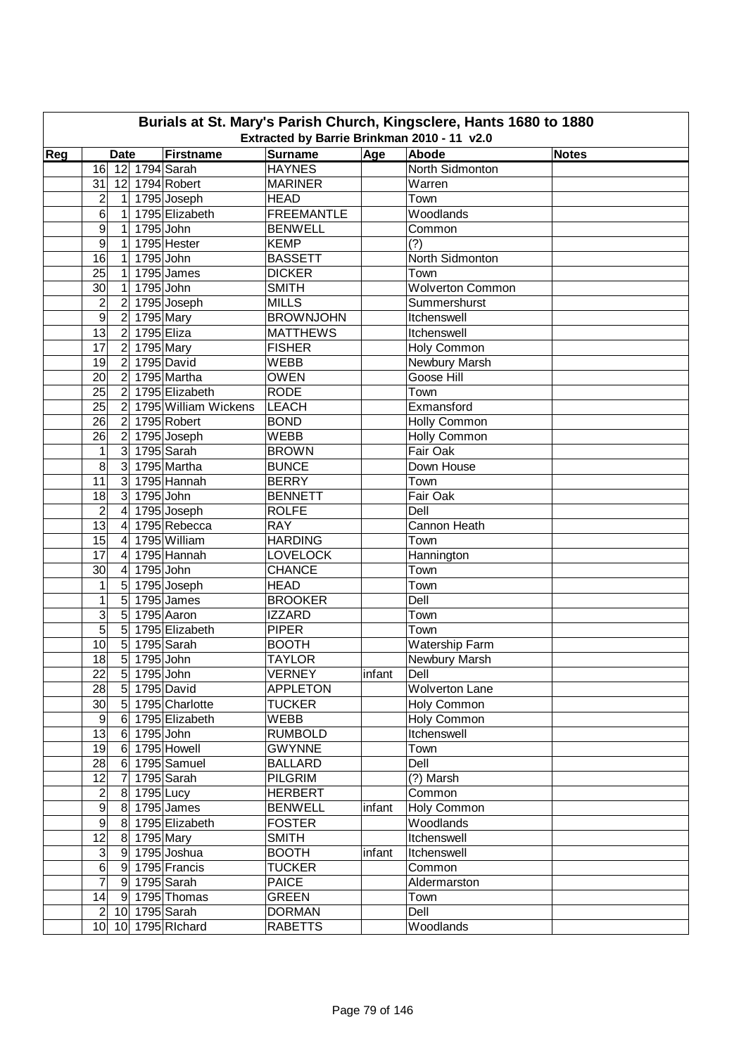# Burials at St. Mary's Parish Church, Kingsclere, Hants 1680 to 1880

## Extracted by Barrie Brinkman 2010 - 11 v2.0

| Reg | Date | | | Firstname | Surname | Age | Abode | Notes |
|---|---|---|---|---|---|---|---|---|
| | 16 | 12 | 1794 | Sarah | HAYNES | | North Sidmonton | |
| | 31 | 12 | 1794 | Robert | MARINER | | Warren | |
| | 2 | 1 | 1795 | Joseph | HEAD | | Town | |
| | 6 | 1 | 1795 | Elizabeth | FREEMANTLE | | Woodlands | |
| | 9 | 1 | 1795 | John | BENWELL | | Common | |
| | 9 | 1 | 1795 | Hester | KEMP | | (?) | |
| | 16 | 1 | 1795 | John | BASSETT | | North Sidmonton | |
| | 25 | 1 | 1795 | James | DICKER | | Town | |
| | 30 | 1 | 1795 | John | SMITH | | Wolverton Common | |
| | 2 | 2 | 1795 | Joseph | MILLS | | Summershurst | |
| | 9 | 2 | 1795 | Mary | BROWNJOHN | | Itchenswell | |
| | 13 | 2 | 1795 | Eliza | MATTHEWS | | Itchenswell | |
| | 17 | 2 | 1795 | Mary | FISHER | | Holy Common | |
| | 19 | 2 | 1795 | David | WEBB | | Newbury Marsh | |
| | 20 | 2 | 1795 | Martha | OWEN | | Goose Hill | |
| | 25 | 2 | 1795 | Elizabeth | RODE | | Town | |
| | 25 | 2 | 1795 | William Wickens | LEACH | | Exmansford | |
| | 26 | 2 | 1795 | Robert | BOND | | Holly Common | |
| | 26 | 2 | 1795 | Joseph | WEBB | | Holly Common | |
| | 1 | 3 | 1795 | Sarah | BROWN | | Fair Oak | |
| | 8 | 3 | 1795 | Martha | BUNCE | | Down House | |
| | 11 | 3 | 1795 | Hannah | BERRY | | Town | |
| | 18 | 3 | 1795 | John | BENNETT | | Fair Oak | |
| | 2 | 4 | 1795 | Joseph | ROLFE | | Dell | |
| | 13 | 4 | 1795 | Rebecca | RAY | | Cannon Heath | |
| | 15 | 4 | 1795 | William | HARDING | | Town | |
| | 17 | 4 | 1795 | Hannah | LOVELOCK | | Hannington | |
| | 30 | 4 | 1795 | John | CHANCE | | Town | |
| | 1 | 5 | 1795 | Joseph | HEAD | | Town | |
| | 1 | 5 | 1795 | James | BROOKER | | Dell | |
| | 3 | 5 | 1795 | Aaron | IZZARD | | Town | |
| | 5 | 5 | 1795 | Elizabeth | PIPER | | Town | |
| | 10 | 5 | 1795 | Sarah | BOOTH | | Watership Farm | |
| | 18 | 5 | 1795 | John | TAYLOR | | Newbury Marsh | |
| | 22 | 5 | 1795 | John | VERNEY | infant | Dell | |
| | 28 | 5 | 1795 | David | APPLETON | | Wolverton Lane | |
| | 30 | 5 | 1795 | Charlotte | TUCKER | | Holy Common | |
| | 9 | 6 | 1795 | Elizabeth | WEBB | | Holy Common | |
| | 13 | 6 | 1795 | John | RUMBOLD | | Itchenswell | |
| | 19 | 6 | 1795 | Howell | GWYNNE | | Town | |
| | 28 | 6 | 1795 | Samuel | BALLARD | | Dell | |
| | 12 | 7 | 1795 | Sarah | PILGRIM | | (?) Marsh | |
| | 2 | 8 | 1795 | Lucy | HERBERT | | Common | |
| | 9 | 8 | 1795 | James | BENWELL | infant | Holy Common | |
| | 9 | 8 | 1795 | Elizabeth | FOSTER | | Woodlands | |
| | 12 | 8 | 1795 | Mary | SMITH | | Itchenswell | |
| | 3 | 9 | 1795 | Joshua | BOOTH | infant | Itchenswell | |
| | 6 | 9 | 1795 | Francis | TUCKER | | Common | |
| | 7 | 9 | 1795 | Sarah | PAICE | | Aldermarston | |
| | 14 | 9 | 1795 | Thomas | GREEN | | Town | |
| | 2 | 10 | 1795 | Sarah | DORMAN | | Dell | |
| | 10 | 10 | 1795 | RIchard | RABETTS | | Woodlands | |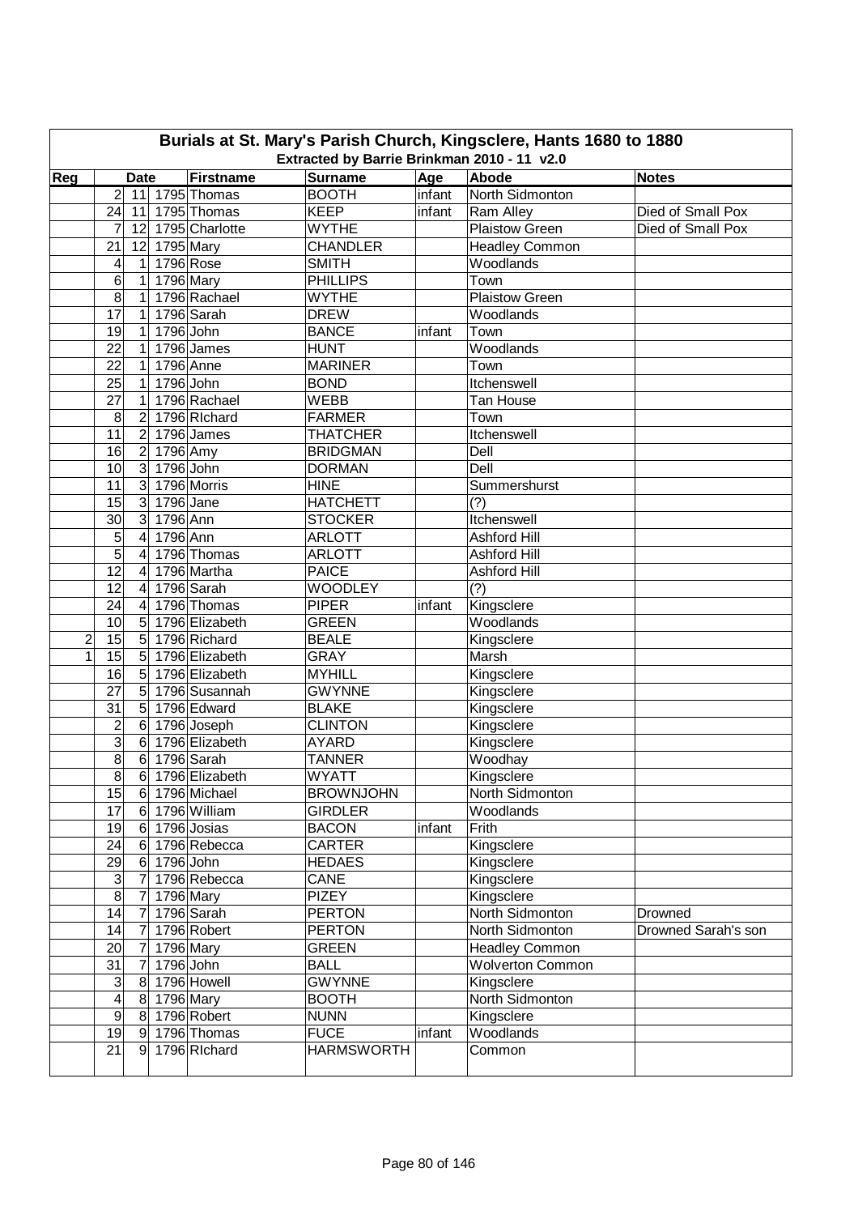# Burials at St. Mary's Parish Church, Kingsclere, Hants 1680 to 1880

## Extracted by Barrie Brinkman 2010 - 11 v2.0

| Reg | Date | | | Firstname | Surname | Age | Abode | Notes |
|---|---|---|---|---|---|---|---|---|
| | 2 | 11 | 1795 | Thomas | BOOTH | infant | North Sidmonton | |
| | 24 | 11 | 1795 | Thomas | KEEP | infant | Ram Alley | Died of Small Pox |
| | 7 | 12 | 1795 | Charlotte | WYTHE | | Plaistow Green | Died of Small Pox |
| | 21 | 12 | 1795 | Mary | CHANDLER | | Headley Common | |
| | 4 | 1 | 1796 | Rose | SMITH | | Woodlands | |
| | 6 | 1 | 1796 | Mary | PHILLIPS | | Town | |
| | 8 | 1 | 1796 | Rachael | WYTHE | | Plaistow Green | |
| | 17 | 1 | 1796 | Sarah | DREW | | Woodlands | |
| | 19 | 1 | 1796 | John | BANCE | infant | Town | |
| | 22 | 1 | 1796 | James | HUNT | | Woodlands | |
| | 22 | 1 | 1796 | Anne | MARINER | | Town | |
| | 25 | 1 | 1796 | John | BOND | | Itchenswell | |
| | 27 | 1 | 1796 | Rachael | WEBB | | Tan House | |
| | 8 | 2 | 1796 | RIchard | FARMER | | Town | |
| | 11 | 2 | 1796 | James | THATCHER | | Itchenswell | |
| | 16 | 2 | 1796 | Amy | BRIDGMAN | | Dell | |
| | 10 | 3 | 1796 | John | DORMAN | | Dell | |
| | 11 | 3 | 1796 | Morris | HINE | | Summershurst | |
| | 15 | 3 | 1796 | Jane | HATCHETT | | (?) | |
| | 30 | 3 | 1796 | Ann | STOCKER | | Itchenswell | |
| | 5 | 4 | 1796 | Ann | ARLOTT | | Ashford Hill | |
| | 5 | 4 | 1796 | Thomas | ARLOTT | | Ashford Hill | |
| | 12 | 4 | 1796 | Martha | PAICE | | Ashford Hill | |
| | 12 | 4 | 1796 | Sarah | WOODLEY | | (?) | |
| | 24 | 4 | 1796 | Thomas | PIPER | infant | Kingsclere | |
| | 10 | 5 | 1796 | Elizabeth | GREEN | | Woodlands | |
| 2 | 15 | 5 | 1796 | Richard | BEALE | | Kingsclere | |
| 1 | 15 | 5 | 1796 | Elizabeth | GRAY | | Marsh | |
| | 16 | 5 | 1796 | Elizabeth | MYHILL | | Kingsclere | |
| | 27 | 5 | 1796 | Susannah | GWYNNE | | Kingsclere | |
| | 31 | 5 | 1796 | Edward | BLAKE | | Kingsclere | |
| | 2 | 6 | 1796 | Joseph | CLINTON | | Kingsclere | |
| | 3 | 6 | 1796 | Elizabeth | AYARD | | Kingsclere | |
| | 8 | 6 | 1796 | Sarah | TANNER | | Woodhay | |
| | 8 | 6 | 1796 | Elizabeth | WYATT | | Kingsclere | |
| | 15 | 6 | 1796 | Michael | BROWNJOHN | | North Sidmonton | |
| | 17 | 6 | 1796 | William | GIRDLER | | Woodlands | |
| | 19 | 6 | 1796 | Josias | BACON | infant | Frith | |
| | 24 | 6 | 1796 | Rebecca | CARTER | | Kingsclere | |
| | 29 | 6 | 1796 | John | HEDAES | | Kingsclere | |
| | 3 | 7 | 1796 | Rebecca | CANE | | Kingsclere | |
| | 8 | 7 | 1796 | Mary | PIZEY | | Kingsclere | |
| | 14 | 7 | 1796 | Sarah | PERTON | | North Sidmonton | Drowned |
| | 14 | 7 | 1796 | Robert | PERTON | | North Sidmonton | Drowned Sarah's son |
| | 20 | 7 | 1796 | Mary | GREEN | | Headley Common | |
| | 31 | 7 | 1796 | John | BALL | | Wolverton Common | |
| | 3 | 8 | 1796 | Howell | GWYNNE | | Kingsclere | |
| | 4 | 8 | 1796 | Mary | BOOTH | | North Sidmonton | |
| | 9 | 8 | 1796 | Robert | NUNN | | Kingsclere | |
| | 19 | 9 | 1796 | Thomas | FUCE | infant | Woodlands | |
| | 21 | 9 | 1796 | RIchard | HARMSWORTH | | Common | |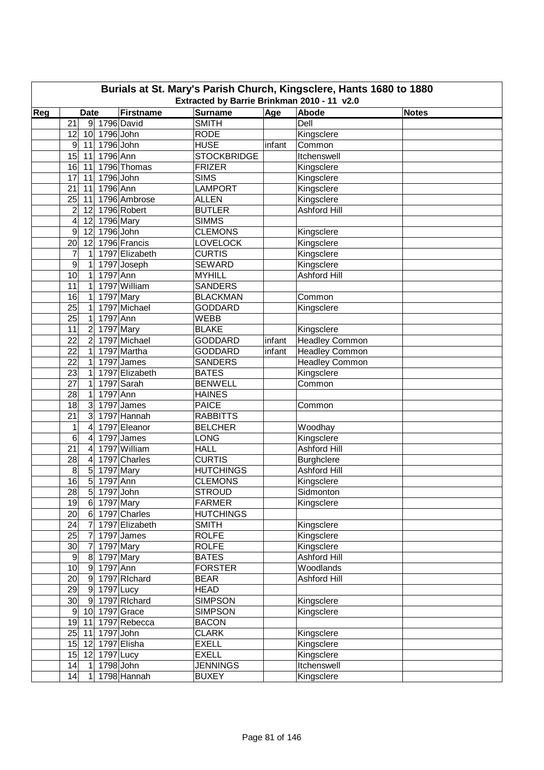| Burials at St. Mary's Parish Church, Kingsclere, Hants 1680 to 1880 | | | | | | | | |
|---|---|---|---|---|---|---|---|---|
| Extracted by Barrie Brinkman 2010 - 11 v2.0 | | | | | | | | |
| Reg | Date | | | Firstname | Surname | Age | Abode | Notes |
| | 21 | 9 | 1796 | David | SMITH | | Dell | |
| | 12 | 10 | 1796 | John | RODE | | Kingsclere | |
| | 9 | 11 | 1796 | John | HUSE | infant | Common | |
| | 15 | 11 | 1796 | Ann | STOCKBRIDGE | | Itchenswell | |
| | 16 | 11 | 1796 | Thomas | FRIZER | | Kingsclere | |
| | 17 | 11 | 1796 | John | SIMS | | Kingsclere | |
| | 21 | 11 | 1796 | Ann | LAMPORT | | Kingsclere | |
| | 25 | 11 | 1796 | Ambrose | ALLEN | | Kingsclere | |
| | 2 | 12 | 1796 | Robert | BUTLER | | Ashford Hill | |
| | 4 | 12 | 1796 | Mary | SIMMS | | | |
| | 9 | 12 | 1796 | John | CLEMONS | | Kingsclere | |
| | 20 | 12 | 1796 | Francis | LOVELOCK | | Kingsclere | |
| | 7 | 1 | 1797 | Elizabeth | CURTIS | | Kingsclere | |
| | 9 | 1 | 1797 | Joseph | SEWARD | | Kingsclere | |
| | 10 | 1 | 1797 | Ann | MYHILL | | Ashford Hill | |
| | 11 | 1 | 1797 | William | SANDERS | | | |
| | 16 | 1 | 1797 | Mary | BLACKMAN | | Common | |
| | 25 | 1 | 1797 | Michael | GODDARD | | Kingsclere | |
| | 25 | 1 | 1797 | Ann | WEBB | | | |
| | 11 | 2 | 1797 | Mary | BLAKE | | Kingsclere | |
| | 22 | 2 | 1797 | Michael | GODDARD | infant | Headley Common | |
| | 22 | 1 | 1797 | Martha | GODDARD | infant | Headley Common | |
| | 22 | 1 | 1797 | James | SANDERS | | Headley Common | |
| | 23 | 1 | 1797 | Elizabeth | BATES | | Kingsclere | |
| | 27 | 1 | 1797 | Sarah | BENWELL | | Common | |
| | 28 | 1 | 1797 | Ann | HAINES | | | |
| | 18 | 3 | 1797 | James | PAICE | | Common | |
| | 21 | 3 | 1797 | Hannah | RABBITTS | | | |
| | 1 | 4 | 1797 | Eleanor | BELCHER | | Woodhay | |
| | 6 | 4 | 1797 | James | LONG | | Kingsclere | |
| | 21 | 4 | 1797 | William | HALL | | Ashford Hill | |
| | 28 | 4 | 1797 | Charles | CURTIS | | Burghclere | |
| | 8 | 5 | 1797 | Mary | HUTCHINGS | | Ashford Hill | |
| | 16 | 5 | 1797 | Ann | CLEMONS | | Kingsclere | |
| | 28 | 5 | 1797 | John | STROUD | | Sidmonton | |
| | 19 | 6 | 1797 | Mary | FARMER | | Kingsclere | |
| | 20 | 6 | 1797 | Charles | HUTCHINGS | | | |
| | 24 | 7 | 1797 | Elizabeth | SMITH | | Kingsclere | |
| | 25 | 7 | 1797 | James | ROLFE | | Kingsclere | |
| | 30 | 7 | 1797 | Mary | ROLFE | | Kingsclere | |
| | 9 | 8 | 1797 | Mary | BATES | | Ashford Hill | |
| | 10 | 9 | 1797 | Ann | FORSTER | | Woodlands | |
| | 20 | 9 | 1797 | RIchard | BEAR | | Ashford Hill | |
| | 29 | 9 | 1797 | Lucy | HEAD | | | |
| | 30 | 9 | 1797 | RIchard | SIMPSON | | Kingsclere | |
| | 9 | 10 | 1797 | Grace | SIMPSON | | Kingsclere | |
| | 19 | 11 | 1797 | Rebecca | BACON | | | |
| | 25 | 11 | 1797 | John | CLARK | | Kingsclere | |
| | 15 | 12 | 1797 | Elisha | EXELL | | Kingsclere | |
| | 15 | 12 | 1797 | Lucy | EXELL | | Kingsclere | |
| | 14 | 1 | 1798 | John | JENNINGS | | Itchenswell | |
| | 14 | 1 | 1798 | Hannah | BUXEY | | Kingsclere | |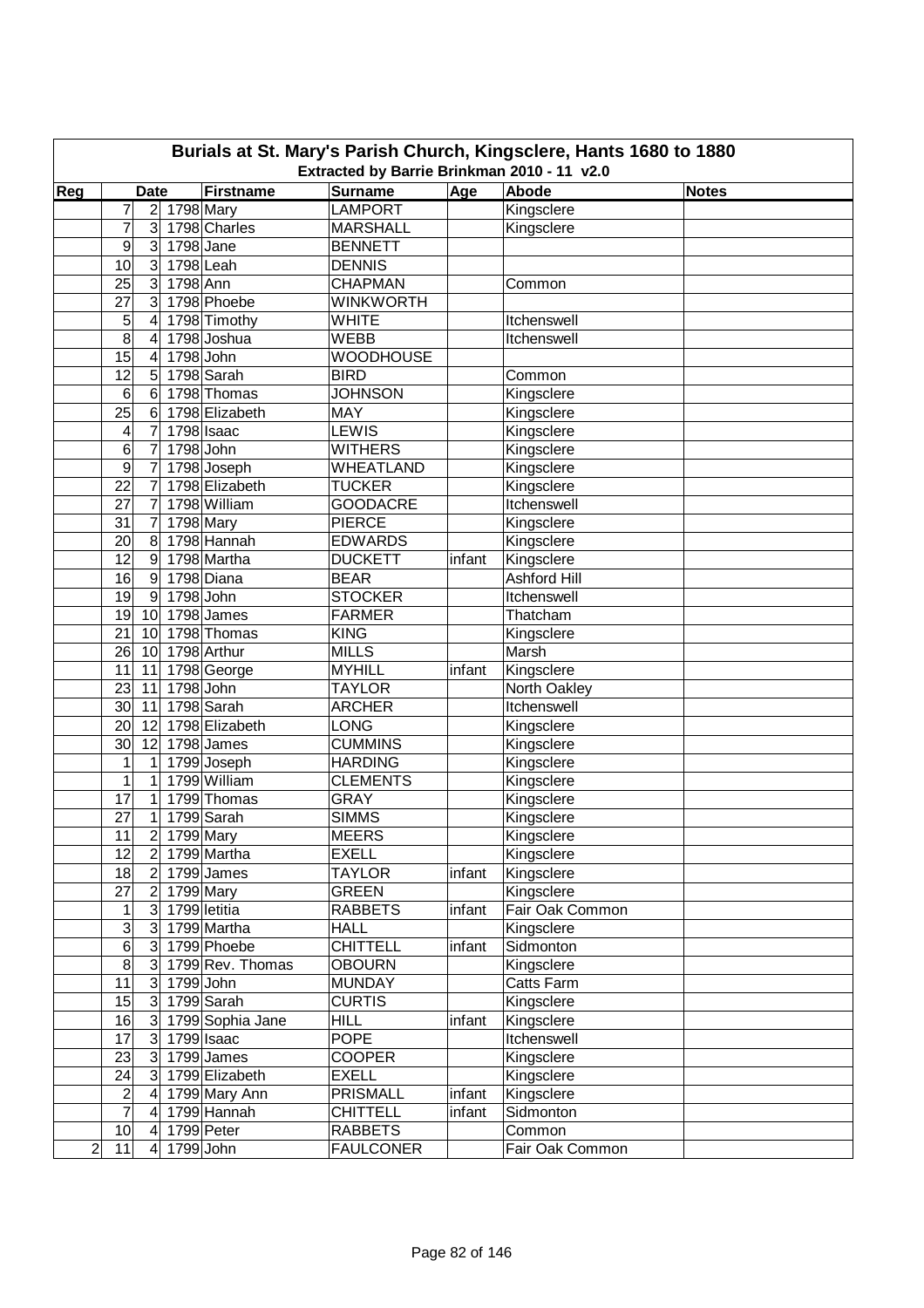# Burials at St. Mary's Parish Church, Kingsclere, Hants 1680 to 1880

### Extracted by Barrie Brinkman 2010 - 11 v2.0

| Reg | Date | | | Firstname | Surname | Age | Abode | Notes |
|---|---|---|---|---|---|---|---|---|
| | 7 | 2 | 1798 | Mary | LAMPORT | | Kingsclere | |
| | 7 | 3 | 1798 | Charles | MARSHALL | | Kingsclere | |
| | 9 | 3 | 1798 | Jane | BENNETT | | | |
| | 10 | 3 | 1798 | Leah | DENNIS | | | |
| | 25 | 3 | 1798 | Ann | CHAPMAN | | Common | |
| | 27 | 3 | 1798 | Phoebe | WINKWORTH | | | |
| | 5 | 4 | 1798 | Timothy | WHITE | | Itchenswell | |
| | 8 | 4 | 1798 | Joshua | WEBB | | Itchenswell | |
| | 15 | 4 | 1798 | John | WOODHOUSE | | | |
| | 12 | 5 | 1798 | Sarah | BIRD | | Common | |
| | 6 | 6 | 1798 | Thomas | JOHNSON | | Kingsclere | |
| | 25 | 6 | 1798 | Elizabeth | MAY | | Kingsclere | |
| | 4 | 7 | 1798 | Isaac | LEWIS | | Kingsclere | |
| | 6 | 7 | 1798 | John | WITHERS | | Kingsclere | |
| | 9 | 7 | 1798 | Joseph | WHEATLAND | | Kingsclere | |
| | 22 | 7 | 1798 | Elizabeth | TUCKER | | Kingsclere | |
| | 27 | 7 | 1798 | William | GOODACRE | | Itchenswell | |
| | 31 | 7 | 1798 | Mary | PIERCE | | Kingsclere | |
| | 20 | 8 | 1798 | Hannah | EDWARDS | | Kingsclere | |
| | 12 | 9 | 1798 | Martha | DUCKETT | infant | Kingsclere | |
| | 16 | 9 | 1798 | Diana | BEAR | | Ashford Hill | |
| | 19 | 9 | 1798 | John | STOCKER | | Itchenswell | |
| | 19 | 10 | 1798 | James | FARMER | | Thatcham | |
| | 21 | 10 | 1798 | Thomas | KING | | Kingsclere | |
| | 26 | 10 | 1798 | Arthur | MILLS | | Marsh | |
| | 11 | 11 | 1798 | George | MYHILL | infant | Kingsclere | |
| | 23 | 11 | 1798 | John | TAYLOR | | North Oakley | |
| | 30 | 11 | 1798 | Sarah | ARCHER | | Itchenswell | |
| | 20 | 12 | 1798 | Elizabeth | LONG | | Kingsclere | |
| | 30 | 12 | 1798 | James | CUMMINS | | Kingsclere | |
| | 1 | 1 | 1799 | Joseph | HARDING | | Kingsclere | |
| | 1 | 1 | 1799 | William | CLEMENTS | | Kingsclere | |
| | 17 | 1 | 1799 | Thomas | GRAY | | Kingsclere | |
| | 27 | 1 | 1799 | Sarah | SIMMS | | Kingsclere | |
| | 11 | 2 | 1799 | Mary | MEERS | | Kingsclere | |
| | 12 | 2 | 1799 | Martha | EXELL | | Kingsclere | |
| | 18 | 2 | 1799 | James | TAYLOR | infant | Kingsclere | |
| | 27 | 2 | 1799 | Mary | GREEN | | Kingsclere | |
| | 1 | 3 | 1799 | letitia | RABBETS | infant | Fair Oak Common | |
| | 3 | 3 | 1799 | Martha | HALL | | Kingsclere | |
| | 6 | 3 | 1799 | Phoebe | CHITTELL | infant | Sidmonton | |
| | 8 | 3 | 1799 | Rev. Thomas | OBOURN | | Kingsclere | |
| | 11 | 3 | 1799 | John | MUNDAY | | Catts Farm | |
| | 15 | 3 | 1799 | Sarah | CURTIS | | Kingsclere | |
| | 16 | 3 | 1799 | Sophia Jane | HILL | infant | Kingsclere | |
| | 17 | 3 | 1799 | Isaac | POPE | | Itchenswell | |
| | 23 | 3 | 1799 | James | COOPER | | Kingsclere | |
| | 24 | 3 | 1799 | Elizabeth | EXELL | | Kingsclere | |
| | 2 | 4 | 1799 | Mary Ann | PRISMALL | infant | Kingsclere | |
| | 7 | 4 | 1799 | Hannah | CHITTELL | infant | Sidmonton | |
| | 10 | 4 | 1799 | Peter | RABBETS | | Common | |
| 2 | 11 | 4 | 1799 | John | FAULCONER | | Fair Oak Common | |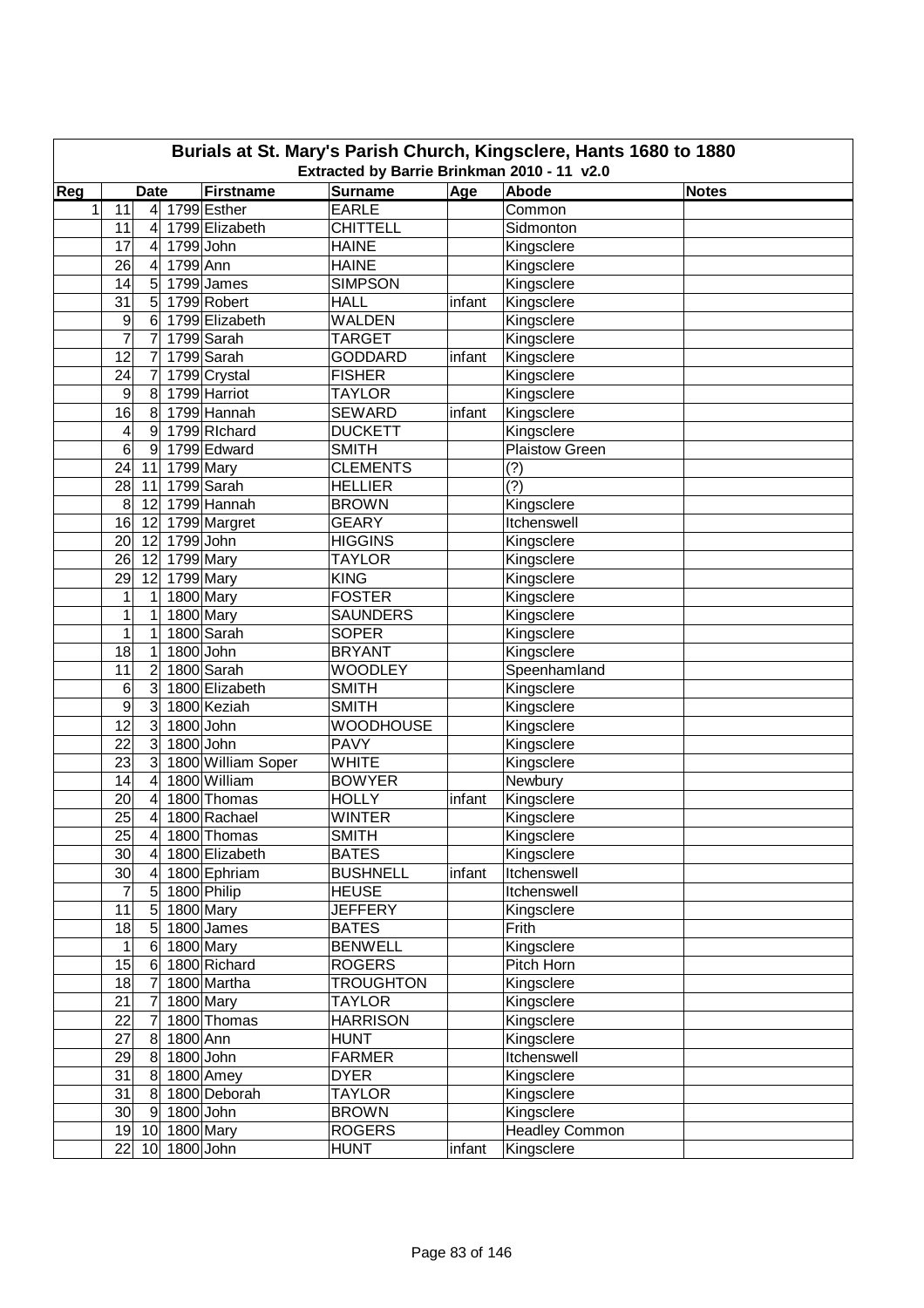# Burials at St. Mary's Parish Church, Kingsclere, Hants 1680 to 1880

## Extracted by Barrie Brinkman 2010 - 11 v2.0

| Reg | Date | | | Firstname | Surname | Age | Abode | Notes |
|---|---|---|---|---|---|---|---|---|
| 1 | 11 | 4 | 1799 | Esther | EARLE | | Common | |
| | 11 | 4 | 1799 | Elizabeth | CHITTELL | | Sidmonton | |
| | 17 | 4 | 1799 | John | HAINE | | Kingsclere | |
| | 26 | 4 | 1799 | Ann | HAINE | | Kingsclere | |
| | 14 | 5 | 1799 | James | SIMPSON | | Kingsclere | |
| | 31 | 5 | 1799 | Robert | HALL | infant | Kingsclere | |
| | 9 | 6 | 1799 | Elizabeth | WALDEN | | Kingsclere | |
| | 7 | 7 | 1799 | Sarah | TARGET | | Kingsclere | |
| | 12 | 7 | 1799 | Sarah | GODDARD | infant | Kingsclere | |
| | 24 | 7 | 1799 | Crystal | FISHER | | Kingsclere | |
| | 9 | 8 | 1799 | Harriot | TAYLOR | | Kingsclere | |
| | 16 | 8 | 1799 | Hannah | SEWARD | infant | Kingsclere | |
| | 4 | 9 | 1799 | RIchard | DUCKETT | | Kingsclere | |
| | 6 | 9 | 1799 | Edward | SMITH | | Plaistow Green | |
| | 24 | 11 | 1799 | Mary | CLEMENTS | | (?) | |
| | 28 | 11 | 1799 | Sarah | HELLIER | | (?) | |
| | 8 | 12 | 1799 | Hannah | BROWN | | Kingsclere | |
| | 16 | 12 | 1799 | Margret | GEARY | | Itchenswell | |
| | 20 | 12 | 1799 | John | HIGGINS | | Kingsclere | |
| | 26 | 12 | 1799 | Mary | TAYLOR | | Kingsclere | |
| | 29 | 12 | 1799 | Mary | KING | | Kingsclere | |
| | 1 | 1 | 1800 | Mary | FOSTER | | Kingsclere | |
| | 1 | 1 | 1800 | Mary | SAUNDERS | | Kingsclere | |
| | 1 | 1 | 1800 | Sarah | SOPER | | Kingsclere | |
| | 18 | 1 | 1800 | John | BRYANT | | Kingsclere | |
| | 11 | 2 | 1800 | Sarah | WOODLEY | | Speenhamland | |
| | 6 | 3 | 1800 | Elizabeth | SMITH | | Kingsclere | |
| | 9 | 3 | 1800 | Keziah | SMITH | | Kingsclere | |
| | 12 | 3 | 1800 | John | WOODHOUSE | | Kingsclere | |
| | 22 | 3 | 1800 | John | PAVY | | Kingsclere | |
| | 23 | 3 | 1800 | William Soper | WHITE | | Kingsclere | |
| | 14 | 4 | 1800 | William | BOWYER | | Newbury | |
| | 20 | 4 | 1800 | Thomas | HOLLY | infant | Kingsclere | |
| | 25 | 4 | 1800 | Rachael | WINTER | | Kingsclere | |
| | 25 | 4 | 1800 | Thomas | SMITH | | Kingsclere | |
| | 30 | 4 | 1800 | Elizabeth | BATES | | Kingsclere | |
| | 30 | 4 | 1800 | Ephriam | BUSHNELL | infant | Itchenswell | |
| | 7 | 5 | 1800 | Philip | HEUSE | | Itchenswell | |
| | 11 | 5 | 1800 | Mary | JEFFERY | | Kingsclere | |
| | 18 | 5 | 1800 | James | BATES | | Frith | |
| | 1 | 6 | 1800 | Mary | BENWELL | | Kingsclere | |
| | 15 | 6 | 1800 | Richard | ROGERS | | Pitch Horn | |
| | 18 | 7 | 1800 | Martha | TROUGHTON | | Kingsclere | |
| | 21 | 7 | 1800 | Mary | TAYLOR | | Kingsclere | |
| | 22 | 7 | 1800 | Thomas | HARRISON | | Kingsclere | |
| | 27 | 8 | 1800 | Ann | HUNT | | Kingsclere | |
| | 29 | 8 | 1800 | John | FARMER | | Itchenswell | |
| | 31 | 8 | 1800 | Amey | DYER | | Kingsclere | |
| | 31 | 8 | 1800 | Deborah | TAYLOR | | Kingsclere | |
| | 30 | 9 | 1800 | John | BROWN | | Kingsclere | |
| | 19 | 10 | 1800 | Mary | ROGERS | | Headley Common | |
| | 22 | 10 | 1800 | John | HUNT | infant | Kingsclere | |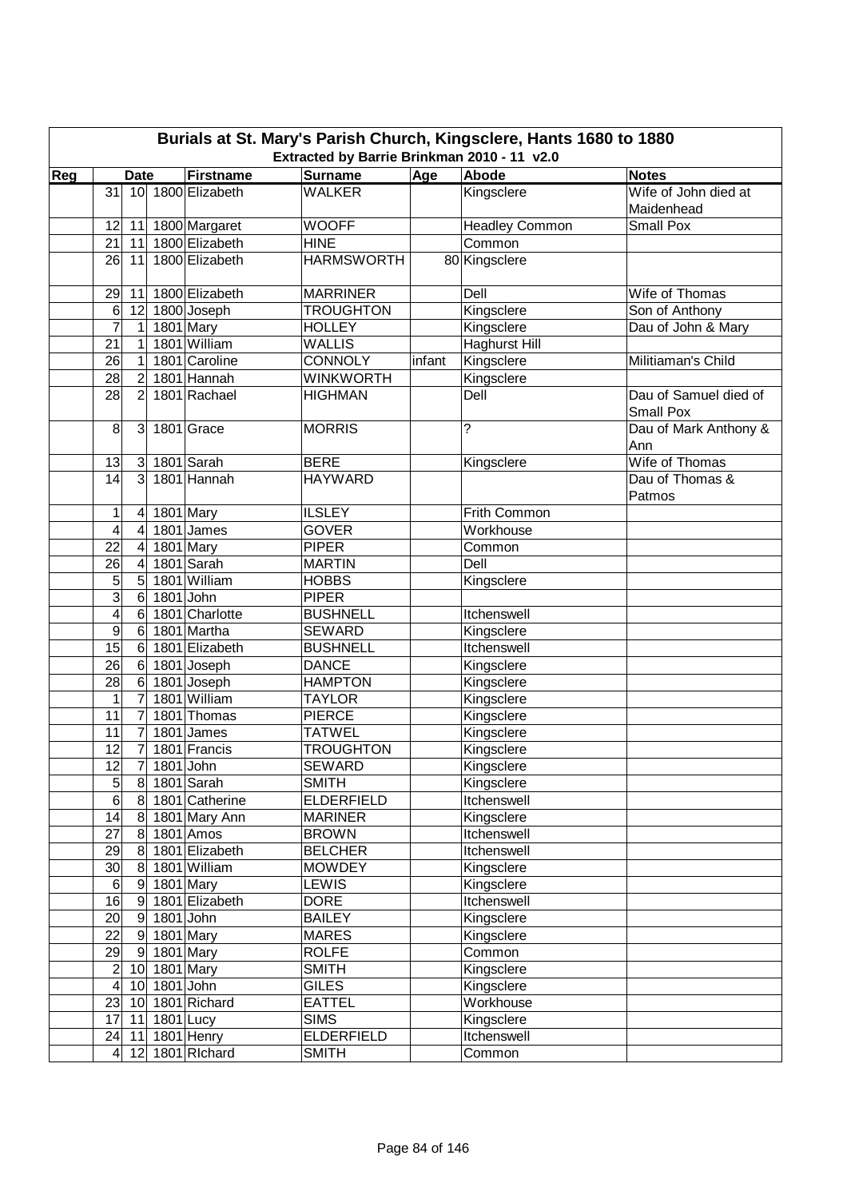# Burials at St. Mary's Parish Church, Kingsclere, Hants 1680 to 1880

## Extracted by Barrie Brinkman 2010 - 11 v2.0

| Reg | Date | | | Firstname | Surname | Age | Abode | Notes |
|---|---|---|---|---|---|---|---|---|
| | 31 | 10 | 1800 | Elizabeth | WALKER | | Kingsclere | Wife of John died at Maidenhead |
| | 12 | 11 | 1800 | Margaret | WOOFF | | Headley Common | Small Pox |
| | 21 | 11 | 1800 | Elizabeth | HINE | | Common | |
| | 26 | 11 | 1800 | Elizabeth | HARMSWORTH | 80 | Kingsclere | |
| | 29 | 11 | 1800 | Elizabeth | MARRINER | | Dell | Wife of Thomas |
| | 6 | 12 | 1800 | Joseph | TROUGHTON | | Kingsclere | Son of Anthony |
| | 7 | 1 | 1801 | Mary | HOLLEY | | Kingsclere | Dau of John & Mary |
| | 21 | 1 | 1801 | William | WALLIS | | Haghurst Hill | |
| | 26 | 1 | 1801 | Caroline | CONNOLY | infant | Kingsclere | Militiaman's Child |
| | 28 | 2 | 1801 | Hannah | WINKWORTH | | Kingsclere | |
| | 28 | 2 | 1801 | Rachael | HIGHMAN | | Dell | Dau of Samuel died of Small Pox |
| | 8 | 3 | 1801 | Grace | MORRIS | | ? | Dau of Mark Anthony & Ann |
| | 13 | 3 | 1801 | Sarah | BERE | | Kingsclere | Wife of Thomas |
| | 14 | 3 | 1801 | Hannah | HAYWARD | | | Dau of Thomas & Patmos |
| | 1 | 4 | 1801 | Mary | ILSLEY | | Frith Common | |
| | 4 | 4 | 1801 | James | GOVER | | Workhouse | |
| | 22 | 4 | 1801 | Mary | PIPER | | Common | |
| | 26 | 4 | 1801 | Sarah | MARTIN | | Dell | |
| | 5 | 5 | 1801 | William | HOBBS | | Kingsclere | |
| | 3 | 6 | 1801 | John | PIPER | | | |
| | 4 | 6 | 1801 | Charlotte | BUSHNELL | | Itchenswell | |
| | 9 | 6 | 1801 | Martha | SEWARD | | Kingsclere | |
| | 15 | 6 | 1801 | Elizabeth | BUSHNELL | | Itchenswell | |
| | 26 | 6 | 1801 | Joseph | DANCE | | Kingsclere | |
| | 28 | 6 | 1801 | Joseph | HAMPTON | | Kingsclere | |
| | 1 | 7 | 1801 | William | TAYLOR | | Kingsclere | |
| | 11 | 7 | 1801 | Thomas | PIERCE | | Kingsclere | |
| | 11 | 7 | 1801 | James | TATWEL | | Kingsclere | |
| | 12 | 7 | 1801 | Francis | TROUGHTON | | Kingsclere | |
| | 12 | 7 | 1801 | John | SEWARD | | Kingsclere | |
| | 5 | 8 | 1801 | Sarah | SMITH | | Kingsclere | |
| | 6 | 8 | 1801 | Catherine | ELDERFIELD | | Itchenswell | |
| | 14 | 8 | 1801 | Mary Ann | MARINER | | Kingsclere | |
| | 27 | 8 | 1801 | Amos | BROWN | | Itchenswell | |
| | 29 | 8 | 1801 | Elizabeth | BELCHER | | Itchenswell | |
| | 30 | 8 | 1801 | William | MOWDEY | | Kingsclere | |
| | 6 | 9 | 1801 | Mary | LEWIS | | Kingsclere | |
| | 16 | 9 | 1801 | Elizabeth | DORE | | Itchenswell | |
| | 20 | 9 | 1801 | John | BAILEY | | Kingsclere | |
| | 22 | 9 | 1801 | Mary | MARES | | Kingsclere | |
| | 29 | 9 | 1801 | Mary | ROLFE | | Common | |
| | 2 | 10 | 1801 | Mary | SMITH | | Kingsclere | |
| | 4 | 10 | 1801 | John | GILES | | Kingsclere | |
| | 23 | 10 | 1801 | Richard | EATTEL | | Workhouse | |
| | 17 | 11 | 1801 | Lucy | SIMS | | Kingsclere | |
| | 24 | 11 | 1801 | Henry | ELDERFIELD | | Itchenswell | |
| | 4 | 12 | 1801 | RIchard | SMITH | | Common | |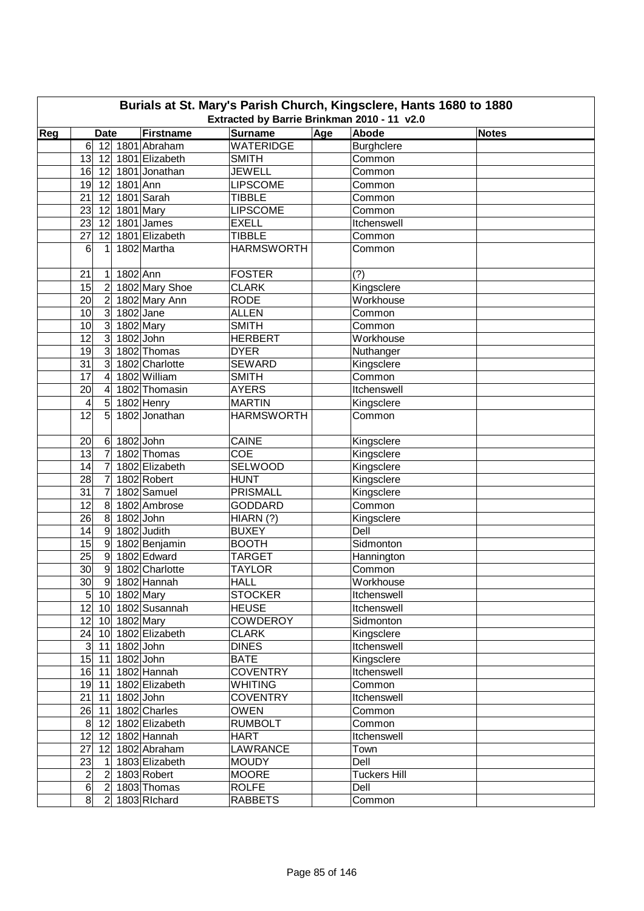# Burials at St. Mary's Parish Church, Kingsclere, Hants 1680 to 1880

## Extracted by Barrie Brinkman 2010 - 11 v2.0

| Reg | Date | | | Firstname | Surname | Age | Abode | Notes |
|---|---|---|---|---|---|---|---|---|
| | 6 | 12 | 1801 | Abraham | WATERIDGE | | Burghclere | |
| | 13 | 12 | 1801 | Elizabeth | SMITH | | Common | |
| | 16 | 12 | 1801 | Jonathan | JEWELL | | Common | |
| | 19 | 12 | 1801 | Ann | LIPSCOME | | Common | |
| | 21 | 12 | 1801 | Sarah | TIBBLE | | Common | |
| | 23 | 12 | 1801 | Mary | LIPSCOME | | Common | |
| | 23 | 12 | 1801 | James | EXELL | | Itchenswell | |
| | 27 | 12 | 1801 | Elizabeth | TIBBLE | | Common | |
| | 6 | 1 | 1802 | Martha | HARMSWORTH | | Common | |
| | 21 | 1 | 1802 | Ann | FOSTER | | (?) | |
| | 15 | 2 | 1802 | Mary Shoe | CLARK | | Kingsclere | |
| | 20 | 2 | 1802 | Mary Ann | RODE | | Workhouse | |
| | 10 | 3 | 1802 | Jane | ALLEN | | Common | |
| | 10 | 3 | 1802 | Mary | SMITH | | Common | |
| | 12 | 3 | 1802 | John | HERBERT | | Workhouse | |
| | 19 | 3 | 1802 | Thomas | DYER | | Nuthanger | |
| | 31 | 3 | 1802 | Charlotte | SEWARD | | Kingsclere | |
| | 17 | 4 | 1802 | William | SMITH | | Common | |
| | 20 | 4 | 1802 | Thomasin | AYERS | | Itchenswell | |
| | 4 | 5 | 1802 | Henry | MARTIN | | Kingsclere | |
| | 12 | 5 | 1802 | Jonathan | HARMSWORTH | | Common | |
| | 20 | 6 | 1802 | John | CAINE | | Kingsclere | |
| | 13 | 7 | 1802 | Thomas | COE | | Kingsclere | |
| | 14 | 7 | 1802 | Elizabeth | SELWOOD | | Kingsclere | |
| | 28 | 7 | 1802 | Robert | HUNT | | Kingsclere | |
| | 31 | 7 | 1802 | Samuel | PRISMALL | | Kingsclere | |
| | 12 | 8 | 1802 | Ambrose | GODDARD | | Common | |
| | 26 | 8 | 1802 | John | HIARN (?) | | Kingsclere | |
| | 14 | 9 | 1802 | Judith | BUXEY | | Dell | |
| | 15 | 9 | 1802 | Benjamin | BOOTH | | Sidmonton | |
| | 25 | 9 | 1802 | Edward | TARGET | | Hannington | |
| | 30 | 9 | 1802 | Charlotte | TAYLOR | | Common | |
| | 30 | 9 | 1802 | Hannah | HALL | | Workhouse | |
| | 5 | 10 | 1802 | Mary | STOCKER | | Itchenswell | |
| | 12 | 10 | 1802 | Susannah | HEUSE | | Itchenswell | |
| | 12 | 10 | 1802 | Mary | COWDEROY | | Sidmonton | |
| | 24 | 10 | 1802 | Elizabeth | CLARK | | Kingsclere | |
| | 3 | 11 | 1802 | John | DINES | | Itchenswell | |
| | 15 | 11 | 1802 | John | BATE | | Kingsclere | |
| | 16 | 11 | 1802 | Hannah | COVENTRY | | Itchenswell | |
| | 19 | 11 | 1802 | Elizabeth | WHITING | | Common | |
| | 21 | 11 | 1802 | John | COVENTRY | | Itchenswell | |
| | 26 | 11 | 1802 | Charles | OWEN | | Common | |
| | 8 | 12 | 1802 | Elizabeth | RUMBOLT | | Common | |
| | 12 | 12 | 1802 | Hannah | HART | | Itchenswell | |
| | 27 | 12 | 1802 | Abraham | LAWRANCE | | Town | |
| | 23 | 1 | 1803 | Elizabeth | MOUDY | | Dell | |
| | 2 | 2 | 1803 | Robert | MOORE | | Tuckers Hill | |
| | 6 | 2 | 1803 | Thomas | ROLFE | | Dell | |
| | 8 | 2 | 1803 | RIchard | RABBETS | | Common | |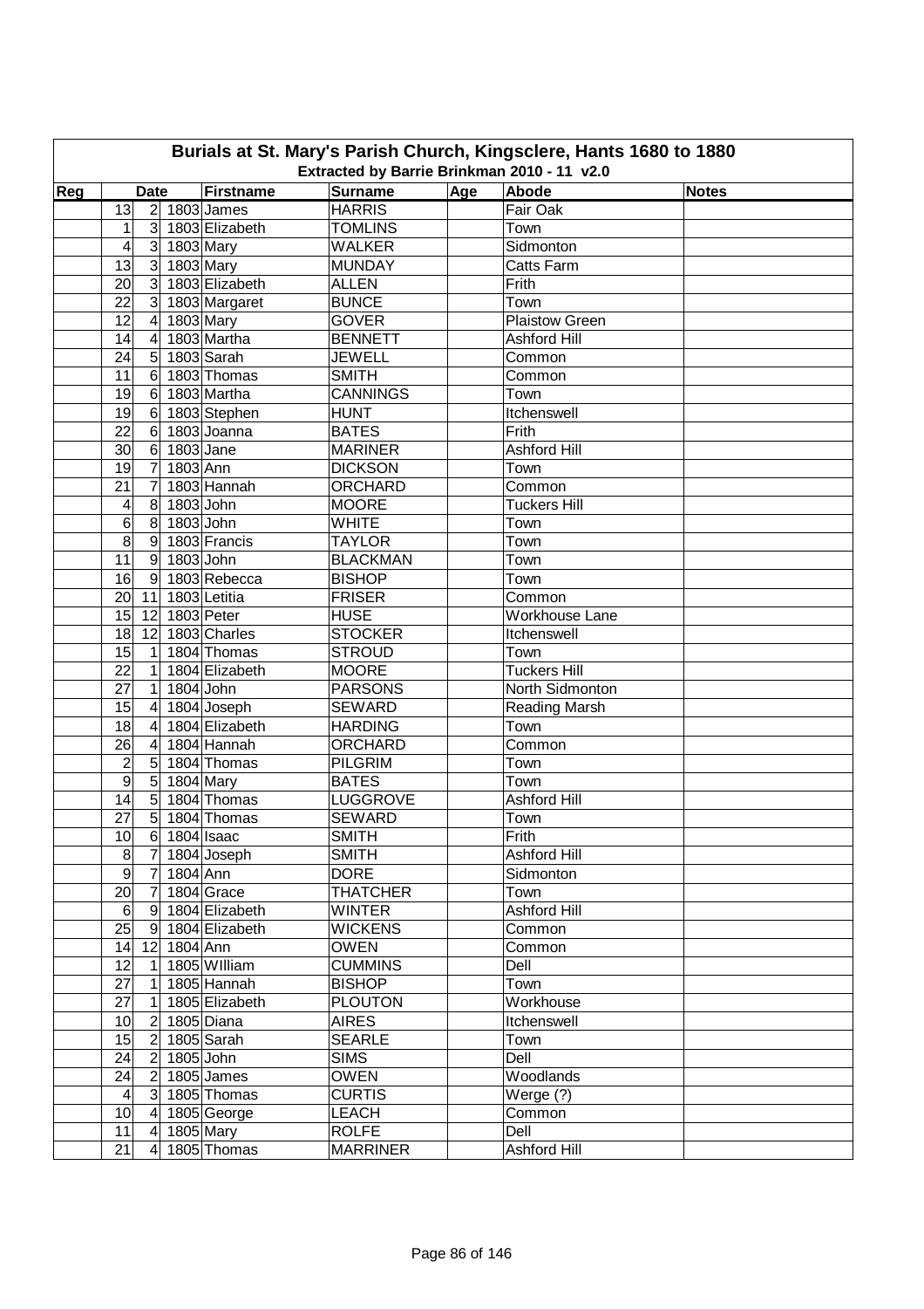# Burials at St. Mary's Parish Church, Kingsclere, Hants 1680 to 1880

## Extracted by Barrie Brinkman 2010 - 11 v2.0

| Reg | Date | | | Firstname | Surname | Age | Abode | Notes |
|---|---|---|---|---|---|---|---|---|
| | 13 | 2 | 1803 | James | HARRIS | | Fair Oak | |
| | 1 | 3 | 1803 | Elizabeth | TOMLINS | | Town | |
| | 4 | 3 | 1803 | Mary | WALKER | | Sidmonton | |
| | 13 | 3 | 1803 | Mary | MUNDAY | | Catts Farm | |
| | 20 | 3 | 1803 | Elizabeth | ALLEN | | Frith | |
| | 22 | 3 | 1803 | Margaret | BUNCE | | Town | |
| | 12 | 4 | 1803 | Mary | GOVER | | Plaistow Green | |
| | 14 | 4 | 1803 | Martha | BENNETT | | Ashford Hill | |
| | 24 | 5 | 1803 | Sarah | JEWELL | | Common | |
| | 11 | 6 | 1803 | Thomas | SMITH | | Common | |
| | 19 | 6 | 1803 | Martha | CANNINGS | | Town | |
| | 19 | 6 | 1803 | Stephen | HUNT | | Itchenswell | |
| | 22 | 6 | 1803 | Joanna | BATES | | Frith | |
| | 30 | 6 | 1803 | Jane | MARINER | | Ashford Hill | |
| | 19 | 7 | 1803 | Ann | DICKSON | | Town | |
| | 21 | 7 | 1803 | Hannah | ORCHARD | | Common | |
| | 4 | 8 | 1803 | John | MOORE | | Tuckers Hill | |
| | 6 | 8 | 1803 | John | WHITE | | Town | |
| | 8 | 9 | 1803 | Francis | TAYLOR | | Town | |
| | 11 | 9 | 1803 | John | BLACKMAN | | Town | |
| | 16 | 9 | 1803 | Rebecca | BISHOP | | Town | |
| | 20 | 11 | 1803 | Letitia | FRISER | | Common | |
| | 15 | 12 | 1803 | Peter | HUSE | | Workhouse Lane | |
| | 18 | 12 | 1803 | Charles | STOCKER | | Itchenswell | |
| | 15 | 1 | 1804 | Thomas | STROUD | | Town | |
| | 22 | 1 | 1804 | Elizabeth | MOORE | | Tuckers Hill | |
| | 27 | 1 | 1804 | John | PARSONS | | North Sidmonton | |
| | 15 | 4 | 1804 | Joseph | SEWARD | | Reading Marsh | |
| | 18 | 4 | 1804 | Elizabeth | HARDING | | Town | |
| | 26 | 4 | 1804 | Hannah | ORCHARD | | Common | |
| | 2 | 5 | 1804 | Thomas | PILGRIM | | Town | |
| | 9 | 5 | 1804 | Mary | BATES | | Town | |
| | 14 | 5 | 1804 | Thomas | LUGGROVE | | Ashford Hill | |
| | 27 | 5 | 1804 | Thomas | SEWARD | | Town | |
| | 10 | 6 | 1804 | Isaac | SMITH | | Frith | |
| | 8 | 7 | 1804 | Joseph | SMITH | | Ashford Hill | |
| | 9 | 7 | 1804 | Ann | DORE | | Sidmonton | |
| | 20 | 7 | 1804 | Grace | THATCHER | | Town | |
| | 6 | 9 | 1804 | Elizabeth | WINTER | | Ashford Hill | |
| | 25 | 9 | 1804 | Elizabeth | WICKENS | | Common | |
| | 14 | 12 | 1804 | Ann | OWEN | | Common | |
| | 12 | 1 | 1805 | WIlliam | CUMMINS | | Dell | |
| | 27 | 1 | 1805 | Hannah | BISHOP | | Town | |
| | 27 | 1 | 1805 | Elizabeth | PLOUTON | | Workhouse | |
| | 10 | 2 | 1805 | Diana | AIRES | | Itchenswell | |
| | 15 | 2 | 1805 | Sarah | SEARLE | | Town | |
| | 24 | 2 | 1805 | John | SIMS | | Dell | |
| | 24 | 2 | 1805 | James | OWEN | | Woodlands | |
| | 4 | 3 | 1805 | Thomas | CURTIS | | Werge (?) | |
| | 10 | 4 | 1805 | George | LEACH | | Common | |
| | 11 | 4 | 1805 | Mary | ROLFE | | Dell | |
| | 21 | 4 | 1805 | Thomas | MARRINER | | Ashford Hill | |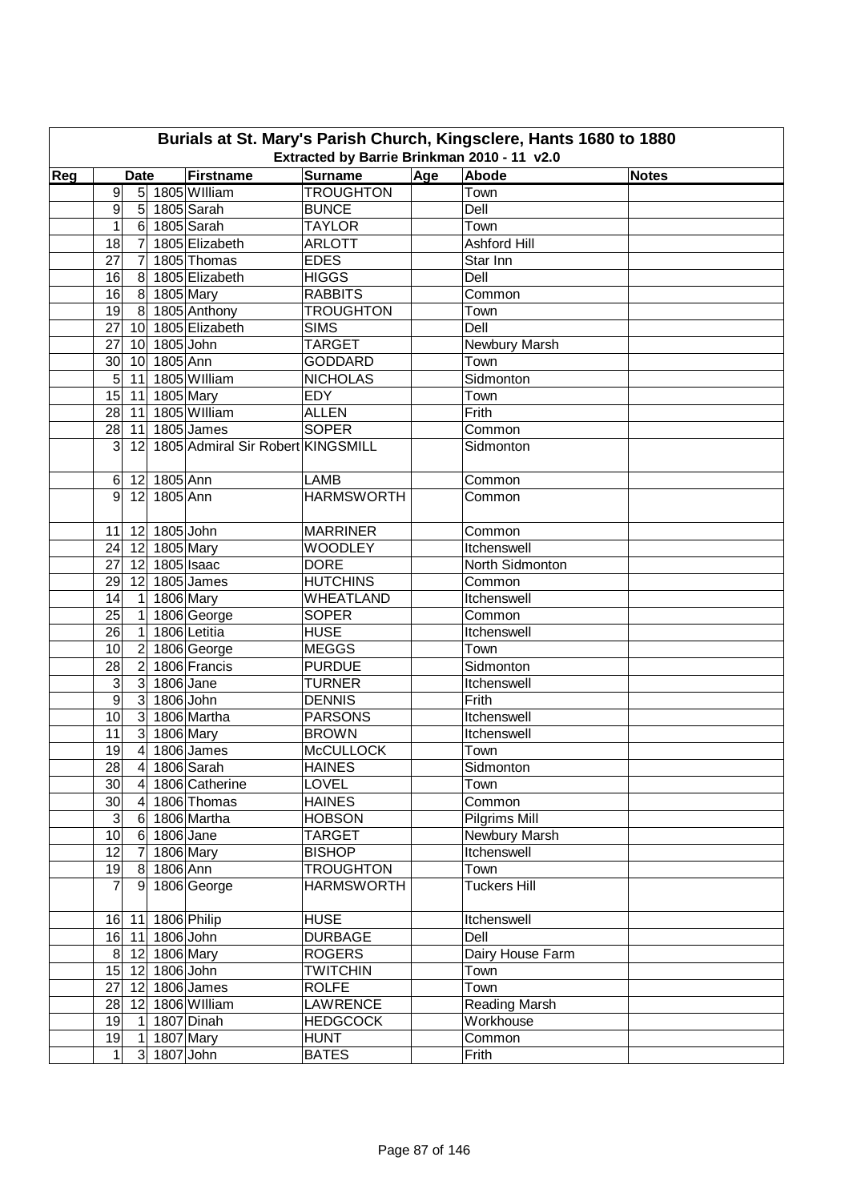# Burials at St. Mary's Parish Church, Kingsclere, Hants 1680 to 1880

## Extracted by Barrie Brinkman 2010 - 11 v2.0

| Reg | Date | | | Firstname | Surname | Age | Abode | Notes |
|---|---|---|---|---|---|---|---|---|
| | 9 | 5 | 1805 | WIlliam | TROUGHTON | | Town | |
| | 9 | 5 | 1805 | Sarah | BUNCE | | Dell | |
| | 1 | 6 | 1805 | Sarah | TAYLOR | | Town | |
| | 18 | 7 | 1805 | Elizabeth | ARLOTT | | Ashford Hill | |
| | 27 | 7 | 1805 | Thomas | EDES | | Star Inn | |
| | 16 | 8 | 1805 | Elizabeth | HIGGS | | Dell | |
| | 16 | 8 | 1805 | Mary | RABBITS | | Common | |
| | 19 | 8 | 1805 | Anthony | TROUGHTON | | Town | |
| | 27 | 10 | 1805 | Elizabeth | SIMS | | Dell | |
| | 27 | 10 | 1805 | John | TARGET | | Newbury Marsh | |
| | 30 | 10 | 1805 | Ann | GODDARD | | Town | |
| | 5 | 11 | 1805 | WIlliam | NICHOLAS | | Sidmonton | |
| | 15 | 11 | 1805 | Mary | EDY | | Town | |
| | 28 | 11 | 1805 | WIlliam | ALLEN | | Frith | |
| | 28 | 11 | 1805 | James | SOPER | | Common | |
| | 3 | 12 | 1805 | Admiral Sir Robert | KINGSMILL | | Sidmonton | |
| | 6 | 12 | 1805 | Ann | LAMB | | Common | |
| | 9 | 12 | 1805 | Ann | HARMSWORTH | | Common | |
| | 11 | 12 | 1805 | John | MARRINER | | Common | |
| | 24 | 12 | 1805 | Mary | WOODLEY | | Itchenswell | |
| | 27 | 12 | 1805 | Isaac | DORE | | North Sidmonton | |
| | 29 | 12 | 1805 | James | HUTCHINS | | Common | |
| | 14 | 1 | 1806 | Mary | WHEATLAND | | Itchenswell | |
| | 25 | 1 | 1806 | George | SOPER | | Common | |
| | 26 | 1 | 1806 | Letitia | HUSE | | Itchenswell | |
| | 10 | 2 | 1806 | George | MEGGS | | Town | |
| | 28 | 2 | 1806 | Francis | PURDUE | | Sidmonton | |
| | 3 | 3 | 1806 | Jane | TURNER | | Itchenswell | |
| | 9 | 3 | 1806 | John | DENNIS | | Frith | |
| | 10 | 3 | 1806 | Martha | PARSONS | | Itchenswell | |
| | 11 | 3 | 1806 | Mary | BROWN | | Itchenswell | |
| | 19 | 4 | 1806 | James | McCULLOCK | | Town | |
| | 28 | 4 | 1806 | Sarah | HAINES | | Sidmonton | |
| | 30 | 4 | 1806 | Catherine | LOVEL | | Town | |
| | 30 | 4 | 1806 | Thomas | HAINES | | Common | |
| | 3 | 6 | 1806 | Martha | HOBSON | | Pilgrims Mill | |
| | 10 | 6 | 1806 | Jane | TARGET | | Newbury Marsh | |
| | 12 | 7 | 1806 | Mary | BISHOP | | Itchenswell | |
| | 19 | 8 | 1806 | Ann | TROUGHTON | | Town | |
| | 7 | 9 | 1806 | George | HARMSWORTH | | Tuckers Hill | |
| | 16 | 11 | 1806 | Philip | HUSE | | Itchenswell | |
| | 16 | 11 | 1806 | John | DURBAGE | | Dell | |
| | 8 | 12 | 1806 | Mary | ROGERS | | Dairy House Farm | |
| | 15 | 12 | 1806 | John | TWITCHIN | | Town | |
| | 27 | 12 | 1806 | James | ROLFE | | Town | |
| | 28 | 12 | 1806 | WIlliam | LAWRENCE | | Reading Marsh | |
| | 19 | 1 | 1807 | Dinah | HEDGCOCK | | Workhouse | |
| | 19 | 1 | 1807 | Mary | HUNT | | Common | |
| | 1 | 3 | 1807 | John | BATES | | Frith | |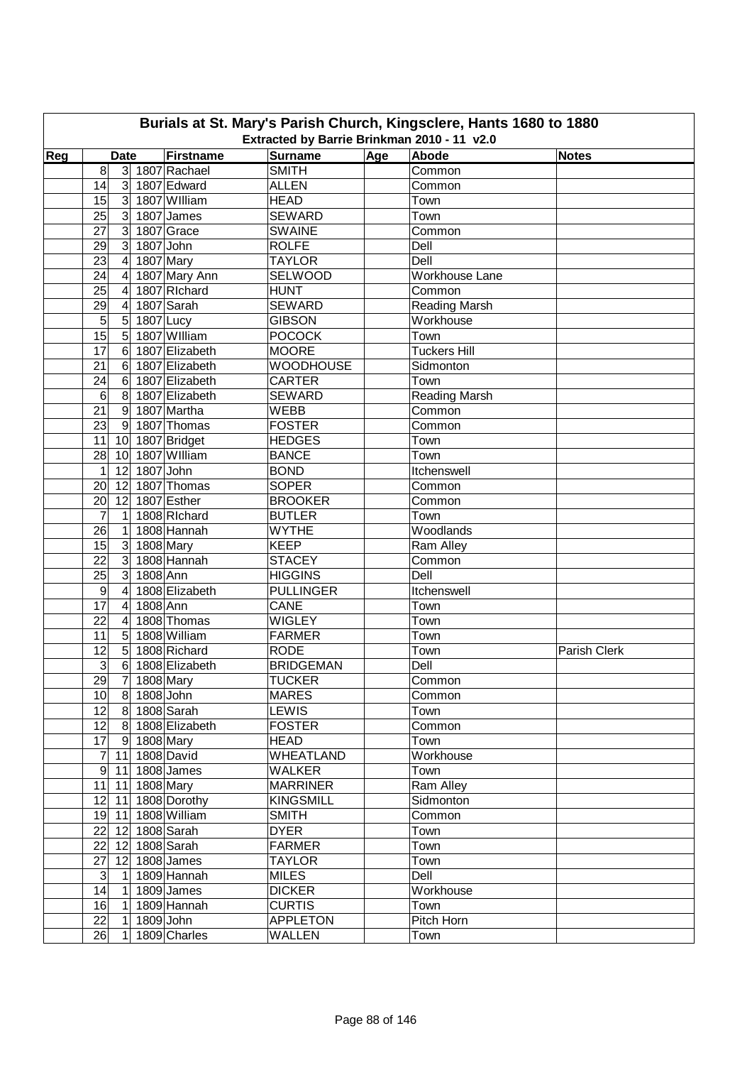# Burials at St. Mary's Parish Church, Kingsclere, Hants 1680 to 1880

## Extracted by Barrie Brinkman 2010 - 11 v2.0

| Reg | Date | | | Firstname | Surname | Age | Abode | Notes |
|---|---|---|---|---|---|---|---|---|
| | 8 | 3 | 1807 | Rachael | SMITH | | Common | |
| | 14 | 3 | 1807 | Edward | ALLEN | | Common | |
| | 15 | 3 | 1807 | WIlliam | HEAD | | Town | |
| | 25 | 3 | 1807 | James | SEWARD | | Town | |
| | 27 | 3 | 1807 | Grace | SWAINE | | Common | |
| | 29 | 3 | 1807 | John | ROLFE | | Dell | |
| | 23 | 4 | 1807 | Mary | TAYLOR | | Dell | |
| | 24 | 4 | 1807 | Mary Ann | SELWOOD | | Workhouse Lane | |
| | 25 | 4 | 1807 | RIchard | HUNT | | Common | |
| | 29 | 4 | 1807 | Sarah | SEWARD | | Reading Marsh | |
| | 5 | 5 | 1807 | Lucy | GIBSON | | Workhouse | |
| | 15 | 5 | 1807 | WIlliam | POCOCK | | Town | |
| | 17 | 6 | 1807 | Elizabeth | MOORE | | Tuckers Hill | |
| | 21 | 6 | 1807 | Elizabeth | WOODHOUSE | | Sidmonton | |
| | 24 | 6 | 1807 | Elizabeth | CARTER | | Town | |
| | 6 | 8 | 1807 | Elizabeth | SEWARD | | Reading Marsh | |
| | 21 | 9 | 1807 | Martha | WEBB | | Common | |
| | 23 | 9 | 1807 | Thomas | FOSTER | | Common | |
| | 11 | 10 | 1807 | Bridget | HEDGES | | Town | |
| | 28 | 10 | 1807 | WIlliam | BANCE | | Town | |
| | 1 | 12 | 1807 | John | BOND | | Itchenswell | |
| | 20 | 12 | 1807 | Thomas | SOPER | | Common | |
| | 20 | 12 | 1807 | Esther | BROOKER | | Common | |
| | 7 | 1 | 1808 | RIchard | BUTLER | | Town | |
| | 26 | 1 | 1808 | Hannah | WYTHE | | Woodlands | |
| | 15 | 3 | 1808 | Mary | KEEP | | Ram Alley | |
| | 22 | 3 | 1808 | Hannah | STACEY | | Common | |
| | 25 | 3 | 1808 | Ann | HIGGINS | | Dell | |
| | 9 | 4 | 1808 | Elizabeth | PULLINGER | | Itchenswell | |
| | 17 | 4 | 1808 | Ann | CANE | | Town | |
| | 22 | 4 | 1808 | Thomas | WIGLEY | | Town | |
| | 11 | 5 | 1808 | William | FARMER | | Town | |
| | 12 | 5 | 1808 | Richard | RODE | | Town | Parish Clerk |
| | 3 | 6 | 1808 | Elizabeth | BRIDGEMAN | | Dell | |
| | 29 | 7 | 1808 | Mary | TUCKER | | Common | |
| | 10 | 8 | 1808 | John | MARES | | Common | |
| | 12 | 8 | 1808 | Sarah | LEWIS | | Town | |
| | 12 | 8 | 1808 | Elizabeth | FOSTER | | Common | |
| | 17 | 9 | 1808 | Mary | HEAD | | Town | |
| | 7 | 11 | 1808 | David | WHEATLAND | | Workhouse | |
| | 9 | 11 | 1808 | James | WALKER | | Town | |
| | 11 | 11 | 1808 | Mary | MARRINER | | Ram Alley | |
| | 12 | 11 | 1808 | Dorothy | KINGSMILL | | Sidmonton | |
| | 19 | 11 | 1808 | William | SMITH | | Common | |
| | 22 | 12 | 1808 | Sarah | DYER | | Town | |
| | 22 | 12 | 1808 | Sarah | FARMER | | Town | |
| | 27 | 12 | 1808 | James | TAYLOR | | Town | |
| | 3 | 1 | 1809 | Hannah | MILES | | Dell | |
| | 14 | 1 | 1809 | James | DICKER | | Workhouse | |
| | 16 | 1 | 1809 | Hannah | CURTIS | | Town | |
| | 22 | 1 | 1809 | John | APPLETON | | Pitch Horn | |
| | 26 | 1 | 1809 | Charles | WALLEN | | Town | |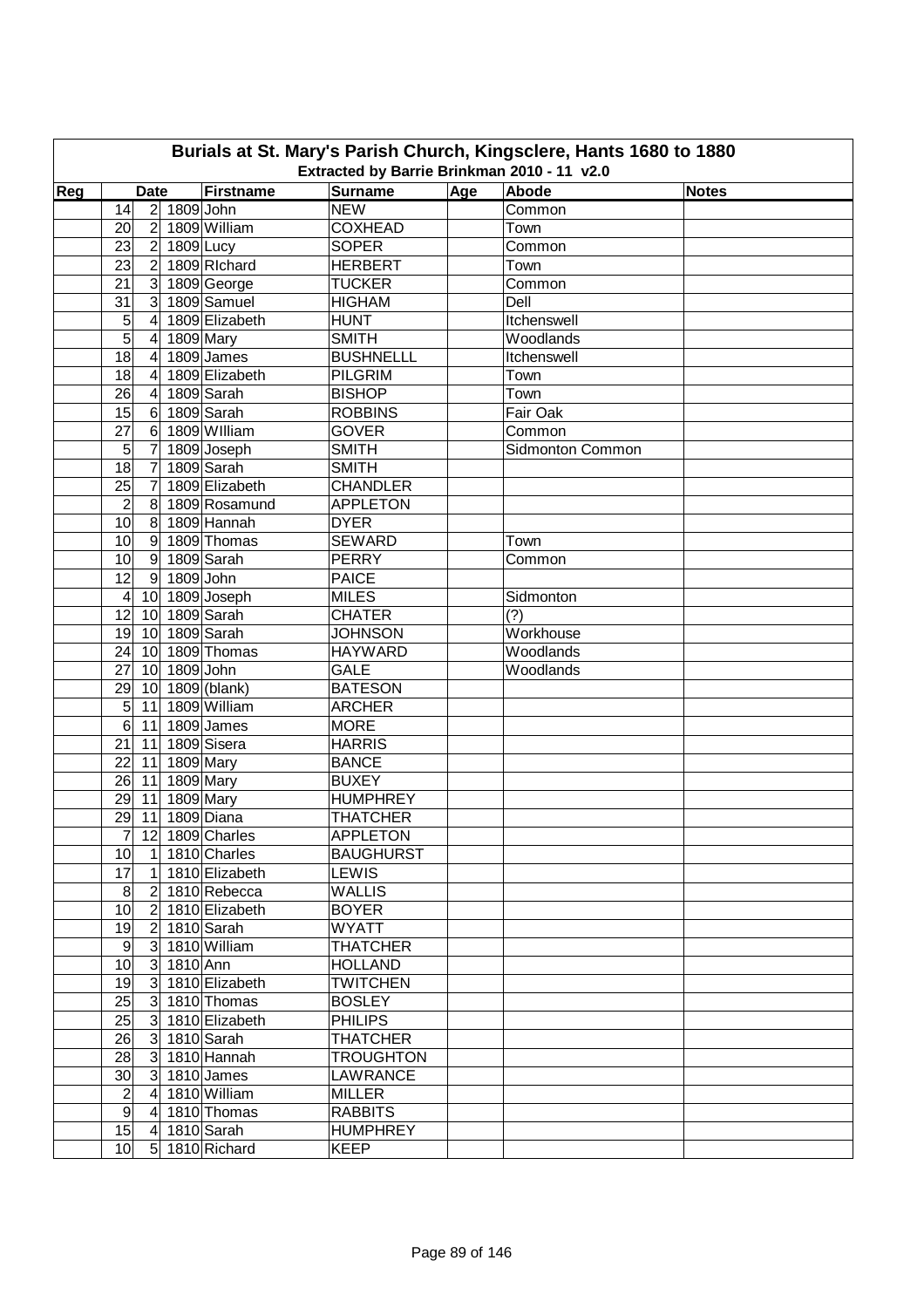# Burials at St. Mary's Parish Church, Kingsclere, Hants 1680 to 1880

## Extracted by Barrie Brinkman 2010 - 11 v2.0

| Reg | Date | | | Firstname | Surname | Age | Abode | Notes |
|---|---|---|---|---|---|---|---|---|
| | 14 | 2 | 1809 | John | NEW | | Common | |
| | 20 | 2 | 1809 | William | COXHEAD | | Town | |
| | 23 | 2 | 1809 | Lucy | SOPER | | Common | |
| | 23 | 2 | 1809 | RIchard | HERBERT | | Town | |
| | 21 | 3 | 1809 | George | TUCKER | | Common | |
| | 31 | 3 | 1809 | Samuel | HIGHAM | | Dell | |
| | 5 | 4 | 1809 | Elizabeth | HUNT | | Itchenswell | |
| | 5 | 4 | 1809 | Mary | SMITH | | Woodlands | |
| | 18 | 4 | 1809 | James | BUSHNELLL | | Itchenswell | |
| | 18 | 4 | 1809 | Elizabeth | PILGRIM | | Town | |
| | 26 | 4 | 1809 | Sarah | BISHOP | | Town | |
| | 15 | 6 | 1809 | Sarah | ROBBINS | | Fair Oak | |
| | 27 | 6 | 1809 | WIlliam | GOVER | | Common | |
| | 5 | 7 | 1809 | Joseph | SMITH | | Sidmonton Common | |
| | 18 | 7 | 1809 | Sarah | SMITH | | | |
| | 25 | 7 | 1809 | Elizabeth | CHANDLER | | | |
| | 2 | 8 | 1809 | Rosamund | APPLETON | | | |
| | 10 | 8 | 1809 | Hannah | DYER | | | |
| | 10 | 9 | 1809 | Thomas | SEWARD | | Town | |
| | 10 | 9 | 1809 | Sarah | PERRY | | Common | |
| | 12 | 9 | 1809 | John | PAICE | | | |
| | 4 | 10 | 1809 | Joseph | MILES | | Sidmonton | |
| | 12 | 10 | 1809 | Sarah | CHATER | | (?) | |
| | 19 | 10 | 1809 | Sarah | JOHNSON | | Workhouse | |
| | 24 | 10 | 1809 | Thomas | HAYWARD | | Woodlands | |
| | 27 | 10 | 1809 | John | GALE | | Woodlands | |
| | 29 | 10 | 1809 | (blank) | BATESON | | | |
| | 5 | 11 | 1809 | William | ARCHER | | | |
| | 6 | 11 | 1809 | James | MORE | | | |
| | 21 | 11 | 1809 | Sisera | HARRIS | | | |
| | 22 | 11 | 1809 | Mary | BANCE | | | |
| | 26 | 11 | 1809 | Mary | BUXEY | | | |
| | 29 | 11 | 1809 | Mary | HUMPHREY | | | |
| | 29 | 11 | 1809 | Diana | THATCHER | | | |
| | 7 | 12 | 1809 | Charles | APPLETON | | | |
| | 10 | 1 | 1810 | Charles | BAUGHURST | | | |
| | 17 | 1 | 1810 | Elizabeth | LEWIS | | | |
| | 8 | 2 | 1810 | Rebecca | WALLIS | | | |
| | 10 | 2 | 1810 | Elizabeth | BOYER | | | |
| | 19 | 2 | 1810 | Sarah | WYATT | | | |
| | 9 | 3 | 1810 | William | THATCHER | | | |
| | 10 | 3 | 1810 | Ann | HOLLAND | | | |
| | 19 | 3 | 1810 | Elizabeth | TWITCHEN | | | |
| | 25 | 3 | 1810 | Thomas | BOSLEY | | | |
| | 25 | 3 | 1810 | Elizabeth | PHILIPS | | | |
| | 26 | 3 | 1810 | Sarah | THATCHER | | | |
| | 28 | 3 | 1810 | Hannah | TROUGHTON | | | |
| | 30 | 3 | 1810 | James | LAWRANCE | | | |
| | 2 | 4 | 1810 | William | MILLER | | | |
| | 9 | 4 | 1810 | Thomas | RABBITS | | | |
| | 15 | 4 | 1810 | Sarah | HUMPHREY | | | |
| | 10 | 5 | 1810 | Richard | KEEP | | | |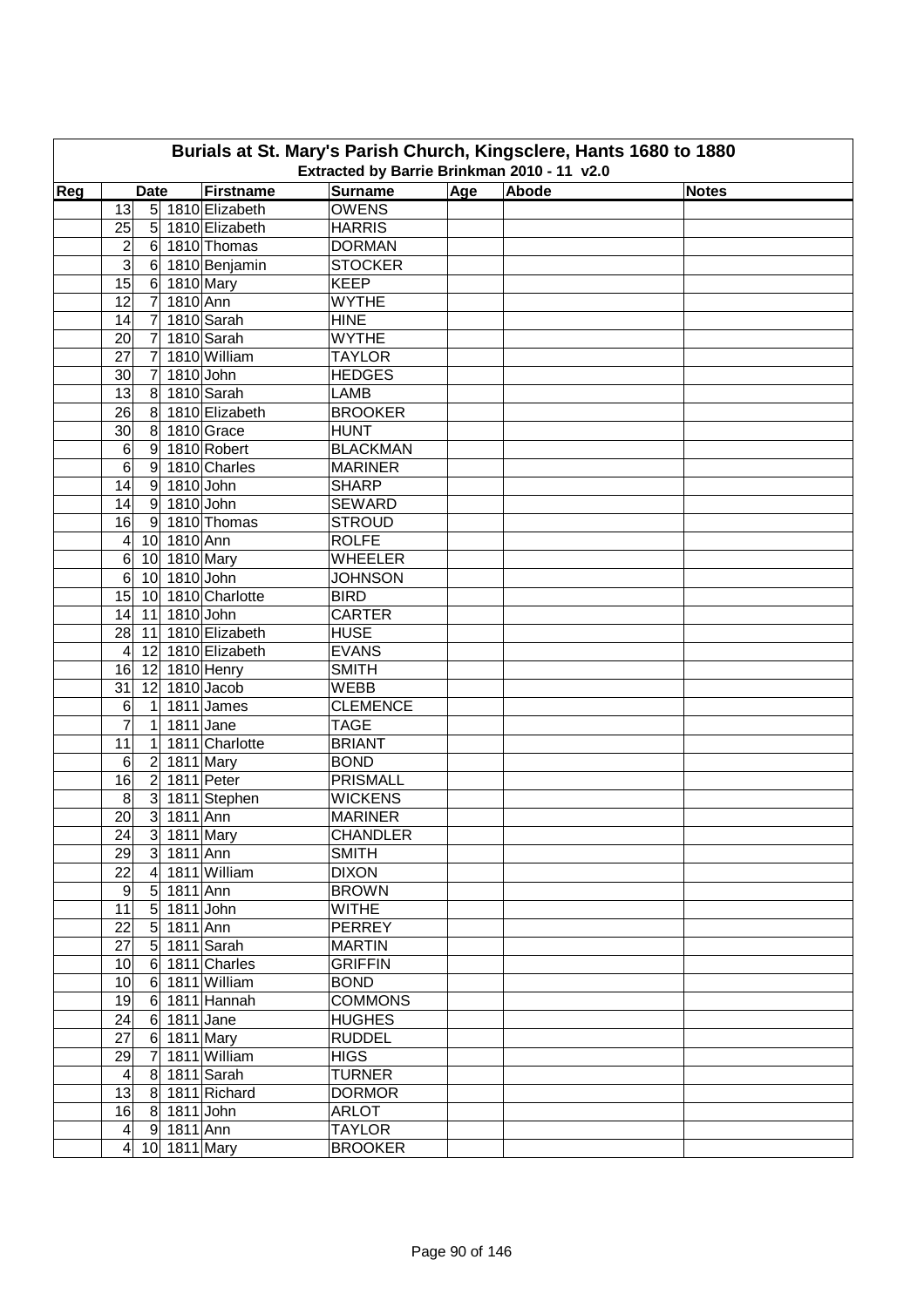# Burials at St. Mary's Parish Church, Kingsclere, Hants 1680 to 1880

## Extracted by Barrie Brinkman 2010 - 11 v2.0

| Reg | Date | | | Firstname | Surname | Age | Abode | Notes |
|---|---|---|---|---|---|---|---|---|
| | 13 | 5 | 1810 | Elizabeth | OWENS | | | |
| | 25 | 5 | 1810 | Elizabeth | HARRIS | | | |
| | 2 | 6 | 1810 | Thomas | DORMAN | | | |
| | 3 | 6 | 1810 | Benjamin | STOCKER | | | |
| | 15 | 6 | 1810 | Mary | KEEP | | | |
| | 12 | 7 | 1810 | Ann | WYTHE | | | |
| | 14 | 7 | 1810 | Sarah | HINE | | | |
| | 20 | 7 | 1810 | Sarah | WYTHE | | | |
| | 27 | 7 | 1810 | William | TAYLOR | | | |
| | 30 | 7 | 1810 | John | HEDGES | | | |
| | 13 | 8 | 1810 | Sarah | LAMB | | | |
| | 26 | 8 | 1810 | Elizabeth | BROOKER | | | |
| | 30 | 8 | 1810 | Grace | HUNT | | | |
| | 6 | 9 | 1810 | Robert | BLACKMAN | | | |
| | 6 | 9 | 1810 | Charles | MARINER | | | |
| | 14 | 9 | 1810 | John | SHARP | | | |
| | 14 | 9 | 1810 | John | SEWARD | | | |
| | 16 | 9 | 1810 | Thomas | STROUD | | | |
| | 4 | 10 | 1810 | Ann | ROLFE | | | |
| | 6 | 10 | 1810 | Mary | WHEELER | | | |
| | 6 | 10 | 1810 | John | JOHNSON | | | |
| | 15 | 10 | 1810 | Charlotte | BIRD | | | |
| | 14 | 11 | 1810 | John | CARTER | | | |
| | 28 | 11 | 1810 | Elizabeth | HUSE | | | |
| | 4 | 12 | 1810 | Elizabeth | EVANS | | | |
| | 16 | 12 | 1810 | Henry | SMITH | | | |
| | 31 | 12 | 1810 | Jacob | WEBB | | | |
| | 6 | 1 | 1811 | James | CLEMENCE | | | |
| | 7 | 1 | 1811 | Jane | TAGE | | | |
| | 11 | 1 | 1811 | Charlotte | BRIANT | | | |
| | 6 | 2 | 1811 | Mary | BOND | | | |
| | 16 | 2 | 1811 | Peter | PRISMALL | | | |
| | 8 | 3 | 1811 | Stephen | WICKENS | | | |
| | 20 | 3 | 1811 | Ann | MARINER | | | |
| | 24 | 3 | 1811 | Mary | CHANDLER | | | |
| | 29 | 3 | 1811 | Ann | SMITH | | | |
| | 22 | 4 | 1811 | William | DIXON | | | |
| | 9 | 5 | 1811 | Ann | BROWN | | | |
| | 11 | 5 | 1811 | John | WITHE | | | |
| | 22 | 5 | 1811 | Ann | PERREY | | | |
| | 27 | 5 | 1811 | Sarah | MARTIN | | | |
| | 10 | 6 | 1811 | Charles | GRIFFIN | | | |
| | 10 | 6 | 1811 | William | BOND | | | |
| | 19 | 6 | 1811 | Hannah | COMMONS | | | |
| | 24 | 6 | 1811 | Jane | HUGHES | | | |
| | 27 | 6 | 1811 | Mary | RUDDEL | | | |
| | 29 | 7 | 1811 | William | HIGS | | | |
| | 4 | 8 | 1811 | Sarah | TURNER | | | |
| | 13 | 8 | 1811 | Richard | DORMOR | | | |
| | 16 | 8 | 1811 | John | ARLOT | | | |
| | 4 | 9 | 1811 | Ann | TAYLOR | | | |
| | 4 | 10 | 1811 | Mary | BROOKER | | | |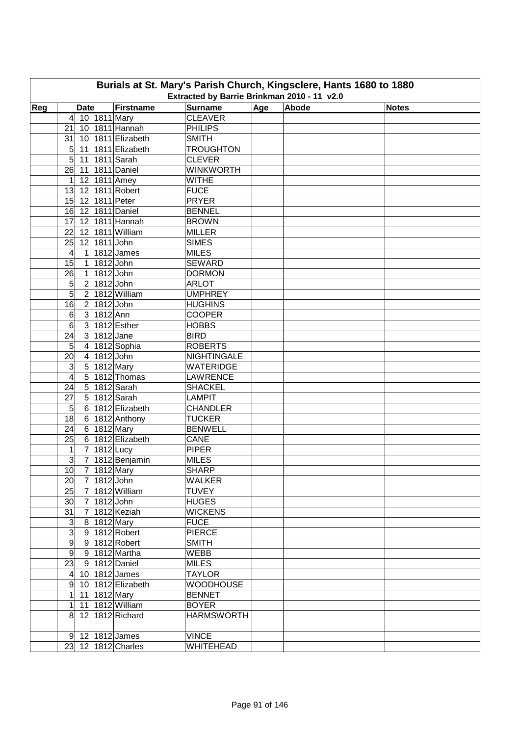# Burials at St. Mary's Parish Church, Kingsclere, Hants 1680 to 1880

## Extracted by Barrie Brinkman 2010 - 11 v2.0

| Reg | Date | | | Firstname | Surname | Age | Abode | Notes |
|---|---|---|---|---|---|---|---|---|
| | 4 | 10 | 1811 | Mary | CLEAVER | | | |
| | 21 | 10 | 1811 | Hannah | PHILIPS | | | |
| | 31 | 10 | 1811 | Elizabeth | SMITH | | | |
| | 5 | 11 | 1811 | Elizabeth | TROUGHTON | | | |
| | 5 | 11 | 1811 | Sarah | CLEVER | | | |
| | 26 | 11 | 1811 | Daniel | WINKWORTH | | | |
| | 1 | 12 | 1811 | Amey | WITHE | | | |
| | 13 | 12 | 1811 | Robert | FUCE | | | |
| | 15 | 12 | 1811 | Peter | PRYER | | | |
| | 16 | 12 | 1811 | Daniel | BENNEL | | | |
| | 17 | 12 | 1811 | Hannah | BROWN | | | |
| | 22 | 12 | 1811 | William | MILLER | | | |
| | 25 | 12 | 1811 | John | SIMES | | | |
| | 4 | 1 | 1812 | James | MILES | | | |
| | 15 | 1 | 1812 | John | SEWARD | | | |
| | 26 | 1 | 1812 | John | DORMON | | | |
| | 5 | 2 | 1812 | John | ARLOT | | | |
| | 5 | 2 | 1812 | William | UMPHREY | | | |
| | 16 | 2 | 1812 | John | HUGHINS | | | |
| | 6 | 3 | 1812 | Ann | COOPER | | | |
| | 6 | 3 | 1812 | Esther | HOBBS | | | |
| | 24 | 3 | 1812 | Jane | BIRD | | | |
| | 5 | 4 | 1812 | Sophia | ROBERTS | | | |
| | 20 | 4 | 1812 | John | NIGHTINGALE | | | |
| | 3 | 5 | 1812 | Mary | WATERIDGE | | | |
| | 4 | 5 | 1812 | Thomas | LAWRENCE | | | |
| | 24 | 5 | 1812 | Sarah | SHACKEL | | | |
| | 27 | 5 | 1812 | Sarah | LAMPIT | | | |
| | 5 | 6 | 1812 | Elizabeth | CHANDLER | | | |
| | 18 | 6 | 1812 | Anthony | TUCKER | | | |
| | 24 | 6 | 1812 | Mary | BENWELL | | | |
| | 25 | 6 | 1812 | Elizabeth | CANE | | | |
| | 1 | 7 | 1812 | Lucy | PIPER | | | |
| | 3 | 7 | 1812 | Benjamin | MILES | | | |
| | 10 | 7 | 1812 | Mary | SHARP | | | |
| | 20 | 7 | 1812 | John | WALKER | | | |
| | 25 | 7 | 1812 | William | TUVEY | | | |
| | 30 | 7 | 1812 | John | HUGES | | | |
| | 31 | 7 | 1812 | Keziah | WICKENS | | | |
| | 3 | 8 | 1812 | Mary | FUCE | | | |
| | 3 | 9 | 1812 | Robert | PIERCE | | | |
| | 9 | 9 | 1812 | Robert | SMITH | | | |
| | 9 | 9 | 1812 | Martha | WEBB | | | |
| | 23 | 9 | 1812 | Daniel | MILES | | | |
| | 4 | 10 | 1812 | James | TAYLOR | | | |
| | 9 | 10 | 1812 | Elizabeth | WOODHOUSE | | | |
| | 1 | 11 | 1812 | Mary | BENNET | | | |
| | 1 | 11 | 1812 | William | BOYER | | | |
| | 8 | 12 | 1812 | Richard | HARMSWORTH | | | |
| | 9 | 12 | 1812 | James | VINCE | | | |
| | 23 | 12 | 1812 | Charles | WHITEHEAD | | | |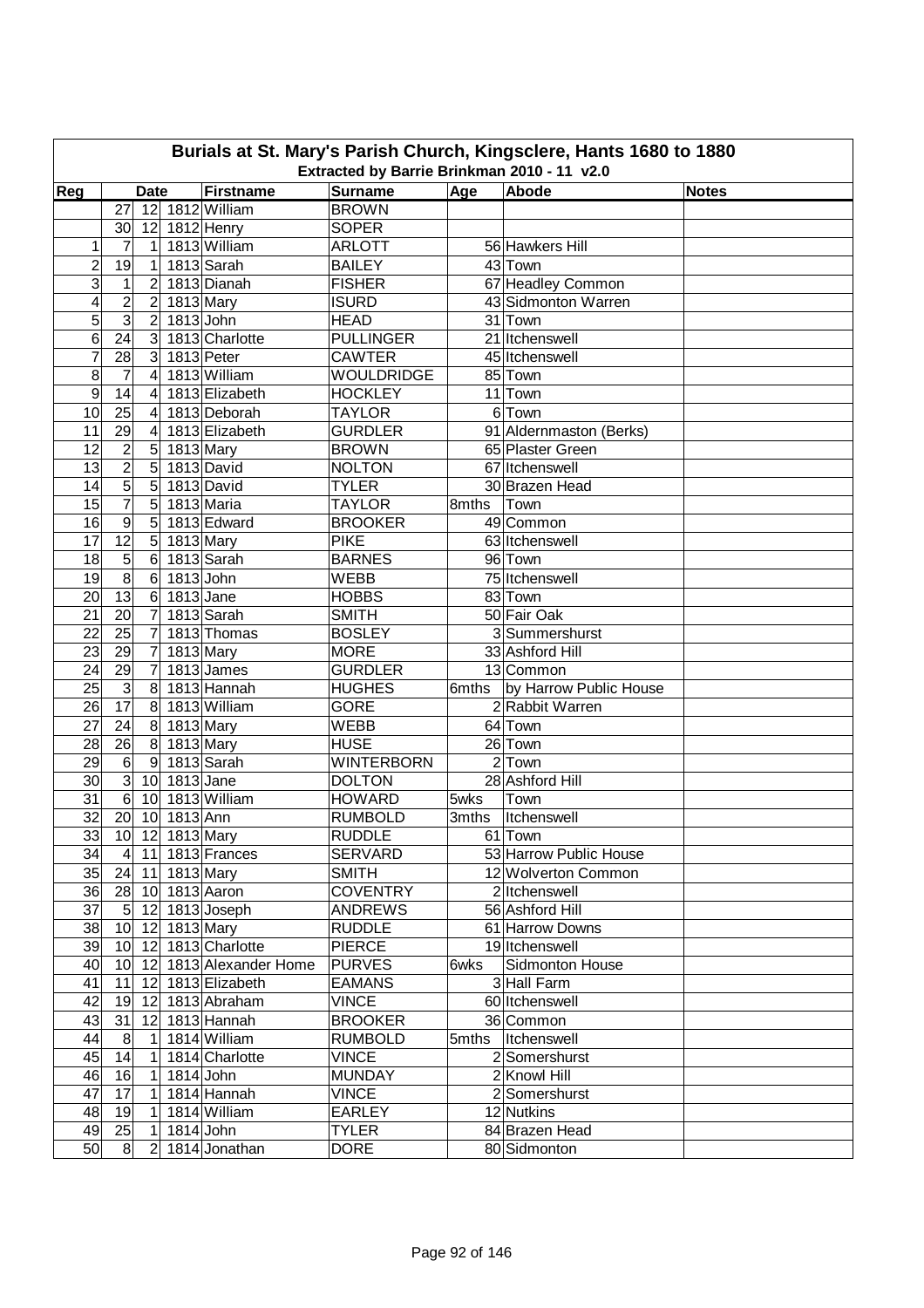# Burials at St. Mary's Parish Church, Kingsclere, Hants 1680 to 1880

## Extracted by Barrie Brinkman 2010 - 11 v2.0

| Reg | Date | | | Firstname | Surname | Age | Abode | Notes |
|---|---|---|---|---|---|---|---|---|
| | 27 | 12 | 1812 | William | BROWN | | | |
| | 30 | 12 | 1812 | Henry | SOPER | | | |
| 1 | 7 | 1 | 1813 | William | ARLOTT | 56 | Hawkers Hill | |
| 2 | 19 | 1 | 1813 | Sarah | BAILEY | 43 | Town | |
| 3 | 1 | 2 | 1813 | Dianah | FISHER | 67 | Headley Common | |
| 4 | 2 | 2 | 1813 | Mary | ISURD | 43 | Sidmonton Warren | |
| 5 | 3 | 2 | 1813 | John | HEAD | 31 | Town | |
| 6 | 24 | 3 | 1813 | Charlotte | PULLINGER | 21 | Itchenswell | |
| 7 | 28 | 3 | 1813 | Peter | CAWTER | 45 | Itchenswell | |
| 8 | 7 | 4 | 1813 | William | WOULDRIDGE | 85 | Town | |
| 9 | 14 | 4 | 1813 | Elizabeth | HOCKLEY | 11 | Town | |
| 10 | 25 | 4 | 1813 | Deborah | TAYLOR | 6 | Town | |
| 11 | 29 | 4 | 1813 | Elizabeth | GURDLER | 91 | Aldernmaston (Berks) | |
| 12 | 2 | 5 | 1813 | Mary | BROWN | 65 | Plaster Green | |
| 13 | 2 | 5 | 1813 | David | NOLTON | 67 | Itchenswell | |
| 14 | 5 | 5 | 1813 | David | TYLER | 30 | Brazen Head | |
| 15 | 7 | 5 | 1813 | Maria | TAYLOR | 8mths | Town | |
| 16 | 9 | 5 | 1813 | Edward | BROOKER | 49 | Common | |
| 17 | 12 | 5 | 1813 | Mary | PIKE | 63 | Itchenswell | |
| 18 | 5 | 6 | 1813 | Sarah | BARNES | 96 | Town | |
| 19 | 8 | 6 | 1813 | John | WEBB | 75 | Itchenswell | |
| 20 | 13 | 6 | 1813 | Jane | HOBBS | 83 | Town | |
| 21 | 20 | 7 | 1813 | Sarah | SMITH | 50 | Fair Oak | |
| 22 | 25 | 7 | 1813 | Thomas | BOSLEY | 3 | Summershurst | |
| 23 | 29 | 7 | 1813 | Mary | MORE | 33 | Ashford Hill | |
| 24 | 29 | 7 | 1813 | James | GURDLER | 13 | Common | |
| 25 | 3 | 8 | 1813 | Hannah | HUGHES | 6mths | by Harrow Public House | |
| 26 | 17 | 8 | 1813 | William | GORE | 2 | Rabbit Warren | |
| 27 | 24 | 8 | 1813 | Mary | WEBB | 64 | Town | |
| 28 | 26 | 8 | 1813 | Mary | HUSE | 26 | Town | |
| 29 | 6 | 9 | 1813 | Sarah | WINTERBORN | 2 | Town | |
| 30 | 3 | 10 | 1813 | Jane | DOLTON | 28 | Ashford Hill | |
| 31 | 6 | 10 | 1813 | William | HOWARD | 5wks | Town | |
| 32 | 20 | 10 | 1813 | Ann | RUMBOLD | 3mths | Itchenswell | |
| 33 | 10 | 12 | 1813 | Mary | RUDDLE | 61 | Town | |
| 34 | 4 | 11 | 1813 | Frances | SERVARD | 53 | Harrow Public House | |
| 35 | 24 | 11 | 1813 | Mary | SMITH | 12 | Wolverton Common | |
| 36 | 28 | 10 | 1813 | Aaron | COVENTRY | 2 | Itchenswell | |
| 37 | 5 | 12 | 1813 | Joseph | ANDREWS | 56 | Ashford Hill | |
| 38 | 10 | 12 | 1813 | Mary | RUDDLE | 61 | Harrow Downs | |
| 39 | 10 | 12 | 1813 | Charlotte | PIERCE | 19 | Itchenswell | |
| 40 | 10 | 12 | 1813 | Alexander Home | PURVES | 6wks | Sidmonton House | |
| 41 | 11 | 12 | 1813 | Elizabeth | EAMANS | 3 | Hall Farm | |
| 42 | 19 | 12 | 1813 | Abraham | VINCE | 60 | Itchenswell | |
| 43 | 31 | 12 | 1813 | Hannah | BROOKER | 36 | Common | |
| 44 | 8 | 1 | 1814 | William | RUMBOLD | 5mths | Itchenswell | |
| 45 | 14 | 1 | 1814 | Charlotte | VINCE | 2 | Somershurst | |
| 46 | 16 | 1 | 1814 | John | MUNDAY | 2 | Knowl Hill | |
| 47 | 17 | 1 | 1814 | Hannah | VINCE | 2 | Somershurst | |
| 48 | 19 | 1 | 1814 | William | EARLEY | 12 | Nutkins | |
| 49 | 25 | 1 | 1814 | John | TYLER | 84 | Brazen Head | |
| 50 | 8 | 2 | 1814 | Jonathan | DORE | 80 | Sidmonton | |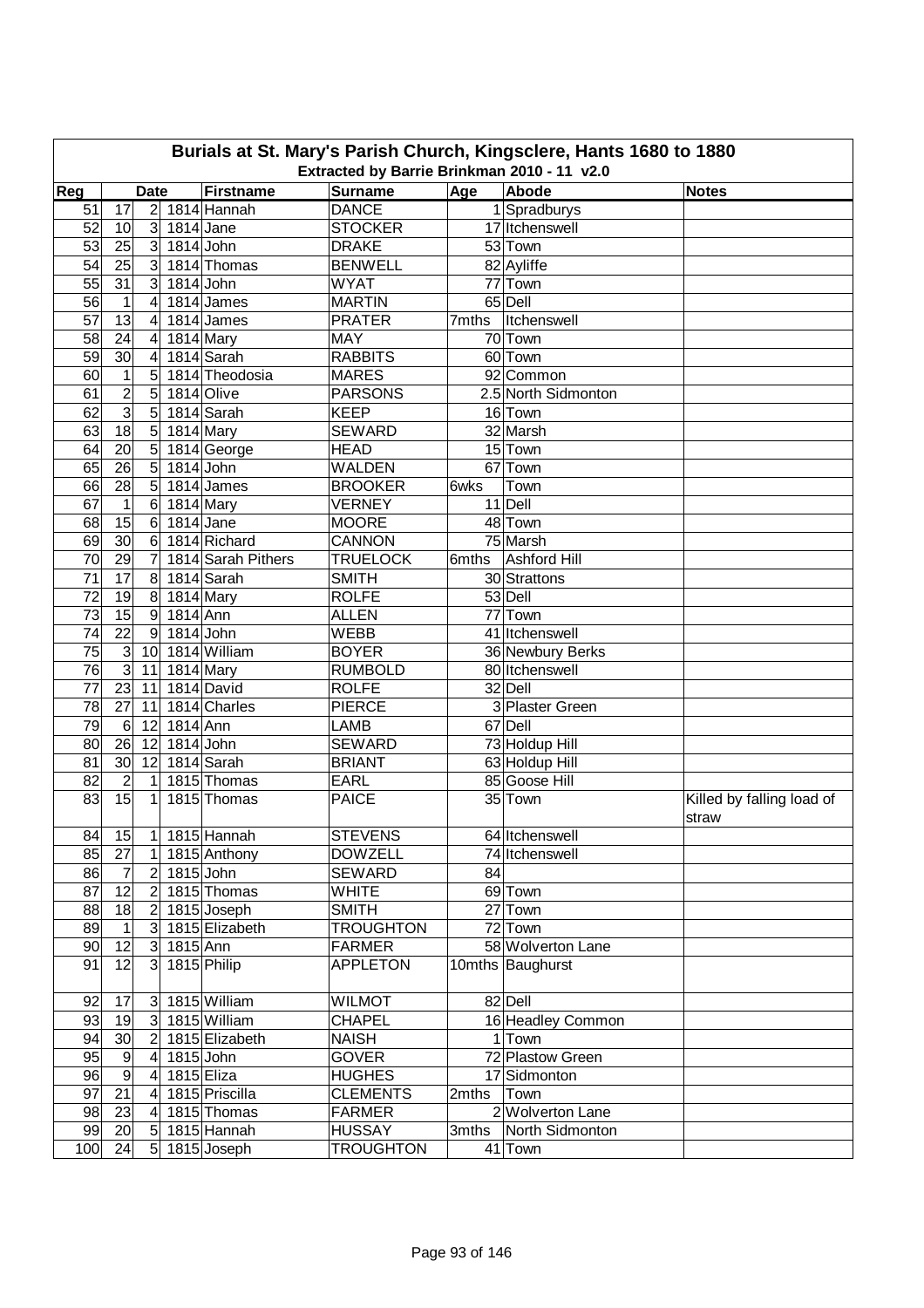# Burials at St. Mary's Parish Church, Kingsclere, Hants 1680 to 1880

## Extracted by Barrie Brinkman 2010 - 11 v2.0

| Reg | Date | | | Firstname | Surname | Age | Abode | Notes |
|---|---|---|---|---|---|---|---|---|
| 51 | 17 | 2 | 1814 | Hannah | DANCE | 1 | Spradburys | |
| 52 | 10 | 3 | 1814 | Jane | STOCKER | 17 | Itchenswell | |
| 53 | 25 | 3 | 1814 | John | DRAKE | 53 | Town | |
| 54 | 25 | 3 | 1814 | Thomas | BENWELL | 82 | Ayliffe | |
| 55 | 31 | 3 | 1814 | John | WYAT | 77 | Town | |
| 56 | 1 | 4 | 1814 | James | MARTIN | 65 | Dell | |
| 57 | 13 | 4 | 1814 | James | PRATER | 7mths | Itchenswell | |
| 58 | 24 | 4 | 1814 | Mary | MAY | 70 | Town | |
| 59 | 30 | 4 | 1814 | Sarah | RABBITS | 60 | Town | |
| 60 | 1 | 5 | 1814 | Theodosia | MARES | 92 | Common | |
| 61 | 2 | 5 | 1814 | Olive | PARSONS | 2.5 | North Sidmonton | |
| 62 | 3 | 5 | 1814 | Sarah | KEEP | 16 | Town | |
| 63 | 18 | 5 | 1814 | Mary | SEWARD | 32 | Marsh | |
| 64 | 20 | 5 | 1814 | George | HEAD | 15 | Town | |
| 65 | 26 | 5 | 1814 | John | WALDEN | 67 | Town | |
| 66 | 28 | 5 | 1814 | James | BROOKER | 6wks | Town | |
| 67 | 1 | 6 | 1814 | Mary | VERNEY | 11 | Dell | |
| 68 | 15 | 6 | 1814 | Jane | MOORE | 48 | Town | |
| 69 | 30 | 6 | 1814 | Richard | CANNON | 75 | Marsh | |
| 70 | 29 | 7 | 1814 | Sarah Pithers | TRUELOCK | 6mths | Ashford Hill | |
| 71 | 17 | 8 | 1814 | Sarah | SMITH | 30 | Strattons | |
| 72 | 19 | 8 | 1814 | Mary | ROLFE | 53 | Dell | |
| 73 | 15 | 9 | 1814 | Ann | ALLEN | 77 | Town | |
| 74 | 22 | 9 | 1814 | John | WEBB | 41 | Itchenswell | |
| 75 | 3 | 10 | 1814 | William | BOYER | 36 | Newbury Berks | |
| 76 | 3 | 11 | 1814 | Mary | RUMBOLD | 80 | Itchenswell | |
| 77 | 23 | 11 | 1814 | David | ROLFE | 32 | Dell | |
| 78 | 27 | 11 | 1814 | Charles | PIERCE | 3 | Plaster Green | |
| 79 | 6 | 12 | 1814 | Ann | LAMB | 67 | Dell | |
| 80 | 26 | 12 | 1814 | John | SEWARD | 73 | Holdup Hill | |
| 81 | 30 | 12 | 1814 | Sarah | BRIANT | 63 | Holdup Hill | |
| 82 | 2 | 1 | 1815 | Thomas | EARL | 85 | Goose Hill | |
| 83 | 15 | 1 | 1815 | Thomas | PAICE | 35 | Town | Killed by falling load of straw |
| 84 | 15 | 1 | 1815 | Hannah | STEVENS | 64 | Itchenswell | |
| 85 | 27 | 1 | 1815 | Anthony | DOWZELL | 74 | Itchenswell | |
| 86 | 7 | 2 | 1815 | John | SEWARD | 84 | | |
| 87 | 12 | 2 | 1815 | Thomas | WHITE | 69 | Town | |
| 88 | 18 | 2 | 1815 | Joseph | SMITH | 27 | Town | |
| 89 | 1 | 3 | 1815 | Elizabeth | TROUGHTON | 72 | Town | |
| 90 | 12 | 3 | 1815 | Ann | FARMER | 58 | Wolverton Lane | |
| 91 | 12 | 3 | 1815 | Philip | APPLETON | 10mths | Baughurst | |
| 92 | 17 | 3 | 1815 | William | WILMOT | 82 | Dell | |
| 93 | 19 | 3 | 1815 | William | CHAPEL | 16 | Headley Common | |
| 94 | 30 | 2 | 1815 | Elizabeth | NAISH | 1 | Town | |
| 95 | 9 | 4 | 1815 | John | GOVER | 72 | Plastow Green | |
| 96 | 9 | 4 | 1815 | Eliza | HUGHES | 17 | Sidmonton | |
| 97 | 21 | 4 | 1815 | Priscilla | CLEMENTS | 2mths | Town | |
| 98 | 23 | 4 | 1815 | Thomas | FARMER | 2 | Wolverton Lane | |
| 99 | 20 | 5 | 1815 | Hannah | HUSSAY | 3mths | North Sidmonton | |
| 100 | 24 | 5 | 1815 | Joseph | TROUGHTON | 41 | Town | |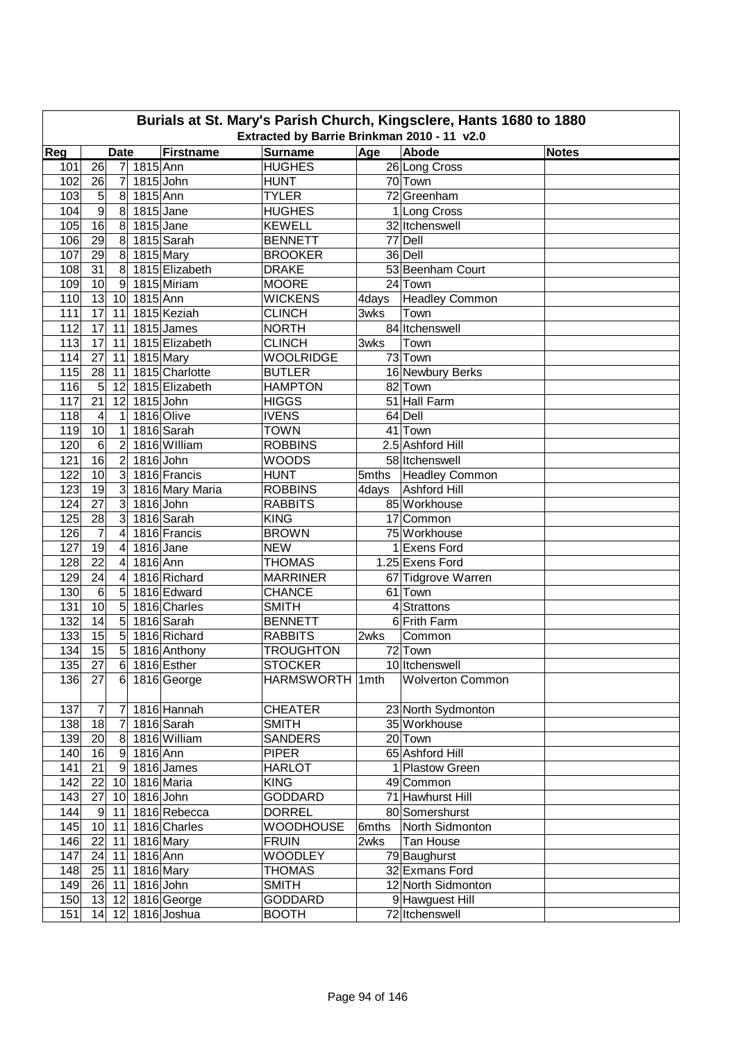# Burials at St. Mary's Parish Church, Kingsclere, Hants 1680 to 1880

## Extracted by Barrie Brinkman 2010 - 11 v2.0

| Reg | Date | | | Firstname | Surname | Age | Abode | Notes |
|---|---|---|---|---|---|---|---|---|
| 101 | 26 | 7 | 1815 | Ann | HUGHES | 26 | Long Cross | |
| 102 | 26 | 7 | 1815 | John | HUNT | 70 | Town | |
| 103 | 5 | 8 | 1815 | Ann | TYLER | 72 | Greenham | |
| 104 | 9 | 8 | 1815 | Jane | HUGHES | 1 | Long Cross | |
| 105 | 16 | 8 | 1815 | Jane | KEWELL | 32 | Itchenswell | |
| 106 | 29 | 8 | 1815 | Sarah | BENNETT | 77 | Dell | |
| 107 | 29 | 8 | 1815 | Mary | BROOKER | 36 | Dell | |
| 108 | 31 | 8 | 1815 | Elizabeth | DRAKE | 53 | Beenham Court | |
| 109 | 10 | 9 | 1815 | Miriam | MOORE | 24 | Town | |
| 110 | 13 | 10 | 1815 | Ann | WICKENS | 4days | Headley Common | |
| 111 | 17 | 11 | 1815 | Keziah | CLINCH | 3wks | Town | |
| 112 | 17 | 11 | 1815 | James | NORTH | 84 | Itchenswell | |
| 113 | 17 | 11 | 1815 | Elizabeth | CLINCH | 3wks | Town | |
| 114 | 27 | 11 | 1815 | Mary | WOOLRIDGE | 73 | Town | |
| 115 | 28 | 11 | 1815 | Charlotte | BUTLER | 16 | Newbury Berks | |
| 116 | 5 | 12 | 1815 | Elizabeth | HAMPTON | 82 | Town | |
| 117 | 21 | 12 | 1815 | John | HIGGS | 51 | Hall Farm | |
| 118 | 4 | 1 | 1816 | Olive | IVENS | 64 | Dell | |
| 119 | 10 | 1 | 1816 | Sarah | TOWN | 41 | Town | |
| 120 | 6 | 2 | 1816 | WIlliam | ROBBINS | 2.5 | Ashford Hill | |
| 121 | 16 | 2 | 1816 | John | WOODS | 58 | Itchenswell | |
| 122 | 10 | 3 | 1816 | Francis | HUNT | 5mths | Headley Common | |
| 123 | 19 | 3 | 1816 | Mary Maria | ROBBINS | 4days | Ashford Hill | |
| 124 | 27 | 3 | 1816 | John | RABBITS | 85 | Workhouse | |
| 125 | 28 | 3 | 1816 | Sarah | KING | 17 | Common | |
| 126 | 7 | 4 | 1816 | Francis | BROWN | 75 | Workhouse | |
| 127 | 19 | 4 | 1816 | Jane | NEW | 1 | Exens Ford | |
| 128 | 22 | 4 | 1816 | Ann | THOMAS | 1.25 | Exens Ford | |
| 129 | 24 | 4 | 1816 | Richard | MARRINER | 67 | Tidgrove Warren | |
| 130 | 6 | 5 | 1816 | Edward | CHANCE | 61 | Town | |
| 131 | 10 | 5 | 1816 | Charles | SMITH | 4 | Strattons | |
| 132 | 14 | 5 | 1816 | Sarah | BENNETT | 6 | Frith Farm | |
| 133 | 15 | 5 | 1816 | Richard | RABBITS | 2wks | Common | |
| 134 | 15 | 5 | 1816 | Anthony | TROUGHTON | 72 | Town | |
| 135 | 27 | 6 | 1816 | Esther | STOCKER | 10 | Itchenswell | |
| 136 | 27 | 6 | 1816 | George | HARMSWORTH | 1mth | Wolverton Common | |
| 137 | 7 | 7 | 1816 | Hannah | CHEATER | 23 | North Sydmonton | |
| 138 | 18 | 7 | 1816 | Sarah | SMITH | 35 | Workhouse | |
| 139 | 20 | 8 | 1816 | William | SANDERS | 20 | Town | |
| 140 | 16 | 9 | 1816 | Ann | PIPER | 65 | Ashford Hill | |
| 141 | 21 | 9 | 1816 | James | HARLOT | 1 | Plastow Green | |
| 142 | 22 | 10 | 1816 | Maria | KING | 49 | Common | |
| 143 | 27 | 10 | 1816 | John | GODDARD | 71 | Hawhurst Hill | |
| 144 | 9 | 11 | 1816 | Rebecca | DORREL | 80 | Somershurst | |
| 145 | 10 | 11 | 1816 | Charles | WOODHOUSE | 6mths | North Sidmonton | |
| 146 | 22 | 11 | 1816 | Mary | FRUIN | 2wks | Tan House | |
| 147 | 24 | 11 | 1816 | Ann | WOODLEY | 79 | Baughurst | |
| 148 | 25 | 11 | 1816 | Mary | THOMAS | 32 | Exmans Ford | |
| 149 | 26 | 11 | 1816 | John | SMITH | 12 | North Sidmonton | |
| 150 | 13 | 12 | 1816 | George | GODDARD | 9 | Hawguest Hill | |
| 151 | 14 | 12 | 1816 | Joshua | BOOTH | 72 | Itchenswell | |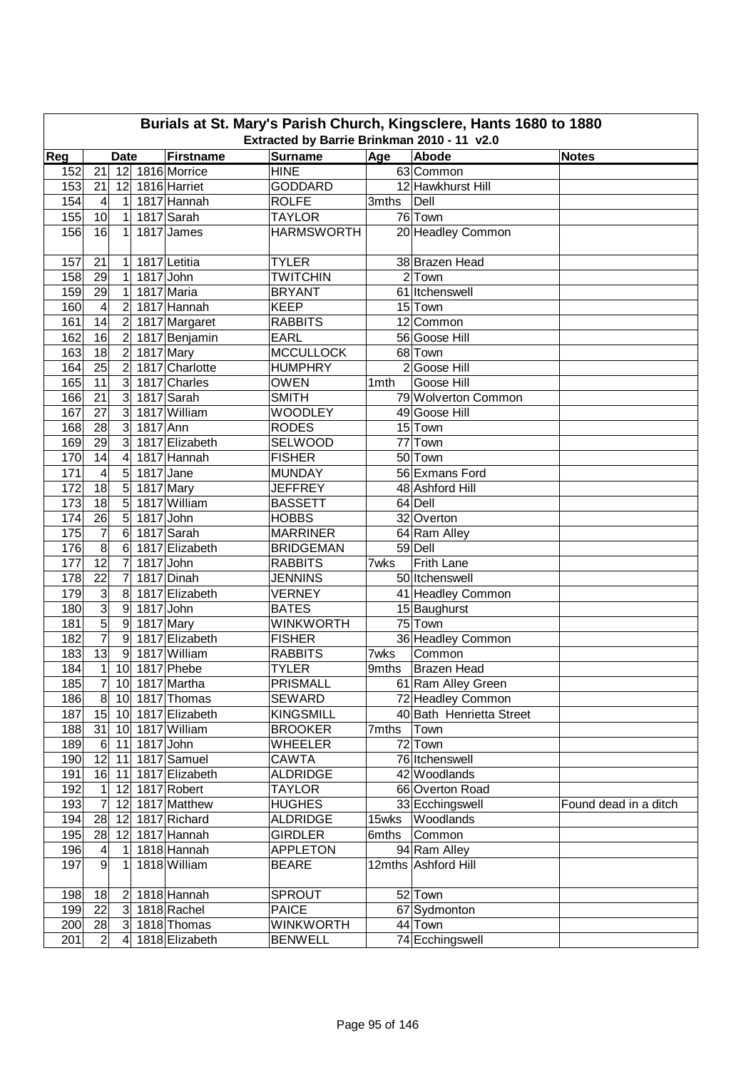# Burials at St. Mary's Parish Church, Kingsclere, Hants 1680 to 1880

## Extracted by Barrie Brinkman 2010 - 11 v2.0

| Reg | Date | | | Firstname | Surname | Age | Abode | Notes |
|---|---|---|---|---|---|---|---|---|
| 152 | 21 | 12 | 1816 | Morrice | HINE | 63 | Common | |
| 153 | 21 | 12 | 1816 | Harriet | GODDARD | 12 | Hawkhurst Hill | |
| 154 | 4 | 1 | 1817 | Hannah | ROLFE | 3mths | Dell | |
| 155 | 10 | 1 | 1817 | Sarah | TAYLOR | 76 | Town | |
| 156 | 16 | 1 | 1817 | James | HARMSWORTH | 20 | Headley Common | |
| 157 | 21 | 1 | 1817 | Letitia | TYLER | 38 | Brazen Head | |
| 158 | 29 | 1 | 1817 | John | TWITCHIN | 2 | Town | |
| 159 | 29 | 1 | 1817 | Maria | BRYANT | 61 | Itchenswell | |
| 160 | 4 | 2 | 1817 | Hannah | KEEP | 15 | Town | |
| 161 | 14 | 2 | 1817 | Margaret | RABBITS | 12 | Common | |
| 162 | 16 | 2 | 1817 | Benjamin | EARL | 56 | Goose Hill | |
| 163 | 18 | 2 | 1817 | Mary | MCCULLOCK | 68 | Town | |
| 164 | 25 | 2 | 1817 | Charlotte | HUMPHRY | 2 | Goose Hill | |
| 165 | 11 | 3 | 1817 | Charles | OWEN | 1mth | Goose Hill | |
| 166 | 21 | 3 | 1817 | Sarah | SMITH | 79 | Wolverton Common | |
| 167 | 27 | 3 | 1817 | William | WOODLEY | 49 | Goose Hill | |
| 168 | 28 | 3 | 1817 | Ann | RODES | 15 | Town | |
| 169 | 29 | 3 | 1817 | Elizabeth | SELWOOD | 77 | Town | |
| 170 | 14 | 4 | 1817 | Hannah | FISHER | 50 | Town | |
| 171 | 4 | 5 | 1817 | Jane | MUNDAY | 56 | Exmans Ford | |
| 172 | 18 | 5 | 1817 | Mary | JEFFREY | 48 | Ashford Hill | |
| 173 | 18 | 5 | 1817 | William | BASSETT | 64 | Dell | |
| 174 | 26 | 5 | 1817 | John | HOBBS | 32 | Overton | |
| 175 | 7 | 6 | 1817 | Sarah | MARRINER | 64 | Ram Alley | |
| 176 | 8 | 6 | 1817 | Elizabeth | BRIDGEMAN | 59 | Dell | |
| 177 | 12 | 7 | 1817 | John | RABBITS | 7wks | Frith Lane | |
| 178 | 22 | 7 | 1817 | Dinah | JENNINS | 50 | Itchenswell | |
| 179 | 3 | 8 | 1817 | Elizabeth | VERNEY | 41 | Headley Common | |
| 180 | 3 | 9 | 1817 | John | BATES | 15 | Baughurst | |
| 181 | 5 | 9 | 1817 | Mary | WINKWORTH | 75 | Town | |
| 182 | 7 | 9 | 1817 | Elizabeth | FISHER | 36 | Headley Common | |
| 183 | 13 | 9 | 1817 | William | RABBITS | 7wks | Common | |
| 184 | 1 | 10 | 1817 | Phebe | TYLER | 9mths | Brazen Head | |
| 185 | 7 | 10 | 1817 | Martha | PRISMALL | 61 | Ram Alley Green | |
| 186 | 8 | 10 | 1817 | Thomas | SEWARD | 72 | Headley Common | |
| 187 | 15 | 10 | 1817 | Elizabeth | KINGSMILL | 40 | Bath Henrietta Street | |
| 188 | 31 | 10 | 1817 | William | BROOKER | 7mths | Town | |
| 189 | 6 | 11 | 1817 | John | WHEELER | 72 | Town | |
| 190 | 12 | 11 | 1817 | Samuel | CAWTA | 76 | Itchenswell | |
| 191 | 16 | 11 | 1817 | Elizabeth | ALDRIDGE | 42 | Woodlands | |
| 192 | 1 | 12 | 1817 | Robert | TAYLOR | 66 | Overton Road | |
| 193 | 7 | 12 | 1817 | Matthew | HUGHES | 33 | Ecchingswell | Found dead in a ditch |
| 194 | 28 | 12 | 1817 | Richard | ALDRIDGE | 15wks | Woodlands | |
| 195 | 28 | 12 | 1817 | Hannah | GIRDLER | 6mths | Common | |
| 196 | 4 | 1 | 1818 | Hannah | APPLETON | 94 | Ram Alley | |
| 197 | 9 | 1 | 1818 | William | BEARE | 12mths | Ashford Hill | |
| 198 | 18 | 2 | 1818 | Hannah | SPROUT | 52 | Town | |
| 199 | 22 | 3 | 1818 | Rachel | PAICE | 67 | Sydmonton | |
| 200 | 28 | 3 | 1818 | Thomas | WINKWORTH | 44 | Town | |
| 201 | 2 | 4 | 1818 | Elizabeth | BENWELL | 74 | Ecchingswell | |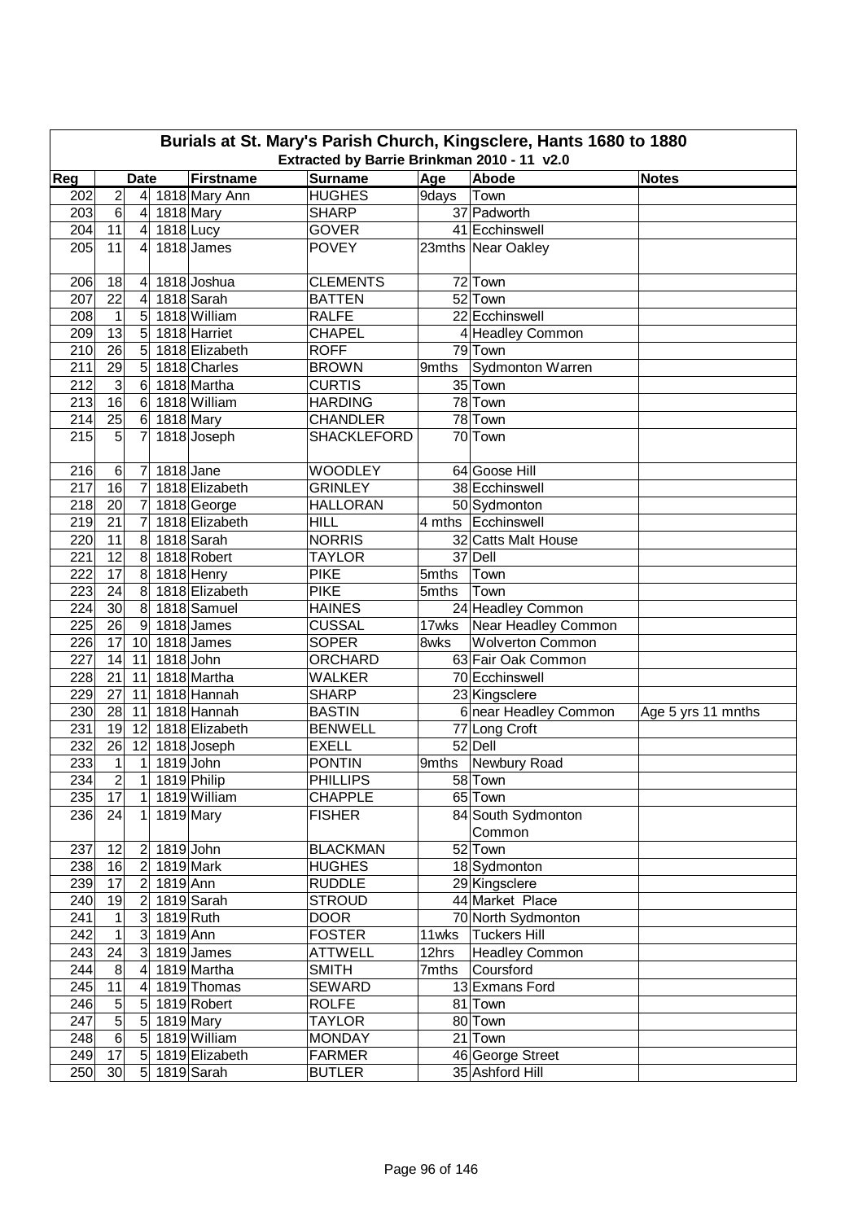# Burials at St. Mary's Parish Church, Kingsclere, Hants 1680 to 1880

## Extracted by Barrie Brinkman 2010 - 11 v2.0

| Reg | Date | | | Firstname | Surname | Age | Abode | Notes |
|---|---|---|---|---|---|---|---|---|
| 202 | 2 | 4 | 1818 | Mary Ann | HUGHES | 9days | Town | |
| 203 | 6 | 4 | 1818 | Mary | SHARP | 37 | Padworth | |
| 204 | 11 | 4 | 1818 | Lucy | GOVER | 41 | Ecchinswell | |
| 205 | 11 | 4 | 1818 | James | POVEY | 23mths | Near Oakley | |
| 206 | 18 | 4 | 1818 | Joshua | CLEMENTS | 72 | Town | |
| 207 | 22 | 4 | 1818 | Sarah | BATTEN | 52 | Town | |
| 208 | 1 | 5 | 1818 | William | RALFE | 22 | Ecchinswell | |
| 209 | 13 | 5 | 1818 | Harriet | CHAPEL | 4 | Headley Common | |
| 210 | 26 | 5 | 1818 | Elizabeth | ROFF | 79 | Town | |
| 211 | 29 | 5 | 1818 | Charles | BROWN | 9mths | Sydmonton Warren | |
| 212 | 3 | 6 | 1818 | Martha | CURTIS | 35 | Town | |
| 213 | 16 | 6 | 1818 | William | HARDING | 78 | Town | |
| 214 | 25 | 6 | 1818 | Mary | CHANDLER | 78 | Town | |
| 215 | 5 | 7 | 1818 | Joseph | SHACKLEFORD | 70 | Town | |
| 216 | 6 | 7 | 1818 | Jane | WOODLEY | 64 | Goose Hill | |
| 217 | 16 | 7 | 1818 | Elizabeth | GRINLEY | 38 | Ecchinswell | |
| 218 | 20 | 7 | 1818 | George | HALLORAN | 50 | Sydmonton | |
| 219 | 21 | 7 | 1818 | Elizabeth | HILL | 4 mths | Ecchinswell | |
| 220 | 11 | 8 | 1818 | Sarah | NORRIS | 32 | Catts Malt House | |
| 221 | 12 | 8 | 1818 | Robert | TAYLOR | 37 | Dell | |
| 222 | 17 | 8 | 1818 | Henry | PIKE | 5mths | Town | |
| 223 | 24 | 8 | 1818 | Elizabeth | PIKE | 5mths | Town | |
| 224 | 30 | 8 | 1818 | Samuel | HAINES | 24 | Headley Common | |
| 225 | 26 | 9 | 1818 | James | CUSSAL | 17wks | Near Headley Common | |
| 226 | 17 | 10 | 1818 | James | SOPER | 8wks | Wolverton Common | |
| 227 | 14 | 11 | 1818 | John | ORCHARD | 63 | Fair Oak Common | |
| 228 | 21 | 11 | 1818 | Martha | WALKER | 70 | Ecchinswell | |
| 229 | 27 | 11 | 1818 | Hannah | SHARP | 23 | Kingsclere | |
| 230 | 28 | 11 | 1818 | Hannah | BASTIN | 6 | near Headley Common | Age 5 yrs 11 mnths |
| 231 | 19 | 12 | 1818 | Elizabeth | BENWELL | 77 | Long Croft | |
| 232 | 26 | 12 | 1818 | Joseph | EXELL | 52 | Dell | |
| 233 | 1 | 1 | 1819 | John | PONTIN | 9mths | Newbury Road | |
| 234 | 2 | 1 | 1819 | Philip | PHILLIPS | 58 | Town | |
| 235 | 17 | 1 | 1819 | William | CHAPPLE | 65 | Town | |
| 236 | 24 | 1 | 1819 | Mary | FISHER | 84 | South Sydmonton Common | |
| 237 | 12 | 2 | 1819 | John | BLACKMAN | 52 | Town | |
| 238 | 16 | 2 | 1819 | Mark | HUGHES | 18 | Sydmonton | |
| 239 | 17 | 2 | 1819 | Ann | RUDDLE | 29 | Kingsclere | |
| 240 | 19 | 2 | 1819 | Sarah | STROUD | 44 | Market Place | |
| 241 | 1 | 3 | 1819 | Ruth | DOOR | 70 | North Sydmonton | |
| 242 | 1 | 3 | 1819 | Ann | FOSTER | 11wks | Tuckers Hill | |
| 243 | 24 | 3 | 1819 | James | ATTWELL | 12hrs | Headley Common | |
| 244 | 8 | 4 | 1819 | Martha | SMITH | 7mths | Coursford | |
| 245 | 11 | 4 | 1819 | Thomas | SEWARD | 13 | Exmans Ford | |
| 246 | 5 | 5 | 1819 | Robert | ROLFE | 81 | Town | |
| 247 | 5 | 5 | 1819 | Mary | TAYLOR | 80 | Town | |
| 248 | 6 | 5 | 1819 | William | MONDAY | 21 | Town | |
| 249 | 17 | 5 | 1819 | Elizabeth | FARMER | 46 | George Street | |
| 250 | 30 | 5 | 1819 | Sarah | BUTLER | 35 | Ashford Hill | |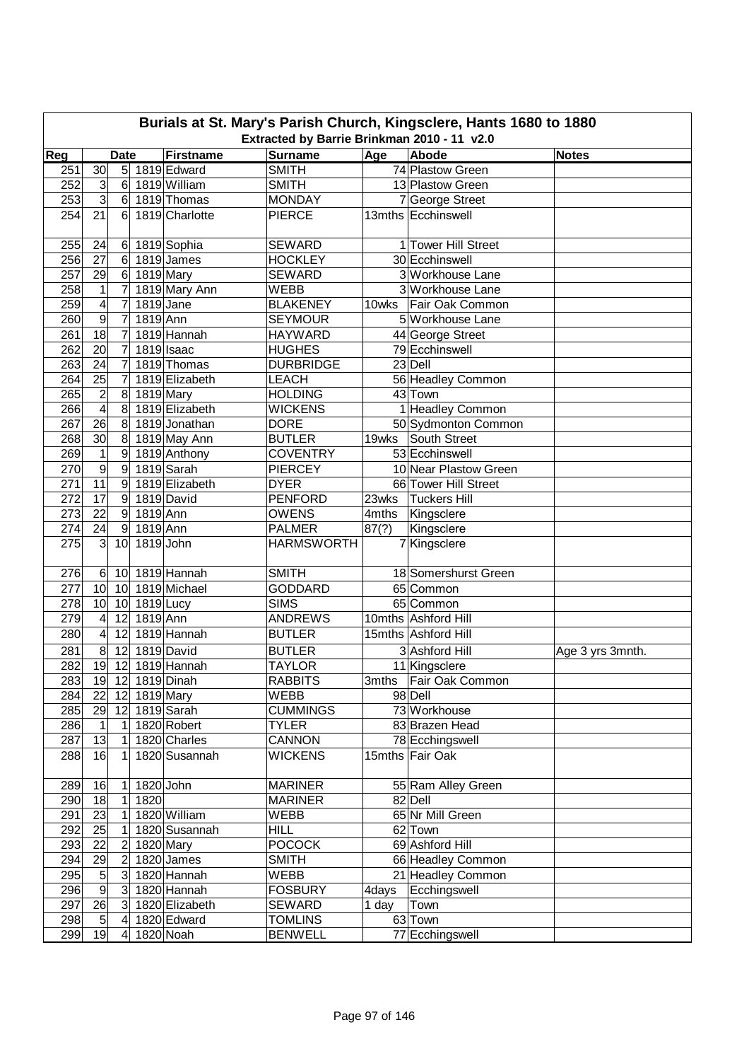# Burials at St. Mary's Parish Church, Kingsclere, Hants 1680 to 1880

## Extracted by Barrie Brinkman 2010 - 11 v2.0

| Reg | Date | | | Firstname | Surname | Age | Abode | Notes |
|---|---|---|---|---|---|---|---|---|
| 251 | 30 | 5 | 1819 | Edward | SMITH | 74 | Plastow Green | |
| 252 | 3 | 6 | 1819 | William | SMITH | 13 | Plastow Green | |
| 253 | 3 | 6 | 1819 | Thomas | MONDAY | 7 | George Street | |
| 254 | 21 | 6 | 1819 | Charlotte | PIERCE | 13mths | Ecchinswell | |
| 255 | 24 | 6 | 1819 | Sophia | SEWARD | 1 | Tower Hill Street | |
| 256 | 27 | 6 | 1819 | James | HOCKLEY | 30 | Ecchinswell | |
| 257 | 29 | 6 | 1819 | Mary | SEWARD | 3 | Workhouse Lane | |
| 258 | 1 | 7 | 1819 | Mary Ann | WEBB | 3 | Workhouse Lane | |
| 259 | 4 | 7 | 1819 | Jane | BLAKENEY | 10wks | Fair Oak Common | |
| 260 | 9 | 7 | 1819 | Ann | SEYMOUR | 5 | Workhouse Lane | |
| 261 | 18 | 7 | 1819 | Hannah | HAYWARD | 44 | George Street | |
| 262 | 20 | 7 | 1819 | Isaac | HUGHES | 79 | Ecchinswell | |
| 263 | 24 | 7 | 1819 | Thomas | DURBRIDGE | 23 | Dell | |
| 264 | 25 | 7 | 1819 | Elizabeth | LEACH | 56 | Headley Common | |
| 265 | 2 | 8 | 1819 | Mary | HOLDING | 43 | Town | |
| 266 | 4 | 8 | 1819 | Elizabeth | WICKENS | 1 | Headley Common | |
| 267 | 26 | 8 | 1819 | Jonathan | DORE | 50 | Sydmonton Common | |
| 268 | 30 | 8 | 1819 | May Ann | BUTLER | 19wks | South Street | |
| 269 | 1 | 9 | 1819 | Anthony | COVENTRY | 53 | Ecchinswell | |
| 270 | 9 | 9 | 1819 | Sarah | PIERCEY | 10 | Near Plastow Green | |
| 271 | 11 | 9 | 1819 | Elizabeth | DYER | 66 | Tower Hill Street | |
| 272 | 17 | 9 | 1819 | David | PENFORD | 23wks | Tuckers Hill | |
| 273 | 22 | 9 | 1819 | Ann | OWENS | 4mths | Kingsclere | |
| 274 | 24 | 9 | 1819 | Ann | PALMER | 87(?) | Kingsclere | |
| 275 | 3 | 10 | 1819 | John | HARMSWORTH | 7 | Kingsclere | |
| 276 | 6 | 10 | 1819 | Hannah | SMITH | 18 | Somershurst Green | |
| 277 | 10 | 10 | 1819 | Michael | GODDARD | 65 | Common | |
| 278 | 10 | 10 | 1819 | Lucy | SIMS | 65 | Common | |
| 279 | 4 | 12 | 1819 | Ann | ANDREWS | 10mths | Ashford Hill | |
| 280 | 4 | 12 | 1819 | Hannah | BUTLER | 15mths | Ashford Hill | |
| 281 | 8 | 12 | 1819 | David | BUTLER | 3 | Ashford Hill | Age 3 yrs 3mnth. |
| 282 | 19 | 12 | 1819 | Hannah | TAYLOR | 11 | Kingsclere | |
| 283 | 19 | 12 | 1819 | Dinah | RABBITS | 3mths | Fair Oak Common | |
| 284 | 22 | 12 | 1819 | Mary | WEBB | 98 | Dell | |
| 285 | 29 | 12 | 1819 | Sarah | CUMMINGS | 73 | Workhouse | |
| 286 | 1 | 1 | 1820 | Robert | TYLER | 83 | Brazen Head | |
| 287 | 13 | 1 | 1820 | Charles | CANNON | 78 | Ecchingswell | |
| 288 | 16 | 1 | 1820 | Susannah | WICKENS | 15mths | Fair Oak | |
| 289 | 16 | 1 | 1820 | John | MARINER | 55 | Ram Alley Green | |
| 290 | 18 | 1 | 1820 | | MARINER | 82 | Dell | |
| 291 | 23 | 1 | 1820 | William | WEBB | 65 | Nr Mill Green | |
| 292 | 25 | 1 | 1820 | Susannah | HILL | 62 | Town | |
| 293 | 22 | 2 | 1820 | Mary | POCOCK | 69 | Ashford Hill | |
| 294 | 29 | 2 | 1820 | James | SMITH | 66 | Headley Common | |
| 295 | 5 | 3 | 1820 | Hannah | WEBB | 21 | Headley Common | |
| 296 | 9 | 3 | 1820 | Hannah | FOSBURY | 4days | Ecchingswell | |
| 297 | 26 | 3 | 1820 | Elizabeth | SEWARD | 1 day | Town | |
| 298 | 5 | 4 | 1820 | Edward | TOMLINS | 63 | Town | |
| 299 | 19 | 4 | 1820 | Noah | BENWELL | 77 | Ecchingswell | |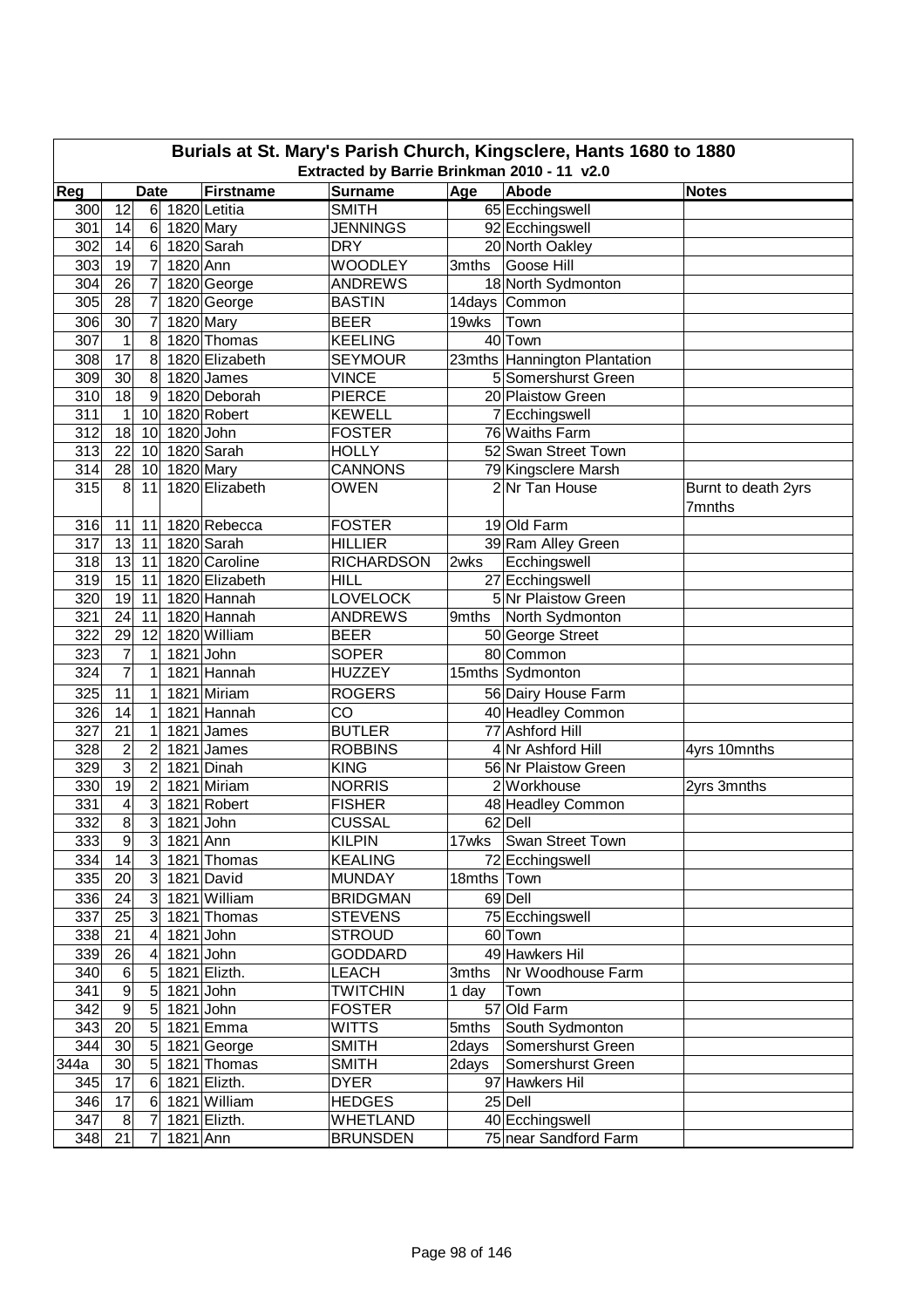# Burials at St. Mary's Parish Church, Kingsclere, Hants 1680 to 1880

## Extracted by Barrie Brinkman 2010 - 11 v2.0

| Reg | Date | | | Firstname | Surname | Age | Abode | Notes |
|---|---|---|---|---|---|---|---|---|
| 300 | 12 | 6 | 1820 | Letitia | SMITH | 65 | Ecchingswell | |
| 301 | 14 | 6 | 1820 | Mary | JENNINGS | 92 | Ecchingswell | |
| 302 | 14 | 6 | 1820 | Sarah | DRY | 20 | North Oakley | |
| 303 | 19 | 7 | 1820 | Ann | WOODLEY | 3mths | Goose Hill | |
| 304 | 26 | 7 | 1820 | George | ANDREWS | 18 | North Sydmonton | |
| 305 | 28 | 7 | 1820 | George | BASTIN | 14days | Common | |
| 306 | 30 | 7 | 1820 | Mary | BEER | 19wks | Town | |
| 307 | 1 | 8 | 1820 | Thomas | KEELING | 40 | Town | |
| 308 | 17 | 8 | 1820 | Elizabeth | SEYMOUR | 23mths | Hannington Plantation | |
| 309 | 30 | 8 | 1820 | James | VINCE | 5 | Somershurst Green | |
| 310 | 18 | 9 | 1820 | Deborah | PIERCE | 20 | Plaistow Green | |
| 311 | 1 | 10 | 1820 | Robert | KEWELL | 7 | Ecchingswell | |
| 312 | 18 | 10 | 1820 | John | FOSTER | 76 | Waiths Farm | |
| 313 | 22 | 10 | 1820 | Sarah | HOLLY | 52 | Swan Street Town | |
| 314 | 28 | 10 | 1820 | Mary | CANNONS | 79 | Kingsclere Marsh | |
| 315 | 8 | 11 | 1820 | Elizabeth | OWEN | 2 | Nr Tan House | Burnt to death 2yrs 7mnths |
| 316 | 11 | 11 | 1820 | Rebecca | FOSTER | 19 | Old Farm | |
| 317 | 13 | 11 | 1820 | Sarah | HILLIER | 39 | Ram Alley Green | |
| 318 | 13 | 11 | 1820 | Caroline | RICHARDSON | 2wks | Ecchingswell | |
| 319 | 15 | 11 | 1820 | Elizabeth | HILL | 27 | Ecchingswell | |
| 320 | 19 | 11 | 1820 | Hannah | LOVELOCK | 5 | Nr Plaistow Green | |
| 321 | 24 | 11 | 1820 | Hannah | ANDREWS | 9mths | North Sydmonton | |
| 322 | 29 | 12 | 1820 | William | BEER | 50 | George Street | |
| 323 | 7 | 1 | 1821 | John | SOPER | 80 | Common | |
| 324 | 7 | 1 | 1821 | Hannah | HUZZEY | 15mths | Sydmonton | |
| 325 | 11 | 1 | 1821 | Miriam | ROGERS | 56 | Dairy House Farm | |
| 326 | 14 | 1 | 1821 | Hannah | CO | 40 | Headley Common | |
| 327 | 21 | 1 | 1821 | James | BUTLER | 77 | Ashford Hill | |
| 328 | 2 | 2 | 1821 | James | ROBBINS | 4 | Nr Ashford Hill | 4yrs 10mnths |
| 329 | 3 | 2 | 1821 | Dinah | KING | 56 | Nr Plaistow Green | |
| 330 | 19 | 2 | 1821 | Miriam | NORRIS | 2 | Workhouse | 2yrs 3mnths |
| 331 | 4 | 3 | 1821 | Robert | FISHER | 48 | Headley Common | |
| 332 | 8 | 3 | 1821 | John | CUSSAL | 62 | Dell | |
| 333 | 9 | 3 | 1821 | Ann | KILPIN | 17wks | Swan Street Town | |
| 334 | 14 | 3 | 1821 | Thomas | KEALING | 72 | Ecchingswell | |
| 335 | 20 | 3 | 1821 | David | MUNDAY | 18mths | Town | |
| 336 | 24 | 3 | 1821 | William | BRIDGMAN | 69 | Dell | |
| 337 | 25 | 3 | 1821 | Thomas | STEVENS | 75 | Ecchingswell | |
| 338 | 21 | 4 | 1821 | John | STROUD | 60 | Town | |
| 339 | 26 | 4 | 1821 | John | GODDARD | 49 | Hawkers Hil | |
| 340 | 6 | 5 | 1821 | Elizth. | LEACH | 3mths | Nr Woodhouse Farm | |
| 341 | 9 | 5 | 1821 | John | TWITCHIN | 1 day | Town | |
| 342 | 9 | 5 | 1821 | John | FOSTER | 57 | Old Farm | |
| 343 | 20 | 5 | 1821 | Emma | WITTS | 5mths | South Sydmonton | |
| 344 | 30 | 5 | 1821 | George | SMITH | 2days | Somershurst Green | |
| 344a | 30 | 5 | 1821 | Thomas | SMITH | 2days | Somershurst Green | |
| 345 | 17 | 6 | 1821 | Elizth. | DYER | 97 | Hawkers Hil | |
| 346 | 17 | 6 | 1821 | William | HEDGES | 25 | Dell | |
| 347 | 8 | 7 | 1821 | Elizth. | WHETLAND | 40 | Ecchingswell | |
| 348 | 21 | 7 | 1821 | Ann | BRUNSDEN | 75 | near Sandford Farm | |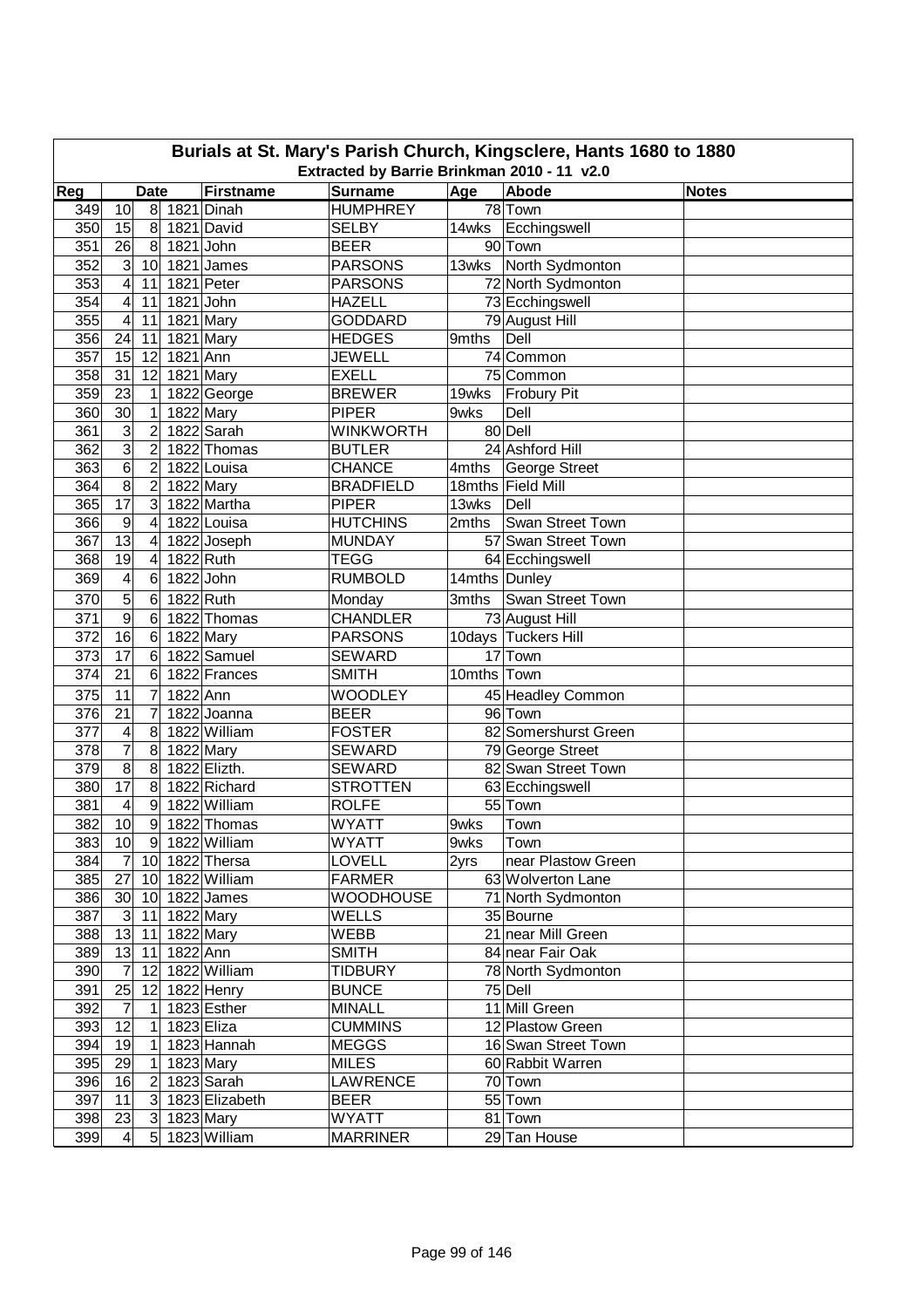# Burials at St. Mary's Parish Church, Kingsclere, Hants 1680 to 1880

## Extracted by Barrie Brinkman 2010 - 11 v2.0

| Reg | Date | | | Firstname | Surname | Age | Abode | Notes |
|---|---|---|---|---|---|---|---|---|
| 349 | 10 | 8 | 1821 | Dinah | HUMPHREY | 78 | Town | |
| 350 | 15 | 8 | 1821 | David | SELBY | 14wks | Ecchingswell | |
| 351 | 26 | 8 | 1821 | John | BEER | 90 | Town | |
| 352 | 3 | 10 | 1821 | James | PARSONS | 13wks | North Sydmonton | |
| 353 | 4 | 11 | 1821 | Peter | PARSONS | 72 | North Sydmonton | |
| 354 | 4 | 11 | 1821 | John | HAZELL | 73 | Ecchingswell | |
| 355 | 4 | 11 | 1821 | Mary | GODDARD | 79 | August Hill | |
| 356 | 24 | 11 | 1821 | Mary | HEDGES | 9mths | Dell | |
| 357 | 15 | 12 | 1821 | Ann | JEWELL | 74 | Common | |
| 358 | 31 | 12 | 1821 | Mary | EXELL | 75 | Common | |
| 359 | 23 | 1 | 1822 | George | BREWER | 19wks | Frobury Pit | |
| 360 | 30 | 1 | 1822 | Mary | PIPER | 9wks | Dell | |
| 361 | 3 | 2 | 1822 | Sarah | WINKWORTH | 80 | Dell | |
| 362 | 3 | 2 | 1822 | Thomas | BUTLER | 24 | Ashford Hill | |
| 363 | 6 | 2 | 1822 | Louisa | CHANCE | 4mths | George Street | |
| 364 | 8 | 2 | 1822 | Mary | BRADFIELD | 18mths | Field Mill | |
| 365 | 17 | 3 | 1822 | Martha | PIPER | 13wks | Dell | |
| 366 | 9 | 4 | 1822 | Louisa | HUTCHINS | 2mths | Swan Street Town | |
| 367 | 13 | 4 | 1822 | Joseph | MUNDAY | 57 | Swan Street Town | |
| 368 | 19 | 4 | 1822 | Ruth | TEGG | 64 | Ecchingswell | |
| 369 | 4 | 6 | 1822 | John | RUMBOLD | 14mths | Dunley | |
| 370 | 5 | 6 | 1822 | Ruth | Monday | 3mths | Swan Street Town | |
| 371 | 9 | 6 | 1822 | Thomas | CHANDLER | 73 | August Hill | |
| 372 | 16 | 6 | 1822 | Mary | PARSONS | 10days | Tuckers Hill | |
| 373 | 17 | 6 | 1822 | Samuel | SEWARD | 17 | Town | |
| 374 | 21 | 6 | 1822 | Frances | SMITH | 10mths | Town | |
| 375 | 11 | 7 | 1822 | Ann | WOODLEY | 45 | Headley Common | |
| 376 | 21 | 7 | 1822 | Joanna | BEER | 96 | Town | |
| 377 | 4 | 8 | 1822 | William | FOSTER | 82 | Somershurst Green | |
| 378 | 7 | 8 | 1822 | Mary | SEWARD | 79 | George Street | |
| 379 | 8 | 8 | 1822 | Elizth. | SEWARD | 82 | Swan Street Town | |
| 380 | 17 | 8 | 1822 | Richard | STROTTEN | 63 | Ecchingswell | |
| 381 | 4 | 9 | 1822 | William | ROLFE | 55 | Town | |
| 382 | 10 | 9 | 1822 | Thomas | WYATT | 9wks | Town | |
| 383 | 10 | 9 | 1822 | William | WYATT | 9wks | Town | |
| 384 | 7 | 10 | 1822 | Thersa | LOVELL | 2yrs | near Plastow Green | |
| 385 | 27 | 10 | 1822 | William | FARMER | 63 | Wolverton Lane | |
| 386 | 30 | 10 | 1822 | James | WOODHOUSE | 71 | North Sydmonton | |
| 387 | 3 | 11 | 1822 | Mary | WELLS | 35 | Bourne | |
| 388 | 13 | 11 | 1822 | Mary | WEBB | 21 | near Mill Green | |
| 389 | 13 | 11 | 1822 | Ann | SMITH | 84 | near Fair Oak | |
| 390 | 7 | 12 | 1822 | William | TIDBURY | 78 | North Sydmonton | |
| 391 | 25 | 12 | 1822 | Henry | BUNCE | 75 | Dell | |
| 392 | 7 | 1 | 1823 | Esther | MINALL | 11 | Mill Green | |
| 393 | 12 | 1 | 1823 | Eliza | CUMMINS | 12 | Plastow Green | |
| 394 | 19 | 1 | 1823 | Hannah | MEGGS | 16 | Swan Street Town | |
| 395 | 29 | 1 | 1823 | Mary | MILES | 60 | Rabbit Warren | |
| 396 | 16 | 2 | 1823 | Sarah | LAWRENCE | 70 | Town | |
| 397 | 11 | 3 | 1823 | Elizabeth | BEER | 55 | Town | |
| 398 | 23 | 3 | 1823 | Mary | WYATT | 81 | Town | |
| 399 | 4 | 5 | 1823 | William | MARRINER | 29 | Tan House | |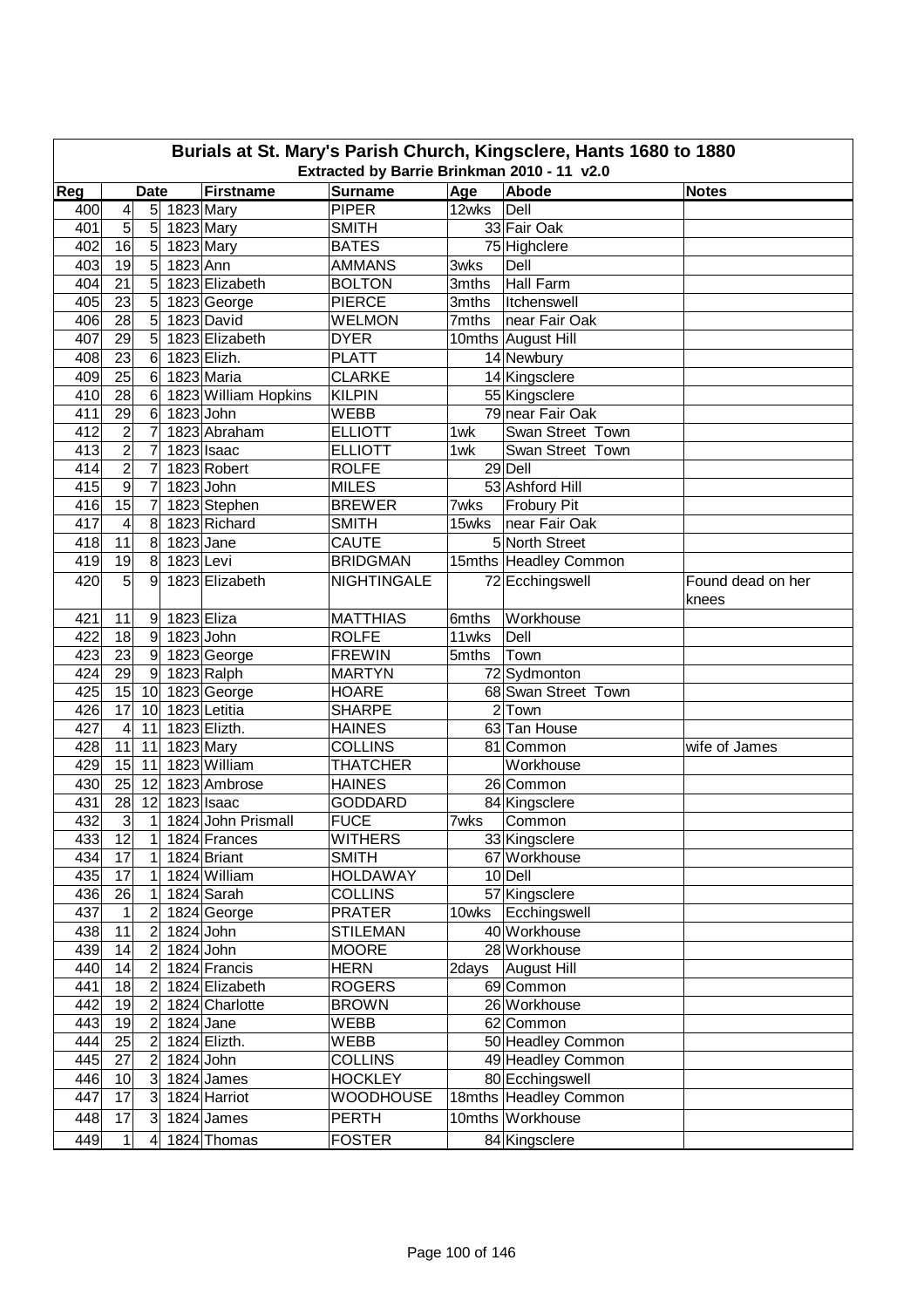# Burials at St. Mary's Parish Church, Kingsclere, Hants 1680 to 1880

Extracted by Barrie Brinkman 2010 - 11 v2.0

| Reg | Date | | | Firstname | Surname | Age | Abode | Notes |
|---|---|---|---|---|---|---|---|---|
| 400 | 4 | 5 | 1823 | Mary | PIPER | 12wks | Dell | |
| 401 | 5 | 5 | 1823 | Mary | SMITH | 33 | Fair Oak | |
| 402 | 16 | 5 | 1823 | Mary | BATES | 75 | Highclere | |
| 403 | 19 | 5 | 1823 | Ann | AMMANS | 3wks | Dell | |
| 404 | 21 | 5 | 1823 | Elizabeth | BOLTON | 3mths | Hall Farm | |
| 405 | 23 | 5 | 1823 | George | PIERCE | 3mths | Itchenswell | |
| 406 | 28 | 5 | 1823 | David | WELMON | 7mths | near Fair Oak | |
| 407 | 29 | 5 | 1823 | Elizabeth | DYER | 10mths | August Hill | |
| 408 | 23 | 6 | 1823 | Elizh. | PLATT | 14 | Newbury | |
| 409 | 25 | 6 | 1823 | Maria | CLARKE | 14 | Kingsclere | |
| 410 | 28 | 6 | 1823 | William Hopkins | KILPIN | 55 | Kingsclere | |
| 411 | 29 | 6 | 1823 | John | WEBB | 79 | near Fair Oak | |
| 412 | 2 | 7 | 1823 | Abraham | ELLIOTT | 1wk | Swan Street Town | |
| 413 | 2 | 7 | 1823 | Isaac | ELLIOTT | 1wk | Swan Street Town | |
| 414 | 2 | 7 | 1823 | Robert | ROLFE | 29 | Dell | |
| 415 | 9 | 7 | 1823 | John | MILES | 53 | Ashford Hill | |
| 416 | 15 | 7 | 1823 | Stephen | BREWER | 7wks | Frobury Pit | |
| 417 | 4 | 8 | 1823 | Richard | SMITH | 15wks | near Fair Oak | |
| 418 | 11 | 8 | 1823 | Jane | CAUTE | 5 | North Street | |
| 419 | 19 | 8 | 1823 | Levi | BRIDGMAN | 15mths | Headley Common | |
| 420 | 5 | 9 | 1823 | Elizabeth | NIGHTINGALE | 72 | Ecchingswell | Found dead on her knees |
| 421 | 11 | 9 | 1823 | Eliza | MATTHIAS | 6mths | Workhouse | |
| 422 | 18 | 9 | 1823 | John | ROLFE | 11wks | Dell | |
| 423 | 23 | 9 | 1823 | George | FREWIN | 5mths | Town | |
| 424 | 29 | 9 | 1823 | Ralph | MARTYN | 72 | Sydmonton | |
| 425 | 15 | 10 | 1823 | George | HOARE | 68 | Swan Street Town | |
| 426 | 17 | 10 | 1823 | Letitia | SHARPE | 2 | Town | |
| 427 | 4 | 11 | 1823 | Elizth. | HAINES | 63 | Tan House | |
| 428 | 11 | 11 | 1823 | Mary | COLLINS | 81 | Common | wife of James |
| 429 | 15 | 11 | 1823 | William | THATCHER | | Workhouse | |
| 430 | 25 | 12 | 1823 | Ambrose | HAINES | 26 | Common | |
| 431 | 28 | 12 | 1823 | Isaac | GODDARD | 84 | Kingsclere | |
| 432 | 3 | 1 | 1824 | John Prismall | FUCE | 7wks | Common | |
| 433 | 12 | 1 | 1824 | Frances | WITHERS | 33 | Kingsclere | |
| 434 | 17 | 1 | 1824 | Briant | SMITH | 67 | Workhouse | |
| 435 | 17 | 1 | 1824 | William | HOLDAWAY | 10 | Dell | |
| 436 | 26 | 1 | 1824 | Sarah | COLLINS | 57 | Kingsclere | |
| 437 | 1 | 2 | 1824 | George | PRATER | 10wks | Ecchingswell | |
| 438 | 11 | 2 | 1824 | John | STILEMAN | 40 | Workhouse | |
| 439 | 14 | 2 | 1824 | John | MOORE | 28 | Workhouse | |
| 440 | 14 | 2 | 1824 | Francis | HERN | 2days | August Hill | |
| 441 | 18 | 2 | 1824 | Elizabeth | ROGERS | 69 | Common | |
| 442 | 19 | 2 | 1824 | Charlotte | BROWN | 26 | Workhouse | |
| 443 | 19 | 2 | 1824 | Jane | WEBB | 62 | Common | |
| 444 | 25 | 2 | 1824 | Elizth. | WEBB | 50 | Headley Common | |
| 445 | 27 | 2 | 1824 | John | COLLINS | 49 | Headley Common | |
| 446 | 10 | 3 | 1824 | James | HOCKLEY | 80 | Ecchingswell | |
| 447 | 17 | 3 | 1824 | Harriot | WOODHOUSE | 18mths | Headley Common | |
| 448 | 17 | 3 | 1824 | James | PERTH | 10mths | Workhouse | |
| 449 | 1 | 4 | 1824 | Thomas | FOSTER | 84 | Kingsclere | |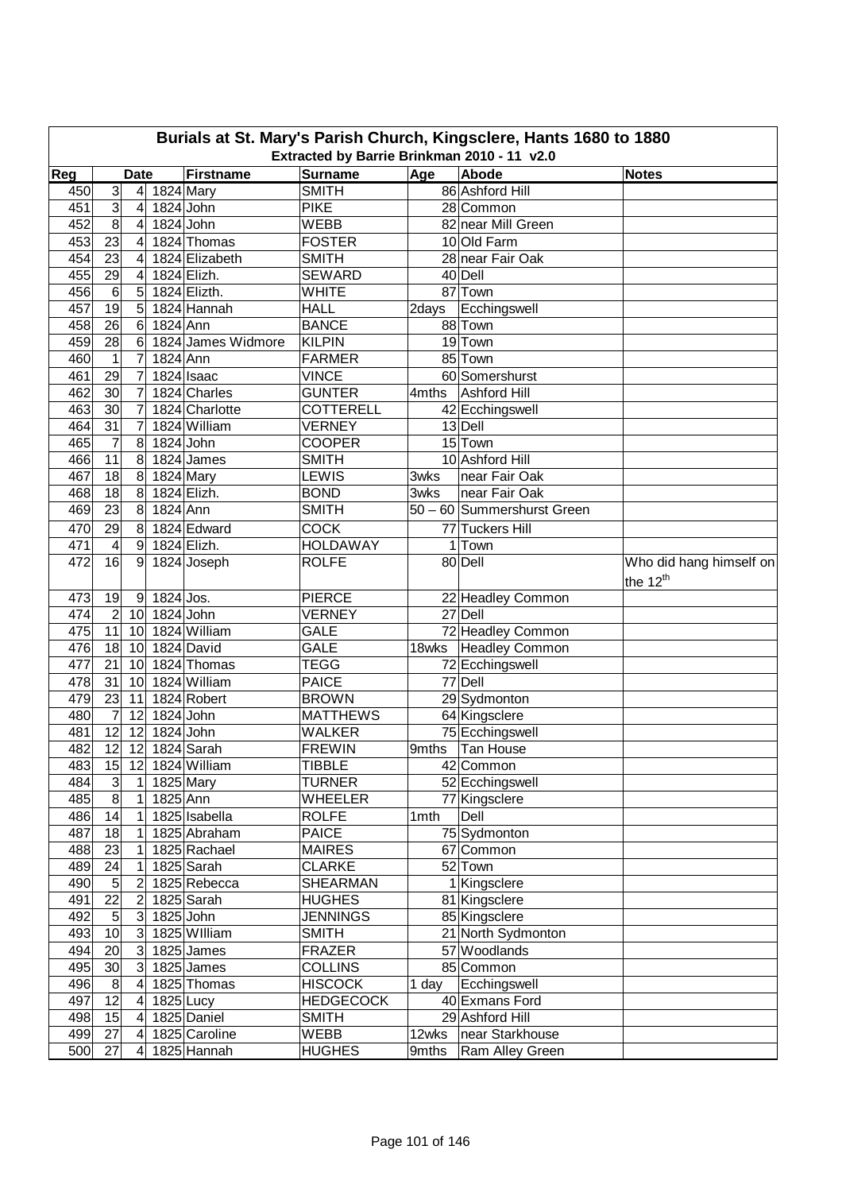# Burials at St. Mary's Parish Church, Kingsclere, Hants 1680 to 1880

## Extracted by Barrie Brinkman 2010 - 11 v2.0

| Reg | Date | | | Firstname | Surname | Age | Abode | Notes |
|---|---|---|---|---|---|---|---|---|
| 450 | 3 | 4 | 1824 | Mary | SMITH | 86 | Ashford Hill | |
| 451 | 3 | 4 | 1824 | John | PIKE | 28 | Common | |
| 452 | 8 | 4 | 1824 | John | WEBB | 82 | near Mill Green | |
| 453 | 23 | 4 | 1824 | Thomas | FOSTER | 10 | Old Farm | |
| 454 | 23 | 4 | 1824 | Elizabeth | SMITH | 28 | near Fair Oak | |
| 455 | 29 | 4 | 1824 | Elizh. | SEWARD | 40 | Dell | |
| 456 | 6 | 5 | 1824 | Elizth. | WHITE | 87 | Town | |
| 457 | 19 | 5 | 1824 | Hannah | HALL | 2days | Ecchingswell | |
| 458 | 26 | 6 | 1824 | Ann | BANCE | 88 | Town | |
| 459 | 28 | 6 | 1824 | James Widmore | KILPIN | 19 | Town | |
| 460 | 1 | 7 | 1824 | Ann | FARMER | 85 | Town | |
| 461 | 29 | 7 | 1824 | Isaac | VINCE | 60 | Somershurst | |
| 462 | 30 | 7 | 1824 | Charles | GUNTER | 4mths | Ashford Hill | |
| 463 | 30 | 7 | 1824 | Charlotte | COTTERELL | 42 | Ecchingswell | |
| 464 | 31 | 7 | 1824 | William | VERNEY | 13 | Dell | |
| 465 | 7 | 8 | 1824 | John | COOPER | 15 | Town | |
| 466 | 11 | 8 | 1824 | James | SMITH | 10 | Ashford Hill | |
| 467 | 18 | 8 | 1824 | Mary | LEWIS | 3wks | near Fair Oak | |
| 468 | 18 | 8 | 1824 | Elizh. | BOND | 3wks | near Fair Oak | |
| 469 | 23 | 8 | 1824 | Ann | SMITH | 50 – 60 | Summershurst Green | |
| 470 | 29 | 8 | 1824 | Edward | COCK | 77 | Tuckers Hill | |
| 471 | 4 | 9 | 1824 | Elizh. | HOLDAWAY | 1 | Town | |
| 472 | 16 | 9 | 1824 | Joseph | ROLFE | 80 | Dell | Who did hang himself on the 12th |
| 473 | 19 | 9 | 1824 | Jos. | PIERCE | 22 | Headley Common | |
| 474 | 2 | 10 | 1824 | John | VERNEY | 27 | Dell | |
| 475 | 11 | 10 | 1824 | William | GALE | 72 | Headley Common | |
| 476 | 18 | 10 | 1824 | David | GALE | 18wks | Headley Common | |
| 477 | 21 | 10 | 1824 | Thomas | TEGG | 72 | Ecchingswell | |
| 478 | 31 | 10 | 1824 | William | PAICE | 77 | Dell | |
| 479 | 23 | 11 | 1824 | Robert | BROWN | 29 | Sydmonton | |
| 480 | 7 | 12 | 1824 | John | MATTHEWS | 64 | Kingsclere | |
| 481 | 12 | 12 | 1824 | John | WALKER | 75 | Ecchingswell | |
| 482 | 12 | 12 | 1824 | Sarah | FREWIN | 9mths | Tan House | |
| 483 | 15 | 12 | 1824 | William | TIBBLE | 42 | Common | |
| 484 | 3 | 1 | 1825 | Mary | TURNER | 52 | Ecchingswell | |
| 485 | 8 | 1 | 1825 | Ann | WHEELER | 77 | Kingsclere | |
| 486 | 14 | 1 | 1825 | Isabella | ROLFE | 1mth | Dell | |
| 487 | 18 | 1 | 1825 | Abraham | PAICE | 75 | Sydmonton | |
| 488 | 23 | 1 | 1825 | Rachael | MAIRES | 67 | Common | |
| 489 | 24 | 1 | 1825 | Sarah | CLARKE | 52 | Town | |
| 490 | 5 | 2 | 1825 | Rebecca | SHEARMAN | 1 | Kingsclere | |
| 491 | 22 | 2 | 1825 | Sarah | HUGHES | 81 | Kingsclere | |
| 492 | 5 | 3 | 1825 | John | JENNINGS | 85 | Kingsclere | |
| 493 | 10 | 3 | 1825 | WIlliam | SMITH | 21 | North Sydmonton | |
| 494 | 20 | 3 | 1825 | James | FRAZER | 57 | Woodlands | |
| 495 | 30 | 3 | 1825 | James | COLLINS | 85 | Common | |
| 496 | 8 | 4 | 1825 | Thomas | HISCOCK | 1 day | Ecchingswell | |
| 497 | 12 | 4 | 1825 | Lucy | HEDGECOCK | 40 | Exmans Ford | |
| 498 | 15 | 4 | 1825 | Daniel | SMITH | 29 | Ashford Hill | |
| 499 | 27 | 4 | 1825 | Caroline | WEBB | 12wks | near Starkhouse | |
| 500 | 27 | 4 | 1825 | Hannah | HUGHES | 9mths | Ram Alley Green | |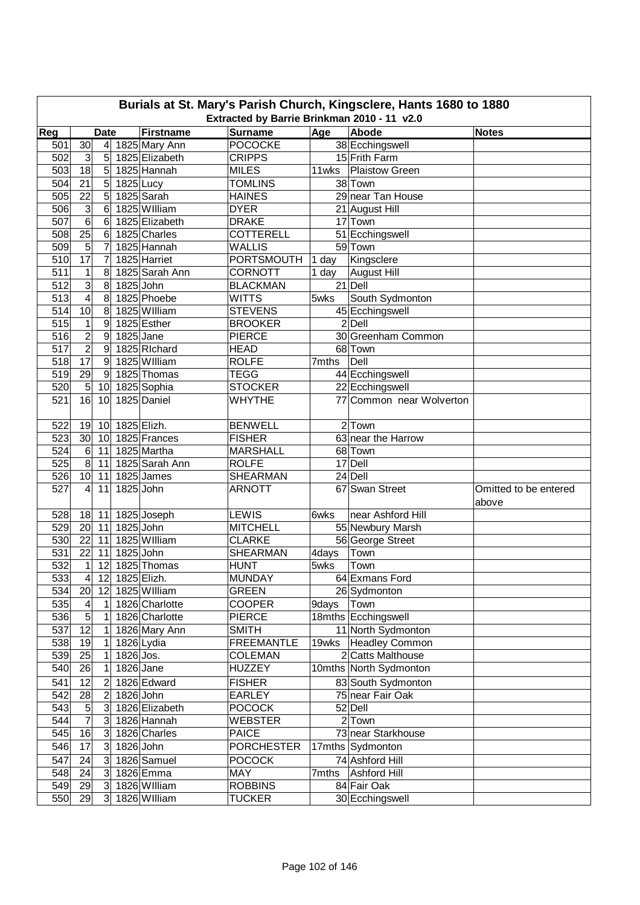# Burials at St. Mary's Parish Church, Kingsclere, Hants 1680 to 1880

## Extracted by Barrie Brinkman 2010 - 11 v2.0

| Reg | Date | | | Firstname | Surname | Age | Abode | Notes |
|---|---|---|---|---|---|---|---|---|
| 501 | 30 | 4 | 1825 | Mary Ann | POCOCKE | 38 | Ecchingswell | |
| 502 | 3 | 5 | 1825 | Elizabeth | CRIPPS | 15 | Frith Farm | |
| 503 | 18 | 5 | 1825 | Hannah | MILES | 11wks | Plaistow Green | |
| 504 | 21 | 5 | 1825 | Lucy | TOMLINS | 38 | Town | |
| 505 | 22 | 5 | 1825 | Sarah | HAINES | 29 | near Tan House | |
| 506 | 3 | 6 | 1825 | WIlliam | DYER | 21 | August Hill | |
| 507 | 6 | 6 | 1825 | Elizabeth | DRAKE | 17 | Town | |
| 508 | 25 | 6 | 1825 | Charles | COTTERELL | 51 | Ecchingswell | |
| 509 | 5 | 7 | 1825 | Hannah | WALLIS | 59 | Town | |
| 510 | 17 | 7 | 1825 | Harriet | PORTSMOUTH | 1 day | Kingsclere | |
| 511 | 1 | 8 | 1825 | Sarah Ann | CORNOTT | 1 day | August Hill | |
| 512 | 3 | 8 | 1825 | John | BLACKMAN | 21 | Dell | |
| 513 | 4 | 8 | 1825 | Phoebe | WITTS | 5wks | South Sydmonton | |
| 514 | 10 | 8 | 1825 | WIlliam | STEVENS | 45 | Ecchingswell | |
| 515 | 1 | 9 | 1825 | Esther | BROOKER | 2 | Dell | |
| 516 | 2 | 9 | 1825 | Jane | PIERCE | 30 | Greenham Common | |
| 517 | 2 | 9 | 1825 | RIchard | HEAD | 68 | Town | |
| 518 | 17 | 9 | 1825 | WIlliam | ROLFE | 7mths | Dell | |
| 519 | 29 | 9 | 1825 | Thomas | TEGG | 44 | Ecchingswell | |
| 520 | 5 | 10 | 1825 | Sophia | STOCKER | 22 | Ecchingswell | |
| 521 | 16 | 10 | 1825 | Daniel | WHYTHE | 77 | Common near Wolverton | |
| 522 | 19 | 10 | 1825 | Elizh. | BENWELL | 2 | Town | |
| 523 | 30 | 10 | 1825 | Frances | FISHER | 63 | near the Harrow | |
| 524 | 6 | 11 | 1825 | Martha | MARSHALL | 68 | Town | |
| 525 | 8 | 11 | 1825 | Sarah Ann | ROLFE | 17 | Dell | |
| 526 | 10 | 11 | 1825 | James | SHEARMAN | 24 | Dell | |
| 527 | 4 | 11 | 1825 | John | ARNOTT | 67 | Swan Street | Omitted to be entered above |
| 528 | 18 | 11 | 1825 | Joseph | LEWIS | 6wks | near Ashford Hill | |
| 529 | 20 | 11 | 1825 | John | MITCHELL | 55 | Newbury Marsh | |
| 530 | 22 | 11 | 1825 | WIlliam | CLARKE | 56 | George Street | |
| 531 | 22 | 11 | 1825 | John | SHEARMAN | 4days | Town | |
| 532 | 1 | 12 | 1825 | Thomas | HUNT | 5wks | Town | |
| 533 | 4 | 12 | 1825 | Elizh. | MUNDAY | 64 | Exmans Ford | |
| 534 | 20 | 12 | 1825 | WIlliam | GREEN | 26 | Sydmonton | |
| 535 | 4 | 1 | 1826 | Charlotte | COOPER | 9days | Town | |
| 536 | 5 | 1 | 1826 | Charlotte | PIERCE | 18mths | Ecchingswell | |
| 537 | 12 | 1 | 1826 | Mary Ann | SMITH | 11 | North Sydmonton | |
| 538 | 19 | 1 | 1826 | Lydia | FREEMANTLE | 19wks | Headley Common | |
| 539 | 25 | 1 | 1826 | Jos. | COLEMAN | 2 | Catts Malthouse | |
| 540 | 26 | 1 | 1826 | Jane | HUZZEY | 10mths | North Sydmonton | |
| 541 | 12 | 2 | 1826 | Edward | FISHER | 83 | South Sydmonton | |
| 542 | 28 | 2 | 1826 | John | EARLEY | 75 | near Fair Oak | |
| 543 | 5 | 3 | 1826 | Elizabeth | POCOCK | 52 | Dell | |
| 544 | 7 | 3 | 1826 | Hannah | WEBSTER | 2 | Town | |
| 545 | 16 | 3 | 1826 | Charles | PAICE | 73 | near Starkhouse | |
| 546 | 17 | 3 | 1826 | John | PORCHESTER | 17mths | Sydmonton | |
| 547 | 24 | 3 | 1826 | Samuel | POCOCK | 74 | Ashford Hill | |
| 548 | 24 | 3 | 1826 | Emma | MAY | 7mths | Ashford Hill | |
| 549 | 29 | 3 | 1826 | WIlliam | ROBBINS | 84 | Fair Oak | |
| 550 | 29 | 3 | 1826 | WIlliam | TUCKER | 30 | Ecchingswell | |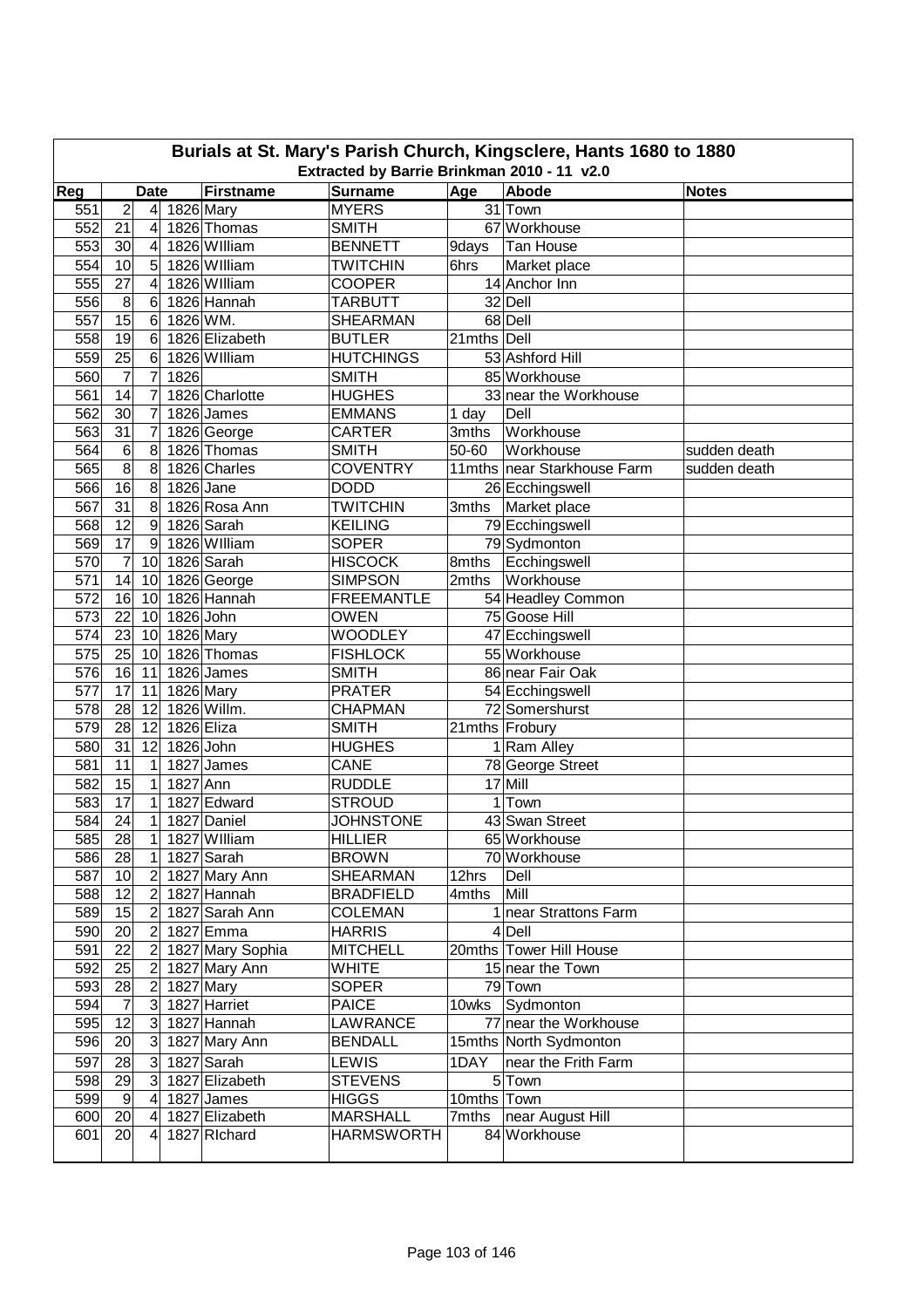# Burials at St. Mary's Parish Church, Kingsclere, Hants 1680 to 1880

## Extracted by Barrie Brinkman 2010 - 11 v2.0

| Reg | Date | | | Firstname | Surname | Age | Abode | Notes |
|---|---|---|---|---|---|---|---|---|
| 551 | 2 | 4 | 1826 | Mary | MYERS | 31 | Town | |
| 552 | 21 | 4 | 1826 | Thomas | SMITH | 67 | Workhouse | |
| 553 | 30 | 4 | 1826 | WIlliam | BENNETT | 9days | Tan House | |
| 554 | 10 | 5 | 1826 | WIlliam | TWITCHIN | 6hrs | Market place | |
| 555 | 27 | 4 | 1826 | WIlliam | COOPER | 14 | Anchor Inn | |
| 556 | 8 | 6 | 1826 | Hannah | TARBUTT | 32 | Dell | |
| 557 | 15 | 6 | 1826 | WM. | SHEARMAN | 68 | Dell | |
| 558 | 19 | 6 | 1826 | Elizabeth | BUTLER | 21mths | Dell | |
| 559 | 25 | 6 | 1826 | WIlliam | HUTCHINGS | 53 | Ashford Hill | |
| 560 | 7 | 7 | 1826 | | SMITH | 85 | Workhouse | |
| 561 | 14 | 7 | 1826 | Charlotte | HUGHES | 33 | near the Workhouse | |
| 562 | 30 | 7 | 1826 | James | EMMANS | 1 day | Dell | |
| 563 | 31 | 7 | 1826 | George | CARTER | 3mths | Workhouse | |
| 564 | 6 | 8 | 1826 | Thomas | SMITH | 50-60 | Workhouse | sudden death |
| 565 | 8 | 8 | 1826 | Charles | COVENTRY | 11mths | near Starkhouse Farm | sudden death |
| 566 | 16 | 8 | 1826 | Jane | DODD | 26 | Ecchingswell | |
| 567 | 31 | 8 | 1826 | Rosa Ann | TWITCHIN | 3mths | Market place | |
| 568 | 12 | 9 | 1826 | Sarah | KEILING | 79 | Ecchingswell | |
| 569 | 17 | 9 | 1826 | WIlliam | SOPER | 79 | Sydmonton | |
| 570 | 7 | 10 | 1826 | Sarah | HISCOCK | 8mths | Ecchingswell | |
| 571 | 14 | 10 | 1826 | George | SIMPSON | 2mths | Workhouse | |
| 572 | 16 | 10 | 1826 | Hannah | FREEMANTLE | 54 | Headley Common | |
| 573 | 22 | 10 | 1826 | John | OWEN | 75 | Goose Hill | |
| 574 | 23 | 10 | 1826 | Mary | WOODLEY | 47 | Ecchingswell | |
| 575 | 25 | 10 | 1826 | Thomas | FISHLOCK | 55 | Workhouse | |
| 576 | 16 | 11 | 1826 | James | SMITH | 86 | near Fair Oak | |
| 577 | 17 | 11 | 1826 | Mary | PRATER | 54 | Ecchingswell | |
| 578 | 28 | 12 | 1826 | Willm. | CHAPMAN | 72 | Somershurst | |
| 579 | 28 | 12 | 1826 | Eliza | SMITH | 21mths | Frobury | |
| 580 | 31 | 12 | 1826 | John | HUGHES | 1 | Ram Alley | |
| 581 | 11 | 1 | 1827 | James | CANE | 78 | George Street | |
| 582 | 15 | 1 | 1827 | Ann | RUDDLE | 17 | Mill | |
| 583 | 17 | 1 | 1827 | Edward | STROUD | 1 | Town | |
| 584 | 24 | 1 | 1827 | Daniel | JOHNSTONE | 43 | Swan Street | |
| 585 | 28 | 1 | 1827 | WIlliam | HILLIER | 65 | Workhouse | |
| 586 | 28 | 1 | 1827 | Sarah | BROWN | 70 | Workhouse | |
| 587 | 10 | 2 | 1827 | Mary Ann | SHEARMAN | 12hrs | Dell | |
| 588 | 12 | 2 | 1827 | Hannah | BRADFIELD | 4mths | Mill | |
| 589 | 15 | 2 | 1827 | Sarah Ann | COLEMAN | 1 | near Strattons Farm | |
| 590 | 20 | 2 | 1827 | Emma | HARRIS | 4 | Dell | |
| 591 | 22 | 2 | 1827 | Mary Sophia | MITCHELL | 20mths | Tower Hill House | |
| 592 | 25 | 2 | 1827 | Mary Ann | WHITE | 15 | near the Town | |
| 593 | 28 | 2 | 1827 | Mary | SOPER | 79 | Town | |
| 594 | 7 | 3 | 1827 | Harriet | PAICE | 10wks | Sydmonton | |
| 595 | 12 | 3 | 1827 | Hannah | LAWRANCE | 77 | near the Workhouse | |
| 596 | 20 | 3 | 1827 | Mary Ann | BENDALL | 15mths | North Sydmonton | |
| 597 | 28 | 3 | 1827 | Sarah | LEWIS | 1DAY | near the Frith Farm | |
| 598 | 29 | 3 | 1827 | Elizabeth | STEVENS | 5 | Town | |
| 599 | 9 | 4 | 1827 | James | HIGGS | 10mths | Town | |
| 600 | 20 | 4 | 1827 | Elizabeth | MARSHALL | 7mths | near August Hill | |
| 601 | 20 | 4 | 1827 | RIchard | HARMSWORTH | 84 | Workhouse | |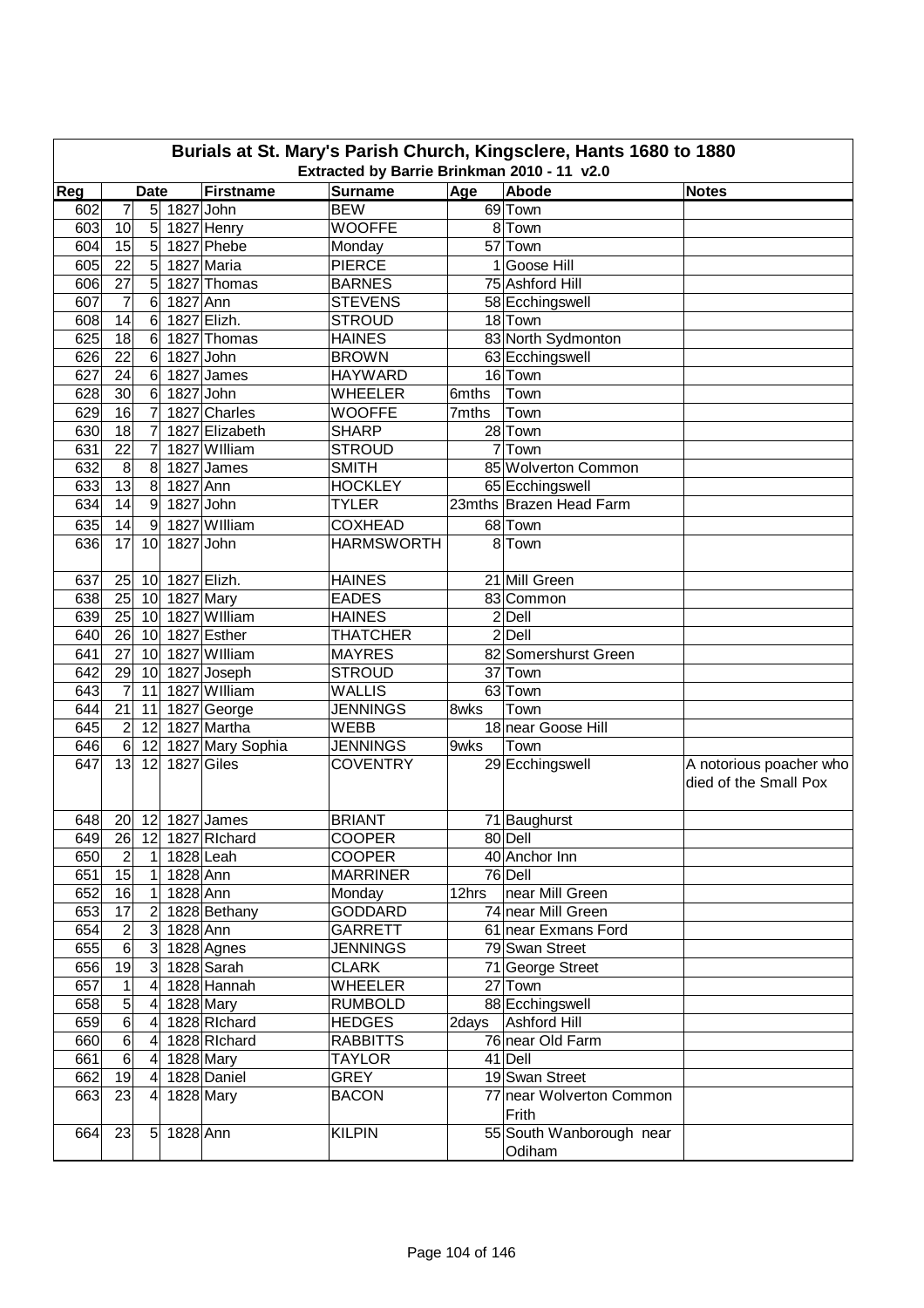# Burials at St. Mary's Parish Church, Kingsclere, Hants 1680 to 1880

## Extracted by Barrie Brinkman 2010 - 11 v2.0

| Reg | Date | | | Firstname | Surname | Age | Abode | Notes |
|---|---|---|---|---|---|---|---|---|
| 602 | 7 | 5 | 1827 | John | BEW | 69 | Town | |
| 603 | 10 | 5 | 1827 | Henry | WOOFFE | 8 | Town | |
| 604 | 15 | 5 | 1827 | Phebe | Monday | 57 | Town | |
| 605 | 22 | 5 | 1827 | Maria | PIERCE | 1 | Goose Hill | |
| 606 | 27 | 5 | 1827 | Thomas | BARNES | 75 | Ashford Hill | |
| 607 | 7 | 6 | 1827 | Ann | STEVENS | 58 | Ecchingswell | |
| 608 | 14 | 6 | 1827 | Elizh. | STROUD | 18 | Town | |
| 625 | 18 | 6 | 1827 | Thomas | HAINES | 83 | North Sydmonton | |
| 626 | 22 | 6 | 1827 | John | BROWN | 63 | Ecchingswell | |
| 627 | 24 | 6 | 1827 | James | HAYWARD | 16 | Town | |
| 628 | 30 | 6 | 1827 | John | WHEELER | 6mths | Town | |
| 629 | 16 | 7 | 1827 | Charles | WOOFFE | 7mths | Town | |
| 630 | 18 | 7 | 1827 | Elizabeth | SHARP | 28 | Town | |
| 631 | 22 | 7 | 1827 | WIlliam | STROUD | 7 | Town | |
| 632 | 8 | 8 | 1827 | James | SMITH | 85 | Wolverton Common | |
| 633 | 13 | 8 | 1827 | Ann | HOCKLEY | 65 | Ecchingswell | |
| 634 | 14 | 9 | 1827 | John | TYLER | 23mths | Brazen Head Farm | |
| 635 | 14 | 9 | 1827 | WIlliam | COXHEAD | 68 | Town | |
| 636 | 17 | 10 | 1827 | John | HARMSWORTH | 8 | Town | |
| 637 | 25 | 10 | 1827 | Elizh. | HAINES | 21 | Mill Green | |
| 638 | 25 | 10 | 1827 | Mary | EADES | 83 | Common | |
| 639 | 25 | 10 | 1827 | WIlliam | HAINES | 2 | Dell | |
| 640 | 26 | 10 | 1827 | Esther | THATCHER | 2 | Dell | |
| 641 | 27 | 10 | 1827 | WIlliam | MAYRES | 82 | Somershurst Green | |
| 642 | 29 | 10 | 1827 | Joseph | STROUD | 37 | Town | |
| 643 | 7 | 11 | 1827 | WIlliam | WALLIS | 63 | Town | |
| 644 | 21 | 11 | 1827 | George | JENNINGS | 8wks | Town | |
| 645 | 2 | 12 | 1827 | Martha | WEBB | 18 | near Goose Hill | |
| 646 | 6 | 12 | 1827 | Mary Sophia | JENNINGS | 9wks | Town | |
| 647 | 13 | 12 | 1827 | Giles | COVENTRY | 29 | Ecchingswell | A notorious poacher who died of the Small Pox |
| 648 | 20 | 12 | 1827 | James | BRIANT | 71 | Baughurst | |
| 649 | 26 | 12 | 1827 | RIchard | COOPER | 80 | Dell | |
| 650 | 2 | 1 | 1828 | Leah | COOPER | 40 | Anchor Inn | |
| 651 | 15 | 1 | 1828 | Ann | MARRINER | 76 | Dell | |
| 652 | 16 | 1 | 1828 | Ann | Monday | 12hrs | near Mill Green | |
| 653 | 17 | 2 | 1828 | Bethany | GODDARD | 74 | near Mill Green | |
| 654 | 2 | 3 | 1828 | Ann | GARRETT | 61 | near Exmans Ford | |
| 655 | 6 | 3 | 1828 | Agnes | JENNINGS | 79 | Swan Street | |
| 656 | 19 | 3 | 1828 | Sarah | CLARK | 71 | George Street | |
| 657 | 1 | 4 | 1828 | Hannah | WHEELER | 27 | Town | |
| 658 | 5 | 4 | 1828 | Mary | RUMBOLD | 88 | Ecchingswell | |
| 659 | 6 | 4 | 1828 | RIchard | HEDGES | 2days | Ashford Hill | |
| 660 | 6 | 4 | 1828 | RIchard | RABBITTS | 76 | near Old Farm | |
| 661 | 6 | 4 | 1828 | Mary | TAYLOR | 41 | Dell | |
| 662 | 19 | 4 | 1828 | Daniel | GREY | 19 | Swan Street | |
| 663 | 23 | 4 | 1828 | Mary | BACON | 77 | near Wolverton Common Frith | |
| 664 | 23 | 5 | 1828 | Ann | KILPIN | 55 | South Wanborough near Odiham | |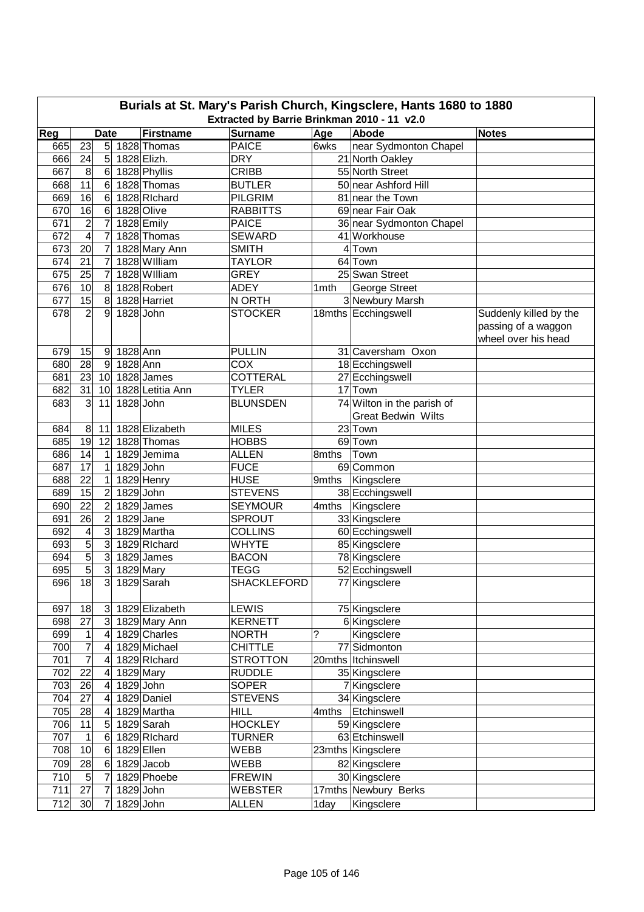# Burials at St. Mary's Parish Church, Kingsclere, Hants 1680 to 1880

## Extracted by Barrie Brinkman 2010 - 11 v2.0

| Reg | Date | | | Firstname | Surname | Age | Abode | Notes |
|---|---|---|---|---|---|---|---|---|
| 665 | 23 | 5 | 1828 | Thomas | PAICE | 6wks | near Sydmonton Chapel | |
| 666 | 24 | 5 | 1828 | Elizh. | DRY | 21 | North Oakley | |
| 667 | 8 | 6 | 1828 | Phyllis | CRIBB | 55 | North Street | |
| 668 | 11 | 6 | 1828 | Thomas | BUTLER | 50 | near Ashford Hill | |
| 669 | 16 | 6 | 1828 | RIchard | PILGRIM | 81 | near the Town | |
| 670 | 16 | 6 | 1828 | Olive | RABBITTS | 69 | near Fair Oak | |
| 671 | 2 | 7 | 1828 | Emily | PAICE | 36 | near Sydmonton Chapel | |
| 672 | 4 | 7 | 1828 | Thomas | SEWARD | 41 | Workhouse | |
| 673 | 20 | 7 | 1828 | Mary Ann | SMITH | 4 | Town | |
| 674 | 21 | 7 | 1828 | WIlliam | TAYLOR | 64 | Town | |
| 675 | 25 | 7 | 1828 | WIlliam | GREY | 25 | Swan Street | |
| 676 | 10 | 8 | 1828 | Robert | ADEY | 1mth | George Street | |
| 677 | 15 | 8 | 1828 | Harriet | N ORTH | 3 | Newbury Marsh | |
| 678 | 2 | 9 | 1828 | John | STOCKER | 18mths | Ecchingswell | Suddenly killed by the passing of a waggon wheel over his head |
| 679 | 15 | 9 | 1828 | Ann | PULLIN | 31 | Caversham Oxon | |
| 680 | 28 | 9 | 1828 | Ann | COX | 18 | Ecchingswell | |
| 681 | 23 | 10 | 1828 | James | COTTERAL | 27 | Ecchingswell | |
| 682 | 31 | 10 | 1828 | Letitia Ann | TYLER | 17 | Town | |
| 683 | 3 | 11 | 1828 | John | BLUNSDEN | 74 | Wilton in the parish of Great Bedwin Wilts | |
| 684 | 8 | 11 | 1828 | Elizabeth | MILES | 23 | Town | |
| 685 | 19 | 12 | 1828 | Thomas | HOBBS | 69 | Town | |
| 686 | 14 | 1 | 1829 | Jemima | ALLEN | 8mths | Town | |
| 687 | 17 | 1 | 1829 | John | FUCE | 69 | Common | |
| 688 | 22 | 1 | 1829 | Henry | HUSE | 9mths | Kingsclere | |
| 689 | 15 | 2 | 1829 | John | STEVENS | 38 | Ecchingswell | |
| 690 | 22 | 2 | 1829 | James | SEYMOUR | 4mths | Kingsclere | |
| 691 | 26 | 2 | 1829 | Jane | SPROUT | 33 | Kingsclere | |
| 692 | 4 | 3 | 1829 | Martha | COLLINS | 60 | Ecchingswell | |
| 693 | 5 | 3 | 1829 | RIchard | WHYTE | 85 | Kingsclere | |
| 694 | 5 | 3 | 1829 | James | BACON | 78 | Kingsclere | |
| 695 | 5 | 3 | 1829 | Mary | TEGG | 52 | Ecchingswell | |
| 696 | 18 | 3 | 1829 | Sarah | SHACKLEFORD | 77 | Kingsclere | |
| 697 | 18 | 3 | 1829 | Elizabeth | LEWIS | 75 | Kingsclere | |
| 698 | 27 | 3 | 1829 | Mary Ann | KERNETT | 6 | Kingsclere | |
| 699 | 1 | 4 | 1829 | Charles | NORTH | ? | Kingsclere | |
| 700 | 7 | 4 | 1829 | Michael | CHITTLE | 77 | Sidmonton | |
| 701 | 7 | 4 | 1829 | RIchard | STROTTON | 20mths | Itchinswell | |
| 702 | 22 | 4 | 1829 | Mary | RUDDLE | 35 | Kingsclere | |
| 703 | 26 | 4 | 1829 | John | SOPER | 7 | Kingsclere | |
| 704 | 27 | 4 | 1829 | Daniel | STEVENS | 34 | Kingsclere | |
| 705 | 28 | 4 | 1829 | Martha | HILL | 4mths | Etchinswell | |
| 706 | 11 | 5 | 1829 | Sarah | HOCKLEY | 59 | Kingsclere | |
| 707 | 1 | 6 | 1829 | RIchard | TURNER | 63 | Etchinswell | |
| 708 | 10 | 6 | 1829 | Ellen | WEBB | 23mths | Kingsclere | |
| 709 | 28 | 6 | 1829 | Jacob | WEBB | 82 | Kingsclere | |
| 710 | 5 | 7 | 1829 | Phoebe | FREWIN | 30 | Kingsclere | |
| 711 | 27 | 7 | 1829 | John | WEBSTER | 17mths | Newbury Berks | |
| 712 | 30 | 7 | 1829 | John | ALLEN | 1day | Kingsclere | |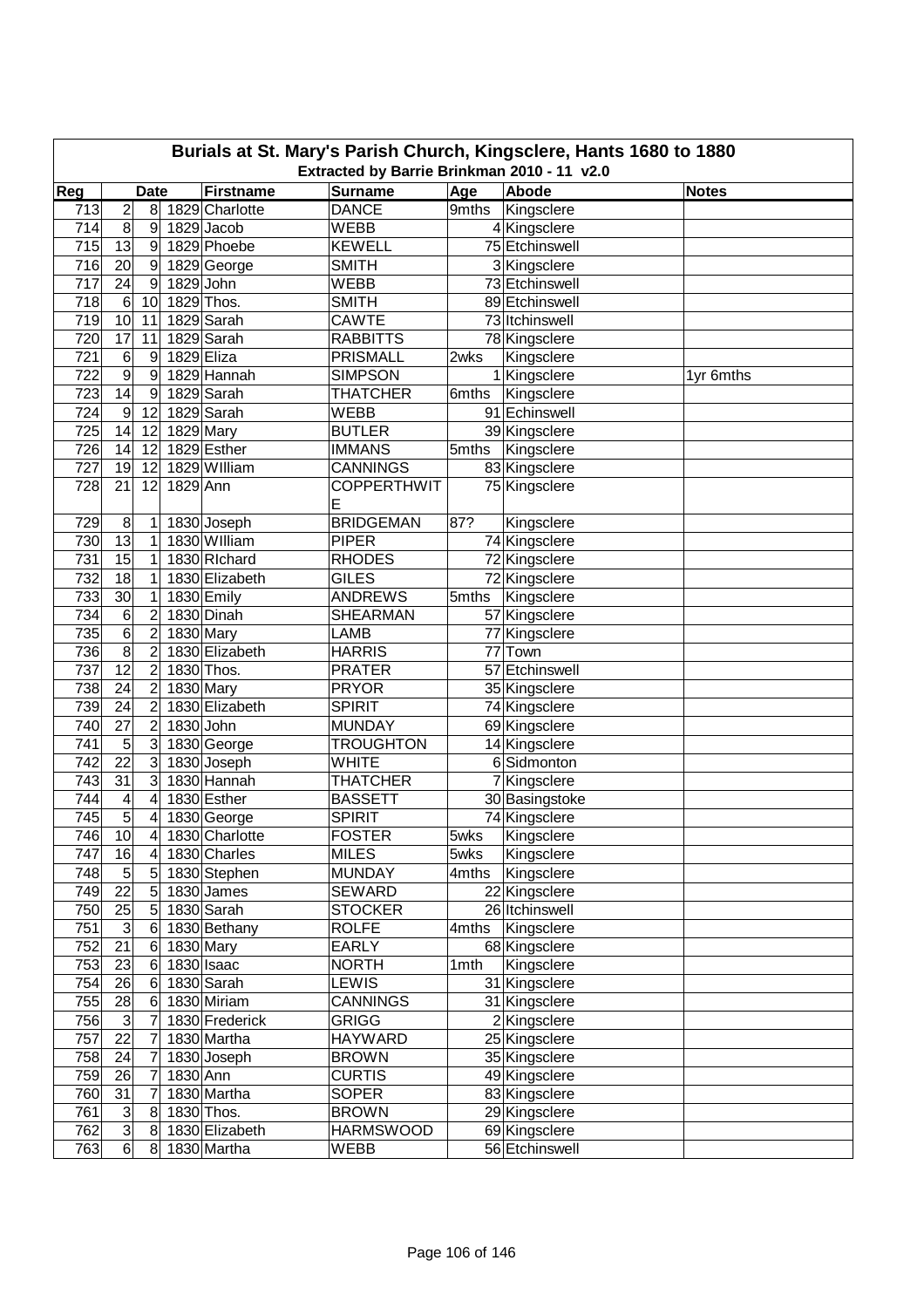# Burials at St. Mary's Parish Church, Kingsclere, Hants 1680 to 1880

## Extracted by Barrie Brinkman 2010 - 11 v2.0

| Reg | Date | | | Firstname | Surname | Age | Abode | Notes |
|---|---|---|---|---|---|---|---|---|
| 713 | 2 | 8 | 1829 | Charlotte | DANCE | 9mths | Kingsclere | |
| 714 | 8 | 9 | 1829 | Jacob | WEBB | 4 | Kingsclere | |
| 715 | 13 | 9 | 1829 | Phoebe | KEWELL | 75 | Etchinswell | |
| 716 | 20 | 9 | 1829 | George | SMITH | 3 | Kingsclere | |
| 717 | 24 | 9 | 1829 | John | WEBB | 73 | Etchinswell | |
| 718 | 6 | 10 | 1829 | Thos. | SMITH | 89 | Etchinswell | |
| 719 | 10 | 11 | 1829 | Sarah | CAWTE | 73 | Itchinswell | |
| 720 | 17 | 11 | 1829 | Sarah | RABBITTS | 78 | Kingsclere | |
| 721 | 6 | 9 | 1829 | Eliza | PRISMALL | 2wks | Kingsclere | |
| 722 | 9 | 9 | 1829 | Hannah | SIMPSON | 1 | Kingsclere | 1yr 6mths |
| 723 | 14 | 9 | 1829 | Sarah | THATCHER | 6mths | Kingsclere | |
| 724 | 9 | 12 | 1829 | Sarah | WEBB | 91 | Echinswell | |
| 725 | 14 | 12 | 1829 | Mary | BUTLER | 39 | Kingsclere | |
| 726 | 14 | 12 | 1829 | Esther | IMMANS | 5mths | Kingsclere | |
| 727 | 19 | 12 | 1829 | WIlliam | CANNINGS | 83 | Kingsclere | |
| 728 | 21 | 12 | 1829 | Ann | COPPERTHWITE | 75 | Kingsclere | |
| 729 | 8 | 1 | 1830 | Joseph | BRIDGEMAN | 87? | Kingsclere | |
| 730 | 13 | 1 | 1830 | WIlliam | PIPER | 74 | Kingsclere | |
| 731 | 15 | 1 | 1830 | RIchard | RHODES | 72 | Kingsclere | |
| 732 | 18 | 1 | 1830 | Elizabeth | GILES | 72 | Kingsclere | |
| 733 | 30 | 1 | 1830 | Emily | ANDREWS | 5mths | Kingsclere | |
| 734 | 6 | 2 | 1830 | Dinah | SHEARMAN | 57 | Kingsclere | |
| 735 | 6 | 2 | 1830 | Mary | LAMB | 77 | Kingsclere | |
| 736 | 8 | 2 | 1830 | Elizabeth | HARRIS | 77 | Town | |
| 737 | 12 | 2 | 1830 | Thos. | PRATER | 57 | Etchinswell | |
| 738 | 24 | 2 | 1830 | Mary | PRYOR | 35 | Kingsclere | |
| 739 | 24 | 2 | 1830 | Elizabeth | SPIRIT | 74 | Kingsclere | |
| 740 | 27 | 2 | 1830 | John | MUNDAY | 69 | Kingsclere | |
| 741 | 5 | 3 | 1830 | George | TROUGHTON | 14 | Kingsclere | |
| 742 | 22 | 3 | 1830 | Joseph | WHITE | 6 | Sidmonton | |
| 743 | 31 | 3 | 1830 | Hannah | THATCHER | 7 | Kingsclere | |
| 744 | 4 | 4 | 1830 | Esther | BASSETT | 30 | Basingstoke | |
| 745 | 5 | 4 | 1830 | George | SPIRIT | 74 | Kingsclere | |
| 746 | 10 | 4 | 1830 | Charlotte | FOSTER | 5wks | Kingsclere | |
| 747 | 16 | 4 | 1830 | Charles | MILES | 5wks | Kingsclere | |
| 748 | 5 | 5 | 1830 | Stephen | MUNDAY | 4mths | Kingsclere | |
| 749 | 22 | 5 | 1830 | James | SEWARD | 22 | Kingsclere | |
| 750 | 25 | 5 | 1830 | Sarah | STOCKER | 26 | Itchinswell | |
| 751 | 3 | 6 | 1830 | Bethany | ROLFE | 4mths | Kingsclere | |
| 752 | 21 | 6 | 1830 | Mary | EARLY | 68 | Kingsclere | |
| 753 | 23 | 6 | 1830 | Isaac | NORTH | 1mth | Kingsclere | |
| 754 | 26 | 6 | 1830 | Sarah | LEWIS | 31 | Kingsclere | |
| 755 | 28 | 6 | 1830 | Miriam | CANNINGS | 31 | Kingsclere | |
| 756 | 3 | 7 | 1830 | Frederick | GRIGG | 2 | Kingsclere | |
| 757 | 22 | 7 | 1830 | Martha | HAYWARD | 25 | Kingsclere | |
| 758 | 24 | 7 | 1830 | Joseph | BROWN | 35 | Kingsclere | |
| 759 | 26 | 7 | 1830 | Ann | CURTIS | 49 | Kingsclere | |
| 760 | 31 | 7 | 1830 | Martha | SOPER | 83 | Kingsclere | |
| 761 | 3 | 8 | 1830 | Thos. | BROWN | 29 | Kingsclere | |
| 762 | 3 | 8 | 1830 | Elizabeth | HARMSWOOD | 69 | Kingsclere | |
| 763 | 6 | 8 | 1830 | Martha | WEBB | 56 | Etchinswell | |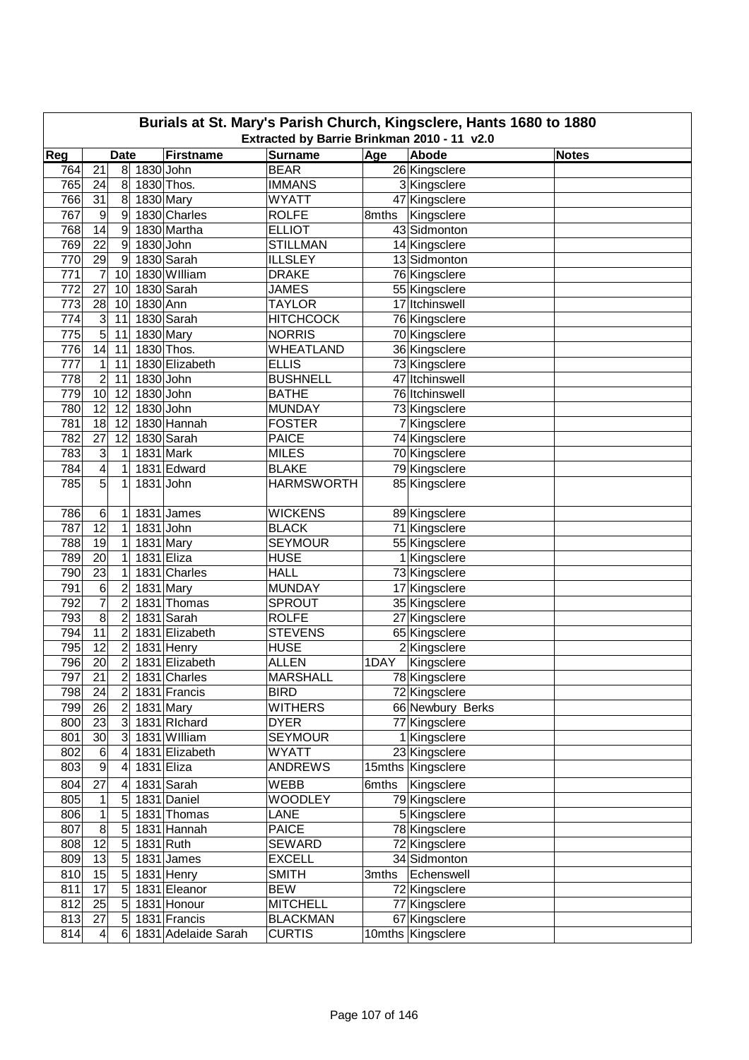# Burials at St. Mary's Parish Church, Kingsclere, Hants 1680 to 1880

## Extracted by Barrie Brinkman 2010 - 11 v2.0

| Reg | Date | | | Firstname | Surname | Age | Abode | Notes |
|---|---|---|---|---|---|---|---|---|
| 764 | 21 | 8 | 1830 | John | BEAR | 26 | Kingsclere | |
| 765 | 24 | 8 | 1830 | Thos. | IMMANS | 3 | Kingsclere | |
| 766 | 31 | 8 | 1830 | Mary | WYATT | 47 | Kingsclere | |
| 767 | 9 | 9 | 1830 | Charles | ROLFE | 8mths | Kingsclere | |
| 768 | 14 | 9 | 1830 | Martha | ELLIOT | 43 | Sidmonton | |
| 769 | 22 | 9 | 1830 | John | STILLMAN | 14 | Kingsclere | |
| 770 | 29 | 9 | 1830 | Sarah | ILLSLEY | 13 | Sidmonton | |
| 771 | 7 | 10 | 1830 | WIlliam | DRAKE | 76 | Kingsclere | |
| 772 | 27 | 10 | 1830 | Sarah | JAMES | 55 | Kingsclere | |
| 773 | 28 | 10 | 1830 | Ann | TAYLOR | 17 | Itchinswell | |
| 774 | 3 | 11 | 1830 | Sarah | HITCHCOCK | 76 | Kingsclere | |
| 775 | 5 | 11 | 1830 | Mary | NORRIS | 70 | Kingsclere | |
| 776 | 14 | 11 | 1830 | Thos. | WHEATLAND | 36 | Kingsclere | |
| 777 | 1 | 11 | 1830 | Elizabeth | ELLIS | 73 | Kingsclere | |
| 778 | 2 | 11 | 1830 | John | BUSHNELL | 47 | Itchinswell | |
| 779 | 10 | 12 | 1830 | John | BATHE | 76 | Itchinswell | |
| 780 | 12 | 12 | 1830 | John | MUNDAY | 73 | Kingsclere | |
| 781 | 18 | 12 | 1830 | Hannah | FOSTER | 7 | Kingsclere | |
| 782 | 27 | 12 | 1830 | Sarah | PAICE | 74 | Kingsclere | |
| 783 | 3 | 1 | 1831 | Mark | MILES | 70 | Kingsclere | |
| 784 | 4 | 1 | 1831 | Edward | BLAKE | 79 | Kingsclere | |
| 785 | 5 | 1 | 1831 | John | HARMSWORTH | 85 | Kingsclere | |
| 786 | 6 | 1 | 1831 | James | WICKENS | 89 | Kingsclere | |
| 787 | 12 | 1 | 1831 | John | BLACK | 71 | Kingsclere | |
| 788 | 19 | 1 | 1831 | Mary | SEYMOUR | 55 | Kingsclere | |
| 789 | 20 | 1 | 1831 | Eliza | HUSE | 1 | Kingsclere | |
| 790 | 23 | 1 | 1831 | Charles | HALL | 73 | Kingsclere | |
| 791 | 6 | 2 | 1831 | Mary | MUNDAY | 17 | Kingsclere | |
| 792 | 7 | 2 | 1831 | Thomas | SPROUT | 35 | Kingsclere | |
| 793 | 8 | 2 | 1831 | Sarah | ROLFE | 27 | Kingsclere | |
| 794 | 11 | 2 | 1831 | Elizabeth | STEVENS | 65 | Kingsclere | |
| 795 | 12 | 2 | 1831 | Henry | HUSE | 2 | Kingsclere | |
| 796 | 20 | 2 | 1831 | Elizabeth | ALLEN | 1DAY | Kingsclere | |
| 797 | 21 | 2 | 1831 | Charles | MARSHALL | 78 | Kingsclere | |
| 798 | 24 | 2 | 1831 | Francis | BIRD | 72 | Kingsclere | |
| 799 | 26 | 2 | 1831 | Mary | WITHERS | 66 | Newbury Berks | |
| 800 | 23 | 3 | 1831 | RIchard | DYER | 77 | Kingsclere | |
| 801 | 30 | 3 | 1831 | WIlliam | SEYMOUR | 1 | Kingsclere | |
| 802 | 6 | 4 | 1831 | Elizabeth | WYATT | 23 | Kingsclere | |
| 803 | 9 | 4 | 1831 | Eliza | ANDREWS | 15mths | Kingsclere | |
| 804 | 27 | 4 | 1831 | Sarah | WEBB | 6mths | Kingsclere | |
| 805 | 1 | 5 | 1831 | Daniel | WOODLEY | 79 | Kingsclere | |
| 806 | 1 | 5 | 1831 | Thomas | LANE | 5 | Kingsclere | |
| 807 | 8 | 5 | 1831 | Hannah | PAICE | 78 | Kingsclere | |
| 808 | 12 | 5 | 1831 | Ruth | SEWARD | 72 | Kingsclere | |
| 809 | 13 | 5 | 1831 | James | EXCELL | 34 | Sidmonton | |
| 810 | 15 | 5 | 1831 | Henry | SMITH | 3mths | Echenswell | |
| 811 | 17 | 5 | 1831 | Eleanor | BEW | 72 | Kingsclere | |
| 812 | 25 | 5 | 1831 | Honour | MITCHELL | 77 | Kingsclere | |
| 813 | 27 | 5 | 1831 | Francis | BLACKMAN | 67 | Kingsclere | |
| 814 | 4 | 6 | 1831 | Adelaide Sarah | CURTIS | 10mths | Kingsclere | |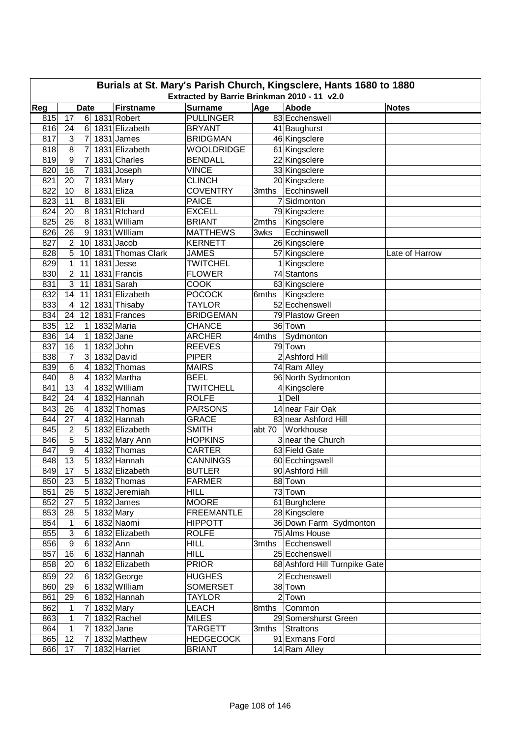# Burials at St. Mary's Parish Church, Kingsclere, Hants 1680 to 1880

## Extracted by Barrie Brinkman 2010 - 11 v2.0

| Reg | Date | | | Firstname | Surname | Age | Abode | Notes |
|---|---|---|---|---|---|---|---|---|
| 815 | 17 | 6 | 1831 | Robert | PULLINGER | 83 | Ecchenswell | |
| 816 | 24 | 6 | 1831 | Elizabeth | BRYANT | 41 | Baughurst | |
| 817 | 3 | 7 | 1831 | James | BRIDGMAN | 46 | Kingsclere | |
| 818 | 8 | 7 | 1831 | Elizabeth | WOOLDRIDGE | 61 | Kingsclere | |
| 819 | 9 | 7 | 1831 | Charles | BENDALL | 22 | Kingsclere | |
| 820 | 16 | 7 | 1831 | Joseph | VINCE | 33 | Kingsclere | |
| 821 | 20 | 7 | 1831 | Mary | CLINCH | 20 | Kingsclere | |
| 822 | 10 | 8 | 1831 | Eliza | COVENTRY | 3mths | Ecchinswell | |
| 823 | 11 | 8 | 1831 | Eli | PAICE | 7 | Sidmonton | |
| 824 | 20 | 8 | 1831 | RIchard | EXCELL | 79 | Kingsclere | |
| 825 | 26 | 8 | 1831 | WIlliam | BRIANT | 2mths | Kingsclere | |
| 826 | 26 | 9 | 1831 | WIlliam | MATTHEWS | 3wks | Ecchinswell | |
| 827 | 2 | 10 | 1831 | Jacob | KERNETT | 26 | Kingsclere | |
| 828 | 5 | 10 | 1831 | Thomas Clark | JAMES | 57 | Kingsclere | Late of Harrow |
| 829 | 1 | 11 | 1831 | Jesse | TWITCHEL | 1 | Kingsclere | |
| 830 | 2 | 11 | 1831 | Francis | FLOWER | 74 | Stantons | |
| 831 | 3 | 11 | 1831 | Sarah | COOK | 63 | Kingsclere | |
| 832 | 14 | 11 | 1831 | Elizabeth | POCOCK | 6mths | Kingsclere | |
| 833 | 4 | 12 | 1831 | Thisaby | TAYLOR | 52 | Ecchenswell | |
| 834 | 24 | 12 | 1831 | Frances | BRIDGEMAN | 79 | Plastow Green | |
| 835 | 12 | 1 | 1832 | Maria | CHANCE | 36 | Town | |
| 836 | 14 | 1 | 1832 | Jane | ARCHER | 4mths | Sydmonton | |
| 837 | 16 | 1 | 1832 | John | REEVES | 79 | Town | |
| 838 | 7 | 3 | 1832 | David | PIPER | 2 | Ashford Hill | |
| 839 | 6 | 4 | 1832 | Thomas | MAIRS | 74 | Ram Alley | |
| 840 | 8 | 4 | 1832 | Martha | BEEL | 96 | North Sydmonton | |
| 841 | 13 | 4 | 1832 | WIlliam | TWITCHELL | 4 | Kingsclere | |
| 842 | 24 | 4 | 1832 | Hannah | ROLFE | 1 | Dell | |
| 843 | 26 | 4 | 1832 | Thomas | PARSONS | 14 | near Fair Oak | |
| 844 | 27 | 4 | 1832 | Hannah | GRACE | 83 | near Ashford Hill | |
| 845 | 2 | 5 | 1832 | Elizabeth | SMITH | abt 70 | Workhouse | |
| 846 | 5 | 5 | 1832 | Mary Ann | HOPKINS | 3 | near the Church | |
| 847 | 9 | 4 | 1832 | Thomas | CARTER | 63 | Field Gate | |
| 848 | 13 | 5 | 1832 | Hannah | CANNINGS | 60 | Ecchingswell | |
| 849 | 17 | 5 | 1832 | Elizabeth | BUTLER | 90 | Ashford Hill | |
| 850 | 23 | 5 | 1832 | Thomas | FARMER | 88 | Town | |
| 851 | 26 | 5 | 1832 | Jeremiah | HILL | 73 | Town | |
| 852 | 27 | 5 | 1832 | James | MOORE | 61 | Burghclere | |
| 853 | 28 | 5 | 1832 | Mary | FREEMANTLE | 28 | Kingsclere | |
| 854 | 1 | 6 | 1832 | Naomi | HIPPOTT | 36 | Down Farm Sydmonton | |
| 855 | 3 | 6 | 1832 | Elizabeth | ROLFE | 75 | Alms House | |
| 856 | 9 | 6 | 1832 | Ann | HILL | 3mths | Ecchenswell | |
| 857 | 16 | 6 | 1832 | Hannah | HILL | 25 | Ecchenswell | |
| 858 | 20 | 6 | 1832 | Elizabeth | PRIOR | 68 | Ashford Hill Turnpike Gate | |
| 859 | 22 | 6 | 1832 | George | HUGHES | 2 | Ecchenswell | |
| 860 | 29 | 6 | 1832 | WIlliam | SOMERSET | 38 | Town | |
| 861 | 29 | 6 | 1832 | Hannah | TAYLOR | 2 | Town | |
| 862 | 1 | 7 | 1832 | Mary | LEACH | 8mths | Common | |
| 863 | 1 | 7 | 1832 | Rachel | MILES | 29 | Somershurst Green | |
| 864 | 1 | 7 | 1832 | Jane | TARGETT | 3mths | Strattons | |
| 865 | 12 | 7 | 1832 | Matthew | HEDGECOCK | 91 | Exmans Ford | |
| 866 | 17 | 7 | 1832 | Harriet | BRIANT | 14 | Ram Alley | |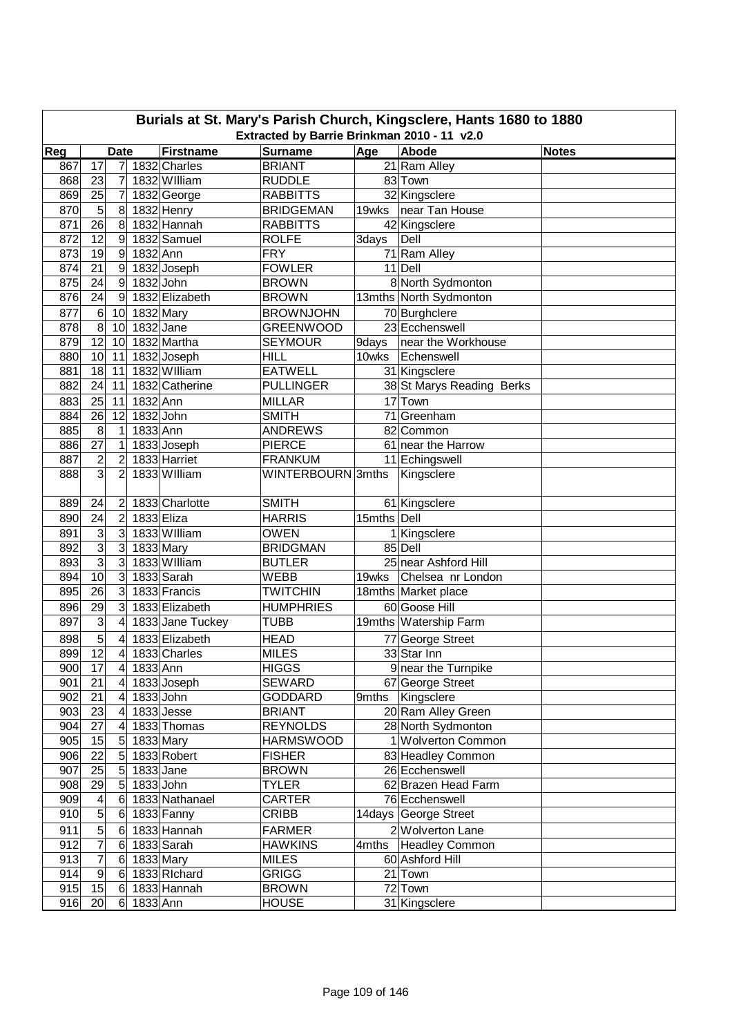# Burials at St. Mary's Parish Church, Kingsclere, Hants 1680 to 1880

## Extracted by Barrie Brinkman 2010 - 11 v2.0

| Reg | Date | | | Firstname | Surname | Age | Abode | Notes |
|---|---|---|---|---|---|---|---|---|
| 867 | 17 | 7 | 1832 | Charles | BRIANT | 21 | Ram Alley | |
| 868 | 23 | 7 | 1832 | WIlliam | RUDDLE | 83 | Town | |
| 869 | 25 | 7 | 1832 | George | RABBITTS | 32 | Kingsclere | |
| 870 | 5 | 8 | 1832 | Henry | BRIDGEMAN | 19wks | near Tan House | |
| 871 | 26 | 8 | 1832 | Hannah | RABBITTS | 42 | Kingsclere | |
| 872 | 12 | 9 | 1832 | Samuel | ROLFE | 3days | Dell | |
| 873 | 19 | 9 | 1832 | Ann | FRY | 71 | Ram Alley | |
| 874 | 21 | 9 | 1832 | Joseph | FOWLER | 11 | Dell | |
| 875 | 24 | 9 | 1832 | John | BROWN | 8 | North Sydmonton | |
| 876 | 24 | 9 | 1832 | Elizabeth | BROWN | 13mths | North Sydmonton | |
| 877 | 6 | 10 | 1832 | Mary | BROWNJOHN | 70 | Burghclere | |
| 878 | 8 | 10 | 1832 | Jane | GREENWOOD | 23 | Ecchenswell | |
| 879 | 12 | 10 | 1832 | Martha | SEYMOUR | 9days | near the Workhouse | |
| 880 | 10 | 11 | 1832 | Joseph | HILL | 10wks | Echenswell | |
| 881 | 18 | 11 | 1832 | WIlliam | EATWELL | 31 | Kingsclere | |
| 882 | 24 | 11 | 1832 | Catherine | PULLINGER | 38 | St Marys Reading Berks | |
| 883 | 25 | 11 | 1832 | Ann | MILLAR | 17 | Town | |
| 884 | 26 | 12 | 1832 | John | SMITH | 71 | Greenham | |
| 885 | 8 | 1 | 1833 | Ann | ANDREWS | 82 | Common | |
| 886 | 27 | 1 | 1833 | Joseph | PIERCE | 61 | near the Harrow | |
| 887 | 2 | 2 | 1833 | Harriet | FRANKUM | 11 | Echingswell | |
| 888 | 3 | 2 | 1833 | WIlliam | WINTERBOURN | 3mths | Kingsclere | |
| 889 | 24 | 2 | 1833 | Charlotte | SMITH | 61 | Kingsclere | |
| 890 | 24 | 2 | 1833 | Eliza | HARRIS | 15mths | Dell | |
| 891 | 3 | 3 | 1833 | WIlliam | OWEN | 1 | Kingsclere | |
| 892 | 3 | 3 | 1833 | Mary | BRIDGMAN | 85 | Dell | |
| 893 | 3 | 3 | 1833 | WIlliam | BUTLER | 25 | near Ashford Hill | |
| 894 | 10 | 3 | 1833 | Sarah | WEBB | 19wks | Chelsea nr London | |
| 895 | 26 | 3 | 1833 | Francis | TWITCHIN | 18mths | Market place | |
| 896 | 29 | 3 | 1833 | Elizabeth | HUMPHRIES | 60 | Goose Hill | |
| 897 | 3 | 4 | 1833 | Jane Tuckey | TUBB | 19mths | Watership Farm | |
| 898 | 5 | 4 | 1833 | Elizabeth | HEAD | 77 | George Street | |
| 899 | 12 | 4 | 1833 | Charles | MILES | 33 | Star Inn | |
| 900 | 17 | 4 | 1833 | Ann | HIGGS | 9 | near the Turnpike | |
| 901 | 21 | 4 | 1833 | Joseph | SEWARD | 67 | George Street | |
| 902 | 21 | 4 | 1833 | John | GODDARD | 9mths | Kingsclere | |
| 903 | 23 | 4 | 1833 | Jesse | BRIANT | 20 | Ram Alley Green | |
| 904 | 27 | 4 | 1833 | Thomas | REYNOLDS | 28 | North Sydmonton | |
| 905 | 15 | 5 | 1833 | Mary | HARMSWOOD | 1 | Wolverton Common | |
| 906 | 22 | 5 | 1833 | Robert | FISHER | 83 | Headley Common | |
| 907 | 25 | 5 | 1833 | Jane | BROWN | 26 | Ecchenswell | |
| 908 | 29 | 5 | 1833 | John | TYLER | 62 | Brazen Head Farm | |
| 909 | 4 | 6 | 1833 | Nathanael | CARTER | 76 | Ecchenswell | |
| 910 | 5 | 6 | 1833 | Fanny | CRIBB | 14days | George Street | |
| 911 | 5 | 6 | 1833 | Hannah | FARMER | 2 | Wolverton Lane | |
| 912 | 7 | 6 | 1833 | Sarah | HAWKINS | 4mths | Headley Common | |
| 913 | 7 | 6 | 1833 | Mary | MILES | 60 | Ashford Hill | |
| 914 | 9 | 6 | 1833 | RIchard | GRIGG | 21 | Town | |
| 915 | 15 | 6 | 1833 | Hannah | BROWN | 72 | Town | |
| 916 | 20 | 6 | 1833 | Ann | HOUSE | 31 | Kingsclere | |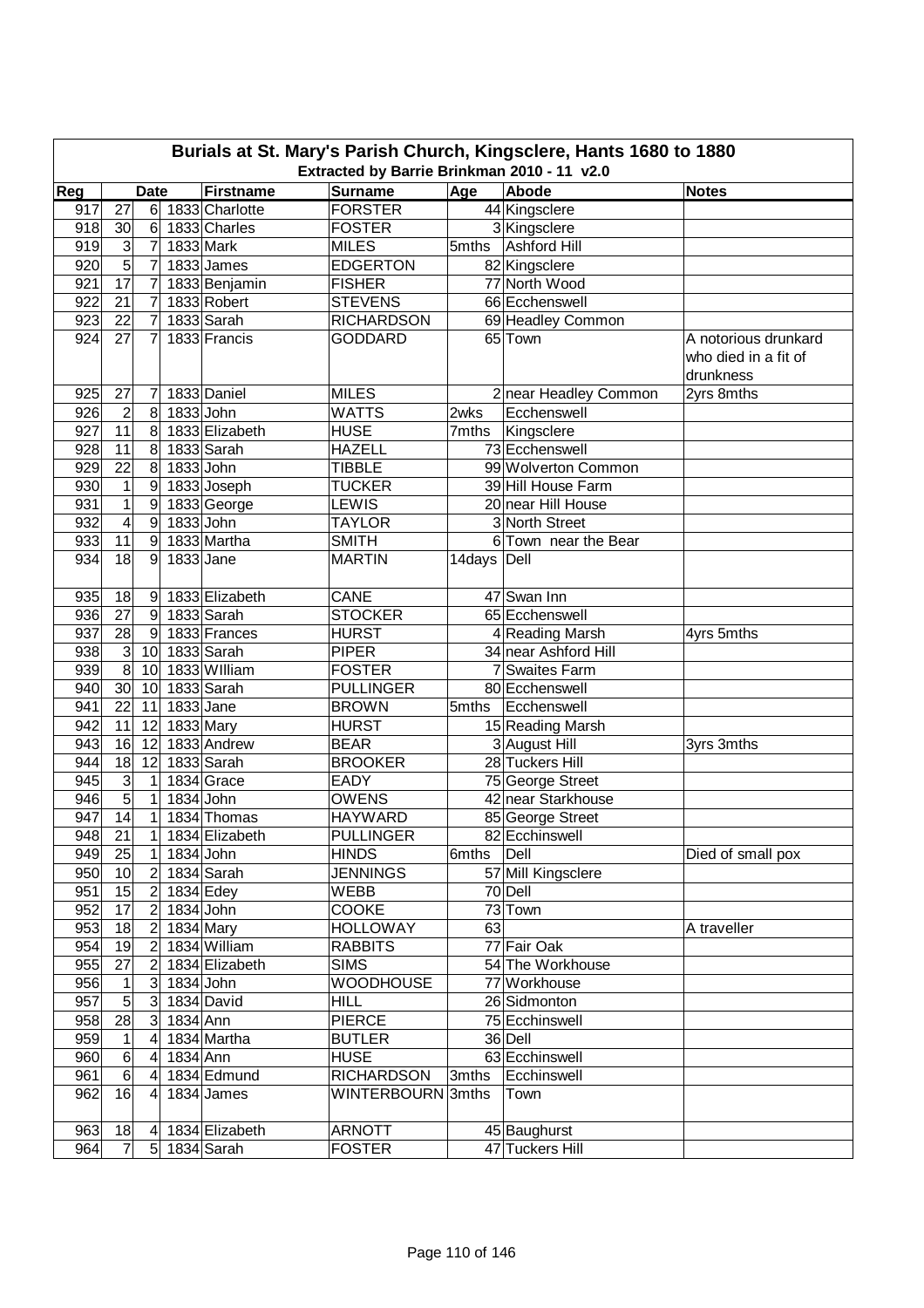# Burials at St. Mary's Parish Church, Kingsclere, Hants 1680 to 1880

## Extracted by Barrie Brinkman 2010 - 11 v2.0

| Reg | Date | | | Firstname | Surname | Age | Abode | Notes |
|---|---|---|---|---|---|---|---|---|
| 917 | 27 | 6 | 1833 | Charlotte | FORSTER | 44 | Kingsclere | |
| 918 | 30 | 6 | 1833 | Charles | FOSTER | 3 | Kingsclere | |
| 919 | 3 | 7 | 1833 | Mark | MILES | 5mths | Ashford Hill | |
| 920 | 5 | 7 | 1833 | James | EDGERTON | 82 | Kingsclere | |
| 921 | 17 | 7 | 1833 | Benjamin | FISHER | 77 | North Wood | |
| 922 | 21 | 7 | 1833 | Robert | STEVENS | 66 | Ecchenswell | |
| 923 | 22 | 7 | 1833 | Sarah | RICHARDSON | 69 | Headley Common | |
| 924 | 27 | 7 | 1833 | Francis | GODDARD | 65 | Town | A notorious drunkard who died in a fit of drunkness |
| 925 | 27 | 7 | 1833 | Daniel | MILES | 2 | near Headley Common | 2yrs 8mths |
| 926 | 2 | 8 | 1833 | John | WATTS | 2wks | Ecchenswell | |
| 927 | 11 | 8 | 1833 | Elizabeth | HUSE | 7mths | Kingsclere | |
| 928 | 11 | 8 | 1833 | Sarah | HAZELL | 73 | Ecchenswell | |
| 929 | 22 | 8 | 1833 | John | TIBBLE | 99 | Wolverton Common | |
| 930 | 1 | 9 | 1833 | Joseph | TUCKER | 39 | Hill House Farm | |
| 931 | 1 | 9 | 1833 | George | LEWIS | 20 | near Hill House | |
| 932 | 4 | 9 | 1833 | John | TAYLOR | 3 | North Street | |
| 933 | 11 | 9 | 1833 | Martha | SMITH | 6 | Town near the Bear | |
| 934 | 18 | 9 | 1833 | Jane | MARTIN | 14days | Dell | |
| 935 | 18 | 9 | 1833 | Elizabeth | CANE | 47 | Swan Inn | |
| 936 | 27 | 9 | 1833 | Sarah | STOCKER | 65 | Ecchenswell | |
| 937 | 28 | 9 | 1833 | Frances | HURST | 4 | Reading Marsh | 4yrs 5mths |
| 938 | 3 | 10 | 1833 | Sarah | PIPER | 34 | near Ashford Hill | |
| 939 | 8 | 10 | 1833 | WIlliam | FOSTER | 7 | Swaites Farm | |
| 940 | 30 | 10 | 1833 | Sarah | PULLINGER | 80 | Ecchenswell | |
| 941 | 22 | 11 | 1833 | Jane | BROWN | 5mths | Ecchenswell | |
| 942 | 11 | 12 | 1833 | Mary | HURST | 15 | Reading Marsh | |
| 943 | 16 | 12 | 1833 | Andrew | BEAR | 3 | August Hill | 3yrs 3mths |
| 944 | 18 | 12 | 1833 | Sarah | BROOKER | 28 | Tuckers Hill | |
| 945 | 3 | 1 | 1834 | Grace | EADY | 75 | George Street | |
| 946 | 5 | 1 | 1834 | John | OWENS | 42 | near Starkhouse | |
| 947 | 14 | 1 | 1834 | Thomas | HAYWARD | 85 | George Street | |
| 948 | 21 | 1 | 1834 | Elizabeth | PULLINGER | 82 | Ecchinswell | |
| 949 | 25 | 1 | 1834 | John | HINDS | 6mths | Dell | Died of small pox |
| 950 | 10 | 2 | 1834 | Sarah | JENNINGS | 57 | Mill Kingsclere | |
| 951 | 15 | 2 | 1834 | Edey | WEBB | 70 | Dell | |
| 952 | 17 | 2 | 1834 | John | COOKE | 73 | Town | |
| 953 | 18 | 2 | 1834 | Mary | HOLLOWAY | 63 | | A traveller |
| 954 | 19 | 2 | 1834 | William | RABBITS | 77 | Fair Oak | |
| 955 | 27 | 2 | 1834 | Elizabeth | SIMS | 54 | The Workhouse | |
| 956 | 1 | 3 | 1834 | John | WOODHOUSE | 77 | Workhouse | |
| 957 | 5 | 3 | 1834 | David | HILL | 26 | Sidmonton | |
| 958 | 28 | 3 | 1834 | Ann | PIERCE | 75 | Ecchinswell | |
| 959 | 1 | 4 | 1834 | Martha | BUTLER | 36 | Dell | |
| 960 | 6 | 4 | 1834 | Ann | HUSE | 63 | Ecchinswell | |
| 961 | 6 | 4 | 1834 | Edmund | RICHARDSON | 3mths | Ecchinswell | |
| 962 | 16 | 4 | 1834 | James | WINTERBOURN | 3mths | Town | |
| 963 | 18 | 4 | 1834 | Elizabeth | ARNOTT | 45 | Baughurst | |
| 964 | 7 | 5 | 1834 | Sarah | FOSTER | 47 | Tuckers Hill | |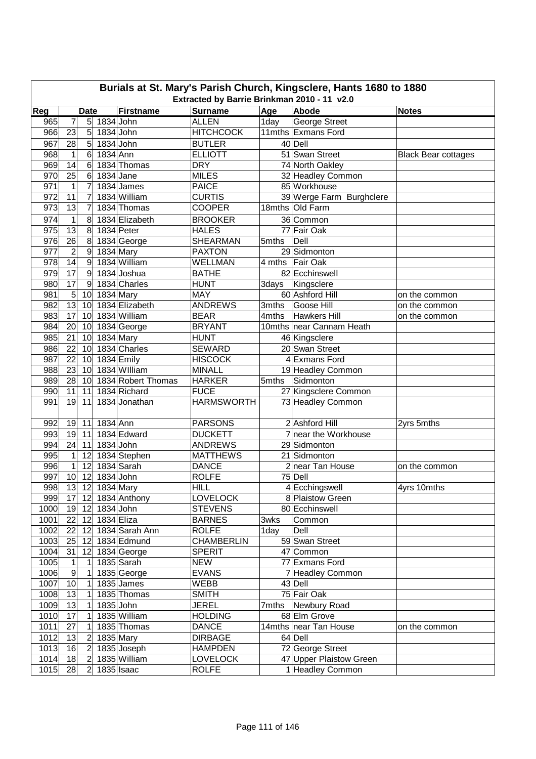# Burials at St. Mary's Parish Church, Kingsclere, Hants 1680 to 1880

## Extracted by Barrie Brinkman 2010 - 11 v2.0

| Reg | Date | | | Firstname | Surname | Age | Abode | Notes |
|---|---|---|---|---|---|---|---|---|
| 965 | 7 | 5 | 1834 | John | ALLEN | 1day | George Street | |
| 966 | 23 | 5 | 1834 | John | HITCHCOCK | 11mths | Exmans Ford | |
| 967 | 28 | 5 | 1834 | John | BUTLER | 40 | Dell | |
| 968 | 1 | 6 | 1834 | Ann | ELLIOTT | 51 | Swan Street | Black Bear cottages |
| 969 | 14 | 6 | 1834 | Thomas | DRY | 74 | North Oakley | |
| 970 | 25 | 6 | 1834 | Jane | MILES | 32 | Headley Common | |
| 971 | 1 | 7 | 1834 | James | PAICE | 85 | Workhouse | |
| 972 | 11 | 7 | 1834 | William | CURTIS | 39 | Werge Farm Burghclere | |
| 973 | 13 | 7 | 1834 | Thomas | COOPER | 18mths | Old Farm | |
| 974 | 1 | 8 | 1834 | Elizabeth | BROOKER | 36 | Common | |
| 975 | 13 | 8 | 1834 | Peter | HALES | 77 | Fair Oak | |
| 976 | 26 | 8 | 1834 | George | SHEARMAN | 5mths | Dell | |
| 977 | 2 | 9 | 1834 | Mary | PAXTON | 29 | Sidmonton | |
| 978 | 14 | 9 | 1834 | William | WELLMAN | 4 mths | Fair Oak | |
| 979 | 17 | 9 | 1834 | Joshua | BATHE | 82 | Ecchinswell | |
| 980 | 17 | 9 | 1834 | Charles | HUNT | 3days | Kingsclere | |
| 981 | 5 | 10 | 1834 | Mary | MAY | 60 | Ashford Hill | on the common |
| 982 | 13 | 10 | 1834 | Elizabeth | ANDREWS | 3mths | Goose Hill | on the common |
| 983 | 17 | 10 | 1834 | William | BEAR | 4mths | Hawkers Hill | on the common |
| 984 | 20 | 10 | 1834 | George | BRYANT | 10mths | near Cannam Heath | |
| 985 | 21 | 10 | 1834 | Mary | HUNT | 46 | Kingsclere | |
| 986 | 22 | 10 | 1834 | Charles | SEWARD | 20 | Swan Street | |
| 987 | 22 | 10 | 1834 | Emily | HISCOCK | 4 | Exmans Ford | |
| 988 | 23 | 10 | 1834 | WIlliam | MINALL | 19 | Headley Common | |
| 989 | 28 | 10 | 1834 | Robert Thomas | HARKER | 5mths | Sidmonton | |
| 990 | 11 | 11 | 1834 | Richard | FUCE | 27 | Kingsclere Common | |
| 991 | 19 | 11 | 1834 | Jonathan | HARMSWORTH | 73 | Headley Common | |
| 992 | 19 | 11 | 1834 | Ann | PARSONS | 2 | Ashford Hill | 2yrs 5mths |
| 993 | 19 | 11 | 1834 | Edward | DUCKETT | 7 | near the Workhouse | |
| 994 | 24 | 11 | 1834 | John | ANDREWS | 29 | Sidmonton | |
| 995 | 1 | 12 | 1834 | Stephen | MATTHEWS | 21 | Sidmonton | |
| 996 | 1 | 12 | 1834 | Sarah | DANCE | 2 | near Tan House | on the common |
| 997 | 10 | 12 | 1834 | John | ROLFE | 75 | Dell | |
| 998 | 13 | 12 | 1834 | Mary | HILL | 4 | Ecchingswell | 4yrs 10mths |
| 999 | 17 | 12 | 1834 | Anthony | LOVELOCK | 8 | Plaistow Green | |
| 1000 | 19 | 12 | 1834 | John | STEVENS | 80 | Ecchinswell | |
| 1001 | 22 | 12 | 1834 | Eliza | BARNES | 3wks | Common | |
| 1002 | 22 | 12 | 1834 | Sarah Ann | ROLFE | 1day | Dell | |
| 1003 | 25 | 12 | 1834 | Edmund | CHAMBERLIN | 59 | Swan Street | |
| 1004 | 31 | 12 | 1834 | George | SPERIT | 47 | Common | |
| 1005 | 1 | 1 | 1835 | Sarah | NEW | 77 | Exmans Ford | |
| 1006 | 9 | 1 | 1835 | George | EVANS | 7 | Headley Common | |
| 1007 | 10 | 1 | 1835 | James | WEBB | 43 | Dell | |
| 1008 | 13 | 1 | 1835 | Thomas | SMITH | 75 | Fair Oak | |
| 1009 | 13 | 1 | 1835 | John | JEREL | 7mths | Newbury Road | |
| 1010 | 17 | 1 | 1835 | William | HOLDING | 68 | Elm Grove | |
| 1011 | 27 | 1 | 1835 | Thomas | DANCE | 14mths | near Tan House | on the common |
| 1012 | 13 | 2 | 1835 | Mary | DIRBAGE | 64 | Dell | |
| 1013 | 16 | 2 | 1835 | Joseph | HAMPDEN | 72 | George Street | |
| 1014 | 18 | 2 | 1835 | William | LOVELOCK | 47 | Upper Plaistow Green | |
| 1015 | 28 | 2 | 1835 | Isaac | ROLFE | 1 | Headley Common | |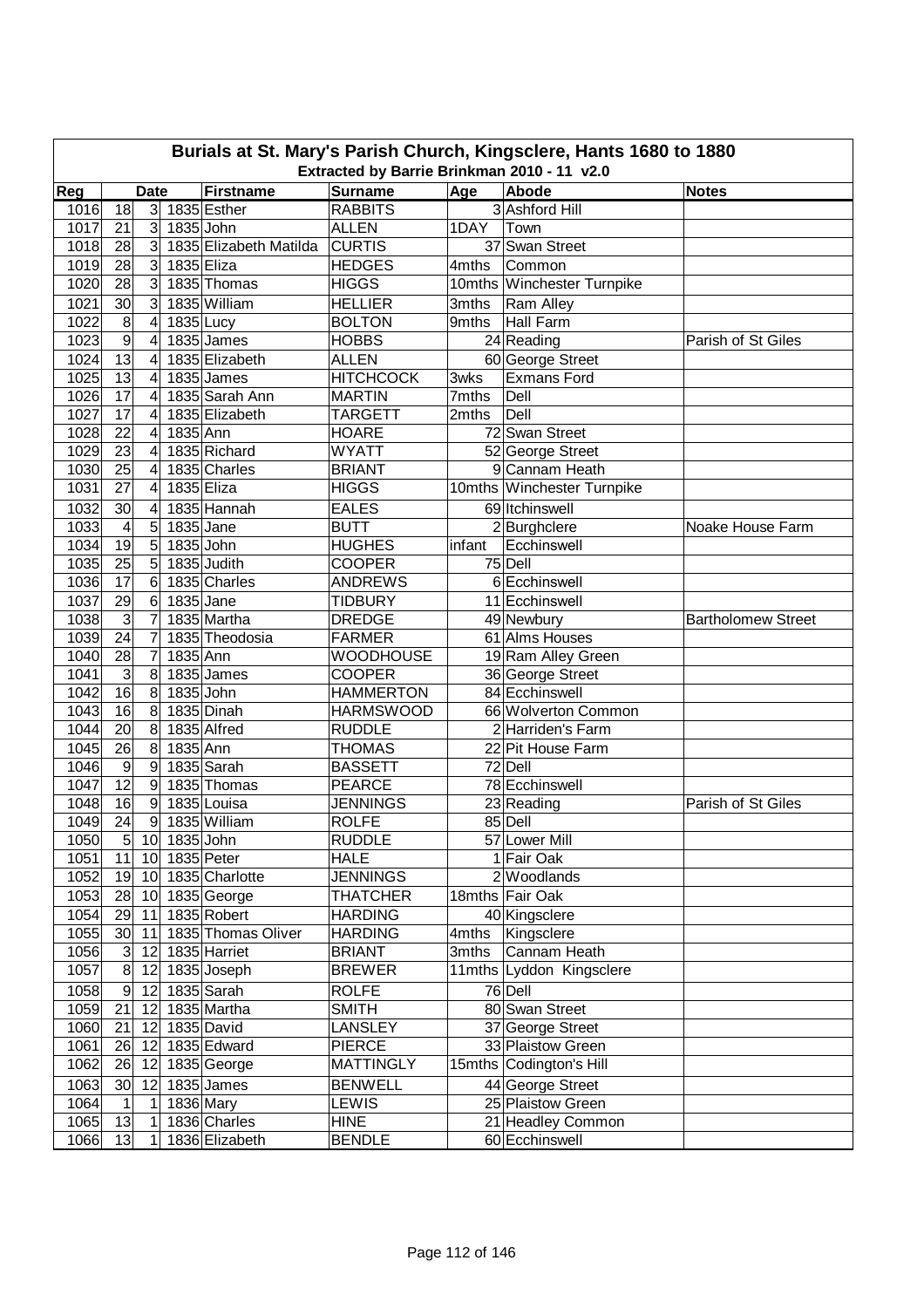# Burials at St. Mary's Parish Church, Kingsclere, Hants 1680 to 1880

## Extracted by Barrie Brinkman 2010 - 11 v2.0

| Reg | Date | | | Firstname | Surname | Age | Abode | Notes |
|---|---|---|---|---|---|---|---|---|
| 1016 | 18 | 3 | 1835 | Esther | RABBITS | 3 | Ashford Hill | |
| 1017 | 21 | 3 | 1835 | John | ALLEN | 1DAY | Town | |
| 1018 | 28 | 3 | 1835 | Elizabeth Matilda | CURTIS | 37 | Swan Street | |
| 1019 | 28 | 3 | 1835 | Eliza | HEDGES | 4mths | Common | |
| 1020 | 28 | 3 | 1835 | Thomas | HIGGS | 10mths | Winchester Turnpike | |
| 1021 | 30 | 3 | 1835 | William | HELLIER | 3mths | Ram Alley | |
| 1022 | 8 | 4 | 1835 | Lucy | BOLTON | 9mths | Hall Farm | |
| 1023 | 9 | 4 | 1835 | James | HOBBS | 24 | Reading | Parish of St Giles |
| 1024 | 13 | 4 | 1835 | Elizabeth | ALLEN | 60 | George Street | |
| 1025 | 13 | 4 | 1835 | James | HITCHCOCK | 3wks | Exmans Ford | |
| 1026 | 17 | 4 | 1835 | Sarah Ann | MARTIN | 7mths | Dell | |
| 1027 | 17 | 4 | 1835 | Elizabeth | TARGETT | 2mths | Dell | |
| 1028 | 22 | 4 | 1835 | Ann | HOARE | 72 | Swan Street | |
| 1029 | 23 | 4 | 1835 | Richard | WYATT | 52 | George Street | |
| 1030 | 25 | 4 | 1835 | Charles | BRIANT | 9 | Cannam Heath | |
| 1031 | 27 | 4 | 1835 | Eliza | HIGGS | 10mths | Winchester Turnpike | |
| 1032 | 30 | 4 | 1835 | Hannah | EALES | 69 | Itchinswell | |
| 1033 | 4 | 5 | 1835 | Jane | BUTT | 2 | Burghclere | Noake House Farm |
| 1034 | 19 | 5 | 1835 | John | HUGHES | infant | Ecchinswell | |
| 1035 | 25 | 5 | 1835 | Judith | COOPER | 75 | Dell | |
| 1036 | 17 | 6 | 1835 | Charles | ANDREWS | 6 | Ecchinswell | |
| 1037 | 29 | 6 | 1835 | Jane | TIDBURY | 11 | Ecchinswell | |
| 1038 | 3 | 7 | 1835 | Martha | DREDGE | 49 | Newbury | Bartholomew Street |
| 1039 | 24 | 7 | 1835 | Theodosia | FARMER | 61 | Alms Houses | |
| 1040 | 28 | 7 | 1835 | Ann | WOODHOUSE | 19 | Ram Alley Green | |
| 1041 | 3 | 8 | 1835 | James | COOPER | 36 | George Street | |
| 1042 | 16 | 8 | 1835 | John | HAMMERTON | 84 | Ecchinswell | |
| 1043 | 16 | 8 | 1835 | Dinah | HARMSWOOD | 66 | Wolverton Common | |
| 1044 | 20 | 8 | 1835 | Alfred | RUDDLE | 2 | Harriden's Farm | |
| 1045 | 26 | 8 | 1835 | Ann | THOMAS | 22 | Pit House Farm | |
| 1046 | 9 | 9 | 1835 | Sarah | BASSETT | 72 | Dell | |
| 1047 | 12 | 9 | 1835 | Thomas | PEARCE | 78 | Ecchinswell | |
| 1048 | 16 | 9 | 1835 | Louisa | JENNINGS | 23 | Reading | Parish of St Giles |
| 1049 | 24 | 9 | 1835 | William | ROLFE | 85 | Dell | |
| 1050 | 5 | 10 | 1835 | John | RUDDLE | 57 | Lower Mill | |
| 1051 | 11 | 10 | 1835 | Peter | HALE | 1 | Fair Oak | |
| 1052 | 19 | 10 | 1835 | Charlotte | JENNINGS | 2 | Woodlands | |
| 1053 | 28 | 10 | 1835 | George | THATCHER | 18mths | Fair Oak | |
| 1054 | 29 | 11 | 1835 | Robert | HARDING | 40 | Kingsclere | |
| 1055 | 30 | 11 | 1835 | Thomas Oliver | HARDING | 4mths | Kingsclere | |
| 1056 | 3 | 12 | 1835 | Harriet | BRIANT | 3mths | Cannam Heath | |
| 1057 | 8 | 12 | 1835 | Joseph | BREWER | 11mths | Lyddon Kingsclere | |
| 1058 | 9 | 12 | 1835 | Sarah | ROLFE | 76 | Dell | |
| 1059 | 21 | 12 | 1835 | Martha | SMITH | 80 | Swan Street | |
| 1060 | 21 | 12 | 1835 | David | LANSLEY | 37 | George Street | |
| 1061 | 26 | 12 | 1835 | Edward | PIERCE | 33 | Plaistow Green | |
| 1062 | 26 | 12 | 1835 | George | MATTINGLY | 15mths | Codington's Hill | |
| 1063 | 30 | 12 | 1835 | James | BENWELL | 44 | George Street | |
| 1064 | 1 | 1 | 1836 | Mary | LEWIS | 25 | Plaistow Green | |
| 1065 | 13 | 1 | 1836 | Charles | HINE | 21 | Headley Common | |
| 1066 | 13 | 1 | 1836 | Elizabeth | BENDLE | 60 | Ecchinswell | |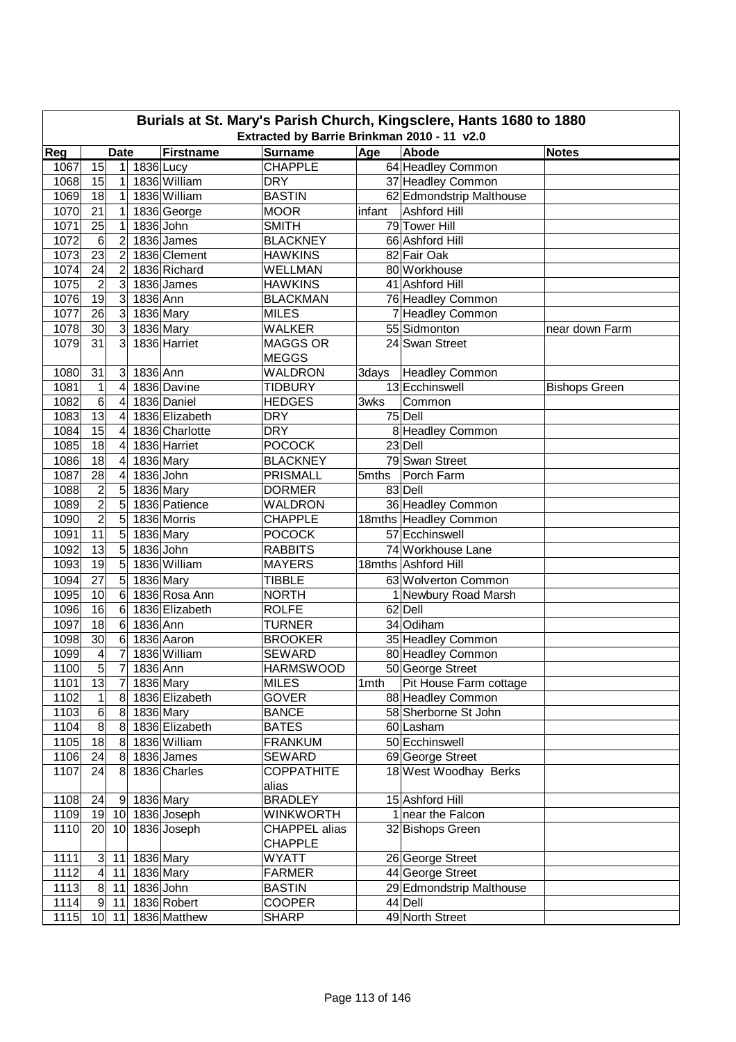# Burials at St. Mary's Parish Church, Kingsclere, Hants 1680 to 1880

## Extracted by Barrie Brinkman 2010 - 11 v2.0

| Reg | Date | | | Firstname | Surname | Age | Abode | Notes |
|---|---|---|---|---|---|---|---|---|
| 1067 | 15 | 1 | 1836 | Lucy | CHAPPLE | 64 | Headley Common | |
| 1068 | 15 | 1 | 1836 | William | DRY | 37 | Headley Common | |
| 1069 | 18 | 1 | 1836 | William | BASTIN | 62 | Edmondstrip Malthouse | |
| 1070 | 21 | 1 | 1836 | George | MOOR | infant | Ashford Hill | |
| 1071 | 25 | 1 | 1836 | John | SMITH | 79 | Tower Hill | |
| 1072 | 6 | 2 | 1836 | James | BLACKNEY | 66 | Ashford Hill | |
| 1073 | 23 | 2 | 1836 | Clement | HAWKINS | 82 | Fair Oak | |
| 1074 | 24 | 2 | 1836 | Richard | WELLMAN | 80 | Workhouse | |
| 1075 | 2 | 3 | 1836 | James | HAWKINS | 41 | Ashford Hill | |
| 1076 | 19 | 3 | 1836 | Ann | BLACKMAN | 76 | Headley Common | |
| 1077 | 26 | 3 | 1836 | Mary | MILES | 7 | Headley Common | |
| 1078 | 30 | 3 | 1836 | Mary | WALKER | 55 | Sidmonton | near down Farm |
| 1079 | 31 | 3 | 1836 | Harriet | MAGGS OR MEGGS | 24 | Swan Street | |
| 1080 | 31 | 3 | 1836 | Ann | WALDRON | 3days | Headley Common | |
| 1081 | 1 | 4 | 1836 | Davine | TIDBURY | 13 | Ecchinswell | Bishops Green |
| 1082 | 6 | 4 | 1836 | Daniel | HEDGES | 3wks | Common | |
| 1083 | 13 | 4 | 1836 | Elizabeth | DRY | 75 | Dell | |
| 1084 | 15 | 4 | 1836 | Charlotte | DRY | 8 | Headley Common | |
| 1085 | 18 | 4 | 1836 | Harriet | POCOCK | 23 | Dell | |
| 1086 | 18 | 4 | 1836 | Mary | BLACKNEY | 79 | Swan Street | |
| 1087 | 28 | 4 | 1836 | John | PRISMALL | 5mths | Porch Farm | |
| 1088 | 2 | 5 | 1836 | Mary | DORMER | 83 | Dell | |
| 1089 | 2 | 5 | 1836 | Patience | WALDRON | 36 | Headley Common | |
| 1090 | 2 | 5 | 1836 | Morris | CHAPPLE | 18mths | Headley Common | |
| 1091 | 11 | 5 | 1836 | Mary | POCOCK | 57 | Ecchinswell | |
| 1092 | 13 | 5 | 1836 | John | RABBITS | 74 | Workhouse Lane | |
| 1093 | 19 | 5 | 1836 | William | MAYERS | 18mths | Ashford Hill | |
| 1094 | 27 | 5 | 1836 | Mary | TIBBLE | 63 | Wolverton Common | |
| 1095 | 10 | 6 | 1836 | Rosa Ann | NORTH | 1 | Newbury Road Marsh | |
| 1096 | 16 | 6 | 1836 | Elizabeth | ROLFE | 62 | Dell | |
| 1097 | 18 | 6 | 1836 | Ann | TURNER | 34 | Odiham | |
| 1098 | 30 | 6 | 1836 | Aaron | BROOKER | 35 | Headley Common | |
| 1099 | 4 | 7 | 1836 | William | SEWARD | 80 | Headley Common | |
| 1100 | 5 | 7 | 1836 | Ann | HARMSWOOD | 50 | George Street | |
| 1101 | 13 | 7 | 1836 | Mary | MILES | 1mth | Pit House Farm cottage | |
| 1102 | 1 | 8 | 1836 | Elizabeth | GOVER | 88 | Headley Common | |
| 1103 | 6 | 8 | 1836 | Mary | BANCE | 58 | Sherborne St John | |
| 1104 | 8 | 8 | 1836 | Elizabeth | BATES | 60 | Lasham | |
| 1105 | 18 | 8 | 1836 | William | FRANKUM | 50 | Ecchinswell | |
| 1106 | 24 | 8 | 1836 | James | SEWARD | 69 | George Street | |
| 1107 | 24 | 8 | 1836 | Charles | COPPATHITE alias | 18 | West Woodhay Berks | |
| 1108 | 24 | 9 | 1836 | Mary | BRADLEY | 15 | Ashford Hill | |
| 1109 | 19 | 10 | 1836 | Joseph | WINKWORTH | 1 | near the Falcon | |
| 1110 | 20 | 10 | 1836 | Joseph | CHAPPEL alias CHAPPLE | 32 | Bishops Green | |
| 1111 | 3 | 11 | 1836 | Mary | WYATT | 26 | George Street | |
| 1112 | 4 | 11 | 1836 | Mary | FARMER | 44 | George Street | |
| 1113 | 8 | 11 | 1836 | John | BASTIN | 29 | Edmondstrip Malthouse | |
| 1114 | 9 | 11 | 1836 | Robert | COOPER | 44 | Dell | |
| 1115 | 10 | 11 | 1836 | Matthew | SHARP | 49 | North Street | |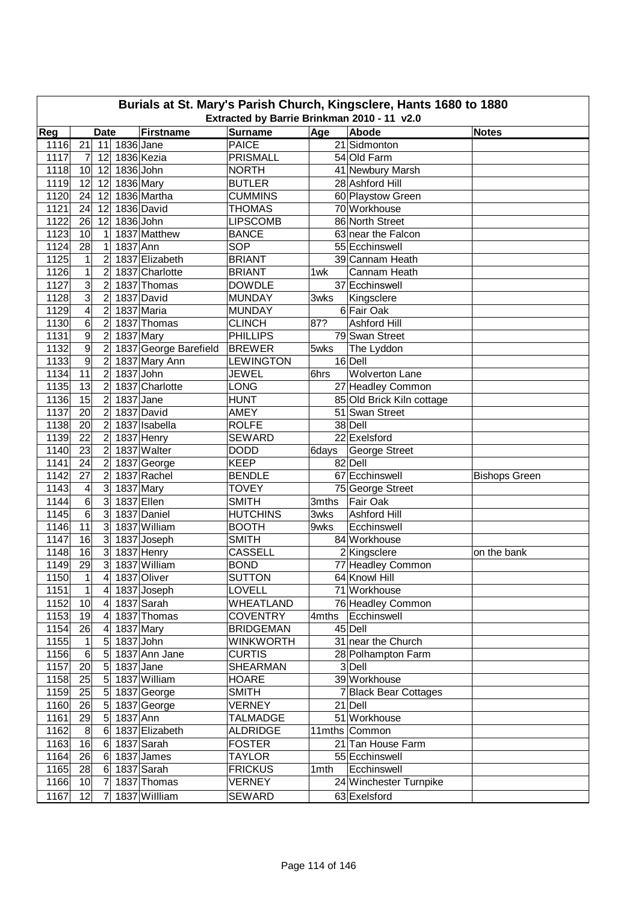# Burials at St. Mary's Parish Church, Kingsclere, Hants 1680 to 1880

## Extracted by Barrie Brinkman 2010 - 11 v2.0

| Reg | Date | | | Firstname | Surname | Age | Abode | Notes |
|---|---|---|---|---|---|---|---|---|
| 1116 | 21 | 11 | 1836 | Jane | PAICE | 21 | Sidmonton | |
| 1117 | 7 | 12 | 1836 | Kezia | PRISMALL | 54 | Old Farm | |
| 1118 | 10 | 12 | 1836 | John | NORTH | 41 | Newbury Marsh | |
| 1119 | 12 | 12 | 1836 | Mary | BUTLER | 28 | Ashford Hill | |
| 1120 | 24 | 12 | 1836 | Martha | CUMMINS | 60 | Playstow Green | |
| 1121 | 24 | 12 | 1836 | David | THOMAS | 70 | Workhouse | |
| 1122 | 26 | 12 | 1836 | John | LIPSCOMB | 86 | North Street | |
| 1123 | 10 | 1 | 1837 | Matthew | BANCE | 63 | near the Falcon | |
| 1124 | 28 | 1 | 1837 | Ann | SOP | 55 | Ecchinswell | |
| 1125 | 1 | 2 | 1837 | Elizabeth | BRIANT | 39 | Cannam Heath | |
| 1126 | 1 | 2 | 1837 | Charlotte | BRIANT | 1wk | Cannam Heath | |
| 1127 | 3 | 2 | 1837 | Thomas | DOWDLE | 37 | Ecchinswell | |
| 1128 | 3 | 2 | 1837 | David | MUNDAY | 3wks | Kingsclere | |
| 1129 | 4 | 2 | 1837 | Maria | MUNDAY | 6 | Fair Oak | |
| 1130 | 6 | 2 | 1837 | Thomas | CLINCH | 87? | Ashford Hill | |
| 1131 | 9 | 2 | 1837 | Mary | PHILLIPS | 79 | Swan Street | |
| 1132 | 9 | 2 | 1837 | George Barefield | BREWER | 5wks | The Lyddon | |
| 1133 | 9 | 2 | 1837 | Mary Ann | LEWINGTON | 16 | Dell | |
| 1134 | 11 | 2 | 1837 | John | JEWEL | 6hrs | Wolverton Lane | |
| 1135 | 13 | 2 | 1837 | Charlotte | LONG | 27 | Headley Common | |
| 1136 | 15 | 2 | 1837 | Jane | HUNT | 85 | Old Brick Kiln cottage | |
| 1137 | 20 | 2 | 1837 | David | AMEY | 51 | Swan Street | |
| 1138 | 20 | 2 | 1837 | Isabella | ROLFE | 38 | Dell | |
| 1139 | 22 | 2 | 1837 | Henry | SEWARD | 22 | Exelsford | |
| 1140 | 23 | 2 | 1837 | Walter | DODD | 6days | George Street | |
| 1141 | 24 | 2 | 1837 | George | KEEP | 82 | Dell | |
| 1142 | 27 | 2 | 1837 | Rachel | BENDLE | 67 | Ecchinswell | Bishops Green |
| 1143 | 4 | 3 | 1837 | Mary | TOVEY | 75 | George Street | |
| 1144 | 6 | 3 | 1837 | Ellen | SMITH | 3mths | Fair Oak | |
| 1145 | 6 | 3 | 1837 | Daniel | HUTCHINS | 3wks | Ashford Hill | |
| 1146 | 11 | 3 | 1837 | William | BOOTH | 9wks | Ecchinswell | |
| 1147 | 16 | 3 | 1837 | Joseph | SMITH | 84 | Workhouse | |
| 1148 | 16 | 3 | 1837 | Henry | CASSELL | 2 | Kingsclere | on the bank |
| 1149 | 29 | 3 | 1837 | William | BOND | 77 | Headley Common | |
| 1150 | 1 | 4 | 1837 | Oliver | SUTTON | 64 | Knowl Hill | |
| 1151 | 1 | 4 | 1837 | Joseph | LOVELL | 71 | Workhouse | |
| 1152 | 10 | 4 | 1837 | Sarah | WHEATLAND | 76 | Headley Common | |
| 1153 | 19 | 4 | 1837 | Thomas | COVENTRY | 4mths | Ecchinswell | |
| 1154 | 26 | 4 | 1837 | Mary | BRIDGEMAN | 45 | Dell | |
| 1155 | 1 | 5 | 1837 | John | WINKWORTH | 31 | near the Church | |
| 1156 | 6 | 5 | 1837 | Ann Jane | CURTIS | 28 | Polhampton Farm | |
| 1157 | 20 | 5 | 1837 | Jane | SHEARMAN | 3 | Dell | |
| 1158 | 25 | 5 | 1837 | William | HOARE | 39 | Workhouse | |
| 1159 | 25 | 5 | 1837 | George | SMITH | 7 | Black Bear Cottages | |
| 1160 | 26 | 5 | 1837 | George | VERNEY | 21 | Dell | |
| 1161 | 29 | 5 | 1837 | Ann | TALMADGE | 51 | Workhouse | |
| 1162 | 8 | 6 | 1837 | Elizabeth | ALDRIDGE | 11mths | Common | |
| 1163 | 16 | 6 | 1837 | Sarah | FOSTER | 21 | Tan House Farm | |
| 1164 | 26 | 6 | 1837 | James | TAYLOR | 55 | Ecchinswell | |
| 1165 | 28 | 6 | 1837 | Sarah | FRICKUS | 1mth | Ecchinswell | |
| 1166 | 10 | 7 | 1837 | Thomas | VERNEY | 24 | Winchester Turnpike | |
| 1167 | 12 | 7 | 1837 | Willliam | SEWARD | 63 | Exelsford | |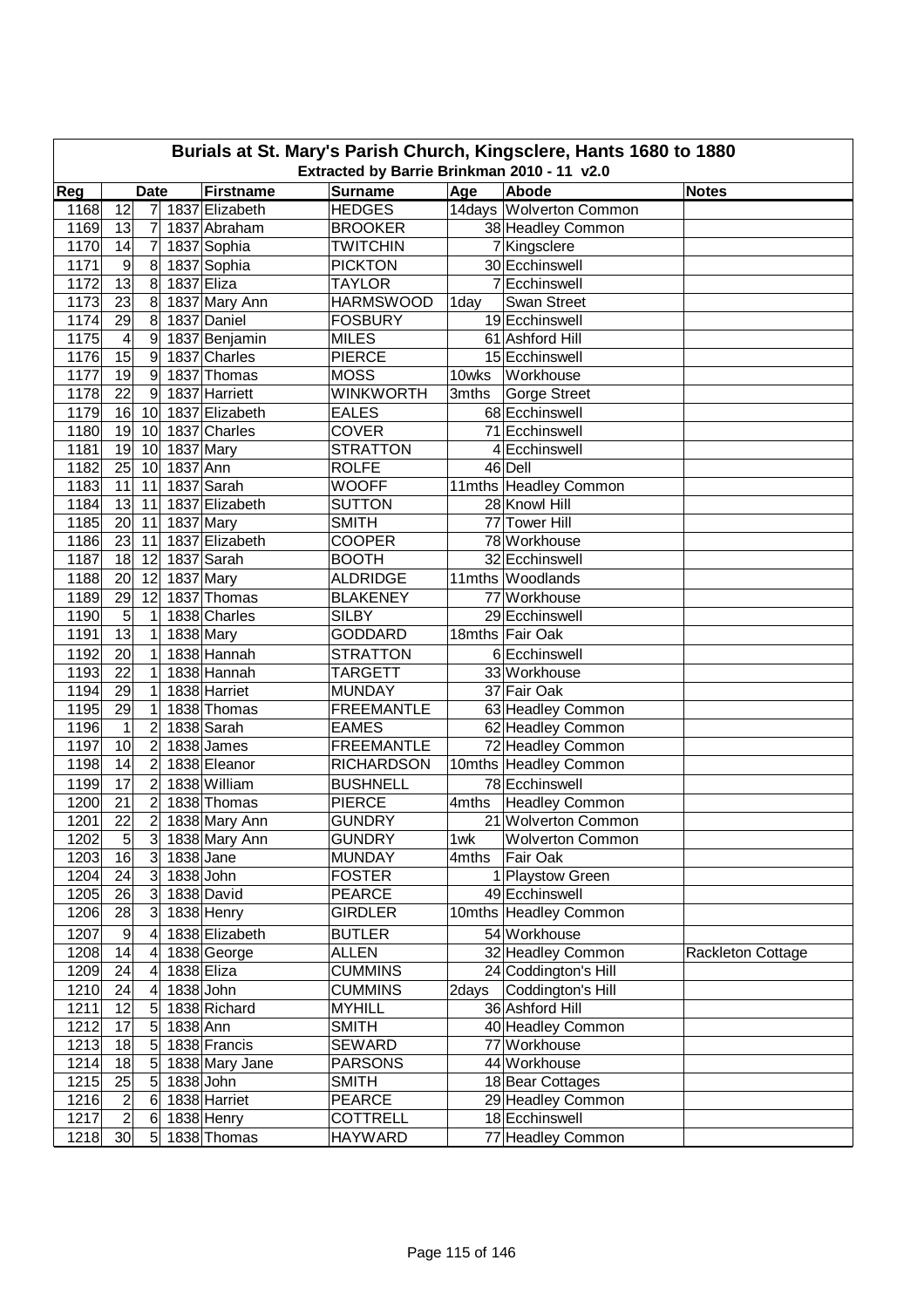# Burials at St. Mary's Parish Church, Kingsclere, Hants 1680 to 1880

## Extracted by Barrie Brinkman 2010 - 11 v2.0

| Reg | Date | | | Firstname | Surname | Age | Abode | Notes |
|---|---|---|---|---|---|---|---|---|
| 1168 | 12 | 7 | 1837 | Elizabeth | HEDGES | 14days | Wolverton Common | |
| 1169 | 13 | 7 | 1837 | Abraham | BROOKER | 38 | Headley Common | |
| 1170 | 14 | 7 | 1837 | Sophia | TWITCHIN | 7 | Kingsclere | |
| 1171 | 9 | 8 | 1837 | Sophia | PICKTON | 30 | Ecchinswell | |
| 1172 | 13 | 8 | 1837 | Eliza | TAYLOR | 7 | Ecchinswell | |
| 1173 | 23 | 8 | 1837 | Mary Ann | HARMSWOOD | 1day | Swan Street | |
| 1174 | 29 | 8 | 1837 | Daniel | FOSBURY | 19 | Ecchinswell | |
| 1175 | 4 | 9 | 1837 | Benjamin | MILES | 61 | Ashford Hill | |
| 1176 | 15 | 9 | 1837 | Charles | PIERCE | 15 | Ecchinswell | |
| 1177 | 19 | 9 | 1837 | Thomas | MOSS | 10wks | Workhouse | |
| 1178 | 22 | 9 | 1837 | Harriett | WINKWORTH | 3mths | Gorge Street | |
| 1179 | 16 | 10 | 1837 | Elizabeth | EALES | 68 | Ecchinswell | |
| 1180 | 19 | 10 | 1837 | Charles | COVER | 71 | Ecchinswell | |
| 1181 | 19 | 10 | 1837 | Mary | STRATTON | 4 | Ecchinswell | |
| 1182 | 25 | 10 | 1837 | Ann | ROLFE | 46 | Dell | |
| 1183 | 11 | 11 | 1837 | Sarah | WOOFF | 11mths | Headley Common | |
| 1184 | 13 | 11 | 1837 | Elizabeth | SUTTON | 28 | Knowl Hill | |
| 1185 | 20 | 11 | 1837 | Mary | SMITH | 77 | Tower Hill | |
| 1186 | 23 | 11 | 1837 | Elizabeth | COOPER | 78 | Workhouse | |
| 1187 | 18 | 12 | 1837 | Sarah | BOOTH | 32 | Ecchinswell | |
| 1188 | 20 | 12 | 1837 | Mary | ALDRIDGE | 11mths | Woodlands | |
| 1189 | 29 | 12 | 1837 | Thomas | BLAKENEY | 77 | Workhouse | |
| 1190 | 5 | 1 | 1838 | Charles | SILBY | 29 | Ecchinswell | |
| 1191 | 13 | 1 | 1838 | Mary | GODDARD | 18mths | Fair Oak | |
| 1192 | 20 | 1 | 1838 | Hannah | STRATTON | 6 | Ecchinswell | |
| 1193 | 22 | 1 | 1838 | Hannah | TARGETT | 33 | Workhouse | |
| 1194 | 29 | 1 | 1838 | Harriet | MUNDAY | 37 | Fair Oak | |
| 1195 | 29 | 1 | 1838 | Thomas | FREEMANTLE | 63 | Headley Common | |
| 1196 | 1 | 2 | 1838 | Sarah | EAMES | 62 | Headley Common | |
| 1197 | 10 | 2 | 1838 | James | FREEMANTLE | 72 | Headley Common | |
| 1198 | 14 | 2 | 1838 | Eleanor | RICHARDSON | 10mths | Headley Common | |
| 1199 | 17 | 2 | 1838 | William | BUSHNELL | 78 | Ecchinswell | |
| 1200 | 21 | 2 | 1838 | Thomas | PIERCE | 4mths | Headley Common | |
| 1201 | 22 | 2 | 1838 | Mary Ann | GUNDRY | 21 | Wolverton Common | |
| 1202 | 5 | 3 | 1838 | Mary Ann | GUNDRY | 1wk | Wolverton Common | |
| 1203 | 16 | 3 | 1838 | Jane | MUNDAY | 4mths | Fair Oak | |
| 1204 | 24 | 3 | 1838 | John | FOSTER | 1 | Playstow Green | |
| 1205 | 26 | 3 | 1838 | David | PEARCE | 49 | Ecchinswell | |
| 1206 | 28 | 3 | 1838 | Henry | GIRDLER | 10mths | Headley Common | |
| 1207 | 9 | 4 | 1838 | Elizabeth | BUTLER | 54 | Workhouse | |
| 1208 | 14 | 4 | 1838 | George | ALLEN | 32 | Headley Common | Rackleton Cottage |
| 1209 | 24 | 4 | 1838 | Eliza | CUMMINS | 24 | Coddington's Hill | |
| 1210 | 24 | 4 | 1838 | John | CUMMINS | 2days | Coddington's Hill | |
| 1211 | 12 | 5 | 1838 | Richard | MYHILL | 36 | Ashford Hill | |
| 1212 | 17 | 5 | 1838 | Ann | SMITH | 40 | Headley Common | |
| 1213 | 18 | 5 | 1838 | Francis | SEWARD | 77 | Workhouse | |
| 1214 | 18 | 5 | 1838 | Mary Jane | PARSONS | 44 | Workhouse | |
| 1215 | 25 | 5 | 1838 | John | SMITH | 18 | Bear Cottages | |
| 1216 | 2 | 6 | 1838 | Harriet | PEARCE | 29 | Headley Common | |
| 1217 | 2 | 6 | 1838 | Henry | COTTRELL | 18 | Ecchinswell | |
| 1218 | 30 | 5 | 1838 | Thomas | HAYWARD | 77 | Headley Common | |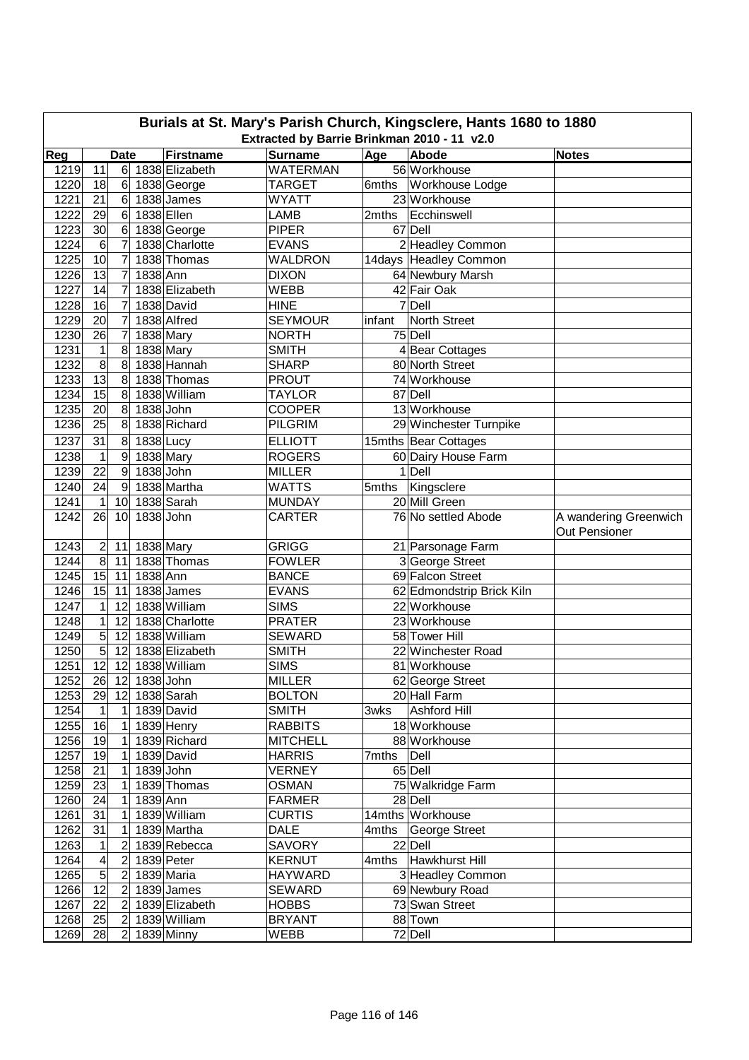# Burials at St. Mary's Parish Church, Kingsclere, Hants 1680 to 1880

### Extracted by Barrie Brinkman 2010 - 11 v2.0

| Reg | Date | | | Firstname | Surname | Age | Abode | Notes |
|---|---|---|---|---|---|---|---|---|
| 1219 | 11 | 6 | 1838 | Elizabeth | WATERMAN | 56 | Workhouse | |
| 1220 | 18 | 6 | 1838 | George | TARGET | 6mths | Workhouse Lodge | |
| 1221 | 21 | 6 | 1838 | James | WYATT | 23 | Workhouse | |
| 1222 | 29 | 6 | 1838 | Ellen | LAMB | 2mths | Ecchinswell | |
| 1223 | 30 | 6 | 1838 | George | PIPER | 67 | Dell | |
| 1224 | 6 | 7 | 1838 | Charlotte | EVANS | 2 | Headley Common | |
| 1225 | 10 | 7 | 1838 | Thomas | WALDRON | 14days | Headley Common | |
| 1226 | 13 | 7 | 1838 | Ann | DIXON | 64 | Newbury Marsh | |
| 1227 | 14 | 7 | 1838 | Elizabeth | WEBB | 42 | Fair Oak | |
| 1228 | 16 | 7 | 1838 | David | HINE | 7 | Dell | |
| 1229 | 20 | 7 | 1838 | Alfred | SEYMOUR | infant | North Street | |
| 1230 | 26 | 7 | 1838 | Mary | NORTH | 75 | Dell | |
| 1231 | 1 | 8 | 1838 | Mary | SMITH | 4 | Bear Cottages | |
| 1232 | 8 | 8 | 1838 | Hannah | SHARP | 80 | North Street | |
| 1233 | 13 | 8 | 1838 | Thomas | PROUT | 74 | Workhouse | |
| 1234 | 15 | 8 | 1838 | William | TAYLOR | 87 | Dell | |
| 1235 | 20 | 8 | 1838 | John | COOPER | 13 | Workhouse | |
| 1236 | 25 | 8 | 1838 | Richard | PILGRIM | 29 | Winchester Turnpike | |
| 1237 | 31 | 8 | 1838 | Lucy | ELLIOTT | 15mths | Bear Cottages | |
| 1238 | 1 | 9 | 1838 | Mary | ROGERS | 60 | Dairy House Farm | |
| 1239 | 22 | 9 | 1838 | John | MILLER | 1 | Dell | |
| 1240 | 24 | 9 | 1838 | Martha | WATTS | 5mths | Kingsclere | |
| 1241 | 1 | 10 | 1838 | Sarah | MUNDAY | 20 | Mill Green | |
| 1242 | 26 | 10 | 1838 | John | CARTER | 76 | No settled Abode | A wandering Greenwich Out Pensioner |
| 1243 | 2 | 11 | 1838 | Mary | GRIGG | 21 | Parsonage Farm | |
| 1244 | 8 | 11 | 1838 | Thomas | FOWLER | 3 | George Street | |
| 1245 | 15 | 11 | 1838 | Ann | BANCE | 69 | Falcon Street | |
| 1246 | 15 | 11 | 1838 | James | EVANS | 62 | Edmondstrip Brick Kiln | |
| 1247 | 1 | 12 | 1838 | William | SIMS | 22 | Workhouse | |
| 1248 | 1 | 12 | 1838 | Charlotte | PRATER | 23 | Workhouse | |
| 1249 | 5 | 12 | 1838 | William | SEWARD | 58 | Tower Hill | |
| 1250 | 5 | 12 | 1838 | Elizabeth | SMITH | 22 | Winchester Road | |
| 1251 | 12 | 12 | 1838 | William | SIMS | 81 | Workhouse | |
| 1252 | 26 | 12 | 1838 | John | MILLER | 62 | George Street | |
| 1253 | 29 | 12 | 1838 | Sarah | BOLTON | 20 | Hall Farm | |
| 1254 | 1 | 1 | 1839 | David | SMITH | 3wks | Ashford Hill | |
| 1255 | 16 | 1 | 1839 | Henry | RABBITS | 18 | Workhouse | |
| 1256 | 19 | 1 | 1839 | Richard | MITCHELL | 88 | Workhouse | |
| 1257 | 19 | 1 | 1839 | David | HARRIS | 7mths | Dell | |
| 1258 | 21 | 1 | 1839 | John | VERNEY | 65 | Dell | |
| 1259 | 23 | 1 | 1839 | Thomas | OSMAN | 75 | Walkridge Farm | |
| 1260 | 24 | 1 | 1839 | Ann | FARMER | 28 | Dell | |
| 1261 | 31 | 1 | 1839 | William | CURTIS | 14mths | Workhouse | |
| 1262 | 31 | 1 | 1839 | Martha | DALE | 4mths | George Street | |
| 1263 | 1 | 2 | 1839 | Rebecca | SAVORY | 22 | Dell | |
| 1264 | 4 | 2 | 1839 | Peter | KERNUT | 4mths | Hawkhurst Hill | |
| 1265 | 5 | 2 | 1839 | Maria | HAYWARD | 3 | Headley Common | |
| 1266 | 12 | 2 | 1839 | James | SEWARD | 69 | Newbury Road | |
| 1267 | 22 | 2 | 1839 | Elizabeth | HOBBS | 73 | Swan Street | |
| 1268 | 25 | 2 | 1839 | William | BRYANT | 88 | Town | |
| 1269 | 28 | 2 | 1839 | Minny | WEBB | 72 | Dell | |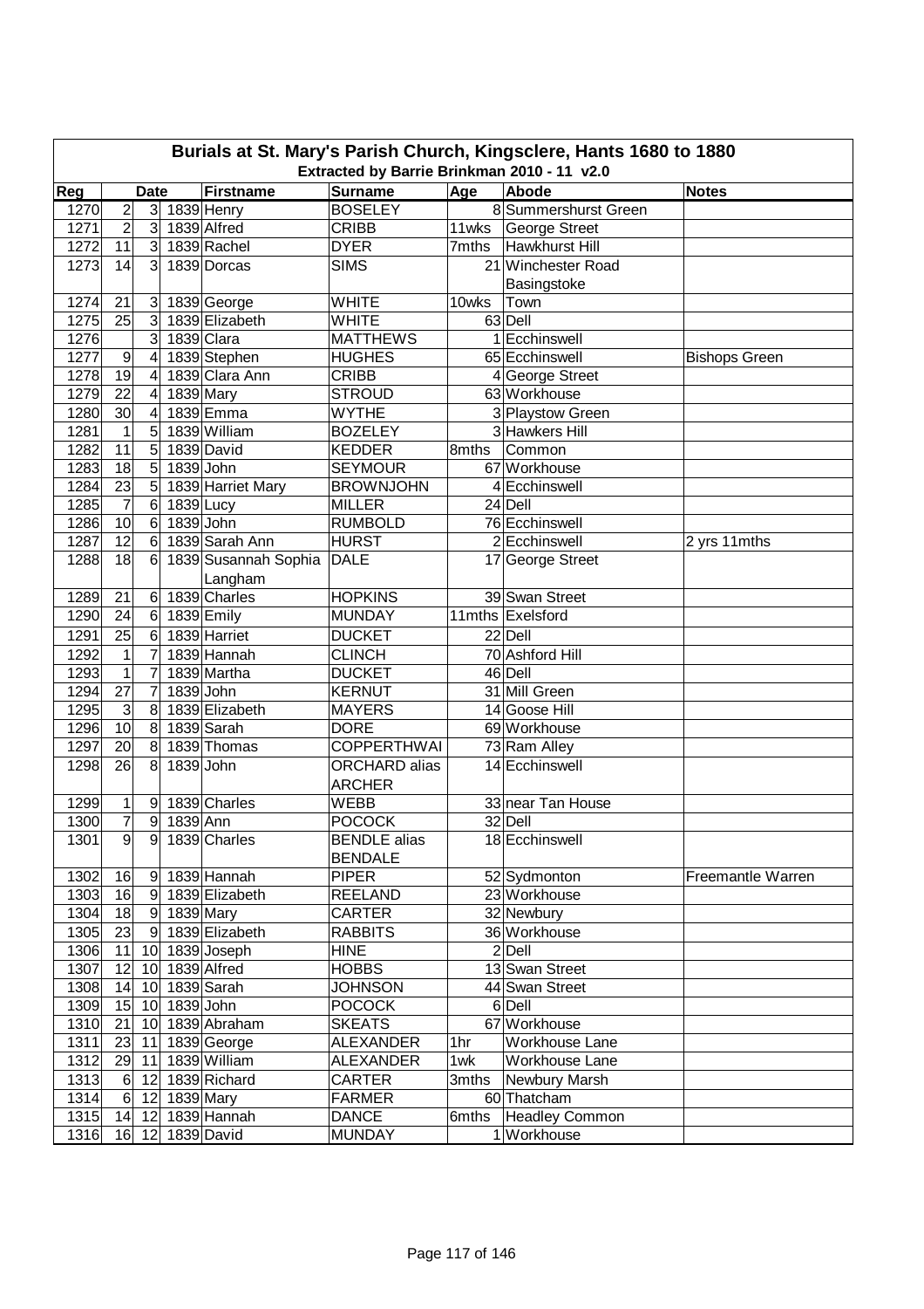# Burials at St. Mary's Parish Church, Kingsclere, Hants 1680 to 1880

## Extracted by Barrie Brinkman 2010 - 11 v2.0

| Reg | Date | | | Firstname | Surname | Age | Abode | Notes |
|---|---|---|---|---|---|---|---|---|
| 1270 | 2 | 3 | 1839 | Henry | BOSELEY | 8 | Summershurst Green | |
| 1271 | 2 | 3 | 1839 | Alfred | CRIBB | 11wks | George Street | |
| 1272 | 11 | 3 | 1839 | Rachel | DYER | 7mths | Hawkhurst Hill | |
| 1273 | 14 | 3 | 1839 | Dorcas | SIMS | 21 | Winchester Road Basingstoke | |
| 1274 | 21 | 3 | 1839 | George | WHITE | 10wks | Town | |
| 1275 | 25 | 3 | 1839 | Elizabeth | WHITE | 63 | Dell | |
| 1276 | | 3 | 1839 | Clara | MATTHEWS | 1 | Ecchinswell | |
| 1277 | 9 | 4 | 1839 | Stephen | HUGHES | 65 | Ecchinswell | Bishops Green |
| 1278 | 19 | 4 | 1839 | Clara Ann | CRIBB | 4 | George Street | |
| 1279 | 22 | 4 | 1839 | Mary | STROUD | 63 | Workhouse | |
| 1280 | 30 | 4 | 1839 | Emma | WYTHE | 3 | Playstow Green | |
| 1281 | 1 | 5 | 1839 | William | BOZELEY | 3 | Hawkers Hill | |
| 1282 | 11 | 5 | 1839 | David | KEDDER | 8mths | Common | |
| 1283 | 18 | 5 | 1839 | John | SEYMOUR | 67 | Workhouse | |
| 1284 | 23 | 5 | 1839 | Harriet Mary | BROWNJOHN | 4 | Ecchinswell | |
| 1285 | 7 | 6 | 1839 | Lucy | MILLER | 24 | Dell | |
| 1286 | 10 | 6 | 1839 | John | RUMBOLD | 76 | Ecchinswell | |
| 1287 | 12 | 6 | 1839 | Sarah Ann | HURST | 2 | Ecchinswell | 2 yrs 11mths |
| 1288 | 18 | 6 | 1839 | Susannah Sophia Langham | DALE | 17 | George Street | |
| 1289 | 21 | 6 | 1839 | Charles | HOPKINS | 39 | Swan Street | |
| 1290 | 24 | 6 | 1839 | Emily | MUNDAY | 11mths | Exelsford | |
| 1291 | 25 | 6 | 1839 | Harriet | DUCKET | 22 | Dell | |
| 1292 | 1 | 7 | 1839 | Hannah | CLINCH | 70 | Ashford Hill | |
| 1293 | 1 | 7 | 1839 | Martha | DUCKET | 46 | Dell | |
| 1294 | 27 | 7 | 1839 | John | KERNUT | 31 | Mill Green | |
| 1295 | 3 | 8 | 1839 | Elizabeth | MAYERS | 14 | Goose Hill | |
| 1296 | 10 | 8 | 1839 | Sarah | DORE | 69 | Workhouse | |
| 1297 | 20 | 8 | 1839 | Thomas | COPPERTHWAI | 73 | Ram Alley | |
| 1298 | 26 | 8 | 1839 | John | ORCHARD alias ARCHER | 14 | Ecchinswell | |
| 1299 | 1 | 9 | 1839 | Charles | WEBB | 33 | near Tan House | |
| 1300 | 7 | 9 | 1839 | Ann | POCOCK | 32 | Dell | |
| 1301 | 9 | 9 | 1839 | Charles | BENDLE alias BENDALE | 18 | Ecchinswell | |
| 1302 | 16 | 9 | 1839 | Hannah | PIPER | 52 | Sydmonton | Freemantle Warren |
| 1303 | 16 | 9 | 1839 | Elizabeth | REELAND | 23 | Workhouse | |
| 1304 | 18 | 9 | 1839 | Mary | CARTER | 32 | Newbury | |
| 1305 | 23 | 9 | 1839 | Elizabeth | RABBITS | 36 | Workhouse | |
| 1306 | 11 | 10 | 1839 | Joseph | HINE | 2 | Dell | |
| 1307 | 12 | 10 | 1839 | Alfred | HOBBS | 13 | Swan Street | |
| 1308 | 14 | 10 | 1839 | Sarah | JOHNSON | 44 | Swan Street | |
| 1309 | 15 | 10 | 1839 | John | POCOCK | 6 | Dell | |
| 1310 | 21 | 10 | 1839 | Abraham | SKEATS | 67 | Workhouse | |
| 1311 | 23 | 11 | 1839 | George | ALEXANDER | 1hr | Workhouse Lane | |
| 1312 | 29 | 11 | 1839 | William | ALEXANDER | 1wk | Workhouse Lane | |
| 1313 | 6 | 12 | 1839 | Richard | CARTER | 3mths | Newbury Marsh | |
| 1314 | 6 | 12 | 1839 | Mary | FARMER | 60 | Thatcham | |
| 1315 | 14 | 12 | 1839 | Hannah | DANCE | 6mths | Headley Common | |
| 1316 | 16 | 12 | 1839 | David | MUNDAY | 1 | Workhouse | |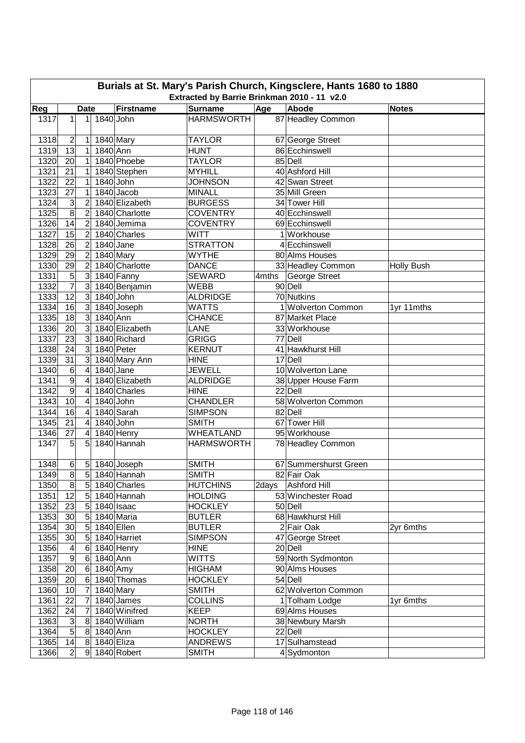# Burials at St. Mary's Parish Church, Kingsclere, Hants 1680 to 1880

## Extracted by Barrie Brinkman 2010 - 11 v2.0

| Reg | Date | | | Firstname | Surname | Age | Abode | Notes |
|---|---|---|---|---|---|---|---|---|
| 1317 | 1 | 1 | 1840 | John | HARMSWORTH | 87 | Headley Common | |
| 1318 | 2 | 1 | 1840 | Mary | TAYLOR | 67 | George Street | |
| 1319 | 13 | 1 | 1840 | Ann | HUNT | 86 | Ecchinswell | |
| 1320 | 20 | 1 | 1840 | Phoebe | TAYLOR | 85 | Dell | |
| 1321 | 21 | 1 | 1840 | Stephen | MYHILL | 40 | Ashford Hill | |
| 1322 | 22 | 1 | 1840 | John | JOHNSON | 42 | Swan Street | |
| 1323 | 27 | 1 | 1840 | Jacob | MINALL | 35 | Mill Green | |
| 1324 | 3 | 2 | 1840 | Elizabeth | BURGESS | 34 | Tower Hill | |
| 1325 | 8 | 2 | 1840 | Charlotte | COVENTRY | 40 | Ecchinswell | |
| 1326 | 14 | 2 | 1840 | Jemima | COVENTRY | 69 | Ecchinswell | |
| 1327 | 15 | 2 | 1840 | Charles | WITT | 1 | Workhouse | |
| 1328 | 26 | 2 | 1840 | Jane | STRATTON | 4 | Ecchinswell | |
| 1329 | 29 | 2 | 1840 | Mary | WYTHE | 80 | Alms Houses | |
| 1330 | 29 | 2 | 1840 | Charlotte | DANCE | 33 | Headley Common | Holly Bush |
| 1331 | 5 | 3 | 1840 | Fanny | SEWARD | 4mths | George Street | |
| 1332 | 7 | 3 | 1840 | Benjamin | WEBB | 90 | Dell | |
| 1333 | 12 | 3 | 1840 | John | ALDRIDGE | 70 | Nutkins | |
| 1334 | 16 | 3 | 1840 | Joseph | WATTS | 1 | Wolverton Common | 1yr 11mths |
| 1335 | 18 | 3 | 1840 | Ann | CHANCE | 87 | Market Place | |
| 1336 | 20 | 3 | 1840 | Elizabeth | LANE | 33 | Workhouse | |
| 1337 | 23 | 3 | 1840 | Richard | GRIGG | 77 | Dell | |
| 1338 | 24 | 3 | 1840 | Peter | KERNUT | 41 | Hawkhurst Hill | |
| 1339 | 31 | 3 | 1840 | Mary Ann | HINE | 17 | Dell | |
| 1340 | 6 | 4 | 1840 | Jane | JEWELL | 10 | Wolverton Lane | |
| 1341 | 9 | 4 | 1840 | Elizabeth | ALDRIDGE | 38 | Upper House Farm | |
| 1342 | 9 | 4 | 1840 | Charles | HINE | 22 | Dell | |
| 1343 | 10 | 4 | 1840 | John | CHANDLER | 58 | Wolverton Common | |
| 1344 | 16 | 4 | 1840 | Sarah | SIMPSON | 82 | Dell | |
| 1345 | 21 | 4 | 1840 | John | SMITH | 67 | Tower Hill | |
| 1346 | 27 | 4 | 1840 | Henry | WHEATLAND | 95 | Workhouse | |
| 1347 | 5 | 5 | 1840 | Hannah | HARMSWORTH | 78 | Headley Common | |
| 1348 | 6 | 5 | 1840 | Joseph | SMITH | 67 | Summershurst Green | |
| 1349 | 8 | 5 | 1840 | Hannah | SMITH | 82 | Fair Oak | |
| 1350 | 8 | 5 | 1840 | Charles | HUTCHINS | 2days | Ashford Hill | |
| 1351 | 12 | 5 | 1840 | Hannah | HOLDING | 53 | Winchester Road | |
| 1352 | 23 | 5 | 1840 | Isaac | HOCKLEY | 50 | Dell | |
| 1353 | 30 | 5 | 1840 | Maria | BUTLER | 68 | Hawkhurst Hill | |
| 1354 | 30 | 5 | 1840 | Ellen | BUTLER | 2 | Fair Oak | 2yr 6mths |
| 1355 | 30 | 5 | 1840 | Harriet | SIMPSON | 47 | George Street | |
| 1356 | 4 | 6 | 1840 | Henry | HINE | 20 | Dell | |
| 1357 | 9 | 6 | 1840 | Ann | WITTS | 59 | North Sydmonton | |
| 1358 | 20 | 6 | 1840 | Amy | HIGHAM | 90 | Alms Houses | |
| 1359 | 20 | 6 | 1840 | Thomas | HOCKLEY | 54 | Dell | |
| 1360 | 10 | 7 | 1840 | Mary | SMITH | 62 | Wolverton Common | |
| 1361 | 22 | 7 | 1840 | James | COLLINS | 1 | Tolham Lodge | 1yr 6mths |
| 1362 | 24 | 7 | 1840 | Winifred | KEEP | 69 | Alms Houses | |
| 1363 | 3 | 8 | 1840 | William | NORTH | 38 | Newbury Marsh | |
| 1364 | 5 | 8 | 1840 | Ann | HOCKLEY | 22 | Dell | |
| 1365 | 14 | 8 | 1840 | Eliza | ANDREWS | 17 | Sulhamstead | |
| 1366 | 2 | 9 | 1840 | Robert | SMITH | 4 | Sydmonton | |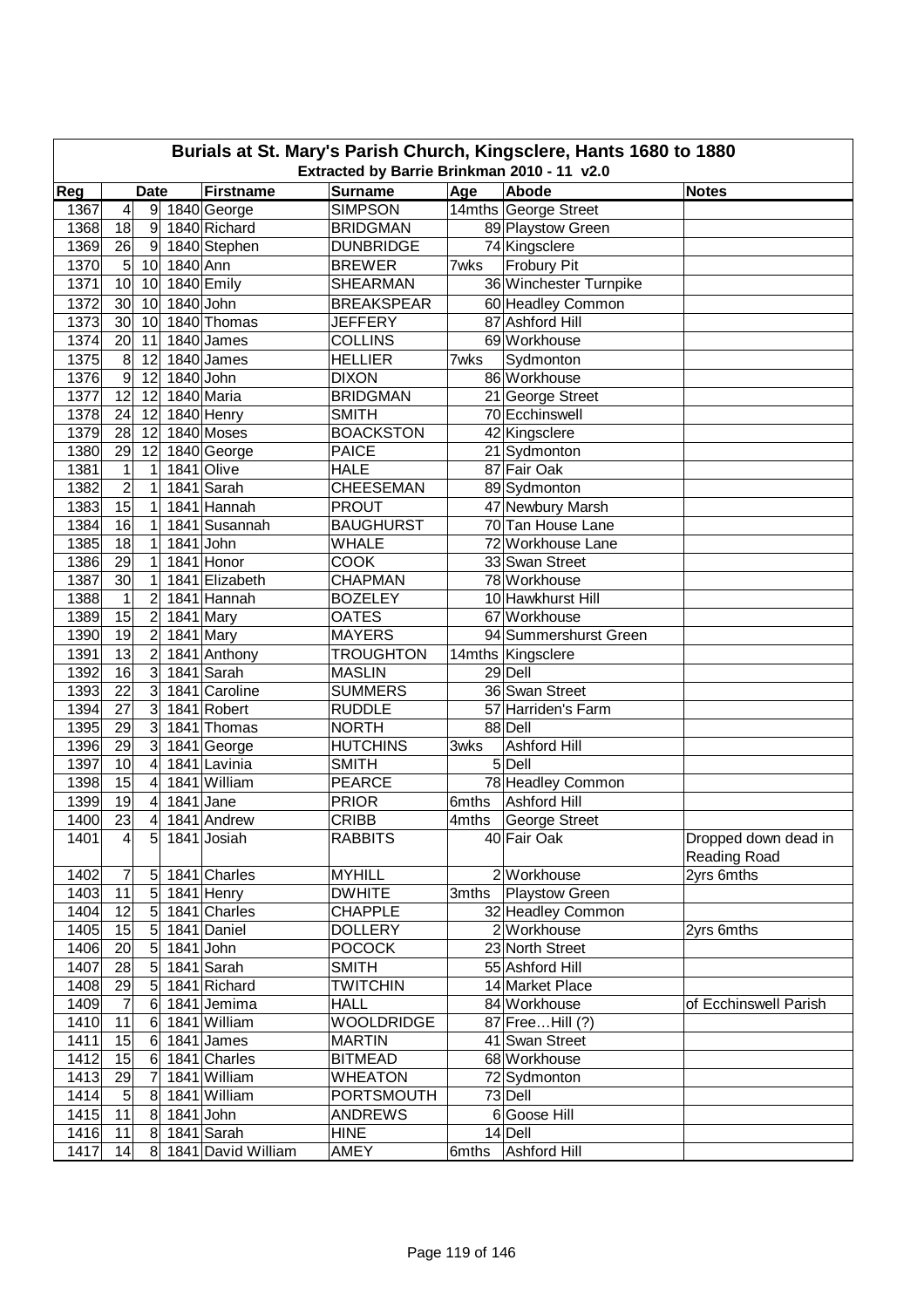# Burials at St. Mary's Parish Church, Kingsclere, Hants 1680 to 1880

## Extracted by Barrie Brinkman 2010 - 11 v2.0

| Reg | Date | | | Firstname | Surname | Age | Abode | Notes |
|---|---|---|---|---|---|---|---|---|
| 1367 | 4 | 9 | 1840 | George | SIMPSON | 14mths | George Street | |
| 1368 | 18 | 9 | 1840 | Richard | BRIDGMAN | 89 | Playstow Green | |
| 1369 | 26 | 9 | 1840 | Stephen | DUNBRIDGE | 74 | Kingsclere | |
| 1370 | 5 | 10 | 1840 | Ann | BREWER | 7wks | Frobury Pit | |
| 1371 | 10 | 10 | 1840 | Emily | SHEARMAN | 36 | Winchester Turnpike | |
| 1372 | 30 | 10 | 1840 | John | BREAKSPEAR | 60 | Headley Common | |
| 1373 | 30 | 10 | 1840 | Thomas | JEFFERY | 87 | Ashford Hill | |
| 1374 | 20 | 11 | 1840 | James | COLLINS | 69 | Workhouse | |
| 1375 | 8 | 12 | 1840 | James | HELLIER | 7wks | Sydmonton | |
| 1376 | 9 | 12 | 1840 | John | DIXON | 86 | Workhouse | |
| 1377 | 12 | 12 | 1840 | Maria | BRIDGMAN | 21 | George Street | |
| 1378 | 24 | 12 | 1840 | Henry | SMITH | 70 | Ecchinswell | |
| 1379 | 28 | 12 | 1840 | Moses | BOACKSTON | 42 | Kingsclere | |
| 1380 | 29 | 12 | 1840 | George | PAICE | 21 | Sydmonton | |
| 1381 | 1 | 1 | 1841 | Olive | HALE | 87 | Fair Oak | |
| 1382 | 2 | 1 | 1841 | Sarah | CHEESEMAN | 89 | Sydmonton | |
| 1383 | 15 | 1 | 1841 | Hannah | PROUT | 47 | Newbury Marsh | |
| 1384 | 16 | 1 | 1841 | Susannah | BAUGHURST | 70 | Tan House Lane | |
| 1385 | 18 | 1 | 1841 | John | WHALE | 72 | Workhouse Lane | |
| 1386 | 29 | 1 | 1841 | Honor | COOK | 33 | Swan Street | |
| 1387 | 30 | 1 | 1841 | Elizabeth | CHAPMAN | 78 | Workhouse | |
| 1388 | 1 | 2 | 1841 | Hannah | BOZELEY | 10 | Hawkhurst Hill | |
| 1389 | 15 | 2 | 1841 | Mary | OATES | 67 | Workhouse | |
| 1390 | 19 | 2 | 1841 | Mary | MAYERS | 94 | Summershurst Green | |
| 1391 | 13 | 2 | 1841 | Anthony | TROUGHTON | 14mths | Kingsclere | |
| 1392 | 16 | 3 | 1841 | Sarah | MASLIN | 29 | Dell | |
| 1393 | 22 | 3 | 1841 | Caroline | SUMMERS | 36 | Swan Street | |
| 1394 | 27 | 3 | 1841 | Robert | RUDDLE | 57 | Harriden's Farm | |
| 1395 | 29 | 3 | 1841 | Thomas | NORTH | 88 | Dell | |
| 1396 | 29 | 3 | 1841 | George | HUTCHINS | 3wks | Ashford Hill | |
| 1397 | 10 | 4 | 1841 | Lavinia | SMITH | 5 | Dell | |
| 1398 | 15 | 4 | 1841 | William | PEARCE | 78 | Headley Common | |
| 1399 | 19 | 4 | 1841 | Jane | PRIOR | 6mths | Ashford Hill | |
| 1400 | 23 | 4 | 1841 | Andrew | CRIBB | 4mths | George Street | |
| 1401 | 4 | 5 | 1841 | Josiah | RABBITS | 40 | Fair Oak | Dropped down dead in Reading Road |
| 1402 | 7 | 5 | 1841 | Charles | MYHILL | 2 | Workhouse | 2yrs 6mths |
| 1403 | 11 | 5 | 1841 | Henry | DWHITE | 3mths | Playstow Green | |
| 1404 | 12 | 5 | 1841 | Charles | CHAPPLE | 32 | Headley Common | |
| 1405 | 15 | 5 | 1841 | Daniel | DOLLERY | 2 | Workhouse | 2yrs 6mths |
| 1406 | 20 | 5 | 1841 | John | POCOCK | 23 | North Street | |
| 1407 | 28 | 5 | 1841 | Sarah | SMITH | 55 | Ashford Hill | |
| 1408 | 29 | 5 | 1841 | Richard | TWITCHIN | 14 | Market Place | |
| 1409 | 7 | 6 | 1841 | Jemima | HALL | 84 | Workhouse | of Ecchinswell Parish |
| 1410 | 11 | 6 | 1841 | William | WOOLDRIDGE | 87 | Free…Hill (?) | |
| 1411 | 15 | 6 | 1841 | James | MARTIN | 41 | Swan Street | |
| 1412 | 15 | 6 | 1841 | Charles | BITMEAD | 68 | Workhouse | |
| 1413 | 29 | 7 | 1841 | William | WHEATON | 72 | Sydmonton | |
| 1414 | 5 | 8 | 1841 | William | PORTSMOUTH | 73 | Dell | |
| 1415 | 11 | 8 | 1841 | John | ANDREWS | 6 | Goose Hill | |
| 1416 | 11 | 8 | 1841 | Sarah | HINE | 14 | Dell | |
| 1417 | 14 | 8 | 1841 | David William | AMEY | 6mths | Ashford Hill | |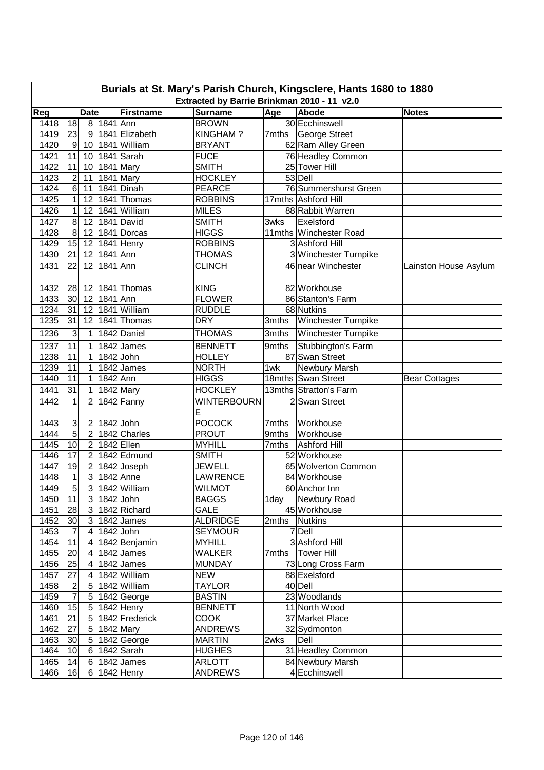# Burials at St. Mary's Parish Church, Kingsclere, Hants 1680 to 1880

## Extracted by Barrie Brinkman 2010 - 11 v2.0

| Reg | Date | | | Firstname | Surname | Age | Abode | Notes |
|---|---|---|---|---|---|---|---|---|
| 1418 | 18 | 8 | 1841 | Ann | BROWN | 30 | Ecchinswell | |
| 1419 | 23 | 9 | 1841 | Elizabeth | KINGHAM ? | 7mths | George Street | |
| 1420 | 9 | 10 | 1841 | William | BRYANT | 62 | Ram Alley Green | |
| 1421 | 11 | 10 | 1841 | Sarah | FUCE | 76 | Headley Common | |
| 1422 | 11 | 10 | 1841 | Mary | SMITH | 25 | Tower Hill | |
| 1423 | 2 | 11 | 1841 | Mary | HOCKLEY | 53 | Dell | |
| 1424 | 6 | 11 | 1841 | Dinah | PEARCE | 76 | Summershurst Green | |
| 1425 | 1 | 12 | 1841 | Thomas | ROBBINS | 17mths | Ashford Hill | |
| 1426 | 1 | 12 | 1841 | William | MILES | 88 | Rabbit Warren | |
| 1427 | 8 | 12 | 1841 | David | SMITH | 3wks | Exelsford | |
| 1428 | 8 | 12 | 1841 | Dorcas | HIGGS | 11mths | Winchester Road | |
| 1429 | 15 | 12 | 1841 | Henry | ROBBINS | 3 | Ashford Hill | |
| 1430 | 21 | 12 | 1841 | Ann | THOMAS | 3 | Winchester Turnpike | |
| 1431 | 22 | 12 | 1841 | Ann | CLINCH | 46 | near Winchester | Lainston House Asylum |
| 1432 | 28 | 12 | 1841 | Thomas | KING | 82 | Workhouse | |
| 1433 | 30 | 12 | 1841 | Ann | FLOWER | 86 | Stanton's Farm | |
| 1234 | 31 | 12 | 1841 | William | RUDDLE | 68 | Nutkins | |
| 1235 | 31 | 12 | 1841 | Thomas | DRY | 3mths | Winchester Turnpike | |
| 1236 | 3 | 1 | 1842 | Daniel | THOMAS | 3mths | Winchester Turnpike | |
| 1237 | 11 | 1 | 1842 | James | BENNETT | 9mths | Stubbington's Farm | |
| 1238 | 11 | 1 | 1842 | John | HOLLEY | 87 | Swan Street | |
| 1239 | 11 | 1 | 1842 | James | NORTH | 1wk | Newbury Marsh | |
| 1440 | 11 | 1 | 1842 | Ann | HIGGS | 18mths | Swan Street | Bear Cottages |
| 1441 | 31 | 1 | 1842 | Mary | HOCKLEY | 13mths | Stratton's Farm | |
| 1442 | 1 | 2 | 1842 | Fanny | WINTERBOURNE | 2 | Swan Street | |
| 1443 | 3 | 2 | 1842 | John | POCOCK | 7mths | Workhouse | |
| 1444 | 5 | 2 | 1842 | Charles | PROUT | 9mths | Workhouse | |
| 1445 | 10 | 2 | 1842 | Ellen | MYHILL | 7mths | Ashford Hill | |
| 1446 | 17 | 2 | 1842 | Edmund | SMITH | 52 | Workhouse | |
| 1447 | 19 | 2 | 1842 | Joseph | JEWELL | 65 | Wolverton Common | |
| 1448 | 1 | 3 | 1842 | Anne | LAWRENCE | 84 | Workhouse | |
| 1449 | 5 | 3 | 1842 | William | WILMOT | 60 | Anchor Inn | |
| 1450 | 11 | 3 | 1842 | John | BAGGS | 1day | Newbury Road | |
| 1451 | 28 | 3 | 1842 | Richard | GALE | 45 | Workhouse | |
| 1452 | 30 | 3 | 1842 | James | ALDRIDGE | 2mths | Nutkins | |
| 1453 | 7 | 4 | 1842 | John | SEYMOUR | 7 | Dell | |
| 1454 | 11 | 4 | 1842 | Benjamin | MYHILL | 3 | Ashford Hill | |
| 1455 | 20 | 4 | 1842 | James | WALKER | 7mths | Tower Hill | |
| 1456 | 25 | 4 | 1842 | James | MUNDAY | 73 | Long Cross Farm | |
| 1457 | 27 | 4 | 1842 | William | NEW | 88 | Exelsford | |
| 1458 | 2 | 5 | 1842 | William | TAYLOR | 40 | Dell | |
| 1459 | 7 | 5 | 1842 | George | BASTIN | 23 | Woodlands | |
| 1460 | 15 | 5 | 1842 | Henry | BENNETT | 11 | North Wood | |
| 1461 | 21 | 5 | 1842 | Frederick | COOK | 37 | Market Place | |
| 1462 | 27 | 5 | 1842 | Mary | ANDREWS | 32 | Sydmonton | |
| 1463 | 30 | 5 | 1842 | George | MARTIN | 2wks | Dell | |
| 1464 | 10 | 6 | 1842 | Sarah | HUGHES | 31 | Headley Common | |
| 1465 | 14 | 6 | 1842 | James | ARLOTT | 84 | Newbury Marsh | |
| 1466 | 16 | 6 | 1842 | Henry | ANDREWS | 4 | Ecchinswell | |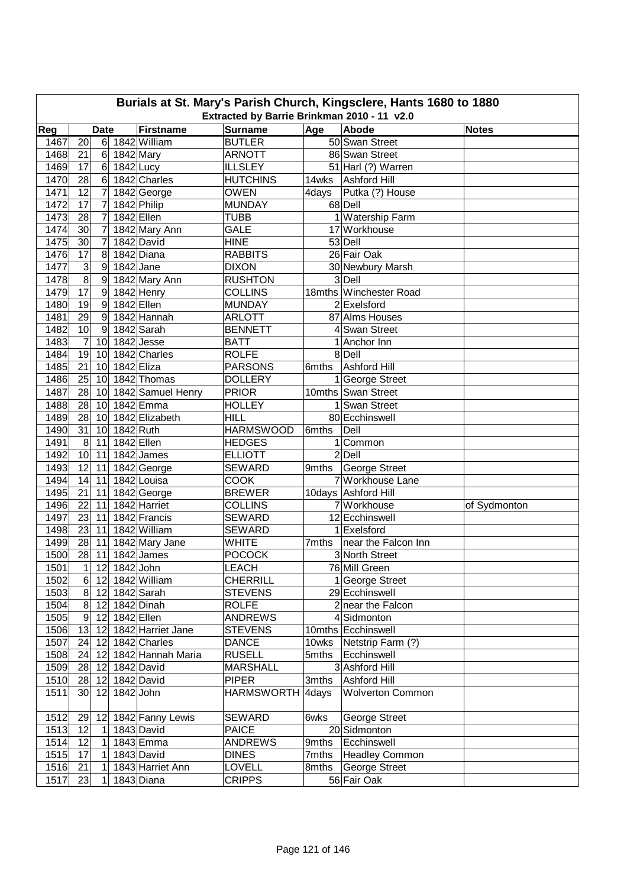# Burials at St. Mary's Parish Church, Kingsclere, Hants 1680 to 1880

## Extracted by Barrie Brinkman 2010 - 11 v2.0

| Reg | Date | | | Firstname | Surname | Age | Abode | Notes |
|---|---|---|---|---|---|---|---|---|
| 1467 | 20 | 6 | 1842 | William | BUTLER | 50 | Swan Street | |
| 1468 | 21 | 6 | 1842 | Mary | ARNOTT | 86 | Swan Street | |
| 1469 | 17 | 6 | 1842 | Lucy | ILLSLEY | 51 | Harl (?) Warren | |
| 1470 | 28 | 6 | 1842 | Charles | HUTCHINS | 14wks | Ashford Hill | |
| 1471 | 12 | 7 | 1842 | George | OWEN | 4days | Putka (?) House | |
| 1472 | 17 | 7 | 1842 | Philip | MUNDAY | 68 | Dell | |
| 1473 | 28 | 7 | 1842 | Ellen | TUBB | 1 | Watership Farm | |
| 1474 | 30 | 7 | 1842 | Mary Ann | GALE | 17 | Workhouse | |
| 1475 | 30 | 7 | 1842 | David | HINE | 53 | Dell | |
| 1476 | 17 | 8 | 1842 | Diana | RABBITS | 26 | Fair Oak | |
| 1477 | 3 | 9 | 1842 | Jane | DIXON | 30 | Newbury Marsh | |
| 1478 | 8 | 9 | 1842 | Mary Ann | RUSHTON | 3 | Dell | |
| 1479 | 17 | 9 | 1842 | Henry | COLLINS | 18mths | Winchester Road | |
| 1480 | 19 | 9 | 1842 | Ellen | MUNDAY | 2 | Exelsford | |
| 1481 | 29 | 9 | 1842 | Hannah | ARLOTT | 87 | Alms Houses | |
| 1482 | 10 | 9 | 1842 | Sarah | BENNETT | 4 | Swan Street | |
| 1483 | 7 | 10 | 1842 | Jesse | BATT | 1 | Anchor Inn | |
| 1484 | 19 | 10 | 1842 | Charles | ROLFE | 8 | Dell | |
| 1485 | 21 | 10 | 1842 | Eliza | PARSONS | 6mths | Ashford Hill | |
| 1486 | 25 | 10 | 1842 | Thomas | DOLLERY | 1 | George Street | |
| 1487 | 28 | 10 | 1842 | Samuel Henry | PRIOR | 10mths | Swan Street | |
| 1488 | 28 | 10 | 1842 | Emma | HOLLEY | 1 | Swan Street | |
| 1489 | 28 | 10 | 1842 | Elizabeth | HILL | 80 | Ecchinswell | |
| 1490 | 31 | 10 | 1842 | Ruth | HARMSWOOD | 6mths | Dell | |
| 1491 | 8 | 11 | 1842 | Ellen | HEDGES | 1 | Common | |
| 1492 | 10 | 11 | 1842 | James | ELLIOTT | 2 | Dell | |
| 1493 | 12 | 11 | 1842 | George | SEWARD | 9mths | George Street | |
| 1494 | 14 | 11 | 1842 | Louisa | COOK | 7 | Workhouse Lane | |
| 1495 | 21 | 11 | 1842 | George | BREWER | 10days | Ashford Hill | |
| 1496 | 22 | 11 | 1842 | Harriet | COLLINS | 7 | Workhouse | of Sydmonton |
| 1497 | 23 | 11 | 1842 | Francis | SEWARD | 12 | Ecchinswell | |
| 1498 | 23 | 11 | 1842 | William | SEWARD | 1 | Exelsford | |
| 1499 | 28 | 11 | 1842 | Mary Jane | WHITE | 7mths | near the Falcon Inn | |
| 1500 | 28 | 11 | 1842 | James | POCOCK | 3 | North Street | |
| 1501 | 1 | 12 | 1842 | John | LEACH | 76 | Mill Green | |
| 1502 | 6 | 12 | 1842 | William | CHERRILL | 1 | George Street | |
| 1503 | 8 | 12 | 1842 | Sarah | STEVENS | 29 | Ecchinswell | |
| 1504 | 8 | 12 | 1842 | Dinah | ROLFE | 2 | near the Falcon | |
| 1505 | 9 | 12 | 1842 | Ellen | ANDREWS | 4 | Sidmonton | |
| 1506 | 13 | 12 | 1842 | Harriet Jane | STEVENS | 10mths | Ecchinswell | |
| 1507 | 24 | 12 | 1842 | Charles | DANCE | 10wks | Netstrip Farm (?) | |
| 1508 | 24 | 12 | 1842 | Hannah Maria | RUSELL | 5mths | Ecchinswell | |
| 1509 | 28 | 12 | 1842 | David | MARSHALL | 3 | Ashford Hill | |
| 1510 | 28 | 12 | 1842 | David | PIPER | 3mths | Ashford Hill | |
| 1511 | 30 | 12 | 1842 | John | HARMSWORTH | 4days | Wolverton Common | |
| 1512 | 29 | 12 | 1842 | Fanny Lewis | SEWARD | 6wks | George Street | |
| 1513 | 12 | 1 | 1843 | David | PAICE | 20 | Sidmonton | |
| 1514 | 12 | 1 | 1843 | Emma | ANDREWS | 9mths | Ecchinswell | |
| 1515 | 17 | 1 | 1843 | David | DINES | 7mths | Headley Common | |
| 1516 | 21 | 1 | 1843 | Harriet Ann | LOVELL | 8mths | George Street | |
| 1517 | 23 | 1 | 1843 | Diana | CRIPPS | 56 | Fair Oak | |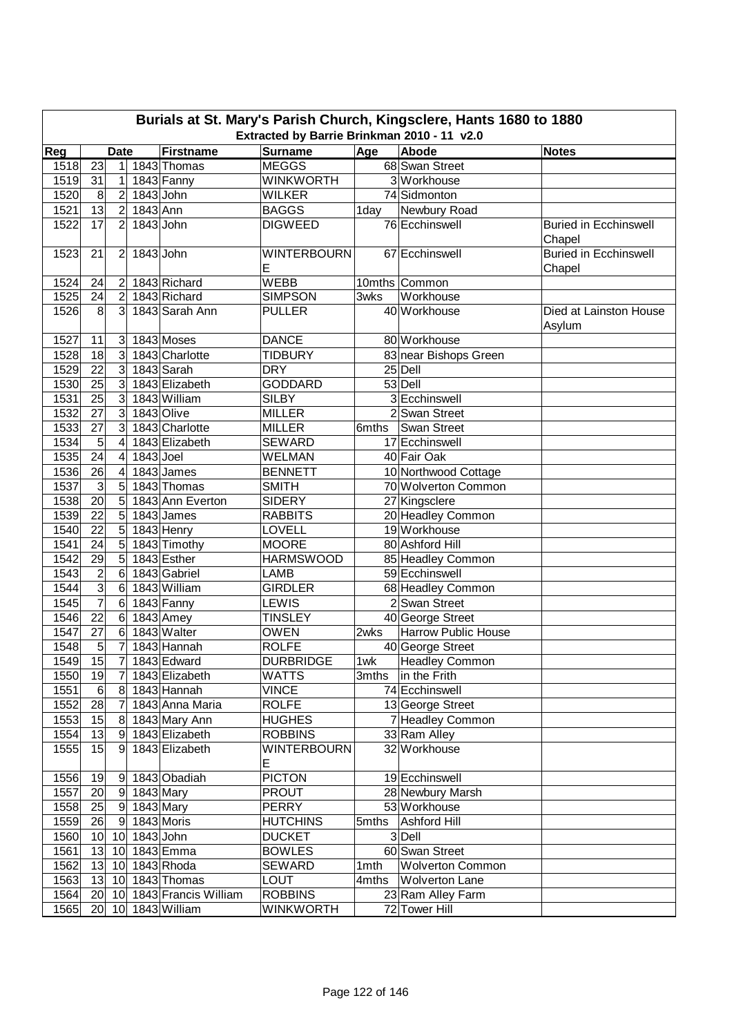# Burials at St. Mary's Parish Church, Kingsclere, Hants 1680 to 1880

## Extracted by Barrie Brinkman 2010 - 11 v2.0

| Reg | Date | | | Firstname | Surname | Age | Abode | Notes |
|---|---|---|---|---|---|---|---|---|
| 1518 | 23 | 1 | 1843 | Thomas | MEGGS | 68 | Swan Street | |
| 1519 | 31 | 1 | 1843 | Fanny | WINKWORTH | 3 | Workhouse | |
| 1520 | 8 | 2 | 1843 | John | WILKER | 74 | Sidmonton | |
| 1521 | 13 | 2 | 1843 | Ann | BAGGS | 1day | Newbury Road | |
| 1522 | 17 | 2 | 1843 | John | DIGWEED | 76 | Ecchinswell | Buried in Ecchinswell Chapel |
| 1523 | 21 | 2 | 1843 | John | WINTERBOURNE | 67 | Ecchinswell | Buried in Ecchinswell Chapel |
| 1524 | 24 | 2 | 1843 | Richard | WEBB | 10mths | Common | |
| 1525 | 24 | 2 | 1843 | Richard | SIMPSON | 3wks | Workhouse | |
| 1526 | 8 | 3 | 1843 | Sarah Ann | PULLER | 40 | Workhouse | Died at Lainston House Asylum |
| 1527 | 11 | 3 | 1843 | Moses | DANCE | 80 | Workhouse | |
| 1528 | 18 | 3 | 1843 | Charlotte | TIDBURY | 83 | near Bishops Green | |
| 1529 | 22 | 3 | 1843 | Sarah | DRY | 25 | Dell | |
| 1530 | 25 | 3 | 1843 | Elizabeth | GODDARD | 53 | Dell | |
| 1531 | 25 | 3 | 1843 | William | SILBY | 3 | Ecchinswell | |
| 1532 | 27 | 3 | 1843 | Olive | MILLER | 2 | Swan Street | |
| 1533 | 27 | 3 | 1843 | Charlotte | MILLER | 6mths | Swan Street | |
| 1534 | 5 | 4 | 1843 | Elizabeth | SEWARD | 17 | Ecchinswell | |
| 1535 | 24 | 4 | 1843 | Joel | WELMAN | 40 | Fair Oak | |
| 1536 | 26 | 4 | 1843 | James | BENNETT | 10 | Northwood Cottage | |
| 1537 | 3 | 5 | 1843 | Thomas | SMITH | 70 | Wolverton Common | |
| 1538 | 20 | 5 | 1843 | Ann Everton | SIDERY | 27 | Kingsclere | |
| 1539 | 22 | 5 | 1843 | James | RABBITS | 20 | Headley Common | |
| 1540 | 22 | 5 | 1843 | Henry | LOVELL | 19 | Workhouse | |
| 1541 | 24 | 5 | 1843 | Timothy | MOORE | 80 | Ashford Hill | |
| 1542 | 29 | 5 | 1843 | Esther | HARMSWOOD | 85 | Headley Common | |
| 1543 | 2 | 6 | 1843 | Gabriel | LAMB | 59 | Ecchinswell | |
| 1544 | 3 | 6 | 1843 | William | GIRDLER | 68 | Headley Common | |
| 1545 | 7 | 6 | 1843 | Fanny | LEWIS | 2 | Swan Street | |
| 1546 | 22 | 6 | 1843 | Amey | TINSLEY | 40 | George Street | |
| 1547 | 27 | 6 | 1843 | Walter | OWEN | 2wks | Harrow Public House | |
| 1548 | 5 | 7 | 1843 | Hannah | ROLFE | 40 | George Street | |
| 1549 | 15 | 7 | 1843 | Edward | DURBRIDGE | 1wk | Headley Common | |
| 1550 | 19 | 7 | 1843 | Elizabeth | WATTS | 3mths | in the Frith | |
| 1551 | 6 | 8 | 1843 | Hannah | VINCE | 74 | Ecchinswell | |
| 1552 | 28 | 7 | 1843 | Anna Maria | ROLFE | 13 | George Street | |
| 1553 | 15 | 8 | 1843 | Mary Ann | HUGHES | 7 | Headley Common | |
| 1554 | 13 | 9 | 1843 | Elizabeth | ROBBINS | 33 | Ram Alley | |
| 1555 | 15 | 9 | 1843 | Elizabeth | WINTERBOURNE | 32 | Workhouse | |
| 1556 | 19 | 9 | 1843 | Obadiah | PICTON | 19 | Ecchinswell | |
| 1557 | 20 | 9 | 1843 | Mary | PROUT | 28 | Newbury Marsh | |
| 1558 | 25 | 9 | 1843 | Mary | PERRY | 53 | Workhouse | |
| 1559 | 26 | 9 | 1843 | Moris | HUTCHINS | 5mths | Ashford Hill | |
| 1560 | 10 | 10 | 1843 | John | DUCKET | 3 | Dell | |
| 1561 | 13 | 10 | 1843 | Emma | BOWLES | 60 | Swan Street | |
| 1562 | 13 | 10 | 1843 | Rhoda | SEWARD | 1mth | Wolverton Common | |
| 1563 | 13 | 10 | 1843 | Thomas | LOUT | 4mths | Wolverton Lane | |
| 1564 | 20 | 10 | 1843 | Francis William | ROBBINS | 23 | Ram Alley Farm | |
| 1565 | 20 | 10 | 1843 | William | WINKWORTH | 72 | Tower Hill | |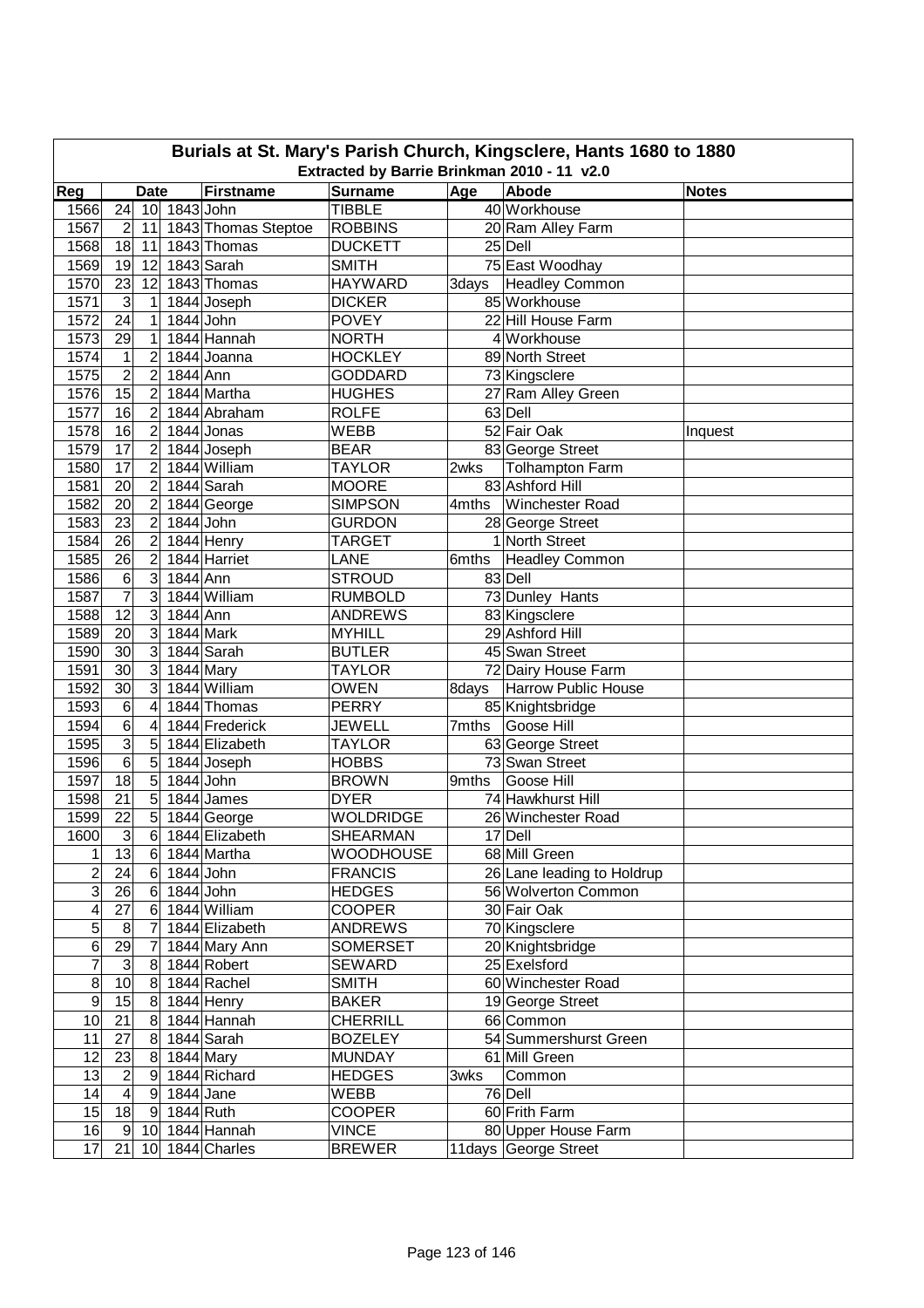# Burials at St. Mary's Parish Church, Kingsclere, Hants 1680 to 1880

## Extracted by Barrie Brinkman 2010 - 11 v2.0

| Reg | Date | | | Firstname | Surname | Age | Abode | Notes |
|---|---|---|---|---|---|---|---|---|
| 1566 | 24 | 10 | 1843 | John | TIBBLE | 40 | Workhouse | |
| 1567 | 2 | 11 | 1843 | Thomas Steptoe | ROBBINS | 20 | Ram Alley Farm | |
| 1568 | 18 | 11 | 1843 | Thomas | DUCKETT | 25 | Dell | |
| 1569 | 19 | 12 | 1843 | Sarah | SMITH | 75 | East Woodhay | |
| 1570 | 23 | 12 | 1843 | Thomas | HAYWARD | 3days | Headley Common | |
| 1571 | 3 | 1 | 1844 | Joseph | DICKER | 85 | Workhouse | |
| 1572 | 24 | 1 | 1844 | John | POVEY | 22 | Hill House Farm | |
| 1573 | 29 | 1 | 1844 | Hannah | NORTH | 4 | Workhouse | |
| 1574 | 1 | 2 | 1844 | Joanna | HOCKLEY | 89 | North Street | |
| 1575 | 2 | 2 | 1844 | Ann | GODDARD | 73 | Kingsclere | |
| 1576 | 15 | 2 | 1844 | Martha | HUGHES | 27 | Ram Alley Green | |
| 1577 | 16 | 2 | 1844 | Abraham | ROLFE | 63 | Dell | |
| 1578 | 16 | 2 | 1844 | Jonas | WEBB | 52 | Fair Oak | Inquest |
| 1579 | 17 | 2 | 1844 | Joseph | BEAR | 83 | George Street | |
| 1580 | 17 | 2 | 1844 | William | TAYLOR | 2wks | Tolhampton Farm | |
| 1581 | 20 | 2 | 1844 | Sarah | MOORE | 83 | Ashford Hill | |
| 1582 | 20 | 2 | 1844 | George | SIMPSON | 4mths | Winchester Road | |
| 1583 | 23 | 2 | 1844 | John | GURDON | 28 | George Street | |
| 1584 | 26 | 2 | 1844 | Henry | TARGET | 1 | North Street | |
| 1585 | 26 | 2 | 1844 | Harriet | LANE | 6mths | Headley Common | |
| 1586 | 6 | 3 | 1844 | Ann | STROUD | 83 | Dell | |
| 1587 | 7 | 3 | 1844 | William | RUMBOLD | 73 | Dunley Hants | |
| 1588 | 12 | 3 | 1844 | Ann | ANDREWS | 83 | Kingsclere | |
| 1589 | 20 | 3 | 1844 | Mark | MYHILL | 29 | Ashford Hill | |
| 1590 | 30 | 3 | 1844 | Sarah | BUTLER | 45 | Swan Street | |
| 1591 | 30 | 3 | 1844 | Mary | TAYLOR | 72 | Dairy House Farm | |
| 1592 | 30 | 3 | 1844 | William | OWEN | 8days | Harrow Public House | |
| 1593 | 6 | 4 | 1844 | Thomas | PERRY | 85 | Knightsbridge | |
| 1594 | 6 | 4 | 1844 | Frederick | JEWELL | 7mths | Goose Hill | |
| 1595 | 3 | 5 | 1844 | Elizabeth | TAYLOR | 63 | George Street | |
| 1596 | 6 | 5 | 1844 | Joseph | HOBBS | 73 | Swan Street | |
| 1597 | 18 | 5 | 1844 | John | BROWN | 9mths | Goose Hill | |
| 1598 | 21 | 5 | 1844 | James | DYER | 74 | Hawkhurst Hill | |
| 1599 | 22 | 5 | 1844 | George | WOLDRIDGE | 26 | Winchester Road | |
| 1600 | 3 | 6 | 1844 | Elizabeth | SHEARMAN | 17 | Dell | |
| 1 | 13 | 6 | 1844 | Martha | WOODHOUSE | 68 | Mill Green | |
| 2 | 24 | 6 | 1844 | John | FRANCIS | 26 | Lane leading to Holdrup | |
| 3 | 26 | 6 | 1844 | John | HEDGES | 56 | Wolverton Common | |
| 4 | 27 | 6 | 1844 | William | COOPER | 30 | Fair Oak | |
| 5 | 8 | 7 | 1844 | Elizabeth | ANDREWS | 70 | Kingsclere | |
| 6 | 29 | 7 | 1844 | Mary Ann | SOMERSET | 20 | Knightsbridge | |
| 7 | 3 | 8 | 1844 | Robert | SEWARD | 25 | Exelsford | |
| 8 | 10 | 8 | 1844 | Rachel | SMITH | 60 | Winchester Road | |
| 9 | 15 | 8 | 1844 | Henry | BAKER | 19 | George Street | |
| 10 | 21 | 8 | 1844 | Hannah | CHERRILL | 66 | Common | |
| 11 | 27 | 8 | 1844 | Sarah | BOZELEY | 54 | Summershurst Green | |
| 12 | 23 | 8 | 1844 | Mary | MUNDAY | 61 | Mill Green | |
| 13 | 2 | 9 | 1844 | Richard | HEDGES | 3wks | Common | |
| 14 | 4 | 9 | 1844 | Jane | WEBB | 76 | Dell | |
| 15 | 18 | 9 | 1844 | Ruth | COOPER | 60 | Frith Farm | |
| 16 | 9 | 10 | 1844 | Hannah | VINCE | 80 | Upper House Farm | |
| 17 | 21 | 10 | 1844 | Charles | BREWER | 11days | George Street | |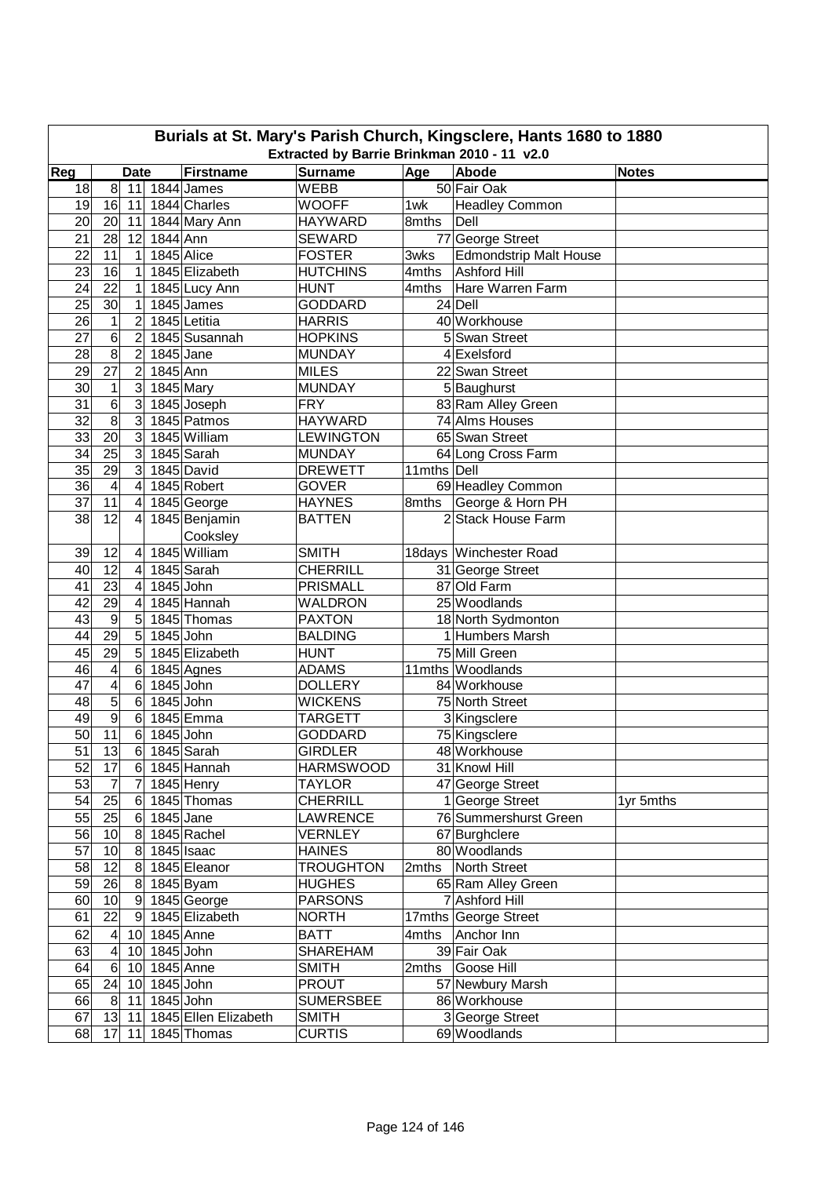## Burials at St. Mary's Parish Church, Kingsclere, Hants 1680 to 1880

### Extracted by Barrie Brinkman 2010 - 11 v2.0

| Reg | Date | | | Firstname | Surname | Age | Abode | Notes |
|---|---|---|---|---|---|---|---|---|
| 18 | 8 | 11 | 1844 | James | WEBB | 50 | Fair Oak | |
| 19 | 16 | 11 | 1844 | Charles | WOOFF | 1wk | Headley Common | |
| 20 | 20 | 11 | 1844 | Mary Ann | HAYWARD | 8mths | Dell | |
| 21 | 28 | 12 | 1844 | Ann | SEWARD | 77 | George Street | |
| 22 | 11 | 1 | 1845 | Alice | FOSTER | 3wks | Edmondstrip Malt House | |
| 23 | 16 | 1 | 1845 | Elizabeth | HUTCHINS | 4mths | Ashford Hill | |
| 24 | 22 | 1 | 1845 | Lucy Ann | HUNT | 4mths | Hare Warren Farm | |
| 25 | 30 | 1 | 1845 | James | GODDARD | 24 | Dell | |
| 26 | 1 | 2 | 1845 | Letitia | HARRIS | 40 | Workhouse | |
| 27 | 6 | 2 | 1845 | Susannah | HOPKINS | 5 | Swan Street | |
| 28 | 8 | 2 | 1845 | Jane | MUNDAY | 4 | Exelsford | |
| 29 | 27 | 2 | 1845 | Ann | MILES | 22 | Swan Street | |
| 30 | 1 | 3 | 1845 | Mary | MUNDAY | 5 | Baughurst | |
| 31 | 6 | 3 | 1845 | Joseph | FRY | 83 | Ram Alley Green | |
| 32 | 8 | 3 | 1845 | Patmos | HAYWARD | 74 | Alms Houses | |
| 33 | 20 | 3 | 1845 | William | LEWINGTON | 65 | Swan Street | |
| 34 | 25 | 3 | 1845 | Sarah | MUNDAY | 64 | Long Cross Farm | |
| 35 | 29 | 3 | 1845 | David | DREWETT | 11mths | Dell | |
| 36 | 4 | 4 | 1845 | Robert | GOVER | 69 | Headley Common | |
| 37 | 11 | 4 | 1845 | George | HAYNES | 8mths | George & Horn PH | |
| 38 | 12 | 4 | 1845 | Benjamin Cooksley | BATTEN | 2 | Stack House Farm | |
| 39 | 12 | 4 | 1845 | William | SMITH | 18days | Winchester Road | |
| 40 | 12 | 4 | 1845 | Sarah | CHERRILL | 31 | George Street | |
| 41 | 23 | 4 | 1845 | John | PRISMALL | 87 | Old Farm | |
| 42 | 29 | 4 | 1845 | Hannah | WALDRON | 25 | Woodlands | |
| 43 | 9 | 5 | 1845 | Thomas | PAXTON | 18 | North Sydmonton | |
| 44 | 29 | 5 | 1845 | John | BALDING | 1 | Humbers Marsh | |
| 45 | 29 | 5 | 1845 | Elizabeth | HUNT | 75 | Mill Green | |
| 46 | 4 | 6 | 1845 | Agnes | ADAMS | 11mths | Woodlands | |
| 47 | 4 | 6 | 1845 | John | DOLLERY | 84 | Workhouse | |
| 48 | 5 | 6 | 1845 | John | WICKENS | 75 | North Street | |
| 49 | 9 | 6 | 1845 | Emma | TARGETT | 3 | Kingsclere | |
| 50 | 11 | 6 | 1845 | John | GODDARD | 75 | Kingsclere | |
| 51 | 13 | 6 | 1845 | Sarah | GIRDLER | 48 | Workhouse | |
| 52 | 17 | 6 | 1845 | Hannah | HARMSWOOD | 31 | Knowl Hill | |
| 53 | 7 | 7 | 1845 | Henry | TAYLOR | 47 | George Street | |
| 54 | 25 | 6 | 1845 | Thomas | CHERRILL | 1 | George Street | 1yr 5mths |
| 55 | 25 | 6 | 1845 | Jane | LAWRENCE | 76 | Summershurst Green | |
| 56 | 10 | 8 | 1845 | Rachel | VERNLEY | 67 | Burghclere | |
| 57 | 10 | 8 | 1845 | Isaac | HAINES | 80 | Woodlands | |
| 58 | 12 | 8 | 1845 | Eleanor | TROUGHTON | 2mths | North Street | |
| 59 | 26 | 8 | 1845 | Byam | HUGHES | 65 | Ram Alley Green | |
| 60 | 10 | 9 | 1845 | George | PARSONS | 7 | Ashford Hill | |
| 61 | 22 | 9 | 1845 | Elizabeth | NORTH | 17mths | George Street | |
| 62 | 4 | 10 | 1845 | Anne | BATT | 4mths | Anchor Inn | |
| 63 | 4 | 10 | 1845 | John | SHAREHAM | 39 | Fair Oak | |
| 64 | 6 | 10 | 1845 | Anne | SMITH | 2mths | Goose Hill | |
| 65 | 24 | 10 | 1845 | John | PROUT | 57 | Newbury Marsh | |
| 66 | 8 | 11 | 1845 | John | SUMERSBEE | 86 | Workhouse | |
| 67 | 13 | 11 | 1845 | Ellen Elizabeth | SMITH | 3 | George Street | |
| 68 | 17 | 11 | 1845 | Thomas | CURTIS | 69 | Woodlands | |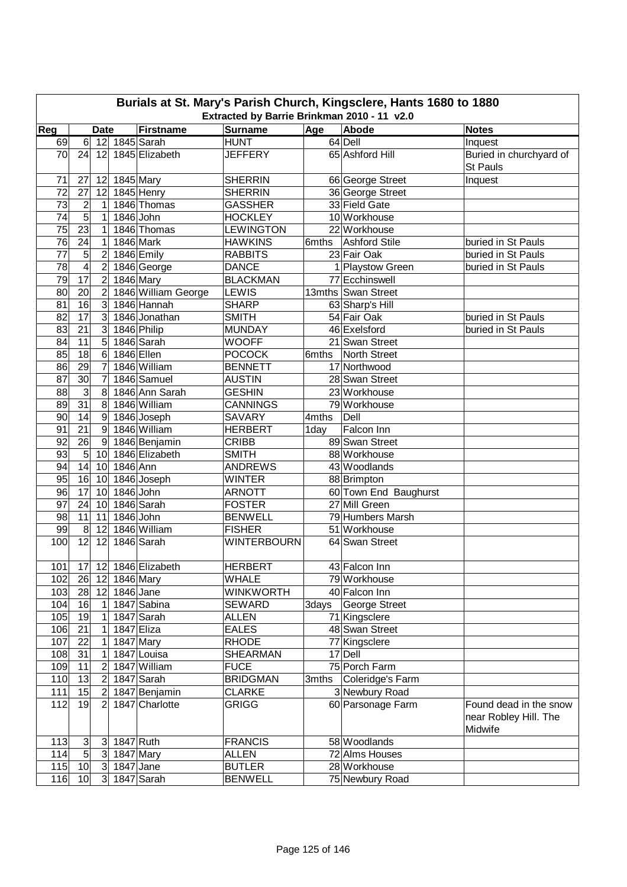# Burials at St. Mary's Parish Church, Kingsclere, Hants 1680 to 1880

## Extracted by Barrie Brinkman 2010 - 11 v2.0

| Reg | Date | | | Firstname | Surname | Age | Abode | Notes |
|---|---|---|---|---|---|---|---|---|
| 69 | 6 | 12 | 1845 | Sarah | HUNT | 64 | Dell | Inquest |
| 70 | 24 | 12 | 1845 | Elizabeth | JEFFERY | 65 | Ashford Hill | Buried in churchyard of St Pauls |
| 71 | 27 | 12 | 1845 | Mary | SHERRIN | 66 | George Street | Inquest |
| 72 | 27 | 12 | 1845 | Henry | SHERRIN | 36 | George Street | |
| 73 | 2 | 1 | 1846 | Thomas | GASSHER | 33 | Field Gate | |
| 74 | 5 | 1 | 1846 | John | HOCKLEY | 10 | Workhouse | |
| 75 | 23 | 1 | 1846 | Thomas | LEWINGTON | 22 | Workhouse | |
| 76 | 24 | 1 | 1846 | Mark | HAWKINS | 6mths | Ashford Stile | buried in St Pauls |
| 77 | 5 | 2 | 1846 | Emily | RABBITS | 23 | Fair Oak | buried in St Pauls |
| 78 | 4 | 2 | 1846 | George | DANCE | 1 | Playstow Green | buried in St Pauls |
| 79 | 17 | 2 | 1846 | Mary | BLACKMAN | 77 | Ecchinswell | |
| 80 | 20 | 2 | 1846 | William George | LEWIS | 13mths | Swan Street | |
| 81 | 16 | 3 | 1846 | Hannah | SHARP | 63 | Sharp's Hill | |
| 82 | 17 | 3 | 1846 | Jonathan | SMITH | 54 | Fair Oak | buried in St Pauls |
| 83 | 21 | 3 | 1846 | Philip | MUNDAY | 46 | Exelsford | buried in St Pauls |
| 84 | 11 | 5 | 1846 | Sarah | WOOFF | 21 | Swan Street | |
| 85 | 18 | 6 | 1846 | Ellen | POCOCK | 6mths | North Street | |
| 86 | 29 | 7 | 1846 | William | BENNETT | 17 | Northwood | |
| 87 | 30 | 7 | 1846 | Samuel | AUSTIN | 28 | Swan Street | |
| 88 | 3 | 8 | 1846 | Ann Sarah | GESHIN | 23 | Workhouse | |
| 89 | 31 | 8 | 1846 | William | CANNINGS | 79 | Workhouse | |
| 90 | 14 | 9 | 1846 | Joseph | SAVARY | 4mths | Dell | |
| 91 | 21 | 9 | 1846 | William | HERBERT | 1day | Falcon Inn | |
| 92 | 26 | 9 | 1846 | Benjamin | CRIBB | 89 | Swan Street | |
| 93 | 5 | 10 | 1846 | Elizabeth | SMITH | 88 | Workhouse | |
| 94 | 14 | 10 | 1846 | Ann | ANDREWS | 43 | Woodlands | |
| 95 | 16 | 10 | 1846 | Joseph | WINTER | 88 | Brimpton | |
| 96 | 17 | 10 | 1846 | John | ARNOTT | 60 | Town End Baughurst | |
| 97 | 24 | 10 | 1846 | Sarah | FOSTER | 27 | Mill Green | |
| 98 | 11 | 11 | 1846 | John | BENWELL | 79 | Humbers Marsh | |
| 99 | 8 | 12 | 1846 | William | FISHER | 51 | Workhouse | |
| 100 | 12 | 12 | 1846 | Sarah | WINTERBOURN | 64 | Swan Street | |
| 101 | 17 | 12 | 1846 | Elizabeth | HERBERT | 43 | Falcon Inn | |
| 102 | 26 | 12 | 1846 | Mary | WHALE | 79 | Workhouse | |
| 103 | 28 | 12 | 1846 | Jane | WINKWORTH | 40 | Falcon Inn | |
| 104 | 16 | 1 | 1847 | Sabina | SEWARD | 3days | George Street | |
| 105 | 19 | 1 | 1847 | Sarah | ALLEN | 71 | Kingsclere | |
| 106 | 21 | 1 | 1847 | Eliza | EALES | 48 | Swan Street | |
| 107 | 22 | 1 | 1847 | Mary | RHODE | 77 | Kingsclere | |
| 108 | 31 | 1 | 1847 | Louisa | SHEARMAN | 17 | Dell | |
| 109 | 11 | 2 | 1847 | William | FUCE | 75 | Porch Farm | |
| 110 | 13 | 2 | 1847 | Sarah | BRIDGMAN | 3mths | Coleridge's Farm | |
| 111 | 15 | 2 | 1847 | Benjamin | CLARKE | 3 | Newbury Road | |
| 112 | 19 | 2 | 1847 | Charlotte | GRIGG | 60 | Parsonage Farm | Found dead in the snow near Robley Hill. The Midwife |
| 113 | 3 | 3 | 1847 | Ruth | FRANCIS | 58 | Woodlands | |
| 114 | 5 | 3 | 1847 | Mary | ALLEN | 72 | Alms Houses | |
| 115 | 10 | 3 | 1847 | Jane | BUTLER | 28 | Workhouse | |
| 116 | 10 | 3 | 1847 | Sarah | BENWELL | 75 | Newbury Road | |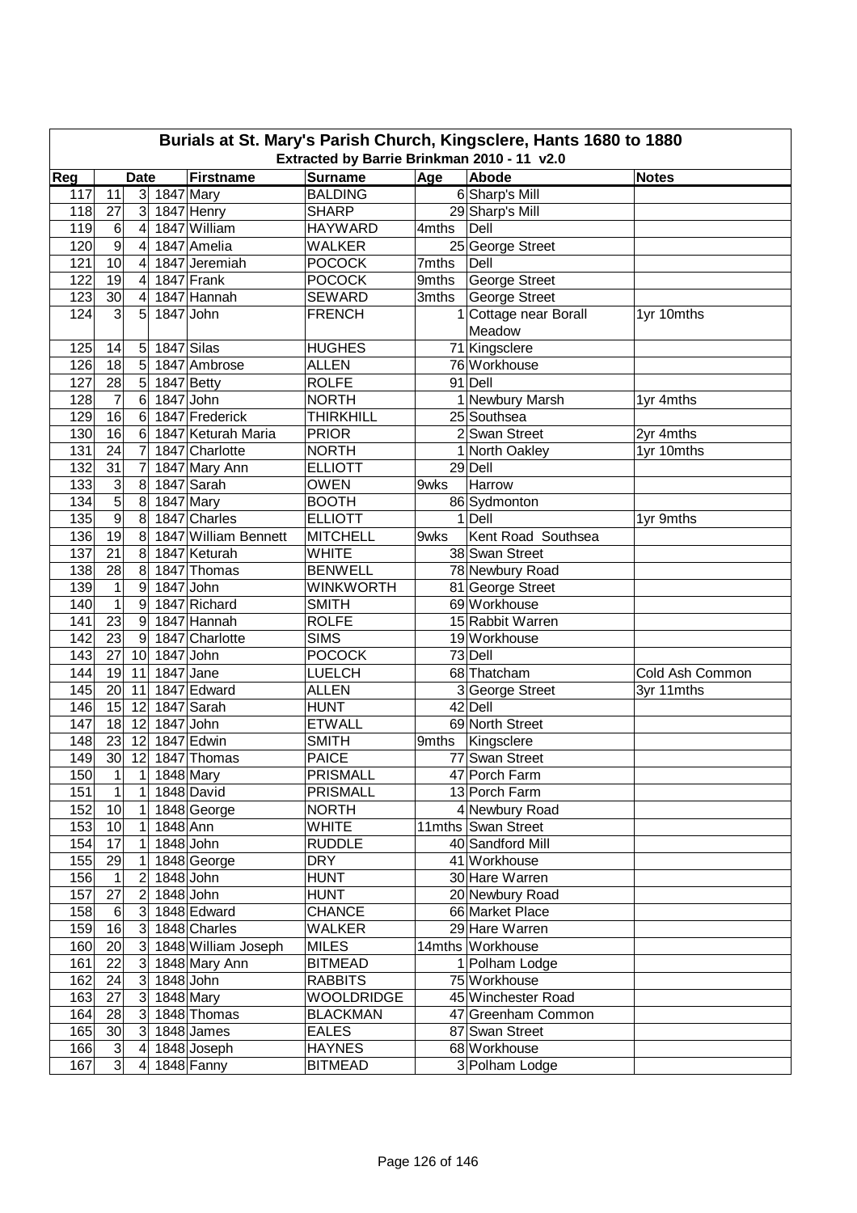# Burials at St. Mary's Parish Church, Kingsclere, Hants 1680 to 1880

## Extracted by Barrie Brinkman 2010 - 11 v2.0

| Reg | Date | | | Firstname | Surname | Age | Abode | Notes |
|---|---|---|---|---|---|---|---|---|
| 117 | 11 | 3 | 1847 | Mary | BALDING | 6 | Sharp's Mill | |
| 118 | 27 | 3 | 1847 | Henry | SHARP | 29 | Sharp's Mill | |
| 119 | 6 | 4 | 1847 | William | HAYWARD | 4mths | Dell | |
| 120 | 9 | 4 | 1847 | Amelia | WALKER | 25 | George Street | |
| 121 | 10 | 4 | 1847 | Jeremiah | POCOCK | 7mths | Dell | |
| 122 | 19 | 4 | 1847 | Frank | POCOCK | 9mths | George Street | |
| 123 | 30 | 4 | 1847 | Hannah | SEWARD | 3mths | George Street | |
| 124 | 3 | 5 | 1847 | John | FRENCH | 1 | Cottage near Borall Meadow | 1yr 10mths |
| 125 | 14 | 5 | 1847 | Silas | HUGHES | 71 | Kingsclere | |
| 126 | 18 | 5 | 1847 | Ambrose | ALLEN | 76 | Workhouse | |
| 127 | 28 | 5 | 1847 | Betty | ROLFE | 91 | Dell | |
| 128 | 7 | 6 | 1847 | John | NORTH | 1 | Newbury Marsh | 1yr 4mths |
| 129 | 16 | 6 | 1847 | Frederick | THIRKHILL | 25 | Southsea | |
| 130 | 16 | 6 | 1847 | Keturah Maria | PRIOR | 2 | Swan Street | 2yr 4mths |
| 131 | 24 | 7 | 1847 | Charlotte | NORTH | 1 | North Oakley | 1yr 10mths |
| 132 | 31 | 7 | 1847 | Mary Ann | ELLIOTT | 29 | Dell | |
| 133 | 3 | 8 | 1847 | Sarah | OWEN | 9wks | Harrow | |
| 134 | 5 | 8 | 1847 | Mary | BOOTH | 86 | Sydmonton | |
| 135 | 9 | 8 | 1847 | Charles | ELLIOTT | 1 | Dell | 1yr 9mths |
| 136 | 19 | 8 | 1847 | William Bennett | MITCHELL | 9wks | Kent Road Southsea | |
| 137 | 21 | 8 | 1847 | Keturah | WHITE | 38 | Swan Street | |
| 138 | 28 | 8 | 1847 | Thomas | BENWELL | 78 | Newbury Road | |
| 139 | 1 | 9 | 1847 | John | WINKWORTH | 81 | George Street | |
| 140 | 1 | 9 | 1847 | Richard | SMITH | 69 | Workhouse | |
| 141 | 23 | 9 | 1847 | Hannah | ROLFE | 15 | Rabbit Warren | |
| 142 | 23 | 9 | 1847 | Charlotte | SIMS | 19 | Workhouse | |
| 143 | 27 | 10 | 1847 | John | POCOCK | 73 | Dell | |
| 144 | 19 | 11 | 1847 | Jane | LUELCH | 68 | Thatcham | Cold Ash Common |
| 145 | 20 | 11 | 1847 | Edward | ALLEN | 3 | George Street | 3yr 11mths |
| 146 | 15 | 12 | 1847 | Sarah | HUNT | 42 | Dell | |
| 147 | 18 | 12 | 1847 | John | ETWALL | 69 | North Street | |
| 148 | 23 | 12 | 1847 | Edwin | SMITH | 9mths | Kingsclere | |
| 149 | 30 | 12 | 1847 | Thomas | PAICE | 77 | Swan Street | |
| 150 | 1 | 1 | 1848 | Mary | PRISMALL | 47 | Porch Farm | |
| 151 | 1 | 1 | 1848 | David | PRISMALL | 13 | Porch Farm | |
| 152 | 10 | 1 | 1848 | George | NORTH | 4 | Newbury Road | |
| 153 | 10 | 1 | 1848 | Ann | WHITE | 11mths | Swan Street | |
| 154 | 17 | 1 | 1848 | John | RUDDLE | 40 | Sandford Mill | |
| 155 | 29 | 1 | 1848 | George | DRY | 41 | Workhouse | |
| 156 | 1 | 2 | 1848 | John | HUNT | 30 | Hare Warren | |
| 157 | 27 | 2 | 1848 | John | HUNT | 20 | Newbury Road | |
| 158 | 6 | 3 | 1848 | Edward | CHANCE | 66 | Market Place | |
| 159 | 16 | 3 | 1848 | Charles | WALKER | 29 | Hare Warren | |
| 160 | 20 | 3 | 1848 | William Joseph | MILES | 14mths | Workhouse | |
| 161 | 22 | 3 | 1848 | Mary Ann | BITMEAD | 1 | Polham Lodge | |
| 162 | 24 | 3 | 1848 | John | RABBITS | 75 | Workhouse | |
| 163 | 27 | 3 | 1848 | Mary | WOOLDRIDGE | 45 | Winchester Road | |
| 164 | 28 | 3 | 1848 | Thomas | BLACKMAN | 47 | Greenham Common | |
| 165 | 30 | 3 | 1848 | James | EALES | 87 | Swan Street | |
| 166 | 3 | 4 | 1848 | Joseph | HAYNES | 68 | Workhouse | |
| 167 | 3 | 4 | 1848 | Fanny | BITMEAD | 3 | Polham Lodge | |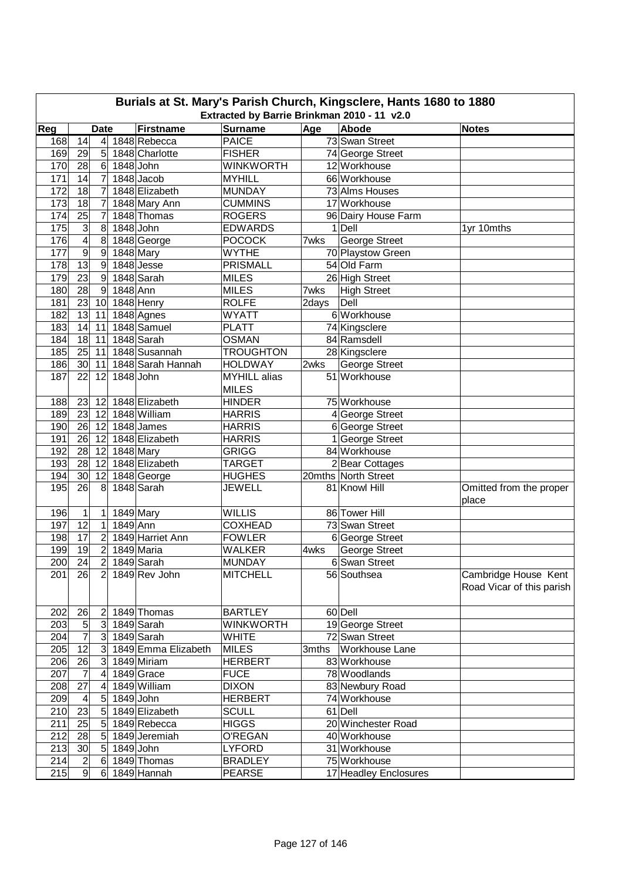# Burials at St. Mary's Parish Church, Kingsclere, Hants 1680 to 1880

## Extracted by Barrie Brinkman 2010 - 11 v2.0

| Reg | Date | | | Firstname | Surname | Age | Abode | Notes |
|---|---|---|---|---|---|---|---|---|
| 168 | 14 | 4 | 1848 | Rebecca | PAICE | 73 | Swan Street | |
| 169 | 29 | 5 | 1848 | Charlotte | FISHER | 74 | George Street | |
| 170 | 28 | 6 | 1848 | John | WINKWORTH | 12 | Workhouse | |
| 171 | 14 | 7 | 1848 | Jacob | MYHILL | 66 | Workhouse | |
| 172 | 18 | 7 | 1848 | Elizabeth | MUNDAY | 73 | Alms Houses | |
| 173 | 18 | 7 | 1848 | Mary Ann | CUMMINS | 17 | Workhouse | |
| 174 | 25 | 7 | 1848 | Thomas | ROGERS | 96 | Dairy House Farm | |
| 175 | 3 | 8 | 1848 | John | EDWARDS | 1 | Dell | 1yr 10mths |
| 176 | 4 | 8 | 1848 | George | POCOCK | 7wks | George Street | |
| 177 | 9 | 9 | 1848 | Mary | WYTHE | 70 | Playstow Green | |
| 178 | 13 | 9 | 1848 | Jesse | PRISMALL | 54 | Old Farm | |
| 179 | 23 | 9 | 1848 | Sarah | MILES | 26 | High Street | |
| 180 | 28 | 9 | 1848 | Ann | MILES | 7wks | High Street | |
| 181 | 23 | 10 | 1848 | Henry | ROLFE | 2days | Dell | |
| 182 | 13 | 11 | 1848 | Agnes | WYATT | 6 | Workhouse | |
| 183 | 14 | 11 | 1848 | Samuel | PLATT | 74 | Kingsclere | |
| 184 | 18 | 11 | 1848 | Sarah | OSMAN | 84 | Ramsdell | |
| 185 | 25 | 11 | 1848 | Susannah | TROUGHTON | 28 | Kingsclere | |
| 186 | 30 | 11 | 1848 | Sarah Hannah | HOLDWAY | 2wks | George Street | |
| 187 | 22 | 12 | 1848 | John | MYHILL alias MILES | 51 | Workhouse | |
| 188 | 23 | 12 | 1848 | Elizabeth | HINDER | 75 | Workhouse | |
| 189 | 23 | 12 | 1848 | William | HARRIS | 4 | George Street | |
| 190 | 26 | 12 | 1848 | James | HARRIS | 6 | George Street | |
| 191 | 26 | 12 | 1848 | Elizabeth | HARRIS | 1 | George Street | |
| 192 | 28 | 12 | 1848 | Mary | GRIGG | 84 | Workhouse | |
| 193 | 28 | 12 | 1848 | Elizabeth | TARGET | 2 | Bear Cottages | |
| 194 | 30 | 12 | 1848 | George | HUGHES | 20mths | North Street | |
| 195 | 26 | 8 | 1848 | Sarah | JEWELL | 81 | Knowl Hill | Omitted from the proper place |
| 196 | 1 | 1 | 1849 | Mary | WILLIS | 86 | Tower Hill | |
| 197 | 12 | 1 | 1849 | Ann | COXHEAD | 73 | Swan Street | |
| 198 | 17 | 2 | 1849 | Harriet Ann | FOWLER | 6 | George Street | |
| 199 | 19 | 2 | 1849 | Maria | WALKER | 4wks | George Street | |
| 200 | 24 | 2 | 1849 | Sarah | MUNDAY | 6 | Swan Street | |
| 201 | 26 | 2 | 1849 | Rev John | MITCHELL | 56 | Southsea | Cambridge House Kent Road Vicar of this parish |
| 202 | 26 | 2 | 1849 | Thomas | BARTLEY | 60 | Dell | |
| 203 | 5 | 3 | 1849 | Sarah | WINKWORTH | 19 | George Street | |
| 204 | 7 | 3 | 1849 | Sarah | WHITE | 72 | Swan Street | |
| 205 | 12 | 3 | 1849 | Emma Elizabeth | MILES | 3mths | Workhouse Lane | |
| 206 | 26 | 3 | 1849 | Miriam | HERBERT | 83 | Workhouse | |
| 207 | 7 | 4 | 1849 | Grace | FUCE | 78 | Woodlands | |
| 208 | 27 | 4 | 1849 | William | DIXON | 83 | Newbury Road | |
| 209 | 4 | 5 | 1849 | John | HERBERT | 74 | Workhouse | |
| 210 | 23 | 5 | 1849 | Elizabeth | SCULL | 61 | Dell | |
| 211 | 25 | 5 | 1849 | Rebecca | HIGGS | 20 | Winchester Road | |
| 212 | 28 | 5 | 1849 | Jeremiah | O'REGAN | 40 | Workhouse | |
| 213 | 30 | 5 | 1849 | John | LYFORD | 31 | Workhouse | |
| 214 | 2 | 6 | 1849 | Thomas | BRADLEY | 75 | Workhouse | |
| 215 | 9 | 6 | 1849 | Hannah | PEARSE | 17 | Headley Enclosures | |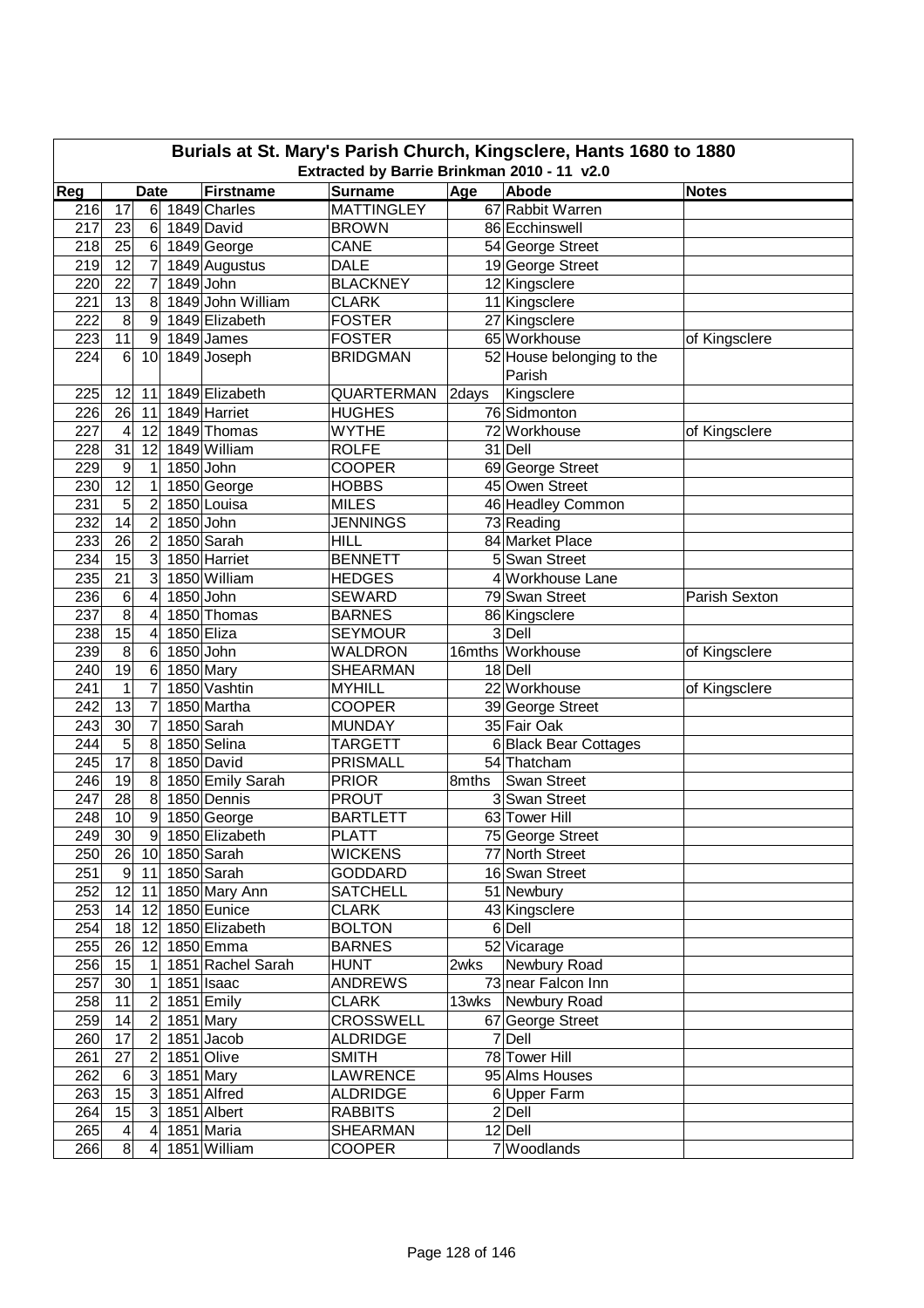# Burials at St. Mary's Parish Church, Kingsclere, Hants 1680 to 1880

## Extracted by Barrie Brinkman 2010 - 11 v2.0

| Reg | Date | | | Firstname | Surname | Age | Abode | Notes |
|---|---|---|---|---|---|---|---|---|
| 216 | 17 | 6 | 1849 | Charles | MATTINGLEY | 67 | Rabbit Warren | |
| 217 | 23 | 6 | 1849 | David | BROWN | 86 | Ecchinswell | |
| 218 | 25 | 6 | 1849 | George | CANE | 54 | George Street | |
| 219 | 12 | 7 | 1849 | Augustus | DALE | 19 | George Street | |
| 220 | 22 | 7 | 1849 | John | BLACKNEY | 12 | Kingsclere | |
| 221 | 13 | 8 | 1849 | John William | CLARK | 11 | Kingsclere | |
| 222 | 8 | 9 | 1849 | Elizabeth | FOSTER | 27 | Kingsclere | |
| 223 | 11 | 9 | 1849 | James | FOSTER | 65 | Workhouse | of Kingsclere |
| 224 | 6 | 10 | 1849 | Joseph | BRIDGMAN | 52 | House belonging to the Parish | |
| 225 | 12 | 11 | 1849 | Elizabeth | QUARTERMAN | 2days | Kingsclere | |
| 226 | 26 | 11 | 1849 | Harriet | HUGHES | 76 | Sidmonton | |
| 227 | 4 | 12 | 1849 | Thomas | WYTHE | 72 | Workhouse | of Kingsclere |
| 228 | 31 | 12 | 1849 | William | ROLFE | 31 | Dell | |
| 229 | 9 | 1 | 1850 | John | COOPER | 69 | George Street | |
| 230 | 12 | 1 | 1850 | George | HOBBS | 45 | Owen Street | |
| 231 | 5 | 2 | 1850 | Louisa | MILES | 46 | Headley Common | |
| 232 | 14 | 2 | 1850 | John | JENNINGS | 73 | Reading | |
| 233 | 26 | 2 | 1850 | Sarah | HILL | 84 | Market Place | |
| 234 | 15 | 3 | 1850 | Harriet | BENNETT | 5 | Swan Street | |
| 235 | 21 | 3 | 1850 | William | HEDGES | 4 | Workhouse Lane | |
| 236 | 6 | 4 | 1850 | John | SEWARD | 79 | Swan Street | Parish Sexton |
| 237 | 8 | 4 | 1850 | Thomas | BARNES | 86 | Kingsclere | |
| 238 | 15 | 4 | 1850 | Eliza | SEYMOUR | 3 | Dell | |
| 239 | 8 | 6 | 1850 | John | WALDRON | 16mths | Workhouse | of Kingsclere |
| 240 | 19 | 6 | 1850 | Mary | SHEARMAN | 18 | Dell | |
| 241 | 1 | 7 | 1850 | Vashtin | MYHILL | 22 | Workhouse | of Kingsclere |
| 242 | 13 | 7 | 1850 | Martha | COOPER | 39 | George Street | |
| 243 | 30 | 7 | 1850 | Sarah | MUNDAY | 35 | Fair Oak | |
| 244 | 5 | 8 | 1850 | Selina | TARGETT | 6 | Black Bear Cottages | |
| 245 | 17 | 8 | 1850 | David | PRISMALL | 54 | Thatcham | |
| 246 | 19 | 8 | 1850 | Emily Sarah | PRIOR | 8mths | Swan Street | |
| 247 | 28 | 8 | 1850 | Dennis | PROUT | 3 | Swan Street | |
| 248 | 10 | 9 | 1850 | George | BARTLETT | 63 | Tower Hill | |
| 249 | 30 | 9 | 1850 | Elizabeth | PLATT | 75 | George Street | |
| 250 | 26 | 10 | 1850 | Sarah | WICKENS | 77 | North Street | |
| 251 | 9 | 11 | 1850 | Sarah | GODDARD | 16 | Swan Street | |
| 252 | 12 | 11 | 1850 | Mary Ann | SATCHELL | 51 | Newbury | |
| 253 | 14 | 12 | 1850 | Eunice | CLARK | 43 | Kingsclere | |
| 254 | 18 | 12 | 1850 | Elizabeth | BOLTON | 6 | Dell | |
| 255 | 26 | 12 | 1850 | Emma | BARNES | 52 | Vicarage | |
| 256 | 15 | 1 | 1851 | Rachel Sarah | HUNT | 2wks | Newbury Road | |
| 257 | 30 | 1 | 1851 | Isaac | ANDREWS | 73 | near Falcon Inn | |
| 258 | 11 | 2 | 1851 | Emily | CLARK | 13wks | Newbury Road | |
| 259 | 14 | 2 | 1851 | Mary | CROSSWELL | 67 | George Street | |
| 260 | 17 | 2 | 1851 | Jacob | ALDRIDGE | 7 | Dell | |
| 261 | 27 | 2 | 1851 | Olive | SMITH | 78 | Tower Hill | |
| 262 | 6 | 3 | 1851 | Mary | LAWRENCE | 95 | Alms Houses | |
| 263 | 15 | 3 | 1851 | Alfred | ALDRIDGE | 6 | Upper Farm | |
| 264 | 15 | 3 | 1851 | Albert | RABBITS | 2 | Dell | |
| 265 | 4 | 4 | 1851 | Maria | SHEARMAN | 12 | Dell | |
| 266 | 8 | 4 | 1851 | William | COOPER | 7 | Woodlands | |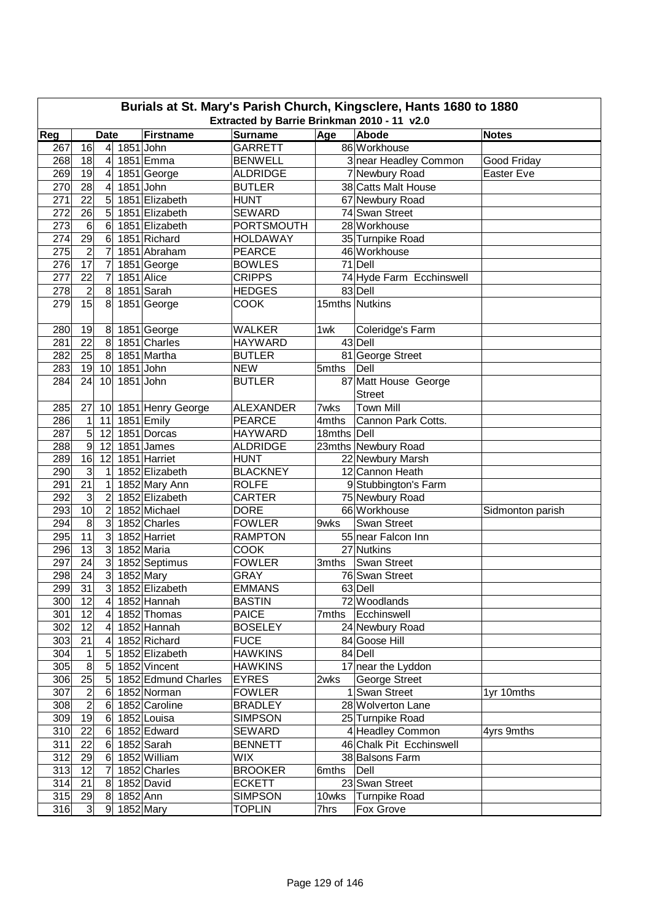# Burials at St. Mary's Parish Church, Kingsclere, Hants 1680 to 1880

## Extracted by Barrie Brinkman 2010 - 11 v2.0

| Reg | Date | | | Firstname | Surname | Age | Abode | Notes |
|---|---|---|---|---|---|---|---|---|
| 267 | 16 | 4 | 1851 | John | GARRETT | 86 | Workhouse | |
| 268 | 18 | 4 | 1851 | Emma | BENWELL | 3 | near Headley Common | Good Friday |
| 269 | 19 | 4 | 1851 | George | ALDRIDGE | 7 | Newbury Road | Easter Eve |
| 270 | 28 | 4 | 1851 | John | BUTLER | 38 | Catts Malt House | |
| 271 | 22 | 5 | 1851 | Elizabeth | HUNT | 67 | Newbury Road | |
| 272 | 26 | 5 | 1851 | Elizabeth | SEWARD | 74 | Swan Street | |
| 273 | 6 | 6 | 1851 | Elizabeth | PORTSMOUTH | 28 | Workhouse | |
| 274 | 29 | 6 | 1851 | Richard | HOLDAWAY | 35 | Turnpike Road | |
| 275 | 2 | 7 | 1851 | Abraham | PEARCE | 46 | Workhouse | |
| 276 | 17 | 7 | 1851 | George | BOWLES | 71 | Dell | |
| 277 | 22 | 7 | 1851 | Alice | CRIPPS | 74 | Hyde Farm Ecchinswell | |
| 278 | 2 | 8 | 1851 | Sarah | HEDGES | 83 | Dell | |
| 279 | 15 | 8 | 1851 | George | COOK | 15mths | Nutkins | |
| 280 | 19 | 8 | 1851 | George | WALKER | 1wk | Coleridge's Farm | |
| 281 | 22 | 8 | 1851 | Charles | HAYWARD | 43 | Dell | |
| 282 | 25 | 8 | 1851 | Martha | BUTLER | 81 | George Street | |
| 283 | 19 | 10 | 1851 | John | NEW | 5mths | Dell | |
| 284 | 24 | 10 | 1851 | John | BUTLER | 87 | Matt House George Street | |
| 285 | 27 | 10 | 1851 | Henry George | ALEXANDER | 7wks | Town Mill | |
| 286 | 1 | 11 | 1851 | Emily | PEARCE | 4mths | Cannon Park Cotts. | |
| 287 | 5 | 12 | 1851 | Dorcas | HAYWARD | 18mths | Dell | |
| 288 | 9 | 12 | 1851 | James | ALDRIDGE | 23mths | Newbury Road | |
| 289 | 16 | 12 | 1851 | Harriet | HUNT | 22 | Newbury Marsh | |
| 290 | 3 | 1 | 1852 | Elizabeth | BLACKNEY | 12 | Cannon Heath | |
| 291 | 21 | 1 | 1852 | Mary Ann | ROLFE | 9 | Stubbington's Farm | |
| 292 | 3 | 2 | 1852 | Elizabeth | CARTER | 75 | Newbury Road | |
| 293 | 10 | 2 | 1852 | Michael | DORE | 66 | Workhouse | Sidmonton parish |
| 294 | 8 | 3 | 1852 | Charles | FOWLER | 9wks | Swan Street | |
| 295 | 11 | 3 | 1852 | Harriet | RAMPTON | 55 | near Falcon Inn | |
| 296 | 13 | 3 | 1852 | Maria | COOK | 27 | Nutkins | |
| 297 | 24 | 3 | 1852 | Septimus | FOWLER | 3mths | Swan Street | |
| 298 | 24 | 3 | 1852 | Mary | GRAY | 76 | Swan Street | |
| 299 | 31 | 3 | 1852 | Elizabeth | EMMANS | 63 | Dell | |
| 300 | 12 | 4 | 1852 | Hannah | BASTIN | 72 | Woodlands | |
| 301 | 12 | 4 | 1852 | Thomas | PAICE | 7mths | Ecchinswell | |
| 302 | 12 | 4 | 1852 | Hannah | BOSELEY | 24 | Newbury Road | |
| 303 | 21 | 4 | 1852 | Richard | FUCE | 84 | Goose Hill | |
| 304 | 1 | 5 | 1852 | Elizabeth | HAWKINS | 84 | Dell | |
| 305 | 8 | 5 | 1852 | Vincent | HAWKINS | 17 | near the Lyddon | |
| 306 | 25 | 5 | 1852 | Edmund Charles | EYRES | 2wks | George Street | |
| 307 | 2 | 6 | 1852 | Norman | FOWLER | 1 | Swan Street | 1yr 10mths |
| 308 | 2 | 6 | 1852 | Caroline | BRADLEY | 28 | Wolverton Lane | |
| 309 | 19 | 6 | 1852 | Louisa | SIMPSON | 25 | Turnpike Road | |
| 310 | 22 | 6 | 1852 | Edward | SEWARD | 4 | Headley Common | 4yrs 9mths |
| 311 | 22 | 6 | 1852 | Sarah | BENNETT | 46 | Chalk Pit Ecchinswell | |
| 312 | 29 | 6 | 1852 | William | WIX | 38 | Balsons Farm | |
| 313 | 12 | 7 | 1852 | Charles | BROOKER | 6mths | Dell | |
| 314 | 21 | 8 | 1852 | David | ECKETT | 23 | Swan Street | |
| 315 | 29 | 8 | 1852 | Ann | SIMPSON | 10wks | Turnpike Road | |
| 316 | 3 | 9 | 1852 | Mary | TOPLIN | 7hrs | Fox Grove | |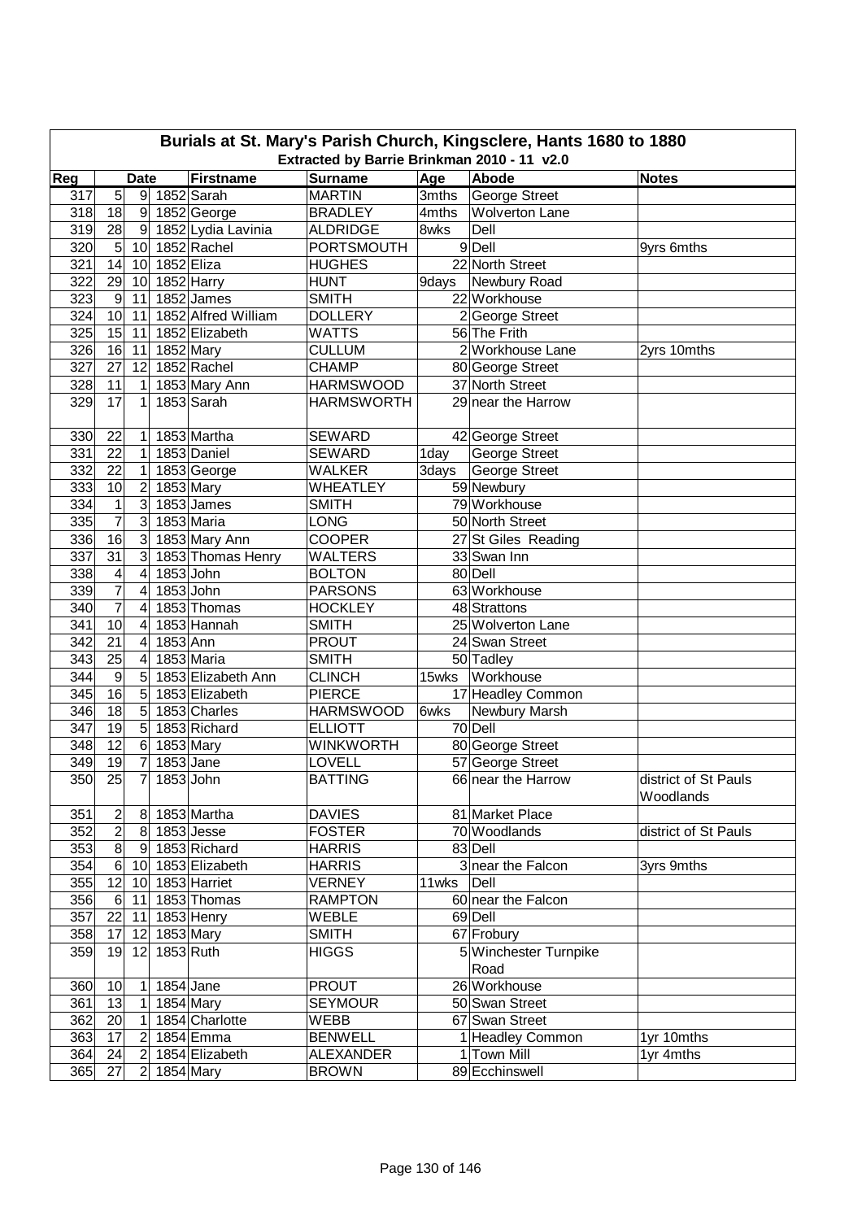# Burials at St. Mary's Parish Church, Kingsclere, Hants 1680 to 1880

## Extracted by Barrie Brinkman 2010 - 11 v2.0

| Reg | Date | | | Firstname | Surname | Age | Abode | Notes |
|---|---|---|---|---|---|---|---|---|
| 317 | 5 | 9 | 1852 | Sarah | MARTIN | 3mths | George Street | |
| 318 | 18 | 9 | 1852 | George | BRADLEY | 4mths | Wolverton Lane | |
| 319 | 28 | 9 | 1852 | Lydia Lavinia | ALDRIDGE | 8wks | Dell | |
| 320 | 5 | 10 | 1852 | Rachel | PORTSMOUTH | 9 | Dell | 9yrs 6mths |
| 321 | 14 | 10 | 1852 | Eliza | HUGHES | 22 | North Street | |
| 322 | 29 | 10 | 1852 | Harry | HUNT | 9days | Newbury Road | |
| 323 | 9 | 11 | 1852 | James | SMITH | 22 | Workhouse | |
| 324 | 10 | 11 | 1852 | Alfred William | DOLLERY | 2 | George Street | |
| 325 | 15 | 11 | 1852 | Elizabeth | WATTS | 56 | The Frith | |
| 326 | 16 | 11 | 1852 | Mary | CULLUM | 2 | Workhouse Lane | 2yrs 10mths |
| 327 | 27 | 12 | 1852 | Rachel | CHAMP | 80 | George Street | |
| 328 | 11 | 1 | 1853 | Mary Ann | HARMSWOOD | 37 | North Street | |
| 329 | 17 | 1 | 1853 | Sarah | HARMSWORTH | 29 | near the Harrow | |
| 330 | 22 | 1 | 1853 | Martha | SEWARD | 42 | George Street | |
| 331 | 22 | 1 | 1853 | Daniel | SEWARD | 1day | George Street | |
| 332 | 22 | 1 | 1853 | George | WALKER | 3days | George Street | |
| 333 | 10 | 2 | 1853 | Mary | WHEATLEY | 59 | Newbury | |
| 334 | 1 | 3 | 1853 | James | SMITH | 79 | Workhouse | |
| 335 | 7 | 3 | 1853 | Maria | LONG | 50 | North Street | |
| 336 | 16 | 3 | 1853 | Mary Ann | COOPER | 27 | St Giles Reading | |
| 337 | 31 | 3 | 1853 | Thomas Henry | WALTERS | 33 | Swan Inn | |
| 338 | 4 | 4 | 1853 | John | BOLTON | 80 | Dell | |
| 339 | 7 | 4 | 1853 | John | PARSONS | 63 | Workhouse | |
| 340 | 7 | 4 | 1853 | Thomas | HOCKLEY | 48 | Strattons | |
| 341 | 10 | 4 | 1853 | Hannah | SMITH | 25 | Wolverton Lane | |
| 342 | 21 | 4 | 1853 | Ann | PROUT | 24 | Swan Street | |
| 343 | 25 | 4 | 1853 | Maria | SMITH | 50 | Tadley | |
| 344 | 9 | 5 | 1853 | Elizabeth Ann | CLINCH | 15wks | Workhouse | |
| 345 | 16 | 5 | 1853 | Elizabeth | PIERCE | 17 | Headley Common | |
| 346 | 18 | 5 | 1853 | Charles | HARMSWOOD | 6wks | Newbury Marsh | |
| 347 | 19 | 5 | 1853 | Richard | ELLIOTT | 70 | Dell | |
| 348 | 12 | 6 | 1853 | Mary | WINKWORTH | 80 | George Street | |
| 349 | 19 | 7 | 1853 | Jane | LOVELL | 57 | George Street | |
| 350 | 25 | 7 | 1853 | John | BATTING | 66 | near the Harrow | district of St Pauls Woodlands |
| 351 | 2 | 8 | 1853 | Martha | DAVIES | 81 | Market Place | |
| 352 | 2 | 8 | 1853 | Jesse | FOSTER | 70 | Woodlands | district of St Pauls |
| 353 | 8 | 9 | 1853 | Richard | HARRIS | 83 | Dell | |
| 354 | 6 | 10 | 1853 | Elizabeth | HARRIS | 3 | near the Falcon | 3yrs 9mths |
| 355 | 12 | 10 | 1853 | Harriet | VERNEY | 11wks | Dell | |
| 356 | 6 | 11 | 1853 | Thomas | RAMPTON | 60 | near the Falcon | |
| 357 | 22 | 11 | 1853 | Henry | WEBLE | 69 | Dell | |
| 358 | 17 | 12 | 1853 | Mary | SMITH | 67 | Frobury | |
| 359 | 19 | 12 | 1853 | Ruth | HIGGS | 5 | Winchester Turnpike Road | |
| 360 | 10 | 1 | 1854 | Jane | PROUT | 26 | Workhouse | |
| 361 | 13 | 1 | 1854 | Mary | SEYMOUR | 50 | Swan Street | |
| 362 | 20 | 1 | 1854 | Charlotte | WEBB | 67 | Swan Street | |
| 363 | 17 | 2 | 1854 | Emma | BENWELL | 1 | Headley Common | 1yr 10mths |
| 364 | 24 | 2 | 1854 | Elizabeth | ALEXANDER | 1 | Town Mill | 1yr 4mths |
| 365 | 27 | 2 | 1854 | Mary | BROWN | 89 | Ecchinswell | |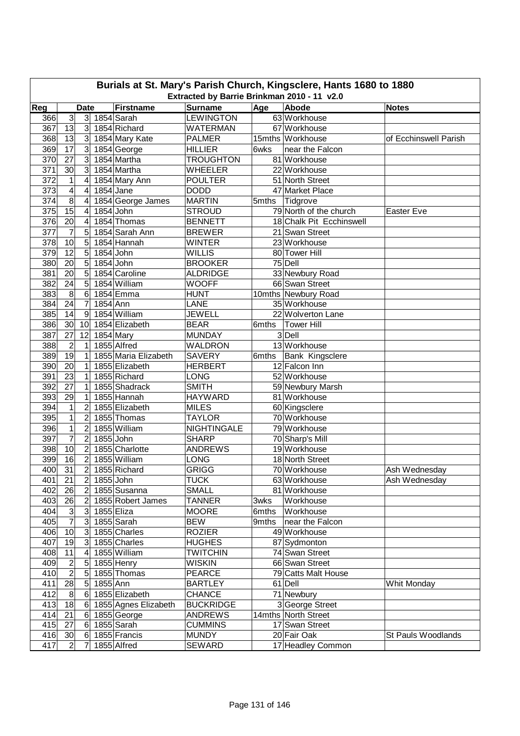# Burials at St. Mary's Parish Church, Kingsclere, Hants 1680 to 1880

## Extracted by Barrie Brinkman 2010 - 11 v2.0

| Reg | Date | | | Firstname | Surname | Age | Abode | Notes |
|---|---|---|---|---|---|---|---|---|
| 366 | 3 | 3 | 1854 | Sarah | LEWINGTON | 63 | Workhouse | |
| 367 | 13 | 3 | 1854 | Richard | WATERMAN | 67 | Workhouse | |
| 368 | 13 | 3 | 1854 | Mary Kate | PALMER | 15mths | Workhouse | of Ecchinswell Parish |
| 369 | 17 | 3 | 1854 | George | HILLIER | 6wks | near the Falcon | |
| 370 | 27 | 3 | 1854 | Martha | TROUGHTON | 81 | Workhouse | |
| 371 | 30 | 3 | 1854 | Martha | WHEELER | 22 | Workhouse | |
| 372 | 1 | 4 | 1854 | Mary Ann | POULTER | 51 | North Street | |
| 373 | 4 | 4 | 1854 | Jane | DODD | 47 | Market Place | |
| 374 | 8 | 4 | 1854 | George James | MARTIN | 5mths | Tidgrove | |
| 375 | 15 | 4 | 1854 | John | STROUD | 79 | North of the church | Easter Eve |
| 376 | 20 | 4 | 1854 | Thomas | BENNETT | 18 | Chalk Pit Ecchinswell | |
| 377 | 7 | 5 | 1854 | Sarah Ann | BREWER | 21 | Swan Street | |
| 378 | 10 | 5 | 1854 | Hannah | WINTER | 23 | Workhouse | |
| 379 | 12 | 5 | 1854 | John | WILLIS | 80 | Tower Hill | |
| 380 | 20 | 5 | 1854 | John | BROOKER | 75 | Dell | |
| 381 | 20 | 5 | 1854 | Caroline | ALDRIDGE | 33 | Newbury Road | |
| 382 | 24 | 5 | 1854 | William | WOOFF | 66 | Swan Street | |
| 383 | 8 | 6 | 1854 | Emma | HUNT | 10mths | Newbury Road | |
| 384 | 24 | 7 | 1854 | Ann | LANE | 35 | Workhouse | |
| 385 | 14 | 9 | 1854 | William | JEWELL | 22 | Wolverton Lane | |
| 386 | 30 | 10 | 1854 | Elizabeth | BEAR | 6mths | Tower Hill | |
| 387 | 27 | 12 | 1854 | Mary | MUNDAY | 3 | Dell | |
| 388 | 2 | 1 | 1855 | Alfred | WALDRON | 13 | Workhouse | |
| 389 | 19 | 1 | 1855 | Maria Elizabeth | SAVERY | 6mths | Bank Kingsclere | |
| 390 | 20 | 1 | 1855 | Elizabeth | HERBERT | 12 | Falcon Inn | |
| 391 | 23 | 1 | 1855 | Richard | LONG | 52 | Workhouse | |
| 392 | 27 | 1 | 1855 | Shadrack | SMITH | 59 | Newbury Marsh | |
| 393 | 29 | 1 | 1855 | Hannah | HAYWARD | 81 | Workhouse | |
| 394 | 1 | 2 | 1855 | Elizabeth | MILES | 60 | Kingsclere | |
| 395 | 1 | 2 | 1855 | Thomas | TAYLOR | 70 | Workhouse | |
| 396 | 1 | 2 | 1855 | William | NIGHTINGALE | 79 | Workhouse | |
| 397 | 7 | 2 | 1855 | John | SHARP | 70 | Sharp's Mill | |
| 398 | 10 | 2 | 1855 | Charlotte | ANDREWS | 19 | Workhouse | |
| 399 | 16 | 2 | 1855 | William | LONG | 18 | North Street | |
| 400 | 31 | 2 | 1855 | Richard | GRIGG | 70 | Workhouse | Ash Wednesday |
| 401 | 21 | 2 | 1855 | John | TUCK | 63 | Workhouse | Ash Wednesday |
| 402 | 26 | 2 | 1855 | Susanna | SMALL | 81 | Workhouse | |
| 403 | 26 | 2 | 1855 | Robert James | TANNER | 3wks | Workhouse | |
| 404 | 3 | 3 | 1855 | Eliza | MOORE | 6mths | Workhouse | |
| 405 | 7 | 3 | 1855 | Sarah | BEW | 9mths | near the Falcon | |
| 406 | 10 | 3 | 1855 | Charles | ROZIER | 49 | Workhouse | |
| 407 | 19 | 3 | 1855 | Charles | HUGHES | 87 | Sydmonton | |
| 408 | 11 | 4 | 1855 | William | TWITCHIN | 74 | Swan Street | |
| 409 | 2 | 5 | 1855 | Henry | WISKIN | 66 | Swan Street | |
| 410 | 2 | 5 | 1855 | Thomas | PEARCE | 79 | Catts Malt House | |
| 411 | 28 | 5 | 1855 | Ann | BARTLEY | 61 | Dell | Whit Monday |
| 412 | 8 | 6 | 1855 | Elizabeth | CHANCE | 71 | Newbury | |
| 413 | 18 | 6 | 1855 | Agnes Elizabeth | BUCKRIDGE | 3 | George Street | |
| 414 | 21 | 6 | 1855 | George | ANDREWS | 14mths | North Street | |
| 415 | 27 | 6 | 1855 | Sarah | CUMMINS | 17 | Swan Street | |
| 416 | 30 | 6 | 1855 | Francis | MUNDY | 20 | Fair Oak | St Pauls Woodlands |
| 417 | 2 | 7 | 1855 | Alfred | SEWARD | 17 | Headley Common | |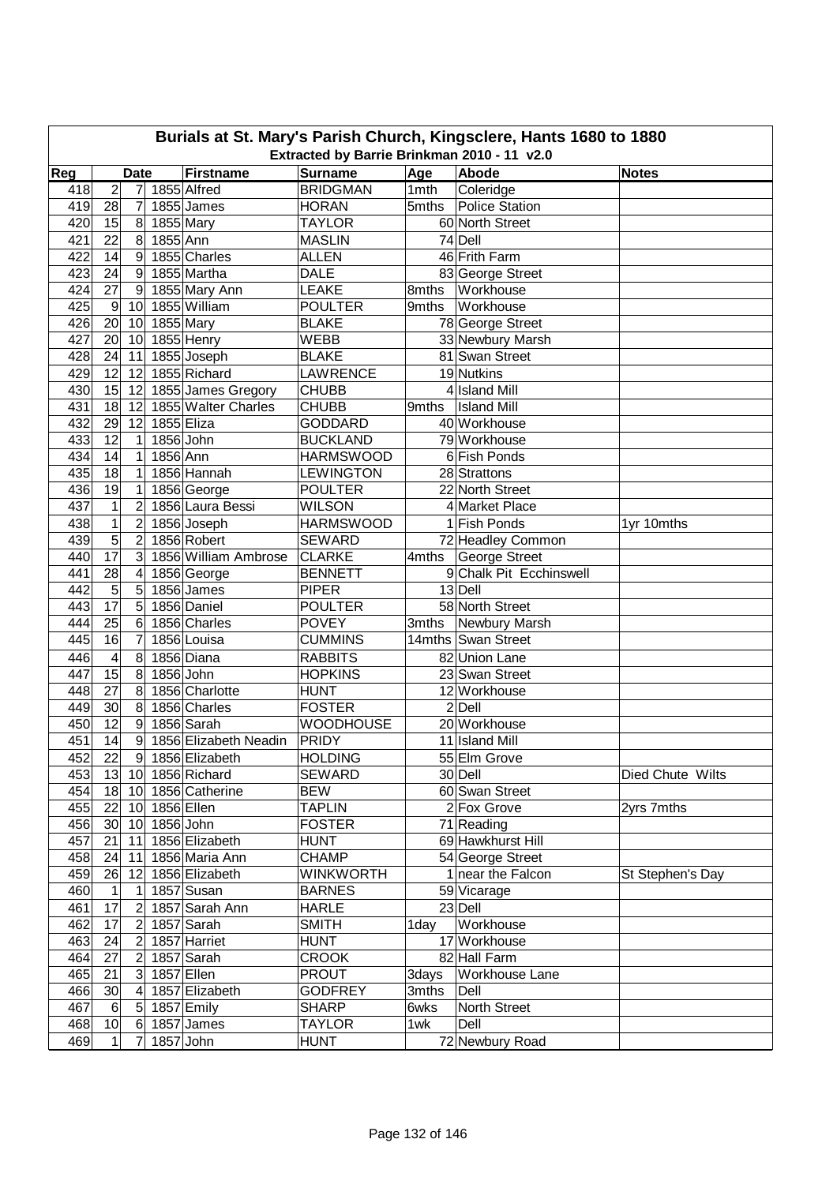# Burials at St. Mary's Parish Church, Kingsclere, Hants 1680 to 1880

## Extracted by Barrie Brinkman 2010 - 11 v2.0

| Reg | Date | | | Firstname | Surname | Age | Abode | Notes |
|---|---|---|---|---|---|---|---|---|
| 418 | 2 | 7 | 1855 | Alfred | BRIDGMAN | 1mth | Coleridge | |
| 419 | 28 | 7 | 1855 | James | HORAN | 5mths | Police Station | |
| 420 | 15 | 8 | 1855 | Mary | TAYLOR | 60 | North Street | |
| 421 | 22 | 8 | 1855 | Ann | MASLIN | 74 | Dell | |
| 422 | 14 | 9 | 1855 | Charles | ALLEN | 46 | Frith Farm | |
| 423 | 24 | 9 | 1855 | Martha | DALE | 83 | George Street | |
| 424 | 27 | 9 | 1855 | Mary Ann | LEAKE | 8mths | Workhouse | |
| 425 | 9 | 10 | 1855 | William | POULTER | 9mths | Workhouse | |
| 426 | 20 | 10 | 1855 | Mary | BLAKE | 78 | George Street | |
| 427 | 20 | 10 | 1855 | Henry | WEBB | 33 | Newbury Marsh | |
| 428 | 24 | 11 | 1855 | Joseph | BLAKE | 81 | Swan Street | |
| 429 | 12 | 12 | 1855 | Richard | LAWRENCE | 19 | Nutkins | |
| 430 | 15 | 12 | 1855 | James Gregory | CHUBB | 4 | Island Mill | |
| 431 | 18 | 12 | 1855 | Walter Charles | CHUBB | 9mths | Island Mill | |
| 432 | 29 | 12 | 1855 | Eliza | GODDARD | 40 | Workhouse | |
| 433 | 12 | 1 | 1856 | John | BUCKLAND | 79 | Workhouse | |
| 434 | 14 | 1 | 1856 | Ann | HARMSWOOD | 6 | Fish Ponds | |
| 435 | 18 | 1 | 1856 | Hannah | LEWINGTON | 28 | Strattons | |
| 436 | 19 | 1 | 1856 | George | POULTER | 22 | North Street | |
| 437 | 1 | 2 | 1856 | Laura Bessi | WILSON | 4 | Market Place | |
| 438 | 1 | 2 | 1856 | Joseph | HARMSWOOD | 1 | Fish Ponds | 1yr 10mths |
| 439 | 5 | 2 | 1856 | Robert | SEWARD | 72 | Headley Common | |
| 440 | 17 | 3 | 1856 | William Ambrose | CLARKE | 4mths | George Street | |
| 441 | 28 | 4 | 1856 | George | BENNETT | 9 | Chalk Pit Ecchinswell | |
| 442 | 5 | 5 | 1856 | James | PIPER | 13 | Dell | |
| 443 | 17 | 5 | 1856 | Daniel | POULTER | 58 | North Street | |
| 444 | 25 | 6 | 1856 | Charles | POVEY | 3mths | Newbury Marsh | |
| 445 | 16 | 7 | 1856 | Louisa | CUMMINS | 14mths | Swan Street | |
| 446 | 4 | 8 | 1856 | Diana | RABBITS | 82 | Union Lane | |
| 447 | 15 | 8 | 1856 | John | HOPKINS | 23 | Swan Street | |
| 448 | 27 | 8 | 1856 | Charlotte | HUNT | 12 | Workhouse | |
| 449 | 30 | 8 | 1856 | Charles | FOSTER | 2 | Dell | |
| 450 | 12 | 9 | 1856 | Sarah | WOODHOUSE | 20 | Workhouse | |
| 451 | 14 | 9 | 1856 | Elizabeth Neadin | PRIDY | 11 | Island Mill | |
| 452 | 22 | 9 | 1856 | Elizabeth | HOLDING | 55 | Elm Grove | |
| 453 | 13 | 10 | 1856 | Richard | SEWARD | 30 | Dell | Died Chute Wilts |
| 454 | 18 | 10 | 1856 | Catherine | BEW | 60 | Swan Street | |
| 455 | 22 | 10 | 1856 | Ellen | TAPLIN | 2 | Fox Grove | 2yrs 7mths |
| 456 | 30 | 10 | 1856 | John | FOSTER | 71 | Reading | |
| 457 | 21 | 11 | 1856 | Elizabeth | HUNT | 69 | Hawkhurst Hill | |
| 458 | 24 | 11 | 1856 | Maria Ann | CHAMP | 54 | George Street | |
| 459 | 26 | 12 | 1856 | Elizabeth | WINKWORTH | 1 | near the Falcon | St Stephen's Day |
| 460 | 1 | 1 | 1857 | Susan | BARNES | 59 | Vicarage | |
| 461 | 17 | 2 | 1857 | Sarah Ann | HARLE | 23 | Dell | |
| 462 | 17 | 2 | 1857 | Sarah | SMITH | 1day | Workhouse | |
| 463 | 24 | 2 | 1857 | Harriet | HUNT | 17 | Workhouse | |
| 464 | 27 | 2 | 1857 | Sarah | CROOK | 82 | Hall Farm | |
| 465 | 21 | 3 | 1857 | Ellen | PROUT | 3days | Workhouse Lane | |
| 466 | 30 | 4 | 1857 | Elizabeth | GODFREY | 3mths | Dell | |
| 467 | 6 | 5 | 1857 | Emily | SHARP | 6wks | North Street | |
| 468 | 10 | 6 | 1857 | James | TAYLOR | 1wk | Dell | |
| 469 | 1 | 7 | 1857 | John | HUNT | 72 | Newbury Road | |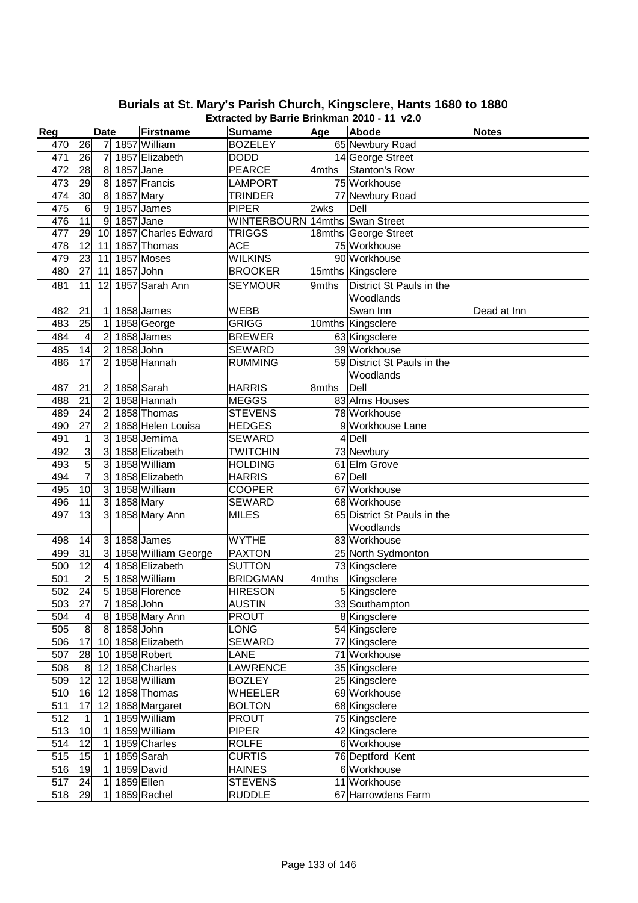# Burials at St. Mary's Parish Church, Kingsclere, Hants 1680 to 1880

## Extracted by Barrie Brinkman 2010 - 11 v2.0

| Reg | Date | | | Firstname | Surname | Age | Abode | Notes |
|---|---|---|---|---|---|---|---|---|
| 470 | 26 | 7 | 1857 | William | BOZELEY | 65 | Newbury Road | |
| 471 | 26 | 7 | 1857 | Elizabeth | DODD | 14 | George Street | |
| 472 | 28 | 8 | 1857 | Jane | PEARCE | 4mths | Stanton's Row | |
| 473 | 29 | 8 | 1857 | Francis | LAMPORT | 75 | Workhouse | |
| 474 | 30 | 8 | 1857 | Mary | TRINDER | 77 | Newbury Road | |
| 475 | 6 | 9 | 1857 | James | PIPER | 2wks | Dell | |
| 476 | 11 | 9 | 1857 | Jane | WINTERBOURN | 14mths | Swan Street | |
| 477 | 29 | 10 | 1857 | Charles Edward | TRIGGS | 18mths | George Street | |
| 478 | 12 | 11 | 1857 | Thomas | ACE | 75 | Workhouse | |
| 479 | 23 | 11 | 1857 | Moses | WILKINS | 90 | Workhouse | |
| 480 | 27 | 11 | 1857 | John | BROOKER | 15mths | Kingsclere | |
| 481 | 11 | 12 | 1857 | Sarah Ann | SEYMOUR | 9mths | District St Pauls in the Woodlands | |
| 482 | 21 | 1 | 1858 | James | WEBB | | Swan Inn | Dead at Inn |
| 483 | 25 | 1 | 1858 | George | GRIGG | 10mths | Kingsclere | |
| 484 | 4 | 2 | 1858 | James | BREWER | 63 | Kingsclere | |
| 485 | 14 | 2 | 1858 | John | SEWARD | 39 | Workhouse | |
| 486 | 17 | 2 | 1858 | Hannah | RUMMING | 59 | District St Pauls in the Woodlands | |
| 487 | 21 | 2 | 1858 | Sarah | HARRIS | 8mths | Dell | |
| 488 | 21 | 2 | 1858 | Hannah | MEGGS | 83 | Alms Houses | |
| 489 | 24 | 2 | 1858 | Thomas | STEVENS | 78 | Workhouse | |
| 490 | 27 | 2 | 1858 | Helen Louisa | HEDGES | 9 | Workhouse Lane | |
| 491 | 1 | 3 | 1858 | Jemima | SEWARD | 4 | Dell | |
| 492 | 3 | 3 | 1858 | Elizabeth | TWITCHIN | 73 | Newbury | |
| 493 | 5 | 3 | 1858 | William | HOLDING | 61 | Elm Grove | |
| 494 | 7 | 3 | 1858 | Elizabeth | HARRIS | 67 | Dell | |
| 495 | 10 | 3 | 1858 | William | COOPER | 67 | Workhouse | |
| 496 | 11 | 3 | 1858 | Mary | SEWARD | 68 | Workhouse | |
| 497 | 13 | 3 | 1858 | Mary Ann | MILES | 65 | District St Pauls in the Woodlands | |
| 498 | 14 | 3 | 1858 | James | WYTHE | 83 | Workhouse | |
| 499 | 31 | 3 | 1858 | William George | PAXTON | 25 | North Sydmonton | |
| 500 | 12 | 4 | 1858 | Elizabeth | SUTTON | 73 | Kingsclere | |
| 501 | 2 | 5 | 1858 | William | BRIDGMAN | 4mths | Kingsclere | |
| 502 | 24 | 5 | 1858 | Florence | HIRESON | 5 | Kingsclere | |
| 503 | 27 | 7 | 1858 | John | AUSTIN | 33 | Southampton | |
| 504 | 4 | 8 | 1858 | Mary Ann | PROUT | 8 | Kingsclere | |
| 505 | 8 | 8 | 1858 | John | LONG | 54 | Kingsclere | |
| 506 | 17 | 10 | 1858 | Elizabeth | SEWARD | 77 | Kingsclere | |
| 507 | 28 | 10 | 1858 | Robert | LANE | 71 | Workhouse | |
| 508 | 8 | 12 | 1858 | Charles | LAWRENCE | 35 | Kingsclere | |
| 509 | 12 | 12 | 1858 | William | BOZLEY | 25 | Kingsclere | |
| 510 | 16 | 12 | 1858 | Thomas | WHEELER | 69 | Workhouse | |
| 511 | 17 | 12 | 1858 | Margaret | BOLTON | 68 | Kingsclere | |
| 512 | 1 | 1 | 1859 | William | PROUT | 75 | Kingsclere | |
| 513 | 10 | 1 | 1859 | William | PIPER | 42 | Kingsclere | |
| 514 | 12 | 1 | 1859 | Charles | ROLFE | 6 | Workhouse | |
| 515 | 15 | 1 | 1859 | Sarah | CURTIS | 76 | Deptford Kent | |
| 516 | 19 | 1 | 1859 | David | HAINES | 6 | Workhouse | |
| 517 | 24 | 1 | 1859 | Ellen | STEVENS | 11 | Workhouse | |
| 518 | 29 | 1 | 1859 | Rachel | RUDDLE | 67 | Harrowdens Farm | |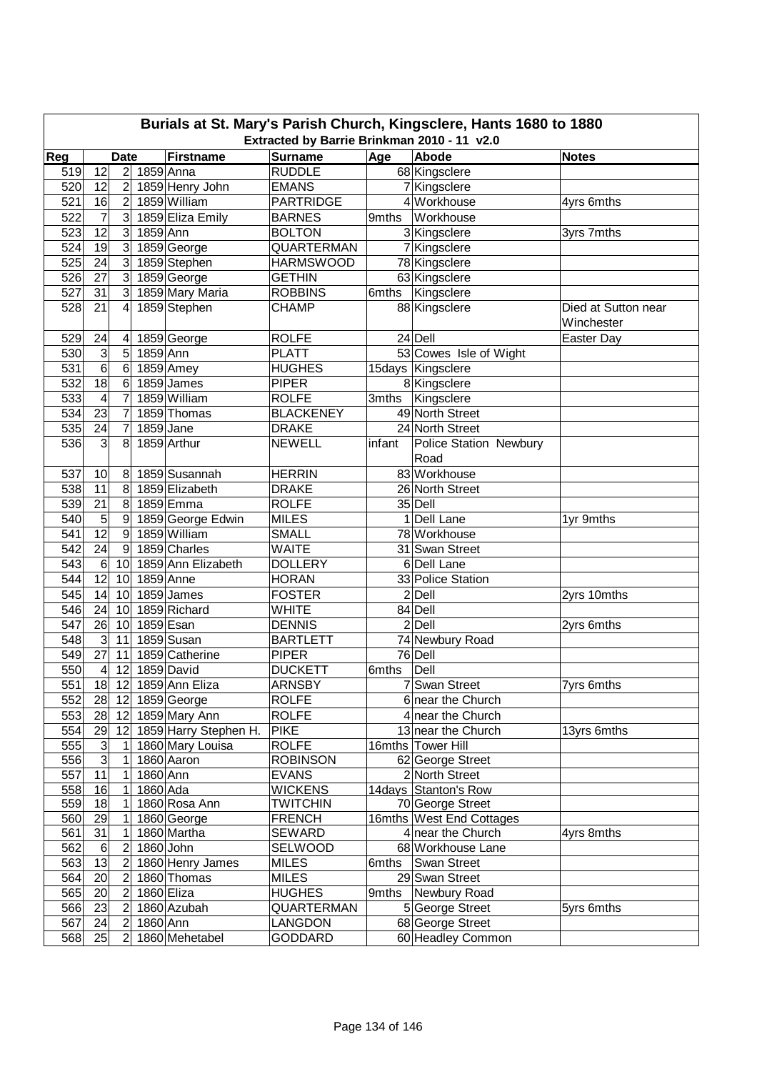# Burials at St. Mary's Parish Church, Kingsclere, Hants 1680 to 1880

## Extracted by Barrie Brinkman 2010 - 11 v2.0

| Reg | Date | | | Firstname | Surname | Age | Abode | Notes |
|---|---|---|---|---|---|---|---|---|
| 519 | 12 | 2 | 1859 | Anna | RUDDLE | 68 | Kingsclere | |
| 520 | 12 | 2 | 1859 | Henry John | EMANS | 7 | Kingsclere | |
| 521 | 16 | 2 | 1859 | William | PARTRIDGE | 4 | Workhouse | 4yrs 6mths |
| 522 | 7 | 3 | 1859 | Eliza Emily | BARNES | 9mths | Workhouse | |
| 523 | 12 | 3 | 1859 | Ann | BOLTON | 3 | Kingsclere | 3yrs 7mths |
| 524 | 19 | 3 | 1859 | George | QUARTERMAN | 7 | Kingsclere | |
| 525 | 24 | 3 | 1859 | Stephen | HARMSWOOD | 78 | Kingsclere | |
| 526 | 27 | 3 | 1859 | George | GETHIN | 63 | Kingsclere | |
| 527 | 31 | 3 | 1859 | Mary Maria | ROBBINS | 6mths | Kingsclere | |
| 528 | 21 | 4 | 1859 | Stephen | CHAMP | 88 | Kingsclere | Died at Sutton near Winchester |
| 529 | 24 | 4 | 1859 | George | ROLFE | 24 | Dell | Easter Day |
| 530 | 3 | 5 | 1859 | Ann | PLATT | 53 | Cowes Isle of Wight | |
| 531 | 6 | 6 | 1859 | Amey | HUGHES | 15days | Kingsclere | |
| 532 | 18 | 6 | 1859 | James | PIPER | 8 | Kingsclere | |
| 533 | 4 | 7 | 1859 | William | ROLFE | 3mths | Kingsclere | |
| 534 | 23 | 7 | 1859 | Thomas | BLACKENEY | 49 | North Street | |
| 535 | 24 | 7 | 1859 | Jane | DRAKE | 24 | North Street | |
| 536 | 3 | 8 | 1859 | Arthur | NEWELL | infant | Police Station Newbury Road | |
| 537 | 10 | 8 | 1859 | Susannah | HERRIN | 83 | Workhouse | |
| 538 | 11 | 8 | 1859 | Elizabeth | DRAKE | 26 | North Street | |
| 539 | 21 | 8 | 1859 | Emma | ROLFE | 35 | Dell | |
| 540 | 5 | 9 | 1859 | George Edwin | MILES | 1 | Dell Lane | 1yr 9mths |
| 541 | 12 | 9 | 1859 | William | SMALL | 78 | Workhouse | |
| 542 | 24 | 9 | 1859 | Charles | WAITE | 31 | Swan Street | |
| 543 | 6 | 10 | 1859 | Ann Elizabeth | DOLLERY | 6 | Dell Lane | |
| 544 | 12 | 10 | 1859 | Anne | HORAN | 33 | Police Station | |
| 545 | 14 | 10 | 1859 | James | FOSTER | 2 | Dell | 2yrs 10mths |
| 546 | 24 | 10 | 1859 | Richard | WHITE | 84 | Dell | |
| 547 | 26 | 10 | 1859 | Esan | DENNIS | 2 | Dell | 2yrs 6mths |
| 548 | 3 | 11 | 1859 | Susan | BARTLETT | 74 | Newbury Road | |
| 549 | 27 | 11 | 1859 | Catherine | PIPER | 76 | Dell | |
| 550 | 4 | 12 | 1859 | David | DUCKETT | 6mths | Dell | |
| 551 | 18 | 12 | 1859 | Ann Eliza | ARNSBY | 7 | Swan Street | 7yrs 6mths |
| 552 | 28 | 12 | 1859 | George | ROLFE | 6 | near the Church | |
| 553 | 28 | 12 | 1859 | Mary Ann | ROLFE | 4 | near the Church | |
| 554 | 29 | 12 | 1859 | Harry Stephen H. | PIKE | 13 | near the Church | 13yrs 6mths |
| 555 | 3 | 1 | 1860 | Mary Louisa | ROLFE | 16mths | Tower Hill | |
| 556 | 3 | 1 | 1860 | Aaron | ROBINSON | 62 | George Street | |
| 557 | 11 | 1 | 1860 | Ann | EVANS | 2 | North Street | |
| 558 | 16 | 1 | 1860 | Ada | WICKENS | 14days | Stanton's Row | |
| 559 | 18 | 1 | 1860 | Rosa Ann | TWITCHIN | 70 | George Street | |
| 560 | 29 | 1 | 1860 | George | FRENCH | 16mths | West End Cottages | |
| 561 | 31 | 1 | 1860 | Martha | SEWARD | 4 | near the Church | 4yrs 8mths |
| 562 | 6 | 2 | 1860 | John | SELWOOD | 68 | Workhouse Lane | |
| 563 | 13 | 2 | 1860 | Henry James | MILES | 6mths | Swan Street | |
| 564 | 20 | 2 | 1860 | Thomas | MILES | 29 | Swan Street | |
| 565 | 20 | 2 | 1860 | Eliza | HUGHES | 9mths | Newbury Road | |
| 566 | 23 | 2 | 1860 | Azubah | QUARTERMAN | 5 | George Street | 5yrs 6mths |
| 567 | 24 | 2 | 1860 | Ann | LANGDON | 68 | George Street | |
| 568 | 25 | 2 | 1860 | Mehetabel | GODDARD | 60 | Headley Common | |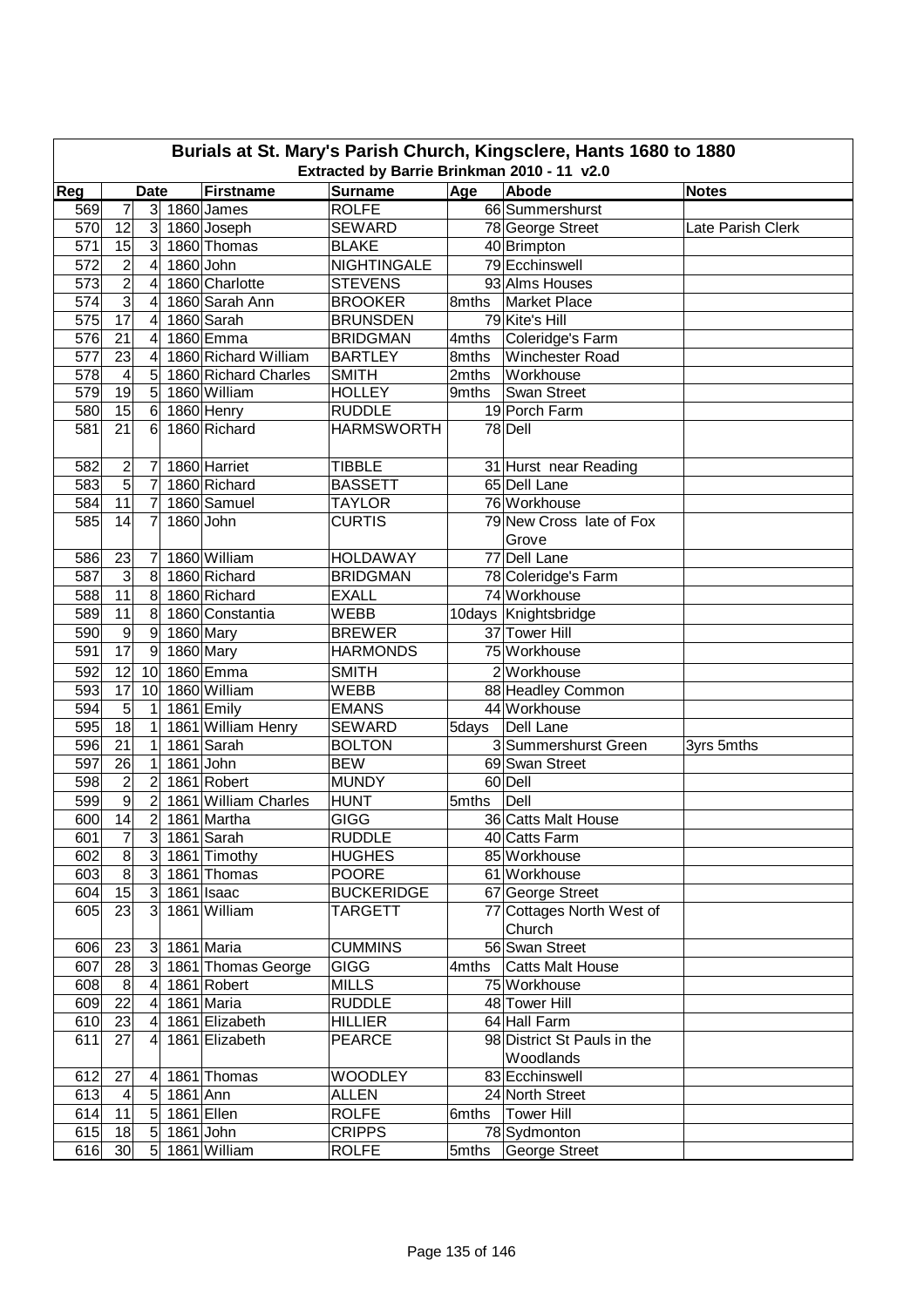# Burials at St. Mary's Parish Church, Kingsclere, Hants 1680 to 1880

## Extracted by Barrie Brinkman 2010 - 11 v2.0

| Reg | Date | | | Firstname | Surname | Age | Abode | Notes |
|---|---|---|---|---|---|---|---|---|
| 569 | 7 | 3 | 1860 | James | ROLFE | 66 | Summershurst | |
| 570 | 12 | 3 | 1860 | Joseph | SEWARD | 78 | George Street | Late Parish Clerk |
| 571 | 15 | 3 | 1860 | Thomas | BLAKE | 40 | Brimpton | |
| 572 | 2 | 4 | 1860 | John | NIGHTINGALE | 79 | Ecchinswell | |
| 573 | 2 | 4 | 1860 | Charlotte | STEVENS | 93 | Alms Houses | |
| 574 | 3 | 4 | 1860 | Sarah Ann | BROOKER | 8mths | Market Place | |
| 575 | 17 | 4 | 1860 | Sarah | BRUNSDEN | 79 | Kite's Hill | |
| 576 | 21 | 4 | 1860 | Emma | BRIDGMAN | 4mths | Coleridge's Farm | |
| 577 | 23 | 4 | 1860 | Richard William | BARTLEY | 8mths | Winchester Road | |
| 578 | 4 | 5 | 1860 | Richard Charles | SMITH | 2mths | Workhouse | |
| 579 | 19 | 5 | 1860 | William | HOLLEY | 9mths | Swan Street | |
| 580 | 15 | 6 | 1860 | Henry | RUDDLE | 19 | Porch Farm | |
| 581 | 21 | 6 | 1860 | Richard | HARMSWORTH | 78 | Dell | |
| 582 | 2 | 7 | 1860 | Harriet | TIBBLE | 31 | Hurst near Reading | |
| 583 | 5 | 7 | 1860 | Richard | BASSETT | 65 | Dell Lane | |
| 584 | 11 | 7 | 1860 | Samuel | TAYLOR | 76 | Workhouse | |
| 585 | 14 | 7 | 1860 | John | CURTIS | 79 | New Cross late of Fox Grove | |
| 586 | 23 | 7 | 1860 | William | HOLDAWAY | 77 | Dell Lane | |
| 587 | 3 | 8 | 1860 | Richard | BRIDGMAN | 78 | Coleridge's Farm | |
| 588 | 11 | 8 | 1860 | Richard | EXALL | 74 | Workhouse | |
| 589 | 11 | 8 | 1860 | Constantia | WEBB | 10days | Knightsbridge | |
| 590 | 9 | 9 | 1860 | Mary | BREWER | 37 | Tower Hill | |
| 591 | 17 | 9 | 1860 | Mary | HARMONDS | 75 | Workhouse | |
| 592 | 12 | 10 | 1860 | Emma | SMITH | 2 | Workhouse | |
| 593 | 17 | 10 | 1860 | William | WEBB | 88 | Headley Common | |
| 594 | 5 | 1 | 1861 | Emily | EMANS | 44 | Workhouse | |
| 595 | 18 | 1 | 1861 | William Henry | SEWARD | 5days | Dell Lane | |
| 596 | 21 | 1 | 1861 | Sarah | BOLTON | 3 | Summershurst Green | 3yrs 5mths |
| 597 | 26 | 1 | 1861 | John | BEW | 69 | Swan Street | |
| 598 | 2 | 2 | 1861 | Robert | MUNDY | 60 | Dell | |
| 599 | 9 | 2 | 1861 | William Charles | HUNT | 5mths | Dell | |
| 600 | 14 | 2 | 1861 | Martha | GIGG | 36 | Catts Malt House | |
| 601 | 7 | 3 | 1861 | Sarah | RUDDLE | 40 | Catts Farm | |
| 602 | 8 | 3 | 1861 | Timothy | HUGHES | 85 | Workhouse | |
| 603 | 8 | 3 | 1861 | Thomas | POORE | 61 | Workhouse | |
| 604 | 15 | 3 | 1861 | Isaac | BUCKERIDGE | 67 | George Street | |
| 605 | 23 | 3 | 1861 | William | TARGETT | 77 | Cottages North West of Church | |
| 606 | 23 | 3 | 1861 | Maria | CUMMINS | 56 | Swan Street | |
| 607 | 28 | 3 | 1861 | Thomas George | GIGG | 4mths | Catts Malt House | |
| 608 | 8 | 4 | 1861 | Robert | MILLS | 75 | Workhouse | |
| 609 | 22 | 4 | 1861 | Maria | RUDDLE | 48 | Tower Hill | |
| 610 | 23 | 4 | 1861 | Elizabeth | HILLIER | 64 | Hall Farm | |
| 611 | 27 | 4 | 1861 | Elizabeth | PEARCE | 98 | District St Pauls in the Woodlands | |
| 612 | 27 | 4 | 1861 | Thomas | WOODLEY | 83 | Ecchinswell | |
| 613 | 4 | 5 | 1861 | Ann | ALLEN | 24 | North Street | |
| 614 | 11 | 5 | 1861 | Ellen | ROLFE | 6mths | Tower Hill | |
| 615 | 18 | 5 | 1861 | John | CRIPPS | 78 | Sydmonton | |
| 616 | 30 | 5 | 1861 | William | ROLFE | 5mths | George Street | |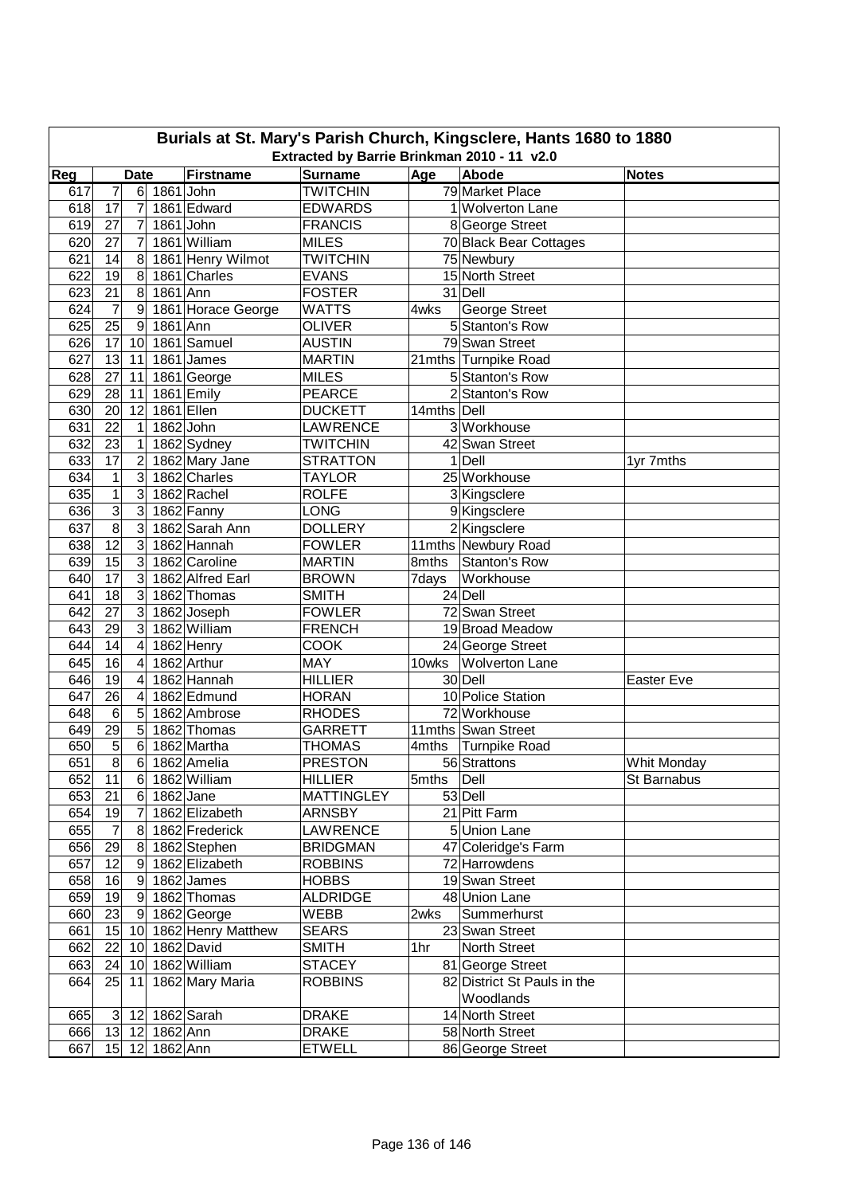# Burials at St. Mary's Parish Church, Kingsclere, Hants 1680 to 1880

## Extracted by Barrie Brinkman 2010 - 11 v2.0

| Reg | Date | | | Firstname | Surname | Age | Abode | Notes |
|---|---|---|---|---|---|---|---|---|
| 617 | 7 | 6 | 1861 | John | TWITCHIN | 79 | Market Place | |
| 618 | 17 | 7 | 1861 | Edward | EDWARDS | 1 | Wolverton Lane | |
| 619 | 27 | 7 | 1861 | John | FRANCIS | 8 | George Street | |
| 620 | 27 | 7 | 1861 | William | MILES | 70 | Black Bear Cottages | |
| 621 | 14 | 8 | 1861 | Henry Wilmot | TWITCHIN | 75 | Newbury | |
| 622 | 19 | 8 | 1861 | Charles | EVANS | 15 | North Street | |
| 623 | 21 | 8 | 1861 | Ann | FOSTER | 31 | Dell | |
| 624 | 7 | 9 | 1861 | Horace George | WATTS | 4wks | George Street | |
| 625 | 25 | 9 | 1861 | Ann | OLIVER | 5 | Stanton's Row | |
| 626 | 17 | 10 | 1861 | Samuel | AUSTIN | 79 | Swan Street | |
| 627 | 13 | 11 | 1861 | James | MARTIN | 21mths | Turnpike Road | |
| 628 | 27 | 11 | 1861 | George | MILES | 5 | Stanton's Row | |
| 629 | 28 | 11 | 1861 | Emily | PEARCE | 2 | Stanton's Row | |
| 630 | 20 | 12 | 1861 | Ellen | DUCKETT | 14mths | Dell | |
| 631 | 22 | 1 | 1862 | John | LAWRENCE | 3 | Workhouse | |
| 632 | 23 | 1 | 1862 | Sydney | TWITCHIN | 42 | Swan Street | |
| 633 | 17 | 2 | 1862 | Mary Jane | STRATTON | 1 | Dell | 1yr 7mths |
| 634 | 1 | 3 | 1862 | Charles | TAYLOR | 25 | Workhouse | |
| 635 | 1 | 3 | 1862 | Rachel | ROLFE | 3 | Kingsclere | |
| 636 | 3 | 3 | 1862 | Fanny | LONG | 9 | Kingsclere | |
| 637 | 8 | 3 | 1862 | Sarah Ann | DOLLERY | 2 | Kingsclere | |
| 638 | 12 | 3 | 1862 | Hannah | FOWLER | 11mths | Newbury Road | |
| 639 | 15 | 3 | 1862 | Caroline | MARTIN | 8mths | Stanton's Row | |
| 640 | 17 | 3 | 1862 | Alfred Earl | BROWN | 7days | Workhouse | |
| 641 | 18 | 3 | 1862 | Thomas | SMITH | 24 | Dell | |
| 642 | 27 | 3 | 1862 | Joseph | FOWLER | 72 | Swan Street | |
| 643 | 29 | 3 | 1862 | William | FRENCH | 19 | Broad Meadow | |
| 644 | 14 | 4 | 1862 | Henry | COOK | 24 | George Street | |
| 645 | 16 | 4 | 1862 | Arthur | MAY | 10wks | Wolverton Lane | |
| 646 | 19 | 4 | 1862 | Hannah | HILLIER | 30 | Dell | Easter Eve |
| 647 | 26 | 4 | 1862 | Edmund | HORAN | 10 | Police Station | |
| 648 | 6 | 5 | 1862 | Ambrose | RHODES | 72 | Workhouse | |
| 649 | 29 | 5 | 1862 | Thomas | GARRETT | 11mths | Swan Street | |
| 650 | 5 | 6 | 1862 | Martha | THOMAS | 4mths | Turnpike Road | |
| 651 | 8 | 6 | 1862 | Amelia | PRESTON | 56 | Strattons | Whit Monday |
| 652 | 11 | 6 | 1862 | William | HILLIER | 5mths | Dell | St Barnabus |
| 653 | 21 | 6 | 1862 | Jane | MATTINGLEY | 53 | Dell | |
| 654 | 19 | 7 | 1862 | Elizabeth | ARNSBY | 21 | Pitt Farm | |
| 655 | 7 | 8 | 1862 | Frederick | LAWRENCE | 5 | Union Lane | |
| 656 | 29 | 8 | 1862 | Stephen | BRIDGMAN | 47 | Coleridge's Farm | |
| 657 | 12 | 9 | 1862 | Elizabeth | ROBBINS | 72 | Harrowdens | |
| 658 | 16 | 9 | 1862 | James | HOBBS | 19 | Swan Street | |
| 659 | 19 | 9 | 1862 | Thomas | ALDRIDGE | 48 | Union Lane | |
| 660 | 23 | 9 | 1862 | George | WEBB | 2wks | Summerhurst | |
| 661 | 15 | 10 | 1862 | Henry Matthew | SEARS | 23 | Swan Street | |
| 662 | 22 | 10 | 1862 | David | SMITH | 1hr | North Street | |
| 663 | 24 | 10 | 1862 | William | STACEY | 81 | George Street | |
| 664 | 25 | 11 | 1862 | Mary Maria | ROBBINS | 82 | District St Pauls in the Woodlands | |
| 665 | 3 | 12 | 1862 | Sarah | DRAKE | 14 | North Street | |
| 666 | 13 | 12 | 1862 | Ann | DRAKE | 58 | North Street | |
| 667 | 15 | 12 | 1862 | Ann | ETWELL | 86 | George Street | |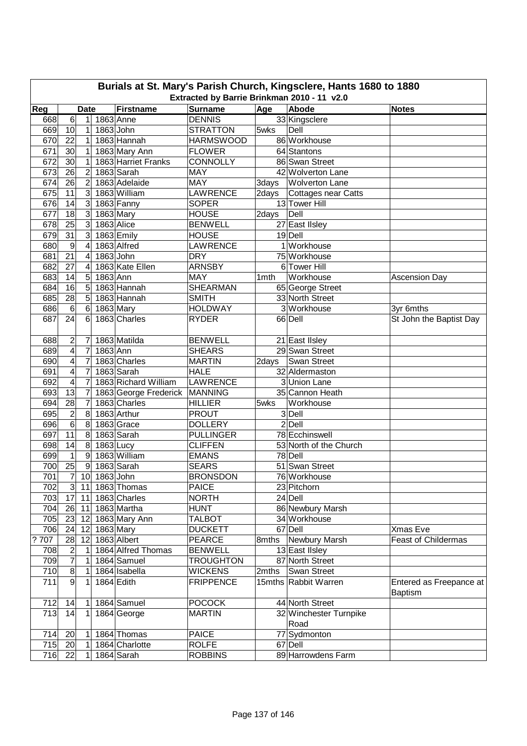# Burials at St. Mary's Parish Church, Kingsclere, Hants 1680 to 1880

## Extracted by Barrie Brinkman 2010 - 11 v2.0

| Reg | Date | | | Firstname | Surname | Age | Abode | Notes |
|---|---|---|---|---|---|---|---|---|
| 668 | 6 | 1 | 1863 | Anne | DENNIS | 33 | Kingsclere | |
| 669 | 10 | 1 | 1863 | John | STRATTON | 5wks | Dell | |
| 670 | 22 | 1 | 1863 | Hannah | HARMSWOOD | 86 | Workhouse | |
| 671 | 30 | 1 | 1863 | Mary Ann | FLOWER | 64 | Stantons | |
| 672 | 30 | 1 | 1863 | Harriet Franks | CONNOLLY | 86 | Swan Street | |
| 673 | 26 | 2 | 1863 | Sarah | MAY | 42 | Wolverton Lane | |
| 674 | 26 | 2 | 1863 | Adelaide | MAY | 3days | Wolverton Lane | |
| 675 | 11 | 3 | 1863 | William | LAWRENCE | 2days | Cottages near Catts | |
| 676 | 14 | 3 | 1863 | Fanny | SOPER | 13 | Tower Hill | |
| 677 | 18 | 3 | 1863 | Mary | HOUSE | 2days | Dell | |
| 678 | 25 | 3 | 1863 | Alice | BENWELL | 27 | East Ilsley | |
| 679 | 31 | 3 | 1863 | Emily | HOUSE | 19 | Dell | |
| 680 | 9 | 4 | 1863 | Alfred | LAWRENCE | 1 | Workhouse | |
| 681 | 21 | 4 | 1863 | John | DRY | 75 | Workhouse | |
| 682 | 27 | 4 | 1863 | Kate Ellen | ARNSBY | 6 | Tower Hill | |
| 683 | 14 | 5 | 1863 | Ann | MAY | 1mth | Workhouse | Ascension Day |
| 684 | 16 | 5 | 1863 | Hannah | SHEARMAN | 65 | George Street | |
| 685 | 28 | 5 | 1863 | Hannah | SMITH | 33 | North Street | |
| 686 | 6 | 6 | 1863 | Mary | HOLDWAY | 3 | Workhouse | 3yr 6mths |
| 687 | 24 | 6 | 1863 | Charles | RYDER | 66 | Dell | St John the Baptist Day |
| 688 | 2 | 7 | 1863 | Matilda | BENWELL | 21 | East Ilsley | |
| 689 | 4 | 7 | 1863 | Ann | SHEARS | 29 | Swan Street | |
| 690 | 4 | 7 | 1863 | Charles | MARTIN | 2days | Swan Street | |
| 691 | 4 | 7 | 1863 | Sarah | HALE | 32 | Aldermaston | |
| 692 | 4 | 7 | 1863 | Richard William | LAWRENCE | 3 | Union Lane | |
| 693 | 13 | 7 | 1863 | George Frederick | MANNING | 35 | Cannon Heath | |
| 694 | 28 | 7 | 1863 | Charles | HILLIER | 5wks | Workhouse | |
| 695 | 2 | 8 | 1863 | Arthur | PROUT | 3 | Dell | |
| 696 | 6 | 8 | 1863 | Grace | DOLLERY | 2 | Dell | |
| 697 | 11 | 8 | 1863 | Sarah | PULLINGER | 78 | Ecchinswell | |
| 698 | 14 | 8 | 1863 | Lucy | CLIFFEN | 53 | North of the Church | |
| 699 | 1 | 9 | 1863 | William | EMANS | 78 | Dell | |
| 700 | 25 | 9 | 1863 | Sarah | SEARS | 51 | Swan Street | |
| 701 | 7 | 10 | 1863 | John | BRONSDON | 76 | Workhouse | |
| 702 | 3 | 11 | 1863 | Thomas | PAICE | 23 | Pitchorn | |
| 703 | 17 | 11 | 1863 | Charles | NORTH | 24 | Dell | |
| 704 | 26 | 11 | 1863 | Martha | HUNT | 86 | Newbury Marsh | |
| 705 | 23 | 12 | 1863 | Mary Ann | TALBOT | 34 | Workhouse | |
| 706 | 24 | 12 | 1863 | Mary | DUCKETT | 67 | Dell | Xmas Eve |
| ? 707 | 28 | 12 | 1863 | Albert | PEARCE | 8mths | Newbury Marsh | Feast of Childermas |
| 708 | 2 | 1 | 1864 | Alfred Thomas | BENWELL | 13 | East Ilsley | |
| 709 | 7 | 1 | 1864 | Samuel | TROUGHTON | 87 | North Street | |
| 710 | 8 | 1 | 1864 | Isabella | WICKENS | 2mths | Swan Street | |
| 711 | 9 | 1 | 1864 | Edith | FRIPPENCE | 15mths | Rabbit Warren | Entered as Freepance at Baptism |
| 712 | 14 | 1 | 1864 | Samuel | POCOCK | 44 | North Street | |
| 713 | 14 | 1 | 1864 | George | MARTIN | 32 | Winchester Turnpike Road | |
| 714 | 20 | 1 | 1864 | Thomas | PAICE | 77 | Sydmonton | |
| 715 | 20 | 1 | 1864 | Charlotte | ROLFE | 67 | Dell | |
| 716 | 22 | 1 | 1864 | Sarah | ROBBINS | 89 | Harrowdens Farm | |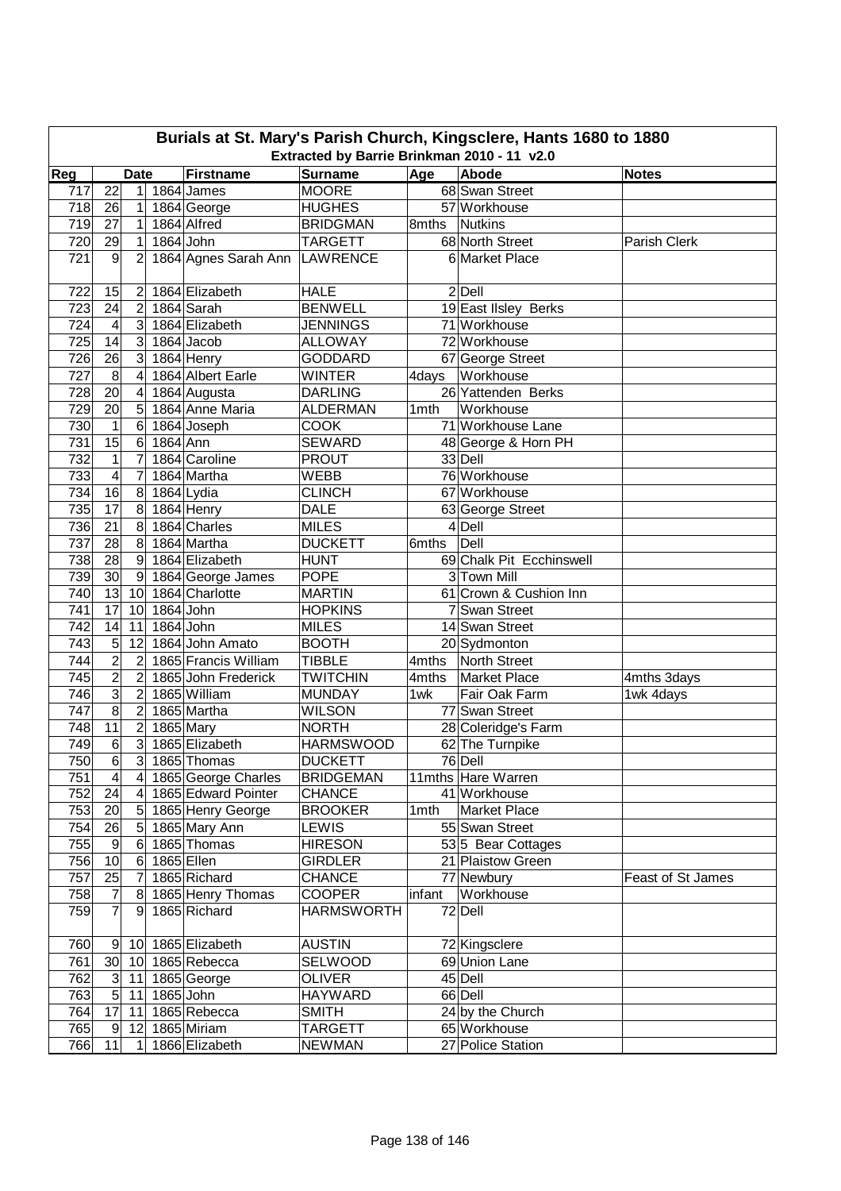# Burials at St. Mary's Parish Church, Kingsclere, Hants 1680 to 1880

## Extracted by Barrie Brinkman 2010 - 11 v2.0

| Reg | Date | | | Firstname | Surname | Age | Abode | Notes |
|---|---|---|---|---|---|---|---|---|
| 717 | 22 | 1 | 1864 | James | MOORE | 68 | Swan Street | |
| 718 | 26 | 1 | 1864 | George | HUGHES | 57 | Workhouse | |
| 719 | 27 | 1 | 1864 | Alfred | BRIDGMAN | 8mths | Nutkins | |
| 720 | 29 | 1 | 1864 | John | TARGETT | 68 | North Street | Parish Clerk |
| 721 | 9 | 2 | 1864 | Agnes Sarah Ann | LAWRENCE | 6 | Market Place | |
| 722 | 15 | 2 | 1864 | Elizabeth | HALE | 2 | Dell | |
| 723 | 24 | 2 | 1864 | Sarah | BENWELL | 19 | East Ilsley Berks | |
| 724 | 4 | 3 | 1864 | Elizabeth | JENNINGS | 71 | Workhouse | |
| 725 | 14 | 3 | 1864 | Jacob | ALLOWAY | 72 | Workhouse | |
| 726 | 26 | 3 | 1864 | Henry | GODDARD | 67 | George Street | |
| 727 | 8 | 4 | 1864 | Albert Earle | WINTER | 4days | Workhouse | |
| 728 | 20 | 4 | 1864 | Augusta | DARLING | 26 | Yattenden Berks | |
| 729 | 20 | 5 | 1864 | Anne Maria | ALDERMAN | 1mth | Workhouse | |
| 730 | 1 | 6 | 1864 | Joseph | COOK | 71 | Workhouse Lane | |
| 731 | 15 | 6 | 1864 | Ann | SEWARD | 48 | George & Horn PH | |
| 732 | 1 | 7 | 1864 | Caroline | PROUT | 33 | Dell | |
| 733 | 4 | 7 | 1864 | Martha | WEBB | 76 | Workhouse | |
| 734 | 16 | 8 | 1864 | Lydia | CLINCH | 67 | Workhouse | |
| 735 | 17 | 8 | 1864 | Henry | DALE | 63 | George Street | |
| 736 | 21 | 8 | 1864 | Charles | MILES | 4 | Dell | |
| 737 | 28 | 8 | 1864 | Martha | DUCKETT | 6mths | Dell | |
| 738 | 28 | 9 | 1864 | Elizabeth | HUNT | 69 | Chalk Pit Ecchinswell | |
| 739 | 30 | 9 | 1864 | George James | POPE | 3 | Town Mill | |
| 740 | 13 | 10 | 1864 | Charlotte | MARTIN | 61 | Crown & Cushion Inn | |
| 741 | 17 | 10 | 1864 | John | HOPKINS | 7 | Swan Street | |
| 742 | 14 | 11 | 1864 | John | MILES | 14 | Swan Street | |
| 743 | 5 | 12 | 1864 | John Amato | BOOTH | 20 | Sydmonton | |
| 744 | 2 | 2 | 1865 | Francis William | TIBBLE | 4mths | North Street | |
| 745 | 2 | 2 | 1865 | John Frederick | TWITCHIN | 4mths | Market Place | 4mths 3days |
| 746 | 3 | 2 | 1865 | William | MUNDAY | 1wk | Fair Oak Farm | 1wk 4days |
| 747 | 8 | 2 | 1865 | Martha | WILSON | 77 | Swan Street | |
| 748 | 11 | 2 | 1865 | Mary | NORTH | 28 | Coleridge's Farm | |
| 749 | 6 | 3 | 1865 | Elizabeth | HARMSWOOD | 62 | The Turnpike | |
| 750 | 6 | 3 | 1865 | Thomas | DUCKETT | 76 | Dell | |
| 751 | 4 | 4 | 1865 | George Charles | BRIDGEMAN | 11mths | Hare Warren | |
| 752 | 24 | 4 | 1865 | Edward Pointer | CHANCE | 41 | Workhouse | |
| 753 | 20 | 5 | 1865 | Henry George | BROOKER | 1mth | Market Place | |
| 754 | 26 | 5 | 1865 | Mary Ann | LEWIS | 55 | Swan Street | |
| 755 | 9 | 6 | 1865 | Thomas | HIRESON | 53 | 5 Bear Cottages | |
| 756 | 10 | 6 | 1865 | Ellen | GIRDLER | 21 | Plaistow Green | |
| 757 | 25 | 7 | 1865 | Richard | CHANCE | 77 | Newbury | Feast of St James |
| 758 | 7 | 8 | 1865 | Henry Thomas | COOPER | infant | Workhouse | |
| 759 | 7 | 9 | 1865 | Richard | HARMSWORTH | 72 | Dell | |
| 760 | 9 | 10 | 1865 | Elizabeth | AUSTIN | 72 | Kingsclere | |
| 761 | 30 | 10 | 1865 | Rebecca | SELWOOD | 69 | Union Lane | |
| 762 | 3 | 11 | 1865 | George | OLIVER | 45 | Dell | |
| 763 | 5 | 11 | 1865 | John | HAYWARD | 66 | Dell | |
| 764 | 17 | 11 | 1865 | Rebecca | SMITH | 24 | by the Church | |
| 765 | 9 | 12 | 1865 | Miriam | TARGETT | 65 | Workhouse | |
| 766 | 11 | 1 | 1866 | Elizabeth | NEWMAN | 27 | Police Station | |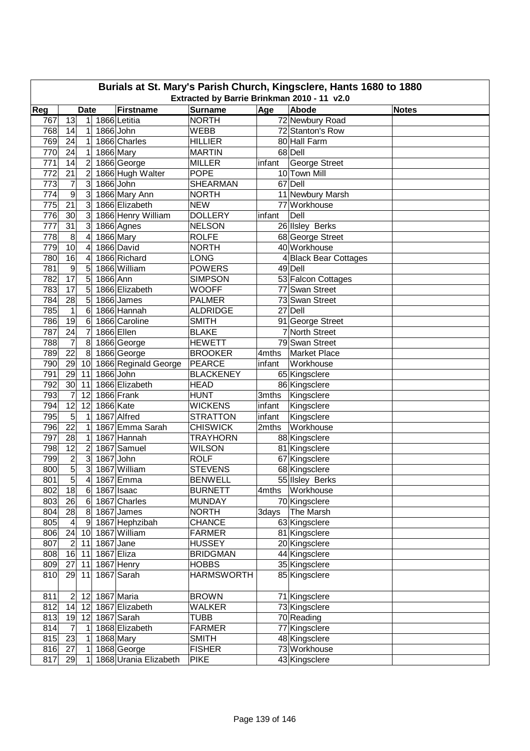# Burials at St. Mary's Parish Church, Kingsclere, Hants 1680 to 1880

## Extracted by Barrie Brinkman 2010 - 11 v2.0

| Reg | Date | | | Firstname | Surname | Age | Abode | Notes |
|---|---|---|---|---|---|---|---|---|
| 767 | 13 | 1 | 1866 | Letitia | NORTH | 72 | Newbury Road | |
| 768 | 14 | 1 | 1866 | John | WEBB | 72 | Stanton's Row | |
| 769 | 24 | 1 | 1866 | Charles | HILLIER | 80 | Hall Farm | |
| 770 | 24 | 1 | 1866 | Mary | MARTIN | 68 | Dell | |
| 771 | 14 | 2 | 1866 | George | MILLER | infant | George Street | |
| 772 | 21 | 2 | 1866 | Hugh Walter | POPE | 10 | Town Mill | |
| 773 | 7 | 3 | 1866 | John | SHEARMAN | 67 | Dell | |
| 774 | 9 | 3 | 1866 | Mary Ann | NORTH | 11 | Newbury Marsh | |
| 775 | 21 | 3 | 1866 | Elizabeth | NEW | 77 | Workhouse | |
| 776 | 30 | 3 | 1866 | Henry William | DOLLERY | infant | Dell | |
| 777 | 31 | 3 | 1866 | Agnes | NELSON | 26 | Ilsley Berks | |
| 778 | 8 | 4 | 1866 | Mary | ROLFE | 68 | George Street | |
| 779 | 10 | 4 | 1866 | David | NORTH | 40 | Workhouse | |
| 780 | 16 | 4 | 1866 | Richard | LONG | 4 | Black Bear Cottages | |
| 781 | 9 | 5 | 1866 | William | POWERS | 49 | Dell | |
| 782 | 17 | 5 | 1866 | Ann | SIMPSON | 53 | Falcon Cottages | |
| 783 | 17 | 5 | 1866 | Elizabeth | WOOFF | 77 | Swan Street | |
| 784 | 28 | 5 | 1866 | James | PALMER | 73 | Swan Street | |
| 785 | 1 | 6 | 1866 | Hannah | ALDRIDGE | 27 | Dell | |
| 786 | 19 | 6 | 1866 | Caroline | SMITH | 91 | George Street | |
| 787 | 24 | 7 | 1866 | Ellen | BLAKE | 7 | North Street | |
| 788 | 7 | 8 | 1866 | George | HEWETT | 79 | Swan Street | |
| 789 | 22 | 8 | 1866 | George | BROOKER | 4mths | Market Place | |
| 790 | 29 | 10 | 1866 | Reginald George | PEARCE | infant | Workhouse | |
| 791 | 29 | 11 | 1866 | John | BLACKENEY | 65 | Kingsclere | |
| 792 | 30 | 11 | 1866 | Elizabeth | HEAD | 86 | Kingsclere | |
| 793 | 7 | 12 | 1866 | Frank | HUNT | 3mths | Kingsclere | |
| 794 | 12 | 12 | 1866 | Kate | WICKENS | infant | Kingsclere | |
| 795 | 5 | 1 | 1867 | Alfred | STRATTON | infant | Kingsclere | |
| 796 | 22 | 1 | 1867 | Emma Sarah | CHISWICK | 2mths | Workhouse | |
| 797 | 28 | 1 | 1867 | Hannah | TRAYHORN | 88 | Kingsclere | |
| 798 | 12 | 2 | 1867 | Samuel | WILSON | 81 | Kingsclere | |
| 799 | 2 | 3 | 1867 | John | ROLF | 67 | Kingsclere | |
| 800 | 5 | 3 | 1867 | William | STEVENS | 68 | Kingsclere | |
| 801 | 5 | 4 | 1867 | Emma | BENWELL | 55 | Ilsley Berks | |
| 802 | 18 | 6 | 1867 | Isaac | BURNETT | 4mths | Workhouse | |
| 803 | 26 | 6 | 1867 | Charles | MUNDAY | 70 | Kingsclere | |
| 804 | 28 | 8 | 1867 | James | NORTH | 3days | The Marsh | |
| 805 | 4 | 9 | 1867 | Hephzibah | CHANCE | 63 | Kingsclere | |
| 806 | 24 | 10 | 1867 | William | FARMER | 81 | Kingsclere | |
| 807 | 2 | 11 | 1867 | Jane | HUSSEY | 20 | Kingsclere | |
| 808 | 16 | 11 | 1867 | Eliza | BRIDGMAN | 44 | Kingsclere | |
| 809 | 27 | 11 | 1867 | Henry | HOBBS | 35 | Kingsclere | |
| 810 | 29 | 11 | 1867 | Sarah | HARMSWORTH | 85 | Kingsclere | |
| 811 | 2 | 12 | 1867 | Maria | BROWN | 71 | Kingsclere | |
| 812 | 14 | 12 | 1867 | Elizabeth | WALKER | 73 | Kingsclere | |
| 813 | 19 | 12 | 1867 | Sarah | TUBB | 70 | Reading | |
| 814 | 7 | 1 | 1868 | Elizabeth | FARMER | 77 | Kingsclere | |
| 815 | 23 | 1 | 1868 | Mary | SMITH | 48 | Kingsclere | |
| 816 | 27 | 1 | 1868 | George | FISHER | 73 | Workhouse | |
| 817 | 29 | 1 | 1868 | Urania Elizabeth | PIKE | 43 | Kingsclere | |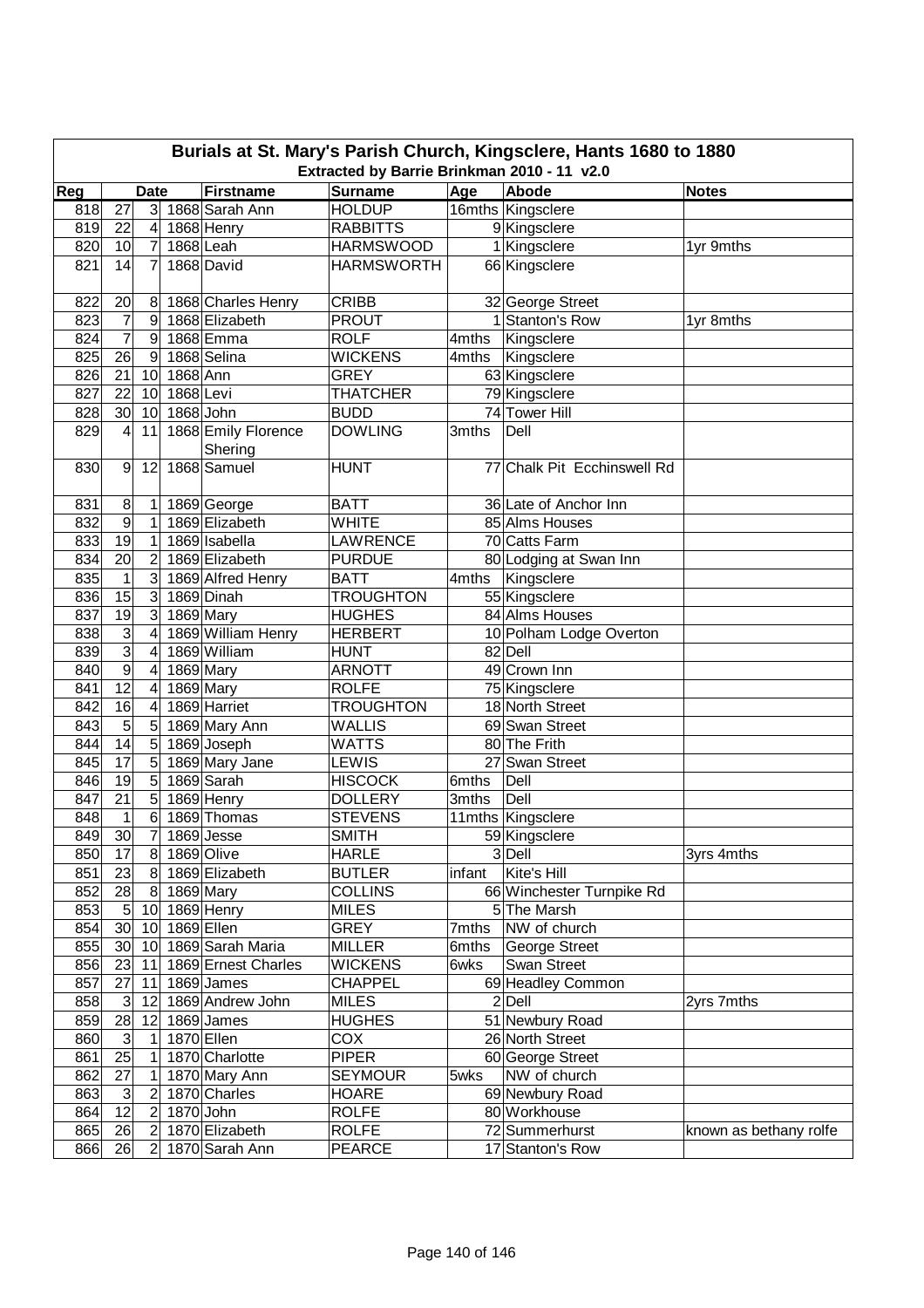# Burials at St. Mary's Parish Church, Kingsclere, Hants 1680 to 1880

Extracted by Barrie Brinkman 2010 - 11 v2.0

| Reg | Date | | | Firstname | Surname | Age | Abode | Notes |
|---|---|---|---|---|---|---|---|---|
| 818 | 27 | 3 | 1868 | Sarah Ann | HOLDUP | 16mths | Kingsclere | |
| 819 | 22 | 4 | 1868 | Henry | RABBITTS | 9 | Kingsclere | |
| 820 | 10 | 7 | 1868 | Leah | HARMSWOOD | 1 | Kingsclere | 1yr 9mths |
| 821 | 14 | 7 | 1868 | David | HARMSWORTH | 66 | Kingsclere | |
| 822 | 20 | 8 | 1868 | Charles Henry | CRIBB | 32 | George Street | |
| 823 | 7 | 9 | 1868 | Elizabeth | PROUT | 1 | Stanton's Row | 1yr 8mths |
| 824 | 7 | 9 | 1868 | Emma | ROLF | 4mths | Kingsclere | |
| 825 | 26 | 9 | 1868 | Selina | WICKENS | 4mths | Kingsclere | |
| 826 | 21 | 10 | 1868 | Ann | GREY | 63 | Kingsclere | |
| 827 | 22 | 10 | 1868 | Levi | THATCHER | 79 | Kingsclere | |
| 828 | 30 | 10 | 1868 | John | BUDD | 74 | Tower Hill | |
| 829 | 4 | 11 | 1868 | Emily Florence Shering | DOWLING | 3mths | Dell | |
| 830 | 9 | 12 | 1868 | Samuel | HUNT | 77 | Chalk Pit Ecchinswell Rd | |
| 831 | 8 | 1 | 1869 | George | BATT | 36 | Late of Anchor Inn | |
| 832 | 9 | 1 | 1869 | Elizabeth | WHITE | 85 | Alms Houses | |
| 833 | 19 | 1 | 1869 | Isabella | LAWRENCE | 70 | Catts Farm | |
| 834 | 20 | 2 | 1869 | Elizabeth | PURDUE | 80 | Lodging at Swan Inn | |
| 835 | 1 | 3 | 1869 | Alfred Henry | BATT | 4mths | Kingsclere | |
| 836 | 15 | 3 | 1869 | Dinah | TROUGHTON | 55 | Kingsclere | |
| 837 | 19 | 3 | 1869 | Mary | HUGHES | 84 | Alms Houses | |
| 838 | 3 | 4 | 1869 | William Henry | HERBERT | 10 | Polham Lodge Overton | |
| 839 | 3 | 4 | 1869 | William | HUNT | 82 | Dell | |
| 840 | 9 | 4 | 1869 | Mary | ARNOTT | 49 | Crown Inn | |
| 841 | 12 | 4 | 1869 | Mary | ROLFE | 75 | Kingsclere | |
| 842 | 16 | 4 | 1869 | Harriet | TROUGHTON | 18 | North Street | |
| 843 | 5 | 5 | 1869 | Mary Ann | WALLIS | 69 | Swan Street | |
| 844 | 14 | 5 | 1869 | Joseph | WATTS | 80 | The Frith | |
| 845 | 17 | 5 | 1869 | Mary Jane | LEWIS | 27 | Swan Street | |
| 846 | 19 | 5 | 1869 | Sarah | HISCOCK | 6mths | Dell | |
| 847 | 21 | 5 | 1869 | Henry | DOLLERY | 3mths | Dell | |
| 848 | 1 | 6 | 1869 | Thomas | STEVENS | 11mths | Kingsclere | |
| 849 | 30 | 7 | 1869 | Jesse | SMITH | 59 | Kingsclere | |
| 850 | 17 | 8 | 1869 | Olive | HARLE | 3 | Dell | 3yrs 4mths |
| 851 | 23 | 8 | 1869 | Elizabeth | BUTLER | infant | Kite's Hill | |
| 852 | 28 | 8 | 1869 | Mary | COLLINS | 66 | Winchester Turnpike Rd | |
| 853 | 5 | 10 | 1869 | Henry | MILES | 5 | The Marsh | |
| 854 | 30 | 10 | 1869 | Ellen | GREY | 7mths | NW of church | |
| 855 | 30 | 10 | 1869 | Sarah Maria | MILLER | 6mths | George Street | |
| 856 | 23 | 11 | 1869 | Ernest Charles | WICKENS | 6wks | Swan Street | |
| 857 | 27 | 11 | 1869 | James | CHAPPEL | 69 | Headley Common | |
| 858 | 3 | 12 | 1869 | Andrew John | MILES | 2 | Dell | 2yrs 7mths |
| 859 | 28 | 12 | 1869 | James | HUGHES | 51 | Newbury Road | |
| 860 | 3 | 1 | 1870 | Ellen | COX | 26 | North Street | |
| 861 | 25 | 1 | 1870 | Charlotte | PIPER | 60 | George Street | |
| 862 | 27 | 1 | 1870 | Mary Ann | SEYMOUR | 5wks | NW of church | |
| 863 | 3 | 2 | 1870 | Charles | HOARE | 69 | Newbury Road | |
| 864 | 12 | 2 | 1870 | John | ROLFE | 80 | Workhouse | |
| 865 | 26 | 2 | 1870 | Elizabeth | ROLFE | 72 | Summerhurst | known as bethany rolfe |
| 866 | 26 | 2 | 1870 | Sarah Ann | PEARCE | 17 | Stanton's Row | |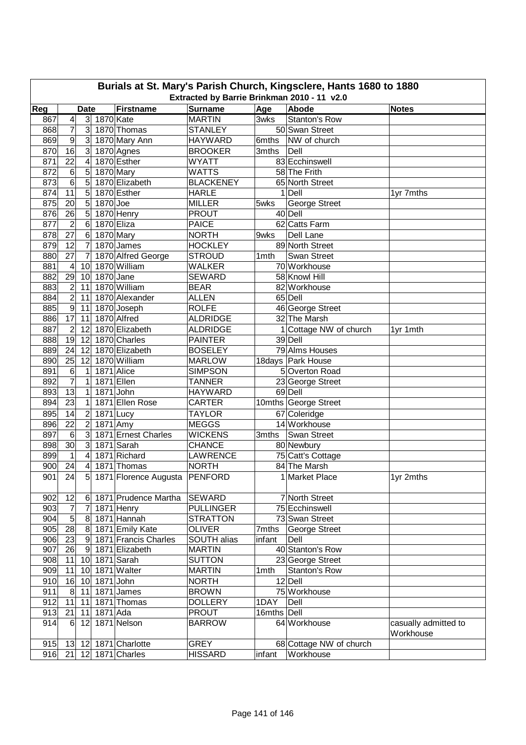# Burials at St. Mary's Parish Church, Kingsclere, Hants 1680 to 1880

## Extracted by Barrie Brinkman 2010 - 11 v2.0

| Reg | Date | | | Firstname | Surname | Age | Abode | Notes |
|---|---|---|---|---|---|---|---|---|
| 867 | 4 | 3 | 1870 | Kate | MARTIN | 3wks | Stanton's Row | |
| 868 | 7 | 3 | 1870 | Thomas | STANLEY | 50 | Swan Street | |
| 869 | 9 | 3 | 1870 | Mary Ann | HAYWARD | 6mths | NW of church | |
| 870 | 16 | 3 | 1870 | Agnes | BROOKER | 3mths | Dell | |
| 871 | 22 | 4 | 1870 | Esther | WYATT | 83 | Ecchinswell | |
| 872 | 6 | 5 | 1870 | Mary | WATTS | 58 | The Frith | |
| 873 | 6 | 5 | 1870 | Elizabeth | BLACKENEY | 65 | North Street | |
| 874 | 11 | 5 | 1870 | Esther | HARLE | 1 | Dell | 1yr 7mths |
| 875 | 20 | 5 | 1870 | Joe | MILLER | 5wks | George Street | |
| 876 | 26 | 5 | 1870 | Henry | PROUT | 40 | Dell | |
| 877 | 2 | 6 | 1870 | Eliza | PAICE | 62 | Catts Farm | |
| 878 | 27 | 6 | 1870 | Mary | NORTH | 9wks | Dell Lane | |
| 879 | 12 | 7 | 1870 | James | HOCKLEY | 89 | North Street | |
| 880 | 27 | 7 | 1870 | Alfred George | STROUD | 1mth | Swan Street | |
| 881 | 4 | 10 | 1870 | William | WALKER | 70 | Workhouse | |
| 882 | 29 | 10 | 1870 | Jane | SEWARD | 58 | Knowl Hill | |
| 883 | 2 | 11 | 1870 | William | BEAR | 82 | Workhouse | |
| 884 | 2 | 11 | 1870 | Alexander | ALLEN | 65 | Dell | |
| 885 | 9 | 11 | 1870 | Joseph | ROLFE | 46 | George Street | |
| 886 | 17 | 11 | 1870 | Alfred | ALDRIDGE | 32 | The Marsh | |
| 887 | 2 | 12 | 1870 | Elizabeth | ALDRIDGE | 1 | Cottage NW of church | 1yr 1mth |
| 888 | 19 | 12 | 1870 | Charles | PAINTER | 39 | Dell | |
| 889 | 24 | 12 | 1870 | Elizabeth | BOSELEY | 79 | Alms Houses | |
| 890 | 25 | 12 | 1870 | William | MARLOW | 18days | Park House | |
| 891 | 6 | 1 | 1871 | Alice | SIMPSON | 5 | Overton Road | |
| 892 | 7 | 1 | 1871 | Ellen | TANNER | 23 | George Street | |
| 893 | 13 | 1 | 1871 | John | HAYWARD | 69 | Dell | |
| 894 | 23 | 1 | 1871 | Ellen Rose | CARTER | 10mths | George Street | |
| 895 | 14 | 2 | 1871 | Lucy | TAYLOR | 67 | Coleridge | |
| 896 | 22 | 2 | 1871 | Amy | MEGGS | 14 | Workhouse | |
| 897 | 6 | 3 | 1871 | Ernest Charles | WICKENS | 3mths | Swan Street | |
| 898 | 30 | 3 | 1871 | Sarah | CHANCE | 80 | Newbury | |
| 899 | 1 | 4 | 1871 | Richard | LAWRENCE | 75 | Catt's Cottage | |
| 900 | 24 | 4 | 1871 | Thomas | NORTH | 84 | The Marsh | |
| 901 | 24 | 5 | 1871 | Florence Augusta | PENFORD | 1 | Market Place | 1yr 2mths |
| 902 | 12 | 6 | 1871 | Prudence Martha | SEWARD | 7 | North Street | |
| 903 | 7 | 7 | 1871 | Henry | PULLINGER | 75 | Ecchinswell | |
| 904 | 5 | 8 | 1871 | Hannah | STRATTON | 73 | Swan Street | |
| 905 | 28 | 8 | 1871 | Emily Kate | OLIVER | 7mths | George Street | |
| 906 | 23 | 9 | 1871 | Francis Charles | SOUTH alias | infant | Dell | |
| 907 | 26 | 9 | 1871 | Elizabeth | MARTIN | 40 | Stanton's Row | |
| 908 | 11 | 10 | 1871 | Sarah | SUTTON | 23 | George Street | |
| 909 | 11 | 10 | 1871 | Walter | MARTIN | 1mth | Stanton's Row | |
| 910 | 16 | 10 | 1871 | John | NORTH | 12 | Dell | |
| 911 | 8 | 11 | 1871 | James | BROWN | 75 | Workhouse | |
| 912 | 11 | 11 | 1871 | Thomas | DOLLERY | 1DAY | Dell | |
| 913 | 21 | 11 | 1871 | Ada | PROUT | 16mths | Dell | |
| 914 | 6 | 12 | 1871 | Nelson | BARROW | 64 | Workhouse | casually admitted to Workhouse |
| 915 | 13 | 12 | 1871 | Charlotte | GREY | 68 | Cottage NW of church | |
| 916 | 21 | 12 | 1871 | Charles | HISSARD | infant | Workhouse | |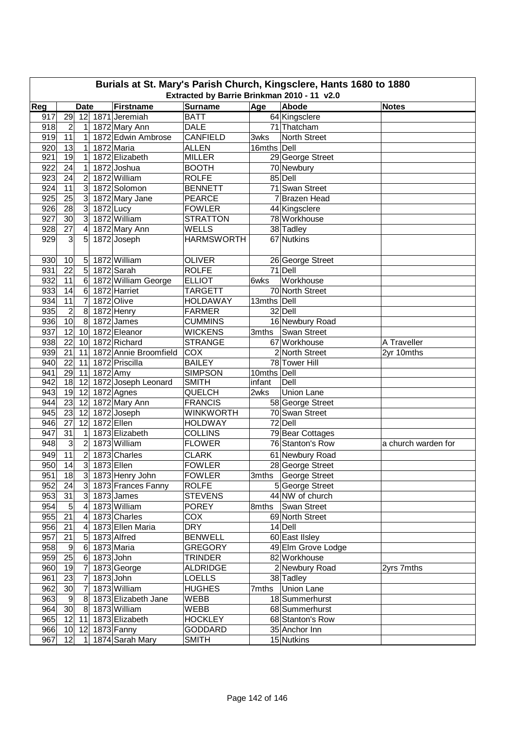# Burials at St. Mary's Parish Church, Kingsclere, Hants 1680 to 1880

## Extracted by Barrie Brinkman 2010 - 11 v2.0

| Reg | Date | | | Firstname | Surname | Age | Abode | Notes |
|---|---|---|---|---|---|---|---|---|
| 917 | 29 | 12 | 1871 | Jeremiah | BATT | 64 | Kingsclere | |
| 918 | 2 | 1 | 1872 | Mary Ann | DALE | 71 | Thatcham | |
| 919 | 11 | 1 | 1872 | Edwin Ambrose | CANFIELD | 3wks | North Street | |
| 920 | 13 | 1 | 1872 | Maria | ALLEN | 16mths | Dell | |
| 921 | 19 | 1 | 1872 | Elizabeth | MILLER | 29 | George Street | |
| 922 | 24 | 1 | 1872 | Joshua | BOOTH | 70 | Newbury | |
| 923 | 24 | 2 | 1872 | William | ROLFE | 85 | Dell | |
| 924 | 11 | 3 | 1872 | Solomon | BENNETT | 71 | Swan Street | |
| 925 | 25 | 3 | 1872 | Mary Jane | PEARCE | 7 | Brazen Head | |
| 926 | 28 | 3 | 1872 | Lucy | FOWLER | 44 | Kingsclere | |
| 927 | 30 | 3 | 1872 | William | STRATTON | 78 | Workhouse | |
| 928 | 27 | 4 | 1872 | Mary Ann | WELLS | 38 | Tadley | |
| 929 | 3 | 5 | 1872 | Joseph | HARMSWORTH | 67 | Nutkins | |
| 930 | 10 | 5 | 1872 | William | OLIVER | 26 | George Street | |
| 931 | 22 | 5 | 1872 | Sarah | ROLFE | 71 | Dell | |
| 932 | 11 | 6 | 1872 | William George | ELLIOT | 6wks | Workhouse | |
| 933 | 14 | 6 | 1872 | Harriet | TARGETT | 70 | North Street | |
| 934 | 11 | 7 | 1872 | Olive | HOLDAWAY | 13mths | Dell | |
| 935 | 2 | 8 | 1872 | Henry | FARMER | 32 | Dell | |
| 936 | 10 | 8 | 1872 | James | CUMMINS | 16 | Newbury Road | |
| 937 | 12 | 10 | 1872 | Eleanor | WICKENS | 3mths | Swan Street | |
| 938 | 22 | 10 | 1872 | Richard | STRANGE | 67 | Workhouse | A Traveller |
| 939 | 21 | 11 | 1872 | Annie Broomfield | COX | 2 | North Street | 2yr 10mths |
| 940 | 22 | 11 | 1872 | Priscilla | BAILEY | 78 | Tower Hill | |
| 941 | 29 | 11 | 1872 | Amy | SIMPSON | 10mths | Dell | |
| 942 | 18 | 12 | 1872 | Joseph Leonard | SMITH | infant | Dell | |
| 943 | 19 | 12 | 1872 | Agnes | QUELCH | 2wks | Union Lane | |
| 944 | 23 | 12 | 1872 | Mary Ann | FRANCIS | 58 | George Street | |
| 945 | 23 | 12 | 1872 | Joseph | WINKWORTH | 70 | Swan Street | |
| 946 | 27 | 12 | 1872 | Ellen | HOLDWAY | 72 | Dell | |
| 947 | 31 | 1 | 1873 | Elizabeth | COLLINS | 79 | Bear Cottages | |
| 948 | 3 | 2 | 1873 | William | FLOWER | 76 | Stanton's Row | a church warden for |
| 949 | 11 | 2 | 1873 | Charles | CLARK | 61 | Newbury Road | |
| 950 | 14 | 3 | 1873 | Ellen | FOWLER | 28 | George Street | |
| 951 | 18 | 3 | 1873 | Henry John | FOWLER | 3mths | George Street | |
| 952 | 24 | 3 | 1873 | Frances Fanny | ROLFE | 5 | George Street | |
| 953 | 31 | 3 | 1873 | James | STEVENS | 44 | NW of church | |
| 954 | 5 | 4 | 1873 | William | POREY | 8mths | Swan Street | |
| 955 | 21 | 4 | 1873 | Charles | COX | 69 | North Street | |
| 956 | 21 | 4 | 1873 | Ellen Maria | DRY | 14 | Dell | |
| 957 | 21 | 5 | 1873 | Alfred | BENWELL | 60 | East Ilsley | |
| 958 | 9 | 6 | 1873 | Maria | GREGORY | 49 | Elm Grove Lodge | |
| 959 | 25 | 6 | 1873 | John | TRINDER | 82 | Workhouse | |
| 960 | 19 | 7 | 1873 | George | ALDRIDGE | 2 | Newbury Road | 2yrs 7mths |
| 961 | 23 | 7 | 1873 | John | LOELLS | 38 | Tadley | |
| 962 | 30 | 7 | 1873 | William | HUGHES | 7mths | Union Lane | |
| 963 | 9 | 8 | 1873 | Elizabeth Jane | WEBB | 18 | Summerhurst | |
| 964 | 30 | 8 | 1873 | William | WEBB | 68 | Summerhurst | |
| 965 | 12 | 11 | 1873 | Elizabeth | HOCKLEY | 68 | Stanton's Row | |
| 966 | 10 | 12 | 1873 | Fanny | GODDARD | 35 | Anchor Inn | |
| 967 | 12 | 1 | 1874 | Sarah Mary | SMITH | 15 | Nutkins | |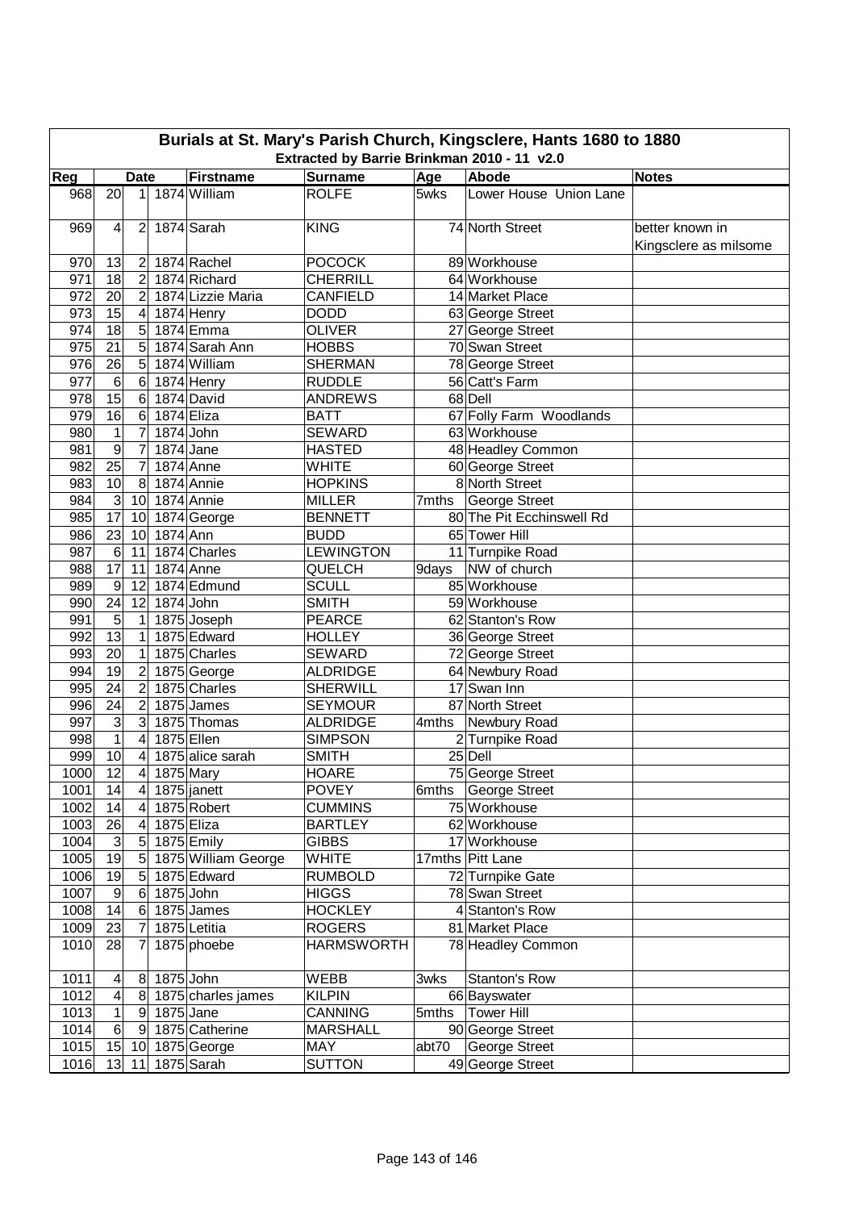# Burials at St. Mary's Parish Church, Kingsclere, Hants 1680 to 1880

## Extracted by Barrie Brinkman 2010 - 11 v2.0

| Reg | Date | | | Firstname | Surname | Age | Abode | Notes |
|---|---|---|---|---|---|---|---|---|
| 968 | 20 | 1 | 1874 | William | ROLFE | 5wks | Lower House Union Lane | |
| 969 | 4 | 2 | 1874 | Sarah | KING | 74 | North Street | better known in Kingsclere as milsome |
| 970 | 13 | 2 | 1874 | Rachel | POCOCK | 89 | Workhouse | |
| 971 | 18 | 2 | 1874 | Richard | CHERRILL | 64 | Workhouse | |
| 972 | 20 | 2 | 1874 | Lizzie Maria | CANFIELD | 14 | Market Place | |
| 973 | 15 | 4 | 1874 | Henry | DODD | 63 | George Street | |
| 974 | 18 | 5 | 1874 | Emma | OLIVER | 27 | George Street | |
| 975 | 21 | 5 | 1874 | Sarah Ann | HOBBS | 70 | Swan Street | |
| 976 | 26 | 5 | 1874 | William | SHERMAN | 78 | George Street | |
| 977 | 6 | 6 | 1874 | Henry | RUDDLE | 56 | Catt's Farm | |
| 978 | 15 | 6 | 1874 | David | ANDREWS | 68 | Dell | |
| 979 | 16 | 6 | 1874 | Eliza | BATT | 67 | Folly Farm Woodlands | |
| 980 | 1 | 7 | 1874 | John | SEWARD | 63 | Workhouse | |
| 981 | 9 | 7 | 1874 | Jane | HASTED | 48 | Headley Common | |
| 982 | 25 | 7 | 1874 | Anne | WHITE | 60 | George Street | |
| 983 | 10 | 8 | 1874 | Annie | HOPKINS | 8 | North Street | |
| 984 | 3 | 10 | 1874 | Annie | MILLER | 7mths | George Street | |
| 985 | 17 | 10 | 1874 | George | BENNETT | 80 | The Pit Ecchinswell Rd | |
| 986 | 23 | 10 | 1874 | Ann | BUDD | 65 | Tower Hill | |
| 987 | 6 | 11 | 1874 | Charles | LEWINGTON | 11 | Turnpike Road | |
| 988 | 17 | 11 | 1874 | Anne | QUELCH | 9days | NW of church | |
| 989 | 9 | 12 | 1874 | Edmund | SCULL | 85 | Workhouse | |
| 990 | 24 | 12 | 1874 | John | SMITH | 59 | Workhouse | |
| 991 | 5 | 1 | 1875 | Joseph | PEARCE | 62 | Stanton's Row | |
| 992 | 13 | 1 | 1875 | Edward | HOLLEY | 36 | George Street | |
| 993 | 20 | 1 | 1875 | Charles | SEWARD | 72 | George Street | |
| 994 | 19 | 2 | 1875 | George | ALDRIDGE | 64 | Newbury Road | |
| 995 | 24 | 2 | 1875 | Charles | SHERWILL | 17 | Swan Inn | |
| 996 | 24 | 2 | 1875 | James | SEYMOUR | 87 | North Street | |
| 997 | 3 | 3 | 1875 | Thomas | ALDRIDGE | 4mths | Newbury Road | |
| 998 | 1 | 4 | 1875 | Ellen | SIMPSON | 2 | Turnpike Road | |
| 999 | 10 | 4 | 1875 | alice sarah | SMITH | 25 | Dell | |
| 1000 | 12 | 4 | 1875 | Mary | HOARE | 75 | George Street | |
| 1001 | 14 | 4 | 1875 | janett | POVEY | 6mths | George Street | |
| 1002 | 14 | 4 | 1875 | Robert | CUMMINS | 75 | Workhouse | |
| 1003 | 26 | 4 | 1875 | Eliza | BARTLEY | 62 | Workhouse | |
| 1004 | 3 | 5 | 1875 | Emily | GIBBS | 17 | Workhouse | |
| 1005 | 19 | 5 | 1875 | William George | WHITE | 17mths | Pitt Lane | |
| 1006 | 19 | 5 | 1875 | Edward | RUMBOLD | 72 | Turnpike Gate | |
| 1007 | 9 | 6 | 1875 | John | HIGGS | 78 | Swan Street | |
| 1008 | 14 | 6 | 1875 | James | HOCKLEY | 4 | Stanton's Row | |
| 1009 | 23 | 7 | 1875 | Letitia | ROGERS | 81 | Market Place | |
| 1010 | 28 | 7 | 1875 | phoebe | HARMSWORTH | 78 | Headley Common | |
| 1011 | 4 | 8 | 1875 | John | WEBB | 3wks | Stanton's Row | |
| 1012 | 4 | 8 | 1875 | charles james | KILPIN | 66 | Bayswater | |
| 1013 | 1 | 9 | 1875 | Jane | CANNING | 5mths | Tower Hill | |
| 1014 | 6 | 9 | 1875 | Catherine | MARSHALL | 90 | George Street | |
| 1015 | 15 | 10 | 1875 | George | MAY | abt70 | George Street | |
| 1016 | 13 | 11 | 1875 | Sarah | SUTTON | 49 | George Street | |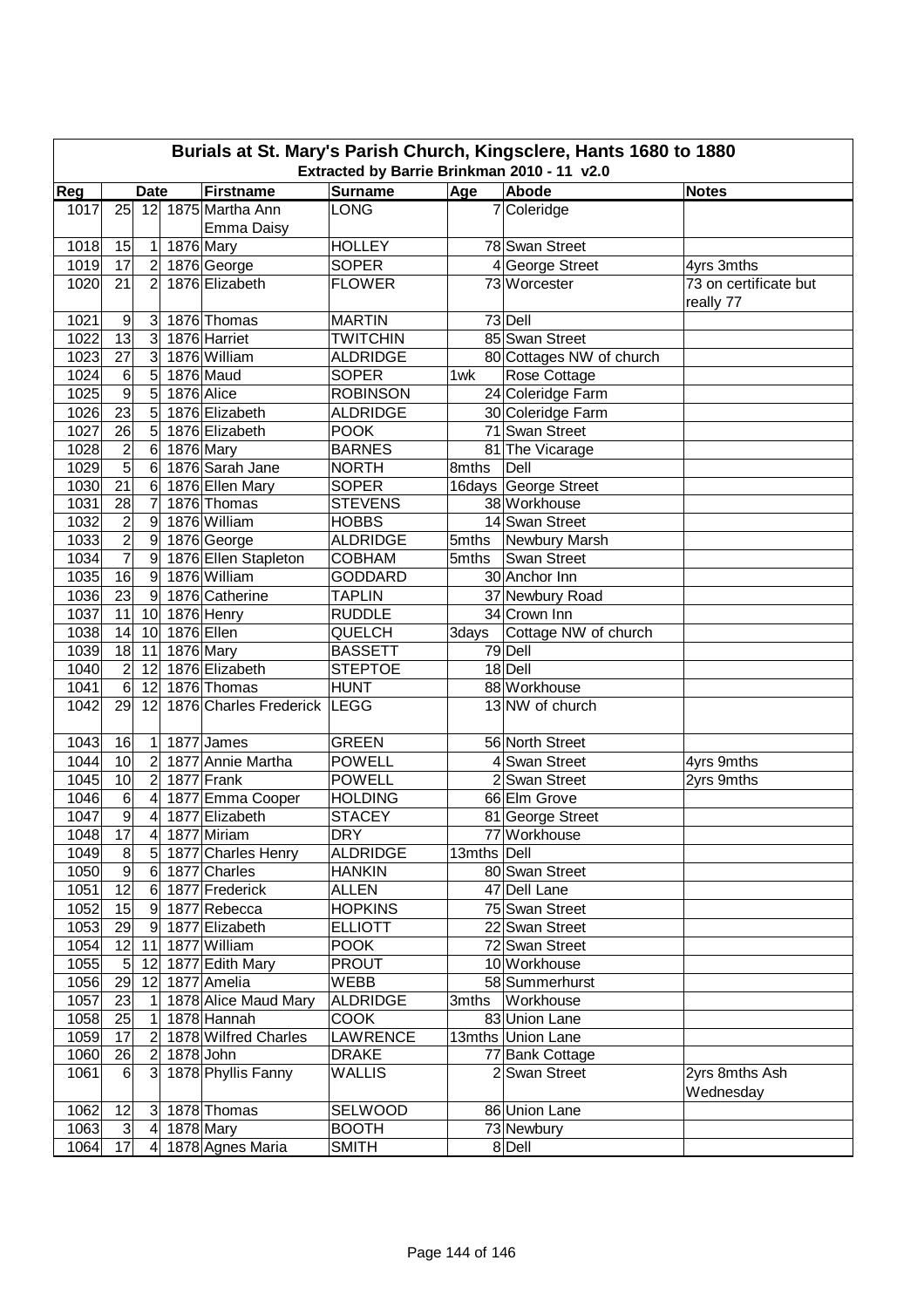# Burials at St. Mary's Parish Church, Kingsclere, Hants 1680 to 1880

## Extracted by Barrie Brinkman 2010 - 11 v2.0

| Reg | Date | | | Firstname | Surname | Age | Abode | Notes |
|---|---|---|---|---|---|---|---|---|
| 1017 | 25 | 12 | 1875 | Martha Ann Emma Daisy | LONG | 7 | Coleridge | |
| 1018 | 15 | 1 | 1876 | Mary | HOLLEY | 78 | Swan Street | |
| 1019 | 17 | 2 | 1876 | George | SOPER | 4 | George Street | 4yrs 3mths |
| 1020 | 21 | 2 | 1876 | Elizabeth | FLOWER | 73 | Worcester | 73 on certificate but really 77 |
| 1021 | 9 | 3 | 1876 | Thomas | MARTIN | 73 | Dell | |
| 1022 | 13 | 3 | 1876 | Harriet | TWITCHIN | 85 | Swan Street | |
| 1023 | 27 | 3 | 1876 | William | ALDRIDGE | 80 | Cottages NW of church | |
| 1024 | 6 | 5 | 1876 | Maud | SOPER | 1wk | Rose Cottage | |
| 1025 | 9 | 5 | 1876 | Alice | ROBINSON | 24 | Coleridge Farm | |
| 1026 | 23 | 5 | 1876 | Elizabeth | ALDRIDGE | 30 | Coleridge Farm | |
| 1027 | 26 | 5 | 1876 | Elizabeth | POOK | 71 | Swan Street | |
| 1028 | 2 | 6 | 1876 | Mary | BARNES | 81 | The Vicarage | |
| 1029 | 5 | 6 | 1876 | Sarah Jane | NORTH | 8mths | Dell | |
| 1030 | 21 | 6 | 1876 | Ellen Mary | SOPER | 16days | George Street | |
| 1031 | 28 | 7 | 1876 | Thomas | STEVENS | 38 | Workhouse | |
| 1032 | 2 | 9 | 1876 | William | HOBBS | 14 | Swan Street | |
| 1033 | 2 | 9 | 1876 | George | ALDRIDGE | 5mths | Newbury Marsh | |
| 1034 | 7 | 9 | 1876 | Ellen Stapleton | COBHAM | 5mths | Swan Street | |
| 1035 | 16 | 9 | 1876 | William | GODDARD | 30 | Anchor Inn | |
| 1036 | 23 | 9 | 1876 | Catherine | TAPLIN | 37 | Newbury Road | |
| 1037 | 11 | 10 | 1876 | Henry | RUDDLE | 34 | Crown Inn | |
| 1038 | 14 | 10 | 1876 | Ellen | QUELCH | 3days | Cottage NW of church | |
| 1039 | 18 | 11 | 1876 | Mary | BASSETT | 79 | Dell | |
| 1040 | 2 | 12 | 1876 | Elizabeth | STEPTOE | 18 | Dell | |
| 1041 | 6 | 12 | 1876 | Thomas | HUNT | 88 | Workhouse | |
| 1042 | 29 | 12 | 1876 | Charles Frederick | LEGG | 13 | NW of church | |
| 1043 | 16 | 1 | 1877 | James | GREEN | 56 | North Street | |
| 1044 | 10 | 2 | 1877 | Annie Martha | POWELL | 4 | Swan Street | 4yrs 9mths |
| 1045 | 10 | 2 | 1877 | Frank | POWELL | 2 | Swan Street | 2yrs 9mths |
| 1046 | 6 | 4 | 1877 | Emma Cooper | HOLDING | 66 | Elm Grove | |
| 1047 | 9 | 4 | 1877 | Elizabeth | STACEY | 81 | George Street | |
| 1048 | 17 | 4 | 1877 | Miriam | DRY | 77 | Workhouse | |
| 1049 | 8 | 5 | 1877 | Charles Henry | ALDRIDGE | 13mths | Dell | |
| 1050 | 9 | 6 | 1877 | Charles | HANKIN | 80 | Swan Street | |
| 1051 | 12 | 6 | 1877 | Frederick | ALLEN | 47 | Dell Lane | |
| 1052 | 15 | 9 | 1877 | Rebecca | HOPKINS | 75 | Swan Street | |
| 1053 | 29 | 9 | 1877 | Elizabeth | ELLIOTT | 22 | Swan Street | |
| 1054 | 12 | 11 | 1877 | William | POOK | 72 | Swan Street | |
| 1055 | 5 | 12 | 1877 | Edith Mary | PROUT | 10 | Workhouse | |
| 1056 | 29 | 12 | 1877 | Amelia | WEBB | 58 | Summerhurst | |
| 1057 | 23 | 1 | 1878 | Alice Maud Mary | ALDRIDGE | 3mths | Workhouse | |
| 1058 | 25 | 1 | 1878 | Hannah | COOK | 83 | Union Lane | |
| 1059 | 17 | 2 | 1878 | Wilfred Charles | LAWRENCE | 13mths | Union Lane | |
| 1060 | 26 | 2 | 1878 | John | DRAKE | 77 | Bank Cottage | |
| 1061 | 6 | 3 | 1878 | Phyllis Fanny | WALLIS | 2 | Swan Street | 2yrs 8mths Ash Wednesday |
| 1062 | 12 | 3 | 1878 | Thomas | SELWOOD | 86 | Union Lane | |
| 1063 | 3 | 4 | 1878 | Mary | BOOTH | 73 | Newbury | |
| 1064 | 17 | 4 | 1878 | Agnes Maria | SMITH | 8 | Dell | |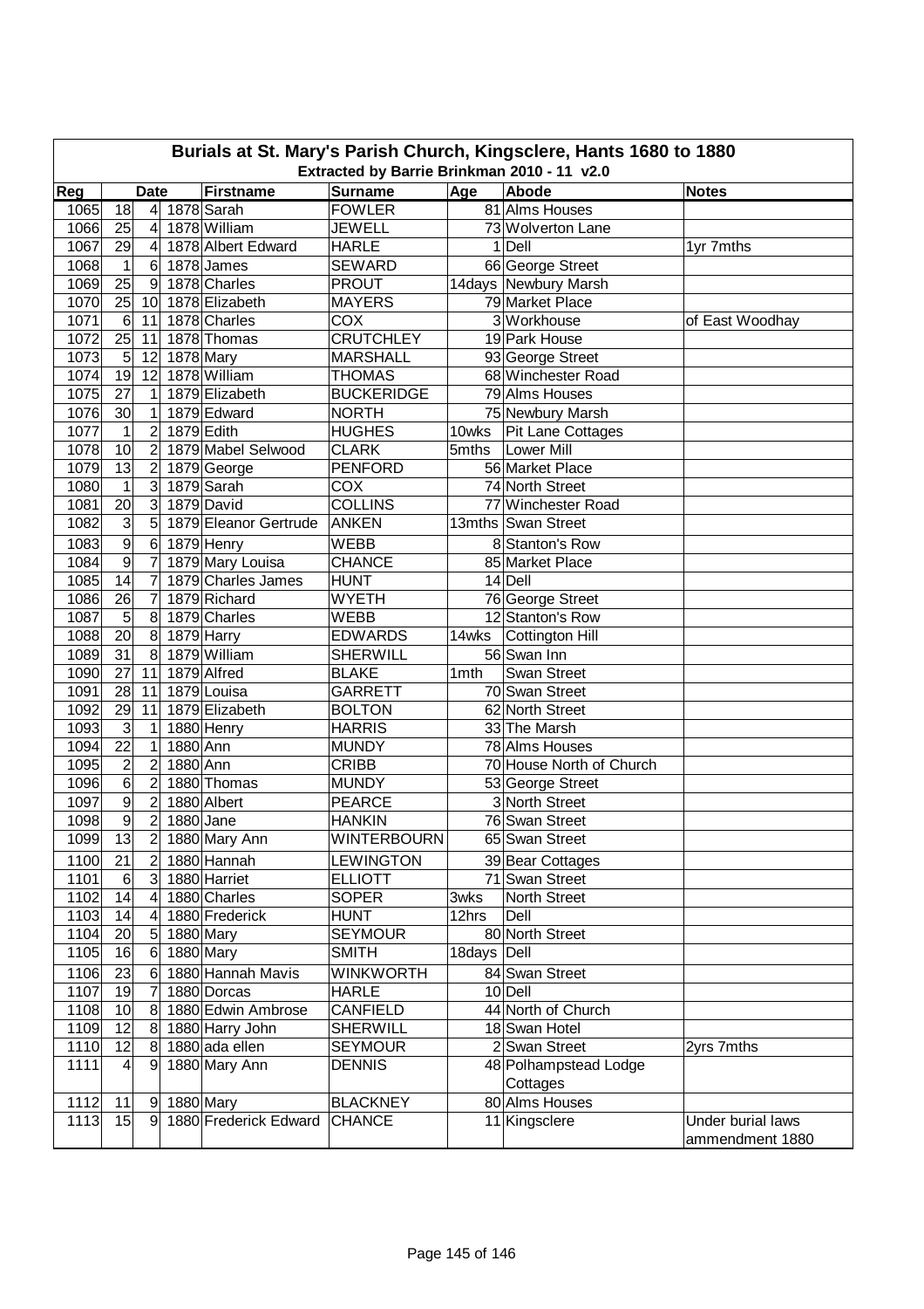# Burials at St. Mary's Parish Church, Kingsclere, Hants 1680 to 1880

## Extracted by Barrie Brinkman 2010 - 11 v2.0

| Reg | Date | | | Firstname | Surname | Age | Abode | Notes |
|---|---|---|---|---|---|---|---|---|
| 1065 | 18 | 4 | 1878 | Sarah | FOWLER | 81 | Alms Houses | |
| 1066 | 25 | 4 | 1878 | William | JEWELL | 73 | Wolverton Lane | |
| 1067 | 29 | 4 | 1878 | Albert Edward | HARLE | 1 | Dell | 1yr 7mths |
| 1068 | 1 | 6 | 1878 | James | SEWARD | 66 | George Street | |
| 1069 | 25 | 9 | 1878 | Charles | PROUT | 14days | Newbury Marsh | |
| 1070 | 25 | 10 | 1878 | Elizabeth | MAYERS | 79 | Market Place | |
| 1071 | 6 | 11 | 1878 | Charles | COX | 3 | Workhouse | of East Woodhay |
| 1072 | 25 | 11 | 1878 | Thomas | CRUTCHLEY | 19 | Park House | |
| 1073 | 5 | 12 | 1878 | Mary | MARSHALL | 93 | George Street | |
| 1074 | 19 | 12 | 1878 | William | THOMAS | 68 | Winchester Road | |
| 1075 | 27 | 1 | 1879 | Elizabeth | BUCKERIDGE | 79 | Alms Houses | |
| 1076 | 30 | 1 | 1879 | Edward | NORTH | 75 | Newbury Marsh | |
| 1077 | 1 | 2 | 1879 | Edith | HUGHES | 10wks | Pit Lane Cottages | |
| 1078 | 10 | 2 | 1879 | Mabel Selwood | CLARK | 5mths | Lower Mill | |
| 1079 | 13 | 2 | 1879 | George | PENFORD | 56 | Market Place | |
| 1080 | 1 | 3 | 1879 | Sarah | COX | 74 | North Street | |
| 1081 | 20 | 3 | 1879 | David | COLLINS | 77 | Winchester Road | |
| 1082 | 3 | 5 | 1879 | Eleanor Gertrude | ANKEN | 13mths | Swan Street | |
| 1083 | 9 | 6 | 1879 | Henry | WEBB | 8 | Stanton's Row | |
| 1084 | 9 | 7 | 1879 | Mary Louisa | CHANCE | 85 | Market Place | |
| 1085 | 14 | 7 | 1879 | Charles James | HUNT | 14 | Dell | |
| 1086 | 26 | 7 | 1879 | Richard | WYETH | 76 | George Street | |
| 1087 | 5 | 8 | 1879 | Charles | WEBB | 12 | Stanton's Row | |
| 1088 | 20 | 8 | 1879 | Harry | EDWARDS | 14wks | Cottington Hill | |
| 1089 | 31 | 8 | 1879 | William | SHERWILL | 56 | Swan Inn | |
| 1090 | 27 | 11 | 1879 | Alfred | BLAKE | 1mth | Swan Street | |
| 1091 | 28 | 11 | 1879 | Louisa | GARRETT | 70 | Swan Street | |
| 1092 | 29 | 11 | 1879 | Elizabeth | BOLTON | 62 | North Street | |
| 1093 | 3 | 1 | 1880 | Henry | HARRIS | 33 | The Marsh | |
| 1094 | 22 | 1 | 1880 | Ann | MUNDY | 78 | Alms Houses | |
| 1095 | 2 | 2 | 1880 | Ann | CRIBB | 70 | House North of Church | |
| 1096 | 6 | 2 | 1880 | Thomas | MUNDY | 53 | George Street | |
| 1097 | 9 | 2 | 1880 | Albert | PEARCE | 3 | North Street | |
| 1098 | 9 | 2 | 1880 | Jane | HANKIN | 76 | Swan Street | |
| 1099 | 13 | 2 | 1880 | Mary Ann | WINTERBOURN | 65 | Swan Street | |
| 1100 | 21 | 2 | 1880 | Hannah | LEWINGTON | 39 | Bear Cottages | |
| 1101 | 6 | 3 | 1880 | Harriet | ELLIOTT | 71 | Swan Street | |
| 1102 | 14 | 4 | 1880 | Charles | SOPER | 3wks | North Street | |
| 1103 | 14 | 4 | 1880 | Frederick | HUNT | 12hrs | Dell | |
| 1104 | 20 | 5 | 1880 | Mary | SEYMOUR | 80 | North Street | |
| 1105 | 16 | 6 | 1880 | Mary | SMITH | 18days | Dell | |
| 1106 | 23 | 6 | 1880 | Hannah Mavis | WINKWORTH | 84 | Swan Street | |
| 1107 | 19 | 7 | 1880 | Dorcas | HARLE | 10 | Dell | |
| 1108 | 10 | 8 | 1880 | Edwin Ambrose | CANFIELD | 44 | North of Church | |
| 1109 | 12 | 8 | 1880 | Harry John | SHERWILL | 18 | Swan Hotel | |
| 1110 | 12 | 8 | 1880 | ada ellen | SEYMOUR | 2 | Swan Street | 2yrs 7mths |
| 1111 | 4 | 9 | 1880 | Mary Ann | DENNIS | 48 | Polhampstead Lodge Cottages | |
| 1112 | 11 | 9 | 1880 | Mary | BLACKNEY | 80 | Alms Houses | |
| 1113 | 15 | 9 | 1880 | Frederick Edward | CHANCE | 11 | Kingsclere | Under burial laws ammendment 1880 |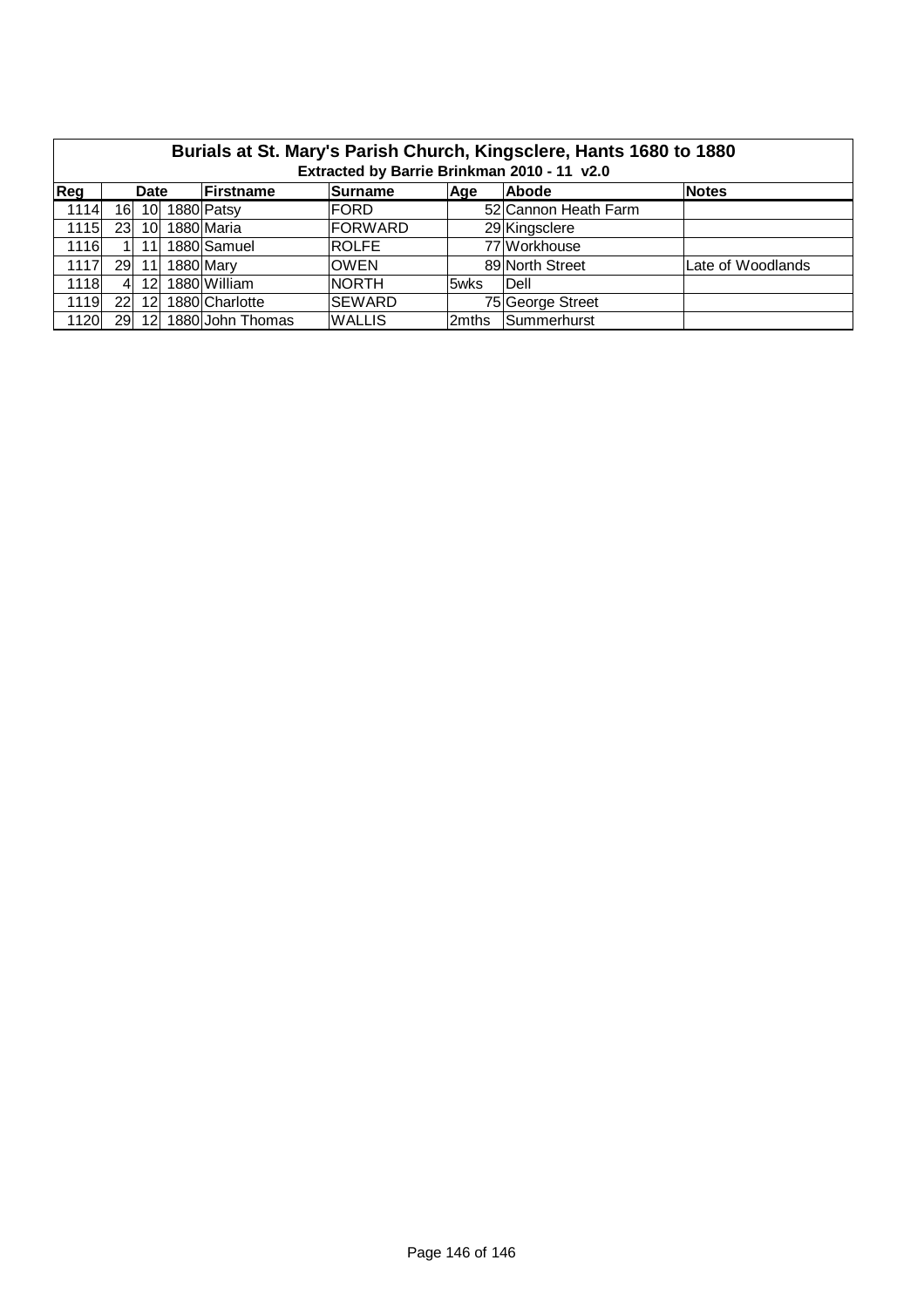## Burials at St. Mary's Parish Church, Kingsclere, Hants 1680 to 1880

**Extracted by Barrie Brinkman 2010 - 11 v2.0**

| Reg | Date | | | Firstname | Surname | Age | Abode | Notes |
|---|---|---|---|---|---|---|---|---|
| 1114 | 16 | 10 | 1880 | Patsy | FORD | 52 | Cannon Heath Farm | |
| 1115 | 23 | 10 | 1880 | Maria | FORWARD | 29 | Kingsclere | |
| 1116 | 1 | 11 | 1880 | Samuel | ROLFE | 77 | Workhouse | |
| 1117 | 29 | 11 | 1880 | Mary | OWEN | 89 | North Street | Late of Woodlands |
| 1118 | 4 | 12 | 1880 | William | NORTH | 5wks | Dell | |
| 1119 | 22 | 12 | 1880 | Charlotte | SEWARD | 75 | George Street | |
| 1120 | 29 | 12 | 1880 | John Thomas | WALLIS | 2mths | Summerhurst | |